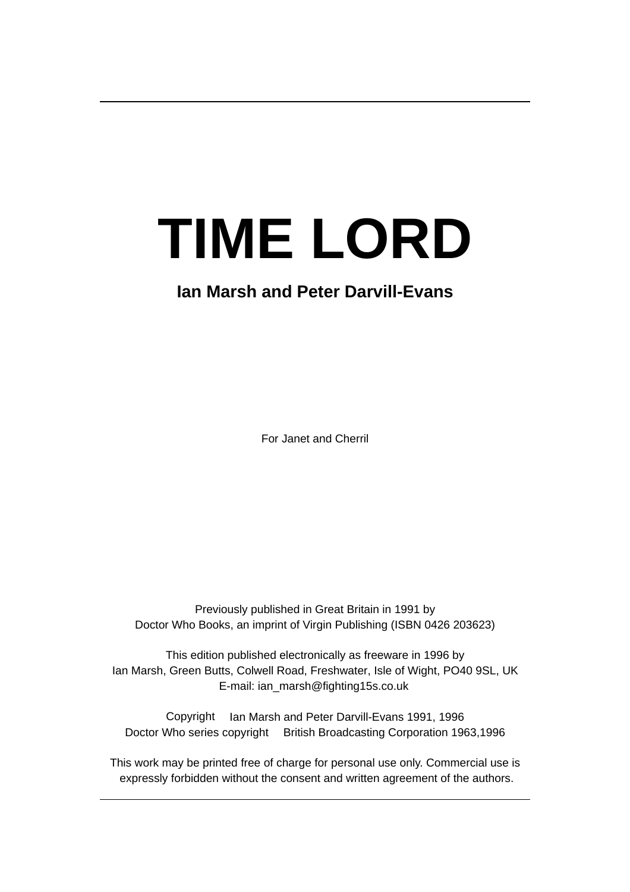# TIME LORD

**Ian Marsh and Peter Darvill-Evans**

For Janet and Cherril

Previously published in Great Britain in 1991 by
Doctor Who Books, an imprint of Virgin Publishing (ISBN 0426 203623)

This edition published electronically as freeware in 1996 by
Ian Marsh, Green Butts, Colwell Road, Freshwater, Isle of Wight, PO40 9SL, UK
E-mail: ian_marsh@fighting15s.co.uk

Copyright Ian Marsh and Peter Darvill-Evans 1991, 1996
Doctor Who series copyright British Broadcasting Corporation 1963,1996

This work may be printed free of charge for personal use only. Commercial use is expressly forbidden without the consent and written agreement of the authors.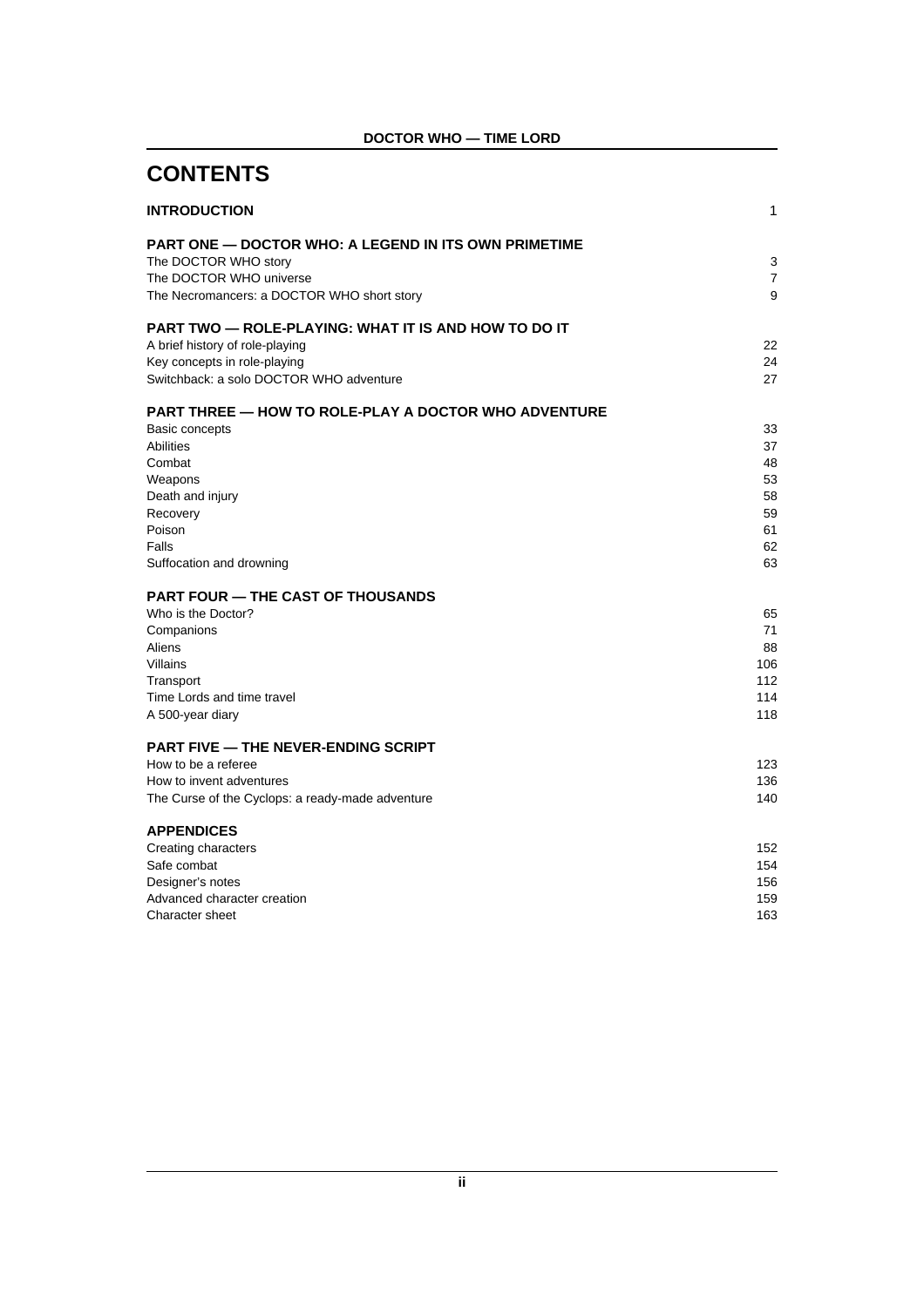# CONTENTS

| | |
|---|---|
| **INTRODUCTION** | 1 |
| **PART ONE — DOCTOR WHO: A LEGEND IN ITS OWN PRIMETIME** | |
| The DOCTOR WHO story | 3 |
| The DOCTOR WHO universe | 7 |
| The Necromancers: a DOCTOR WHO short story | 9 |
| **PART TWO — ROLE-PLAYING: WHAT IT IS AND HOW TO DO IT** | |
| A brief history of role-playing | 22 |
| Key concepts in role-playing | 24 |
| Switchback: a solo DOCTOR WHO adventure | 27 |
| **PART THREE — HOW TO ROLE-PLAY A DOCTOR WHO ADVENTURE** | |
| Basic concepts | 33 |
| Abilities | 37 |
| Combat | 48 |
| Weapons | 53 |
| Death and injury | 58 |
| Recovery | 59 |
| Poison | 61 |
| Falls | 62 |
| Suffocation and drowning | 63 |
| **PART FOUR — THE CAST OF THOUSANDS** | |
| Who is the Doctor? | 65 |
| Companions | 71 |
| Aliens | 88 |
| Villains | 106 |
| Transport | 112 |
| Time Lords and time travel | 114 |
| A 500-year diary | 118 |
| **PART FIVE — THE NEVER-ENDING SCRIPT** | |
| How to be a referee | 123 |
| How to invent adventures | 136 |
| The Curse of the Cyclops: a ready-made adventure | 140 |
| **APPENDICES** | |
| Creating characters | 152 |
| Safe combat | 154 |
| Designer's notes | 156 |
| Advanced character creation | 159 |
| Character sheet | 163 |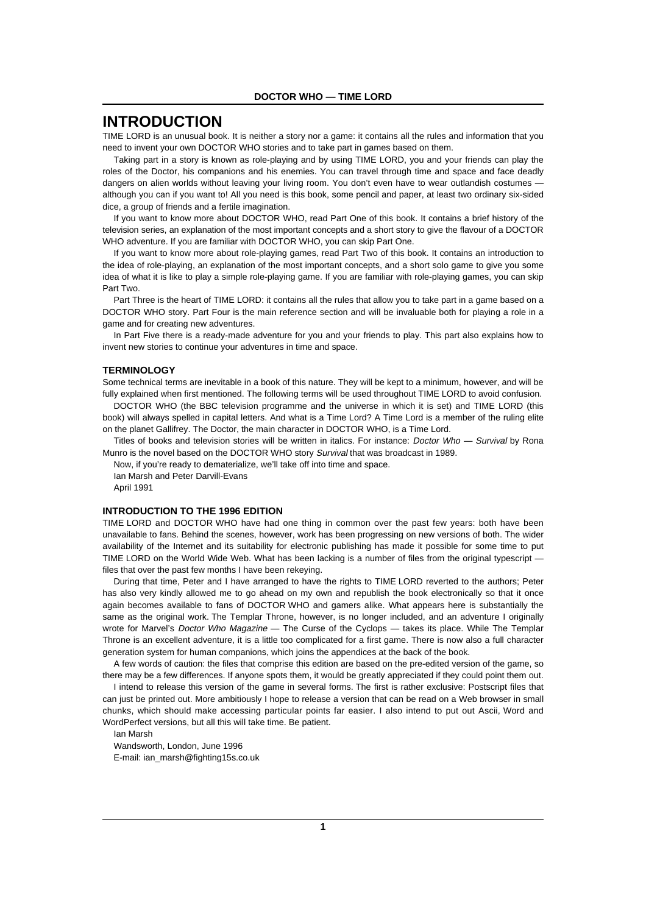# INTRODUCTION

TIME LORD is an unusual book. It is neither a story nor a game: it contains all the rules and information that you need to invent your own DOCTOR WHO stories and to take part in games based on them.

Taking part in a story is known as role-playing and by using TIME LORD, you and your friends can play the roles of the Doctor, his companions and his enemies. You can travel through time and space and face deadly dangers on alien worlds without leaving your living room. You don't even have to wear outlandish costumes — although you can if you want to! All you need is this book, some pencil and paper, at least two ordinary six-sided dice, a group of friends and a fertile imagination.

If you want to know more about DOCTOR WHO, read Part One of this book. It contains a brief history of the television series, an explanation of the most important concepts and a short story to give the flavour of a DOCTOR WHO adventure. If you are familiar with DOCTOR WHO, you can skip Part One.

If you want to know more about role-playing games, read Part Two of this book. It contains an introduction to the idea of role-playing, an explanation of the most important concepts, and a short solo game to give you some idea of what it is like to play a simple role-playing game. If you are familiar with role-playing games, you can skip Part Two.

Part Three is the heart of TIME LORD: it contains all the rules that allow you to take part in a game based on a DOCTOR WHO story. Part Four is the main reference section and will be invaluable both for playing a role in a game and for creating new adventures.

In Part Five there is a ready-made adventure for you and your friends to play. This part also explains how to invent new stories to continue your adventures in time and space.

### TERMINOLOGY

Some technical terms are inevitable in a book of this nature. They will be kept to a minimum, however, and will be fully explained when first mentioned. The following terms will be used throughout TIME LORD to avoid confusion.

DOCTOR WHO (the BBC television programme and the universe in which it is set) and TIME LORD (this book) will always spelled in capital letters. And what is a Time Lord? A Time Lord is a member of the ruling elite on the planet Gallifrey. The Doctor, the main character in DOCTOR WHO, is a Time Lord.

Titles of books and television stories will be written in italics. For instance: *Doctor Who — Survival* by Rona Munro is the novel based on the DOCTOR WHO story *Survival* that was broadcast in 1989.

Now, if you're ready to dematerialize, we'll take off into time and space.

Ian Marsh and Peter Darvill-Evans

April 1991

### INTRODUCTION TO THE 1996 EDITION

TIME LORD and DOCTOR WHO have had one thing in common over the past few years: both have been unavailable to fans. Behind the scenes, however, work has been progressing on new versions of both. The wider availability of the Internet and its suitability for electronic publishing has made it possible for some time to put TIME LORD on the World Wide Web. What has been lacking is a number of files from the original typescript — files that over the past few months I have been rekeying.

During that time, Peter and I have arranged to have the rights to TIME LORD reverted to the authors; Peter has also very kindly allowed me to go ahead on my own and republish the book electronically so that it once again becomes available to fans of DOCTOR WHO and gamers alike. What appears here is substantially the same as the original work. The Templar Throne, however, is no longer included, and an adventure I originally wrote for Marvel's *Doctor Who Magazine* — The Curse of the Cyclops — takes its place. While The Templar Throne is an excellent adventure, it is a little too complicated for a first game. There is now also a full character generation system for human companions, which joins the appendices at the back of the book.

A few words of caution: the files that comprise this edition are based on the pre-edited version of the game, so there may be a few differences. If anyone spots them, it would be greatly appreciated if they could point them out.

I intend to release this version of the game in several forms. The first is rather exclusive: Postscript files that can just be printed out. More ambitiously I hope to release a version that can be read on a Web browser in small chunks, which should make accessing particular points far easier. I also intend to put out Ascii, Word and WordPerfect versions, but all this will take time. Be patient.

Ian Marsh

Wandsworth, London, June 1996

E-mail: ian_marsh@fighting15s.co.uk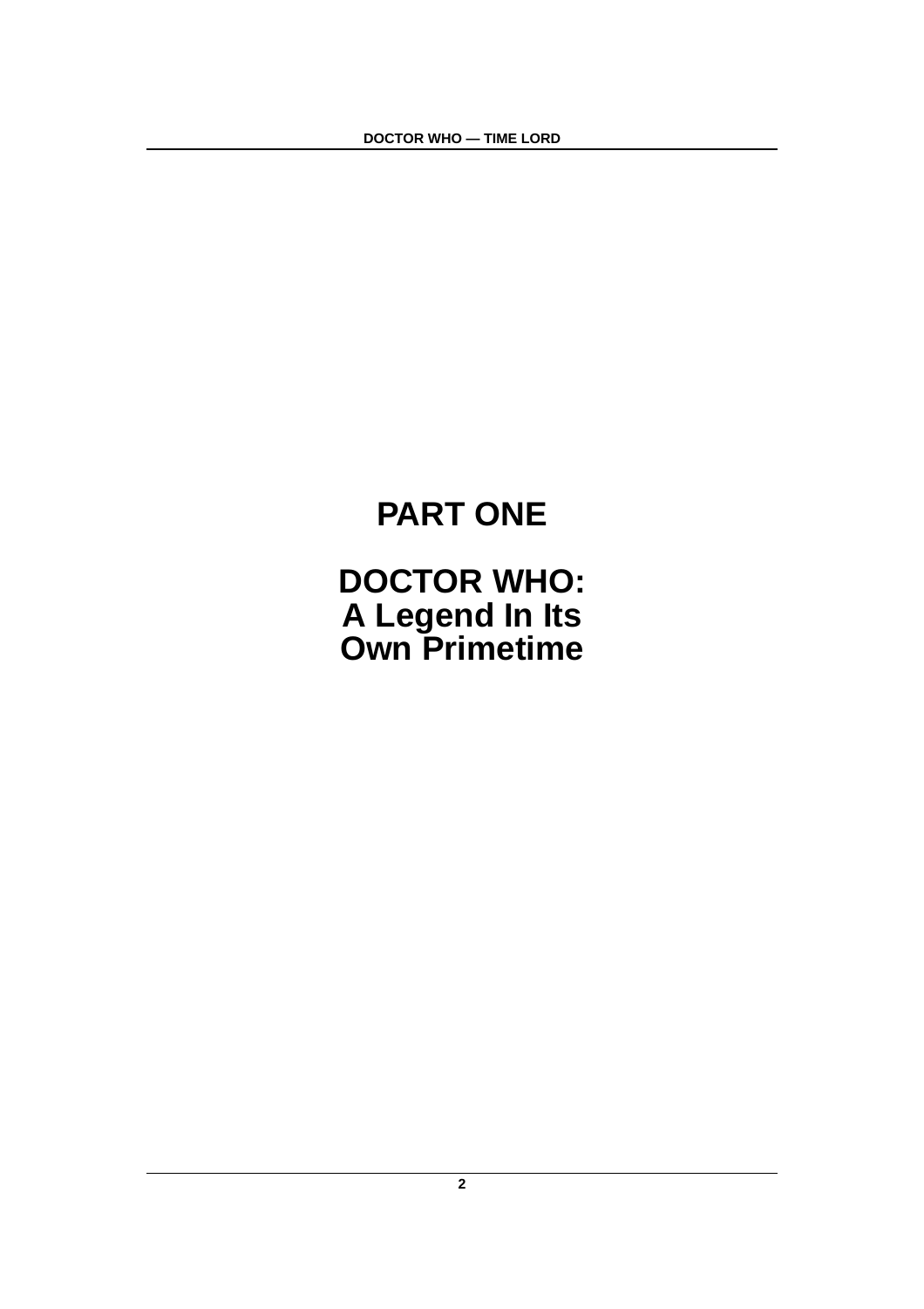# PART ONE

# DOCTOR WHO: A Legend In Its Own Primetime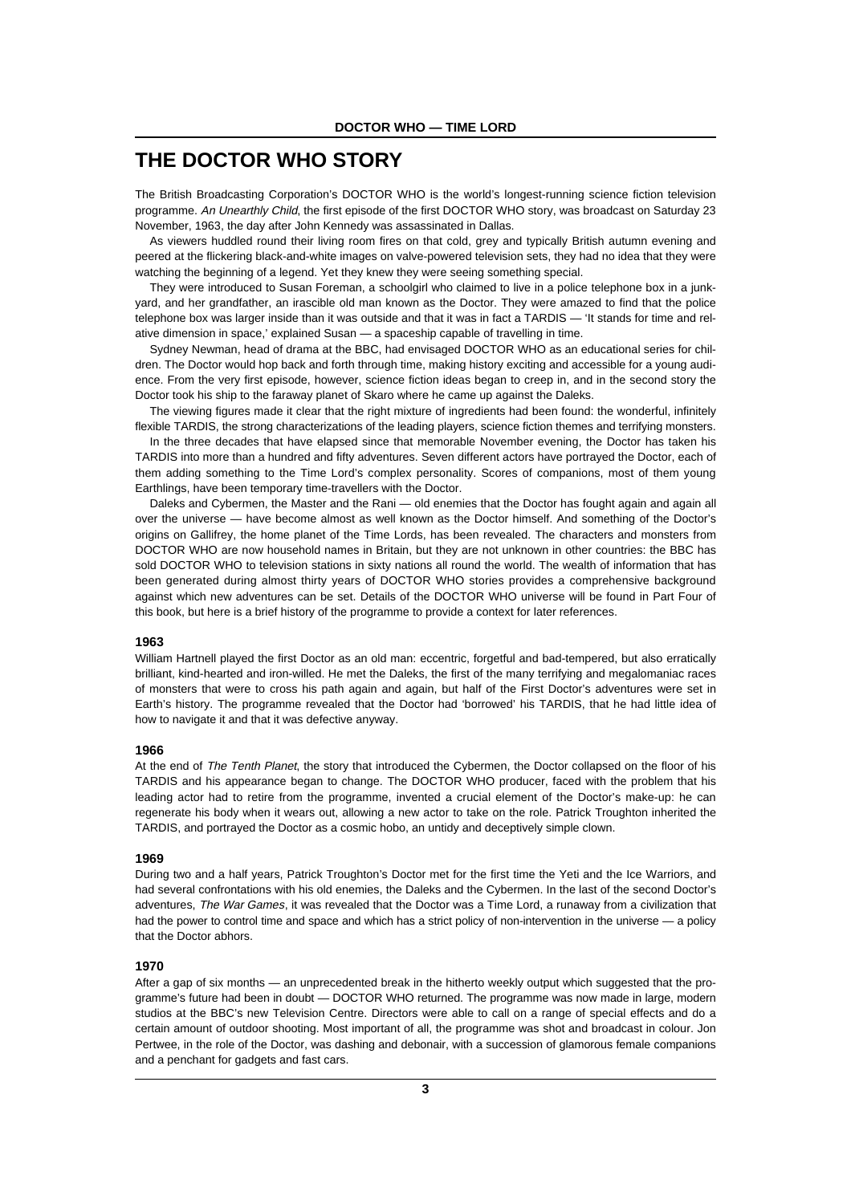# THE DOCTOR WHO STORY

The British Broadcasting Corporation's DOCTOR WHO is the world's longest-running science fiction television programme. *An Unearthly Child*, the first episode of the first DOCTOR WHO story, was broadcast on Saturday 23 November, 1963, the day after John Kennedy was assassinated in Dallas.

As viewers huddled round their living room fires on that cold, grey and typically British autumn evening and peered at the flickering black-and-white images on valve-powered television sets, they had no idea that they were watching the beginning of a legend. Yet they knew they were seeing something special.

They were introduced to Susan Foreman, a schoolgirl who claimed to live in a police telephone box in a junkyard, and her grandfather, an irascible old man known as the Doctor. They were amazed to find that the police telephone box was larger inside than it was outside and that it was in fact a TARDIS — 'It stands for time and relative dimension in space,' explained Susan — a spaceship capable of travelling in time.

Sydney Newman, head of drama at the BBC, had envisaged DOCTOR WHO as an educational series for children. The Doctor would hop back and forth through time, making history exciting and accessible for a young audience. From the very first episode, however, science fiction ideas began to creep in, and in the second story the Doctor took his ship to the faraway planet of Skaro where he came up against the Daleks.

The viewing figures made it clear that the right mixture of ingredients had been found: the wonderful, infinitely flexible TARDIS, the strong characterizations of the leading players, science fiction themes and terrifying monsters.

In the three decades that have elapsed since that memorable November evening, the Doctor has taken his TARDIS into more than a hundred and fifty adventures. Seven different actors have portrayed the Doctor, each of them adding something to the Time Lord's complex personality. Scores of companions, most of them young Earthlings, have been temporary time-travellers with the Doctor.

Daleks and Cybermen, the Master and the Rani — old enemies that the Doctor has fought again and again all over the universe — have become almost as well known as the Doctor himself. And something of the Doctor's origins on Gallifrey, the home planet of the Time Lords, has been revealed. The characters and monsters from DOCTOR WHO are now household names in Britain, but they are not unknown in other countries: the BBC has sold DOCTOR WHO to television stations in sixty nations all round the world. The wealth of information that has been generated during almost thirty years of DOCTOR WHO stories provides a comprehensive background against which new adventures can be set. Details of the DOCTOR WHO universe will be found in Part Four of this book, but here is a brief history of the programme to provide a context for later references.

### 1963

William Hartnell played the first Doctor as an old man: eccentric, forgetful and bad-tempered, but also erratically brilliant, kind-hearted and iron-willed. He met the Daleks, the first of the many terrifying and megalomaniac races of monsters that were to cross his path again and again, but half of the First Doctor's adventures were set in Earth's history. The programme revealed that the Doctor had 'borrowed' his TARDIS, that he had little idea of how to navigate it and that it was defective anyway.

### 1966

At the end of *The Tenth Planet*, the story that introduced the Cybermen, the Doctor collapsed on the floor of his TARDIS and his appearance began to change. The DOCTOR WHO producer, faced with the problem that his leading actor had to retire from the programme, invented a crucial element of the Doctor's make-up: he can regenerate his body when it wears out, allowing a new actor to take on the role. Patrick Troughton inherited the TARDIS, and portrayed the Doctor as a cosmic hobo, an untidy and deceptively simple clown.

### 1969

During two and a half years, Patrick Troughton's Doctor met for the first time the Yeti and the Ice Warriors, and had several confrontations with his old enemies, the Daleks and the Cybermen. In the last of the second Doctor's adventures, *The War Games*, it was revealed that the Doctor was a Time Lord, a runaway from a civilization that had the power to control time and space and which has a strict policy of non-intervention in the universe — a policy that the Doctor abhors.

### 1970

After a gap of six months — an unprecedented break in the hitherto weekly output which suggested that the programme's future had been in doubt — DOCTOR WHO returned. The programme was now made in large, modern studios at the BBC's new Television Centre. Directors were able to call on a range of special effects and do a certain amount of outdoor shooting. Most important of all, the programme was shot and broadcast in colour. Jon Pertwee, in the role of the Doctor, was dashing and debonair, with a succession of glamorous female companions and a penchant for gadgets and fast cars.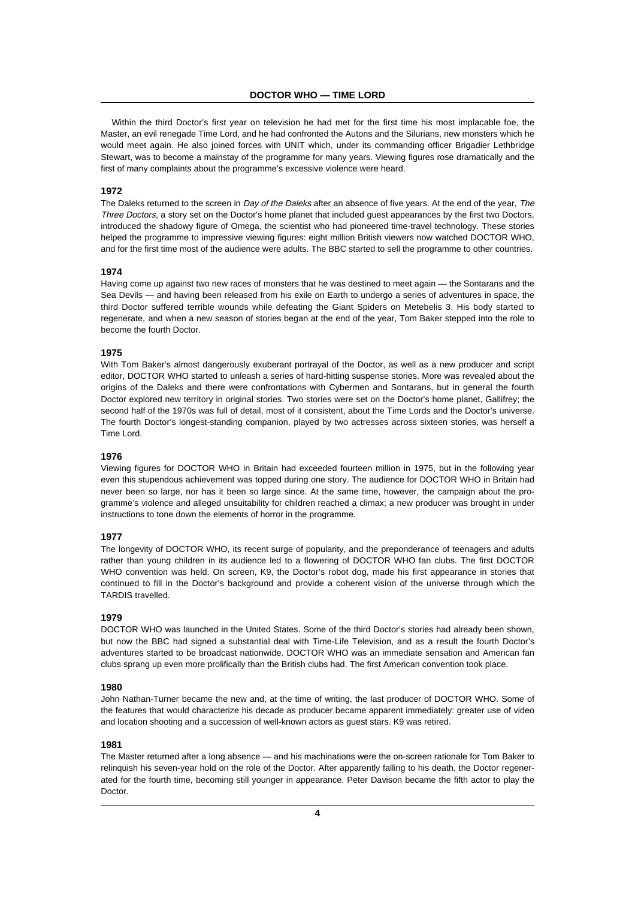Within the third Doctor's first year on television he had met for the first time his most implacable foe, the Master, an evil renegade Time Lord, and he had confronted the Autons and the Silurians, new monsters which he would meet again. He also joined forces with UNIT which, under its commanding officer Brigadier Lethbridge Stewart, was to become a mainstay of the programme for many years. Viewing figures rose dramatically and the first of many complaints about the programme's excessive violence were heard.

### 1972

The Daleks returned to the screen in *Day of the Daleks* after an absence of five years. At the end of the year, *The Three Doctors*, a story set on the Doctor's home planet that included guest appearances by the first two Doctors, introduced the shadowy figure of Omega, the scientist who had pioneered time-travel technology. These stories helped the programme to impressive viewing figures: eight million British viewers now watched DOCTOR WHO, and for the first time most of the audience were adults. The BBC started to sell the programme to other countries.

### 1974

Having come up against two new races of monsters that he was destined to meet again — the Sontarans and the Sea Devils — and having been released from his exile on Earth to undergo a series of adventures in space, the third Doctor suffered terrible wounds while defeating the Giant Spiders on Metebelis 3. His body started to regenerate, and when a new season of stories began at the end of the year, Tom Baker stepped into the role to become the fourth Doctor.

### 1975

With Tom Baker's almost dangerously exuberant portrayal of the Doctor, as well as a new producer and script editor, DOCTOR WHO started to unleash a series of hard-hitting suspense stories. More was revealed about the origins of the Daleks and there were confrontations with Cybermen and Sontarans, but in general the fourth Doctor explored new territory in original stories. Two stories were set on the Doctor's home planet, Gallifrey; the second half of the 1970s was full of detail, most of it consistent, about the Time Lords and the Doctor's universe. The fourth Doctor's longest-standing companion, played by two actresses across sixteen stories, was herself a Time Lord.

### 1976

Viewing figures for DOCTOR WHO in Britain had exceeded fourteen million in 1975, but in the following year even this stupendous achievement was topped during one story. The audience for DOCTOR WHO in Britain had never been so large, nor has it been so large since. At the same time, however, the campaign about the programme's violence and alleged unsuitability for children reached a climax; a new producer was brought in under instructions to tone down the elements of horror in the programme.

### 1977

The longevity of DOCTOR WHO, its recent surge of popularity, and the preponderance of teenagers and adults rather than young children in its audience led to a flowering of DOCTOR WHO fan clubs. The first DOCTOR WHO convention was held. On screen, K9, the Doctor's robot dog, made his first appearance in stories that continued to fill in the Doctor's background and provide a coherent vision of the universe through which the TARDIS travelled.

### 1979

DOCTOR WHO was launched in the United States. Some of the third Doctor's stories had already been shown, but now the BBC had signed a substantial deal with Time-Life Television, and as a result the fourth Doctor's adventures started to be broadcast nationwide. DOCTOR WHO was an immediate sensation and American fan clubs sprang up even more prolifically than the British clubs had. The first American convention took place.

### 1980

John Nathan-Turner became the new and, at the time of writing, the last producer of DOCTOR WHO. Some of the features that would characterize his decade as producer became apparent immediately: greater use of video and location shooting and a succession of well-known actors as guest stars. K9 was retired.

### 1981

The Master returned after a long absence — and his machinations were the on-screen rationale for Tom Baker to relinquish his seven-year hold on the role of the Doctor. After apparently falling to his death, the Doctor regenerated for the fourth time, becoming still younger in appearance. Peter Davison became the fifth actor to play the Doctor.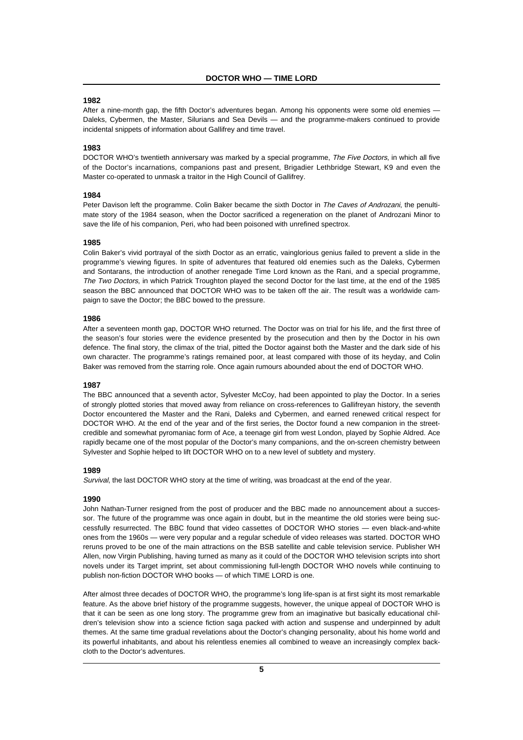### 1982

After a nine-month gap, the fifth Doctor's adventures began. Among his opponents were some old enemies — Daleks, Cybermen, the Master, Silurians and Sea Devils — and the programme-makers continued to provide incidental snippets of information about Gallifrey and time travel.

### 1983

DOCTOR WHO's twentieth anniversary was marked by a special programme, *The Five Doctors*, in which all five of the Doctor's incarnations, companions past and present, Brigadier Lethbridge Stewart, K9 and even the Master co-operated to unmask a traitor in the High Council of Gallifrey.

### 1984

Peter Davison left the programme. Colin Baker became the sixth Doctor in *The Caves of Androzani*, the penultimate story of the 1984 season, when the Doctor sacrificed a regeneration on the planet of Androzani Minor to save the life of his companion, Peri, who had been poisoned with unrefined spectrox.

### 1985

Colin Baker's vivid portrayal of the sixth Doctor as an erratic, vainglorious genius failed to prevent a slide in the programme's viewing figures. In spite of adventures that featured old enemies such as the Daleks, Cybermen and Sontarans, the introduction of another renegade Time Lord known as the Rani, and a special programme, *The Two Doctors,* in which Patrick Troughton played the second Doctor for the last time, at the end of the 1985 season the BBC announced that DOCTOR WHO was to be taken off the air. The result was a worldwide campaign to save the Doctor; the BBC bowed to the pressure.

### 1986

After a seventeen month gap, DOCTOR WHO returned. The Doctor was on trial for his life, and the first three of the season's four stories were the evidence presented by the prosecution and then by the Doctor in his own defence. The final story, the climax of the trial, pitted the Doctor against both the Master and the dark side of his own character. The programme's ratings remained poor, at least compared with those of its heyday, and Colin Baker was removed from the starring role. Once again rumours abounded about the end of DOCTOR WHO.

### 1987

The BBC announced that a seventh actor, Sylvester McCoy, had been appointed to play the Doctor. In a series of strongly plotted stories that moved away from reliance on cross-references to Gallifreyan history, the seventh Doctor encountered the Master and the Rani, Daleks and Cybermen, and earned renewed critical respect for DOCTOR WHO. At the end of the year and of the first series, the Doctor found a new companion in the street-credible and somewhat pyromaniac form of Ace, a teenage girl from west London, played by Sophie Aldred. Ace rapidly became one of the most popular of the Doctor's many companions, and the on-screen chemistry between Sylvester and Sophie helped to lift DOCTOR WHO on to a new level of subtlety and mystery.

### 1989

*Survival*, the last DOCTOR WHO story at the time of writing, was broadcast at the end of the year.

### 1990

John Nathan-Turner resigned from the post of producer and the BBC made no announcement about a successor. The future of the programme was once again in doubt, but in the meantime the old stories were being successfully resurrected. The BBC found that video cassettes of DOCTOR WHO stories — even black-and-white ones from the 1960s — were very popular and a regular schedule of video releases was started. DOCTOR WHO reruns proved to be one of the main attractions on the BSB satellite and cable television service. Publisher WH Allen, now Virgin Publishing, having turned as many as it could of the DOCTOR WHO television scripts into short novels under its Target imprint, set about commissioning full-length DOCTOR WHO novels while continuing to publish non-fiction DOCTOR WHO books — of which TIME LORD is one.

After almost three decades of DOCTOR WHO, the programme's long life-span is at first sight its most remarkable feature. As the above brief history of the programme suggests, however, the unique appeal of DOCTOR WHO is that it can be seen as one long story. The programme grew from an imaginative but basically educational children's television show into a science fiction saga packed with action and suspense and underpinned by adult themes. At the same time gradual revelations about the Doctor's changing personality, about his home world and its powerful inhabitants, and about his relentless enemies all combined to weave an increasingly complex backcloth to the Doctor's adventures.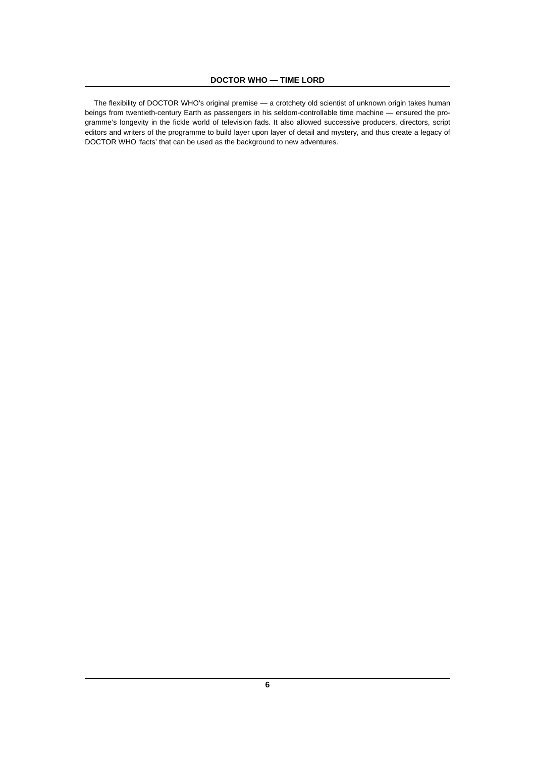The flexibility of DOCTOR WHO's original premise — a crotchety old scientist of unknown origin takes human beings from twentieth-century Earth as passengers in his seldom-controllable time machine — ensured the programme's longevity in the fickle world of television fads. It also allowed successive producers, directors, script editors and writers of the programme to build layer upon layer of detail and mystery, and thus create a legacy of DOCTOR WHO 'facts' that can be used as the background to new adventures.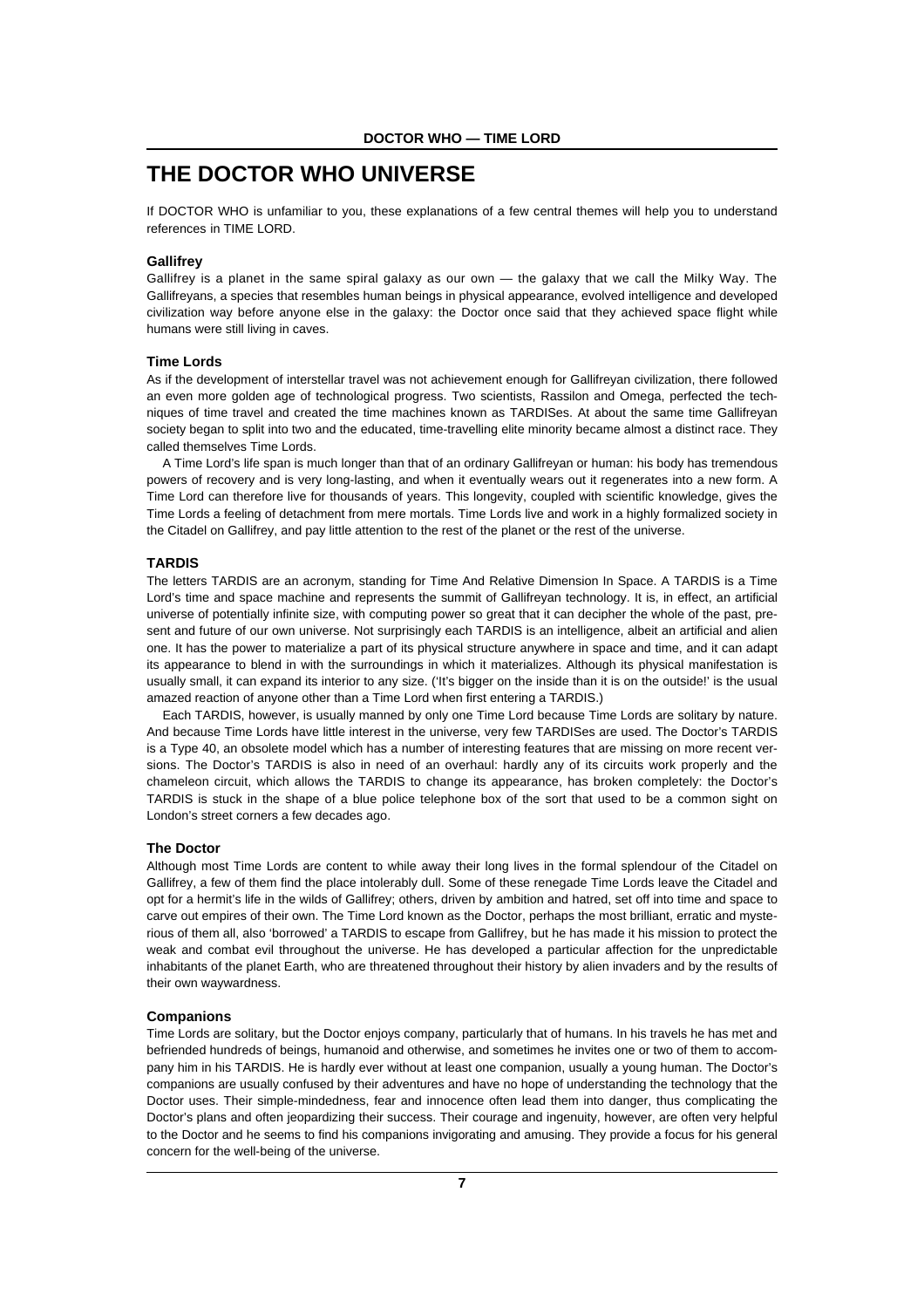// THE DOCTOR WHO UNIVERSE

If DOCTOR WHO is unfamiliar to you, these explanations of a few central themes will help you to understand references in TIME LORD.

### Gallifrey

Gallifrey is a planet in the same spiral galaxy as our own — the galaxy that we call the Milky Way. The Gallifreyans, a species that resembles human beings in physical appearance, evolved intelligence and developed civilization way before anyone else in the galaxy: the Doctor once said that they achieved space flight while humans were still living in caves.

### Time Lords

As if the development of interstellar travel was not achievement enough for Gallifreyan civilization, there followed an even more golden age of technological progress. Two scientists, Rassilon and Omega, perfected the techniques of time travel and created the time machines known as TARDISes. At about the same time Gallifreyan society began to split into two and the educated, time-travelling elite minority became almost a distinct race. They called themselves Time Lords.

A Time Lord's life span is much longer than that of an ordinary Gallifreyan or human: his body has tremendous powers of recovery and is very long-lasting, and when it eventually wears out it regenerates into a new form. A Time Lord can therefore live for thousands of years. This longevity, coupled with scientific knowledge, gives the Time Lords a feeling of detachment from mere mortals. Time Lords live and work in a highly formalized society in the Citadel on Gallifrey, and pay little attention to the rest of the planet or the rest of the universe.

### TARDIS

The letters TARDIS are an acronym, standing for Time And Relative Dimension In Space. A TARDIS is a Time Lord's time and space machine and represents the summit of Gallifreyan technology. It is, in effect, an artificial universe of potentially infinite size, with computing power so great that it can decipher the whole of the past, present and future of our own universe. Not surprisingly each TARDIS is an intelligence, albeit an artificial and alien one. It has the power to materialize a part of its physical structure anywhere in space and time, and it can adapt its appearance to blend in with the surroundings in which it materializes. Although its physical manifestation is usually small, it can expand its interior to any size. ('It's bigger on the inside than it is on the outside!' is the usual amazed reaction of anyone other than a Time Lord when first entering a TARDIS.)

Each TARDIS, however, is usually manned by only one Time Lord because Time Lords are solitary by nature. And because Time Lords have little interest in the universe, very few TARDISes are used. The Doctor's TARDIS is a Type 40, an obsolete model which has a number of interesting features that are missing on more recent versions. The Doctor's TARDIS is also in need of an overhaul: hardly any of its circuits work properly and the chameleon circuit, which allows the TARDIS to change its appearance, has broken completely: the Doctor's TARDIS is stuck in the shape of a blue police telephone box of the sort that used to be a common sight on London's street corners a few decades ago.

### The Doctor

Although most Time Lords are content to while away their long lives in the formal splendour of the Citadel on Gallifrey, a few of them find the place intolerably dull. Some of these renegade Time Lords leave the Citadel and opt for a hermit's life in the wilds of Gallifrey; others, driven by ambition and hatred, set off into time and space to carve out empires of their own. The Time Lord known as the Doctor, perhaps the most brilliant, erratic and mysterious of them all, also 'borrowed' a TARDIS to escape from Gallifrey, but he has made it his mission to protect the weak and combat evil throughout the universe. He has developed a particular affection for the unpredictable inhabitants of the planet Earth, who are threatened throughout their history by alien invaders and by the results of their own waywardness.

### Companions

Time Lords are solitary, but the Doctor enjoys company, particularly that of humans. In his travels he has met and befriended hundreds of beings, humanoid and otherwise, and sometimes he invites one or two of them to accompany him in his TARDIS. He is hardly ever without at least one companion, usually a young human. The Doctor's companions are usually confused by their adventures and have no hope of understanding the technology that the Doctor uses. Their simple-mindedness, fear and innocence often lead them into danger, thus complicating the Doctor's plans and often jeopardizing their success. Their courage and ingenuity, however, are often very helpful to the Doctor and he seems to find his companions invigorating and amusing. They provide a focus for his general concern for the well-being of the universe.

# THE DOCTOR WHO UNIVERSE

If DOCTOR WHO is unfamiliar to you, these explanations of a few central themes will help you to understand references in TIME LORD.

### Gallifrey

Gallifrey is a planet in the same spiral galaxy as our own — the galaxy that we call the Milky Way. The Gallifreyans, a species that resembles human beings in physical appearance, evolved intelligence and developed civilization way before anyone else in the galaxy: the Doctor once said that they achieved space flight while humans were still living in caves.

### Time Lords

As if the development of interstellar travel was not achievement enough for Gallifreyan civilization, there followed an even more golden age of technological progress. Two scientists, Rassilon and Omega, perfected the techniques of time travel and created the time machines known as TARDISes. At about the same time Gallifreyan society began to split into two and the educated, time-travelling elite minority became almost a distinct race. They called themselves Time Lords.

A Time Lord's life span is much longer than that of an ordinary Gallifreyan or human: his body has tremendous powers of recovery and is very long-lasting, and when it eventually wears out it regenerates into a new form. A Time Lord can therefore live for thousands of years. This longevity, coupled with scientific knowledge, gives the Time Lords a feeling of detachment from mere mortals. Time Lords live and work in a highly formalized society in the Citadel on Gallifrey, and pay little attention to the rest of the planet or the rest of the universe.

### TARDIS

The letters TARDIS are an acronym, standing for Time And Relative Dimension In Space. A TARDIS is a Time Lord's time and space machine and represents the summit of Gallifreyan technology. It is, in effect, an artificial universe of potentially infinite size, with computing power so great that it can decipher the whole of the past, present and future of our own universe. Not surprisingly each TARDIS is an intelligence, albeit an artificial and alien one. It has the power to materialize a part of its physical structure anywhere in space and time, and it can adapt its appearance to blend in with the surroundings in which it materializes. Although its physical manifestation is usually small, it can expand its interior to any size. ('It's bigger on the inside than it is on the outside!' is the usual amazed reaction of anyone other than a Time Lord when first entering a TARDIS.)

Each TARDIS, however, is usually manned by only one Time Lord because Time Lords are solitary by nature. And because Time Lords have little interest in the universe, very few TARDISes are used. The Doctor's TARDIS is a Type 40, an obsolete model which has a number of interesting features that are missing on more recent versions. The Doctor's TARDIS is also in need of an overhaul: hardly any of its circuits work properly and the chameleon circuit, which allows the TARDIS to change its appearance, has broken completely: the Doctor's TARDIS is stuck in the shape of a blue police telephone box of the sort that used to be a common sight on London's street corners a few decades ago.

### The Doctor

Although most Time Lords are content to while away their long lives in the formal splendour of the Citadel on Gallifrey, a few of them find the place intolerably dull. Some of these renegade Time Lords leave the Citadel and opt for a hermit's life in the wilds of Gallifrey; others, driven by ambition and hatred, set off into time and space to carve out empires of their own. The Time Lord known as the Doctor, perhaps the most brilliant, erratic and mysterious of them all, also 'borrowed' a TARDIS to escape from Gallifrey, but he has made it his mission to protect the weak and combat evil throughout the universe. He has developed a particular affection for the unpredictable inhabitants of the planet Earth, who are threatened throughout their history by alien invaders and by the results of their own waywardness.

### Companions

Time Lords are solitary, but the Doctor enjoys company, particularly that of humans. In his travels he has met and befriended hundreds of beings, humanoid and otherwise, and sometimes he invites one or two of them to accompany him in his TARDIS. He is hardly ever without at least one companion, usually a young human. The Doctor's companions are usually confused by their adventures and have no hope of understanding the technology that the Doctor uses. Their simple-mindedness, fear and innocence often lead them into danger, thus complicating the Doctor's plans and often jeopardizing their success. Their courage and ingenuity, however, are often very helpful to the Doctor and he seems to find his companions invigorating and amusing. They provide a focus for his general concern for the well-being of the universe.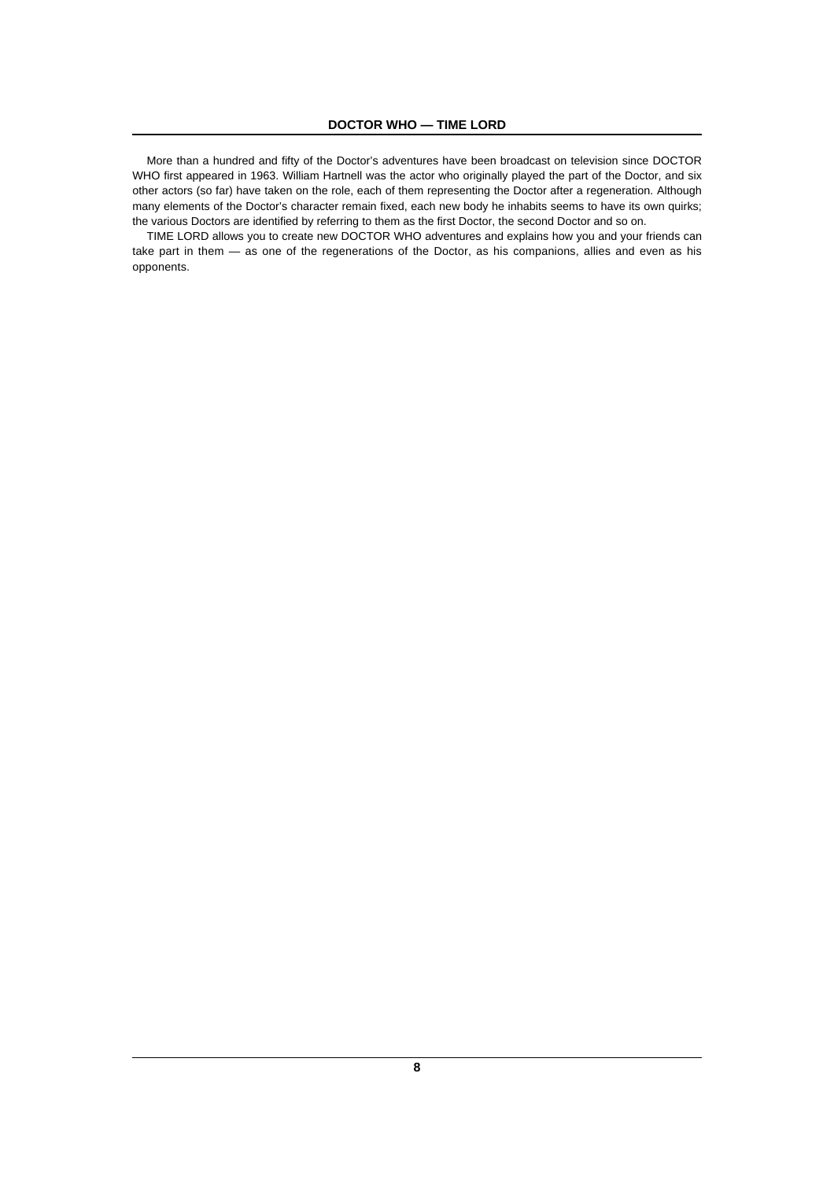More than a hundred and fifty of the Doctor's adventures have been broadcast on television since DOCTOR WHO first appeared in 1963. William Hartnell was the actor who originally played the part of the Doctor, and six other actors (so far) have taken on the role, each of them representing the Doctor after a regeneration. Although many elements of the Doctor's character remain fixed, each new body he inhabits seems to have its own quirks; the various Doctors are identified by referring to them as the first Doctor, the second Doctor and so on.

TIME LORD allows you to create new DOCTOR WHO adventures and explains how you and your friends can take part in them — as one of the regenerations of the Doctor, as his companions, allies and even as his opponents.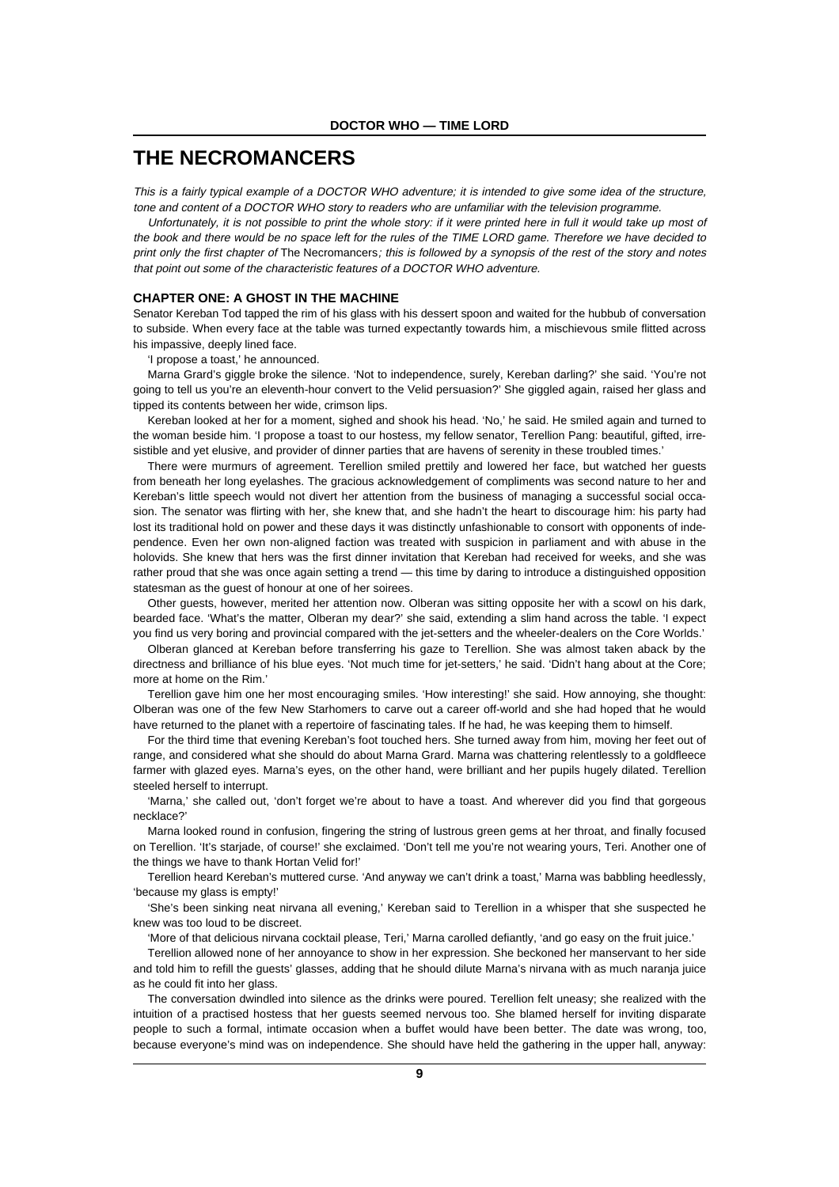// THE NECROMANCERS

*This is a fairly typical example of a DOCTOR WHO adventure; it is intended to give some idea of the structure, tone and content of a DOCTOR WHO story to readers who are unfamiliar with the television programme.*

*Unfortunately, it is not possible to print the whole story: if it were printed here in full it would take up most of the book and there would be no space left for the rules of the TIME LORD game. Therefore we have decided to print only the first chapter of* The Necromancers*; this is followed by a synopsis of the rest of the story and notes that point out some of the characteristic features of a DOCTOR WHO adventure.*

### CHAPTER ONE: A GHOST IN THE MACHINE

Senator Kereban Tod tapped the rim of his glass with his dessert spoon and waited for the hubbub of conversation to subside. When every face at the table was turned expectantly towards him, a mischievous smile flitted across his impassive, deeply lined face.

'I propose a toast,' he announced.

Marna Grard's giggle broke the silence. 'Not to independence, surely, Kereban darling?' she said. 'You're not going to tell us you're an eleventh-hour convert to the Velid persuasion?' She giggled again, raised her glass and tipped its contents between her wide, crimson lips.

Kereban looked at her for a moment, sighed and shook his head. 'No,' he said. He smiled again and turned to the woman beside him. 'I propose a toast to our hostess, my fellow senator, Terellion Pang: beautiful, gifted, irresistible and yet elusive, and provider of dinner parties that are havens of serenity in these troubled times.'

There were murmurs of agreement. Terellion smiled prettily and lowered her face, but watched her guests from beneath her long eyelashes. The gracious acknowledgement of compliments was second nature to her and Kereban's little speech would not divert her attention from the business of managing a successful social occasion. The senator was flirting with her, she knew that, and she hadn't the heart to discourage him: his party had lost its traditional hold on power and these days it was distinctly unfashionable to consort with opponents of independence. Even her own non-aligned faction was treated with suspicion in parliament and with abuse in the holovids. She knew that hers was the first dinner invitation that Kereban had received for weeks, and she was rather proud that she was once again setting a trend — this time by daring to introduce a distinguished opposition statesman as the guest of honour at one of her soirees.

Other guests, however, merited her attention now. Olberan was sitting opposite her with a scowl on his dark, bearded face. 'What's the matter, Olberan my dear?' she said, extending a slim hand across the table. 'I expect you find us very boring and provincial compared with the jet-setters and the wheeler-dealers on the Core Worlds.'

Olberan glanced at Kereban before transferring his gaze to Terellion. She was almost taken aback by the directness and brilliance of his blue eyes. 'Not much time for jet-setters,' he said. 'Didn't hang about at the Core; more at home on the Rim.'

Terellion gave him one her most encouraging smiles. 'How interesting!' she said. How annoying, she thought: Olberan was one of the few New Starhomers to carve out a career off-world and she had hoped that he would have returned to the planet with a repertoire of fascinating tales. If he had, he was keeping them to himself.

For the third time that evening Kereban's foot touched hers. She turned away from him, moving her feet out of range, and considered what she should do about Marna Grard. Marna was chattering relentlessly to a goldfleece farmer with glazed eyes. Marna's eyes, on the other hand, were brilliant and her pupils hugely dilated. Terellion steeled herself to interrupt.

'Marna,' she called out, 'don't forget we're about to have a toast. And wherever did you find that gorgeous necklace?'

Marna looked round in confusion, fingering the string of lustrous green gems at her throat, and finally focused on Terellion. 'It's starjade, of course!' she exclaimed. 'Don't tell me you're not wearing yours, Teri. Another one of the things we have to thank Hortan Velid for!'

Terellion heard Kereban's muttered curse. 'And anyway we can't drink a toast,' Marna was babbling heedlessly, 'because my glass is empty!'

'She's been sinking neat nirvana all evening,' Kereban said to Terellion in a whisper that she suspected he knew was too loud to be discreet.

'More of that delicious nirvana cocktail please, Teri,' Marna carolled defiantly, 'and go easy on the fruit juice.'

Terellion allowed none of her annoyance to show in her expression. She beckoned her manservant to her side and told him to refill the guests' glasses, adding that he should dilute Marna's nirvana with as much naranja juice as he could fit into her glass.

The conversation dwindled into silence as the drinks were poured. Terellion felt uneasy; she realized with the intuition of a practised hostess that her guests seemed nervous too. She blamed herself for inviting disparate people to such a formal, intimate occasion when a buffet would have been better. The date was wrong, too, because everyone's mind was on independence. She should have held the gathering in the upper hall, anyway: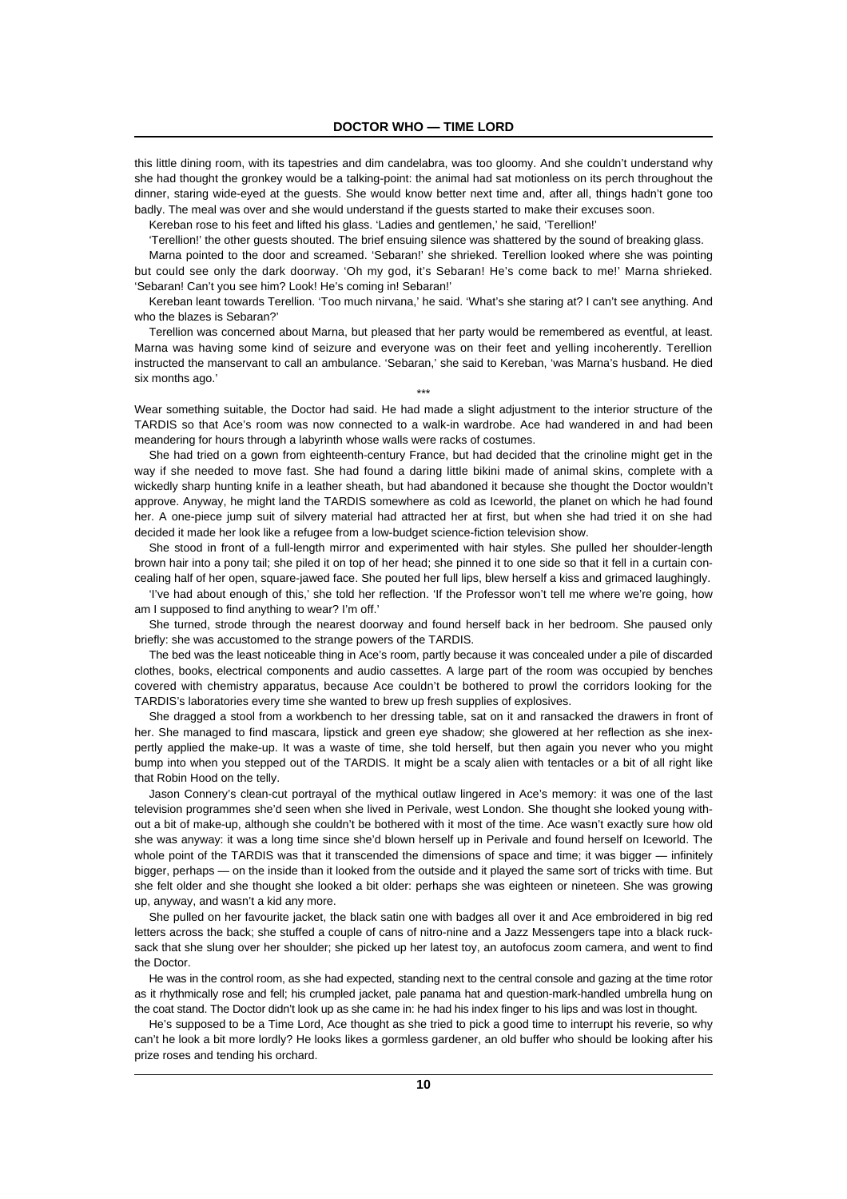this little dining room, with its tapestries and dim candelabra, was too gloomy. And she couldn't understand why she had thought the gronkey would be a talking-point: the animal had sat motionless on its perch throughout the dinner, staring wide-eyed at the guests. She would know better next time and, after all, things hadn't gone too badly. The meal was over and she would understand if the guests started to make their excuses soon.

Kereban rose to his feet and lifted his glass. 'Ladies and gentlemen,' he said, 'Terellion!'

'Terellion!' the other guests shouted. The brief ensuing silence was shattered by the sound of breaking glass.

Marna pointed to the door and screamed. 'Sebaran!' she shrieked. Terellion looked where she was pointing but could see only the dark doorway. 'Oh my god, it's Sebaran! He's come back to me!' Marna shrieked. 'Sebaran! Can't you see him? Look! He's coming in! Sebaran!'

Kereban leant towards Terellion. 'Too much nirvana,' he said. 'What's she staring at? I can't see anything. And who the blazes is Sebaran?'

Terellion was concerned about Marna, but pleased that her party would be remembered as eventful, at least. Marna was having some kind of seizure and everyone was on their feet and yelling incoherently. Terellion instructed the manservant to call an ambulance. 'Sebaran,' she said to Kereban, 'was Marna's husband. He died six months ago.'

\*\*\*

Wear something suitable, the Doctor had said. He had made a slight adjustment to the interior structure of the TARDIS so that Ace's room was now connected to a walk-in wardrobe. Ace had wandered in and had been meandering for hours through a labyrinth whose walls were racks of costumes.

She had tried on a gown from eighteenth-century France, but had decided that the crinoline might get in the way if she needed to move fast. She had found a daring little bikini made of animal skins, complete with a wickedly sharp hunting knife in a leather sheath, but had abandoned it because she thought the Doctor wouldn't approve. Anyway, he might land the TARDIS somewhere as cold as Iceworld, the planet on which he had found her. A one-piece jump suit of silvery material had attracted her at first, but when she had tried it on she had decided it made her look like a refugee from a low-budget science-fiction television show.

She stood in front of a full-length mirror and experimented with hair styles. She pulled her shoulder-length brown hair into a pony tail; she piled it on top of her head; she pinned it to one side so that it fell in a curtain concealing half of her open, square-jawed face. She pouted her full lips, blew herself a kiss and grimaced laughingly.

'I've had about enough of this,' she told her reflection. 'If the Professor won't tell me where we're going, how am I supposed to find anything to wear? I'm off.'

She turned, strode through the nearest doorway and found herself back in her bedroom. She paused only briefly: she was accustomed to the strange powers of the TARDIS.

The bed was the least noticeable thing in Ace's room, partly because it was concealed under a pile of discarded clothes, books, electrical components and audio cassettes. A large part of the room was occupied by benches covered with chemistry apparatus, because Ace couldn't be bothered to prowl the corridors looking for the TARDIS's laboratories every time she wanted to brew up fresh supplies of explosives.

She dragged a stool from a workbench to her dressing table, sat on it and ransacked the drawers in front of her. She managed to find mascara, lipstick and green eye shadow; she glowered at her reflection as she inexpertly applied the make-up. It was a waste of time, she told herself, but then again you never who you might bump into when you stepped out of the TARDIS. It might be a scaly alien with tentacles or a bit of all right like that Robin Hood on the telly.

Jason Connery's clean-cut portrayal of the mythical outlaw lingered in Ace's memory: it was one of the last television programmes she'd seen when she lived in Perivale, west London. She thought she looked young without a bit of make-up, although she couldn't be bothered with it most of the time. Ace wasn't exactly sure how old she was anyway: it was a long time since she'd blown herself up in Perivale and found herself on Iceworld. The whole point of the TARDIS was that it transcended the dimensions of space and time; it was bigger — infinitely bigger, perhaps — on the inside than it looked from the outside and it played the same sort of tricks with time. But she felt older and she thought she looked a bit older: perhaps she was eighteen or nineteen. She was growing up, anyway, and wasn't a kid any more.

She pulled on her favourite jacket, the black satin one with badges all over it and Ace embroidered in big red letters across the back; she stuffed a couple of cans of nitro-nine and a Jazz Messengers tape into a black rucksack that she slung over her shoulder; she picked up her latest toy, an autofocus zoom camera, and went to find the Doctor.

He was in the control room, as she had expected, standing next to the central console and gazing at the time rotor as it rhythmically rose and fell; his crumpled jacket, pale panama hat and question-mark-handled umbrella hung on the coat stand. The Doctor didn't look up as she came in: he had his index finger to his lips and was lost in thought.

He's supposed to be a Time Lord, Ace thought as she tried to pick a good time to interrupt his reverie, so why can't he look a bit more lordly? He looks likes a gormless gardener, an old buffer who should be looking after his prize roses and tending his orchard.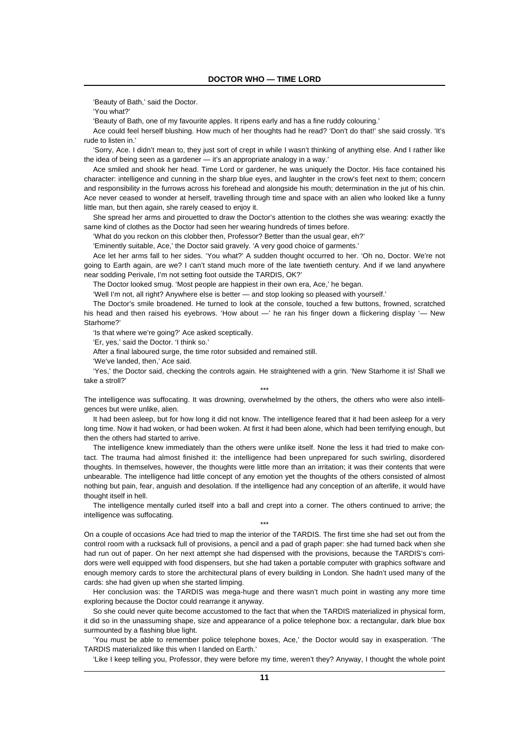'Beauty of Bath,' said the Doctor.

'You what?'

'Beauty of Bath, one of my favourite apples. It ripens early and has a fine ruddy colouring.'

Ace could feel herself blushing. How much of her thoughts had he read? 'Don't do that!' she said crossly. 'It's rude to listen in.'

'Sorry, Ace. I didn't mean to, they just sort of crept in while I wasn't thinking of anything else. And I rather like the idea of being seen as a gardener — it's an appropriate analogy in a way.'

Ace smiled and shook her head. Time Lord or gardener, he was uniquely the Doctor. His face contained his character: intelligence and cunning in the sharp blue eyes, and laughter in the crow's feet next to them; concern and responsibility in the furrows across his forehead and alongside his mouth; determination in the jut of his chin. Ace never ceased to wonder at herself, travelling through time and space with an alien who looked like a funny little man, but then again, she rarely ceased to enjoy it.

She spread her arms and pirouetted to draw the Doctor's attention to the clothes she was wearing: exactly the same kind of clothes as the Doctor had seen her wearing hundreds of times before.

'What do you reckon on this clobber then, Professor? Better than the usual gear, eh?'

'Eminently suitable, Ace,' the Doctor said gravely. 'A very good choice of garments.'

Ace let her arms fall to her sides. 'You what?' A sudden thought occurred to her. 'Oh no, Doctor. We're not going to Earth again, are we? I can't stand much more of the late twentieth century. And if we land anywhere near sodding Perivale, I'm not setting foot outside the TARDIS, OK?'

The Doctor looked smug. 'Most people are happiest in their own era, Ace,' he began.

'Well I'm not, all right? Anywhere else is better — and stop looking so pleased with yourself.'

The Doctor's smile broadened. He turned to look at the console, touched a few buttons, frowned, scratched his head and then raised his eyebrows. 'How about —' he ran his finger down a flickering display '— New Starhome?'

'Is that where we're going?' Ace asked sceptically.

'Er, yes,' said the Doctor. 'I think so.'

After a final laboured surge, the time rotor subsided and remained still.

'We've landed, then,' Ace said.

'Yes,' the Doctor said, checking the controls again. He straightened with a grin. 'New Starhome it is! Shall we take a stroll?'

\*\*\*

The intelligence was suffocating. It was drowning, overwhelmed by the others, the others who were also intelligences but were unlike, alien.

It had been asleep, but for how long it did not know. The intelligence feared that it had been asleep for a very long time. Now it had woken, or had been woken. At first it had been alone, which had been terrifying enough, but then the others had started to arrive.

The intelligence knew immediately than the others were unlike itself. None the less it had tried to make contact. The trauma had almost finished it: the intelligence had been unprepared for such swirling, disordered thoughts. In themselves, however, the thoughts were little more than an irritation; it was their contents that were unbearable. The intelligence had little concept of any emotion yet the thoughts of the others consisted of almost nothing but pain, fear, anguish and desolation. If the intelligence had any conception of an afterlife, it would have thought itself in hell.

The intelligence mentally curled itself into a ball and crept into a corner. The others continued to arrive; the intelligence was suffocating.

\*\*\*

On a couple of occasions Ace had tried to map the interior of the TARDIS. The first time she had set out from the control room with a rucksack full of provisions, a pencil and a pad of graph paper: she had turned back when she had run out of paper. On her next attempt she had dispensed with the provisions, because the TARDIS's corridors were well equipped with food dispensers, but she had taken a portable computer with graphics software and enough memory cards to store the architectural plans of every building in London. She hadn't used many of the cards: she had given up when she started limping.

Her conclusion was: the TARDIS was mega-huge and there wasn't much point in wasting any more time exploring because the Doctor could rearrange it anyway.

So she could never quite become accustomed to the fact that when the TARDIS materialized in physical form, it did so in the unassuming shape, size and appearance of a police telephone box: a rectangular, dark blue box surmounted by a flashing blue light.

'You must be able to remember police telephone boxes, Ace,' the Doctor would say in exasperation. 'The TARDIS materialized like this when I landed on Earth.'

'Like I keep telling you, Professor, they were before my time, weren't they? Anyway, I thought the whole point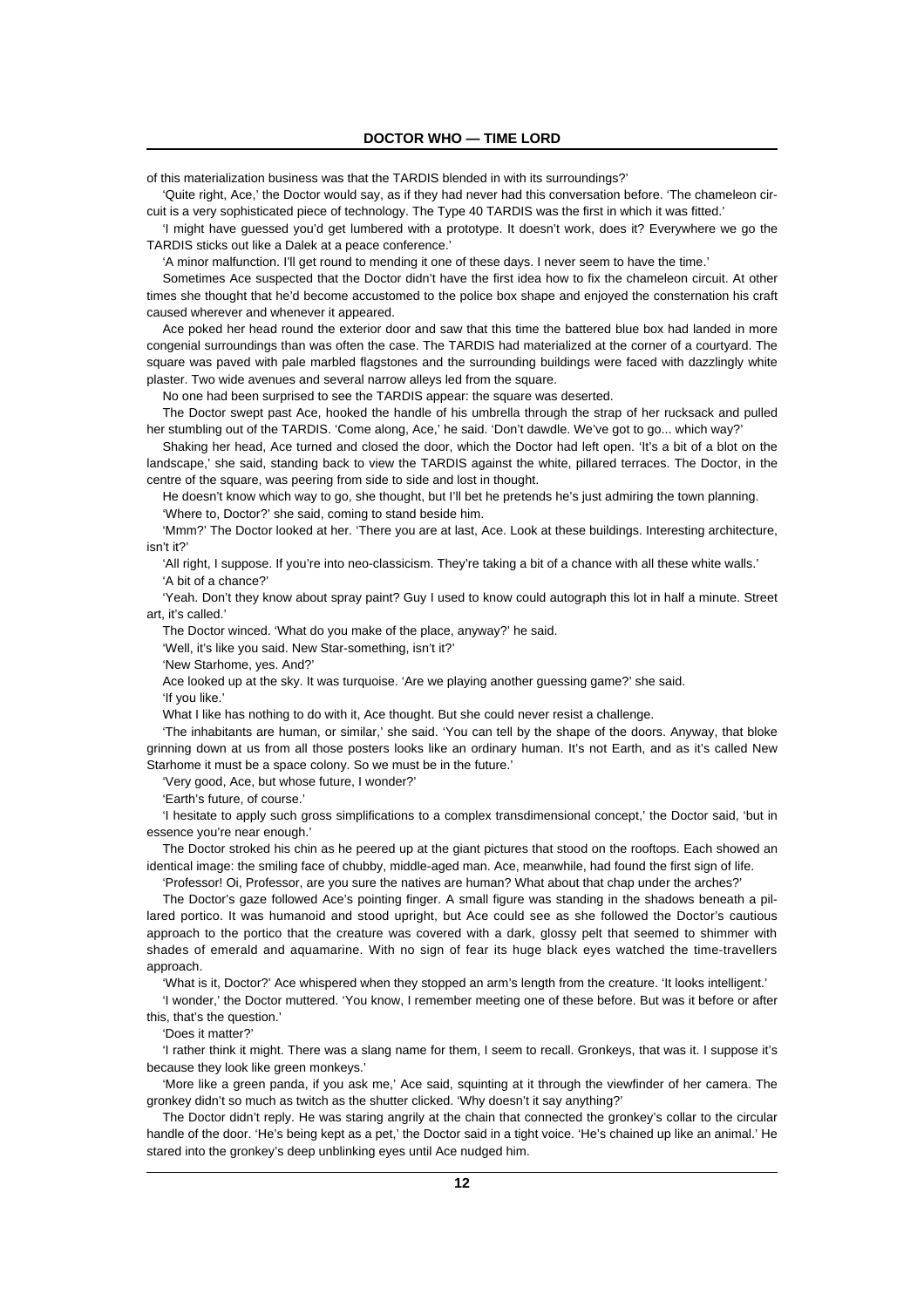of this materialization business was that the TARDIS blended in with its surroundings?'

'Quite right, Ace,' the Doctor would say, as if they had never had this conversation before. 'The chameleon circuit is a very sophisticated piece of technology. The Type 40 TARDIS was the first in which it was fitted.'

'I might have guessed you'd get lumbered with a prototype. It doesn't work, does it? Everywhere we go the TARDIS sticks out like a Dalek at a peace conference.'

'A minor malfunction. I'll get round to mending it one of these days. I never seem to have the time.'

Sometimes Ace suspected that the Doctor didn't have the first idea how to fix the chameleon circuit. At other times she thought that he'd become accustomed to the police box shape and enjoyed the consternation his craft caused wherever and whenever it appeared.

Ace poked her head round the exterior door and saw that this time the battered blue box had landed in more congenial surroundings than was often the case. The TARDIS had materialized at the corner of a courtyard. The square was paved with pale marbled flagstones and the surrounding buildings were faced with dazzlingly white plaster. Two wide avenues and several narrow alleys led from the square.

No one had been surprised to see the TARDIS appear: the square was deserted.

The Doctor swept past Ace, hooked the handle of his umbrella through the strap of her rucksack and pulled her stumbling out of the TARDIS. 'Come along, Ace,' he said. 'Don't dawdle. We've got to go... which way?'

Shaking her head, Ace turned and closed the door, which the Doctor had left open. 'It's a bit of a blot on the landscape,' she said, standing back to view the TARDIS against the white, pillared terraces. The Doctor, in the centre of the square, was peering from side to side and lost in thought.

He doesn't know which way to go, she thought, but I'll bet he pretends he's just admiring the town planning.

'Where to, Doctor?' she said, coming to stand beside him.

'Mmm?' The Doctor looked at her. 'There you are at last, Ace. Look at these buildings. Interesting architecture, isn't it?'

'All right, I suppose. If you're into neo-classicism. They're taking a bit of a chance with all these white walls.'

'A bit of a chance?'

'Yeah. Don't they know about spray paint? Guy I used to know could autograph this lot in half a minute. Street art, it's called.'

The Doctor winced. 'What do you make of the place, anyway?' he said.

'Well, it's like you said. New Star-something, isn't it?'

'New Starhome, yes. And?'

Ace looked up at the sky. It was turquoise. 'Are we playing another guessing game?' she said.

'If you like.'

What I like has nothing to do with it, Ace thought. But she could never resist a challenge.

'The inhabitants are human, or similar,' she said. 'You can tell by the shape of the doors. Anyway, that bloke grinning down at us from all those posters looks like an ordinary human. It's not Earth, and as it's called New Starhome it must be a space colony. So we must be in the future.'

'Very good, Ace, but whose future, I wonder?'

'Earth's future, of course.'

'I hesitate to apply such gross simplifications to a complex transdimensional concept,' the Doctor said, 'but in essence you're near enough.'

The Doctor stroked his chin as he peered up at the giant pictures that stood on the rooftops. Each showed an identical image: the smiling face of chubby, middle-aged man. Ace, meanwhile, had found the first sign of life.

'Professor! Oi, Professor, are you sure the natives are human? What about that chap under the arches?'

The Doctor's gaze followed Ace's pointing finger. A small figure was standing in the shadows beneath a pillared portico. It was humanoid and stood upright, but Ace could see as she followed the Doctor's cautious approach to the portico that the creature was covered with a dark, glossy pelt that seemed to shimmer with shades of emerald and aquamarine. With no sign of fear its huge black eyes watched the time-travellers approach.

'What is it, Doctor?' Ace whispered when they stopped an arm's length from the creature. 'It looks intelligent.'

'I wonder,' the Doctor muttered. 'You know, I remember meeting one of these before. But was it before or after this, that's the question.'

'Does it matter?'

'I rather think it might. There was a slang name for them, I seem to recall. Gronkeys, that was it. I suppose it's because they look like green monkeys.'

'More like a green panda, if you ask me,' Ace said, squinting at it through the viewfinder of her camera. The gronkey didn't so much as twitch as the shutter clicked. 'Why doesn't it say anything?'

The Doctor didn't reply. He was staring angrily at the chain that connected the gronkey's collar to the circular handle of the door. 'He's being kept as a pet,' the Doctor said in a tight voice. 'He's chained up like an animal.' He stared into the gronkey's deep unblinking eyes until Ace nudged him.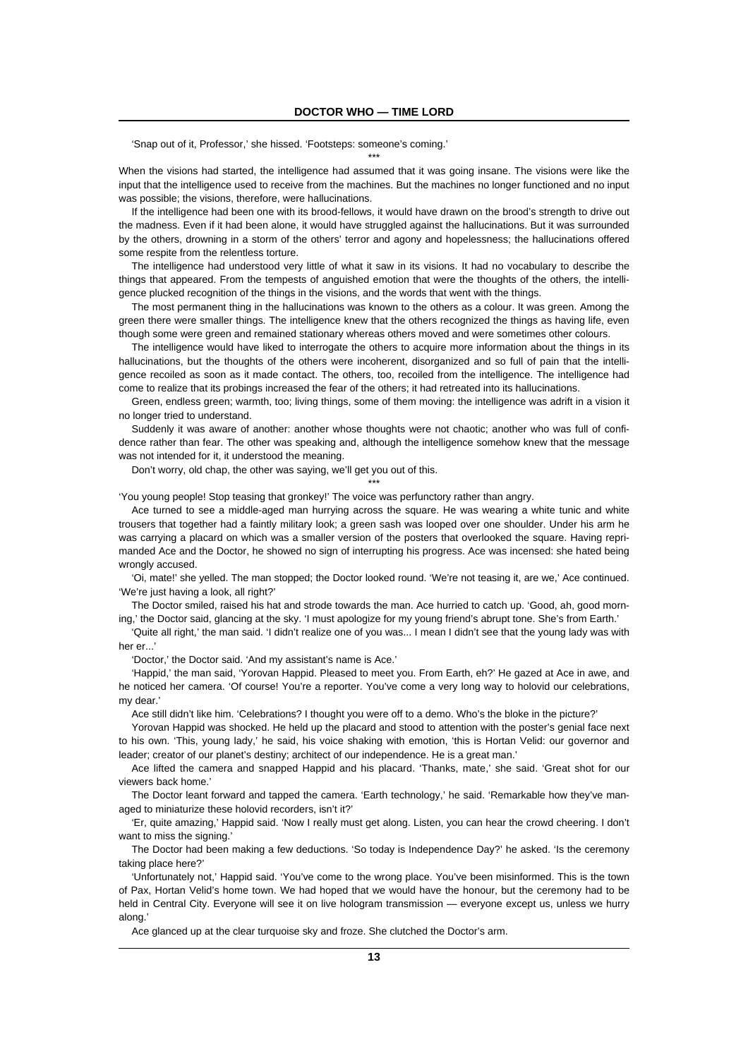'Snap out of it, Professor,' she hissed. 'Footsteps: someone's coming.'

\*\*\*

When the visions had started, the intelligence had assumed that it was going insane. The visions were like the input that the intelligence used to receive from the machines. But the machines no longer functioned and no input was possible; the visions, therefore, were hallucinations.

If the intelligence had been one with its brood-fellows, it would have drawn on the brood's strength to drive out the madness. Even if it had been alone, it would have struggled against the hallucinations. But it was surrounded by the others, drowning in a storm of the others' terror and agony and hopelessness; the hallucinations offered some respite from the relentless torture.

The intelligence had understood very little of what it saw in its visions. It had no vocabulary to describe the things that appeared. From the tempests of anguished emotion that were the thoughts of the others, the intelligence plucked recognition of the things in the visions, and the words that went with the things.

The most permanent thing in the hallucinations was known to the others as a colour. It was green. Among the green there were smaller things. The intelligence knew that the others recognized the things as having life, even though some were green and remained stationary whereas others moved and were sometimes other colours.

The intelligence would have liked to interrogate the others to acquire more information about the things in its hallucinations, but the thoughts of the others were incoherent, disorganized and so full of pain that the intelligence recoiled as soon as it made contact. The others, too, recoiled from the intelligence. The intelligence had come to realize that its probings increased the fear of the others; it had retreated into its hallucinations.

Green, endless green; warmth, too; living things, some of them moving: the intelligence was adrift in a vision it no longer tried to understand.

Suddenly it was aware of another: another whose thoughts were not chaotic; another who was full of confidence rather than fear. The other was speaking and, although the intelligence somehow knew that the message was not intended for it, it understood the meaning.

Don't worry, old chap, the other was saying, we'll get you out of this.

\*\*\*

'You young people! Stop teasing that gronkey!' The voice was perfunctory rather than angry.

Ace turned to see a middle-aged man hurrying across the square. He was wearing a white tunic and white trousers that together had a faintly military look; a green sash was looped over one shoulder. Under his arm he was carrying a placard on which was a smaller version of the posters that overlooked the square. Having reprimanded Ace and the Doctor, he showed no sign of interrupting his progress. Ace was incensed: she hated being wrongly accused.

'Oi, mate!' she yelled. The man stopped; the Doctor looked round. 'We're not teasing it, are we,' Ace continued. 'We're just having a look, all right?'

The Doctor smiled, raised his hat and strode towards the man. Ace hurried to catch up. 'Good, ah, good morning,' the Doctor said, glancing at the sky. 'I must apologize for my young friend's abrupt tone. She's from Earth.'

'Quite all right,' the man said. 'I didn't realize one of you was... I mean I didn't see that the young lady was with her er...'

'Doctor,' the Doctor said. 'And my assistant's name is Ace.'

'Happid,' the man said, 'Yorovan Happid. Pleased to meet you. From Earth, eh?' He gazed at Ace in awe, and he noticed her camera. 'Of course! You're a reporter. You've come a very long way to holovid our celebrations, my dear.'

Ace still didn't like him. 'Celebrations? I thought you were off to a demo. Who's the bloke in the picture?'

Yorovan Happid was shocked. He held up the placard and stood to attention with the poster's genial face next to his own. 'This, young lady,' he said, his voice shaking with emotion, 'this is Hortan Velid: our governor and leader; creator of our planet's destiny; architect of our independence. He is a great man.'

Ace lifted the camera and snapped Happid and his placard. 'Thanks, mate,' she said. 'Great shot for our viewers back home.'

The Doctor leant forward and tapped the camera. 'Earth technology,' he said. 'Remarkable how they've managed to miniaturize these holovid recorders, isn't it?'

'Er, quite amazing,' Happid said. 'Now I really must get along. Listen, you can hear the crowd cheering. I don't want to miss the signing.'

The Doctor had been making a few deductions. 'So today is Independence Day?' he asked. 'Is the ceremony taking place here?'

'Unfortunately not,' Happid said. 'You've come to the wrong place. You've been misinformed. This is the town of Pax, Hortan Velid's home town. We had hoped that we would have the honour, but the ceremony had to be held in Central City. Everyone will see it on live hologram transmission — everyone except us, unless we hurry along.'

Ace glanced up at the clear turquoise sky and froze. She clutched the Doctor's arm.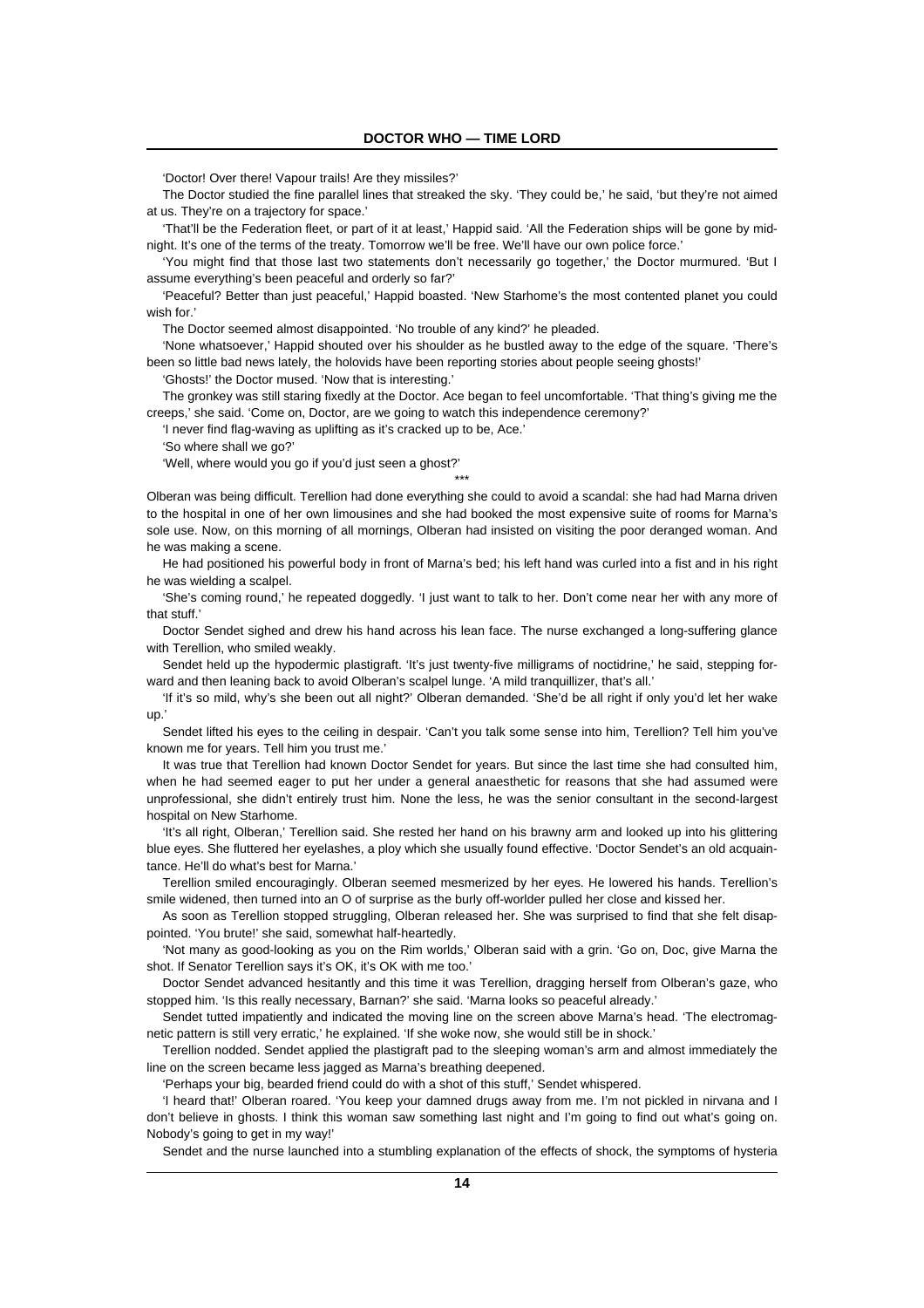'Doctor! Over there! Vapour trails! Are they missiles?'

The Doctor studied the fine parallel lines that streaked the sky. 'They could be,' he said, 'but they're not aimed at us. They're on a trajectory for space.'

'That'll be the Federation fleet, or part of it at least,' Happid said. 'All the Federation ships will be gone by midnight. It's one of the terms of the treaty. Tomorrow we'll be free. We'll have our own police force.'

'You might find that those last two statements don't necessarily go together,' the Doctor murmured. 'But I assume everything's been peaceful and orderly so far?'

'Peaceful? Better than just peaceful,' Happid boasted. 'New Starhome's the most contented planet you could wish for.'

The Doctor seemed almost disappointed. 'No trouble of any kind?' he pleaded.

'None whatsoever,' Happid shouted over his shoulder as he bustled away to the edge of the square. 'There's been so little bad news lately, the holovids have been reporting stories about people seeing ghosts!'

'Ghosts!' the Doctor mused. 'Now that is interesting.'

The gronkey was still staring fixedly at the Doctor. Ace began to feel uncomfortable. 'That thing's giving me the creeps,' she said. 'Come on, Doctor, are we going to watch this independence ceremony?'

'I never find flag-waving as uplifting as it's cracked up to be, Ace.'

'So where shall we go?'

'Well, where would you go if you'd just seen a ghost?'

\*\*\*

Olberan was being difficult. Terellion had done everything she could to avoid a scandal: she had had Marna driven to the hospital in one of her own limousines and she had booked the most expensive suite of rooms for Marna's sole use. Now, on this morning of all mornings, Olberan had insisted on visiting the poor deranged woman. And he was making a scene.

He had positioned his powerful body in front of Marna's bed; his left hand was curled into a fist and in his right he was wielding a scalpel.

'She's coming round,' he repeated doggedly. 'I just want to talk to her. Don't come near her with any more of that stuff.'

Doctor Sendet sighed and drew his hand across his lean face. The nurse exchanged a long-suffering glance with Terellion, who smiled weakly.

Sendet held up the hypodermic plastigraft. 'It's just twenty-five milligrams of noctidrine,' he said, stepping forward and then leaning back to avoid Olberan's scalpel lunge. 'A mild tranquillizer, that's all.'

'If it's so mild, why's she been out all night?' Olberan demanded. 'She'd be all right if only you'd let her wake up.'

Sendet lifted his eyes to the ceiling in despair. 'Can't you talk some sense into him, Terellion? Tell him you've known me for years. Tell him you trust me.'

It was true that Terellion had known Doctor Sendet for years. But since the last time she had consulted him, when he had seemed eager to put her under a general anaesthetic for reasons that she had assumed were unprofessional, she didn't entirely trust him. None the less, he was the senior consultant in the second-largest hospital on New Starhome.

'It's all right, Olberan,' Terellion said. She rested her hand on his brawny arm and looked up into his glittering blue eyes. She fluttered her eyelashes, a ploy which she usually found effective. 'Doctor Sendet's an old acquaintance. He'll do what's best for Marna.'

Terellion smiled encouragingly. Olberan seemed mesmerized by her eyes. He lowered his hands. Terellion's smile widened, then turned into an O of surprise as the burly off-worlder pulled her close and kissed her.

As soon as Terellion stopped struggling, Olberan released her. She was surprised to find that she felt disappointed. 'You brute!' she said, somewhat half-heartedly.

'Not many as good-looking as you on the Rim worlds,' Olberan said with a grin. 'Go on, Doc, give Marna the shot. If Senator Terellion says it's OK, it's OK with me too.'

Doctor Sendet advanced hesitantly and this time it was Terellion, dragging herself from Olberan's gaze, who stopped him. 'Is this really necessary, Barnan?' she said. 'Marna looks so peaceful already.'

Sendet tutted impatiently and indicated the moving line on the screen above Marna's head. 'The electromagnetic pattern is still very erratic,' he explained. 'If she woke now, she would still be in shock.'

Terellion nodded. Sendet applied the plastigraft pad to the sleeping woman's arm and almost immediately the line on the screen became less jagged as Marna's breathing deepened.

'Perhaps your big, bearded friend could do with a shot of this stuff,' Sendet whispered.

'I heard that!' Olberan roared. 'You keep your damned drugs away from me. I'm not pickled in nirvana and I don't believe in ghosts. I think this woman saw something last night and I'm going to find out what's going on. Nobody's going to get in my way!'

Sendet and the nurse launched into a stumbling explanation of the effects of shock, the symptoms of hysteria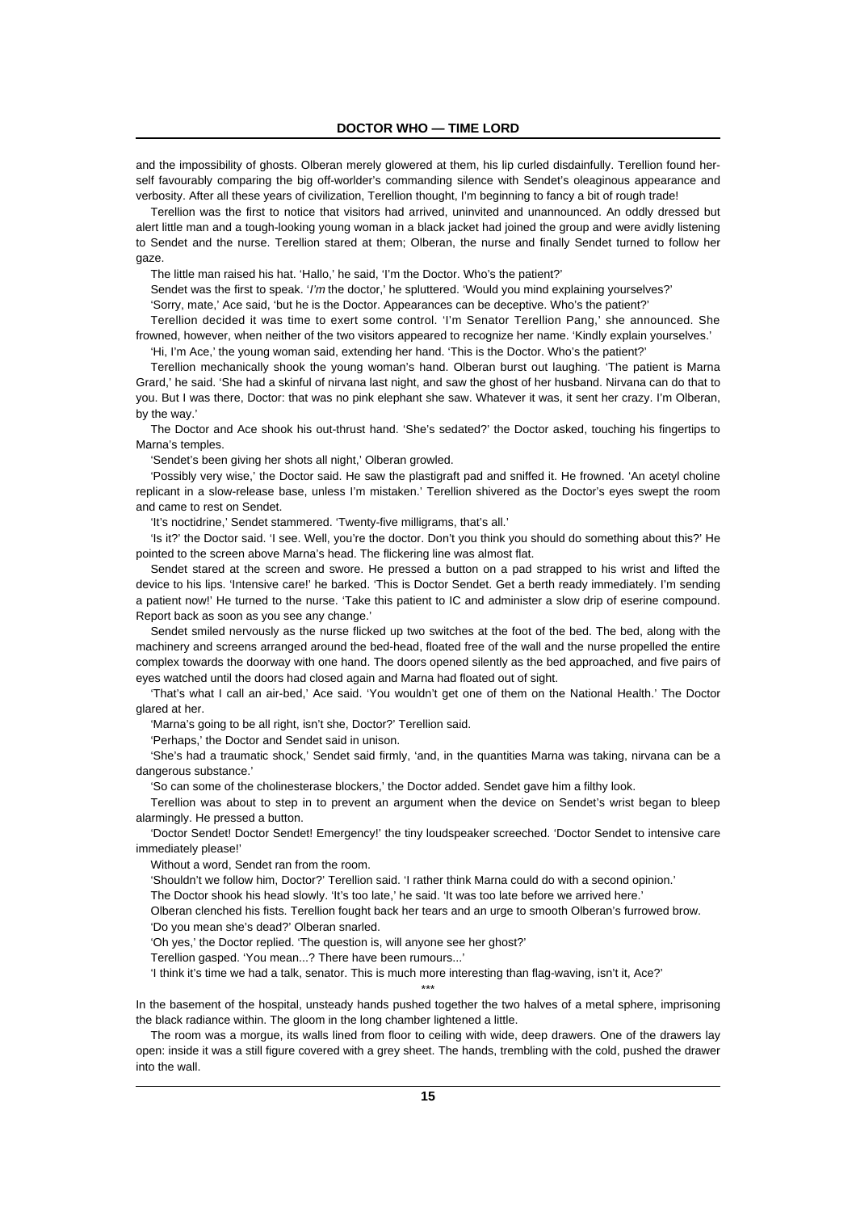and the impossibility of ghosts. Olberan merely glowered at them, his lip curled disdainfully. Terellion found herself favourably comparing the big off-worlder's commanding silence with Sendet's oleaginous appearance and verbosity. After all these years of civilization, Terellion thought, I'm beginning to fancy a bit of rough trade!

Terellion was the first to notice that visitors had arrived, uninvited and unannounced. An oddly dressed but alert little man and a tough-looking young woman in a black jacket had joined the group and were avidly listening to Sendet and the nurse. Terellion stared at them; Olberan, the nurse and finally Sendet turned to follow her gaze.

The little man raised his hat. 'Hallo,' he said, 'I'm the Doctor. Who's the patient?'

Sendet was the first to speak. '*I'm* the doctor,' he spluttered. 'Would you mind explaining yourselves?'

'Sorry, mate,' Ace said, 'but he is the Doctor. Appearances can be deceptive. Who's the patient?'

Terellion decided it was time to exert some control. 'I'm Senator Terellion Pang,' she announced. She frowned, however, when neither of the two visitors appeared to recognize her name. 'Kindly explain yourselves.'

'Hi, I'm Ace,' the young woman said, extending her hand. 'This is the Doctor. Who's the patient?'

Terellion mechanically shook the young woman's hand. Olberan burst out laughing. 'The patient is Marna Grard,' he said. 'She had a skinful of nirvana last night, and saw the ghost of her husband. Nirvana can do that to you. But I was there, Doctor: that was no pink elephant she saw. Whatever it was, it sent her crazy. I'm Olberan, by the way.'

The Doctor and Ace shook his out-thrust hand. 'She's sedated?' the Doctor asked, touching his fingertips to Marna's temples.

'Sendet's been giving her shots all night,' Olberan growled.

'Possibly very wise,' the Doctor said. He saw the plastigraft pad and sniffed it. He frowned. 'An acetyl choline replicant in a slow-release base, unless I'm mistaken.' Terellion shivered as the Doctor's eyes swept the room and came to rest on Sendet.

'It's noctidrine,' Sendet stammered. 'Twenty-five milligrams, that's all.'

'Is it?' the Doctor said. 'I see. Well, you're the doctor. Don't you think you should do something about this?' He pointed to the screen above Marna's head. The flickering line was almost flat.

Sendet stared at the screen and swore. He pressed a button on a pad strapped to his wrist and lifted the device to his lips. 'Intensive care!' he barked. 'This is Doctor Sendet. Get a berth ready immediately. I'm sending a patient now!' He turned to the nurse. 'Take this patient to IC and administer a slow drip of eserine compound. Report back as soon as you see any change.'

Sendet smiled nervously as the nurse flicked up two switches at the foot of the bed. The bed, along with the machinery and screens arranged around the bed-head, floated free of the wall and the nurse propelled the entire complex towards the doorway with one hand. The doors opened silently as the bed approached, and five pairs of eyes watched until the doors had closed again and Marna had floated out of sight.

'That's what I call an air-bed,' Ace said. 'You wouldn't get one of them on the National Health.' The Doctor glared at her.

'Marna's going to be all right, isn't she, Doctor?' Terellion said.

'Perhaps,' the Doctor and Sendet said in unison.

'She's had a traumatic shock,' Sendet said firmly, 'and, in the quantities Marna was taking, nirvana can be a dangerous substance.'

'So can some of the cholinesterase blockers,' the Doctor added. Sendet gave him a filthy look.

Terellion was about to step in to prevent an argument when the device on Sendet's wrist began to bleep alarmingly. He pressed a button.

'Doctor Sendet! Doctor Sendet! Emergency!' the tiny loudspeaker screeched. 'Doctor Sendet to intensive care immediately please!'

Without a word, Sendet ran from the room.

'Shouldn't we follow him, Doctor?' Terellion said. 'I rather think Marna could do with a second opinion.'

The Doctor shook his head slowly. 'It's too late,' he said. 'It was too late before we arrived here.'

Olberan clenched his fists. Terellion fought back her tears and an urge to smooth Olberan's furrowed brow.

'Do you mean she's dead?' Olberan snarled.

'Oh yes,' the Doctor replied. 'The question is, will anyone see her ghost?'

Terellion gasped. 'You mean...? There have been rumours...'

'I think it's time we had a talk, senator. This is much more interesting than flag-waving, isn't it, Ace?'

\*\*\*

In the basement of the hospital, unsteady hands pushed together the two halves of a metal sphere, imprisoning the black radiance within. The gloom in the long chamber lightened a little.

The room was a morgue, its walls lined from floor to ceiling with wide, deep drawers. One of the drawers lay open: inside it was a still figure covered with a grey sheet. The hands, trembling with the cold, pushed the drawer into the wall.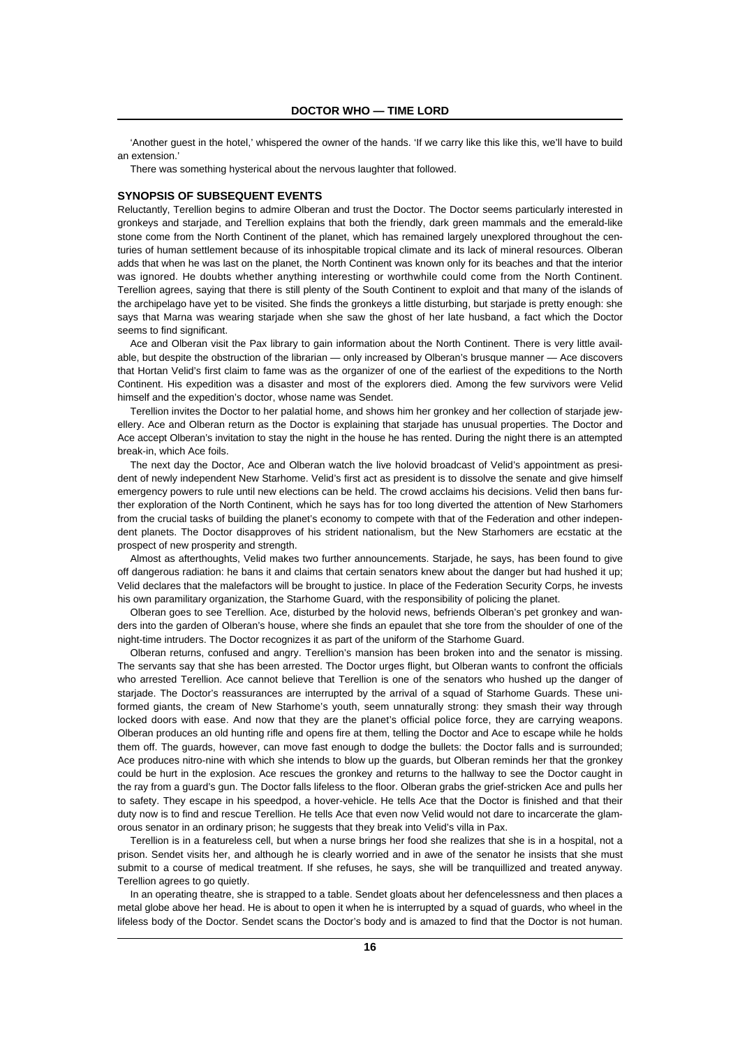'Another guest in the hotel,' whispered the owner of the hands. 'If we carry like this like this, we'll have to build an extension.'

There was something hysterical about the nervous laughter that followed.

## SYNOPSIS OF SUBSEQUENT EVENTS

Reluctantly, Terellion begins to admire Olberan and trust the Doctor. The Doctor seems particularly interested in gronkeys and starjade, and Terellion explains that both the friendly, dark green mammals and the emerald-like stone come from the North Continent of the planet, which has remained largely unexplored throughout the centuries of human settlement because of its inhospitable tropical climate and its lack of mineral resources. Olberan adds that when he was last on the planet, the North Continent was known only for its beaches and that the interior was ignored. He doubts whether anything interesting or worthwhile could come from the North Continent. Terellion agrees, saying that there is still plenty of the South Continent to exploit and that many of the islands of the archipelago have yet to be visited. She finds the gronkeys a little disturbing, but starjade is pretty enough: she says that Marna was wearing starjade when she saw the ghost of her late husband, a fact which the Doctor seems to find significant.

Ace and Olberan visit the Pax library to gain information about the North Continent. There is very little available, but despite the obstruction of the librarian — only increased by Olberan's brusque manner — Ace discovers that Hortan Velid's first claim to fame was as the organizer of one of the earliest of the expeditions to the North Continent. His expedition was a disaster and most of the explorers died. Among the few survivors were Velid himself and the expedition's doctor, whose name was Sendet.

Terellion invites the Doctor to her palatial home, and shows him her gronkey and her collection of starjade jewellery. Ace and Olberan return as the Doctor is explaining that starjade has unusual properties. The Doctor and Ace accept Olberan's invitation to stay the night in the house he has rented. During the night there is an attempted break-in, which Ace foils.

The next day the Doctor, Ace and Olberan watch the live holovid broadcast of Velid's appointment as president of newly independent New Starhome. Velid's first act as president is to dissolve the senate and give himself emergency powers to rule until new elections can be held. The crowd acclaims his decisions. Velid then bans further exploration of the North Continent, which he says has for too long diverted the attention of New Starhomers from the crucial tasks of building the planet's economy to compete with that of the Federation and other independent planets. The Doctor disapproves of his strident nationalism, but the New Starhomers are ecstatic at the prospect of new prosperity and strength.

Almost as afterthoughts, Velid makes two further announcements. Starjade, he says, has been found to give off dangerous radiation: he bans it and claims that certain senators knew about the danger but had hushed it up; Velid declares that the malefactors will be brought to justice. In place of the Federation Security Corps, he invests his own paramilitary organization, the Starhome Guard, with the responsibility of policing the planet.

Olberan goes to see Terellion. Ace, disturbed by the holovid news, befriends Olberan's pet gronkey and wanders into the garden of Olberan's house, where she finds an epaulet that she tore from the shoulder of one of the night-time intruders. The Doctor recognizes it as part of the uniform of the Starhome Guard.

Olberan returns, confused and angry. Terellion's mansion has been broken into and the senator is missing. The servants say that she has been arrested. The Doctor urges flight, but Olberan wants to confront the officials who arrested Terellion. Ace cannot believe that Terellion is one of the senators who hushed up the danger of starjade. The Doctor's reassurances are interrupted by the arrival of a squad of Starhome Guards. These uniformed giants, the cream of New Starhome's youth, seem unnaturally strong: they smash their way through locked doors with ease. And now that they are the planet's official police force, they are carrying weapons. Olberan produces an old hunting rifle and opens fire at them, telling the Doctor and Ace to escape while he holds them off. The guards, however, can move fast enough to dodge the bullets: the Doctor falls and is surrounded; Ace produces nitro-nine with which she intends to blow up the guards, but Olberan reminds her that the gronkey could be hurt in the explosion. Ace rescues the gronkey and returns to the hallway to see the Doctor caught in the ray from a guard's gun. The Doctor falls lifeless to the floor. Olberan grabs the grief-stricken Ace and pulls her to safety. They escape in his speedpod, a hover-vehicle. He tells Ace that the Doctor is finished and that their duty now is to find and rescue Terellion. He tells Ace that even now Velid would not dare to incarcerate the glamorous senator in an ordinary prison; he suggests that they break into Velid's villa in Pax.

Terellion is in a featureless cell, but when a nurse brings her food she realizes that she is in a hospital, not a prison. Sendet visits her, and although he is clearly worried and in awe of the senator he insists that she must submit to a course of medical treatment. If she refuses, he says, she will be tranquillized and treated anyway. Terellion agrees to go quietly.

In an operating theatre, she is strapped to a table. Sendet gloats about her defencelessness and then places a metal globe above her head. He is about to open it when he is interrupted by a squad of guards, who wheel in the lifeless body of the Doctor. Sendet scans the Doctor's body and is amazed to find that the Doctor is not human.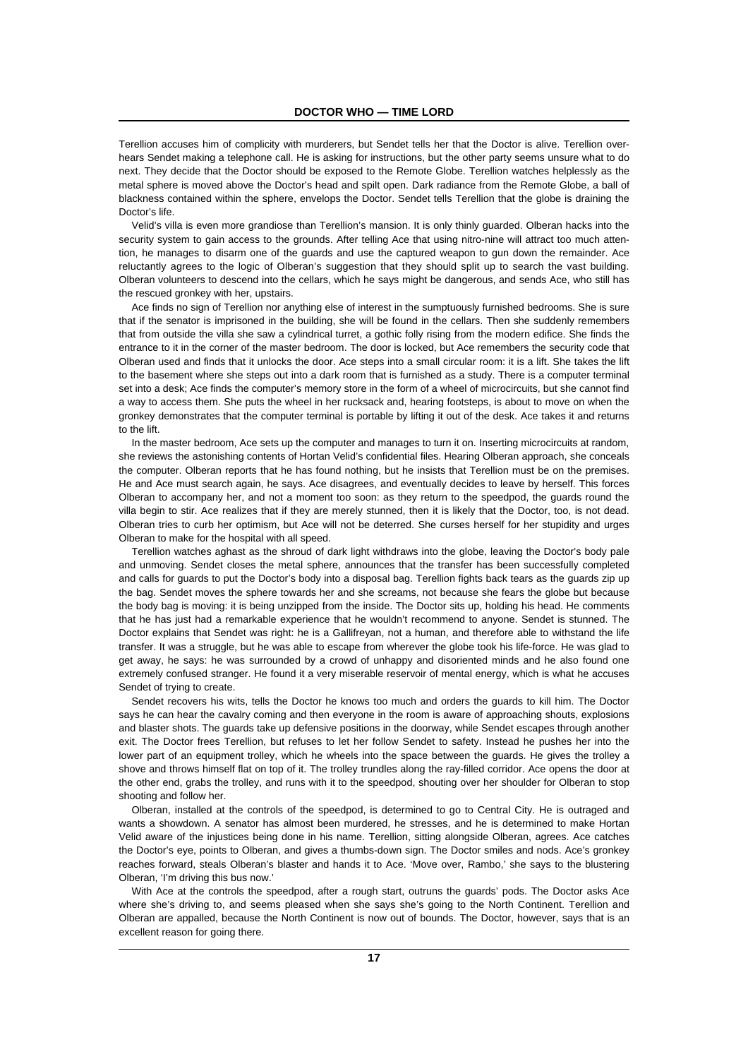Terellion accuses him of complicity with murderers, but Sendet tells her that the Doctor is alive. Terellion overhears Sendet making a telephone call. He is asking for instructions, but the other party seems unsure what to do next. They decide that the Doctor should be exposed to the Remote Globe. Terellion watches helplessly as the metal sphere is moved above the Doctor's head and spilt open. Dark radiance from the Remote Globe, a ball of blackness contained within the sphere, envelops the Doctor. Sendet tells Terellion that the globe is draining the Doctor's life.

Velid's villa is even more grandiose than Terellion's mansion. It is only thinly guarded. Olberan hacks into the security system to gain access to the grounds. After telling Ace that using nitro-nine will attract too much attention, he manages to disarm one of the guards and use the captured weapon to gun down the remainder. Ace reluctantly agrees to the logic of Olberan's suggestion that they should split up to search the vast building. Olberan volunteers to descend into the cellars, which he says might be dangerous, and sends Ace, who still has the rescued gronkey with her, upstairs.

Ace finds no sign of Terellion nor anything else of interest in the sumptuously furnished bedrooms. She is sure that if the senator is imprisoned in the building, she will be found in the cellars. Then she suddenly remembers that from outside the villa she saw a cylindrical turret, a gothic folly rising from the modern edifice. She finds the entrance to it in the corner of the master bedroom. The door is locked, but Ace remembers the security code that Olberan used and finds that it unlocks the door. Ace steps into a small circular room: it is a lift. She takes the lift to the basement where she steps out into a dark room that is furnished as a study. There is a computer terminal set into a desk; Ace finds the computer's memory store in the form of a wheel of microcircuits, but she cannot find a way to access them. She puts the wheel in her rucksack and, hearing footsteps, is about to move on when the gronkey demonstrates that the computer terminal is portable by lifting it out of the desk. Ace takes it and returns to the lift.

In the master bedroom, Ace sets up the computer and manages to turn it on. Inserting microcircuits at random, she reviews the astonishing contents of Hortan Velid's confidential files. Hearing Olberan approach, she conceals the computer. Olberan reports that he has found nothing, but he insists that Terellion must be on the premises. He and Ace must search again, he says. Ace disagrees, and eventually decides to leave by herself. This forces Olberan to accompany her, and not a moment too soon: as they return to the speedpod, the guards round the villa begin to stir. Ace realizes that if they are merely stunned, then it is likely that the Doctor, too, is not dead. Olberan tries to curb her optimism, but Ace will not be deterred. She curses herself for her stupidity and urges Olberan to make for the hospital with all speed.

Terellion watches aghast as the shroud of dark light withdraws into the globe, leaving the Doctor's body pale and unmoving. Sendet closes the metal sphere, announces that the transfer has been successfully completed and calls for guards to put the Doctor's body into a disposal bag. Terellion fights back tears as the guards zip up the bag. Sendet moves the sphere towards her and she screams, not because she fears the globe but because the body bag is moving: it is being unzipped from the inside. The Doctor sits up, holding his head. He comments that he has just had a remarkable experience that he wouldn't recommend to anyone. Sendet is stunned. The Doctor explains that Sendet was right: he is a Gallifreyan, not a human, and therefore able to withstand the life transfer. It was a struggle, but he was able to escape from wherever the globe took his life-force. He was glad to get away, he says: he was surrounded by a crowd of unhappy and disoriented minds and he also found one extremely confused stranger. He found it a very miserable reservoir of mental energy, which is what he accuses Sendet of trying to create.

Sendet recovers his wits, tells the Doctor he knows too much and orders the guards to kill him. The Doctor says he can hear the cavalry coming and then everyone in the room is aware of approaching shouts, explosions and blaster shots. The guards take up defensive positions in the doorway, while Sendet escapes through another exit. The Doctor frees Terellion, but refuses to let her follow Sendet to safety. Instead he pushes her into the lower part of an equipment trolley, which he wheels into the space between the guards. He gives the trolley a shove and throws himself flat on top of it. The trolley trundles along the ray-filled corridor. Ace opens the door at the other end, grabs the trolley, and runs with it to the speedpod, shouting over her shoulder for Olberan to stop shooting and follow her.

Olberan, installed at the controls of the speedpod, is determined to go to Central City. He is outraged and wants a showdown. A senator has almost been murdered, he stresses, and he is determined to make Hortan Velid aware of the injustices being done in his name. Terellion, sitting alongside Olberan, agrees. Ace catches the Doctor's eye, points to Olberan, and gives a thumbs-down sign. The Doctor smiles and nods. Ace's gronkey reaches forward, steals Olberan's blaster and hands it to Ace. 'Move over, Rambo,' she says to the blustering Olberan, 'I'm driving this bus now.'

With Ace at the controls the speedpod, after a rough start, outruns the guards' pods. The Doctor asks Ace where she's driving to, and seems pleased when she says she's going to the North Continent. Terellion and Olberan are appalled, because the North Continent is now out of bounds. The Doctor, however, says that is an excellent reason for going there.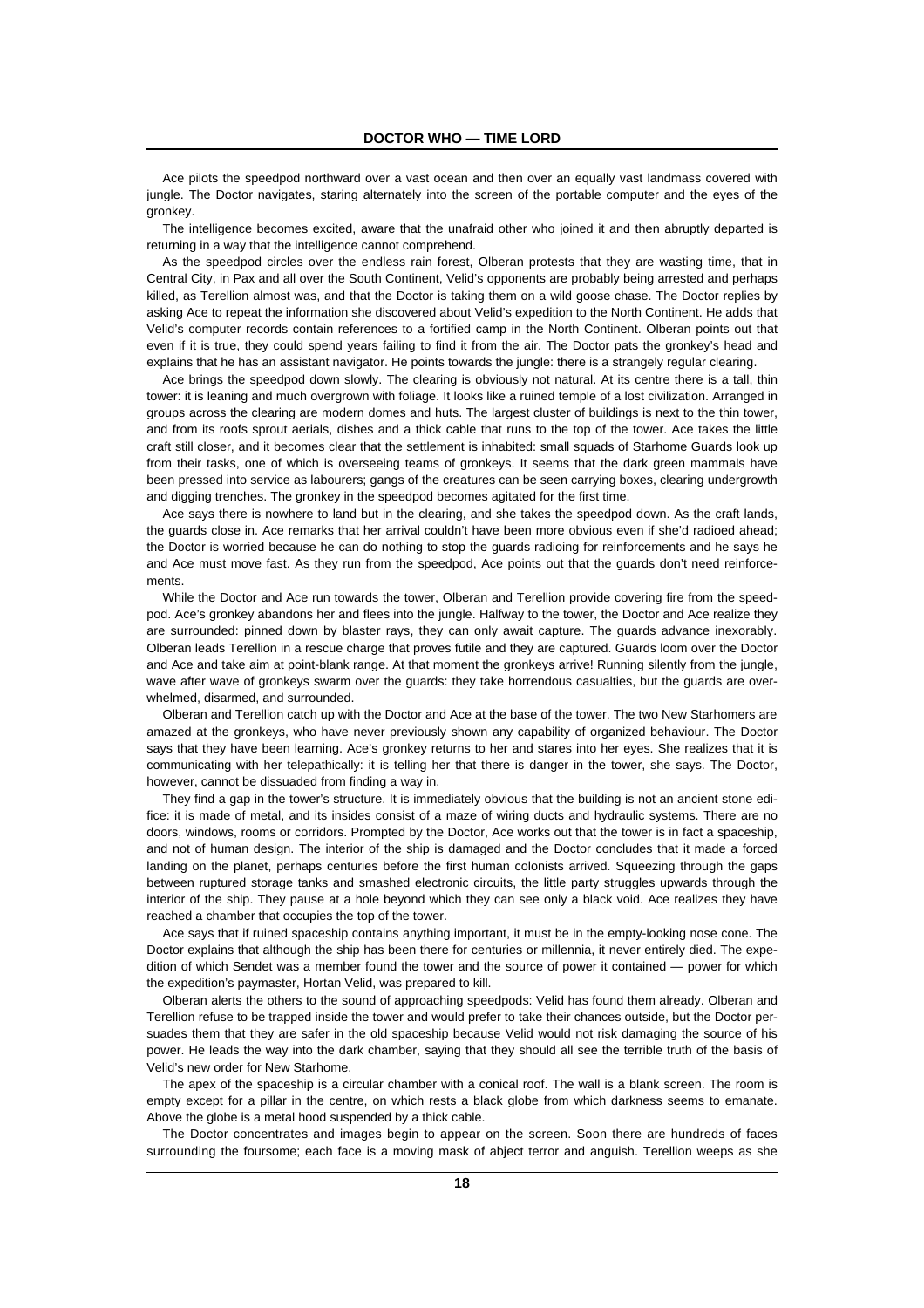Ace pilots the speedpod northward over a vast ocean and then over an equally vast landmass covered with jungle. The Doctor navigates, staring alternately into the screen of the portable computer and the eyes of the gronkey.

The intelligence becomes excited, aware that the unafraid other who joined it and then abruptly departed is returning in a way that the intelligence cannot comprehend.

As the speedpod circles over the endless rain forest, Olberan protests that they are wasting time, that in Central City, in Pax and all over the South Continent, Velid's opponents are probably being arrested and perhaps killed, as Terellion almost was, and that the Doctor is taking them on a wild goose chase. The Doctor replies by asking Ace to repeat the information she discovered about Velid's expedition to the North Continent. He adds that Velid's computer records contain references to a fortified camp in the North Continent. Olberan points out that even if it is true, they could spend years failing to find it from the air. The Doctor pats the gronkey's head and explains that he has an assistant navigator. He points towards the jungle: there is a strangely regular clearing.

Ace brings the speedpod down slowly. The clearing is obviously not natural. At its centre there is a tall, thin tower: it is leaning and much overgrown with foliage. It looks like a ruined temple of a lost civilization. Arranged in groups across the clearing are modern domes and huts. The largest cluster of buildings is next to the thin tower, and from its roofs sprout aerials, dishes and a thick cable that runs to the top of the tower. Ace takes the little craft still closer, and it becomes clear that the settlement is inhabited: small squads of Starhome Guards look up from their tasks, one of which is overseeing teams of gronkeys. It seems that the dark green mammals have been pressed into service as labourers; gangs of the creatures can be seen carrying boxes, clearing undergrowth and digging trenches. The gronkey in the speedpod becomes agitated for the first time.

Ace says there is nowhere to land but in the clearing, and she takes the speedpod down. As the craft lands, the guards close in. Ace remarks that her arrival couldn't have been more obvious even if she'd radioed ahead; the Doctor is worried because he can do nothing to stop the guards radioing for reinforcements and he says he and Ace must move fast. As they run from the speedpod, Ace points out that the guards don't need reinforcements.

While the Doctor and Ace run towards the tower, Olberan and Terellion provide covering fire from the speedpod. Ace's gronkey abandons her and flees into the jungle. Halfway to the tower, the Doctor and Ace realize they are surrounded: pinned down by blaster rays, they can only await capture. The guards advance inexorably. Olberan leads Terellion in a rescue charge that proves futile and they are captured. Guards loom over the Doctor and Ace and take aim at point-blank range. At that moment the gronkeys arrive! Running silently from the jungle, wave after wave of gronkeys swarm over the guards: they take horrendous casualties, but the guards are overwhelmed, disarmed, and surrounded.

Olberan and Terellion catch up with the Doctor and Ace at the base of the tower. The two New Starhomers are amazed at the gronkeys, who have never previously shown any capability of organized behaviour. The Doctor says that they have been learning. Ace's gronkey returns to her and stares into her eyes. She realizes that it is communicating with her telepathically: it is telling her that there is danger in the tower, she says. The Doctor, however, cannot be dissuaded from finding a way in.

They find a gap in the tower's structure. It is immediately obvious that the building is not an ancient stone edifice: it is made of metal, and its insides consist of a maze of wiring ducts and hydraulic systems. There are no doors, windows, rooms or corridors. Prompted by the Doctor, Ace works out that the tower is in fact a spaceship, and not of human design. The interior of the ship is damaged and the Doctor concludes that it made a forced landing on the planet, perhaps centuries before the first human colonists arrived. Squeezing through the gaps between ruptured storage tanks and smashed electronic circuits, the little party struggles upwards through the interior of the ship. They pause at a hole beyond which they can see only a black void. Ace realizes they have reached a chamber that occupies the top of the tower.

Ace says that if ruined spaceship contains anything important, it must be in the empty-looking nose cone. The Doctor explains that although the ship has been there for centuries or millennia, it never entirely died. The expedition of which Sendet was a member found the tower and the source of power it contained — power for which the expedition's paymaster, Hortan Velid, was prepared to kill.

Olberan alerts the others to the sound of approaching speedpods: Velid has found them already. Olberan and Terellion refuse to be trapped inside the tower and would prefer to take their chances outside, but the Doctor persuades them that they are safer in the old spaceship because Velid would not risk damaging the source of his power. He leads the way into the dark chamber, saying that they should all see the terrible truth of the basis of Velid's new order for New Starhome.

The apex of the spaceship is a circular chamber with a conical roof. The wall is a blank screen. The room is empty except for a pillar in the centre, on which rests a black globe from which darkness seems to emanate. Above the globe is a metal hood suspended by a thick cable.

The Doctor concentrates and images begin to appear on the screen. Soon there are hundreds of faces surrounding the foursome; each face is a moving mask of abject terror and anguish. Terellion weeps as she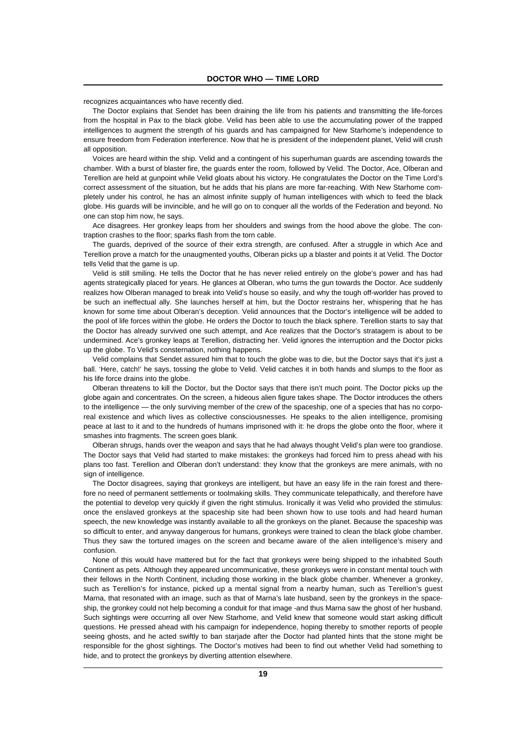recognizes acquaintances who have recently died.

The Doctor explains that Sendet has been draining the life from his patients and transmitting the life-forces from the hospital in Pax to the black globe. Velid has been able to use the accumulating power of the trapped intelligences to augment the strength of his guards and has campaigned for New Starhome's independence to ensure freedom from Federation interference. Now that he is president of the independent planet, Velid will crush all opposition.

Voices are heard within the ship. Velid and a contingent of his superhuman guards are ascending towards the chamber. With a burst of blaster fire, the guards enter the room, followed by Velid. The Doctor, Ace, Olberan and Terellion are held at gunpoint while Velid gloats about his victory. He congratulates the Doctor on the Time Lord's correct assessment of the situation, but he adds that his plans are more far-reaching. With New Starhome completely under his control, he has an almost infinite supply of human intelligences with which to feed the black globe. His guards will be invincible, and he will go on to conquer all the worlds of the Federation and beyond. No one can stop him now, he says.

Ace disagrees. Her gronkey leaps from her shoulders and swings from the hood above the globe. The contraption crashes to the floor; sparks flash from the torn cable.

The guards, deprived of the source of their extra strength, are confused. After a struggle in which Ace and Terellion prove a match for the unaugmented youths, Olberan picks up a blaster and points it at Velid. The Doctor tells Velid that the game is up.

Velid is still smiling. He tells the Doctor that he has never relied entirely on the globe's power and has had agents strategically placed for years. He glances at Olberan, who turns the gun towards the Doctor. Ace suddenly realizes how Olberan managed to break into Velid's house so easily, and why the tough off-worlder has proved to be such an ineffectual ally. She launches herself at him, but the Doctor restrains her, whispering that he has known for some time about Olberan's deception. Velid announces that the Doctor's intelligence will be added to the pool of life forces within the globe. He orders the Doctor to touch the black sphere. Terellion starts to say that the Doctor has already survived one such attempt, and Ace realizes that the Doctor's stratagem is about to be undermined. Ace's gronkey leaps at Terellion, distracting her. Velid ignores the interruption and the Doctor picks up the globe. To Velid's consternation, nothing happens.

Velid complains that Sendet assured him that to touch the globe was to die, but the Doctor says that it's just a ball. 'Here, catch!' he says, tossing the globe to Velid. Velid catches it in both hands and slumps to the floor as his life force drains into the globe.

Olberan threatens to kill the Doctor, but the Doctor says that there isn't much point. The Doctor picks up the globe again and concentrates. On the screen, a hideous alien figure takes shape. The Doctor introduces the others to the intelligence — the only surviving member of the crew of the spaceship, one of a species that has no corporeal existence and which lives as collective consciousnesses. He speaks to the alien intelligence, promising peace at last to it and to the hundreds of humans imprisoned with it: he drops the globe onto the floor, where it smashes into fragments. The screen goes blank.

Olberan shrugs, hands over the weapon and says that he had always thought Velid's plan were too grandiose. The Doctor says that Velid had started to make mistakes: the gronkeys had forced him to press ahead with his plans too fast. Terellion and Olberan don't understand: they know that the gronkeys are mere animals, with no sign of intelligence.

The Doctor disagrees, saying that gronkeys are intelligent, but have an easy life in the rain forest and therefore no need of permanent settlements or toolmaking skills. They communicate telepathically, and therefore have the potential to develop very quickly if given the right stimulus. Ironically it was Velid who provided the stimulus: once the enslaved gronkeys at the spaceship site had been shown how to use tools and had heard human speech, the new knowledge was instantly available to all the gronkeys on the planet. Because the spaceship was so difficult to enter, and anyway dangerous for humans, gronkeys were trained to clean the black globe chamber. Thus they saw the tortured images on the screen and became aware of the alien intelligence's misery and confusion.

None of this would have mattered but for the fact that gronkeys were being shipped to the inhabited South Continent as pets. Although they appeared uncommunicative, these gronkeys were in constant mental touch with their fellows in the North Continent, including those working in the black globe chamber. Whenever a gronkey, such as Terellion's for instance, picked up a mental signal from a nearby human, such as Terellion's guest Marna, that resonated with an image, such as that of Marna's late husband, seen by the gronkeys in the spaceship, the gronkey could not help becoming a conduit for that image -and thus Marna saw the ghost of her husband. Such sightings were occurring all over New Starhome, and Velid knew that someone would start asking difficult questions. He pressed ahead with his campaign for independence, hoping thereby to smother reports of people seeing ghosts, and he acted swiftly to ban starjade after the Doctor had planted hints that the stone might be responsible for the ghost sightings. The Doctor's motives had been to find out whether Velid had something to hide, and to protect the gronkeys by diverting attention elsewhere.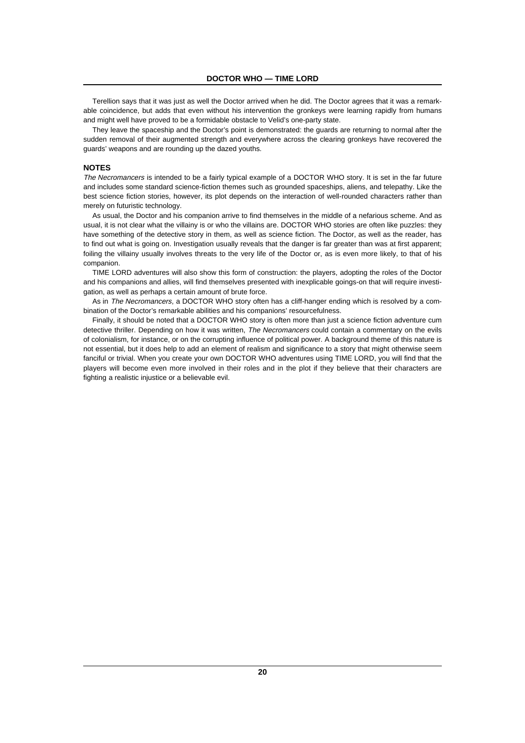Terellion says that it was just as well the Doctor arrived when he did. The Doctor agrees that it was a remarkable coincidence, but adds that even without his intervention the gronkeys were learning rapidly from humans and might well have proved to be a formidable obstacle to Velid's one-party state.

They leave the spaceship and the Doctor's point is demonstrated: the guards are returning to normal after the sudden removal of their augmented strength and everywhere across the clearing gronkeys have recovered the guards' weapons and are rounding up the dazed youths.

## NOTES

*The Necromancers* is intended to be a fairly typical example of a DOCTOR WHO story. It is set in the far future and includes some standard science-fiction themes such as grounded spaceships, aliens, and telepathy. Like the best science fiction stories, however, its plot depends on the interaction of well-rounded characters rather than merely on futuristic technology.

As usual, the Doctor and his companion arrive to find themselves in the middle of a nefarious scheme. And as usual, it is not clear what the villainy is or who the villains are. DOCTOR WHO stories are often like puzzles: they have something of the detective story in them, as well as science fiction. The Doctor, as well as the reader, has to find out what is going on. Investigation usually reveals that the danger is far greater than was at first apparent; foiling the villainy usually involves threats to the very life of the Doctor or, as is even more likely, to that of his companion.

TIME LORD adventures will also show this form of construction: the players, adopting the roles of the Doctor and his companions and allies, will find themselves presented with inexplicable goings-on that will require investigation, as well as perhaps a certain amount of brute force.

As in *The Necromancers*, a DOCTOR WHO story often has a cliff-hanger ending which is resolved by a combination of the Doctor's remarkable abilities and his companions' resourcefulness.

Finally, it should be noted that a DOCTOR WHO story is often more than just a science fiction adventure cum detective thriller. Depending on how it was written, *The Necromancers* could contain a commentary on the evils of colonialism, for instance, or on the corrupting influence of political power. A background theme of this nature is not essential, but it does help to add an element of realism and significance to a story that might otherwise seem fanciful or trivial. When you create your own DOCTOR WHO adventures using TIME LORD, you will find that the players will become even more involved in their roles and in the plot if they believe that their characters are fighting a realistic injustice or a believable evil.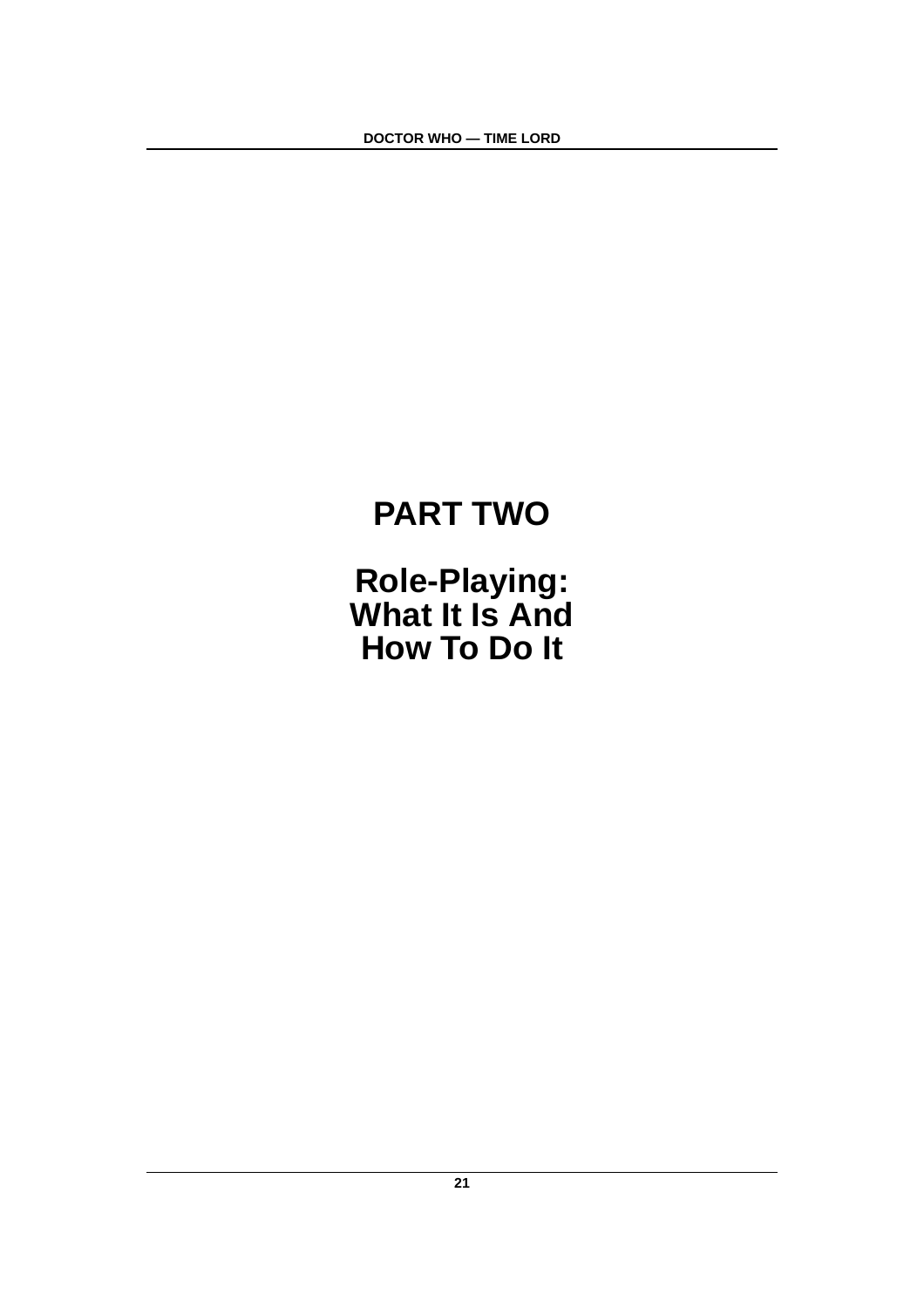# PART TWO

## Role-Playing: What It Is And How To Do It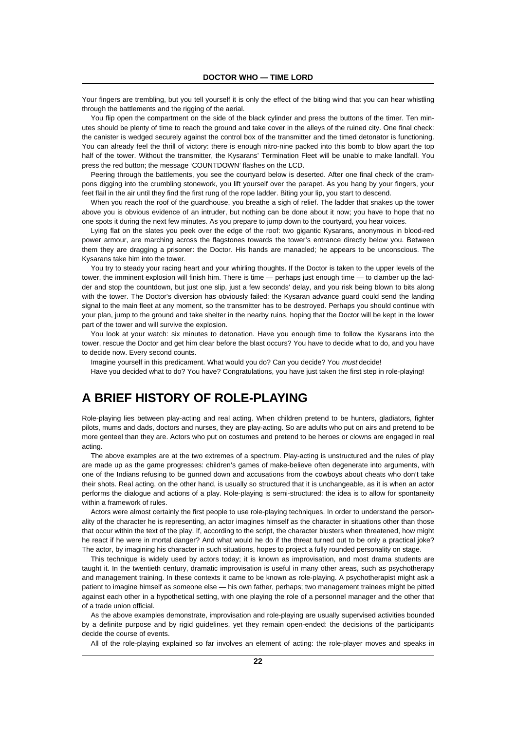Your fingers are trembling, but you tell yourself it is only the effect of the biting wind that you can hear whistling through the battlements and the rigging of the aerial.

You flip open the compartment on the side of the black cylinder and press the buttons of the timer. Ten minutes should be plenty of time to reach the ground and take cover in the alleys of the ruined city. One final check: the canister is wedged securely against the control box of the transmitter and the timed detonator is functioning. You can already feel the thrill of victory: there is enough nitro-nine packed into this bomb to blow apart the top half of the tower. Without the transmitter, the Kysarans' Termination Fleet will be unable to make landfall. You press the red button; the message 'COUNTDOWN' flashes on the LCD.

Peering through the battlements, you see the courtyard below is deserted. After one final check of the crampons digging into the crumbling stonework, you lift yourself over the parapet. As you hang by your fingers, your feet flail in the air until they find the first rung of the rope ladder. Biting your lip, you start to descend.

When you reach the roof of the guardhouse, you breathe a sigh of relief. The ladder that snakes up the tower above you is obvious evidence of an intruder, but nothing can be done about it now; you have to hope that no one spots it during the next few minutes. As you prepare to jump down to the courtyard, you hear voices.

Lying flat on the slates you peek over the edge of the roof: two gigantic Kysarans, anonymous in blood-red power armour, are marching across the flagstones towards the tower's entrance directly below you. Between them they are dragging a prisoner: the Doctor. His hands are manacled; he appears to be unconscious. The Kysarans take him into the tower.

You try to steady your racing heart and your whirling thoughts. If the Doctor is taken to the upper levels of the tower, the imminent explosion will finish him. There is time — perhaps just enough time — to clamber up the ladder and stop the countdown, but just one slip, just a few seconds' delay, and you risk being blown to bits along with the tower. The Doctor's diversion has obviously failed: the Kysaran advance guard could send the landing signal to the main fleet at any moment, so the transmitter has to be destroyed. Perhaps you should continue with your plan, jump to the ground and take shelter in the nearby ruins, hoping that the Doctor will be kept in the lower part of the tower and will survive the explosion.

You look at your watch: six minutes to detonation. Have you enough time to follow the Kysarans into the tower, rescue the Doctor and get him clear before the blast occurs? You have to decide what to do, and you have to decide now. Every second counts.

Imagine yourself in this predicament. What would you do? Can you decide? You *must* decide!

Have you decided what to do? You have? Congratulations, you have just taken the first step in role-playing!

## A BRIEF HISTORY OF ROLE-PLAYING

Role-playing lies between play-acting and real acting. When children pretend to be hunters, gladiators, fighter pilots, mums and dads, doctors and nurses, they are play-acting. So are adults who put on airs and pretend to be more genteel than they are. Actors who put on costumes and pretend to be heroes or clowns are engaged in real acting.

The above examples are at the two extremes of a spectrum. Play-acting is unstructured and the rules of play are made up as the game progresses: children's games of make-believe often degenerate into arguments, with one of the Indians refusing to be gunned down and accusations from the cowboys about cheats who don't take their shots. Real acting, on the other hand, is usually so structured that it is unchangeable, as it is when an actor performs the dialogue and actions of a play. Role-playing is semi-structured: the idea is to allow for spontaneity within a framework of rules.

Actors were almost certainly the first people to use role-playing techniques. In order to understand the personality of the character he is representing, an actor imagines himself as the character in situations other than those that occur within the text of the play. If, according to the script, the character blusters when threatened, how might he react if he were in mortal danger? And what would he do if the threat turned out to be only a practical joke? The actor, by imagining his character in such situations, hopes to project a fully rounded personality on stage.

This technique is widely used by actors today; it is known as improvisation, and most drama students are taught it. In the twentieth century, dramatic improvisation is useful in many other areas, such as psychotherapy and management training. In these contexts it came to be known as role-playing. A psychotherapist might ask a patient to imagine himself as someone else — his own father, perhaps; two management trainees might be pitted against each other in a hypothetical setting, with one playing the role of a personnel manager and the other that of a trade union official.

As the above examples demonstrate, improvisation and role-playing are usually supervised activities bounded by a definite purpose and by rigid guidelines, yet they remain open-ended: the decisions of the participants decide the course of events.

All of the role-playing explained so far involves an element of acting: the role-player moves and speaks in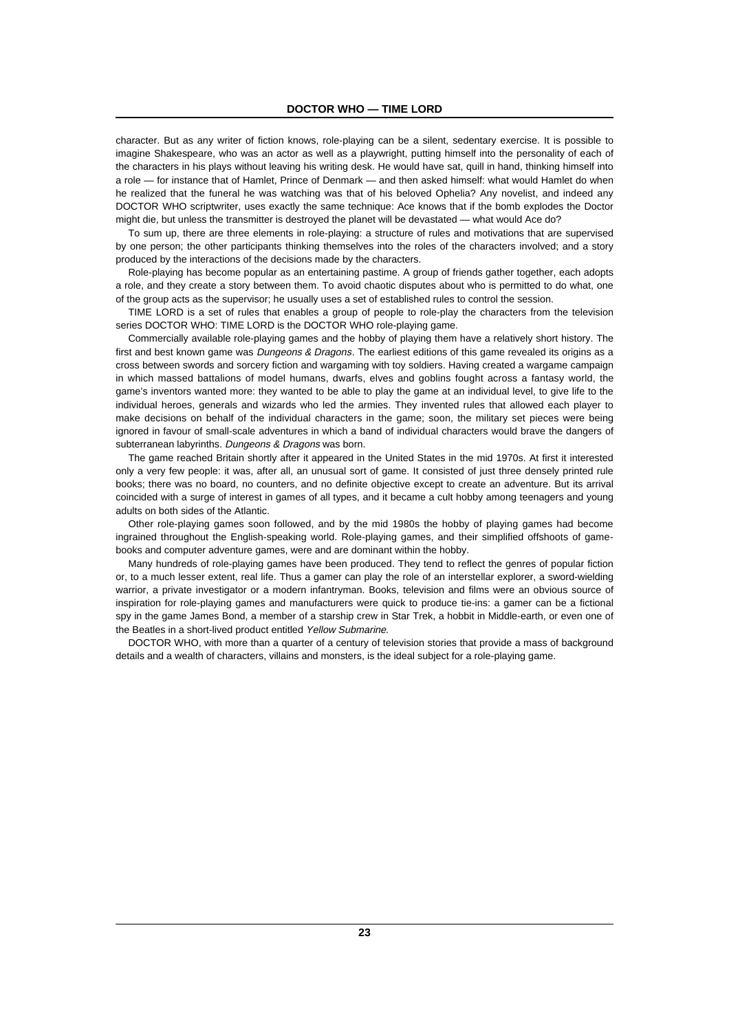character. But as any writer of fiction knows, role-playing can be a silent, sedentary exercise. It is possible to imagine Shakespeare, who was an actor as well as a playwright, putting himself into the personality of each of the characters in his plays without leaving his writing desk. He would have sat, quill in hand, thinking himself into a role — for instance that of Hamlet, Prince of Denmark — and then asked himself: what would Hamlet do when he realized that the funeral he was watching was that of his beloved Ophelia? Any novelist, and indeed any DOCTOR WHO scriptwriter, uses exactly the same technique: Ace knows that if the bomb explodes the Doctor might die, but unless the transmitter is destroyed the planet will be devastated — what would Ace do?

To sum up, there are three elements in role-playing: a structure of rules and motivations that are supervised by one person; the other participants thinking themselves into the roles of the characters involved; and a story produced by the interactions of the decisions made by the characters.

Role-playing has become popular as an entertaining pastime. A group of friends gather together, each adopts a role, and they create a story between them. To avoid chaotic disputes about who is permitted to do what, one of the group acts as the supervisor; he usually uses a set of established rules to control the session.

TIME LORD is a set of rules that enables a group of people to role-play the characters from the television series DOCTOR WHO: TIME LORD is the DOCTOR WHO role-playing game.

Commercially available role-playing games and the hobby of playing them have a relatively short history. The first and best known game was *Dungeons & Dragons*. The earliest editions of this game revealed its origins as a cross between swords and sorcery fiction and wargaming with toy soldiers. Having created a wargame campaign in which massed battalions of model humans, dwarfs, elves and goblins fought across a fantasy world, the game's inventors wanted more: they wanted to be able to play the game at an individual level, to give life to the individual heroes, generals and wizards who led the armies. They invented rules that allowed each player to make decisions on behalf of the individual characters in the game; soon, the military set pieces were being ignored in favour of small-scale adventures in which a band of individual characters would brave the dangers of subterranean labyrinths. *Dungeons & Dragons* was born.

The game reached Britain shortly after it appeared in the United States in the mid 1970s. At first it interested only a very few people: it was, after all, an unusual sort of game. It consisted of just three densely printed rule books; there was no board, no counters, and no definite objective except to create an adventure. But its arrival coincided with a surge of interest in games of all types, and it became a cult hobby among teenagers and young adults on both sides of the Atlantic.

Other role-playing games soon followed, and by the mid 1980s the hobby of playing games had become ingrained throughout the English-speaking world. Role-playing games, and their simplified offshoots of game-books and computer adventure games, were and are dominant within the hobby.

Many hundreds of role-playing games have been produced. They tend to reflect the genres of popular fiction or, to a much lesser extent, real life. Thus a gamer can play the role of an interstellar explorer, a sword-wielding warrior, a private investigator or a modern infantryman. Books, television and films were an obvious source of inspiration for role-playing games and manufacturers were quick to produce tie-ins: a gamer can be a fictional spy in the game James Bond, a member of a starship crew in Star Trek, a hobbit in Middle-earth, or even one of the Beatles in a short-lived product entitled *Yellow Submarine*.

DOCTOR WHO, with more than a quarter of a century of television stories that provide a mass of background details and a wealth of characters, villains and monsters, is the ideal subject for a role-playing game.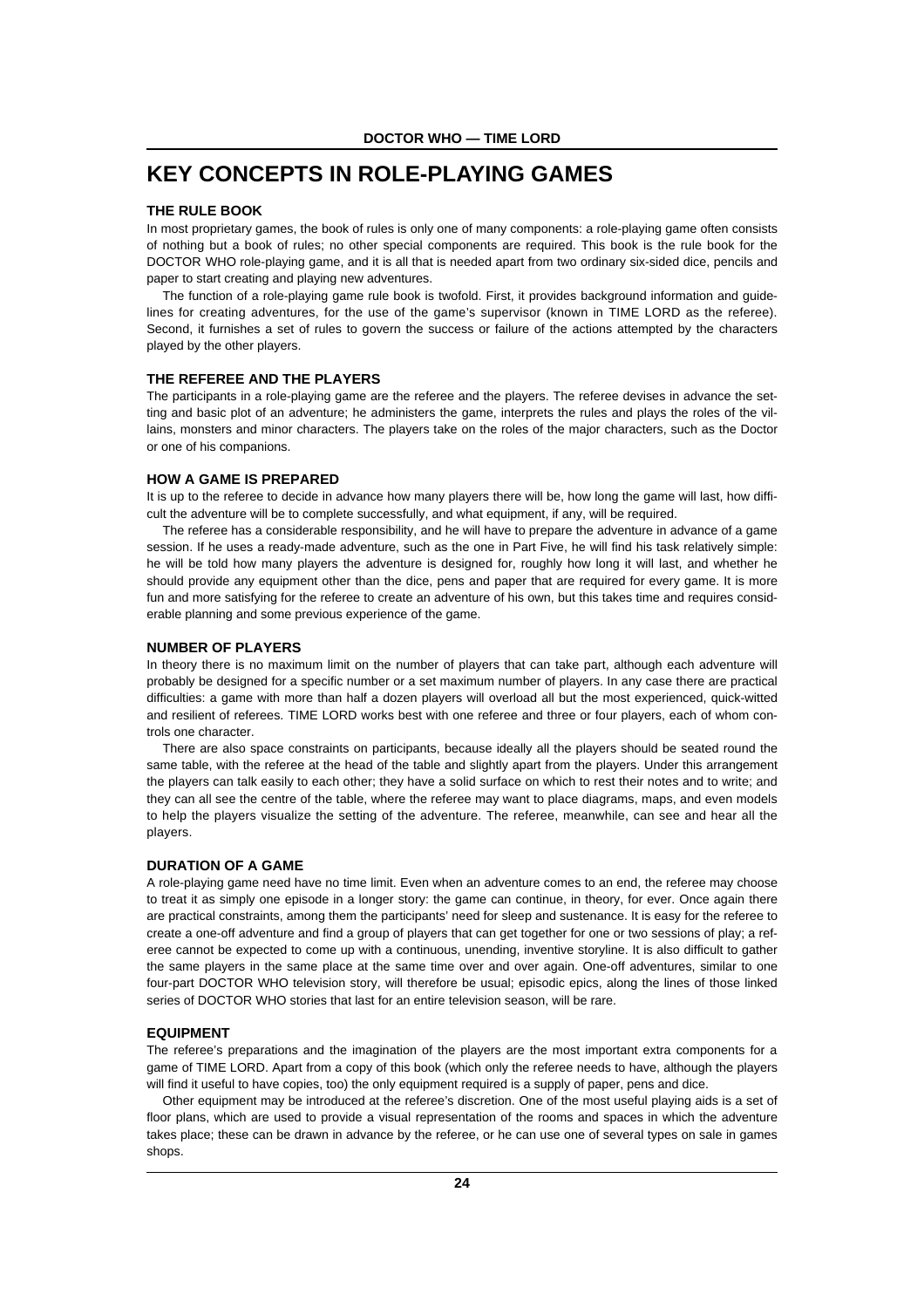# KEY CONCEPTS IN ROLE-PLAYING GAMES

### THE RULE BOOK

In most proprietary games, the book of rules is only one of many components: a role-playing game often consists of nothing but a book of rules; no other special components are required. This book is the rule book for the DOCTOR WHO role-playing game, and it is all that is needed apart from two ordinary six-sided dice, pencils and paper to start creating and playing new adventures.

The function of a role-playing game rule book is twofold. First, it provides background information and guidelines for creating adventures, for the use of the game's supervisor (known in TIME LORD as the referee). Second, it furnishes a set of rules to govern the success or failure of the actions attempted by the characters played by the other players.

### THE REFEREE AND THE PLAYERS

The participants in a role-playing game are the referee and the players. The referee devises in advance the setting and basic plot of an adventure; he administers the game, interprets the rules and plays the roles of the villains, monsters and minor characters. The players take on the roles of the major characters, such as the Doctor or one of his companions.

### HOW A GAME IS PREPARED

It is up to the referee to decide in advance how many players there will be, how long the game will last, how difficult the adventure will be to complete successfully, and what equipment, if any, will be required.

The referee has a considerable responsibility, and he will have to prepare the adventure in advance of a game session. If he uses a ready-made adventure, such as the one in Part Five, he will find his task relatively simple: he will be told how many players the adventure is designed for, roughly how long it will last, and whether he should provide any equipment other than the dice, pens and paper that are required for every game. It is more fun and more satisfying for the referee to create an adventure of his own, but this takes time and requires considerable planning and some previous experience of the game.

### NUMBER OF PLAYERS

In theory there is no maximum limit on the number of players that can take part, although each adventure will probably be designed for a specific number or a set maximum number of players. In any case there are practical difficulties: a game with more than half a dozen players will overload all but the most experienced, quick-witted and resilient of referees. TIME LORD works best with one referee and three or four players, each of whom controls one character.

There are also space constraints on participants, because ideally all the players should be seated round the same table, with the referee at the head of the table and slightly apart from the players. Under this arrangement the players can talk easily to each other; they have a solid surface on which to rest their notes and to write; and they can all see the centre of the table, where the referee may want to place diagrams, maps, and even models to help the players visualize the setting of the adventure. The referee, meanwhile, can see and hear all the players.

### DURATION OF A GAME

A role-playing game need have no time limit. Even when an adventure comes to an end, the referee may choose to treat it as simply one episode in a longer story: the game can continue, in theory, for ever. Once again there are practical constraints, among them the participants' need for sleep and sustenance. It is easy for the referee to create a one-off adventure and find a group of players that can get together for one or two sessions of play; a referee cannot be expected to come up with a continuous, unending, inventive storyline. It is also difficult to gather the same players in the same place at the same time over and over again. One-off adventures, similar to one four-part DOCTOR WHO television story, will therefore be usual; episodic epics, along the lines of those linked series of DOCTOR WHO stories that last for an entire television season, will be rare.

### EQUIPMENT

The referee's preparations and the imagination of the players are the most important extra components for a game of TIME LORD. Apart from a copy of this book (which only the referee needs to have, although the players will find it useful to have copies, too) the only equipment required is a supply of paper, pens and dice.

Other equipment may be introduced at the referee's discretion. One of the most useful playing aids is a set of floor plans, which are used to provide a visual representation of the rooms and spaces in which the adventure takes place; these can be drawn in advance by the referee, or he can use one of several types on sale in games shops.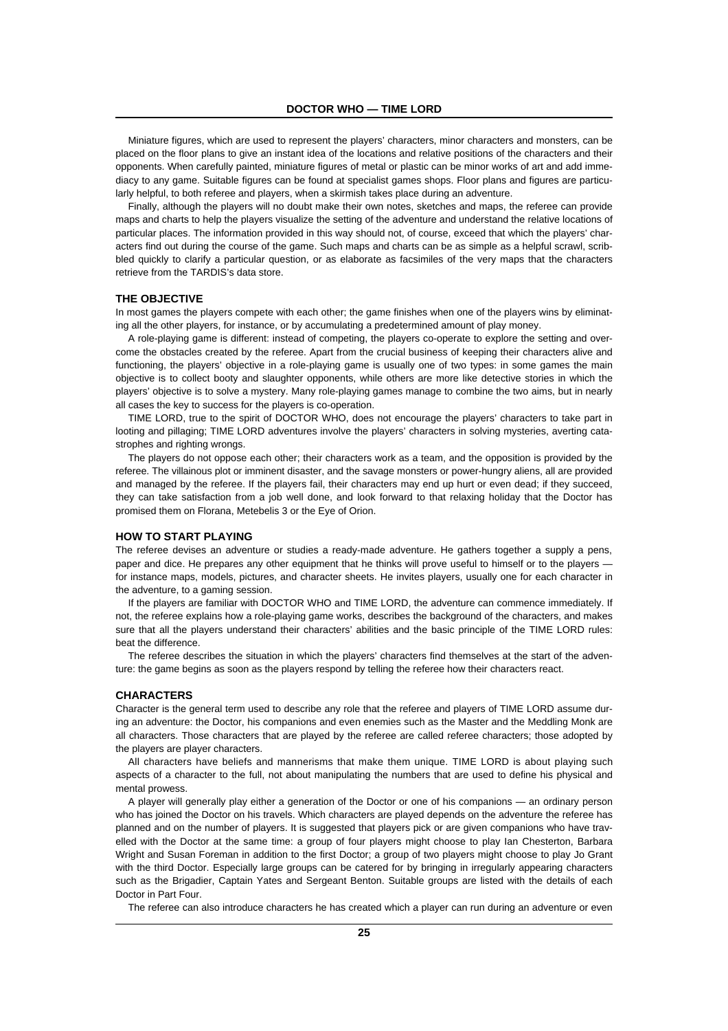Miniature figures, which are used to represent the players' characters, minor characters and monsters, can be placed on the floor plans to give an instant idea of the locations and relative positions of the characters and their opponents. When carefully painted, miniature figures of metal or plastic can be minor works of art and add immediacy to any game. Suitable figures can be found at specialist games shops. Floor plans and figures are particularly helpful, to both referee and players, when a skirmish takes place during an adventure.

Finally, although the players will no doubt make their own notes, sketches and maps, the referee can provide maps and charts to help the players visualize the setting of the adventure and understand the relative locations of particular places. The information provided in this way should not, of course, exceed that which the players' characters find out during the course of the game. Such maps and charts can be as simple as a helpful scrawl, scribbled quickly to clarify a particular question, or as elaborate as facsimiles of the very maps that the characters retrieve from the TARDIS's data store.

### THE OBJECTIVE

In most games the players compete with each other; the game finishes when one of the players wins by eliminating all the other players, for instance, or by accumulating a predetermined amount of play money.

A role-playing game is different: instead of competing, the players co-operate to explore the setting and overcome the obstacles created by the referee. Apart from the crucial business of keeping their characters alive and functioning, the players' objective in a role-playing game is usually one of two types: in some games the main objective is to collect booty and slaughter opponents, while others are more like detective stories in which the players' objective is to solve a mystery. Many role-playing games manage to combine the two aims, but in nearly all cases the key to success for the players is co-operation.

TIME LORD, true to the spirit of DOCTOR WHO, does not encourage the players' characters to take part in looting and pillaging; TIME LORD adventures involve the players' characters in solving mysteries, averting catastrophes and righting wrongs.

The players do not oppose each other; their characters work as a team, and the opposition is provided by the referee. The villainous plot or imminent disaster, and the savage monsters or power-hungry aliens, all are provided and managed by the referee. If the players fail, their characters may end up hurt or even dead; if they succeed, they can take satisfaction from a job well done, and look forward to that relaxing holiday that the Doctor has promised them on Florana, Metebelis 3 or the Eye of Orion.

### HOW TO START PLAYING

The referee devises an adventure or studies a ready-made adventure. He gathers together a supply a pens, paper and dice. He prepares any other equipment that he thinks will prove useful to himself or to the players — for instance maps, models, pictures, and character sheets. He invites players, usually one for each character in the adventure, to a gaming session.

If the players are familiar with DOCTOR WHO and TIME LORD, the adventure can commence immediately. If not, the referee explains how a role-playing game works, describes the background of the characters, and makes sure that all the players understand their characters' abilities and the basic principle of the TIME LORD rules: beat the difference.

The referee describes the situation in which the players' characters find themselves at the start of the adventure: the game begins as soon as the players respond by telling the referee how their characters react.

### CHARACTERS

Character is the general term used to describe any role that the referee and players of TIME LORD assume during an adventure: the Doctor, his companions and even enemies such as the Master and the Meddling Monk are all characters. Those characters that are played by the referee are called referee characters; those adopted by the players are player characters.

All characters have beliefs and mannerisms that make them unique. TIME LORD is about playing such aspects of a character to the full, not about manipulating the numbers that are used to define his physical and mental prowess.

A player will generally play either a generation of the Doctor or one of his companions — an ordinary person who has joined the Doctor on his travels. Which characters are played depends on the adventure the referee has planned and on the number of players. It is suggested that players pick or are given companions who have travelled with the Doctor at the same time: a group of four players might choose to play Ian Chesterton, Barbara Wright and Susan Foreman in addition to the first Doctor; a group of two players might choose to play Jo Grant with the third Doctor. Especially large groups can be catered for by bringing in irregularly appearing characters such as the Brigadier, Captain Yates and Sergeant Benton. Suitable groups are listed with the details of each Doctor in Part Four.

The referee can also introduce characters he has created which a player can run during an adventure or even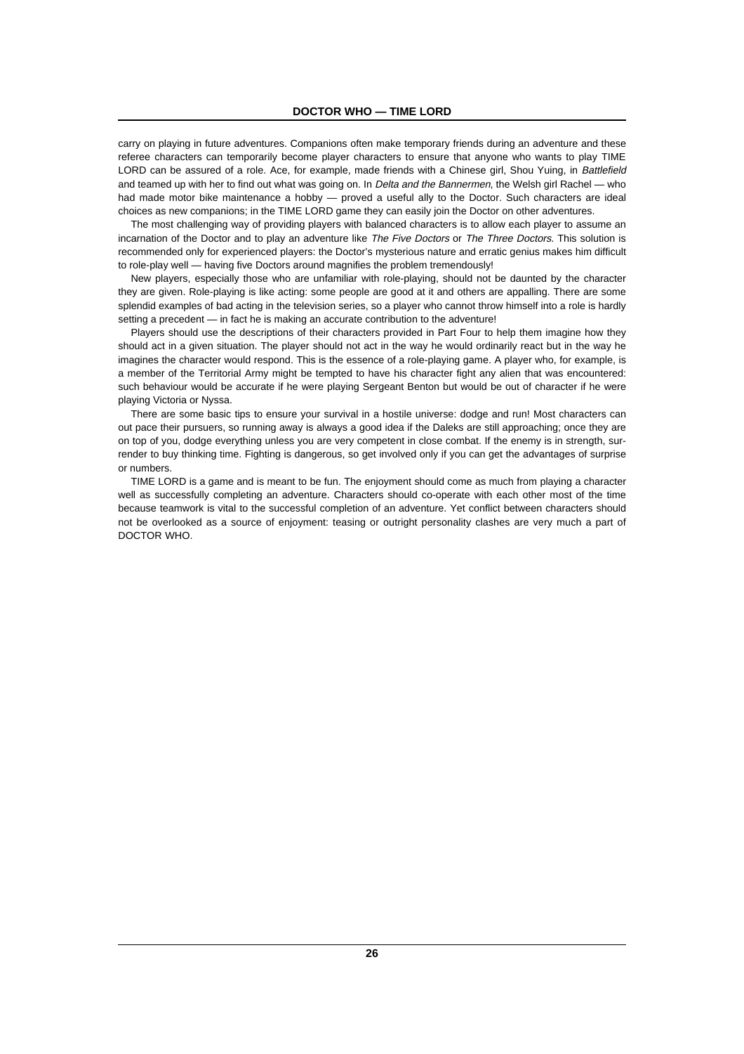carry on playing in future adventures. Companions often make temporary friends during an adventure and these referee characters can temporarily become player characters to ensure that anyone who wants to play TIME LORD can be assured of a role. Ace, for example, made friends with a Chinese girl, Shou Yuing, in *Battlefield* and teamed up with her to find out what was going on. In *Delta and the Bannermen*, the Welsh girl Rachel — who had made motor bike maintenance a hobby — proved a useful ally to the Doctor. Such characters are ideal choices as new companions; in the TIME LORD game they can easily join the Doctor on other adventures.

The most challenging way of providing players with balanced characters is to allow each player to assume an incarnation of the Doctor and to play an adventure like *The Five Doctors* or *The Three Doctors*. This solution is recommended only for experienced players: the Doctor's mysterious nature and erratic genius makes him difficult to role-play well — having five Doctors around magnifies the problem tremendously!

New players, especially those who are unfamiliar with role-playing, should not be daunted by the character they are given. Role-playing is like acting: some people are good at it and others are appalling. There are some splendid examples of bad acting in the television series, so a player who cannot throw himself into a role is hardly setting a precedent — in fact he is making an accurate contribution to the adventure!

Players should use the descriptions of their characters provided in Part Four to help them imagine how they should act in a given situation. The player should not act in the way he would ordinarily react but in the way he imagines the character would respond. This is the essence of a role-playing game. A player who, for example, is a member of the Territorial Army might be tempted to have his character fight any alien that was encountered: such behaviour would be accurate if he were playing Sergeant Benton but would be out of character if he were playing Victoria or Nyssa.

There are some basic tips to ensure your survival in a hostile universe: dodge and run! Most characters can out pace their pursuers, so running away is always a good idea if the Daleks are still approaching; once they are on top of you, dodge everything unless you are very competent in close combat. If the enemy is in strength, surrender to buy thinking time. Fighting is dangerous, so get involved only if you can get the advantages of surprise or numbers.

TIME LORD is a game and is meant to be fun. The enjoyment should come as much from playing a character well as successfully completing an adventure. Characters should co-operate with each other most of the time because teamwork is vital to the successful completion of an adventure. Yet conflict between characters should not be overlooked as a source of enjoyment: teasing or outright personality clashes are very much a part of DOCTOR WHO.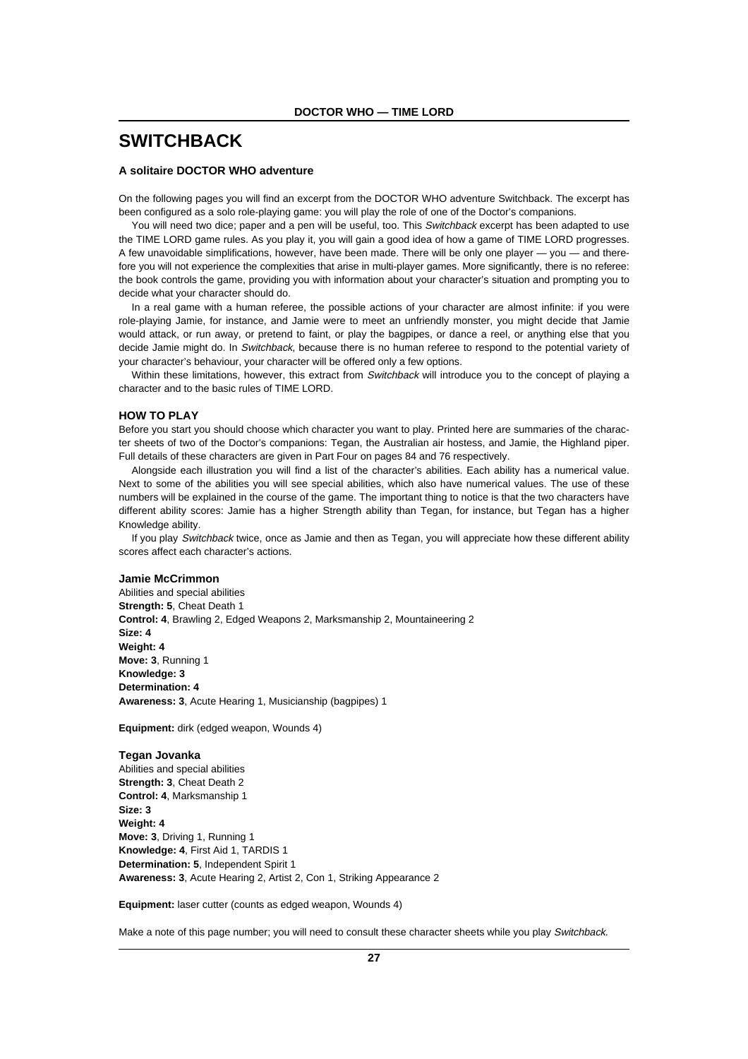# SWITCHBACK

### A solitaire DOCTOR WHO adventure

On the following pages you will find an excerpt from the DOCTOR WHO adventure Switchback. The excerpt has been configured as a solo role-playing game: you will play the role of one of the Doctor's companions.

You will need two dice; paper and a pen will be useful, too. This *Switchback* excerpt has been adapted to use the TIME LORD game rules. As you play it, you will gain a good idea of how a game of TIME LORD progresses. A few unavoidable simplifications, however, have been made. There will be only one player — you — and therefore you will not experience the complexities that arise in multi-player games. More significantly, there is no referee: the book controls the game, providing you with information about your character's situation and prompting you to decide what your character should do.

In a real game with a human referee, the possible actions of your character are almost infinite: if you were role-playing Jamie, for instance, and Jamie were to meet an unfriendly monster, you might decide that Jamie would attack, or run away, or pretend to faint, or play the bagpipes, or dance a reel, or anything else that you decide Jamie might do. In *Switchback*, because there is no human referee to respond to the potential variety of your character's behaviour, your character will be offered only a few options.

Within these limitations, however, this extract from *Switchback* will introduce you to the concept of playing a character and to the basic rules of TIME LORD.

### HOW TO PLAY

Before you start you should choose which character you want to play. Printed here are summaries of the character sheets of two of the Doctor's companions: Tegan, the Australian air hostess, and Jamie, the Highland piper. Full details of these characters are given in Part Four on pages 84 and 76 respectively.

Alongside each illustration you will find a list of the character's abilities. Each ability has a numerical value. Next to some of the abilities you will see special abilities, which also have numerical values. The use of these numbers will be explained in the course of the game. The important thing to notice is that the two characters have different ability scores: Jamie has a higher Strength ability than Tegan, for instance, but Tegan has a higher Knowledge ability.

If you play *Switchback* twice, once as Jamie and then as Tegan, you will appreciate how these different ability scores affect each character's actions.

#### Jamie McCrimmon

Abilities and special abilities
**Strength: 5**, Cheat Death 1
**Control: 4**, Brawling 2, Edged Weapons 2, Marksmanship 2, Mountaineering 2
**Size: 4**
**Weight: 4**
**Move: 3**, Running 1
**Knowledge: 3**
**Determination: 4**
**Awareness: 3**, Acute Hearing 1, Musicianship (bagpipes) 1

**Equipment:** dirk (edged weapon, Wounds 4)

#### Tegan Jovanka

Abilities and special abilities
**Strength: 3**, Cheat Death 2
**Control: 4**, Marksmanship 1
**Size: 3**
**Weight: 4**
**Move: 3**, Driving 1, Running 1
**Knowledge: 4**, First Aid 1, TARDIS 1
**Determination: 5**, Independent Spirit 1
**Awareness: 3**, Acute Hearing 2, Artist 2, Con 1, Striking Appearance 2

**Equipment:** laser cutter (counts as edged weapon, Wounds 4)

Make a note of this page number; you will need to consult these character sheets while you play *Switchback.*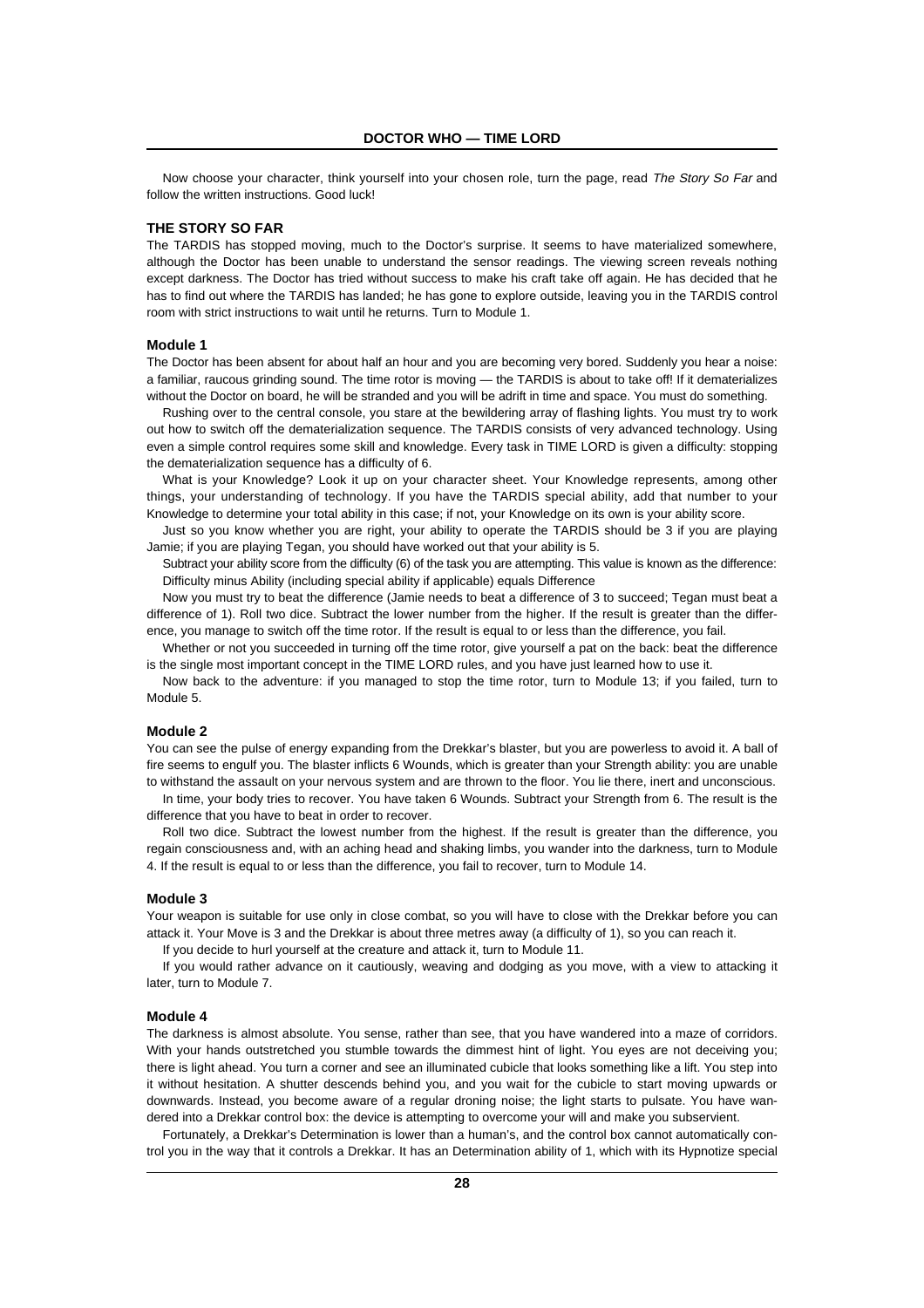Now choose your character, think yourself into your chosen role, turn the page, read *The Story So Far* and follow the written instructions. Good luck!

### THE STORY SO FAR

The TARDIS has stopped moving, much to the Doctor's surprise. It seems to have materialized somewhere, although the Doctor has been unable to understand the sensor readings. The viewing screen reveals nothing except darkness. The Doctor has tried without success to make his craft take off again. He has decided that he has to find out where the TARDIS has landed; he has gone to explore outside, leaving you in the TARDIS control room with strict instructions to wait until he returns. Turn to Module 1.

### Module 1

The Doctor has been absent for about half an hour and you are becoming very bored. Suddenly you hear a noise: a familiar, raucous grinding sound. The time rotor is moving — the TARDIS is about to take off! If it dematerializes without the Doctor on board, he will be stranded and you will be adrift in time and space. You must do something.

Rushing over to the central console, you stare at the bewildering array of flashing lights. You must try to work out how to switch off the dematerialization sequence. The TARDIS consists of very advanced technology. Using even a simple control requires some skill and knowledge. Every task in TIME LORD is given a difficulty: stopping the dematerialization sequence has a difficulty of 6.

What is your Knowledge? Look it up on your character sheet. Your Knowledge represents, among other things, your understanding of technology. If you have the TARDIS special ability, add that number to your Knowledge to determine your total ability in this case; if not, your Knowledge on its own is your ability score.

Just so you know whether you are right, your ability to operate the TARDIS should be 3 if you are playing Jamie; if you are playing Tegan, you should have worked out that your ability is 5.

Subtract your ability score from the difficulty (6) of the task you are attempting. This value is known as the difference:
Difficulty minus Ability (including special ability if applicable) equals Difference

Now you must try to beat the difference (Jamie needs to beat a difference of 3 to succeed; Tegan must beat a difference of 1). Roll two dice. Subtract the lower number from the higher. If the result is greater than the difference, you manage to switch off the time rotor. If the result is equal to or less than the difference, you fail.

Whether or not you succeeded in turning off the time rotor, give yourself a pat on the back: beat the difference is the single most important concept in the TIME LORD rules, and you have just learned how to use it.

Now back to the adventure: if you managed to stop the time rotor, turn to Module 13; if you failed, turn to Module 5.

### Module 2

You can see the pulse of energy expanding from the Drekkar's blaster, but you are powerless to avoid it. A ball of fire seems to engulf you. The blaster inflicts 6 Wounds, which is greater than your Strength ability: you are unable to withstand the assault on your nervous system and are thrown to the floor. You lie there, inert and unconscious.

In time, your body tries to recover. You have taken 6 Wounds. Subtract your Strength from 6. The result is the difference that you have to beat in order to recover.

Roll two dice. Subtract the lowest number from the highest. If the result is greater than the difference, you regain consciousness and, with an aching head and shaking limbs, you wander into the darkness, turn to Module 4. If the result is equal to or less than the difference, you fail to recover, turn to Module 14.

### Module 3

Your weapon is suitable for use only in close combat, so you will have to close with the Drekkar before you can attack it. Your Move is 3 and the Drekkar is about three metres away (a difficulty of 1), so you can reach it.

If you decide to hurl yourself at the creature and attack it, turn to Module 11.

If you would rather advance on it cautiously, weaving and dodging as you move, with a view to attacking it later, turn to Module 7.

### Module 4

The darkness is almost absolute. You sense, rather than see, that you have wandered into a maze of corridors. With your hands outstretched you stumble towards the dimmest hint of light. You eyes are not deceiving you; there is light ahead. You turn a corner and see an illuminated cubicle that looks something like a lift. You step into it without hesitation. A shutter descends behind you, and you wait for the cubicle to start moving upwards or downwards. Instead, you become aware of a regular droning noise; the light starts to pulsate. You have wandered into a Drekkar control box: the device is attempting to overcome your will and make you subservient.

Fortunately, a Drekkar's Determination is lower than a human's, and the control box cannot automatically control you in the way that it controls a Drekkar. It has an Determination ability of 1, which with its Hypnotize special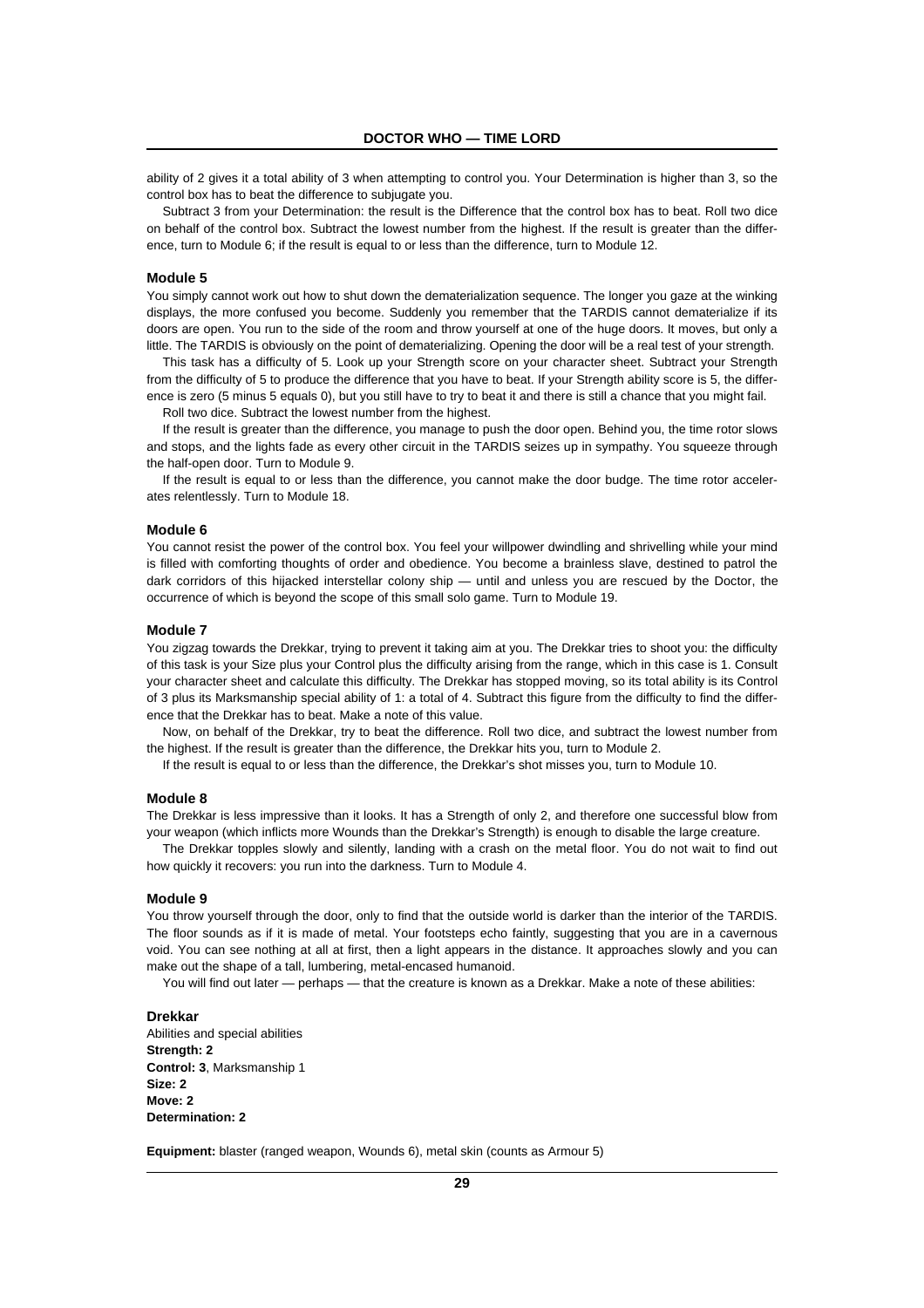ability of 2 gives it a total ability of 3 when attempting to control you. Your Determination is higher than 3, so the control box has to beat the difference to subjugate you.

Subtract 3 from your Determination: the result is the Difference that the control box has to beat. Roll two dice on behalf of the control box. Subtract the lowest number from the highest. If the result is greater than the difference, turn to Module 6; if the result is equal to or less than the difference, turn to Module 12.

### Module 5

You simply cannot work out how to shut down the dematerialization sequence. The longer you gaze at the winking displays, the more confused you become. Suddenly you remember that the TARDIS cannot dematerialize if its doors are open. You run to the side of the room and throw yourself at one of the huge doors. It moves, but only a little. The TARDIS is obviously on the point of dematerializing. Opening the door will be a real test of your strength.

This task has a difficulty of 5. Look up your Strength score on your character sheet. Subtract your Strength from the difficulty of 5 to produce the difference that you have to beat. If your Strength ability score is 5, the difference is zero (5 minus 5 equals 0), but you still have to try to beat it and there is still a chance that you might fail.

Roll two dice. Subtract the lowest number from the highest.

If the result is greater than the difference, you manage to push the door open. Behind you, the time rotor slows and stops, and the lights fade as every other circuit in the TARDIS seizes up in sympathy. You squeeze through the half-open door. Turn to Module 9.

If the result is equal to or less than the difference, you cannot make the door budge. The time rotor accelerates relentlessly. Turn to Module 18.

### Module 6

You cannot resist the power of the control box. You feel your willpower dwindling and shrivelling while your mind is filled with comforting thoughts of order and obedience. You become a brainless slave, destined to patrol the dark corridors of this hijacked interstellar colony ship — until and unless you are rescued by the Doctor, the occurrence of which is beyond the scope of this small solo game. Turn to Module 19.

### Module 7

You zigzag towards the Drekkar, trying to prevent it taking aim at you. The Drekkar tries to shoot you: the difficulty of this task is your Size plus your Control plus the difficulty arising from the range, which in this case is 1. Consult your character sheet and calculate this difficulty. The Drekkar has stopped moving, so its total ability is its Control of 3 plus its Marksmanship special ability of 1: a total of 4. Subtract this figure from the difficulty to find the difference that the Drekkar has to beat. Make a note of this value.

Now, on behalf of the Drekkar, try to beat the difference. Roll two dice, and subtract the lowest number from the highest. If the result is greater than the difference, the Drekkar hits you, turn to Module 2.

If the result is equal to or less than the difference, the Drekkar's shot misses you, turn to Module 10.

### Module 8

The Drekkar is less impressive than it looks. It has a Strength of only 2, and therefore one successful blow from your weapon (which inflicts more Wounds than the Drekkar's Strength) is enough to disable the large creature.

The Drekkar topples slowly and silently, landing with a crash on the metal floor. You do not wait to find out how quickly it recovers: you run into the darkness. Turn to Module 4.

### Module 9

You throw yourself through the door, only to find that the outside world is darker than the interior of the TARDIS. The floor sounds as if it is made of metal. Your footsteps echo faintly, suggesting that you are in a cavernous void. You can see nothing at all at first, then a light appears in the distance. It approaches slowly and you can make out the shape of a tall, lumbering, metal-encased humanoid.

You will find out later — perhaps — that the creature is known as a Drekkar. Make a note of these abilities:

**Drekkar**
Abilities and special abilities
**Strength: 2**
**Control: 3**, Marksmanship 1
**Size: 2**
**Move: 2**
**Determination: 2**

**Equipment:** blaster (ranged weapon, Wounds 6), metal skin (counts as Armour 5)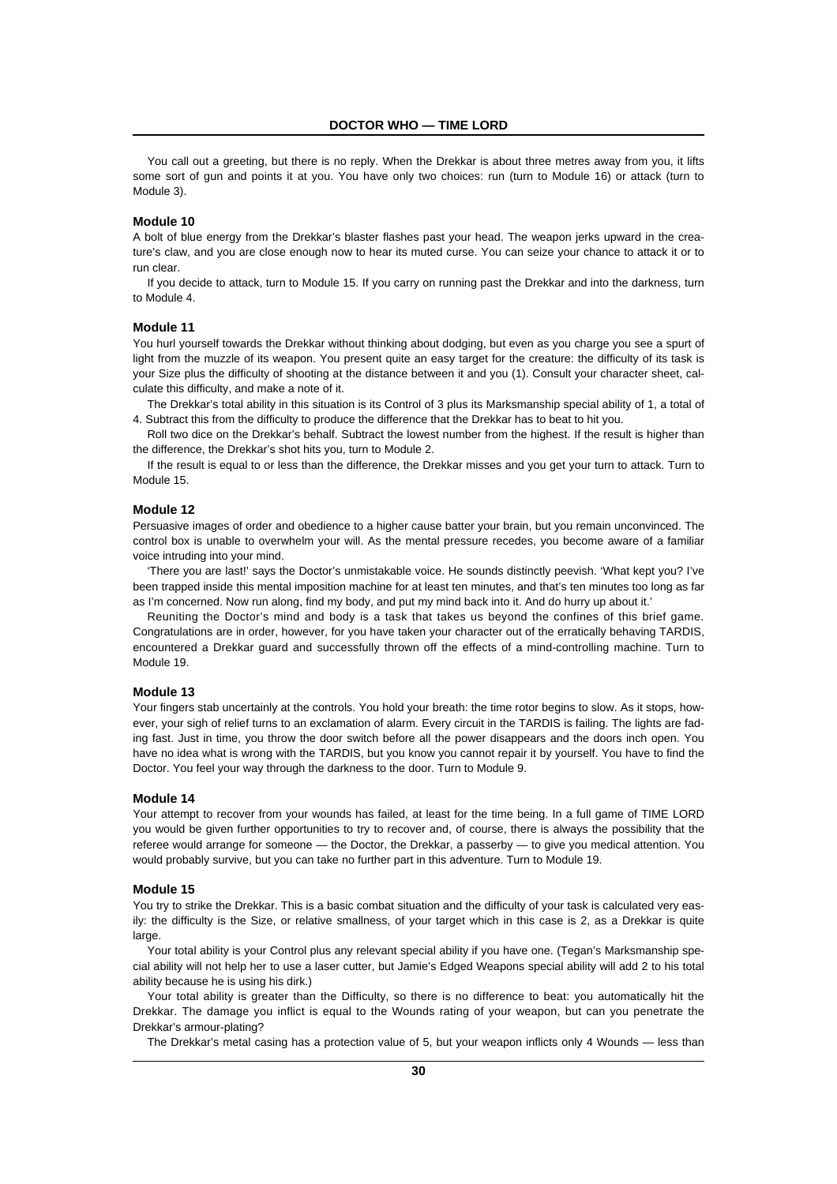You call out a greeting, but there is no reply. When the Drekkar is about three metres away from you, it lifts some sort of gun and points it at you. You have only two choices: run (turn to Module 16) or attack (turn to Module 3).

### Module 10

A bolt of blue energy from the Drekkar's blaster flashes past your head. The weapon jerks upward in the creature's claw, and you are close enough now to hear its muted curse. You can seize your chance to attack it or to run clear.

If you decide to attack, turn to Module 15. If you carry on running past the Drekkar and into the darkness, turn to Module 4.

### Module 11

You hurl yourself towards the Drekkar without thinking about dodging, but even as you charge you see a spurt of light from the muzzle of its weapon. You present quite an easy target for the creature: the difficulty of its task is your Size plus the difficulty of shooting at the distance between it and you (1). Consult your character sheet, calculate this difficulty, and make a note of it.

The Drekkar's total ability in this situation is its Control of 3 plus its Marksmanship special ability of 1, a total of 4. Subtract this from the difficulty to produce the difference that the Drekkar has to beat to hit you.

Roll two dice on the Drekkar's behalf. Subtract the lowest number from the highest. If the result is higher than the difference, the Drekkar's shot hits you, turn to Module 2.

If the result is equal to or less than the difference, the Drekkar misses and you get your turn to attack. Turn to Module 15.

### Module 12

Persuasive images of order and obedience to a higher cause batter your brain, but you remain unconvinced. The control box is unable to overwhelm your will. As the mental pressure recedes, you become aware of a familiar voice intruding into your mind.

'There you are last!' says the Doctor's unmistakable voice. He sounds distinctly peevish. 'What kept you? I've been trapped inside this mental imposition machine for at least ten minutes, and that's ten minutes too long as far as I'm concerned. Now run along, find my body, and put my mind back into it. And do hurry up about it.'

Reuniting the Doctor's mind and body is a task that takes us beyond the confines of this brief game. Congratulations are in order, however, for you have taken your character out of the erratically behaving TARDIS, encountered a Drekkar guard and successfully thrown off the effects of a mind-controlling machine. Turn to Module 19.

### Module 13

Your fingers stab uncertainly at the controls. You hold your breath: the time rotor begins to slow. As it stops, however, your sigh of relief turns to an exclamation of alarm. Every circuit in the TARDIS is failing. The lights are fading fast. Just in time, you throw the door switch before all the power disappears and the doors inch open. You have no idea what is wrong with the TARDIS, but you know you cannot repair it by yourself. You have to find the Doctor. You feel your way through the darkness to the door. Turn to Module 9.

### Module 14

Your attempt to recover from your wounds has failed, at least for the time being. In a full game of TIME LORD you would be given further opportunities to try to recover and, of course, there is always the possibility that the referee would arrange for someone — the Doctor, the Drekkar, a passerby — to give you medical attention. You would probably survive, but you can take no further part in this adventure. Turn to Module 19.

### Module 15

You try to strike the Drekkar. This is a basic combat situation and the difficulty of your task is calculated very easily: the difficulty is the Size, or relative smallness, of your target which in this case is 2, as a Drekkar is quite large.

Your total ability is your Control plus any relevant special ability if you have one. (Tegan's Marksmanship special ability will not help her to use a laser cutter, but Jamie's Edged Weapons special ability will add 2 to his total ability because he is using his dirk.)

Your total ability is greater than the Difficulty, so there is no difference to beat: you automatically hit the Drekkar. The damage you inflict is equal to the Wounds rating of your weapon, but can you penetrate the Drekkar's armour-plating?

The Drekkar's metal casing has a protection value of 5, but your weapon inflicts only 4 Wounds — less than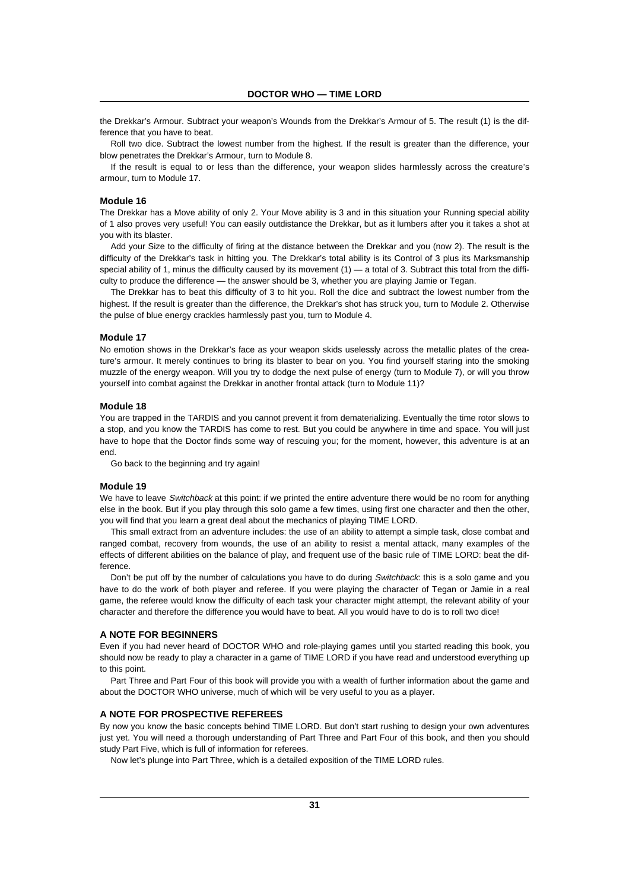the Drekkar's Armour. Subtract your weapon's Wounds from the Drekkar's Armour of 5. The result (1) is the difference that you have to beat.

Roll two dice. Subtract the lowest number from the highest. If the result is greater than the difference, your blow penetrates the Drekkar's Armour, turn to Module 8.

If the result is equal to or less than the difference, your weapon slides harmlessly across the creature's armour, turn to Module 17.

#### Module 16

The Drekkar has a Move ability of only 2. Your Move ability is 3 and in this situation your Running special ability of 1 also proves very useful! You can easily outdistance the Drekkar, but as it lumbers after you it takes a shot at you with its blaster.

Add your Size to the difficulty of firing at the distance between the Drekkar and you (now 2). The result is the difficulty of the Drekkar's task in hitting you. The Drekkar's total ability is its Control of 3 plus its Marksmanship special ability of 1, minus the difficulty caused by its movement (1) — a total of 3. Subtract this total from the difficulty to produce the difference — the answer should be 3, whether you are playing Jamie or Tegan.

The Drekkar has to beat this difficulty of 3 to hit you. Roll the dice and subtract the lowest number from the highest. If the result is greater than the difference, the Drekkar's shot has struck you, turn to Module 2. Otherwise the pulse of blue energy crackles harmlessly past you, turn to Module 4.

#### Module 17

No emotion shows in the Drekkar's face as your weapon skids uselessly across the metallic plates of the creature's armour. It merely continues to bring its blaster to bear on you. You find yourself staring into the smoking muzzle of the energy weapon. Will you try to dodge the next pulse of energy (turn to Module 7), or will you throw yourself into combat against the Drekkar in another frontal attack (turn to Module 11)?

#### Module 18

You are trapped in the TARDIS and you cannot prevent it from dematerializing. Eventually the time rotor slows to a stop, and you know the TARDIS has come to rest. But you could be anywhere in time and space. You will just have to hope that the Doctor finds some way of rescuing you; for the moment, however, this adventure is at an end.

Go back to the beginning and try again!

#### Module 19

We have to leave *Switchback* at this point: if we printed the entire adventure there would be no room for anything else in the book. But if you play through this solo game a few times, using first one character and then the other, you will find that you learn a great deal about the mechanics of playing TIME LORD.

This small extract from an adventure includes: the use of an ability to attempt a simple task, close combat and ranged combat, recovery from wounds, the use of an ability to resist a mental attack, many examples of the effects of different abilities on the balance of play, and frequent use of the basic rule of TIME LORD: beat the difference.

Don't be put off by the number of calculations you have to do during *Switchback*: this is a solo game and you have to do the work of both player and referee. If you were playing the character of Tegan or Jamie in a real game, the referee would know the difficulty of each task your character might attempt, the relevant ability of your character and therefore the difference you would have to beat. All you would have to do is to roll two dice!

#### A NOTE FOR BEGINNERS

Even if you had never heard of DOCTOR WHO and role-playing games until you started reading this book, you should now be ready to play a character in a game of TIME LORD if you have read and understood everything up to this point.

Part Three and Part Four of this book will provide you with a wealth of further information about the game and about the DOCTOR WHO universe, much of which will be very useful to you as a player.

#### A NOTE FOR PROSPECTIVE REFEREES

By now you know the basic concepts behind TIME LORD. But don't start rushing to design your own adventures just yet. You will need a thorough understanding of Part Three and Part Four of this book, and then you should study Part Five, which is full of information for referees.

Now let's plunge into Part Three, which is a detailed exposition of the TIME LORD rules.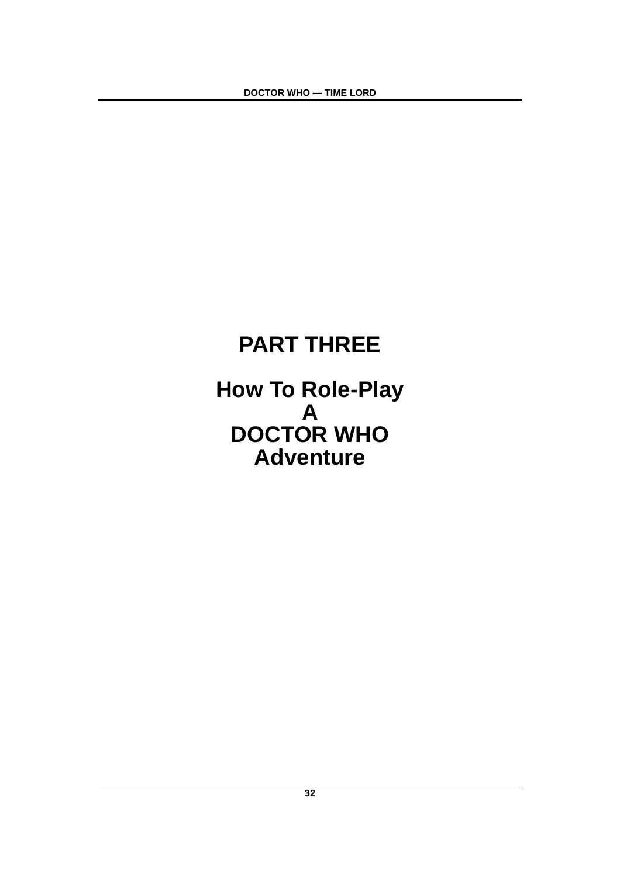# PART THREE

## How To Role-Play A DOCTOR WHO Adventure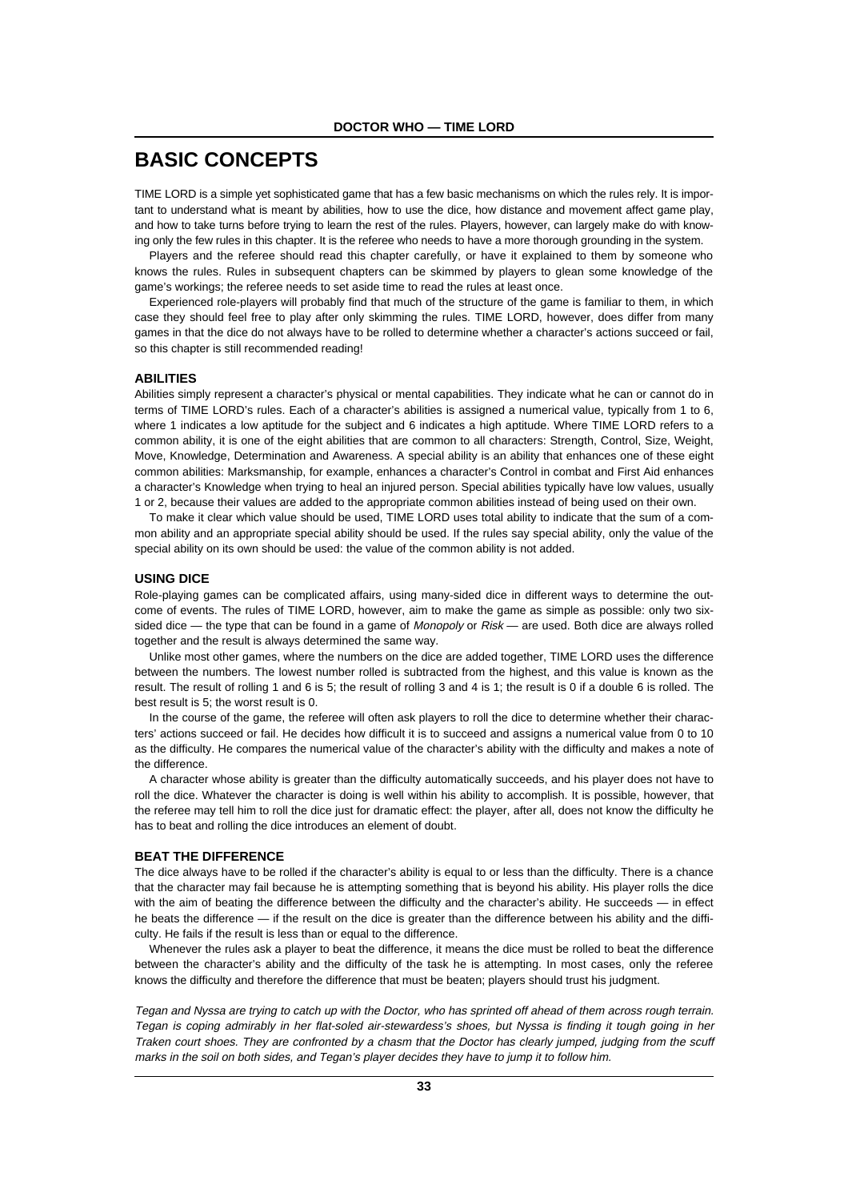# BASIC CONCEPTS

TIME LORD is a simple yet sophisticated game that has a few basic mechanisms on which the rules rely. It is important to understand what is meant by abilities, how to use the dice, how distance and movement affect game play, and how to take turns before trying to learn the rest of the rules. Players, however, can largely make do with knowing only the few rules in this chapter. It is the referee who needs to have a more thorough grounding in the system.

Players and the referee should read this chapter carefully, or have it explained to them by someone who knows the rules. Rules in subsequent chapters can be skimmed by players to glean some knowledge of the game's workings; the referee needs to set aside time to read the rules at least once.

Experienced role-players will probably find that much of the structure of the game is familiar to them, in which case they should feel free to play after only skimming the rules. TIME LORD, however, does differ from many games in that the dice do not always have to be rolled to determine whether a character's actions succeed or fail, so this chapter is still recommended reading!

## ABILITIES

Abilities simply represent a character's physical or mental capabilities. They indicate what he can or cannot do in terms of TIME LORD's rules. Each of a character's abilities is assigned a numerical value, typically from 1 to 6, where 1 indicates a low aptitude for the subject and 6 indicates a high aptitude. Where TIME LORD refers to a common ability, it is one of the eight abilities that are common to all characters: Strength, Control, Size, Weight, Move, Knowledge, Determination and Awareness. A special ability is an ability that enhances one of these eight common abilities: Marksmanship, for example, enhances a character's Control in combat and First Aid enhances a character's Knowledge when trying to heal an injured person. Special abilities typically have low values, usually 1 or 2, because their values are added to the appropriate common abilities instead of being used on their own.

To make it clear which value should be used, TIME LORD uses total ability to indicate that the sum of a common ability and an appropriate special ability should be used. If the rules say special ability, only the value of the special ability on its own should be used: the value of the common ability is not added.

## USING DICE

Role-playing games can be complicated affairs, using many-sided dice in different ways to determine the outcome of events. The rules of TIME LORD, however, aim to make the game as simple as possible: only two six-sided dice — the type that can be found in a game of *Monopoly* or *Risk* — are used. Both dice are always rolled together and the result is always determined the same way.

Unlike most other games, where the numbers on the dice are added together, TIME LORD uses the difference between the numbers. The lowest number rolled is subtracted from the highest, and this value is known as the result. The result of rolling 1 and 6 is 5; the result of rolling 3 and 4 is 1; the result is 0 if a double 6 is rolled. The best result is 5; the worst result is 0.

In the course of the game, the referee will often ask players to roll the dice to determine whether their characters' actions succeed or fail. He decides how difficult it is to succeed and assigns a numerical value from 0 to 10 as the difficulty. He compares the numerical value of the character's ability with the difficulty and makes a note of the difference.

A character whose ability is greater than the difficulty automatically succeeds, and his player does not have to roll the dice. Whatever the character is doing is well within his ability to accomplish. It is possible, however, that the referee may tell him to roll the dice just for dramatic effect: the player, after all, does not know the difficulty he has to beat and rolling the dice introduces an element of doubt.

## BEAT THE DIFFERENCE

The dice always have to be rolled if the character's ability is equal to or less than the difficulty. There is a chance that the character may fail because he is attempting something that is beyond his ability. His player rolls the dice with the aim of beating the difference between the difficulty and the character's ability. He succeeds — in effect he beats the difference — if the result on the dice is greater than the difference between his ability and the difficulty. He fails if the result is less than or equal to the difference.

Whenever the rules ask a player to beat the difference, it means the dice must be rolled to beat the difference between the character's ability and the difficulty of the task he is attempting. In most cases, only the referee knows the difficulty and therefore the difference that must be beaten; players should trust his judgment.

*Tegan and Nyssa are trying to catch up with the Doctor, who has sprinted off ahead of them across rough terrain. Tegan is coping admirably in her flat-soled air-stewardess's shoes, but Nyssa is finding it tough going in her Traken court shoes. They are confronted by a chasm that the Doctor has clearly jumped, judging from the scuff marks in the soil on both sides, and Tegan's player decides they have to jump it to follow him.*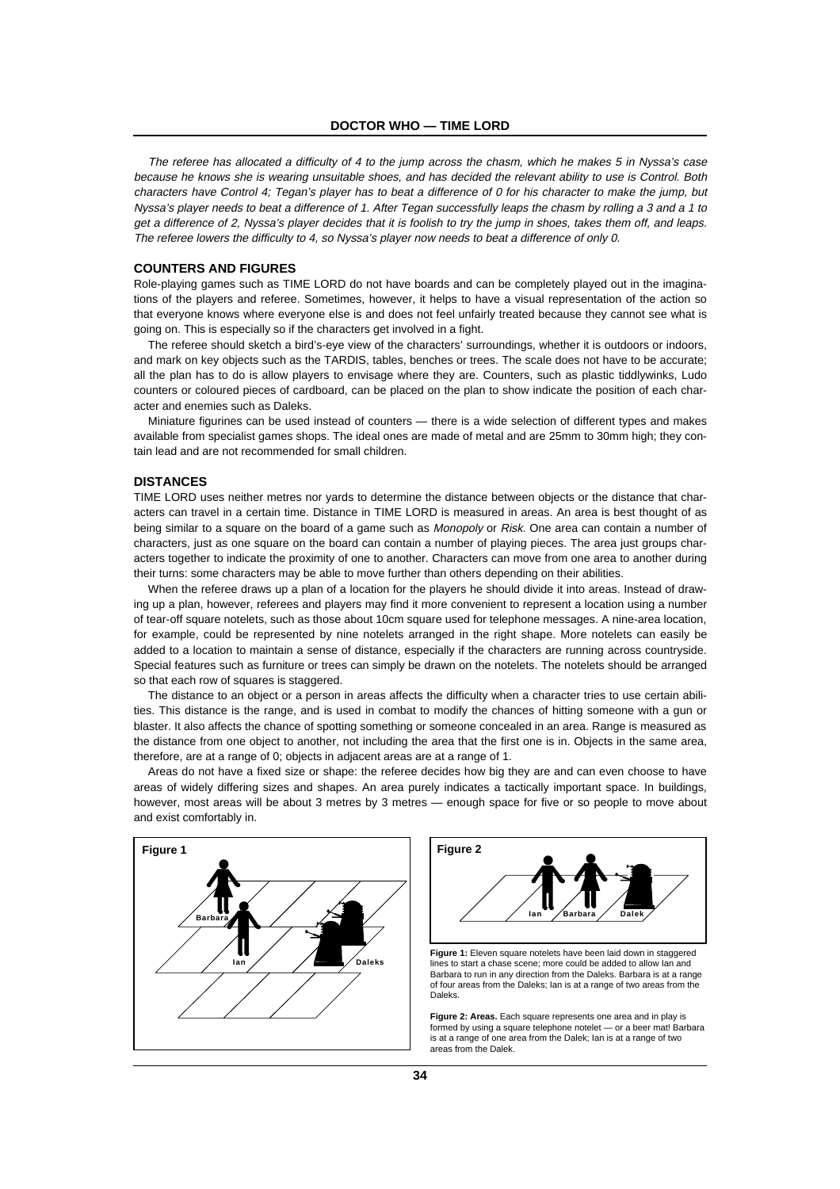*The referee has allocated a difficulty of 4 to the jump across the chasm, which he makes 5 in Nyssa's case because he knows she is wearing unsuitable shoes, and has decided the relevant ability to use is Control. Both characters have Control 4; Tegan's player has to beat a difference of 0 for his character to make the jump, but Nyssa's player needs to beat a difference of 1. After Tegan successfully leaps the chasm by rolling a 3 and a 1 to get a difference of 2, Nyssa's player decides that it is foolish to try the jump in shoes, takes them off, and leaps. The referee lowers the difficulty to 4, so Nyssa's player now needs to beat a difference of only 0.*

## COUNTERS AND FIGURES

Role-playing games such as TIME LORD do not have boards and can be completely played out in the imaginations of the players and referee. Sometimes, however, it helps to have a visual representation of the action so that everyone knows where everyone else is and does not feel unfairly treated because they cannot see what is going on. This is especially so if the characters get involved in a fight.

The referee should sketch a bird's-eye view of the characters' surroundings, whether it is outdoors or indoors, and mark on key objects such as the TARDIS, tables, benches or trees. The scale does not have to be accurate; all the plan has to do is allow players to envisage where they are. Counters, such as plastic tiddlywinks, Ludo counters or coloured pieces of cardboard, can be placed on the plan to show indicate the position of each character and enemies such as Daleks.

Miniature figurines can be used instead of counters — there is a wide selection of different types and makes available from specialist games shops. The ideal ones are made of metal and are 25mm to 30mm high; they contain lead and are not recommended for small children.

## DISTANCES

TIME LORD uses neither metres nor yards to determine the distance between objects or the distance that characters can travel in a certain time. Distance in TIME LORD is measured in areas. An area is best thought of as being similar to a square on the board of a game such as *Monopoly* or *Risk.* One area can contain a number of characters, just as one square on the board can contain a number of playing pieces. The area just groups characters together to indicate the proximity of one to another. Characters can move from one area to another during their turns: some characters may be able to move further than others depending on their abilities.

When the referee draws up a plan of a location for the players he should divide it into areas. Instead of drawing up a plan, however, referees and players may find it more convenient to represent a location using a number of tear-off square notelets, such as those about 10cm square used for telephone messages. A nine-area location, for example, could be represented by nine notelets arranged in the right shape. More notelets can easily be added to a location to maintain a sense of distance, especially if the characters are running across countryside. Special features such as furniture or trees can simply be drawn on the notelets. The notelets should be arranged so that each row of squares is staggered.

The distance to an object or a person in areas affects the difficulty when a character tries to use certain abilities. This distance is the range, and is used in combat to modify the chances of hitting someone with a gun or blaster. It also affects the chance of spotting something or someone concealed in an area. Range is measured as the distance from one object to another, not including the area that the first one is in. Objects in the same area, therefore, are at a range of 0; objects in adjacent areas are at a range of 1.

Areas do not have a fixed size or shape: the referee decides how big they are and can even choose to have areas of widely differing sizes and shapes. An area purely indicates a tactically important space. In buildings, however, most areas will be about 3 metres by 3 metres — enough space for five or so people to move about and exist comfortably in.

**Figure 1:** Eleven square notelets have been laid down in staggered lines to start a chase scene; more could be added to allow Ian and Barbara to run in any direction from the Daleks. Barbara is at a range of four areas from the Daleks; Ian is at a range of two areas from the Daleks.

**Figure 2: Areas.** Each square represents one area and in play is formed by using a square telephone notelet — or a beer mat! Barbara is at a range of one area from the Dalek; Ian is at a range of two areas from the Dalek.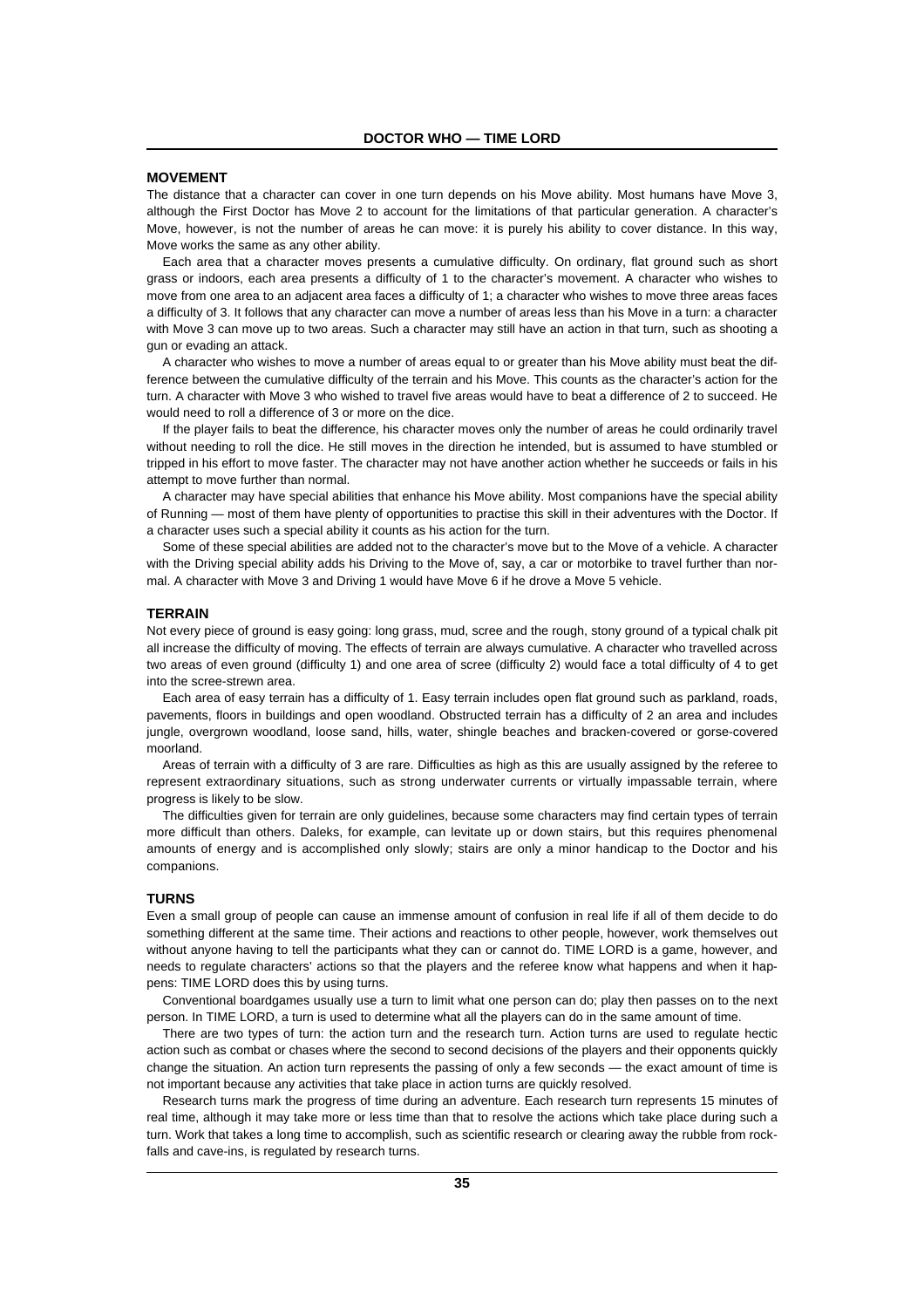## MOVEMENT

The distance that a character can cover in one turn depends on his Move ability. Most humans have Move 3, although the First Doctor has Move 2 to account for the limitations of that particular generation. A character's Move, however, is not the number of areas he can move: it is purely his ability to cover distance. In this way, Move works the same as any other ability.

Each area that a character moves presents a cumulative difficulty. On ordinary, flat ground such as short grass or indoors, each area presents a difficulty of 1 to the character's movement. A character who wishes to move from one area to an adjacent area faces a difficulty of 1; a character who wishes to move three areas faces a difficulty of 3. It follows that any character can move a number of areas less than his Move in a turn: a character with Move 3 can move up to two areas. Such a character may still have an action in that turn, such as shooting a gun or evading an attack.

A character who wishes to move a number of areas equal to or greater than his Move ability must beat the difference between the cumulative difficulty of the terrain and his Move. This counts as the character's action for the turn. A character with Move 3 who wished to travel five areas would have to beat a difference of 2 to succeed. He would need to roll a difference of 3 or more on the dice.

If the player fails to beat the difference, his character moves only the number of areas he could ordinarily travel without needing to roll the dice. He still moves in the direction he intended, but is assumed to have stumbled or tripped in his effort to move faster. The character may not have another action whether he succeeds or fails in his attempt to move further than normal.

A character may have special abilities that enhance his Move ability. Most companions have the special ability of Running — most of them have plenty of opportunities to practise this skill in their adventures with the Doctor. If a character uses such a special ability it counts as his action for the turn.

Some of these special abilities are added not to the character's move but to the Move of a vehicle. A character with the Driving special ability adds his Driving to the Move of, say, a car or motorbike to travel further than normal. A character with Move 3 and Driving 1 would have Move 6 if he drove a Move 5 vehicle.

## TERRAIN

Not every piece of ground is easy going: long grass, mud, scree and the rough, stony ground of a typical chalk pit all increase the difficulty of moving. The effects of terrain are always cumulative. A character who travelled across two areas of even ground (difficulty 1) and one area of scree (difficulty 2) would face a total difficulty of 4 to get into the scree-strewn area.

Each area of easy terrain has a difficulty of 1. Easy terrain includes open flat ground such as parkland, roads, pavements, floors in buildings and open woodland. Obstructed terrain has a difficulty of 2 an area and includes jungle, overgrown woodland, loose sand, hills, water, shingle beaches and bracken-covered or gorse-covered moorland.

Areas of terrain with a difficulty of 3 are rare. Difficulties as high as this are usually assigned by the referee to represent extraordinary situations, such as strong underwater currents or virtually impassable terrain, where progress is likely to be slow.

The difficulties given for terrain are only guidelines, because some characters may find certain types of terrain more difficult than others. Daleks, for example, can levitate up or down stairs, but this requires phenomenal amounts of energy and is accomplished only slowly; stairs are only a minor handicap to the Doctor and his companions.

## TURNS

Even a small group of people can cause an immense amount of confusion in real life if all of them decide to do something different at the same time. Their actions and reactions to other people, however, work themselves out without anyone having to tell the participants what they can or cannot do. TIME LORD is a game, however, and needs to regulate characters' actions so that the players and the referee know what happens and when it happens: TIME LORD does this by using turns.

Conventional boardgames usually use a turn to limit what one person can do; play then passes on to the next person. In TIME LORD, a turn is used to determine what all the players can do in the same amount of time.

There are two types of turn: the action turn and the research turn. Action turns are used to regulate hectic action such as combat or chases where the second to second decisions of the players and their opponents quickly change the situation. An action turn represents the passing of only a few seconds — the exact amount of time is not important because any activities that take place in action turns are quickly resolved.

Research turns mark the progress of time during an adventure. Each research turn represents 15 minutes of real time, although it may take more or less time than that to resolve the actions which take place during such a turn. Work that takes a long time to accomplish, such as scientific research or clearing away the rubble from rockfalls and cave-ins, is regulated by research turns.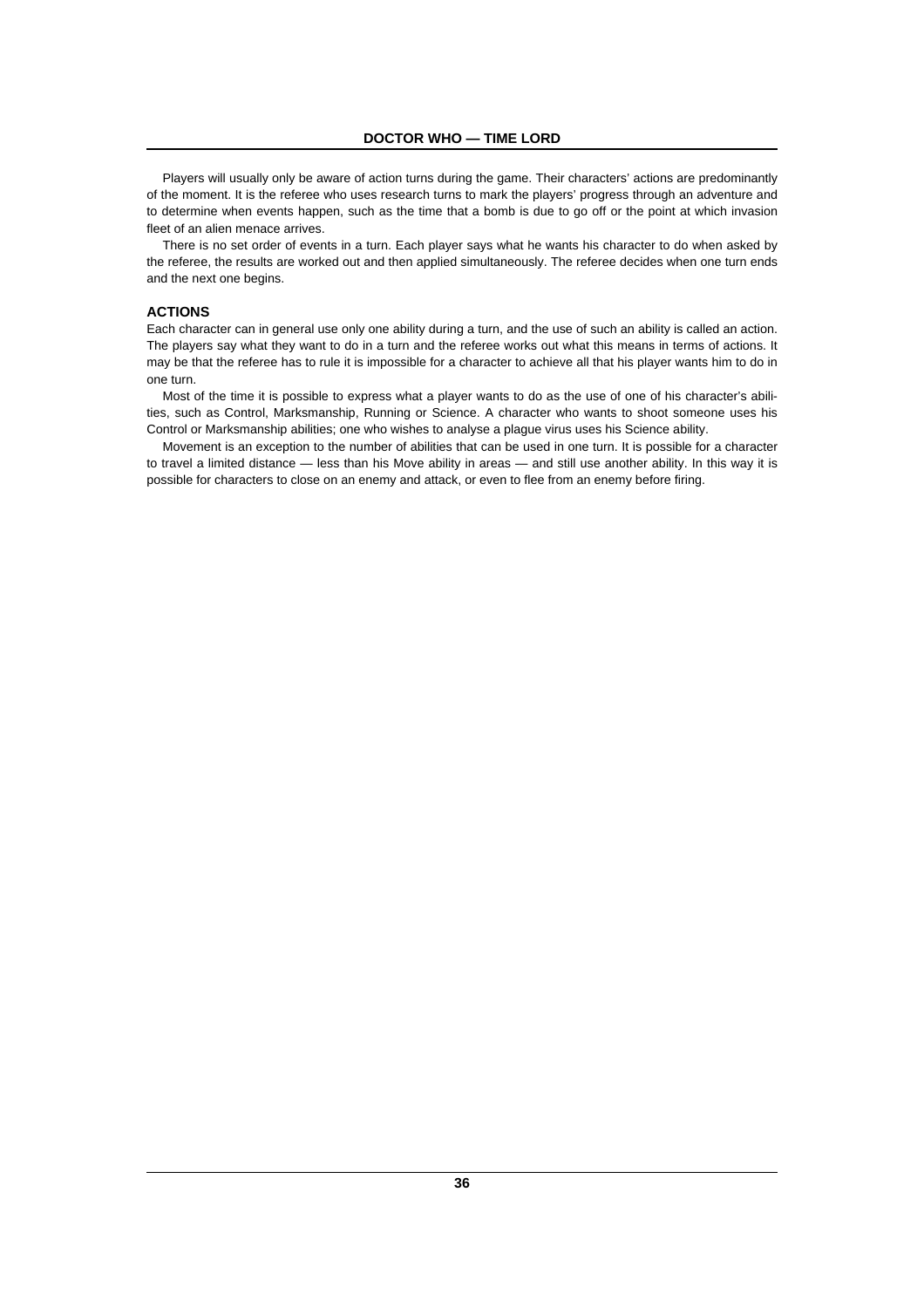Players will usually only be aware of action turns during the game. Their characters' actions are predominantly of the moment. It is the referee who uses research turns to mark the players' progress through an adventure and to determine when events happen, such as the time that a bomb is due to go off or the point at which invasion fleet of an alien menace arrives.

There is no set order of events in a turn. Each player says what he wants his character to do when asked by the referee, the results are worked out and then applied simultaneously. The referee decides when one turn ends and the next one begins.

## ACTIONS

Each character can in general use only one ability during a turn, and the use of such an ability is called an action. The players say what they want to do in a turn and the referee works out what this means in terms of actions. It may be that the referee has to rule it is impossible for a character to achieve all that his player wants him to do in one turn.

Most of the time it is possible to express what a player wants to do as the use of one of his character's abilities, such as Control, Marksmanship, Running or Science. A character who wants to shoot someone uses his Control or Marksmanship abilities; one who wishes to analyse a plague virus uses his Science ability.

Movement is an exception to the number of abilities that can be used in one turn. It is possible for a character to travel a limited distance — less than his Move ability in areas — and still use another ability. In this way it is possible for characters to close on an enemy and attack, or even to flee from an enemy before firing.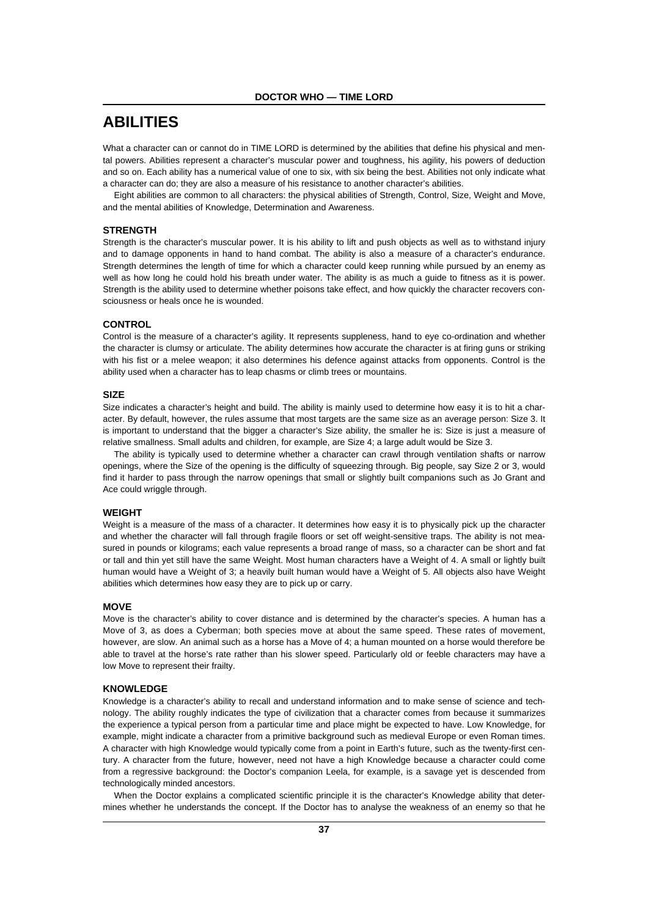# ABILITIES

What a character can or cannot do in TIME LORD is determined by the abilities that define his physical and mental powers. Abilities represent a character's muscular power and toughness, his agility, his powers of deduction and so on. Each ability has a numerical value of one to six, with six being the best. Abilities not only indicate what a character can do; they are also a measure of his resistance to another character's abilities.

Eight abilities are common to all characters: the physical abilities of Strength, Control, Size, Weight and Move, and the mental abilities of Knowledge, Determination and Awareness.

### STRENGTH

Strength is the character's muscular power. It is his ability to lift and push objects as well as to withstand injury and to damage opponents in hand to hand combat. The ability is also a measure of a character's endurance. Strength determines the length of time for which a character could keep running while pursued by an enemy as well as how long he could hold his breath under water. The ability is as much a guide to fitness as it is power. Strength is the ability used to determine whether poisons take effect, and how quickly the character recovers consciousness or heals once he is wounded.

### CONTROL

Control is the measure of a character's agility. It represents suppleness, hand to eye co-ordination and whether the character is clumsy or articulate. The ability determines how accurate the character is at firing guns or striking with his fist or a melee weapon; it also determines his defence against attacks from opponents. Control is the ability used when a character has to leap chasms or climb trees or mountains.

### SIZE

Size indicates a character's height and build. The ability is mainly used to determine how easy it is to hit a character. By default, however, the rules assume that most targets are the same size as an average person: Size 3. It is important to understand that the bigger a character's Size ability, the smaller he is: Size is just a measure of relative smallness. Small adults and children, for example, are Size 4; a large adult would be Size 3.

The ability is typically used to determine whether a character can crawl through ventilation shafts or narrow openings, where the Size of the opening is the difficulty of squeezing through. Big people, say Size 2 or 3, would find it harder to pass through the narrow openings that small or slightly built companions such as Jo Grant and Ace could wriggle through.

### WEIGHT

Weight is a measure of the mass of a character. It determines how easy it is to physically pick up the character and whether the character will fall through fragile floors or set off weight-sensitive traps. The ability is not measured in pounds or kilograms; each value represents a broad range of mass, so a character can be short and fat or tall and thin yet still have the same Weight. Most human characters have a Weight of 4. A small or lightly built human would have a Weight of 3; a heavily built human would have a Weight of 5. All objects also have Weight abilities which determines how easy they are to pick up or carry.

### MOVE

Move is the character's ability to cover distance and is determined by the character's species. A human has a Move of 3, as does a Cyberman; both species move at about the same speed. These rates of movement, however, are slow. An animal such as a horse has a Move of 4; a human mounted on a horse would therefore be able to travel at the horse's rate rather than his slower speed. Particularly old or feeble characters may have a low Move to represent their frailty.

### KNOWLEDGE

Knowledge is a character's ability to recall and understand information and to make sense of science and technology. The ability roughly indicates the type of civilization that a character comes from because it summarizes the experience a typical person from a particular time and place might be expected to have. Low Knowledge, for example, might indicate a character from a primitive background such as medieval Europe or even Roman times. A character with high Knowledge would typically come from a point in Earth's future, such as the twenty-first century. A character from the future, however, need not have a high Knowledge because a character could come from a regressive background: the Doctor's companion Leela, for example, is a savage yet is descended from technologically minded ancestors.

When the Doctor explains a complicated scientific principle it is the character's Knowledge ability that determines whether he understands the concept. If the Doctor has to analyse the weakness of an enemy so that he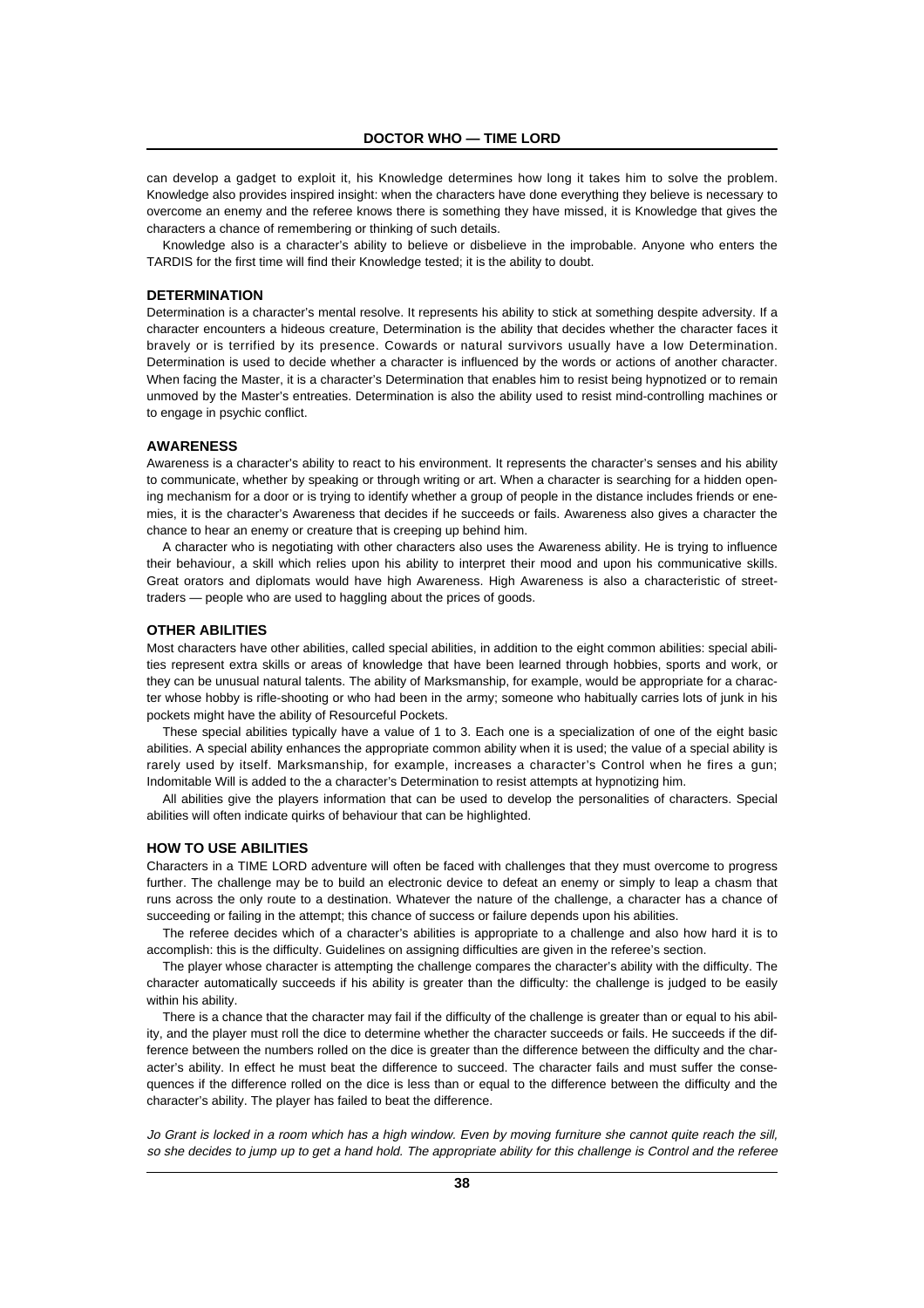can develop a gadget to exploit it, his Knowledge determines how long it takes him to solve the problem. Knowledge also provides inspired insight: when the characters have done everything they believe is necessary to overcome an enemy and the referee knows there is something they have missed, it is Knowledge that gives the characters a chance of remembering or thinking of such details.

Knowledge also is a character's ability to believe or disbelieve in the improbable. Anyone who enters the TARDIS for the first time will find their Knowledge tested; it is the ability to doubt.

### DETERMINATION

Determination is a character's mental resolve. It represents his ability to stick at something despite adversity. If a character encounters a hideous creature, Determination is the ability that decides whether the character faces it bravely or is terrified by its presence. Cowards or natural survivors usually have a low Determination. Determination is used to decide whether a character is influenced by the words or actions of another character. When facing the Master, it is a character's Determination that enables him to resist being hypnotized or to remain unmoved by the Master's entreaties. Determination is also the ability used to resist mind-controlling machines or to engage in psychic conflict.

### AWARENESS

Awareness is a character's ability to react to his environment. It represents the character's senses and his ability to communicate, whether by speaking or through writing or art. When a character is searching for a hidden opening mechanism for a door or is trying to identify whether a group of people in the distance includes friends or enemies, it is the character's Awareness that decides if he succeeds or fails. Awareness also gives a character the chance to hear an enemy or creature that is creeping up behind him.

A character who is negotiating with other characters also uses the Awareness ability. He is trying to influence their behaviour, a skill which relies upon his ability to interpret their mood and upon his communicative skills. Great orators and diplomats would have high Awareness. High Awareness is also a characteristic of street-traders — people who are used to haggling about the prices of goods.

### OTHER ABILITIES

Most characters have other abilities, called special abilities, in addition to the eight common abilities: special abilities represent extra skills or areas of knowledge that have been learned through hobbies, sports and work, or they can be unusual natural talents. The ability of Marksmanship, for example, would be appropriate for a character whose hobby is rifle-shooting or who had been in the army; someone who habitually carries lots of junk in his pockets might have the ability of Resourceful Pockets.

These special abilities typically have a value of 1 to 3. Each one is a specialization of one of the eight basic abilities. A special ability enhances the appropriate common ability when it is used; the value of a special ability is rarely used by itself. Marksmanship, for example, increases a character's Control when he fires a gun; Indomitable Will is added to a character's Determination to resist attempts at hypnotizing him.

All abilities give the players information that can be used to develop the personalities of characters. Special abilities will often indicate quirks of behaviour that can be highlighted.

### HOW TO USE ABILITIES

Characters in a TIME LORD adventure will often be faced with challenges that they must overcome to progress further. The challenge may be to build an electronic device to defeat an enemy or simply to leap a chasm that runs across the only route to a destination. Whatever the nature of the challenge, a character has a chance of succeeding or failing in the attempt; this chance of success or failure depends upon his abilities.

The referee decides which of a character's abilities is appropriate to a challenge and also how hard it is to accomplish: this is the difficulty. Guidelines on assigning difficulties are given in the referee's section.

The player whose character is attempting the challenge compares the character's ability with the difficulty. The character automatically succeeds if his ability is greater than the difficulty: the challenge is judged to be easily within his ability.

There is a chance that the character may fail if the difficulty of the challenge is greater than or equal to his ability, and the player must roll the dice to determine whether the character succeeds or fails. He succeeds if the difference between the numbers rolled on the dice is greater than the difference between the difficulty and the character's ability. In effect he must beat the difference to succeed. The character fails and must suffer the consequences if the difference rolled on the dice is less than or equal to the difference between the difficulty and the character's ability. The player has failed to beat the difference.

*Jo Grant is locked in a room which has a high window. Even by moving furniture she cannot quite reach the sill, so she decides to jump up to get a hand hold. The appropriate ability for this challenge is Control and the referee*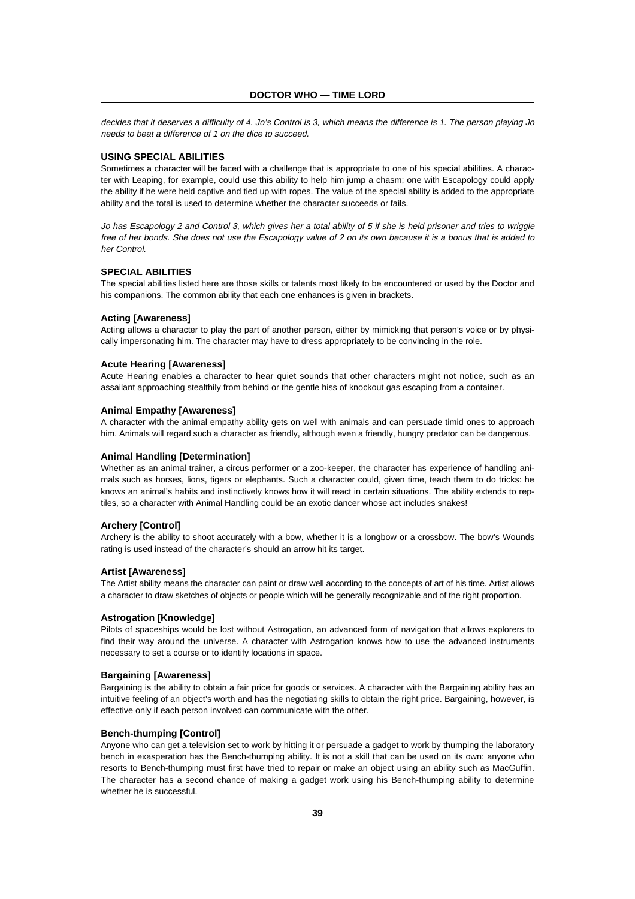*decides that it deserves a difficulty of 4. Jo's Control is 3, which means the difference is 1. The person playing Jo needs to beat a difference of 1 on the dice to succeed.*

### USING SPECIAL ABILITIES

Sometimes a character will be faced with a challenge that is appropriate to one of his special abilities. A character with Leaping, for example, could use this ability to help him jump a chasm; one with Escapology could apply the ability if he were held captive and tied up with ropes. The value of the special ability is added to the appropriate ability and the total is used to determine whether the character succeeds or fails.

*Jo has Escapology 2 and Control 3, which gives her a total ability of 5 if she is held prisoner and tries to wriggle free of her bonds. She does not use the Escapology value of 2 on its own because it is a bonus that is added to her Control.*

### SPECIAL ABILITIES

The special abilities listed here are those skills or talents most likely to be encountered or used by the Doctor and his companions. The common ability that each one enhances is given in brackets.

#### Acting [Awareness]

Acting allows a character to play the part of another person, either by mimicking that person's voice or by physically impersonating him. The character may have to dress appropriately to be convincing in the role.

#### Acute Hearing [Awareness]

Acute Hearing enables a character to hear quiet sounds that other characters might not notice, such as an assailant approaching stealthily from behind or the gentle hiss of knockout gas escaping from a container.

#### Animal Empathy [Awareness]

A character with the animal empathy ability gets on well with animals and can persuade timid ones to approach him. Animals will regard such a character as friendly, although even a friendly, hungry predator can be dangerous.

#### Animal Handling [Determination]

Whether as an animal trainer, a circus performer or a zoo-keeper, the character has experience of handling animals such as horses, lions, tigers or elephants. Such a character could, given time, teach them to do tricks: he knows an animal's habits and instinctively knows how it will react in certain situations. The ability extends to reptiles, so a character with Animal Handling could be an exotic dancer whose act includes snakes!

#### Archery [Control]

Archery is the ability to shoot accurately with a bow, whether it is a longbow or a crossbow. The bow's Wounds rating is used instead of the character's should an arrow hit its target.

#### Artist [Awareness]

The Artist ability means the character can paint or draw well according to the concepts of art of his time. Artist allows a character to draw sketches of objects or people which will be generally recognizable and of the right proportion.

#### Astrogation [Knowledge]

Pilots of spaceships would be lost without Astrogation, an advanced form of navigation that allows explorers to find their way around the universe. A character with Astrogation knows how to use the advanced instruments necessary to set a course or to identify locations in space.

#### Bargaining [Awareness]

Bargaining is the ability to obtain a fair price for goods or services. A character with the Bargaining ability has an intuitive feeling of an object's worth and has the negotiating skills to obtain the right price. Bargaining, however, is effective only if each person involved can communicate with the other.

#### Bench-thumping [Control]

Anyone who can get a television set to work by hitting it or persuade a gadget to work by thumping the laboratory bench in exasperation has the Bench-thumping ability. It is not a skill that can be used on its own: anyone who resorts to Bench-thumping must first have tried to repair or make an object using an ability such as MacGuffin. The character has a second chance of making a gadget work using his Bench-thumping ability to determine whether he is successful.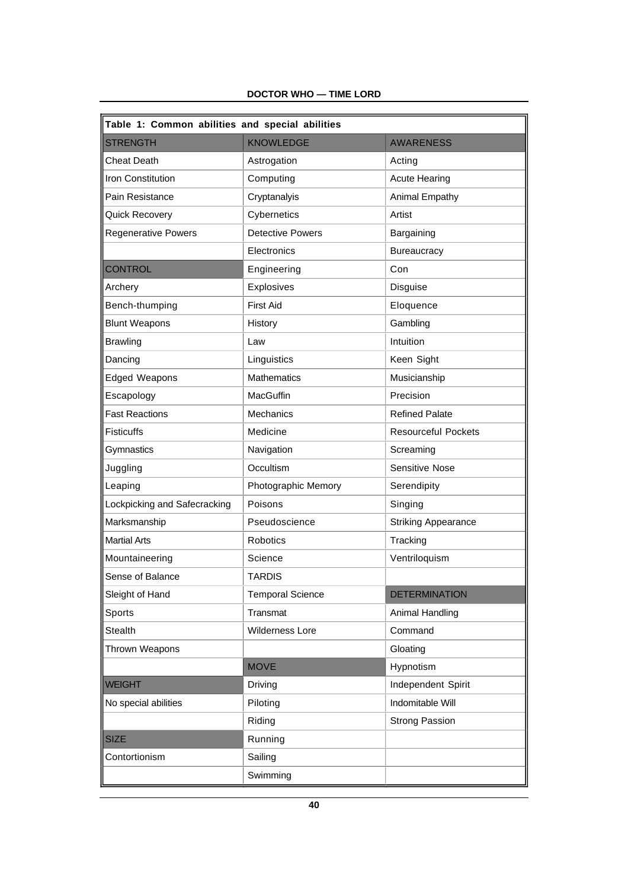| Table 1: Common abilities and special abilities | | |
|---|---|---|
| STRENGTH | KNOWLEDGE | AWARENESS |
| Cheat Death | Astrogation | Acting |
| Iron Constitution | Computing | Acute Hearing |
| Pain Resistance | Cryptanalyis | Animal Empathy |
| Quick Recovery | Cybernetics | Artist |
| Regenerative Powers | Detective Powers | Bargaining |
| | Electronics | Bureaucracy |
| CONTROL | Engineering | Con |
| Archery | Explosives | Disguise |
| Bench-thumping | First Aid | Eloquence |
| Blunt Weapons | History | Gambling |
| Brawling | Law | Intuition |
| Dancing | Linguistics | Keen Sight |
| Edged Weapons | Mathematics | Musicianship |
| Escapology | MacGuffin | Precision |
| Fast Reactions | Mechanics | Refined Palate |
| Fisticuffs | Medicine | Resourceful Pockets |
| Gymnastics | Navigation | Screaming |
| Juggling | Occultism | Sensitive Nose |
| Leaping | Photographic Memory | Serendipity |
| Lockpicking and Safecracking | Poisons | Singing |
| Marksmanship | Pseudoscience | Striking Appearance |
| Martial Arts | Robotics | Tracking |
| Mountaineering | Science | Ventriloquism |
| Sense of Balance | TARDIS | |
| Sleight of Hand | Temporal Science | DETERMINATION |
| Sports | Transmat | Animal Handling |
| Stealth | Wilderness Lore | Command |
| Thrown Weapons | | Gloating |
| | MOVE | Hypnotism |
| WEIGHT | Driving | Independent Spirit |
| No special abilities | Piloting | Indomitable Will |
| | Riding | Strong Passion |
| SIZE | Running | |
| Contortionism | Sailing | |
| | Swimming | |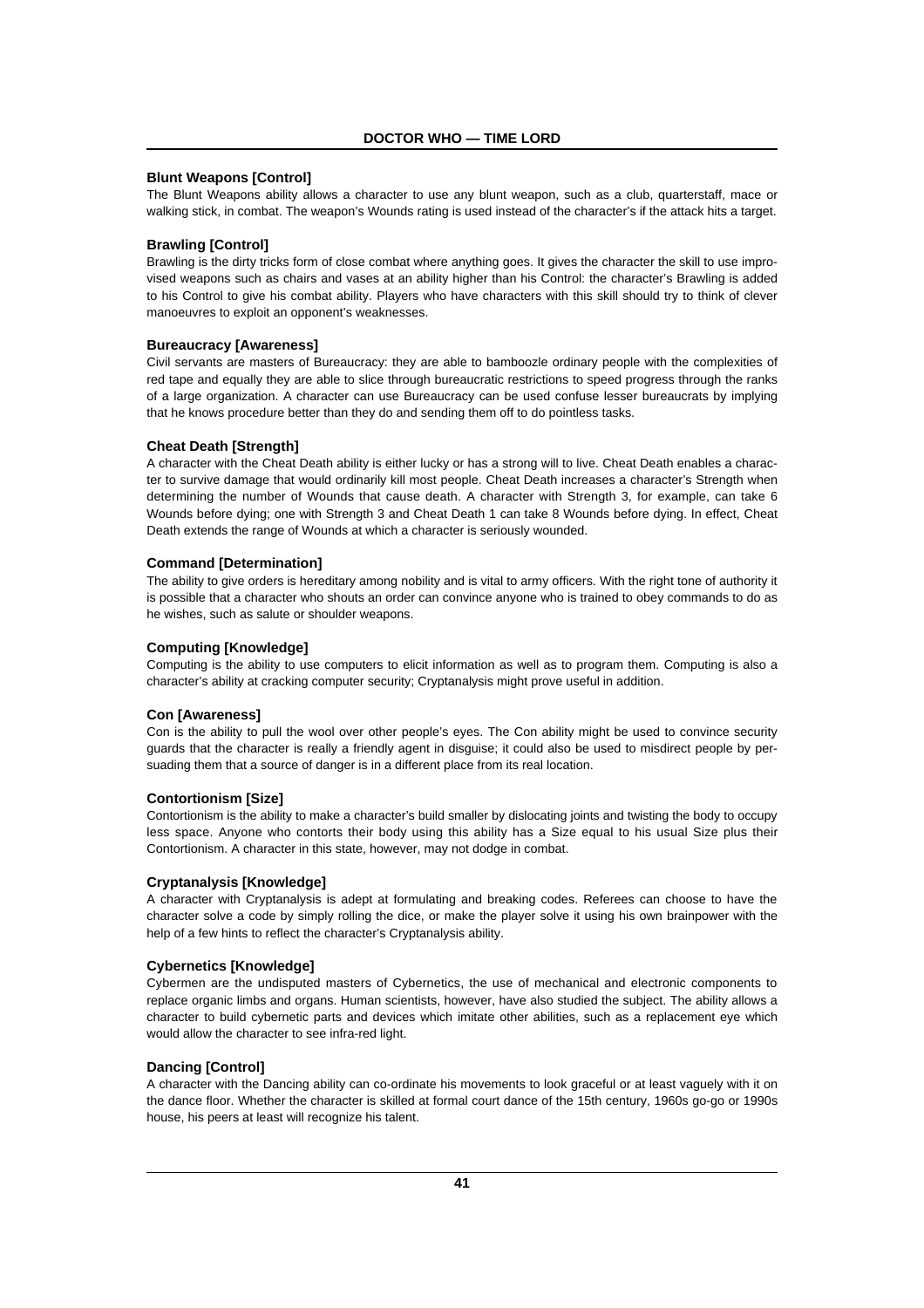### Blunt Weapons [Control]

The Blunt Weapons ability allows a character to use any blunt weapon, such as a club, quarterstaff, mace or walking stick, in combat. The weapon's Wounds rating is used instead of the character's if the attack hits a target.

### Brawling [Control]

Brawling is the dirty tricks form of close combat where anything goes. It gives the character the skill to use improvised weapons such as chairs and vases at an ability higher than his Control: the character's Brawling is added to his Control to give his combat ability. Players who have characters with this skill should try to think of clever manoeuvres to exploit an opponent's weaknesses.

### Bureaucracy [Awareness]

Civil servants are masters of Bureaucracy: they are able to bamboozle ordinary people with the complexities of red tape and equally they are able to slice through bureaucratic restrictions to speed progress through the ranks of a large organization. A character can use Bureaucracy can be used confuse lesser bureaucrats by implying that he knows procedure better than they do and sending them off to do pointless tasks.

### Cheat Death [Strength]

A character with the Cheat Death ability is either lucky or has a strong will to live. Cheat Death enables a character to survive damage that would ordinarily kill most people. Cheat Death increases a character's Strength when determining the number of Wounds that cause death. A character with Strength 3, for example, can take 6 Wounds before dying; one with Strength 3 and Cheat Death 1 can take 8 Wounds before dying. In effect, Cheat Death extends the range of Wounds at which a character is seriously wounded.

### Command [Determination]

The ability to give orders is hereditary among nobility and is vital to army officers. With the right tone of authority it is possible that a character who shouts an order can convince anyone who is trained to obey commands to do as he wishes, such as salute or shoulder weapons.

### Computing [Knowledge]

Computing is the ability to use computers to elicit information as well as to program them. Computing is also a character's ability at cracking computer security; Cryptanalysis might prove useful in addition.

### Con [Awareness]

Con is the ability to pull the wool over other people's eyes. The Con ability might be used to convince security guards that the character is really a friendly agent in disguise; it could also be used to misdirect people by persuading them that a source of danger is in a different place from its real location.

### Contortionism [Size]

Contortionism is the ability to make a character's build smaller by dislocating joints and twisting the body to occupy less space. Anyone who contorts their body using this ability has a Size equal to his usual Size plus their Contortionism. A character in this state, however, may not dodge in combat.

### Cryptanalysis [Knowledge]

A character with Cryptanalysis is adept at formulating and breaking codes. Referees can choose to have the character solve a code by simply rolling the dice, or make the player solve it using his own brainpower with the help of a few hints to reflect the character's Cryptanalysis ability.

### Cybernetics [Knowledge]

Cybermen are the undisputed masters of Cybernetics, the use of mechanical and electronic components to replace organic limbs and organs. Human scientists, however, have also studied the subject. The ability allows a character to build cybernetic parts and devices which imitate other abilities, such as a replacement eye which would allow the character to see infra-red light.

### Dancing [Control]

A character with the Dancing ability can co-ordinate his movements to look graceful or at least vaguely with it on the dance floor. Whether the character is skilled at formal court dance of the 15th century, 1960s go-go or 1990s house, his peers at least will recognize his talent.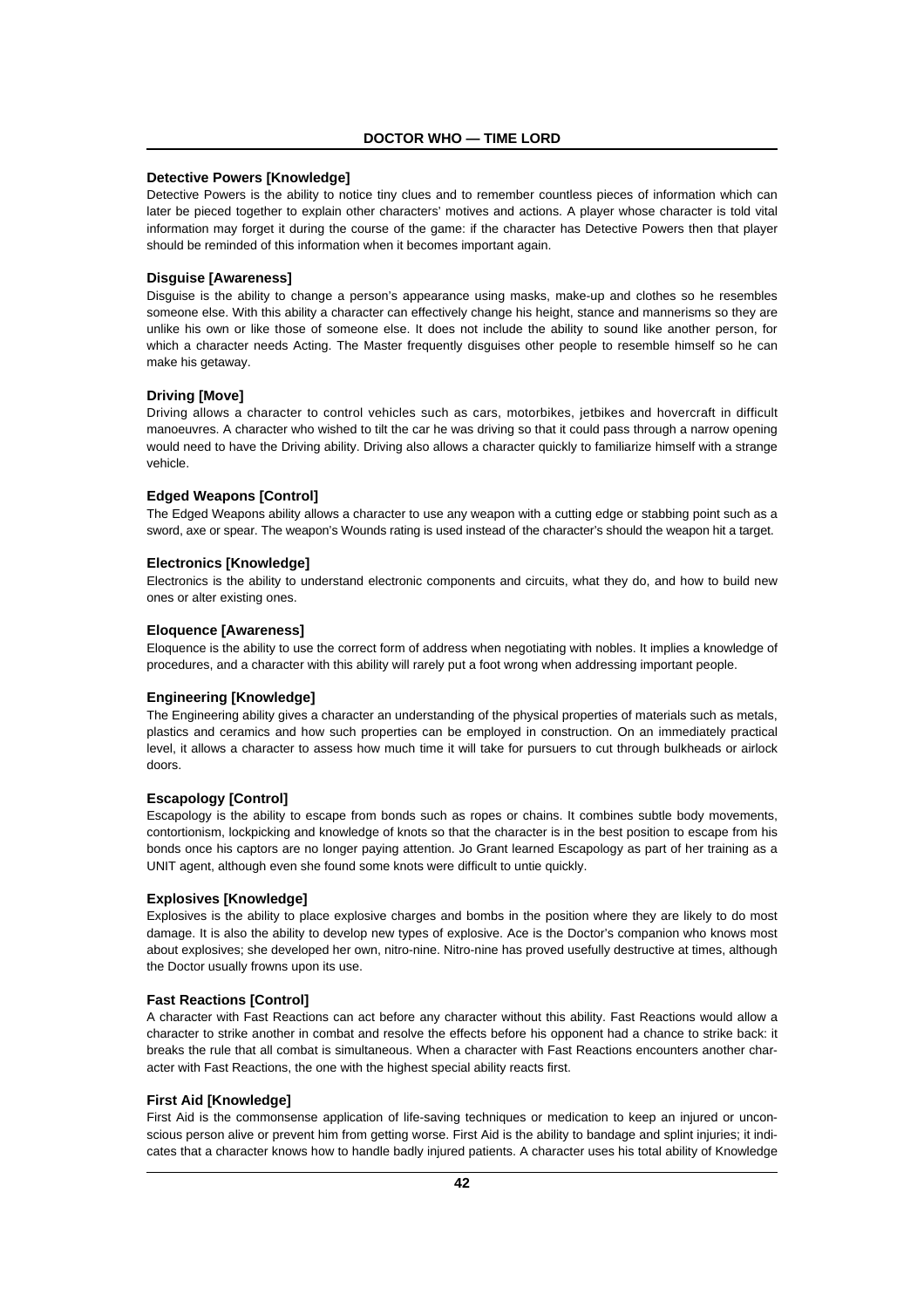### Detective Powers [Knowledge]

Detective Powers is the ability to notice tiny clues and to remember countless pieces of information which can later be pieced together to explain other characters' motives and actions. A player whose character is told vital information may forget it during the course of the game: if the character has Detective Powers then that player should be reminded of this information when it becomes important again.

### Disguise [Awareness]

Disguise is the ability to change a person's appearance using masks, make-up and clothes so he resembles someone else. With this ability a character can effectively change his height, stance and mannerisms so they are unlike his own or like those of someone else. It does not include the ability to sound like another person, for which a character needs Acting. The Master frequently disguises other people to resemble himself so he can make his getaway.

### Driving [Move]

Driving allows a character to control vehicles such as cars, motorbikes, jetbikes and hovercraft in difficult manoeuvres. A character who wished to tilt the car he was driving so that it could pass through a narrow opening would need to have the Driving ability. Driving also allows a character quickly to familiarize himself with a strange vehicle.

### Edged Weapons [Control]

The Edged Weapons ability allows a character to use any weapon with a cutting edge or stabbing point such as a sword, axe or spear. The weapon's Wounds rating is used instead of the character's should the weapon hit a target.

### Electronics [Knowledge]

Electronics is the ability to understand electronic components and circuits, what they do, and how to build new ones or alter existing ones.

### Eloquence [Awareness]

Eloquence is the ability to use the correct form of address when negotiating with nobles. It implies a knowledge of procedures, and a character with this ability will rarely put a foot wrong when addressing important people.

### Engineering [Knowledge]

The Engineering ability gives a character an understanding of the physical properties of materials such as metals, plastics and ceramics and how such properties can be employed in construction. On an immediately practical level, it allows a character to assess how much time it will take for pursuers to cut through bulkheads or airlock doors.

### Escapology [Control]

Escapology is the ability to escape from bonds such as ropes or chains. It combines subtle body movements, contortionism, lockpicking and knowledge of knots so that the character is in the best position to escape from his bonds once his captors are no longer paying attention. Jo Grant learned Escapology as part of her training as a UNIT agent, although even she found some knots were difficult to untie quickly.

### Explosives [Knowledge]

Explosives is the ability to place explosive charges and bombs in the position where they are likely to do most damage. It is also the ability to develop new types of explosive. Ace is the Doctor's companion who knows most about explosives; she developed her own, nitro-nine. Nitro-nine has proved usefully destructive at times, although the Doctor usually frowns upon its use.

### Fast Reactions [Control]

A character with Fast Reactions can act before any character without this ability. Fast Reactions would allow a character to strike another in combat and resolve the effects before his opponent had a chance to strike back: it breaks the rule that all combat is simultaneous. When a character with Fast Reactions encounters another character with Fast Reactions, the one with the highest special ability reacts first.

### First Aid [Knowledge]

First Aid is the commonsense application of life-saving techniques or medication to keep an injured or unconscious person alive or prevent him from getting worse. First Aid is the ability to bandage and splint injuries; it indicates that a character knows how to handle badly injured patients. A character uses his total ability of Knowledge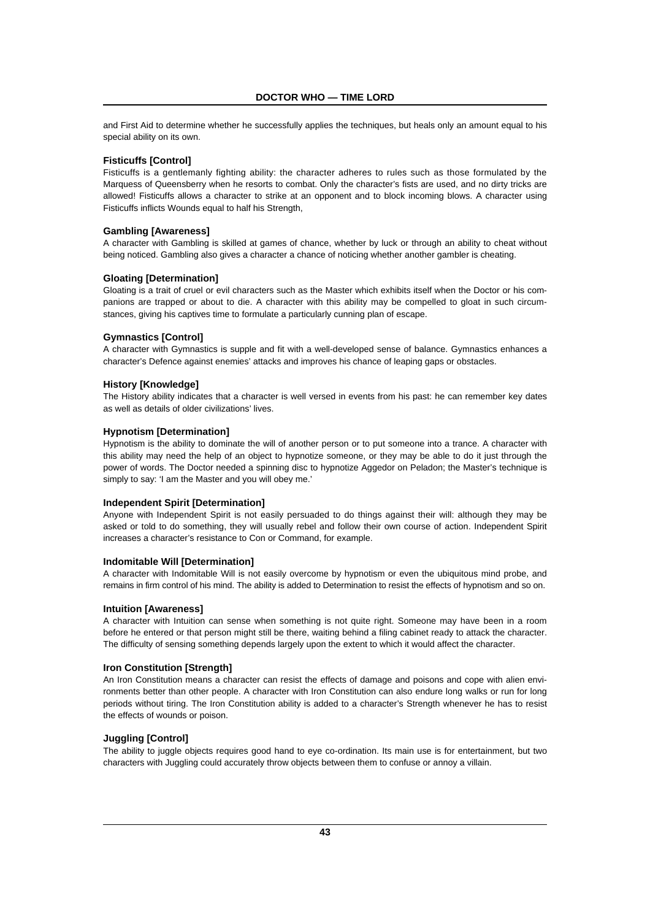and First Aid to determine whether he successfully applies the techniques, but heals only an amount equal to his special ability on its own.

### Fisticuffs [Control]

Fisticuffs is a gentlemanly fighting ability: the character adheres to rules such as those formulated by the Marquess of Queensberry when he resorts to combat. Only the character's fists are used, and no dirty tricks are allowed! Fisticuffs allows a character to strike at an opponent and to block incoming blows. A character using Fisticuffs inflicts Wounds equal to half his Strength,

### Gambling [Awareness]

A character with Gambling is skilled at games of chance, whether by luck or through an ability to cheat without being noticed. Gambling also gives a character a chance of noticing whether another gambler is cheating.

### Gloating [Determination]

Gloating is a trait of cruel or evil characters such as the Master which exhibits itself when the Doctor or his companions are trapped or about to die. A character with this ability may be compelled to gloat in such circumstances, giving his captives time to formulate a particularly cunning plan of escape.

### Gymnastics [Control]

A character with Gymnastics is supple and fit with a well-developed sense of balance. Gymnastics enhances a character's Defence against enemies' attacks and improves his chance of leaping gaps or obstacles.

### History [Knowledge]

The History ability indicates that a character is well versed in events from his past: he can remember key dates as well as details of older civilizations' lives.

### Hypnotism [Determination]

Hypnotism is the ability to dominate the will of another person or to put someone into a trance. A character with this ability may need the help of an object to hypnotize someone, or they may be able to do it just through the power of words. The Doctor needed a spinning disc to hypnotize Aggedor on Peladon; the Master's technique is simply to say: 'I am the Master and you will obey me.'

### Independent Spirit [Determination]

Anyone with Independent Spirit is not easily persuaded to do things against their will: although they may be asked or told to do something, they will usually rebel and follow their own course of action. Independent Spirit increases a character's resistance to Con or Command, for example.

### Indomitable Will [Determination]

A character with Indomitable Will is not easily overcome by hypnotism or even the ubiquitous mind probe, and remains in firm control of his mind. The ability is added to Determination to resist the effects of hypnotism and so on.

### Intuition [Awareness]

A character with Intuition can sense when something is not quite right. Someone may have been in a room before he entered or that person might still be there, waiting behind a filing cabinet ready to attack the character. The difficulty of sensing something depends largely upon the extent to which it would affect the character.

### Iron Constitution [Strength]

An Iron Constitution means a character can resist the effects of damage and poisons and cope with alien environments better than other people. A character with Iron Constitution can also endure long walks or run for long periods without tiring. The Iron Constitution ability is added to a character's Strength whenever he has to resist the effects of wounds or poison.

### Juggling [Control]

The ability to juggle objects requires good hand to eye co-ordination. Its main use is for entertainment, but two characters with Juggling could accurately throw objects between them to confuse or annoy a villain.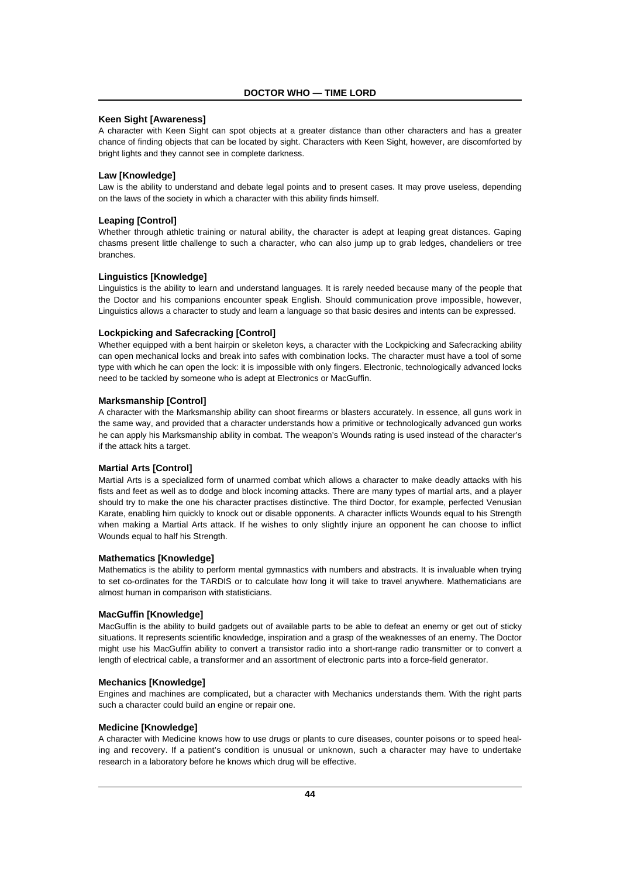### Keen Sight [Awareness]

A character with Keen Sight can spot objects at a greater distance than other characters and has a greater chance of finding objects that can be located by sight. Characters with Keen Sight, however, are discomforted by bright lights and they cannot see in complete darkness.

### Law [Knowledge]

Law is the ability to understand and debate legal points and to present cases. It may prove useless, depending on the laws of the society in which a character with this ability finds himself.

### Leaping [Control]

Whether through athletic training or natural ability, the character is adept at leaping great distances. Gaping chasms present little challenge to such a character, who can also jump up to grab ledges, chandeliers or tree branches.

### Linguistics [Knowledge]

Linguistics is the ability to learn and understand languages. It is rarely needed because many of the people that the Doctor and his companions encounter speak English. Should communication prove impossible, however, Linguistics allows a character to study and learn a language so that basic desires and intents can be expressed.

### Lockpicking and Safecracking [Control]

Whether equipped with a bent hairpin or skeleton keys, a character with the Lockpicking and Safecracking ability can open mechanical locks and break into safes with combination locks. The character must have a tool of some type with which he can open the lock: it is impossible with only fingers. Electronic, technologically advanced locks need to be tackled by someone who is adept at Electronics or MacGuffin.

### Marksmanship [Control]

A character with the Marksmanship ability can shoot firearms or blasters accurately. In essence, all guns work in the same way, and provided that a character understands how a primitive or technologically advanced gun works he can apply his Marksmanship ability in combat. The weapon's Wounds rating is used instead of the character's if the attack hits a target.

### Martial Arts [Control]

Martial Arts is a specialized form of unarmed combat which allows a character to make deadly attacks with his fists and feet as well as to dodge and block incoming attacks. There are many types of martial arts, and a player should try to make the one his character practises distinctive. The third Doctor, for example, perfected Venusian Karate, enabling him quickly to knock out or disable opponents. A character inflicts Wounds equal to his Strength when making a Martial Arts attack. If he wishes to only slightly injure an opponent he can choose to inflict Wounds equal to half his Strength.

### Mathematics [Knowledge]

Mathematics is the ability to perform mental gymnastics with numbers and abstracts. It is invaluable when trying to set co-ordinates for the TARDIS or to calculate how long it will take to travel anywhere. Mathematicians are almost human in comparison with statisticians.

### MacGuffin [Knowledge]

MacGuffin is the ability to build gadgets out of available parts to be able to defeat an enemy or get out of sticky situations. It represents scientific knowledge, inspiration and a grasp of the weaknesses of an enemy. The Doctor might use his MacGuffin ability to convert a transistor radio into a short-range radio transmitter or to convert a length of electrical cable, a transformer and an assortment of electronic parts into a force-field generator.

### Mechanics [Knowledge]

Engines and machines are complicated, but a character with Mechanics understands them. With the right parts such a character could build an engine or repair one.

### Medicine [Knowledge]

A character with Medicine knows how to use drugs or plants to cure diseases, counter poisons or to speed healing and recovery. If a patient's condition is unusual or unknown, such a character may have to undertake research in a laboratory before he knows which drug will be effective.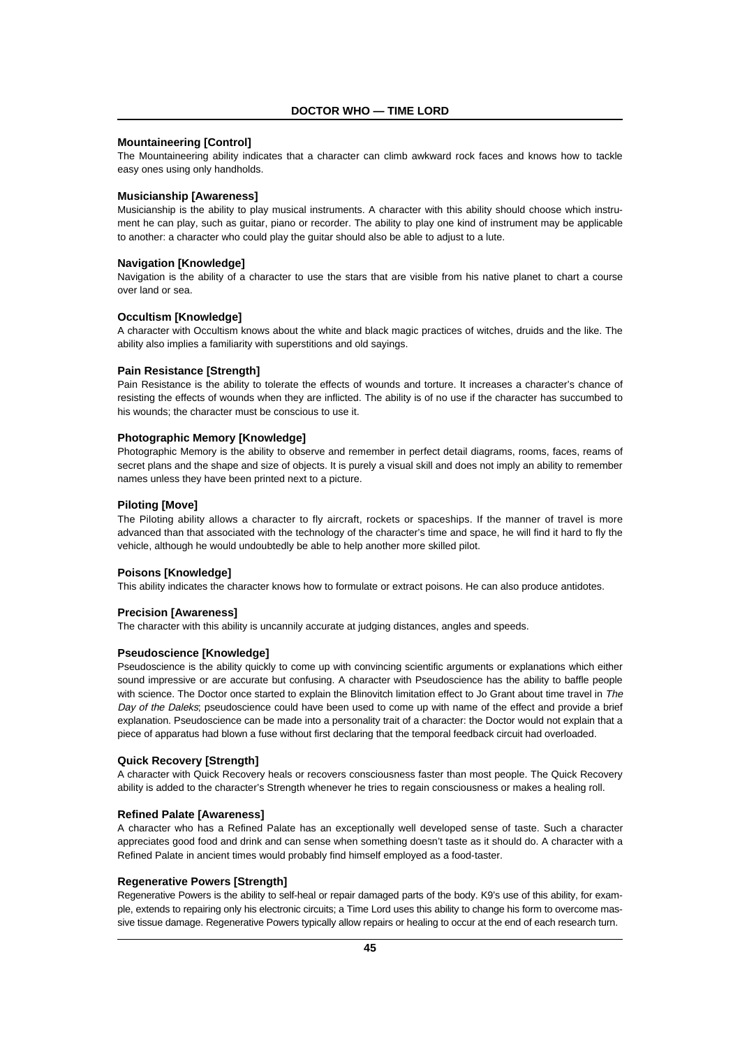### Mountaineering [Control]

The Mountaineering ability indicates that a character can climb awkward rock faces and knows how to tackle easy ones using only handholds.

### Musicianship [Awareness]

Musicianship is the ability to play musical instruments. A character with this ability should choose which instrument he can play, such as guitar, piano or recorder. The ability to play one kind of instrument may be applicable to another: a character who could play the guitar should also be able to adjust to a lute.

### Navigation [Knowledge]

Navigation is the ability of a character to use the stars that are visible from his native planet to chart a course over land or sea.

### Occultism [Knowledge]

A character with Occultism knows about the white and black magic practices of witches, druids and the like. The ability also implies a familiarity with superstitions and old sayings.

### Pain Resistance [Strength]

Pain Resistance is the ability to tolerate the effects of wounds and torture. It increases a character's chance of resisting the effects of wounds when they are inflicted. The ability is of no use if the character has succumbed to his wounds; the character must be conscious to use it.

### Photographic Memory [Knowledge]

Photographic Memory is the ability to observe and remember in perfect detail diagrams, rooms, faces, reams of secret plans and the shape and size of objects. It is purely a visual skill and does not imply an ability to remember names unless they have been printed next to a picture.

### Piloting [Move]

The Piloting ability allows a character to fly aircraft, rockets or spaceships. If the manner of travel is more advanced than that associated with the technology of the character's time and space, he will find it hard to fly the vehicle, although he would undoubtedly be able to help another more skilled pilot.

### Poisons [Knowledge]

This ability indicates the character knows how to formulate or extract poisons. He can also produce antidotes.

### Precision [Awareness]

The character with this ability is uncannily accurate at judging distances, angles and speeds.

### Pseudoscience [Knowledge]

Pseudoscience is the ability quickly to come up with convincing scientific arguments or explanations which either sound impressive or are accurate but confusing. A character with Pseudoscience has the ability to baffle people with science. The Doctor once started to explain the Blinovitch limitation effect to Jo Grant about time travel in *The Day of the Daleks*; pseudoscience could have been used to come up with name of the effect and provide a brief explanation. Pseudoscience can be made into a personality trait of a character: the Doctor would not explain that a piece of apparatus had blown a fuse without first declaring that the temporal feedback circuit had overloaded.

### Quick Recovery [Strength]

A character with Quick Recovery heals or recovers consciousness faster than most people. The Quick Recovery ability is added to the character's Strength whenever he tries to regain consciousness or makes a healing roll.

### Refined Palate [Awareness]

A character who has a Refined Palate has an exceptionally well developed sense of taste. Such a character appreciates good food and drink and can sense when something doesn't taste as it should do. A character with a Refined Palate in ancient times would probably find himself employed as a food-taster.

### Regenerative Powers [Strength]

Regenerative Powers is the ability to self-heal or repair damaged parts of the body. K9's use of this ability, for example, extends to repairing only his electronic circuits; a Time Lord uses this ability to change his form to overcome massive tissue damage. Regenerative Powers typically allow repairs or healing to occur at the end of each research turn.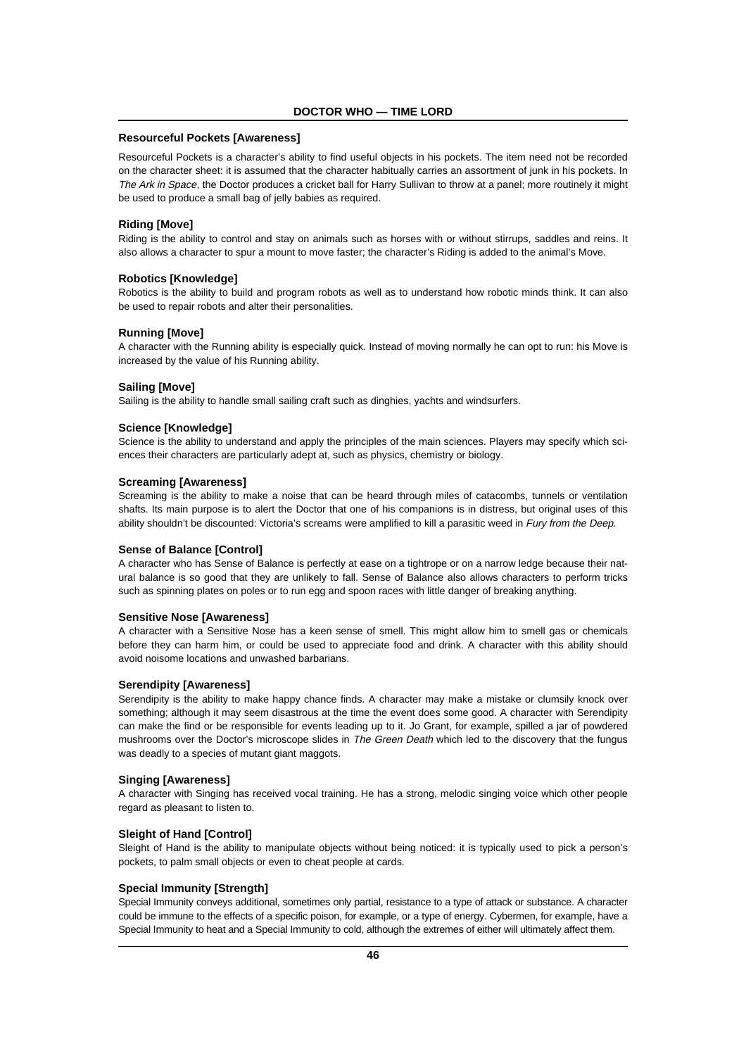### Resourceful Pockets [Awareness]

Resourceful Pockets is a character's ability to find useful objects in his pockets. The item need not be recorded on the character sheet: it is assumed that the character habitually carries an assortment of junk in his pockets. In *The Ark in Space*, the Doctor produces a cricket ball for Harry Sullivan to throw at a panel; more routinely it might be used to produce a small bag of jelly babies as required.

### Riding [Move]

Riding is the ability to control and stay on animals such as horses with or without stirrups, saddles and reins. It also allows a character to spur a mount to move faster; the character's Riding is added to the animal's Move.

### Robotics [Knowledge]

Robotics is the ability to build and program robots as well as to understand how robotic minds think. It can also be used to repair robots and alter their personalities.

### Running [Move]

A character with the Running ability is especially quick. Instead of moving normally he can opt to run: his Move is increased by the value of his Running ability.

### Sailing [Move]

Sailing is the ability to handle small sailing craft such as dinghies, yachts and windsurfers.

### Science [Knowledge]

Science is the ability to understand and apply the principles of the main sciences. Players may specify which sciences their characters are particularly adept at, such as physics, chemistry or biology.

### Screaming [Awareness]

Screaming is the ability to make a noise that can be heard through miles of catacombs, tunnels or ventilation shafts. Its main purpose is to alert the Doctor that one of his companions is in distress, but original uses of this ability shouldn't be discounted: Victoria's screams were amplified to kill a parasitic weed in *Fury from the Deep*.

### Sense of Balance [Control]

A character who has Sense of Balance is perfectly at ease on a tightrope or on a narrow ledge because their natural balance is so good that they are unlikely to fall. Sense of Balance also allows characters to perform tricks such as spinning plates on poles or to run egg and spoon races with little danger of breaking anything.

### Sensitive Nose [Awareness]

A character with a Sensitive Nose has a keen sense of smell. This might allow him to smell gas or chemicals before they can harm him, or could be used to appreciate food and drink. A character with this ability should avoid noisome locations and unwashed barbarians.

### Serendipity [Awareness]

Serendipity is the ability to make happy chance finds. A character may make a mistake or clumsily knock over something; although it may seem disastrous at the time the event does some good. A character with Serendipity can make the find or be responsible for events leading up to it. Jo Grant, for example, spilled a jar of powdered mushrooms over the Doctor's microscope slides in *The Green Death* which led to the discovery that the fungus was deadly to a species of mutant giant maggots.

### Singing [Awareness]

A character with Singing has received vocal training. He has a strong, melodic singing voice which other people regard as pleasant to listen to.

### Sleight of Hand [Control]

Sleight of Hand is the ability to manipulate objects without being noticed: it is typically used to pick a person's pockets, to palm small objects or even to cheat people at cards.

### Special Immunity [Strength]

Special Immunity conveys additional, sometimes only partial, resistance to a type of attack or substance. A character could be immune to the effects of a specific poison, for example, or a type of energy. Cybermen, for example, have a Special Immunity to heat and a Special Immunity to cold, although the extremes of either will ultimately affect them.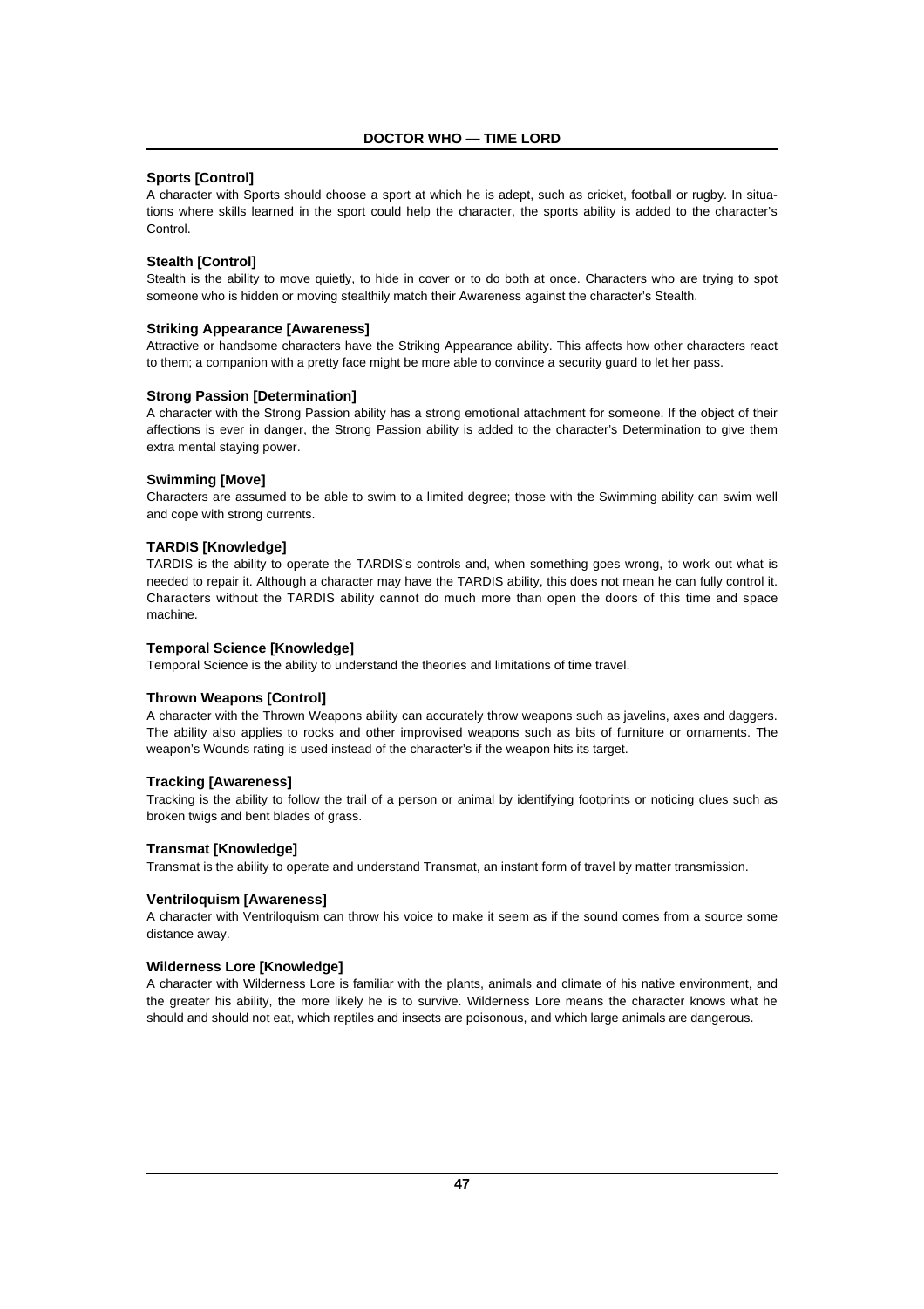### Sports [Control]

A character with Sports should choose a sport at which he is adept, such as cricket, football or rugby. In situations where skills learned in the sport could help the character, the sports ability is added to the character's Control.

### Stealth [Control]

Stealth is the ability to move quietly, to hide in cover or to do both at once. Characters who are trying to spot someone who is hidden or moving stealthily match their Awareness against the character's Stealth.

### Striking Appearance [Awareness]

Attractive or handsome characters have the Striking Appearance ability. This affects how other characters react to them; a companion with a pretty face might be more able to convince a security guard to let her pass.

### Strong Passion [Determination]

A character with the Strong Passion ability has a strong emotional attachment for someone. If the object of their affections is ever in danger, the Strong Passion ability is added to the character's Determination to give them extra mental staying power.

### Swimming [Move]

Characters are assumed to be able to swim to a limited degree; those with the Swimming ability can swim well and cope with strong currents.

### TARDIS [Knowledge]

TARDIS is the ability to operate the TARDIS's controls and, when something goes wrong, to work out what is needed to repair it. Although a character may have the TARDIS ability, this does not mean he can fully control it. Characters without the TARDIS ability cannot do much more than open the doors of this time and space machine.

### Temporal Science [Knowledge]

Temporal Science is the ability to understand the theories and limitations of time travel.

### Thrown Weapons [Control]

A character with the Thrown Weapons ability can accurately throw weapons such as javelins, axes and daggers. The ability also applies to rocks and other improvised weapons such as bits of furniture or ornaments. The weapon's Wounds rating is used instead of the character's if the weapon hits its target.

### Tracking [Awareness]

Tracking is the ability to follow the trail of a person or animal by identifying footprints or noticing clues such as broken twigs and bent blades of grass.

### Transmat [Knowledge]

Transmat is the ability to operate and understand Transmat, an instant form of travel by matter transmission.

### Ventriloquism [Awareness]

A character with Ventriloquism can throw his voice to make it seem as if the sound comes from a source some distance away.

### Wilderness Lore [Knowledge]

A character with Wilderness Lore is familiar with the plants, animals and climate of his native environment, and the greater his ability, the more likely he is to survive. Wilderness Lore means the character knows what he should and should not eat, which reptiles and insects are poisonous, and which large animals are dangerous.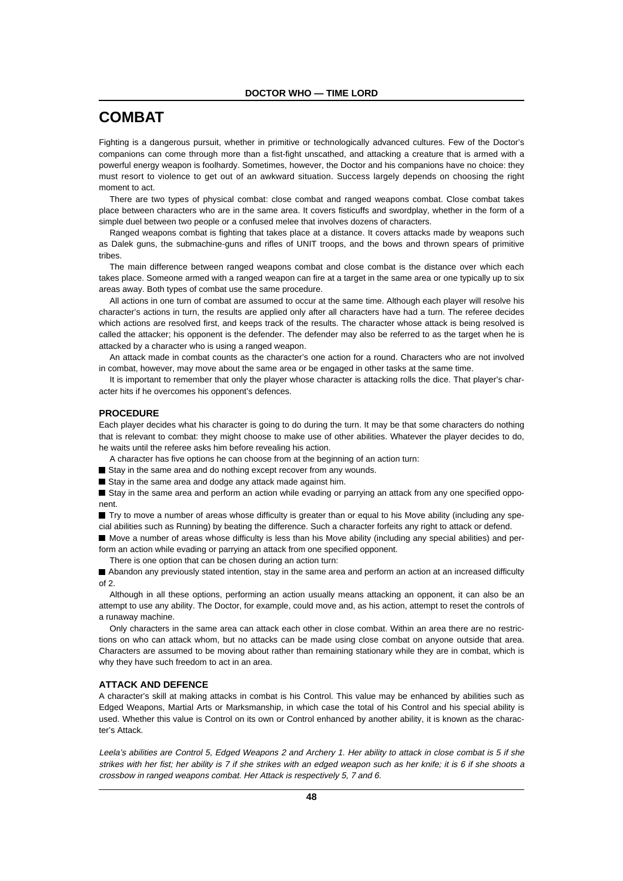# COMBAT

Fighting is a dangerous pursuit, whether in primitive or technologically advanced cultures. Few of the Doctor's companions can come through more than a fist-fight unscathed, and attacking a creature that is armed with a powerful energy weapon is foolhardy. Sometimes, however, the Doctor and his companions have no choice: they must resort to violence to get out of an awkward situation. Success largely depends on choosing the right moment to act.

There are two types of physical combat: close combat and ranged weapons combat. Close combat takes place between characters who are in the same area. It covers fisticuffs and swordplay, whether in the form of a simple duel between two people or a confused melee that involves dozens of characters.

Ranged weapons combat is fighting that takes place at a distance. It covers attacks made by weapons such as Dalek guns, the submachine-guns and rifles of UNIT troops, and the bows and thrown spears of primitive tribes.

The main difference between ranged weapons combat and close combat is the distance over which each takes place. Someone armed with a ranged weapon can fire at a target in the same area or one typically up to six areas away. Both types of combat use the same procedure.

All actions in one turn of combat are assumed to occur at the same time. Although each player will resolve his character's actions in turn, the results are applied only after all characters have had a turn. The referee decides which actions are resolved first, and keeps track of the results. The character whose attack is being resolved is called the attacker; his opponent is the defender. The defender may also be referred to as the target when he is attacked by a character who is using a ranged weapon.

An attack made in combat counts as the character's one action for a round. Characters who are not involved in combat, however, may move about the same area or be engaged in other tasks at the same time.

It is important to remember that only the player whose character is attacking rolls the dice. That player's character hits if he overcomes his opponent's defences.

### PROCEDURE

Each player decides what his character is going to do during the turn. It may be that some characters do nothing that is relevant to combat: they might choose to make use of other abilities. Whatever the player decides to do, he waits until the referee asks him before revealing his action.

A character has five options he can choose from at the beginning of an action turn:

- Stay in the same area and do nothing except recover from any wounds.
- Stay in the same area and dodge any attack made against him.
- Stay in the same area and perform an action while evading or parrying an attack from any one specified opponent.
- Try to move a number of areas whose difficulty is greater than or equal to his Move ability (including any special abilities such as Running) by beating the difference. Such a character forfeits any right to attack or defend.
- Move a number of areas whose difficulty is less than his Move ability (including any special abilities) and perform an action while evading or parrying an attack from one specified opponent.

There is one option that can be chosen during an action turn:

- Abandon any previously stated intention, stay in the same area and perform an action at an increased difficulty of 2.

Although in all these options, performing an action usually means attacking an opponent, it can also be an attempt to use any ability. The Doctor, for example, could move and, as his action, attempt to reset the controls of a runaway machine.

Only characters in the same area can attack each other in close combat. Within an area there are no restrictions on who can attack whom, but no attacks can be made using close combat on anyone outside that area. Characters are assumed to be moving about rather than remaining stationary while they are in combat, which is why they have such freedom to act in an area.

### ATTACK AND DEFENCE

A character's skill at making attacks in combat is his Control. This value may be enhanced by abilities such as Edged Weapons, Martial Arts or Marksmanship, in which case the total of his Control and his special ability is used. Whether this value is Control on its own or Control enhanced by another ability, it is known as the character's Attack.

*Leela's abilities are Control 5, Edged Weapons 2 and Archery 1. Her ability to attack in close combat is 5 if she strikes with her fist; her ability is 7 if she strikes with an edged weapon such as her knife; it is 6 if she shoots a crossbow in ranged weapons combat. Her Attack is respectively 5, 7 and 6.*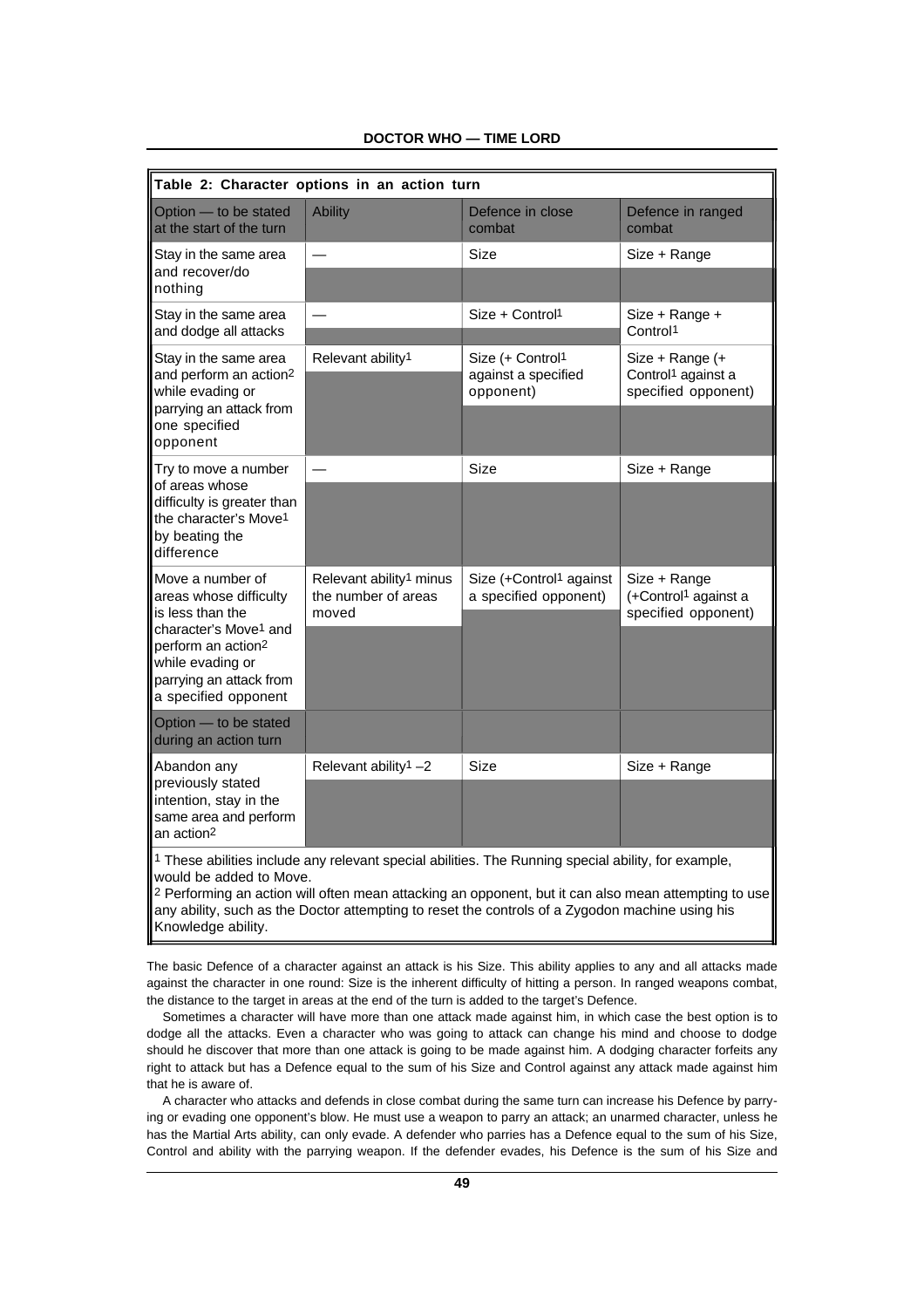**Table 2: Character options in an action turn**

| Option — to be stated at the start of the turn | Ability | Defence in close combat | Defence in ranged combat |
| --- | --- | --- | --- |
| Stay in the same area and recover/do nothing | — | Size | Size + Range |
| Stay in the same area and dodge all attacks | — | Size + Control[1] | Size + Range + Control[1] |
| Stay in the same area and perform an action[2] while evading or parrying an attack from one specified opponent | Relevant ability[1] | Size (+ Control[1] against a specified opponent) | Size + Range (+ Control[1] against a specified opponent) |
| Try to move a number of areas whose difficulty is greater than the character's Move[1] by beating the difference | — | Size | Size + Range |
| Move a number of areas whose difficulty is less than the character's Move[1] and perform an action[2] while evading or parrying an attack from a specified opponent | Relevant ability[1] minus the number of areas moved | Size (+Control[1] against a specified opponent) | Size + Range (+Control[1] against a specified opponent) |
| **Option — to be stated during an action turn** | | | |
| Abandon any previously stated intention, stay in the same area and perform an action[2] | Relevant ability[1] –2 | Size | Size + Range |

[1] These abilities include any relevant special abilities. The Running special ability, for example, would be added to Move.
[2] Performing an action will often mean attacking an opponent, but it can also mean attempting to use any ability, such as the Doctor attempting to reset the controls of a Zygodon machine using his Knowledge ability.

The basic Defence of a character against an attack is his Size. This ability applies to any and all attacks made against the character in one round: Size is the inherent difficulty of hitting a person. In ranged weapons combat, the distance to the target in areas at the end of the turn is added to the target's Defence.

Sometimes a character will have more than one attack made against him, in which case the best option is to dodge all the attacks. Even a character who was going to attack can change his mind and choose to dodge should he discover that more than one attack is going to be made against him. A dodging character forfeits any right to attack but has a Defence equal to the sum of his Size and Control against any attack made against him that he is aware of.

A character who attacks and defends in close combat during the same turn can increase his Defence by parrying or evading one opponent's blow. He must use a weapon to parry an attack; an unarmed character, unless he has the Martial Arts ability, can only evade. A defender who parries has a Defence equal to the sum of his Size, Control and ability with the parrying weapon. If the defender evades, his Defence is the sum of his Size and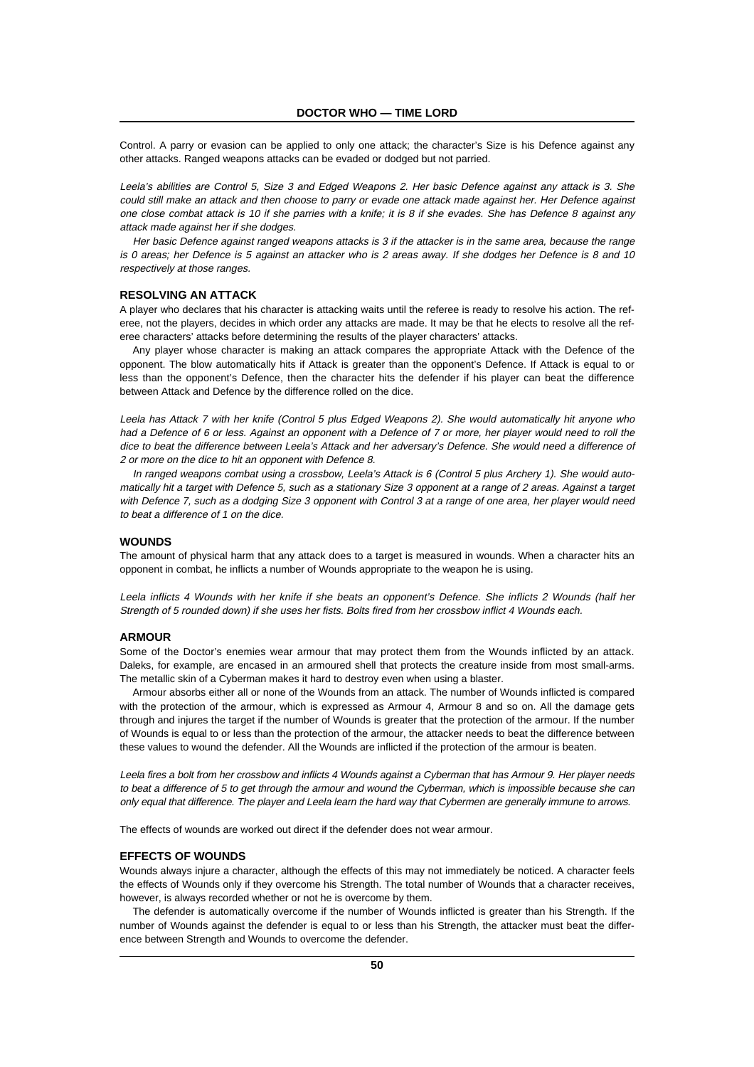Control. A parry or evasion can be applied to only one attack; the character's Size is his Defence against any other attacks. Ranged weapons attacks can be evaded or dodged but not parried.

*Leela's abilities are Control 5, Size 3 and Edged Weapons 2. Her basic Defence against any attack is 3. She could still make an attack and then choose to parry or evade one attack made against her. Her Defence against one close combat attack is 10 if she parries with a knife; it is 8 if she evades. She has Defence 8 against any attack made against her if she dodges.*

*Her basic Defence against ranged weapons attacks is 3 if the attacker is in the same area, because the range is 0 areas; her Defence is 5 against an attacker who is 2 areas away. If she dodges her Defence is 8 and 10 respectively at those ranges.*

### RESOLVING AN ATTACK

A player who declares that his character is attacking waits until the referee is ready to resolve his action. The referee, not the players, decides in which order any attacks are made. It may be that he elects to resolve all the referee characters' attacks before determining the results of the player characters' attacks.

Any player whose character is making an attack compares the appropriate Attack with the Defence of the opponent. The blow automatically hits if Attack is greater than the opponent's Defence. If Attack is equal to or less than the opponent's Defence, then the character hits the defender if his player can beat the difference between Attack and Defence by the difference rolled on the dice.

*Leela has Attack 7 with her knife (Control 5 plus Edged Weapons 2). She would automatically hit anyone who had a Defence of 6 or less. Against an opponent with a Defence of 7 or more, her player would need to roll the dice to beat the difference between Leela's Attack and her adversary's Defence. She would need a difference of 2 or more on the dice to hit an opponent with Defence 8.*

*In ranged weapons combat using a crossbow, Leela's Attack is 6 (Control 5 plus Archery 1). She would automatically hit a target with Defence 5, such as a stationary Size 3 opponent at a range of 2 areas. Against a target with Defence 7, such as a dodging Size 3 opponent with Control 3 at a range of one area, her player would need to beat a difference of 1 on the dice.*

### WOUNDS

The amount of physical harm that any attack does to a target is measured in wounds. When a character hits an opponent in combat, he inflicts a number of Wounds appropriate to the weapon he is using.

*Leela inflicts 4 Wounds with her knife if she beats an opponent's Defence. She inflicts 2 Wounds (half her Strength of 5 rounded down) if she uses her fists. Bolts fired from her crossbow inflict 4 Wounds each.*

### ARMOUR

Some of the Doctor's enemies wear armour that may protect them from the Wounds inflicted by an attack. Daleks, for example, are encased in an armoured shell that protects the creature inside from most small-arms. The metallic skin of a Cyberman makes it hard to destroy even when using a blaster.

Armour absorbs either all or none of the Wounds from an attack. The number of Wounds inflicted is compared with the protection of the armour, which is expressed as Armour 4, Armour 8 and so on. All the damage gets through and injures the target if the number of Wounds is greater that the protection of the armour. If the number of Wounds is equal to or less than the protection of the armour, the attacker needs to beat the difference between these values to wound the defender. All the Wounds are inflicted if the protection of the armour is beaten.

*Leela fires a bolt from her crossbow and inflicts 4 Wounds against a Cyberman that has Armour 9. Her player needs to beat a difference of 5 to get through the armour and wound the Cyberman, which is impossible because she can only equal that difference. The player and Leela learn the hard way that Cybermen are generally immune to arrows.*

The effects of wounds are worked out direct if the defender does not wear armour.

### EFFECTS OF WOUNDS

Wounds always injure a character, although the effects of this may not immediately be noticed. A character feels the effects of Wounds only if they overcome his Strength. The total number of Wounds that a character receives, however, is always recorded whether or not he is overcome by them.

The defender is automatically overcome if the number of Wounds inflicted is greater than his Strength. If the number of Wounds against the defender is equal to or less than his Strength, the attacker must beat the difference between Strength and Wounds to overcome the defender.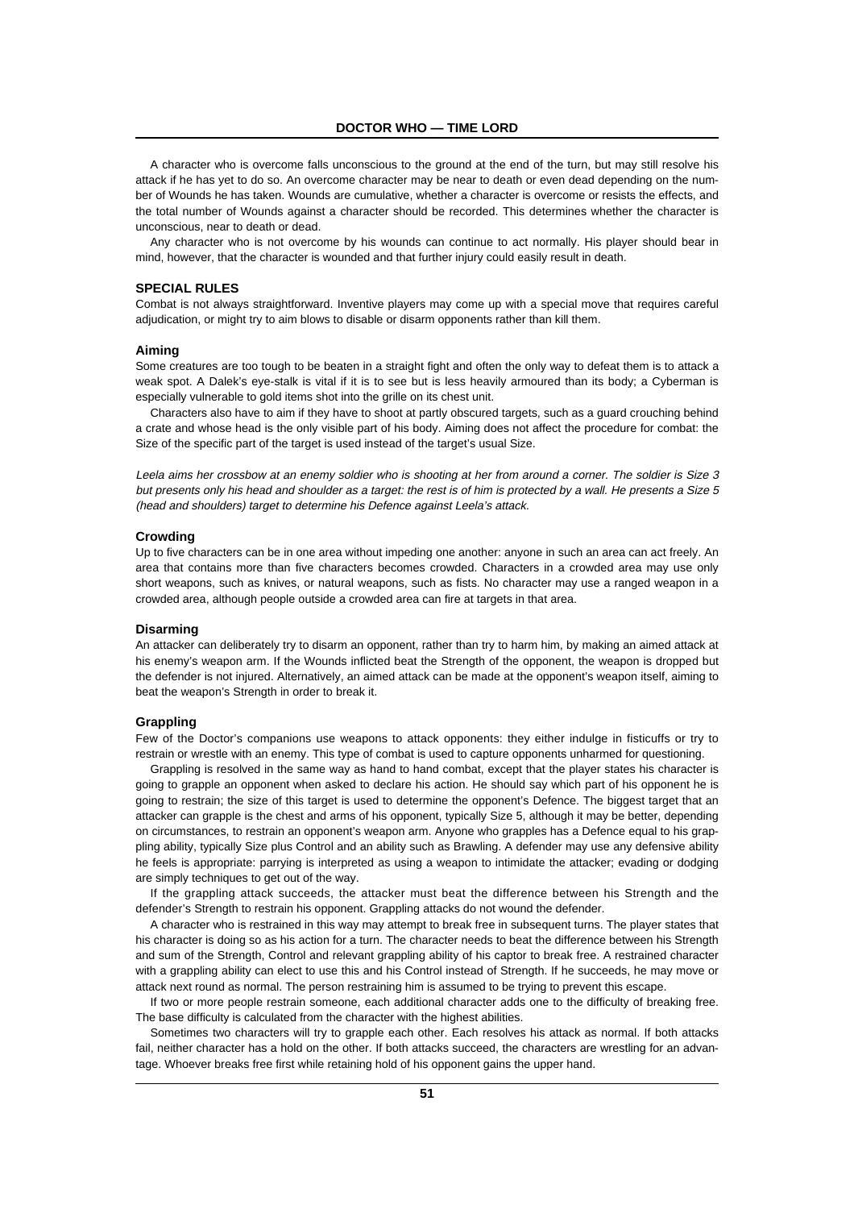A character who is overcome falls unconscious to the ground at the end of the turn, but may still resolve his attack if he has yet to do so. An overcome character may be near to death or even dead depending on the number of Wounds he has taken. Wounds are cumulative, whether a character is overcome or resists the effects, and the total number of Wounds against a character should be recorded. This determines whether the character is unconscious, near to death or dead.

Any character who is not overcome by his wounds can continue to act normally. His player should bear in mind, however, that the character is wounded and that further injury could easily result in death.

## SPECIAL RULES

Combat is not always straightforward. Inventive players may come up with a special move that requires careful adjudication, or might try to aim blows to disable or disarm opponents rather than kill them.

### Aiming

Some creatures are too tough to be beaten in a straight fight and often the only way to defeat them is to attack a weak spot. A Dalek's eye-stalk is vital if it is to see but is less heavily armoured than its body; a Cyberman is especially vulnerable to gold items shot into the grille on its chest unit.

Characters also have to aim if they have to shoot at partly obscured targets, such as a guard crouching behind a crate and whose head is the only visible part of his body. Aiming does not affect the procedure for combat: the Size of the specific part of the target is used instead of the target's usual Size.

*Leela aims her crossbow at an enemy soldier who is shooting at her from around a corner. The soldier is Size 3 but presents only his head and shoulder as a target: the rest is of him is protected by a wall. He presents a Size 5 (head and shoulders) target to determine his Defence against Leela's attack.*

### Crowding

Up to five characters can be in one area without impeding one another: anyone in such an area can act freely. An area that contains more than five characters becomes crowded. Characters in a crowded area may use only short weapons, such as knives, or natural weapons, such as fists. No character may use a ranged weapon in a crowded area, although people outside a crowded area can fire at targets in that area.

### Disarming

An attacker can deliberately try to disarm an opponent, rather than try to harm him, by making an aimed attack at his enemy's weapon arm. If the Wounds inflicted beat the Strength of the opponent, the weapon is dropped but the defender is not injured. Alternatively, an aimed attack can be made at the opponent's weapon itself, aiming to beat the weapon's Strength in order to break it.

### Grappling

Few of the Doctor's companions use weapons to attack opponents: they either indulge in fisticuffs or try to restrain or wrestle with an enemy. This type of combat is used to capture opponents unharmed for questioning.

Grappling is resolved in the same way as hand to hand combat, except that the player states his character is going to grapple an opponent when asked to declare his action. He should say which part of his opponent he is going to restrain; the size of this target is used to determine the opponent's Defence. The biggest target that an attacker can grapple is the chest and arms of his opponent, typically Size 5, although it may be better, depending on circumstances, to restrain an opponent's weapon arm. Anyone who grapples has a Defence equal to his grappling ability, typically Size plus Control and an ability such as Brawling. A defender may use any defensive ability he feels is appropriate: parrying is interpreted as using a weapon to intimidate the attacker; evading or dodging are simply techniques to get out of the way.

If the grappling attack succeeds, the attacker must beat the difference between his Strength and the defender's Strength to restrain his opponent. Grappling attacks do not wound the defender.

A character who is restrained in this way may attempt to break free in subsequent turns. The player states that his character is doing so as his action for a turn. The character needs to beat the difference between his Strength and sum of the Strength, Control and relevant grappling ability of his captor to break free. A restrained character with a grappling ability can elect to use this and his Control instead of Strength. If he succeeds, he may move or attack next round as normal. The person restraining him is assumed to be trying to prevent this escape.

If two or more people restrain someone, each additional character adds one to the difficulty of breaking free. The base difficulty is calculated from the character with the highest abilities.

Sometimes two characters will try to grapple each other. Each resolves his attack as normal. If both attacks fail, neither character has a hold on the other. If both attacks succeed, the characters are wrestling for an advantage. Whoever breaks free first while retaining hold of his opponent gains the upper hand.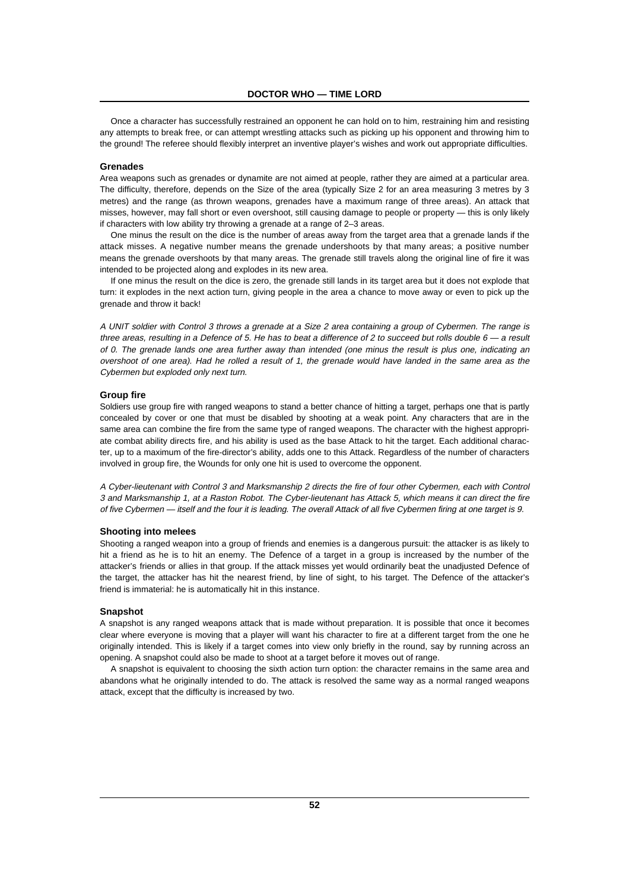Once a character has successfully restrained an opponent he can hold on to him, restraining him and resisting any attempts to break free, or can attempt wrestling attacks such as picking up his opponent and throwing him to the ground! The referee should flexibly interpret an inventive player's wishes and work out appropriate difficulties.

### Grenades

Area weapons such as grenades or dynamite are not aimed at people, rather they are aimed at a particular area. The difficulty, therefore, depends on the Size of the area (typically Size 2 for an area measuring 3 metres by 3 metres) and the range (as thrown weapons, grenades have a maximum range of three areas). An attack that misses, however, may fall short or even overshoot, still causing damage to people or property — this is only likely if characters with low ability try throwing a grenade at a range of 2–3 areas.

One minus the result on the dice is the number of areas away from the target area that a grenade lands if the attack misses. A negative number means the grenade undershoots by that many areas; a positive number means the grenade overshoots by that many areas. The grenade still travels along the original line of fire it was intended to be projected along and explodes in its new area.

If one minus the result on the dice is zero, the grenade still lands in its target area but it does not explode that turn: it explodes in the next action turn, giving people in the area a chance to move away or even to pick up the grenade and throw it back!

*A UNIT soldier with Control 3 throws a grenade at a Size 2 area containing a group of Cybermen. The range is three areas, resulting in a Defence of 5. He has to beat a difference of 2 to succeed but rolls double 6 — a result of 0. The grenade lands one area further away than intended (one minus the result is plus one, indicating an overshoot of one area). Had he rolled a result of 1, the grenade would have landed in the same area as the Cybermen but exploded only next turn.*

### Group fire

Soldiers use group fire with ranged weapons to stand a better chance of hitting a target, perhaps one that is partly concealed by cover or one that must be disabled by shooting at a weak point. Any characters that are in the same area can combine the fire from the same type of ranged weapons. The character with the highest appropriate combat ability directs fire, and his ability is used as the base Attack to hit the target. Each additional character, up to a maximum of the fire-director's ability, adds one to this Attack. Regardless of the number of characters involved in group fire, the Wounds for only one hit is used to overcome the opponent.

*A Cyber-lieutenant with Control 3 and Marksmanship 2 directs the fire of four other Cybermen, each with Control 3 and Marksmanship 1, at a Raston Robot. The Cyber-lieutenant has Attack 5, which means it can direct the fire of five Cybermen — itself and the four it is leading. The overall Attack of all five Cybermen firing at one target is 9.*

### Shooting into melees

Shooting a ranged weapon into a group of friends and enemies is a dangerous pursuit: the attacker is as likely to hit a friend as he is to hit an enemy. The Defence of a target in a group is increased by the number of the attacker's friends or allies in that group. If the attack misses yet would ordinarily beat the unadjusted Defence of the target, the attacker has hit the nearest friend, by line of sight, to his target. The Defence of the attacker's friend is immaterial: he is automatically hit in this instance.

### Snapshot

A snapshot is any ranged weapons attack that is made without preparation. It is possible that once it becomes clear where everyone is moving that a player will want his character to fire at a different target from the one he originally intended. This is likely if a target comes into view only briefly in the round, say by running across an opening. A snapshot could also be made to shoot at a target before it moves out of range.

A snapshot is equivalent to choosing the sixth action turn option: the character remains in the same area and abandons what he originally intended to do. The attack is resolved the same way as a normal ranged weapons attack, except that the difficulty is increased by two.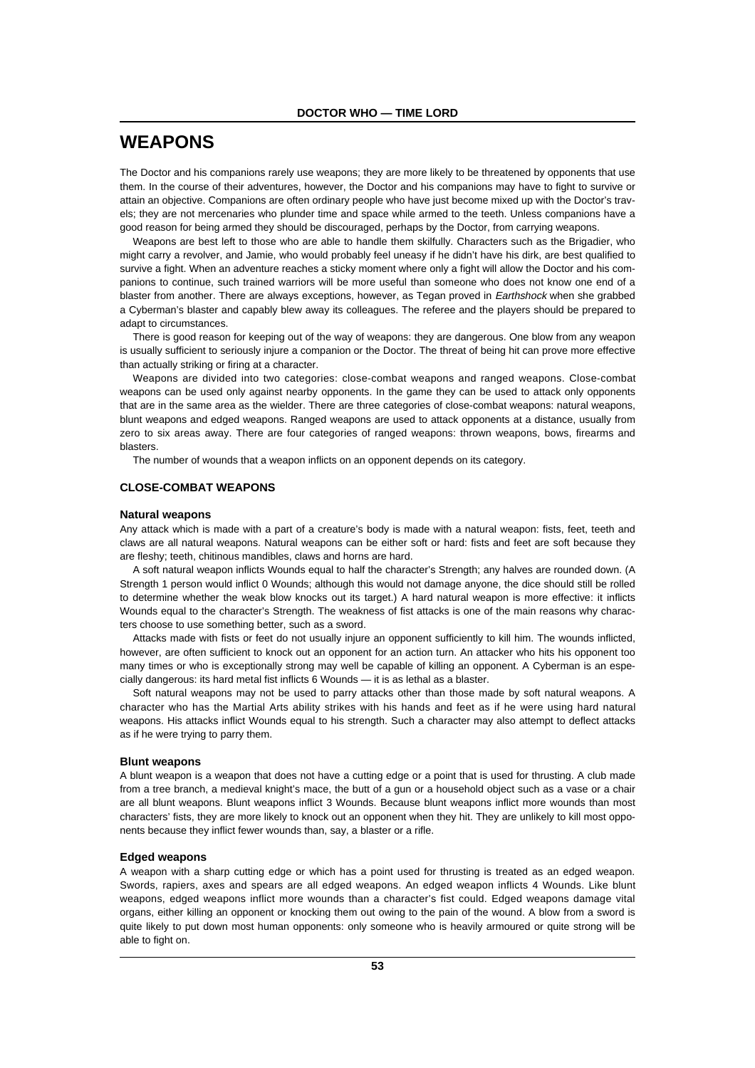# WEAPONS

The Doctor and his companions rarely use weapons; they are more likely to be threatened by opponents that use them. In the course of their adventures, however, the Doctor and his companions may have to fight to survive or attain an objective. Companions are often ordinary people who have just become mixed up with the Doctor's travels; they are not mercenaries who plunder time and space while armed to the teeth. Unless companions have a good reason for being armed they should be discouraged, perhaps by the Doctor, from carrying weapons.

Weapons are best left to those who are able to handle them skilfully. Characters such as the Brigadier, who might carry a revolver, and Jamie, who would probably feel uneasy if he didn't have his dirk, are best qualified to survive a fight. When an adventure reaches a sticky moment where only a fight will allow the Doctor and his companions to continue, such trained warriors will be more useful than someone who does not know one end of a blaster from another. There are always exceptions, however, as Tegan proved in *Earthshock* when she grabbed a Cyberman's blaster and capably blew away its colleagues. The referee and the players should be prepared to adapt to circumstances.

There is good reason for keeping out of the way of weapons: they are dangerous. One blow from any weapon is usually sufficient to seriously injure a companion or the Doctor. The threat of being hit can prove more effective than actually striking or firing at a character.

Weapons are divided into two categories: close-combat weapons and ranged weapons. Close-combat weapons can be used only against nearby opponents. In the game they can be used to attack only opponents that are in the same area as the wielder. There are three categories of close-combat weapons: natural weapons, blunt weapons and edged weapons. Ranged weapons are used to attack opponents at a distance, usually from zero to six areas away. There are four categories of ranged weapons: thrown weapons, bows, firearms and blasters.

The number of wounds that a weapon inflicts on an opponent depends on its category.

## CLOSE-COMBAT WEAPONS

### Natural weapons

Any attack which is made with a part of a creature's body is made with a natural weapon: fists, feet, teeth and claws are all natural weapons. Natural weapons can be either soft or hard: fists and feet are soft because they are fleshy; teeth, chitinous mandibles, claws and horns are hard.

A soft natural weapon inflicts Wounds equal to half the character's Strength; any halves are rounded down. (A Strength 1 person would inflict 0 Wounds; although this would not damage anyone, the dice should still be rolled to determine whether the weak blow knocks out its target.) A hard natural weapon is more effective: it inflicts Wounds equal to the character's Strength. The weakness of fist attacks is one of the main reasons why characters choose to use something better, such as a sword.

Attacks made with fists or feet do not usually injure an opponent sufficiently to kill him. The wounds inflicted, however, are often sufficient to knock out an opponent for an action turn. An attacker who hits his opponent too many times or who is exceptionally strong may well be capable of killing an opponent. A Cyberman is an especially dangerous: its hard metal fist inflicts 6 Wounds — it is as lethal as a blaster.

Soft natural weapons may not be used to parry attacks other than those made by soft natural weapons. A character who has the Martial Arts ability strikes with his hands and feet as if he were using hard natural weapons. His attacks inflict Wounds equal to his strength. Such a character may also attempt to deflect attacks as if he were trying to parry them.

### Blunt weapons

A blunt weapon is a weapon that does not have a cutting edge or a point that is used for thrusting. A club made from a tree branch, a medieval knight's mace, the butt of a gun or a household object such as a vase or a chair are all blunt weapons. Blunt weapons inflict 3 Wounds. Because blunt weapons inflict more wounds than most characters' fists, they are more likely to knock out an opponent when they hit. They are unlikely to kill most opponents because they inflict fewer wounds than, say, a blaster or a rifle.

### Edged weapons

A weapon with a sharp cutting edge or which has a point used for thrusting is treated as an edged weapon. Swords, rapiers, axes and spears are all edged weapons. An edged weapon inflicts 4 Wounds. Like blunt weapons, edged weapons inflict more wounds than a character's fist could. Edged weapons damage vital organs, either killing an opponent or knocking them out owing to the pain of the wound. A blow from a sword is quite likely to put down most human opponents: only someone who is heavily armoured or quite strong will be able to fight on.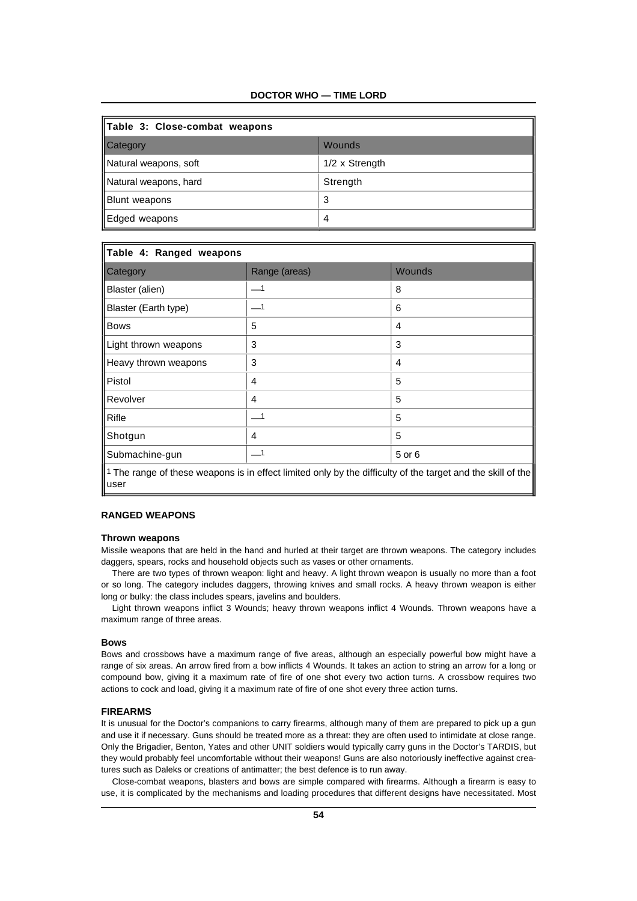| Table 3: Close-combat weapons | |
|---|---|
| Category | Wounds |
| Natural weapons, soft | 1/2 x Strength |
| Natural weapons, hard | Strength |
| Blunt weapons | 3 |
| Edged weapons | 4 |

| Table 4: Ranged weapons | | |
|---|---|---|
| Category | Range (areas) | Wounds |
| Blaster (alien) | —[1] | 8 |
| Blaster (Earth type) | —[1] | 6 |
| Bows | 5 | 4 |
| Light thrown weapons | 3 | 3 |
| Heavy thrown weapons | 3 | 4 |
| Pistol | 4 | 5 |
| Revolver | 4 | 5 |
| Rifle | —[1] | 5 |
| Shotgun | 4 | 5 |
| Submachine-gun | —[1] | 5 or 6 |

[1] The range of these weapons is in effect limited only by the difficulty of the target and the skill of the user

## RANGED WEAPONS

### Thrown weapons

Missile weapons that are held in the hand and hurled at their target are thrown weapons. The category includes daggers, spears, rocks and household objects such as vases or other ornaments.

There are two types of thrown weapon: light and heavy. A light thrown weapon is usually no more than a foot or so long. The category includes daggers, throwing knives and small rocks. A heavy thrown weapon is either long or bulky: the class includes spears, javelins and boulders.

Light thrown weapons inflict 3 Wounds; heavy thrown weapons inflict 4 Wounds. Thrown weapons have a maximum range of three areas.

### Bows

Bows and crossbows have a maximum range of five areas, although an especially powerful bow might have a range of six areas. An arrow fired from a bow inflicts 4 Wounds. It takes an action to string an arrow for a long or compound bow, giving it a maximum rate of fire of one shot every two action turns. A crossbow requires two actions to cock and load, giving it a maximum rate of fire of one shot every three action turns.

## FIREARMS

It is unusual for the Doctor's companions to carry firearms, although many of them are prepared to pick up a gun and use it if necessary. Guns should be treated more as a threat: they are often used to intimidate at close range. Only the Brigadier, Benton, Yates and other UNIT soldiers would typically carry guns in the Doctor's TARDIS, but they would probably feel uncomfortable without their weapons! Guns are also notoriously ineffective against creatures such as Daleks or creations of antimatter; the best defence is to run away.

Close-combat weapons, blasters and bows are simple compared with firearms. Although a firearm is easy to use, it is complicated by the mechanisms and loading procedures that different designs have necessitated. Most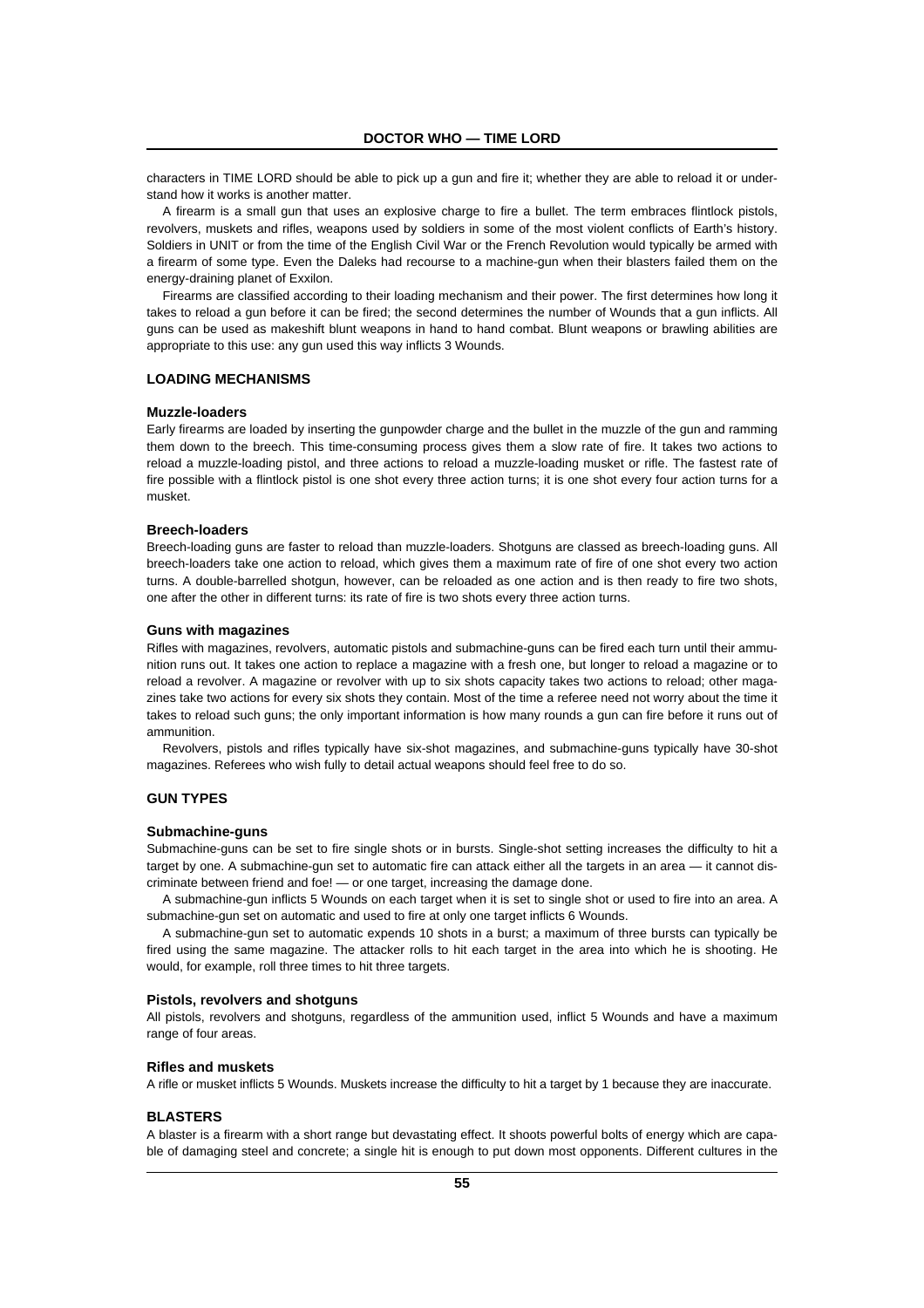characters in TIME LORD should be able to pick up a gun and fire it; whether they are able to reload it or understand how it works is another matter.

A firearm is a small gun that uses an explosive charge to fire a bullet. The term embraces flintlock pistols, revolvers, muskets and rifles, weapons used by soldiers in some of the most violent conflicts of Earth's history. Soldiers in UNIT or from the time of the English Civil War or the French Revolution would typically be armed with a firearm of some type. Even the Daleks had recourse to a machine-gun when their blasters failed them on the energy-draining planet of Exxilon.

Firearms are classified according to their loading mechanism and their power. The first determines how long it takes to reload a gun before it can be fired; the second determines the number of Wounds that a gun inflicts. All guns can be used as makeshift blunt weapons in hand to hand combat. Blunt weapons or brawling abilities are appropriate to this use: any gun used this way inflicts 3 Wounds.

## LOADING MECHANISMS

### Muzzle-loaders

Early firearms are loaded by inserting the gunpowder charge and the bullet in the muzzle of the gun and ramming them down to the breech. This time-consuming process gives them a slow rate of fire. It takes two actions to reload a muzzle-loading pistol, and three actions to reload a muzzle-loading musket or rifle. The fastest rate of fire possible with a flintlock pistol is one shot every three action turns; it is one shot every four action turns for a musket.

### Breech-loaders

Breech-loading guns are faster to reload than muzzle-loaders. Shotguns are classed as breech-loading guns. All breech-loaders take one action to reload, which gives them a maximum rate of fire of one shot every two action turns. A double-barrelled shotgun, however, can be reloaded as one action and is then ready to fire two shots, one after the other in different turns: its rate of fire is two shots every three action turns.

### Guns with magazines

Rifles with magazines, revolvers, automatic pistols and submachine-guns can be fired each turn until their ammunition runs out. It takes one action to replace a magazine with a fresh one, but longer to reload a magazine or to reload a revolver. A magazine or revolver with up to six shots capacity takes two actions to reload; other magazines take two actions for every six shots they contain. Most of the time a referee need not worry about the time it takes to reload such guns; the only important information is how many rounds a gun can fire before it runs out of ammunition.

Revolvers, pistols and rifles typically have six-shot magazines, and submachine-guns typically have 30-shot magazines. Referees who wish fully to detail actual weapons should feel free to do so.

## GUN TYPES

### Submachine-guns

Submachine-guns can be set to fire single shots or in bursts. Single-shot setting increases the difficulty to hit a target by one. A submachine-gun set to automatic fire can attack either all the targets in an area — it cannot discriminate between friend and foe! — or one target, increasing the damage done.

A submachine-gun inflicts 5 Wounds on each target when it is set to single shot or used to fire into an area. A submachine-gun set on automatic and used to fire at only one target inflicts 6 Wounds.

A submachine-gun set to automatic expends 10 shots in a burst; a maximum of three bursts can typically be fired using the same magazine. The attacker rolls to hit each target in the area into which he is shooting. He would, for example, roll three times to hit three targets.

### Pistols, revolvers and shotguns

All pistols, revolvers and shotguns, regardless of the ammunition used, inflict 5 Wounds and have a maximum range of four areas.

### Rifles and muskets

A rifle or musket inflicts 5 Wounds. Muskets increase the difficulty to hit a target by 1 because they are inaccurate.

## BLASTERS

A blaster is a firearm with a short range but devastating effect. It shoots powerful bolts of energy which are capable of damaging steel and concrete; a single hit is enough to put down most opponents. Different cultures in the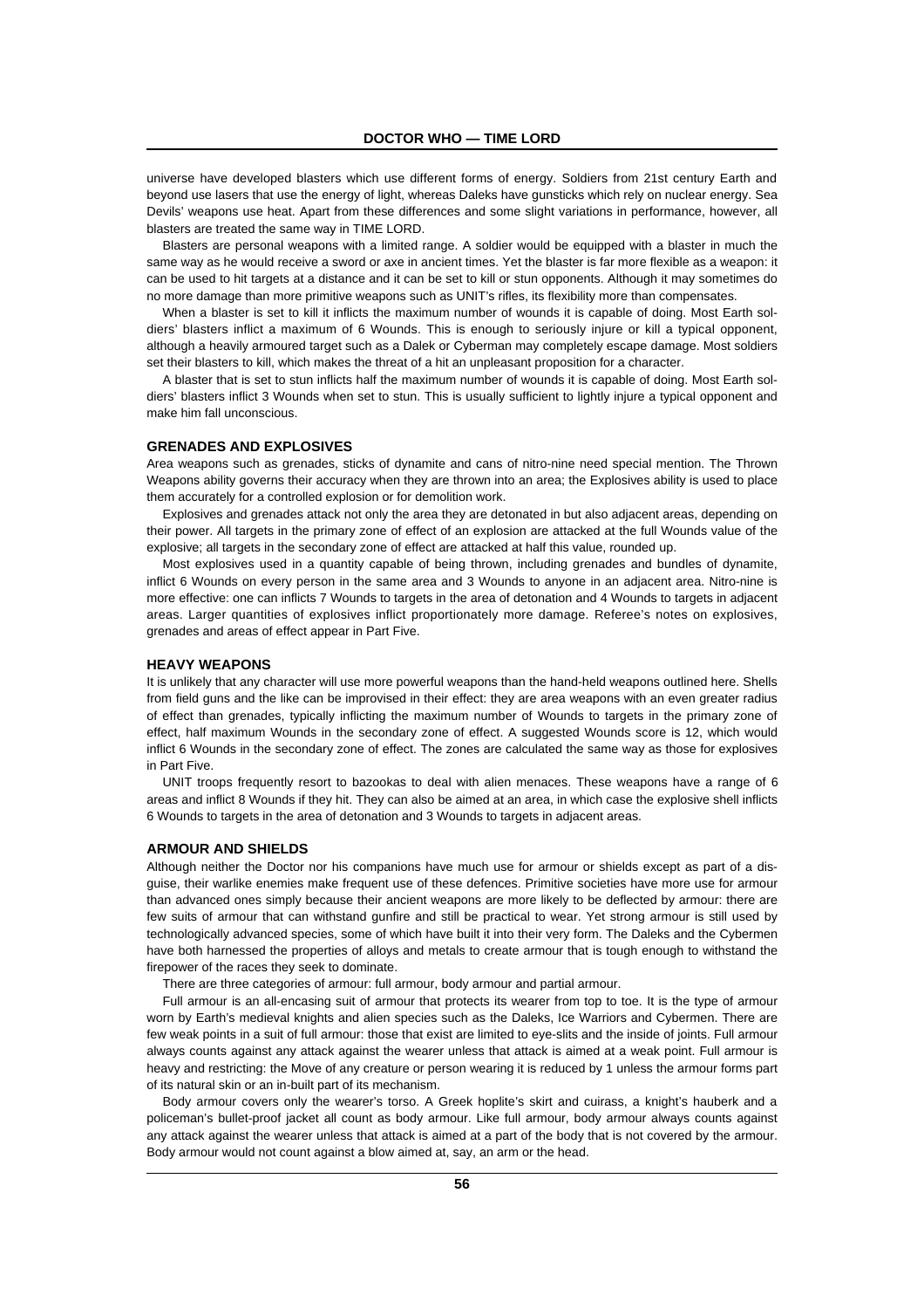universe have developed blasters which use different forms of energy. Soldiers from 21st century Earth and beyond use lasers that use the energy of light, whereas Daleks have gunsticks which rely on nuclear energy. Sea Devils' weapons use heat. Apart from these differences and some slight variations in performance, however, all blasters are treated the same way in TIME LORD.

Blasters are personal weapons with a limited range. A soldier would be equipped with a blaster in much the same way as he would receive a sword or axe in ancient times. Yet the blaster is far more flexible as a weapon: it can be used to hit targets at a distance and it can be set to kill or stun opponents. Although it may sometimes do no more damage than more primitive weapons such as UNIT's rifles, its flexibility more than compensates.

When a blaster is set to kill it inflicts the maximum number of wounds it is capable of doing. Most Earth soldiers' blasters inflict a maximum of 6 Wounds. This is enough to seriously injure or kill a typical opponent, although a heavily armoured target such as a Dalek or Cyberman may completely escape damage. Most soldiers set their blasters to kill, which makes the threat of a hit an unpleasant proposition for a character.

A blaster that is set to stun inflicts half the maximum number of wounds it is capable of doing. Most Earth soldiers' blasters inflict 3 Wounds when set to stun. This is usually sufficient to lightly injure a typical opponent and make him fall unconscious.

## GRENADES AND EXPLOSIVES

Area weapons such as grenades, sticks of dynamite and cans of nitro-nine need special mention. The Thrown Weapons ability governs their accuracy when they are thrown into an area; the Explosives ability is used to place them accurately for a controlled explosion or for demolition work.

Explosives and grenades attack not only the area they are detonated in but also adjacent areas, depending on their power. All targets in the primary zone of effect of an explosion are attacked at the full Wounds value of the explosive; all targets in the secondary zone of effect are attacked at half this value, rounded up.

Most explosives used in a quantity capable of being thrown, including grenades and bundles of dynamite, inflict 6 Wounds on every person in the same area and 3 Wounds to anyone in an adjacent area. Nitro-nine is more effective: one can inflicts 7 Wounds to targets in the area of detonation and 4 Wounds to targets in adjacent areas. Larger quantities of explosives inflict proportionately more damage. Referee's notes on explosives, grenades and areas of effect appear in Part Five.

## HEAVY WEAPONS

It is unlikely that any character will use more powerful weapons than the hand-held weapons outlined here. Shells from field guns and the like can be improvised in their effect: they are area weapons with an even greater radius of effect than grenades, typically inflicting the maximum number of Wounds to targets in the primary zone of effect, half maximum Wounds in the secondary zone of effect. A suggested Wounds score is 12, which would inflict 6 Wounds in the secondary zone of effect. The zones are calculated the same way as those for explosives in Part Five.

UNIT troops frequently resort to bazookas to deal with alien menaces. These weapons have a range of 6 areas and inflict 8 Wounds if they hit. They can also be aimed at an area, in which case the explosive shell inflicts 6 Wounds to targets in the area of detonation and 3 Wounds to targets in adjacent areas.

## ARMOUR AND SHIELDS

Although neither the Doctor nor his companions have much use for armour or shields except as part of a disguise, their warlike enemies make frequent use of these defences. Primitive societies have more use for armour than advanced ones simply because their ancient weapons are more likely to be deflected by armour: there are few suits of armour that can withstand gunfire and still be practical to wear. Yet strong armour is still used by technologically advanced species, some of which have built it into their very form. The Daleks and the Cybermen have both harnessed the properties of alloys and metals to create armour that is tough enough to withstand the firepower of the races they seek to dominate.

There are three categories of armour: full armour, body armour and partial armour.

Full armour is an all-encasing suit of armour that protects its wearer from top to toe. It is the type of armour worn by Earth's medieval knights and alien species such as the Daleks, Ice Warriors and Cybermen. There are few weak points in a suit of full armour: those that exist are limited to eye-slits and the inside of joints. Full armour always counts against any attack against the wearer unless that attack is aimed at a weak point. Full armour is heavy and restricting: the Move of any creature or person wearing it is reduced by 1 unless the armour forms part of its natural skin or an in-built part of its mechanism.

Body armour covers only the wearer's torso. A Greek hoplite's skirt and cuirass, a knight's hauberk and a policeman's bullet-proof jacket all count as body armour. Like full armour, body armour always counts against any attack against the wearer unless that attack is aimed at a part of the body that is not covered by the armour. Body armour would not count against a blow aimed at, say, an arm or the head.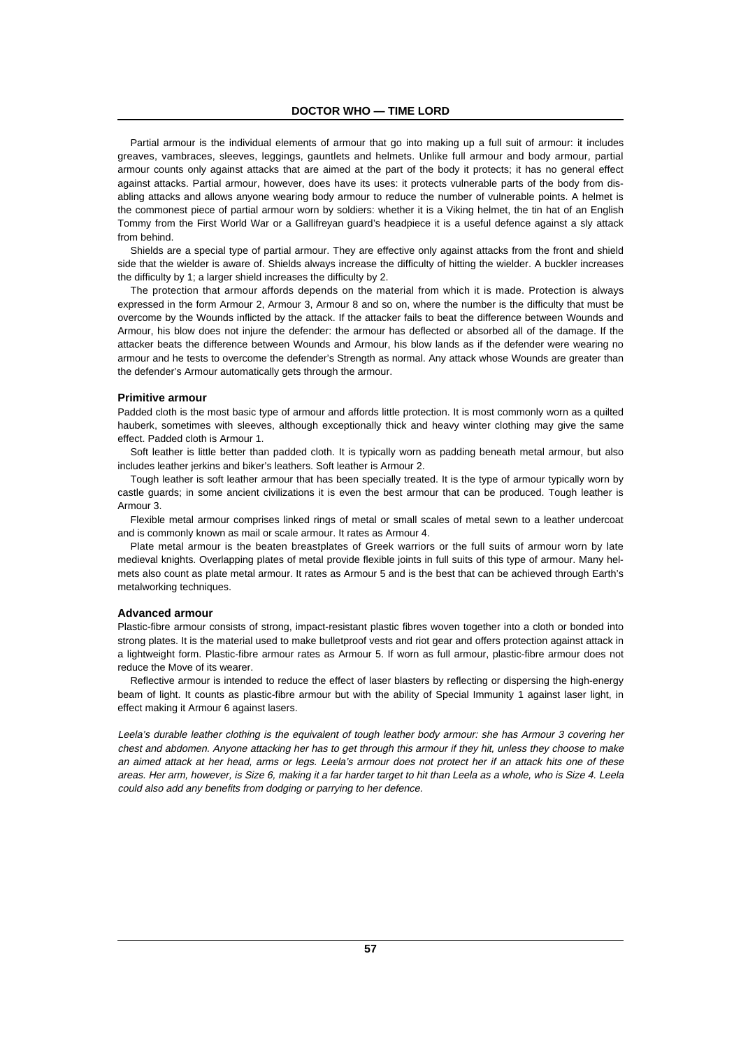Partial armour is the individual elements of armour that go into making up a full suit of armour: it includes greaves, vambraces, sleeves, leggings, gauntlets and helmets. Unlike full armour and body armour, partial armour counts only against attacks that are aimed at the part of the body it protects; it has no general effect against attacks. Partial armour, however, does have its uses: it protects vulnerable parts of the body from disabling attacks and allows anyone wearing body armour to reduce the number of vulnerable points. A helmet is the commonest piece of partial armour worn by soldiers: whether it is a Viking helmet, the tin hat of an English Tommy from the First World War or a Gallifreyan guard's headpiece it is a useful defence against a sly attack from behind.

Shields are a special type of partial armour. They are effective only against attacks from the front and shield side that the wielder is aware of. Shields always increase the difficulty of hitting the wielder. A buckler increases the difficulty by 1; a larger shield increases the difficulty by 2.

The protection that armour affords depends on the material from which it is made. Protection is always expressed in the form Armour 2, Armour 3, Armour 8 and so on, where the number is the difficulty that must be overcome by the Wounds inflicted by the attack. If the attacker fails to beat the difference between Wounds and Armour, his blow does not injure the defender: the armour has deflected or absorbed all of the damage. If the attacker beats the difference between Wounds and Armour, his blow lands as if the defender were wearing no armour and he tests to overcome the defender's Strength as normal. Any attack whose Wounds are greater than the defender's Armour automatically gets through the armour.

### Primitive armour

Padded cloth is the most basic type of armour and affords little protection. It is most commonly worn as a quilted hauberk, sometimes with sleeves, although exceptionally thick and heavy winter clothing may give the same effect. Padded cloth is Armour 1.

Soft leather is little better than padded cloth. It is typically worn as padding beneath metal armour, but also includes leather jerkins and biker's leathers. Soft leather is Armour 2.

Tough leather is soft leather armour that has been specially treated. It is the type of armour typically worn by castle guards; in some ancient civilizations it is even the best armour that can be produced. Tough leather is Armour 3.

Flexible metal armour comprises linked rings of metal or small scales of metal sewn to a leather undercoat and is commonly known as mail or scale armour. It rates as Armour 4.

Plate metal armour is the beaten breastplates of Greek warriors or the full suits of armour worn by late medieval knights. Overlapping plates of metal provide flexible joints in full suits of this type of armour. Many helmets also count as plate metal armour. It rates as Armour 5 and is the best that can be achieved through Earth's metalworking techniques.

### Advanced armour

Plastic-fibre armour consists of strong, impact-resistant plastic fibres woven together into a cloth or bonded into strong plates. It is the material used to make bulletproof vests and riot gear and offers protection against attack in a lightweight form. Plastic-fibre armour rates as Armour 5. If worn as full armour, plastic-fibre armour does not reduce the Move of its wearer.

Reflective armour is intended to reduce the effect of laser blasters by reflecting or dispersing the high-energy beam of light. It counts as plastic-fibre armour but with the ability of Special Immunity 1 against laser light, in effect making it Armour 6 against lasers.

*Leela's durable leather clothing is the equivalent of tough leather body armour: she has Armour 3 covering her chest and abdomen. Anyone attacking her has to get through this armour if they hit, unless they choose to make an aimed attack at her head, arms or legs. Leela's armour does not protect her if an attack hits one of these areas. Her arm, however, is Size 6, making it a far harder target to hit than Leela as a whole, who is Size 4. Leela could also add any benefits from dodging or parrying to her defence.*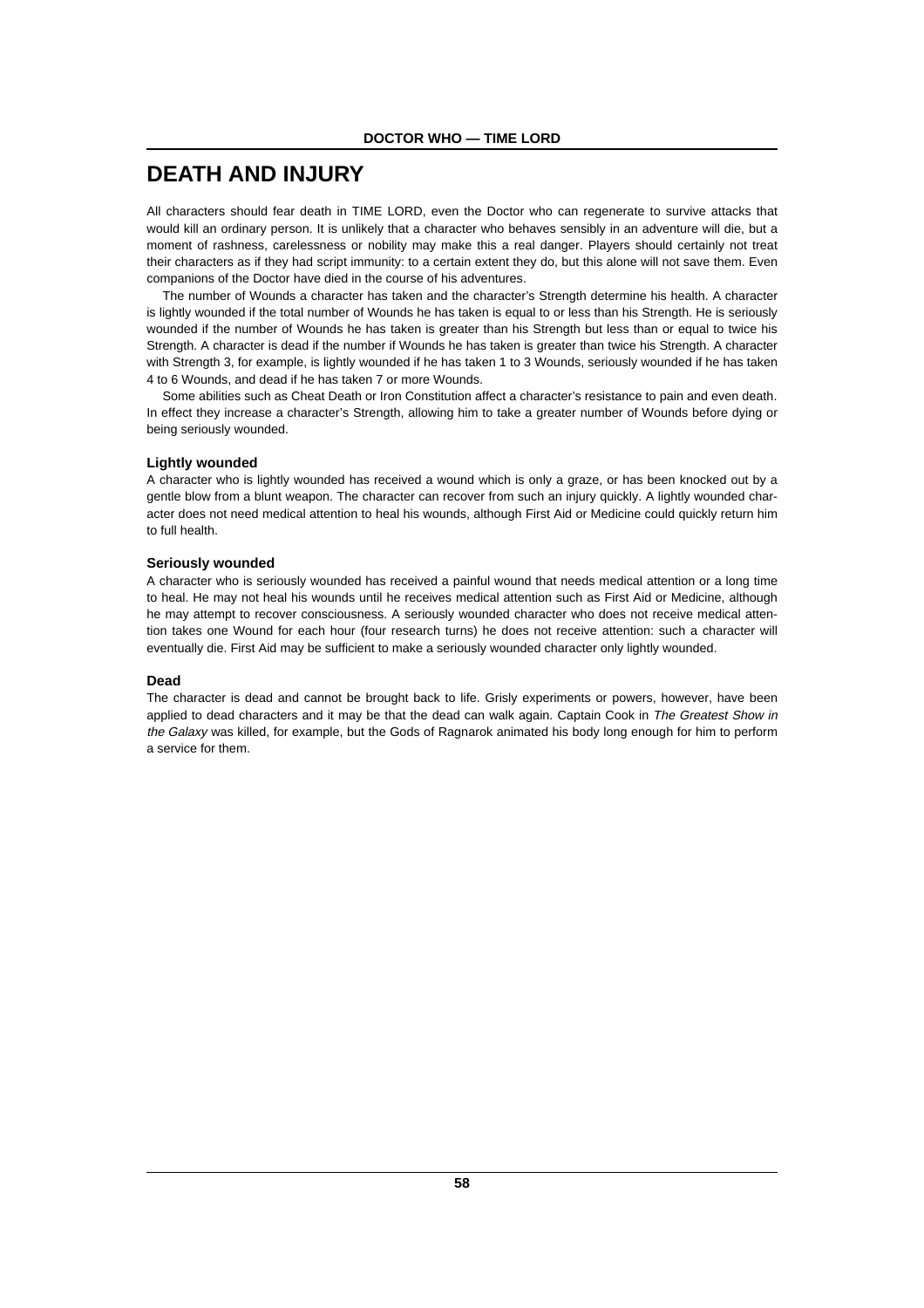# DEATH AND INJURY

All characters should fear death in TIME LORD, even the Doctor who can regenerate to survive attacks that would kill an ordinary person. It is unlikely that a character who behaves sensibly in an adventure will die, but a moment of rashness, carelessness or nobility may make this a real danger. Players should certainly not treat their characters as if they had script immunity: to a certain extent they do, but this alone will not save them. Even companions of the Doctor have died in the course of his adventures.

The number of Wounds a character has taken and the character's Strength determine his health. A character is lightly wounded if the total number of Wounds he has taken is equal to or less than his Strength. He is seriously wounded if the number of Wounds he has taken is greater than his Strength but less than or equal to twice his Strength. A character is dead if the number if Wounds he has taken is greater than twice his Strength. A character with Strength 3, for example, is lightly wounded if he has taken 1 to 3 Wounds, seriously wounded if he has taken 4 to 6 Wounds, and dead if he has taken 7 or more Wounds.

Some abilities such as Cheat Death or Iron Constitution affect a character's resistance to pain and even death. In effect they increase a character's Strength, allowing him to take a greater number of Wounds before dying or being seriously wounded.

### Lightly wounded

A character who is lightly wounded has received a wound which is only a graze, or has been knocked out by a gentle blow from a blunt weapon. The character can recover from such an injury quickly. A lightly wounded character does not need medical attention to heal his wounds, although First Aid or Medicine could quickly return him to full health.

### Seriously wounded

A character who is seriously wounded has received a painful wound that needs medical attention or a long time to heal. He may not heal his wounds until he receives medical attention such as First Aid or Medicine, although he may attempt to recover consciousness. A seriously wounded character who does not receive medical attention takes one Wound for each hour (four research turns) he does not receive attention: such a character will eventually die. First Aid may be sufficient to make a seriously wounded character only lightly wounded.

### Dead

The character is dead and cannot be brought back to life. Grisly experiments or powers, however, have been applied to dead characters and it may be that the dead can walk again. Captain Cook in *The Greatest Show in the Galaxy* was killed, for example, but the Gods of Ragnarok animated his body long enough for him to perform a service for them.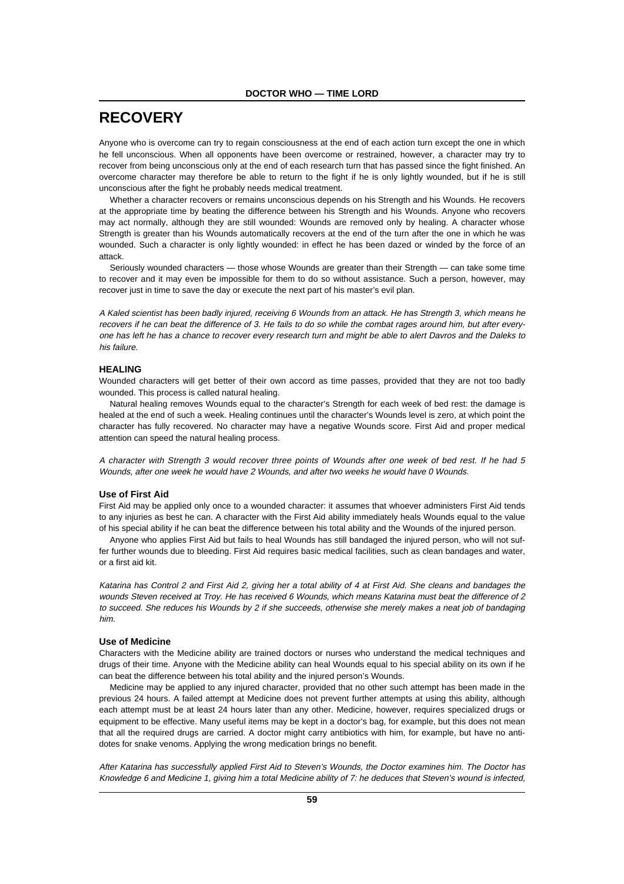# RECOVERY

Anyone who is overcome can try to regain consciousness at the end of each action turn except the one in which he fell unconscious. When all opponents have been overcome or restrained, however, a character may try to recover from being unconscious only at the end of each research turn that has passed since the fight finished. An overcome character may therefore be able to return to the fight if he is only lightly wounded, but if he is still unconscious after the fight he probably needs medical treatment.

Whether a character recovers or remains unconscious depends on his Strength and his Wounds. He recovers at the appropriate time by beating the difference between his Strength and his Wounds. Anyone who recovers may act normally, although they are still wounded: Wounds are removed only by healing. A character whose Strength is greater than his Wounds automatically recovers at the end of the turn after the one in which he was wounded. Such a character is only lightly wounded: in effect he has been dazed or winded by the force of an attack.

Seriously wounded characters — those whose Wounds are greater than their Strength — can take some time to recover and it may even be impossible for them to do so without assistance. Such a person, however, may recover just in time to save the day or execute the next part of his master's evil plan.

*A Kaled scientist has been badly injured, receiving 6 Wounds from an attack. He has Strength 3, which means he recovers if he can beat the difference of 3. He fails to do so while the combat rages around him, but after everyone has left he has a chance to recover every research turn and might be able to alert Davros and the Daleks to his failure.*

### HEALING

Wounded characters will get better of their own accord as time passes, provided that they are not too badly wounded. This process is called natural healing.

Natural healing removes Wounds equal to the character's Strength for each week of bed rest: the damage is healed at the end of such a week. Healing continues until the character's Wounds level is zero, at which point the character has fully recovered. No character may have a negative Wounds score. First Aid and proper medical attention can speed the natural healing process.

*A character with Strength 3 would recover three points of Wounds after one week of bed rest. If he had 5 Wounds, after one week he would have 2 Wounds, and after two weeks he would have 0 Wounds.*

#### Use of First Aid

First Aid may be applied only once to a wounded character: it assumes that whoever administers First Aid tends to any injuries as best he can. A character with the First Aid ability immediately heals Wounds equal to the value of his special ability if he can beat the difference between his total ability and the Wounds of the injured person.

Anyone who applies First Aid but fails to heal Wounds has still bandaged the injured person, who will not suffer further wounds due to bleeding. First Aid requires basic medical facilities, such as clean bandages and water, or a first aid kit.

*Katarina has Control 2 and First Aid 2, giving her a total ability of 4 at First Aid. She cleans and bandages the wounds Steven received at Troy. He has received 6 Wounds, which means Katarina must beat the difference of 2 to succeed. She reduces his Wounds by 2 if she succeeds, otherwise she merely makes a neat job of bandaging him.*

#### Use of Medicine

Characters with the Medicine ability are trained doctors or nurses who understand the medical techniques and drugs of their time. Anyone with the Medicine ability can heal Wounds equal to his special ability on its own if he can beat the difference between his total ability and the injured person's Wounds.

Medicine may be applied to any injured character, provided that no other such attempt has been made in the previous 24 hours. A failed attempt at Medicine does not prevent further attempts at using this ability, although each attempt must be at least 24 hours later than any other. Medicine, however, requires specialized drugs or equipment to be effective. Many useful items may be kept in a doctor's bag, for example, but this does not mean that all the required drugs are carried. A doctor might carry antibiotics with him, for example, but have no antidotes for snake venoms. Applying the wrong medication brings no benefit.

*After Katarina has successfully applied First Aid to Steven's Wounds, the Doctor examines him. The Doctor has Knowledge 6 and Medicine 1, giving him a total Medicine ability of 7: he deduces that Steven's wound is infected,*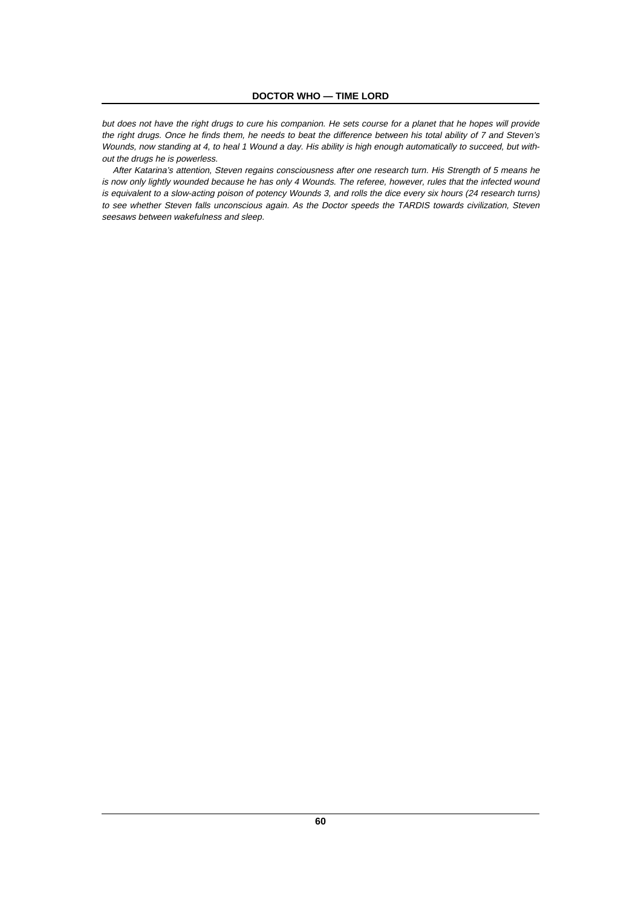*but does not have the right drugs to cure his companion. He sets course for a planet that he hopes will provide the right drugs. Once he finds them, he needs to beat the difference between his total ability of 7 and Steven's Wounds, now standing at 4, to heal 1 Wound a day. His ability is high enough automatically to succeed, but without the drugs he is powerless.*

*After Katarina's attention, Steven regains consciousness after one research turn. His Strength of 5 means he is now only lightly wounded because he has only 4 Wounds. The referee, however, rules that the infected wound is equivalent to a slow-acting poison of potency Wounds 3, and rolls the dice every six hours (24 research turns) to see whether Steven falls unconscious again. As the Doctor speeds the TARDIS towards civilization, Steven seesaws between wakefulness and sleep.*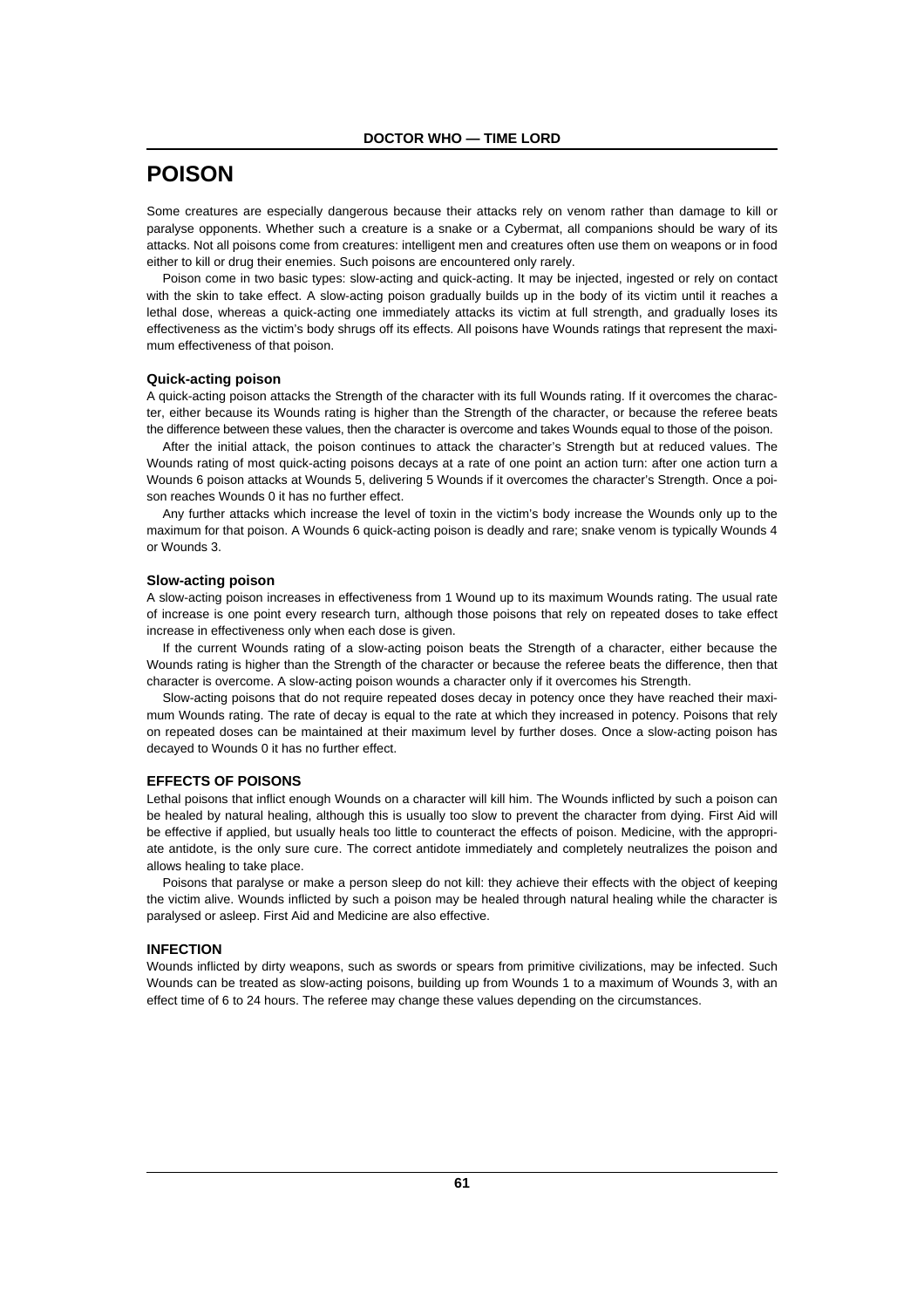# POISON

Some creatures are especially dangerous because their attacks rely on venom rather than damage to kill or paralyse opponents. Whether such a creature is a snake or a Cybermat, all companions should be wary of its attacks. Not all poisons come from creatures: intelligent men and creatures often use them on weapons or in food either to kill or drug their enemies. Such poisons are encountered only rarely.

Poison come in two basic types: slow-acting and quick-acting. It may be injected, ingested or rely on contact with the skin to take effect. A slow-acting poison gradually builds up in the body of its victim until it reaches a lethal dose, whereas a quick-acting one immediately attacks its victim at full strength, and gradually loses its effectiveness as the victim's body shrugs off its effects. All poisons have Wounds ratings that represent the maximum effectiveness of that poison.

### Quick-acting poison

A quick-acting poison attacks the Strength of the character with its full Wounds rating. If it overcomes the character, either because its Wounds rating is higher than the Strength of the character, or because the referee beats the difference between these values, then the character is overcome and takes Wounds equal to those of the poison.

After the initial attack, the poison continues to attack the character's Strength but at reduced values. The Wounds rating of most quick-acting poisons decays at a rate of one point an action turn: after one action turn a Wounds 6 poison attacks at Wounds 5, delivering 5 Wounds if it overcomes the character's Strength. Once a poison reaches Wounds 0 it has no further effect.

Any further attacks which increase the level of toxin in the victim's body increase the Wounds only up to the maximum for that poison. A Wounds 6 quick-acting poison is deadly and rare; snake venom is typically Wounds 4 or Wounds 3.

### Slow-acting poison

A slow-acting poison increases in effectiveness from 1 Wound up to its maximum Wounds rating. The usual rate of increase is one point every research turn, although those poisons that rely on repeated doses to take effect increase in effectiveness only when each dose is given.

If the current Wounds rating of a slow-acting poison beats the Strength of a character, either because the Wounds rating is higher than the Strength of the character or because the referee beats the difference, then that character is overcome. A slow-acting poison wounds a character only if it overcomes his Strength.

Slow-acting poisons that do not require repeated doses decay in potency once they have reached their maximum Wounds rating. The rate of decay is equal to the rate at which they increased in potency. Poisons that rely on repeated doses can be maintained at their maximum level by further doses. Once a slow-acting poison has decayed to Wounds 0 it has no further effect.

### EFFECTS OF POISONS

Lethal poisons that inflict enough Wounds on a character will kill him. The Wounds inflicted by such a poison can be healed by natural healing, although this is usually too slow to prevent the character from dying. First Aid will be effective if applied, but usually heals too little to counteract the effects of poison. Medicine, with the appropriate antidote, is the only sure cure. The correct antidote immediately and completely neutralizes the poison and allows healing to take place.

Poisons that paralyse or make a person sleep do not kill: they achieve their effects with the object of keeping the victim alive. Wounds inflicted by such a poison may be healed through natural healing while the character is paralysed or asleep. First Aid and Medicine are also effective.

### INFECTION

Wounds inflicted by dirty weapons, such as swords or spears from primitive civilizations, may be infected. Such Wounds can be treated as slow-acting poisons, building up from Wounds 1 to a maximum of Wounds 3, with an effect time of 6 to 24 hours. The referee may change these values depending on the circumstances.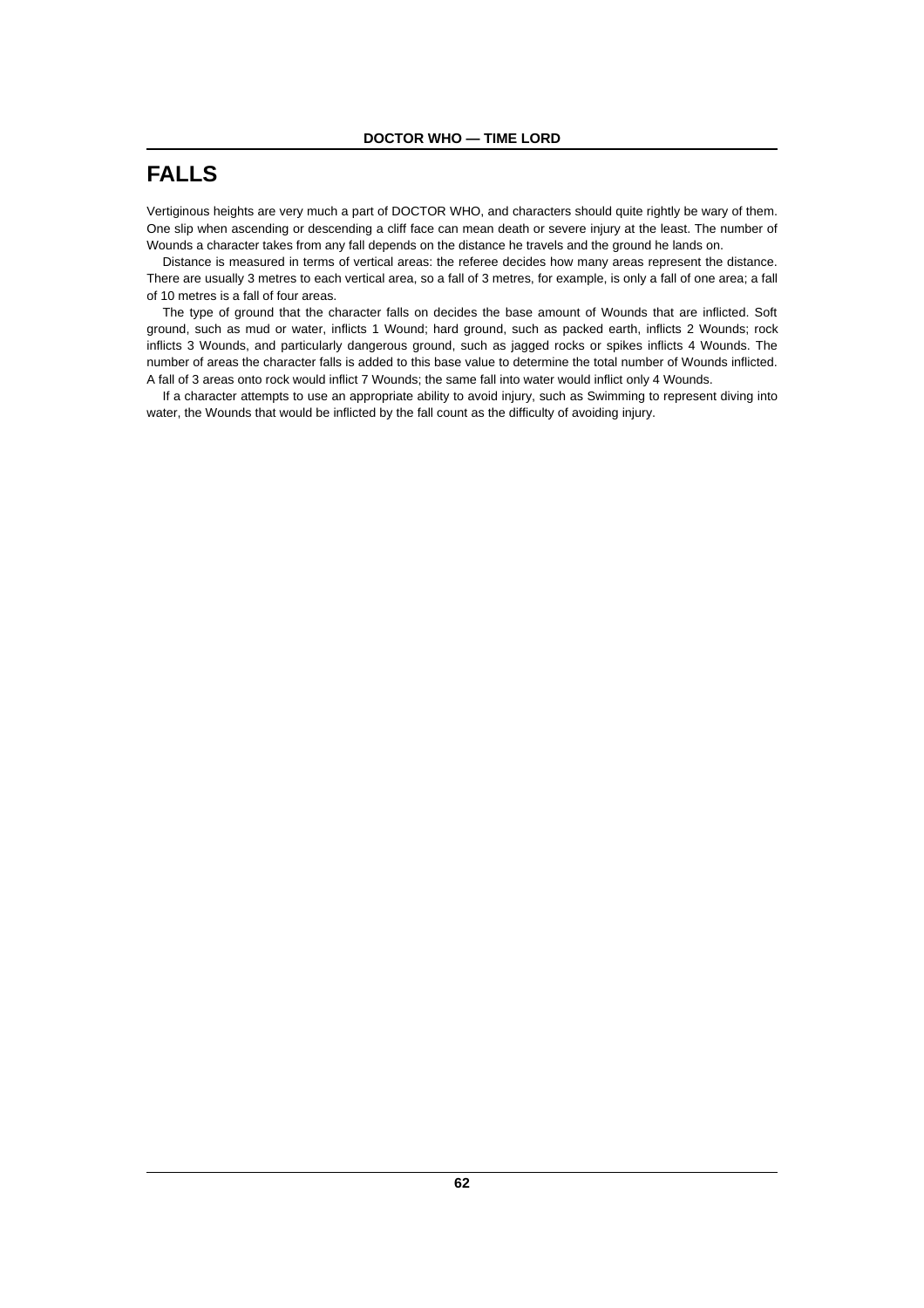# FALLS

Vertiginous heights are very much a part of DOCTOR WHO, and characters should quite rightly be wary of them. One slip when ascending or descending a cliff face can mean death or severe injury at the least. The number of Wounds a character takes from any fall depends on the distance he travels and the ground he lands on.

Distance is measured in terms of vertical areas: the referee decides how many areas represent the distance. There are usually 3 metres to each vertical area, so a fall of 3 metres, for example, is only a fall of one area; a fall of 10 metres is a fall of four areas.

The type of ground that the character falls on decides the base amount of Wounds that are inflicted. Soft ground, such as mud or water, inflicts 1 Wound; hard ground, such as packed earth, inflicts 2 Wounds; rock inflicts 3 Wounds, and particularly dangerous ground, such as jagged rocks or spikes inflicts 4 Wounds. The number of areas the character falls is added to this base value to determine the total number of Wounds inflicted. A fall of 3 areas onto rock would inflict 7 Wounds; the same fall into water would inflict only 4 Wounds.

If a character attempts to use an appropriate ability to avoid injury, such as Swimming to represent diving into water, the Wounds that would be inflicted by the fall count as the difficulty of avoiding injury.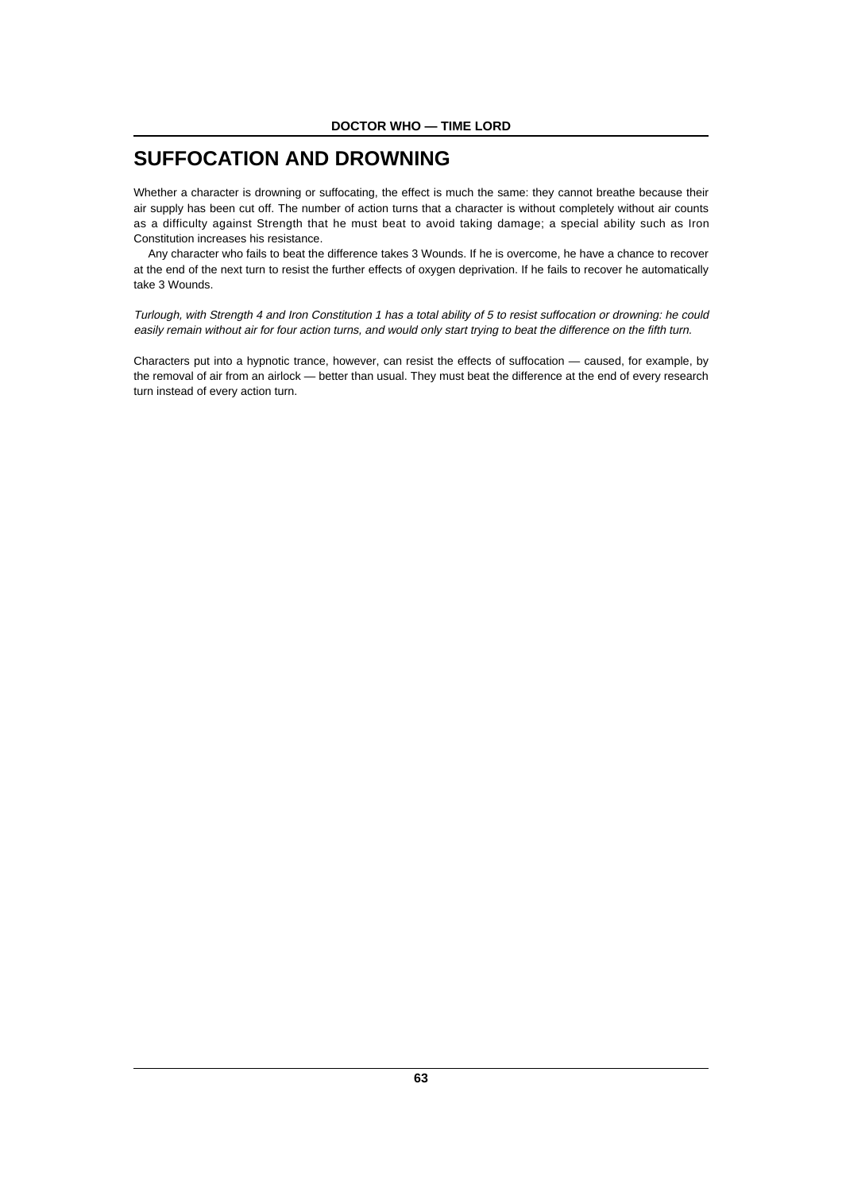# SUFFOCATION AND DROWNING

Whether a character is drowning or suffocating, the effect is much the same: they cannot breathe because their air supply has been cut off. The number of action turns that a character is without completely without air counts as a difficulty against Strength that he must beat to avoid taking damage; a special ability such as Iron Constitution increases his resistance.

Any character who fails to beat the difference takes 3 Wounds. If he is overcome, he have a chance to recover at the end of the next turn to resist the further effects of oxygen deprivation. If he fails to recover he automatically take 3 Wounds.

*Turlough, with Strength 4 and Iron Constitution 1 has a total ability of 5 to resist suffocation or drowning: he could easily remain without air for four action turns, and would only start trying to beat the difference on the fifth turn.*

Characters put into a hypnotic trance, however, can resist the effects of suffocation — caused, for example, by the removal of air from an airlock — better than usual. They must beat the difference at the end of every research turn instead of every action turn.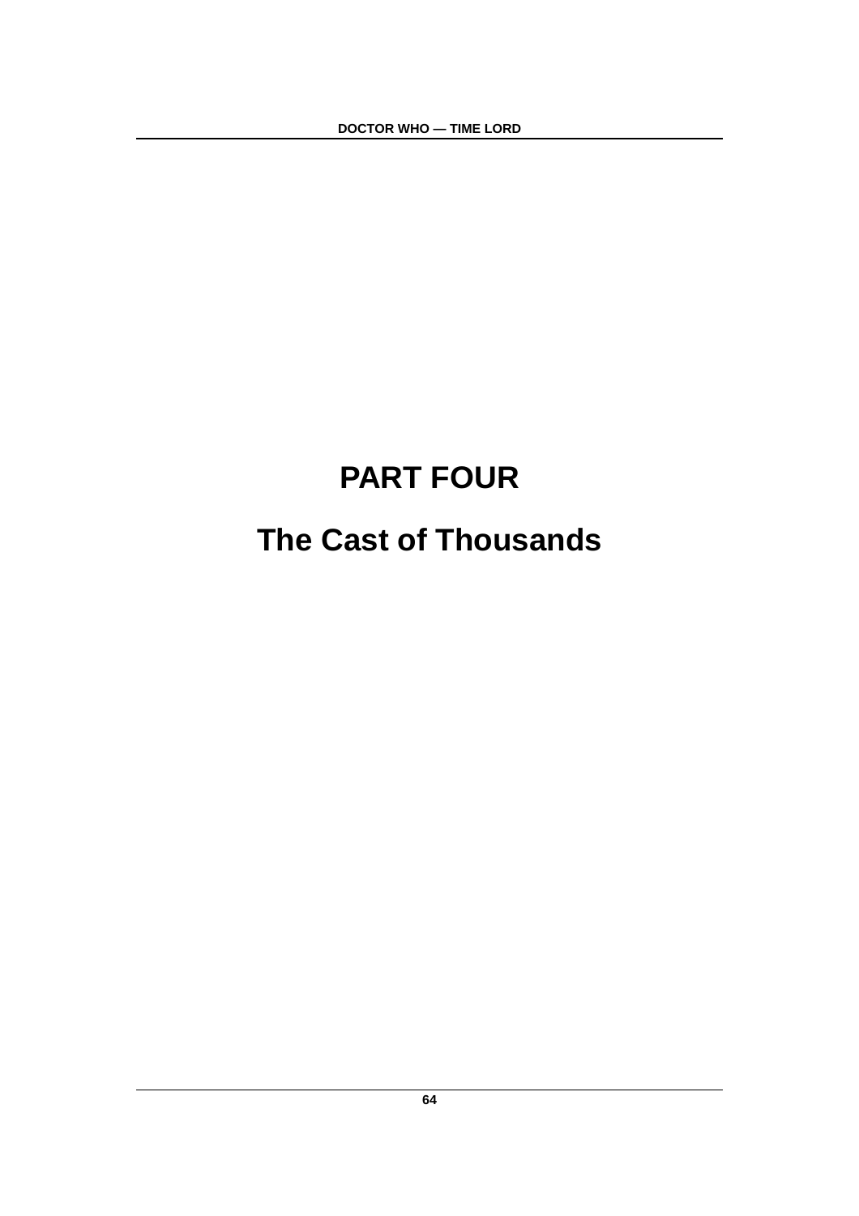# PART FOUR

# The Cast of Thousands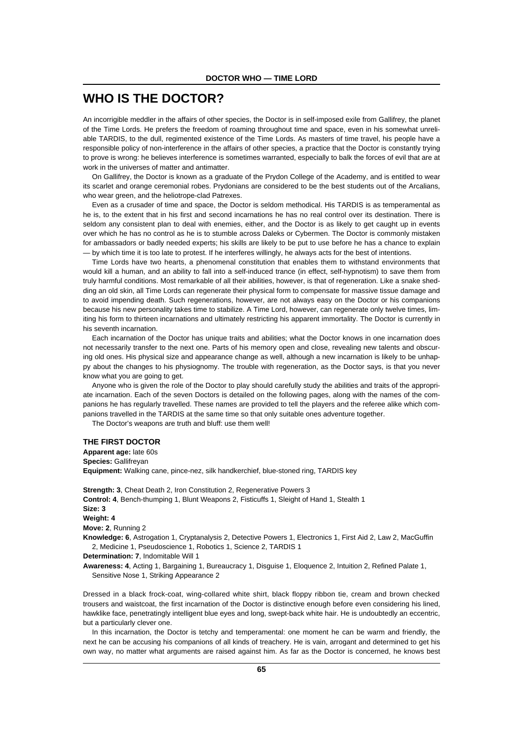# WHO IS THE DOCTOR?

An incorrigible meddler in the affairs of other species, the Doctor is in self-imposed exile from Gallifrey, the planet of the Time Lords. He prefers the freedom of roaming throughout time and space, even in his somewhat unreliable TARDIS, to the dull, regimented existence of the Time Lords. As masters of time travel, his people have a responsible policy of non-interference in the affairs of other species, a practice that the Doctor is constantly trying to prove is wrong: he believes interference is sometimes warranted, especially to balk the forces of evil that are at work in the universes of matter and antimatter.

On Gallifrey, the Doctor is known as a graduate of the Prydon College of the Academy, and is entitled to wear its scarlet and orange ceremonial robes. Prydonians are considered to be the best students out of the Arcalians, who wear green, and the heliotrope-clad Patrexes.

Even as a crusader of time and space, the Doctor is seldom methodical. His TARDIS is as temperamental as he is, to the extent that in his first and second incarnations he has no real control over its destination. There is seldom any consistent plan to deal with enemies, either, and the Doctor is as likely to get caught up in events over which he has no control as he is to stumble across Daleks or Cybermen. The Doctor is commonly mistaken for ambassadors or badly needed experts; his skills are likely to be put to use before he has a chance to explain — by which time it is too late to protest. If he interferes willingly, he always acts for the best of intentions.

Time Lords have two hearts, a phenomenal constitution that enables them to withstand environments that would kill a human, and an ability to fall into a self-induced trance (in effect, self-hypnotism) to save them from truly harmful conditions. Most remarkable of all their abilities, however, is that of regeneration. Like a snake shedding an old skin, all Time Lords can regenerate their physical form to compensate for massive tissue damage and to avoid impending death. Such regenerations, however, are not always easy on the Doctor or his companions because his new personality takes time to stabilize. A Time Lord, however, can regenerate only twelve times, limiting his form to thirteen incarnations and ultimately restricting his apparent immortality. The Doctor is currently in his seventh incarnation.

Each incarnation of the Doctor has unique traits and abilities; what the Doctor knows in one incarnation does not necessarily transfer to the next one. Parts of his memory open and close, revealing new talents and obscuring old ones. His physical size and appearance change as well, although a new incarnation is likely to be unhappy about the changes to his physiognomy. The trouble with regeneration, as the Doctor says, is that you never know what you are going to get.

Anyone who is given the role of the Doctor to play should carefully study the abilities and traits of the appropriate incarnation. Each of the seven Doctors is detailed on the following pages, along with the names of the companions he has regularly travelled. These names are provided to tell the players and the referee alike which companions travelled in the TARDIS at the same time so that only suitable ones adventure together.

The Doctor's weapons are truth and bluff: use them well!

### THE FIRST DOCTOR

**Apparent age:** late 60s
**Species:** Gallifreyan
**Equipment:** Walking cane, pince-nez, silk handkerchief, blue-stoned ring, TARDIS key

**Strength: 3**, Cheat Death 2, Iron Constitution 2, Regenerative Powers 3
**Control: 4**, Bench-thumping 1, Blunt Weapons 2, Fisticuffs 1, Sleight of Hand 1, Stealth 1
**Size: 3**
**Weight: 4**
**Move: 2**, Running 2
**Knowledge: 6**, Astrogation 1, Cryptanalysis 2, Detective Powers 1, Electronics 1, First Aid 2, Law 2, MacGuffin 2, Medicine 1, Pseudoscience 1, Robotics 1, Science 2, TARDIS 1
**Determination: 7**, Indomitable Will 1
**Awareness: 4**, Acting 1, Bargaining 1, Bureaucracy 1, Disguise 1, Eloquence 2, Intuition 2, Refined Palate 1, Sensitive Nose 1, Striking Appearance 2

Dressed in a black frock-coat, wing-collared white shirt, black floppy ribbon tie, cream and brown checked trousers and waistcoat, the first incarnation of the Doctor is distinctive enough before even considering his lined, hawklike face, penetratingly intelligent blue eyes and long, swept-back white hair. He is undoubtedly an eccentric, but a particularly clever one.

In this incarnation, the Doctor is tetchy and temperamental: one moment he can be warm and friendly, the next he can be accusing his companions of all kinds of treachery. He is vain, arrogant and determined to get his own way, no matter what arguments are raised against him. As far as the Doctor is concerned, he knows best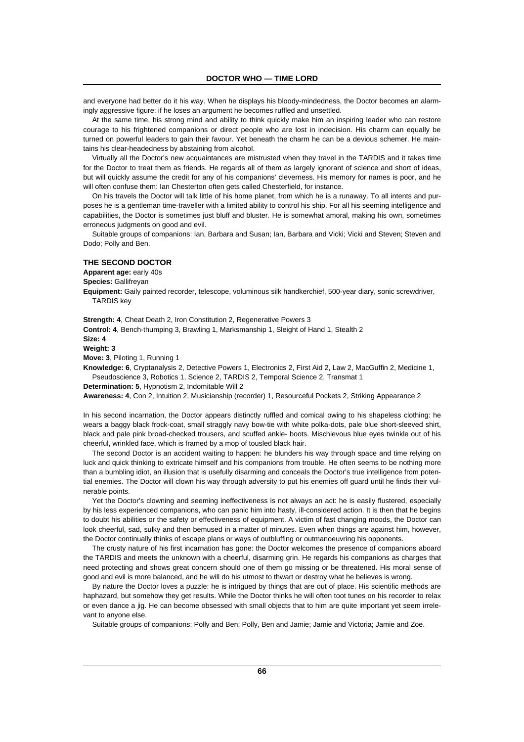and everyone had better do it his way. When he displays his bloody-mindedness, the Doctor becomes an alarmingly aggressive figure: if he loses an argument he becomes ruffled and unsettled.

At the same time, his strong mind and ability to think quickly make him an inspiring leader who can restore courage to his frightened companions or direct people who are lost in indecision. His charm can equally be turned on powerful leaders to gain their favour. Yet beneath the charm he can be a devious schemer. He maintains his clear-headedness by abstaining from alcohol.

Virtually all the Doctor's new acquaintances are mistrusted when they travel in the TARDIS and it takes time for the Doctor to treat them as friends. He regards all of them as largely ignorant of science and short of ideas, but will quickly assume the credit for any of his companions' cleverness. His memory for names is poor, and he will often confuse them: Ian Chesterton often gets called Chesterfield, for instance.

On his travels the Doctor will talk little of his home planet, from which he is a runaway. To all intents and purposes he is a gentleman time-traveller with a limited ability to control his ship. For all his seeming intelligence and capabilities, the Doctor is sometimes just bluff and bluster. He is somewhat amoral, making his own, sometimes erroneous judgments on good and evil.

Suitable groups of companions: Ian, Barbara and Susan; Ian, Barbara and Vicki; Vicki and Steven; Steven and Dodo; Polly and Ben.

### THE SECOND DOCTOR

**Apparent age:** early 40s

**Species:** Gallifreyan

**Equipment:** Gaily painted recorder, telescope, voluminous silk handkerchief, 500-year diary, sonic screwdriver, TARDIS key

**Strength: 4**, Cheat Death 2, Iron Constitution 2, Regenerative Powers 3

**Control: 4**, Bench-thumping 3, Brawling 1, Marksmanship 1, Sleight of Hand 1, Stealth 2

**Size: 4**

**Weight: 3**

**Move: 3**, Piloting 1, Running 1

**Knowledge: 6**, Cryptanalysis 2, Detective Powers 1, Electronics 2, First Aid 2, Law 2, MacGuffin 2, Medicine 1, Pseudoscience 3, Robotics 1, Science 2, TARDIS 2, Temporal Science 2, Transmat 1

**Determination: 5**, Hypnotism 2, Indomitable Will 2

**Awareness: 4**, Con 2, Intuition 2, Musicianship (recorder) 1, Resourceful Pockets 2, Striking Appearance 2

In his second incarnation, the Doctor appears distinctly ruffled and comical owing to his shapeless clothing: he wears a baggy black frock-coat, small straggly navy bow-tie with white polka-dots, pale blue short-sleeved shirt, black and pale pink broad-checked trousers, and scuffed ankle- boots. Mischievous blue eyes twinkle out of his cheerful, wrinkled face, which is framed by a mop of tousled black hair.

The second Doctor is an accident waiting to happen: he blunders his way through space and time relying on luck and quick thinking to extricate himself and his companions from trouble. He often seems to be nothing more than a bumbling idiot, an illusion that is usefully disarming and conceals the Doctor's true intelligence from potential enemies. The Doctor will clown his way through adversity to put his enemies off guard until he finds their vulnerable points.

Yet the Doctor's clowning and seeming ineffectiveness is not always an act: he is easily flustered, especially by his less experienced companions, who can panic him into hasty, ill-considered action. It is then that he begins to doubt his abilities or the safety or effectiveness of equipment. A victim of fast changing moods, the Doctor can look cheerful, sad, sulky and then bemused in a matter of minutes. Even when things are against him, however, the Doctor continually thinks of escape plans or ways of outbluffing or outmanoeuvring his opponents.

The crusty nature of his first incarnation has gone: the Doctor welcomes the presence of companions aboard the TARDIS and meets the unknown with a cheerful, disarming grin. He regards his companions as charges that need protecting and shows great concern should one of them go missing or be threatened. His moral sense of good and evil is more balanced, and he will do his utmost to thwart or destroy what he believes is wrong.

By nature the Doctor loves a puzzle: he is intrigued by things that are out of place. His scientific methods are haphazard, but somehow they get results. While the Doctor thinks he will often toot tunes on his recorder to relax or even dance a jig. He can become obsessed with small objects that to him are quite important yet seem irrelevant to anyone else.

Suitable groups of companions: Polly and Ben; Polly, Ben and Jamie; Jamie and Victoria; Jamie and Zoe.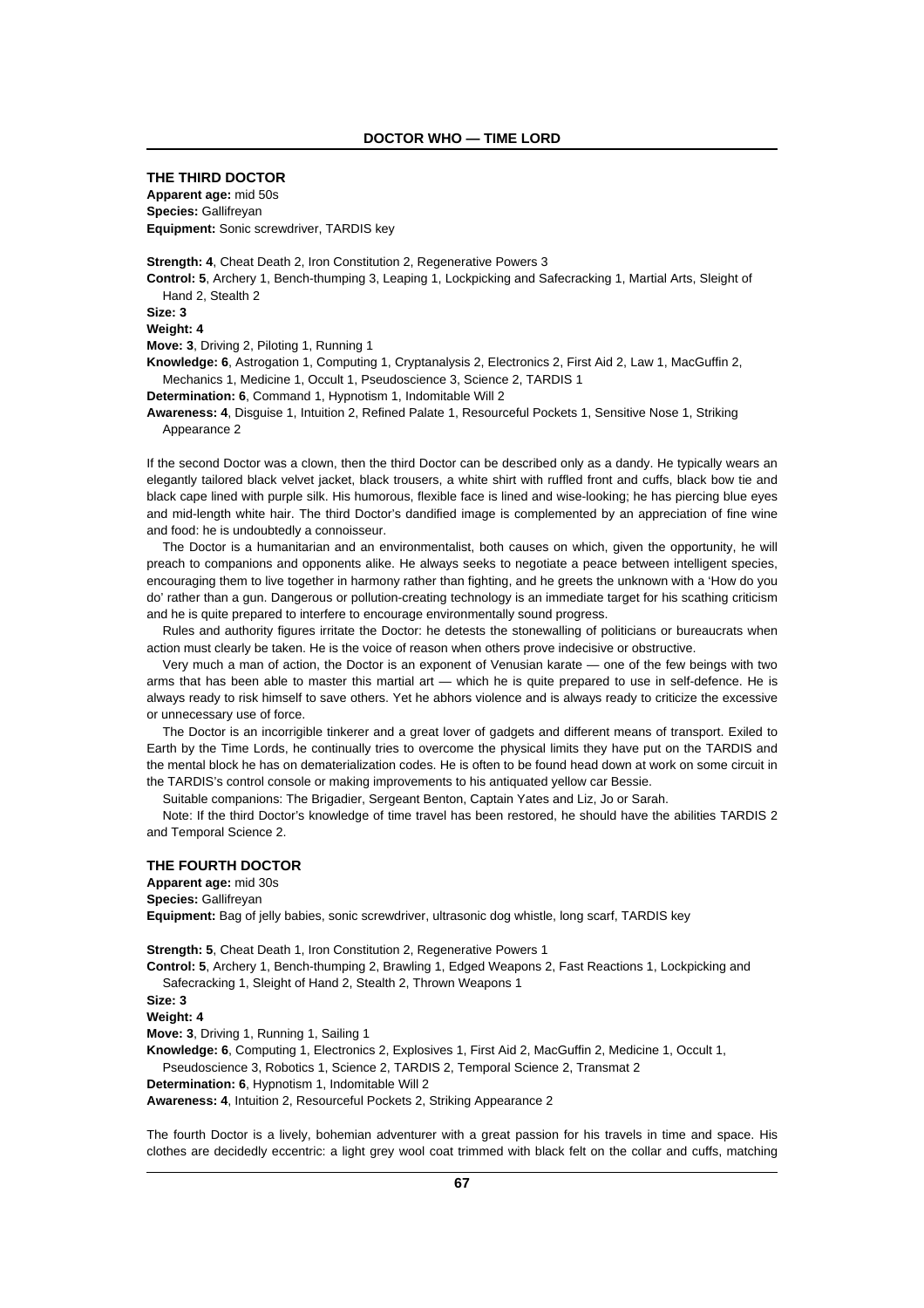## THE THIRD DOCTOR

**Apparent age:** mid 50s
**Species:** Gallifreyan
**Equipment:** Sonic screwdriver, TARDIS key

**Strength: 4**, Cheat Death 2, Iron Constitution 2, Regenerative Powers 3
**Control: 5**, Archery 1, Bench-thumping 3, Leaping 1, Lockpicking and Safecracking 1, Martial Arts, Sleight of Hand 2, Stealth 2
**Size: 3**
**Weight: 4**
**Move: 3**, Driving 2, Piloting 1, Running 1
**Knowledge: 6**, Astrogation 1, Computing 1, Cryptanalysis 2, Electronics 2, First Aid 2, Law 1, MacGuffin 2, Mechanics 1, Medicine 1, Occult 1, Pseudoscience 3, Science 2, TARDIS 1
**Determination: 6**, Command 1, Hypnotism 1, Indomitable Will 2
**Awareness: 4**, Disguise 1, Intuition 2, Refined Palate 1, Resourceful Pockets 1, Sensitive Nose 1, Striking Appearance 2

If the second Doctor was a clown, then the third Doctor can be described only as a dandy. He typically wears an elegantly tailored black velvet jacket, black trousers, a white shirt with ruffled front and cuffs, black bow tie and black cape lined with purple silk. His humorous, flexible face is lined and wise-looking; he has piercing blue eyes and mid-length white hair. The third Doctor's dandified image is complemented by an appreciation of fine wine and food: he is undoubtedly a connoisseur.

The Doctor is a humanitarian and an environmentalist, both causes on which, given the opportunity, he will preach to companions and opponents alike. He always seeks to negotiate a peace between intelligent species, encouraging them to live together in harmony rather than fighting, and he greets the unknown with a 'How do you do' rather than a gun. Dangerous or pollution-creating technology is an immediate target for his scathing criticism and he is quite prepared to interfere to encourage environmentally sound progress.

Rules and authority figures irritate the Doctor: he detests the stonewalling of politicians or bureaucrats when action must clearly be taken. He is the voice of reason when others prove indecisive or obstructive.

Very much a man of action, the Doctor is an exponent of Venusian karate — one of the few beings with two arms that has been able to master this martial art — which he is quite prepared to use in self-defence. He is always ready to risk himself to save others. Yet he abhors violence and is always ready to criticize the excessive or unnecessary use of force.

The Doctor is an incorrigible tinkerer and a great lover of gadgets and different means of transport. Exiled to Earth by the Time Lords, he continually tries to overcome the physical limits they have put on the TARDIS and the mental block he has on dematerialization codes. He is often to be found head down at work on some circuit in the TARDIS's control console or making improvements to his antiquated yellow car Bessie.

Suitable companions: The Brigadier, Sergeant Benton, Captain Yates and Liz, Jo or Sarah.

Note: If the third Doctor's knowledge of time travel has been restored, he should have the abilities TARDIS 2 and Temporal Science 2.

## THE FOURTH DOCTOR

**Apparent age:** mid 30s
**Species:** Gallifreyan
**Equipment:** Bag of jelly babies, sonic screwdriver, ultrasonic dog whistle, long scarf, TARDIS key

**Strength: 5**, Cheat Death 1, Iron Constitution 2, Regenerative Powers 1
**Control: 5**, Archery 1, Bench-thumping 2, Brawling 1, Edged Weapons 2, Fast Reactions 1, Lockpicking and Safecracking 1, Sleight of Hand 2, Stealth 2, Thrown Weapons 1
**Size: 3**
**Weight: 4**
**Move: 3**, Driving 1, Running 1, Sailing 1
**Knowledge: 6**, Computing 1, Electronics 2, Explosives 1, First Aid 2, MacGuffin 2, Medicine 1, Occult 1, Pseudoscience 3, Robotics 1, Science 2, TARDIS 2, Temporal Science 2, Transmat 2
**Determination: 6**, Hypnotism 1, Indomitable Will 2
**Awareness: 4**, Intuition 2, Resourceful Pockets 2, Striking Appearance 2

The fourth Doctor is a lively, bohemian adventurer with a great passion for his travels in time and space. His clothes are decidedly eccentric: a light grey wool coat trimmed with black felt on the collar and cuffs, matching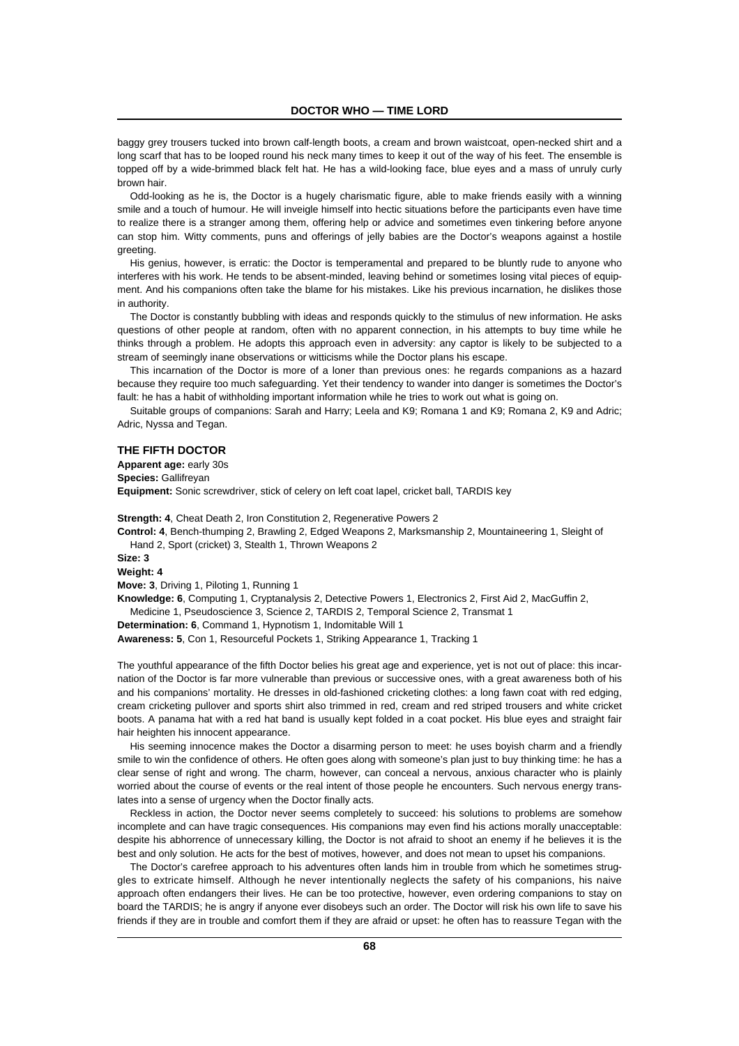baggy grey trousers tucked into brown calf-length boots, a cream and brown waistcoat, open-necked shirt and a long scarf that has to be looped round his neck many times to keep it out of the way of his feet. The ensemble is topped off by a wide-brimmed black felt hat. He has a wild-looking face, blue eyes and a mass of unruly curly brown hair.

Odd-looking as he is, the Doctor is a hugely charismatic figure, able to make friends easily with a winning smile and a touch of humour. He will inveigle himself into hectic situations before the participants even have time to realize there is a stranger among them, offering help or advice and sometimes even tinkering before anyone can stop him. Witty comments, puns and offerings of jelly babies are the Doctor's weapons against a hostile greeting.

His genius, however, is erratic: the Doctor is temperamental and prepared to be bluntly rude to anyone who interferes with his work. He tends to be absent-minded, leaving behind or sometimes losing vital pieces of equipment. And his companions often take the blame for his mistakes. Like his previous incarnation, he dislikes those in authority.

The Doctor is constantly bubbling with ideas and responds quickly to the stimulus of new information. He asks questions of other people at random, often with no apparent connection, in his attempts to buy time while he thinks through a problem. He adopts this approach even in adversity: any captor is likely to be subjected to a stream of seemingly inane observations or witticisms while the Doctor plans his escape.

This incarnation of the Doctor is more of a loner than previous ones: he regards companions as a hazard because they require too much safeguarding. Yet their tendency to wander into danger is sometimes the Doctor's fault: he has a habit of withholding important information while he tries to work out what is going on.

Suitable groups of companions: Sarah and Harry; Leela and K9; Romana 1 and K9; Romana 2, K9 and Adric; Adric, Nyssa and Tegan.

### THE FIFTH DOCTOR

**Apparent age:** early 30s
**Species:** Gallifreyan
**Equipment:** Sonic screwdriver, stick of celery on left coat lapel, cricket ball, TARDIS key

**Strength: 4**, Cheat Death 2, Iron Constitution 2, Regenerative Powers 2
**Control: 4**, Bench-thumping 2, Brawling 2, Edged Weapons 2, Marksmanship 2, Mountaineering 1, Sleight of Hand 2, Sport (cricket) 3, Stealth 1, Thrown Weapons 2
**Size: 3**
**Weight: 4**
**Move: 3**, Driving 1, Piloting 1, Running 1
**Knowledge: 6**, Computing 1, Cryptanalysis 2, Detective Powers 1, Electronics 2, First Aid 2, MacGuffin 2, Medicine 1, Pseudoscience 3, Science 2, TARDIS 2, Temporal Science 2, Transmat 1
**Determination: 6**, Command 1, Hypnotism 1, Indomitable Will 1
**Awareness: 5**, Con 1, Resourceful Pockets 1, Striking Appearance 1, Tracking 1

The youthful appearance of the fifth Doctor belies his great age and experience, yet is not out of place: this incarnation of the Doctor is far more vulnerable than previous or successive ones, with a great awareness both of his and his companions' mortality. He dresses in old-fashioned cricketing clothes: a long fawn coat with red edging, cream cricketing pullover and sports shirt also trimmed in red, cream and red striped trousers and white cricket boots. A panama hat with a red hat band is usually kept folded in a coat pocket. His blue eyes and straight fair hair heighten his innocent appearance.

His seeming innocence makes the Doctor a disarming person to meet: he uses boyish charm and a friendly smile to win the confidence of others. He often goes along with someone's plan just to buy thinking time: he has a clear sense of right and wrong. The charm, however, can conceal a nervous, anxious character who is plainly worried about the course of events or the real intent of those people he encounters. Such nervous energy translates into a sense of urgency when the Doctor finally acts.

Reckless in action, the Doctor never seems completely to succeed: his solutions to problems are somehow incomplete and can have tragic consequences. His companions may even find his actions morally unacceptable: despite his abhorrence of unnecessary killing, the Doctor is not afraid to shoot an enemy if he believes it is the best and only solution. He acts for the best of motives, however, and does not mean to upset his companions.

The Doctor's carefree approach to his adventures often lands him in trouble from which he sometimes struggles to extricate himself. Although he never intentionally neglects the safety of his companions, his naive approach often endangers their lives. He can be too protective, however, even ordering companions to stay on board the TARDIS; he is angry if anyone ever disobeys such an order. The Doctor will risk his own life to save his friends if they are in trouble and comfort them if they are afraid or upset: he often has to reassure Tegan with the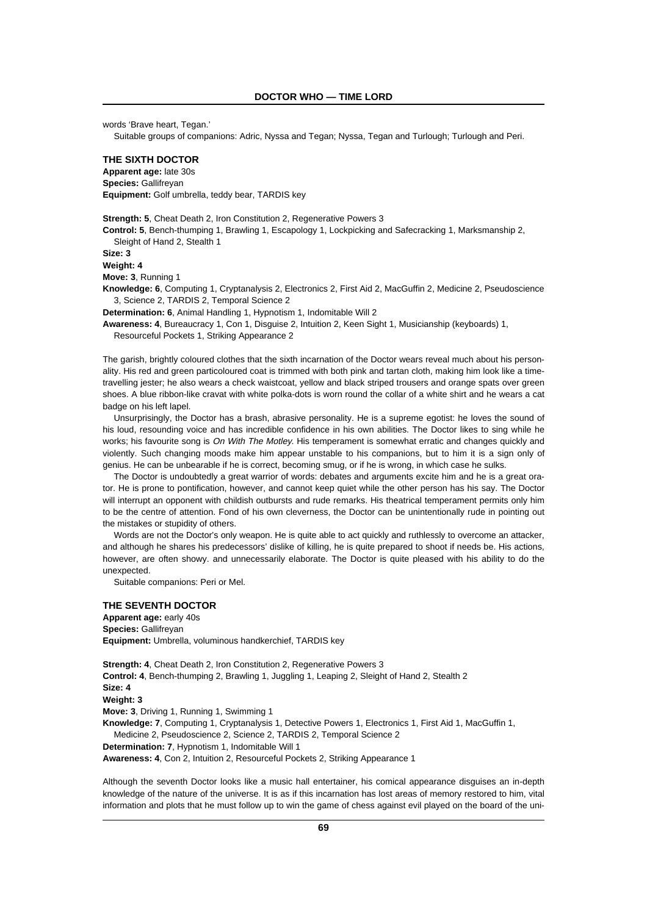words 'Brave heart, Tegan.'

Suitable groups of companions: Adric, Nyssa and Tegan; Nyssa, Tegan and Turlough; Turlough and Peri.

### THE SIXTH DOCTOR

**Apparent age:** late 30s
**Species:** Gallifreyan
**Equipment:** Golf umbrella, teddy bear, TARDIS key

**Strength: 5**, Cheat Death 2, Iron Constitution 2, Regenerative Powers 3
**Control: 5**, Bench-thumping 1, Brawling 1, Escapology 1, Lockpicking and Safecracking 1, Marksmanship 2, Sleight of Hand 2, Stealth 1
**Size: 3**
**Weight: 4**
**Move: 3**, Running 1
**Knowledge: 6**, Computing 1, Cryptanalysis 2, Electronics 2, First Aid 2, MacGuffin 2, Medicine 2, Pseudoscience 3, Science 2, TARDIS 2, Temporal Science 2
**Determination: 6**, Animal Handling 1, Hypnotism 1, Indomitable Will 2
**Awareness: 4**, Bureaucracy 1, Con 1, Disguise 2, Intuition 2, Keen Sight 1, Musicianship (keyboards) 1, Resourceful Pockets 1, Striking Appearance 2

The garish, brightly coloured clothes that the sixth incarnation of the Doctor wears reveal much about his personality. His red and green particoloured coat is trimmed with both pink and tartan cloth, making him look like a time-travelling jester; he also wears a check waistcoat, yellow and black striped trousers and orange spats over green shoes. A blue ribbon-like cravat with white polka-dots is worn round the collar of a white shirt and he wears a cat badge on his left lapel.

Unsurprisingly, the Doctor has a brash, abrasive personality. He is a supreme egotist: he loves the sound of his loud, resounding voice and has incredible confidence in his own abilities. The Doctor likes to sing while he works; his favourite song is *On With The Motley.* His temperament is somewhat erratic and changes quickly and violently. Such changing moods make him appear unstable to his companions, but to him it is a sign only of genius. He can be unbearable if he is correct, becoming smug, or if he is wrong, in which case he sulks.

The Doctor is undoubtedly a great warrior of words: debates and arguments excite him and he is a great orator. He is prone to pontification, however, and cannot keep quiet while the other person has his say. The Doctor will interrupt an opponent with childish outbursts and rude remarks. His theatrical temperament permits only him to be the centre of attention. Fond of his own cleverness, the Doctor can be unintentionally rude in pointing out the mistakes or stupidity of others.

Words are not the Doctor's only weapon. He is quite able to act quickly and ruthlessly to overcome an attacker, and although he shares his predecessors' dislike of killing, he is quite prepared to shoot if needs be. His actions, however, are often showy. and unnecessarily elaborate. The Doctor is quite pleased with his ability to do the unexpected.

Suitable companions: Peri or Mel.

### THE SEVENTH DOCTOR

**Apparent age:** early 40s
**Species:** Gallifreyan
**Equipment:** Umbrella, voluminous handkerchief, TARDIS key

**Strength: 4**, Cheat Death 2, Iron Constitution 2, Regenerative Powers 3
**Control: 4**, Bench-thumping 2, Brawling 1, Juggling 1, Leaping 2, Sleight of Hand 2, Stealth 2
**Size: 4**
**Weight: 3**
**Move: 3**, Driving 1, Running 1, Swimming 1
**Knowledge: 7**, Computing 1, Cryptanalysis 1, Detective Powers 1, Electronics 1, First Aid 1, MacGuffin 1, Medicine 2, Pseudoscience 2, Science 2, TARDIS 2, Temporal Science 2
**Determination: 7**, Hypnotism 1, Indomitable Will 1
**Awareness: 4**, Con 2, Intuition 2, Resourceful Pockets 2, Striking Appearance 1

Although the seventh Doctor looks like a music hall entertainer, his comical appearance disguises an in-depth knowledge of the nature of the universe. It is as if this incarnation has lost areas of memory restored to him, vital information and plots that he must follow up to win the game of chess against evil played on the board of the uni-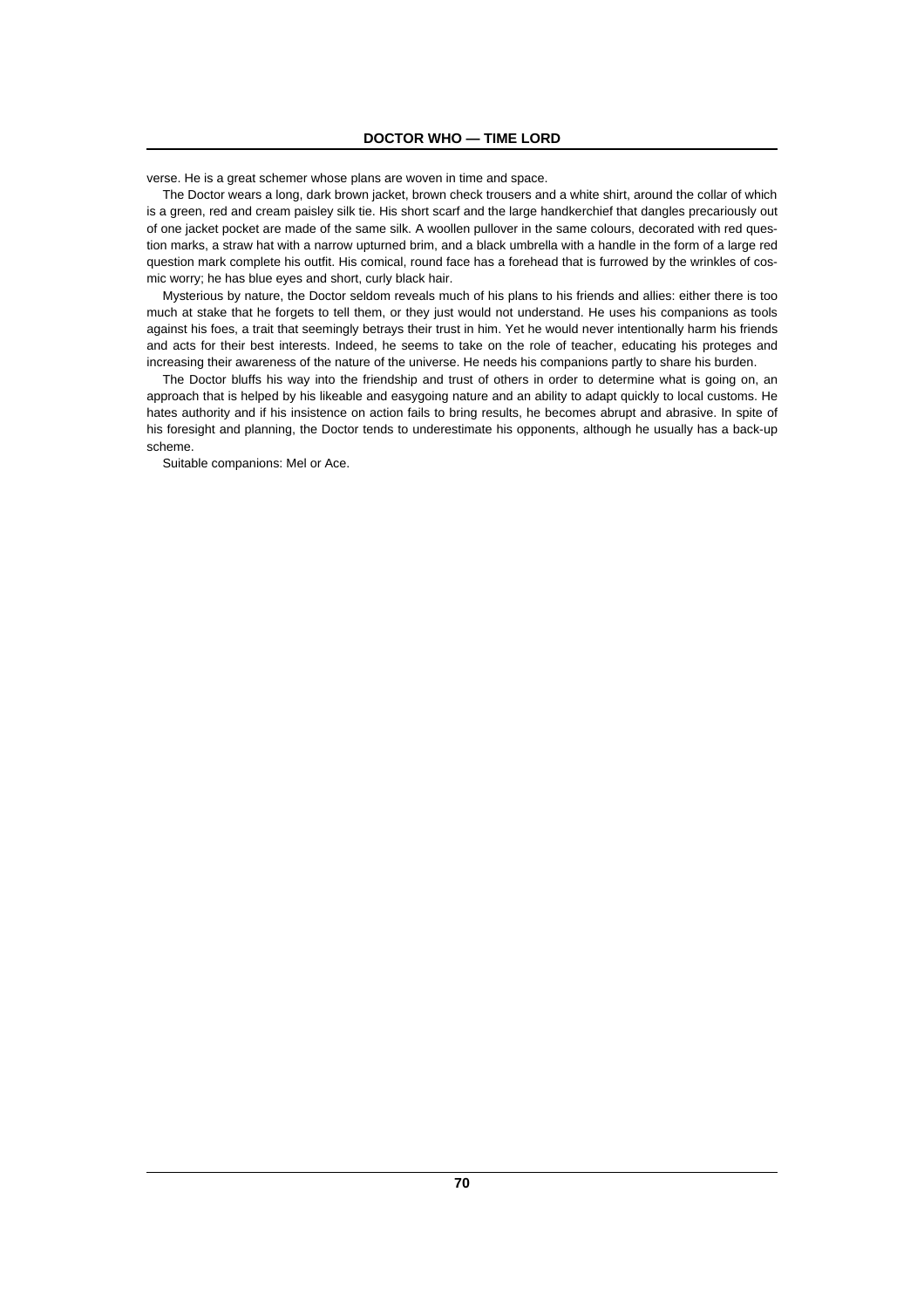verse. He is a great schemer whose plans are woven in time and space.

The Doctor wears a long, dark brown jacket, brown check trousers and a white shirt, around the collar of which is a green, red and cream paisley silk tie. His short scarf and the large handkerchief that dangles precariously out of one jacket pocket are made of the same silk. A woollen pullover in the same colours, decorated with red question marks, a straw hat with a narrow upturned brim, and a black umbrella with a handle in the form of a large red question mark complete his outfit. His comical, round face has a forehead that is furrowed by the wrinkles of cosmic worry; he has blue eyes and short, curly black hair.

Mysterious by nature, the Doctor seldom reveals much of his plans to his friends and allies: either there is too much at stake that he forgets to tell them, or they just would not understand. He uses his companions as tools against his foes, a trait that seemingly betrays their trust in him. Yet he would never intentionally harm his friends and acts for their best interests. Indeed, he seems to take on the role of teacher, educating his proteges and increasing their awareness of the nature of the universe. He needs his companions partly to share his burden.

The Doctor bluffs his way into the friendship and trust of others in order to determine what is going on, an approach that is helped by his likeable and easygoing nature and an ability to adapt quickly to local customs. He hates authority and if his insistence on action fails to bring results, he becomes abrupt and abrasive. In spite of his foresight and planning, the Doctor tends to underestimate his opponents, although he usually has a back-up scheme.

Suitable companions: Mel or Ace.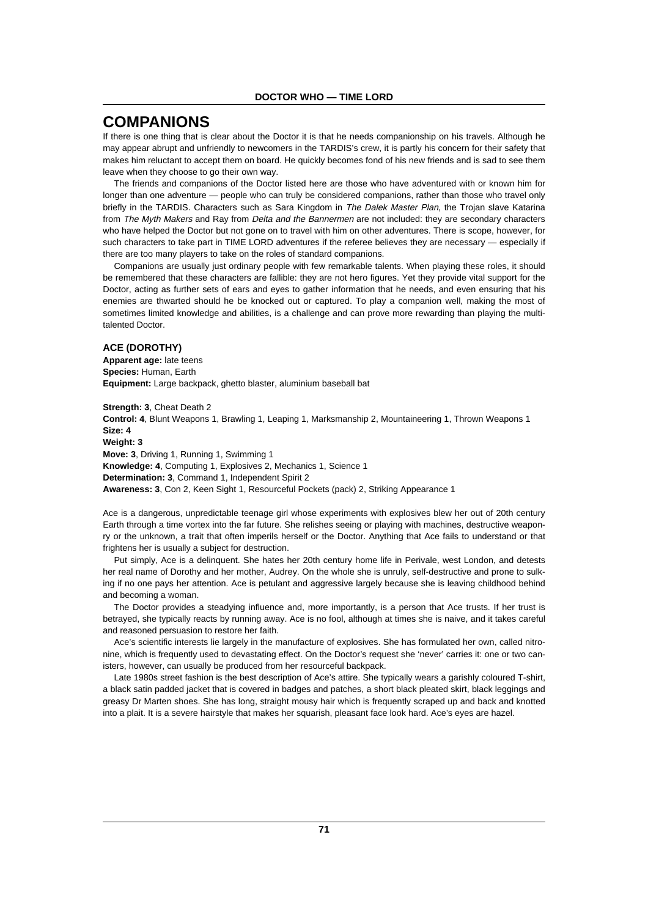# COMPANIONS

If there is one thing that is clear about the Doctor it is that he needs companionship on his travels. Although he may appear abrupt and unfriendly to newcomers in the TARDIS's crew, it is partly his concern for their safety that makes him reluctant to accept them on board. He quickly becomes fond of his new friends and is sad to see them leave when they choose to go their own way.

The friends and companions of the Doctor listed here are those who have adventured with or known him for longer than one adventure — people who can truly be considered companions, rather than those who travel only briefly in the TARDIS. Characters such as Sara Kingdom in *The Dalek Master Plan*, the Trojan slave Katarina from *The Myth Makers* and Ray from *Delta and the Bannermen* are not included: they are secondary characters who have helped the Doctor but not gone on to travel with him on other adventures. There is scope, however, for such characters to take part in TIME LORD adventures if the referee believes they are necessary — especially if there are too many players to take on the roles of standard companions.

Companions are usually just ordinary people with few remarkable talents. When playing these roles, it should be remembered that these characters are fallible: they are not hero figures. Yet they provide vital support for the Doctor, acting as further sets of ears and eyes to gather information that he needs, and even ensuring that his enemies are thwarted should he be knocked out or captured. To play a companion well, making the most of sometimes limited knowledge and abilities, is a challenge and can prove more rewarding than playing the multi-talented Doctor.

### ACE (DOROTHY)

**Apparent age:** late teens
**Species:** Human, Earth
**Equipment:** Large backpack, ghetto blaster, aluminium baseball bat

**Strength: 3**, Cheat Death 2
**Control: 4**, Blunt Weapons 1, Brawling 1, Leaping 1, Marksmanship 2, Mountaineering 1, Thrown Weapons 1
**Size: 4**
**Weight: 3**
**Move: 3**, Driving 1, Running 1, Swimming 1
**Knowledge: 4**, Computing 1, Explosives 2, Mechanics 1, Science 1
**Determination: 3**, Command 1, Independent Spirit 2
**Awareness: 3**, Con 2, Keen Sight 1, Resourceful Pockets (pack) 2, Striking Appearance 1

Ace is a dangerous, unpredictable teenage girl whose experiments with explosives blew her out of 20th century Earth through a time vortex into the far future. She relishes seeing or playing with machines, destructive weaponry or the unknown, a trait that often imperils herself or the Doctor. Anything that Ace fails to understand or that frightens her is usually a subject for destruction.

Put simply, Ace is a delinquent. She hates her 20th century home life in Perivale, west London, and detests her real name of Dorothy and her mother, Audrey. On the whole she is unruly, self-destructive and prone to sulking if no one pays her attention. Ace is petulant and aggressive largely because she is leaving childhood behind and becoming a woman.

The Doctor provides a steadying influence and, more importantly, is a person that Ace trusts. If her trust is betrayed, she typically reacts by running away. Ace is no fool, although at times she is naive, and it takes careful and reasoned persuasion to restore her faith.

Ace's scientific interests lie largely in the manufacture of explosives. She has formulated her own, called nitronine, which is frequently used to devastating effect. On the Doctor's request she 'never' carries it: one or two canisters, however, can usually be produced from her resourceful backpack.

Late 1980s street fashion is the best description of Ace's attire. She typically wears a garishly coloured T-shirt, a black satin padded jacket that is covered in badges and patches, a short black pleated skirt, black leggings and greasy Dr Marten shoes. She has long, straight mousy hair which is frequently scraped up and back and knotted into a plait. It is a severe hairstyle that makes her squarish, pleasant face look hard. Ace's eyes are hazel.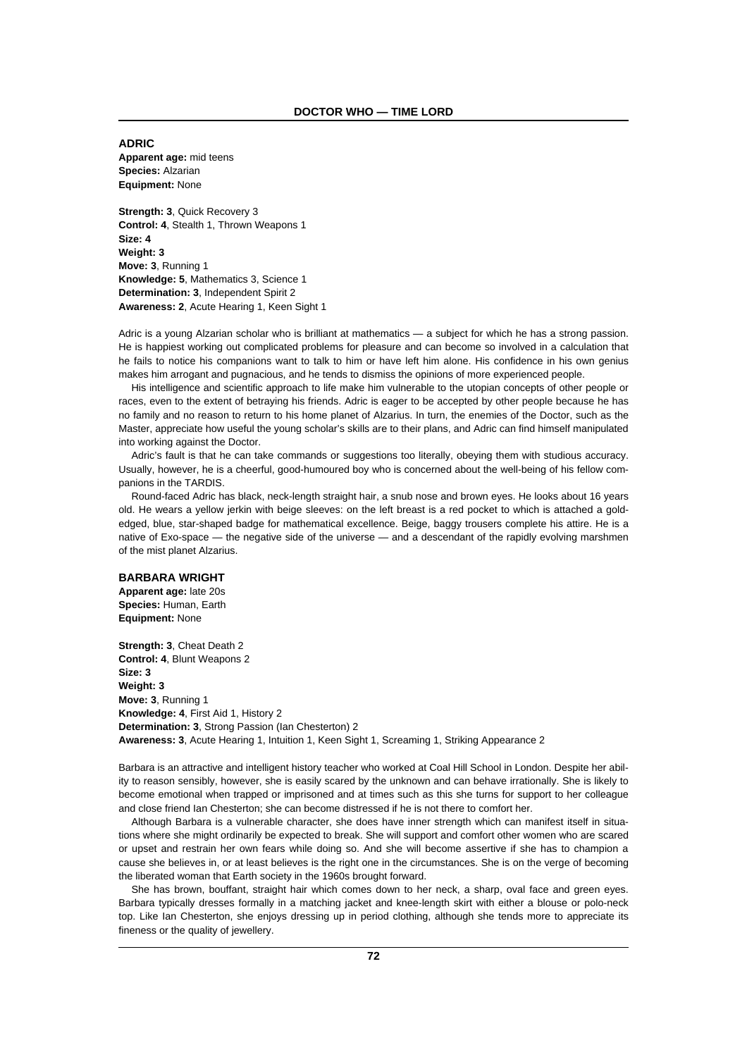## ADRIC

**Apparent age:** mid teens
**Species:** Alzarian
**Equipment:** None

**Strength: 3**, Quick Recovery 3
**Control: 4**, Stealth 1, Thrown Weapons 1
**Size: 4**
**Weight: 3**
**Move: 3**, Running 1
**Knowledge: 5**, Mathematics 3, Science 1
**Determination: 3**, Independent Spirit 2
**Awareness: 2**, Acute Hearing 1, Keen Sight 1

Adric is a young Alzarian scholar who is brilliant at mathematics — a subject for which he has a strong passion. He is happiest working out complicated problems for pleasure and can become so involved in a calculation that he fails to notice his companions want to talk to him or have left him alone. His confidence in his own genius makes him arrogant and pugnacious, and he tends to dismiss the opinions of more experienced people.

His intelligence and scientific approach to life make him vulnerable to the utopian concepts of other people or races, even to the extent of betraying his friends. Adric is eager to be accepted by other people because he has no family and no reason to return to his home planet of Alzarius. In turn, the enemies of the Doctor, such as the Master, appreciate how useful the young scholar's skills are to their plans, and Adric can find himself manipulated into working against the Doctor.

Adric's fault is that he can take commands or suggestions too literally, obeying them with studious accuracy. Usually, however, he is a cheerful, good-humoured boy who is concerned about the well-being of his fellow companions in the TARDIS.

Round-faced Adric has black, neck-length straight hair, a snub nose and brown eyes. He looks about 16 years old. He wears a yellow jerkin with beige sleeves: on the left breast is a red pocket to which is attached a gold-edged, blue, star-shaped badge for mathematical excellence. Beige, baggy trousers complete his attire. He is a native of Exo-space — the negative side of the universe — and a descendant of the rapidly evolving marshmen of the mist planet Alzarius.

## BARBARA WRIGHT

**Apparent age:** late 20s
**Species:** Human, Earth
**Equipment:** None

**Strength: 3**, Cheat Death 2
**Control: 4**, Blunt Weapons 2
**Size: 3**
**Weight: 3**
**Move: 3**, Running 1
**Knowledge: 4**, First Aid 1, History 2
**Determination: 3**, Strong Passion (Ian Chesterton) 2
**Awareness: 3**, Acute Hearing 1, Intuition 1, Keen Sight 1, Screaming 1, Striking Appearance 2

Barbara is an attractive and intelligent history teacher who worked at Coal Hill School in London. Despite her ability to reason sensibly, however, she is easily scared by the unknown and can behave irrationally. She is likely to become emotional when trapped or imprisoned and at times such as this she turns for support to her colleague and close friend Ian Chesterton; she can become distressed if he is not there to comfort her.

Although Barbara is a vulnerable character, she does have inner strength which can manifest itself in situations where she might ordinarily be expected to break. She will support and comfort other women who are scared or upset and restrain her own fears while doing so. And she will become assertive if she has to champion a cause she believes in, or at least believes is the right one in the circumstances. She is on the verge of becoming the liberated woman that Earth society in the 1960s brought forward.

She has brown, bouffant, straight hair which comes down to her neck, a sharp, oval face and green eyes. Barbara typically dresses formally in a matching jacket and knee-length skirt with either a blouse or polo-neck top. Like Ian Chesterton, she enjoys dressing up in period clothing, although she tends more to appreciate its fineness or the quality of jewellery.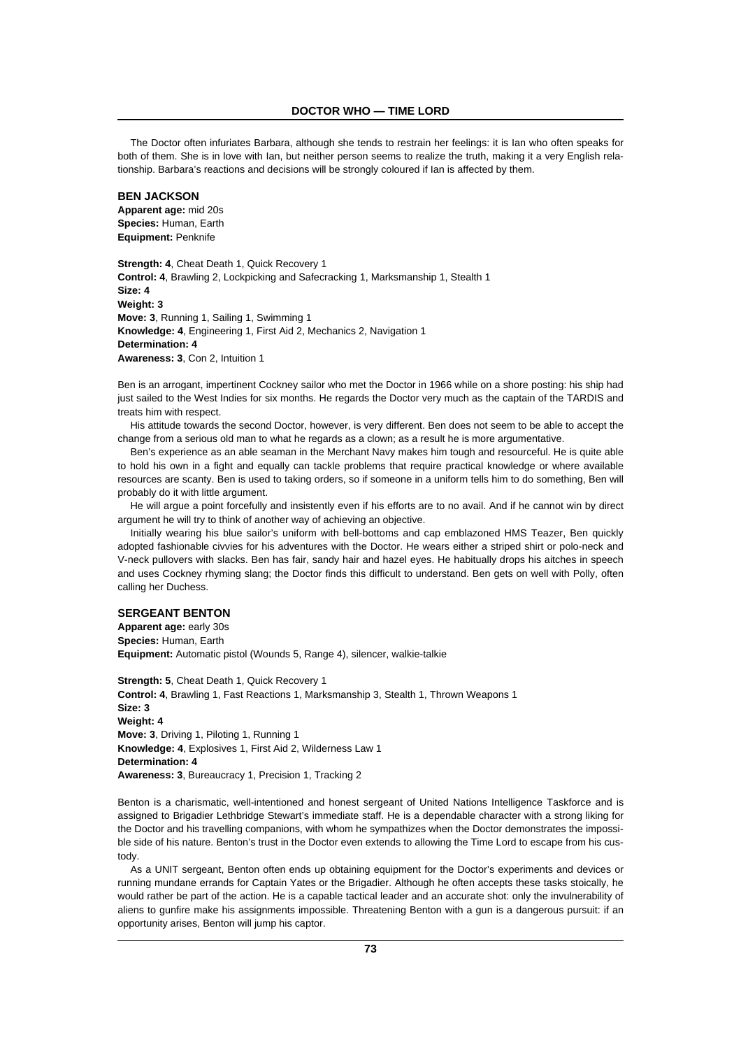The Doctor often infuriates Barbara, although she tends to restrain her feelings: it is Ian who often speaks for both of them. She is in love with Ian, but neither person seems to realize the truth, making it a very English relationship. Barbara's reactions and decisions will be strongly coloured if Ian is affected by them.

### BEN JACKSON

**Apparent age:** mid 20s
**Species:** Human, Earth
**Equipment:** Penknife

**Strength: 4**, Cheat Death 1, Quick Recovery 1
**Control: 4**, Brawling 2, Lockpicking and Safecracking 1, Marksmanship 1, Stealth 1
**Size: 4**
**Weight: 3**
**Move: 3**, Running 1, Sailing 1, Swimming 1
**Knowledge: 4**, Engineering 1, First Aid 2, Mechanics 2, Navigation 1
**Determination: 4**
**Awareness: 3**, Con 2, Intuition 1

Ben is an arrogant, impertinent Cockney sailor who met the Doctor in 1966 while on a shore posting: his ship had just sailed to the West Indies for six months. He regards the Doctor very much as the captain of the TARDIS and treats him with respect.

His attitude towards the second Doctor, however, is very different. Ben does not seem to be able to accept the change from a serious old man to what he regards as a clown; as a result he is more argumentative.

Ben's experience as an able seaman in the Merchant Navy makes him tough and resourceful. He is quite able to hold his own in a fight and equally can tackle problems that require practical knowledge or where available resources are scanty. Ben is used to taking orders, so if someone in a uniform tells him to do something, Ben will probably do it with little argument.

He will argue a point forcefully and insistently even if his efforts are to no avail. And if he cannot win by direct argument he will try to think of another way of achieving an objective.

Initially wearing his blue sailor's uniform with bell-bottoms and cap emblazoned HMS Teazer, Ben quickly adopted fashionable civvies for his adventures with the Doctor. He wears either a striped shirt or polo-neck and V-neck pullovers with slacks. Ben has fair, sandy hair and hazel eyes. He habitually drops his aitches in speech and uses Cockney rhyming slang; the Doctor finds this difficult to understand. Ben gets on well with Polly, often calling her Duchess.

### SERGEANT BENTON

**Apparent age:** early 30s
**Species:** Human, Earth
**Equipment:** Automatic pistol (Wounds 5, Range 4), silencer, walkie-talkie

**Strength: 5**, Cheat Death 1, Quick Recovery 1
**Control: 4**, Brawling 1, Fast Reactions 1, Marksmanship 3, Stealth 1, Thrown Weapons 1
**Size: 3**
**Weight: 4**
**Move: 3**, Driving 1, Piloting 1, Running 1
**Knowledge: 4**, Explosives 1, First Aid 2, Wilderness Law 1
**Determination: 4**
**Awareness: 3**, Bureaucracy 1, Precision 1, Tracking 2

Benton is a charismatic, well-intentioned and honest sergeant of United Nations Intelligence Taskforce and is assigned to Brigadier Lethbridge Stewart's immediate staff. He is a dependable character with a strong liking for the Doctor and his travelling companions, with whom he sympathizes when the Doctor demonstrates the impossible side of his nature. Benton's trust in the Doctor even extends to allowing the Time Lord to escape from his custody.

As a UNIT sergeant, Benton often ends up obtaining equipment for the Doctor's experiments and devices or running mundane errands for Captain Yates or the Brigadier. Although he often accepts these tasks stoically, he would rather be part of the action. He is a capable tactical leader and an accurate shot: only the invulnerability of aliens to gunfire make his assignments impossible. Threatening Benton with a gun is a dangerous pursuit: if an opportunity arises, Benton will jump his captor.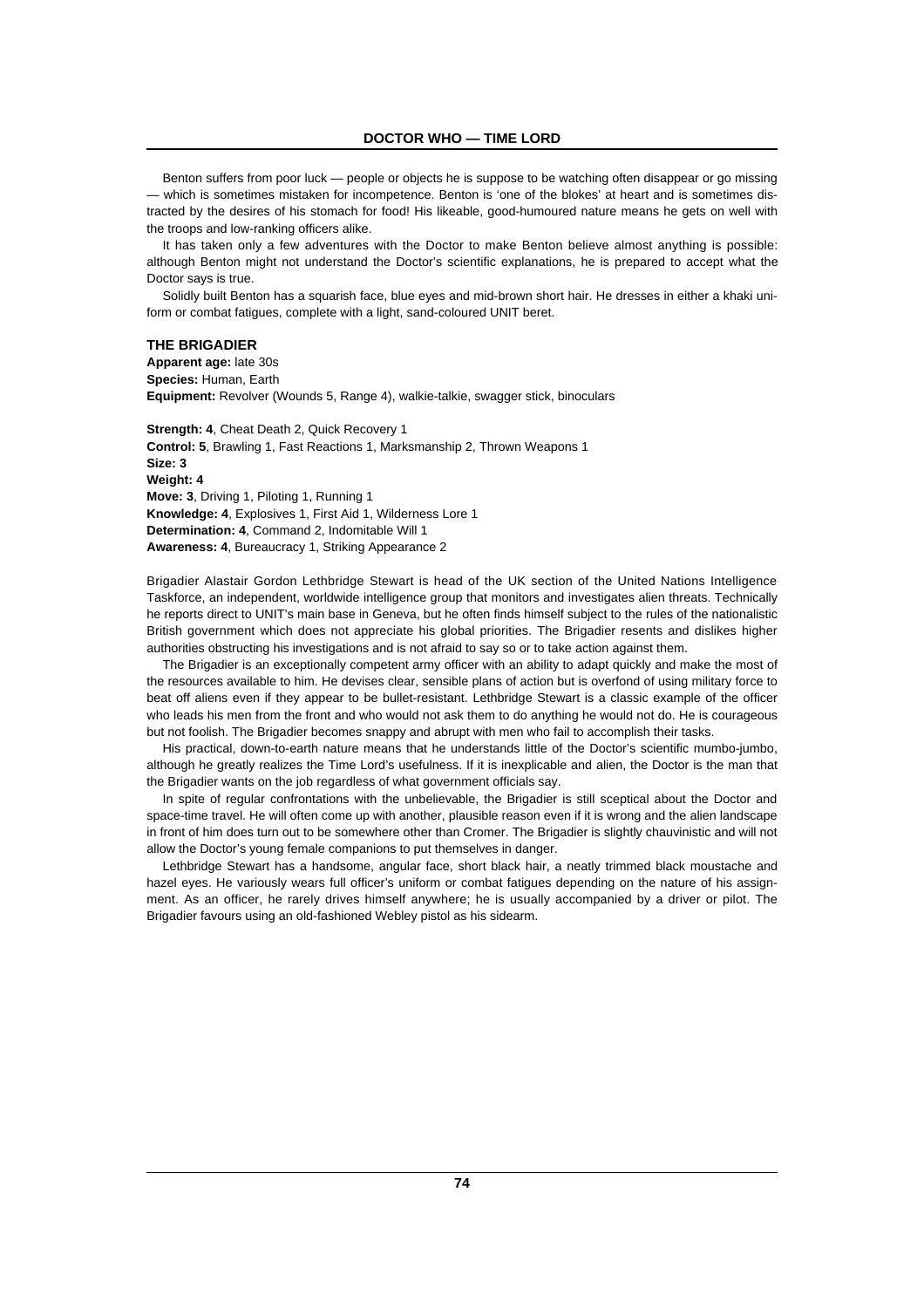Benton suffers from poor luck — people or objects he is suppose to be watching often disappear or go missing — which is sometimes mistaken for incompetence. Benton is 'one of the blokes' at heart and is sometimes distracted by the desires of his stomach for food! His likeable, good-humoured nature means he gets on well with the troops and low-ranking officers alike.

It has taken only a few adventures with the Doctor to make Benton believe almost anything is possible: although Benton might not understand the Doctor's scientific explanations, he is prepared to accept what the Doctor says is true.

Solidly built Benton has a squarish face, blue eyes and mid-brown short hair. He dresses in either a khaki uniform or combat fatigues, complete with a light, sand-coloured UNIT beret.

### THE BRIGADIER

**Apparent age:** late 30s
**Species:** Human, Earth
**Equipment:** Revolver (Wounds 5, Range 4), walkie-talkie, swagger stick, binoculars

**Strength: 4**, Cheat Death 2, Quick Recovery 1
**Control: 5**, Brawling 1, Fast Reactions 1, Marksmanship 2, Thrown Weapons 1
**Size: 3**
**Weight: 4**
**Move: 3**, Driving 1, Piloting 1, Running 1
**Knowledge: 4**, Explosives 1, First Aid 1, Wilderness Lore 1
**Determination: 4**, Command 2, Indomitable Will 1
**Awareness: 4**, Bureaucracy 1, Striking Appearance 2

Brigadier Alastair Gordon Lethbridge Stewart is head of the UK section of the United Nations Intelligence Taskforce, an independent, worldwide intelligence group that monitors and investigates alien threats. Technically he reports direct to UNIT's main base in Geneva, but he often finds himself subject to the rules of the nationalistic British government which does not appreciate his global priorities. The Brigadier resents and dislikes higher authorities obstructing his investigations and is not afraid to say so or to take action against them.

The Brigadier is an exceptionally competent army officer with an ability to adapt quickly and make the most of the resources available to him. He devises clear, sensible plans of action but is overfond of using military force to beat off aliens even if they appear to be bullet-resistant. Lethbridge Stewart is a classic example of the officer who leads his men from the front and who would not ask them to do anything he would not do. He is courageous but not foolish. The Brigadier becomes snappy and abrupt with men who fail to accomplish their tasks.

His practical, down-to-earth nature means that he understands little of the Doctor's scientific mumbo-jumbo, although he greatly realizes the Time Lord's usefulness. If it is inexplicable and alien, the Doctor is the man that the Brigadier wants on the job regardless of what government officials say.

In spite of regular confrontations with the unbelievable, the Brigadier is still sceptical about the Doctor and space-time travel. He will often come up with another, plausible reason even if it is wrong and the alien landscape in front of him does turn out to be somewhere other than Cromer. The Brigadier is slightly chauvinistic and will not allow the Doctor's young female companions to put themselves in danger.

Lethbridge Stewart has a handsome, angular face, short black hair, a neatly trimmed black moustache and hazel eyes. He variously wears full officer's uniform or combat fatigues depending on the nature of his assignment. As an officer, he rarely drives himself anywhere; he is usually accompanied by a driver or pilot. The Brigadier favours using an old-fashioned Webley pistol as his sidearm.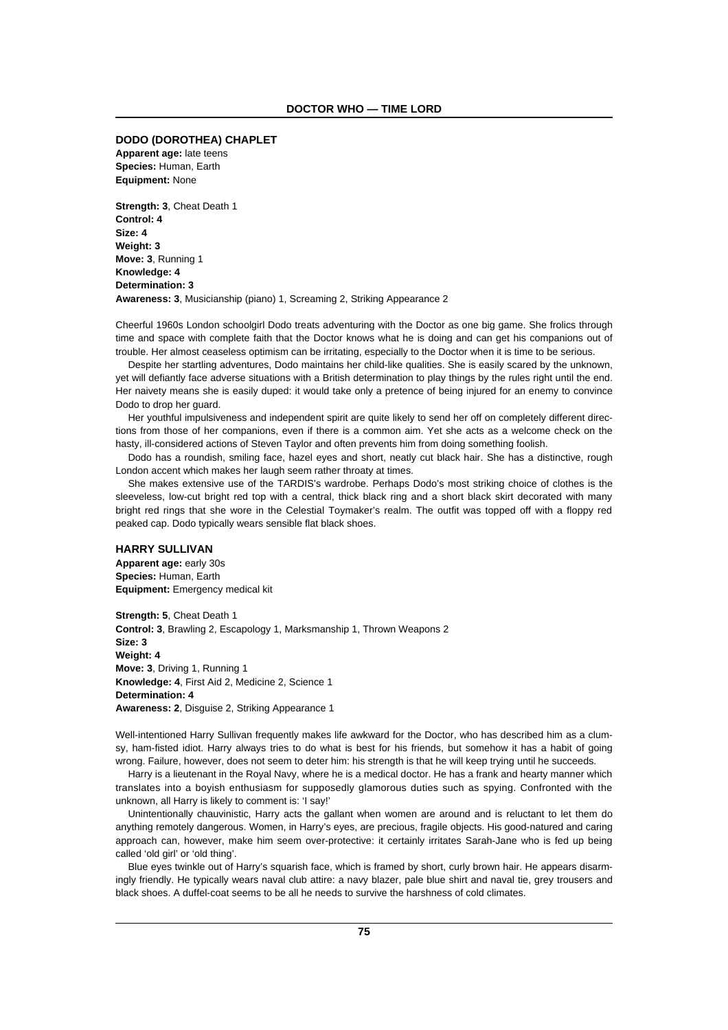## DODO (DOROTHEA) CHAPLET

**Apparent age:** late teens
**Species:** Human, Earth
**Equipment:** None

**Strength: 3**, Cheat Death 1
**Control: 4**
**Size: 4**
**Weight: 3**
**Move: 3**, Running 1
**Knowledge: 4**
**Determination: 3**
**Awareness: 3**, Musicianship (piano) 1, Screaming 2, Striking Appearance 2

Cheerful 1960s London schoolgirl Dodo treats adventuring with the Doctor as one big game. She frolics through time and space with complete faith that the Doctor knows what he is doing and can get his companions out of trouble. Her almost ceaseless optimism can be irritating, especially to the Doctor when it is time to be serious.

Despite her startling adventures, Dodo maintains her child-like qualities. She is easily scared by the unknown, yet will defiantly face adverse situations with a British determination to play things by the rules right until the end. Her naivety means she is easily duped: it would take only a pretence of being injured for an enemy to convince Dodo to drop her guard.

Her youthful impulsiveness and independent spirit are quite likely to send her off on completely different directions from those of her companions, even if there is a common aim. Yet she acts as a welcome check on the hasty, ill-considered actions of Steven Taylor and often prevents him from doing something foolish.

Dodo has a roundish, smiling face, hazel eyes and short, neatly cut black hair. She has a distinctive, rough London accent which makes her laugh seem rather throaty at times.

She makes extensive use of the TARDIS's wardrobe. Perhaps Dodo's most striking choice of clothes is the sleeveless, low-cut bright red top with a central, thick black ring and a short black skirt decorated with many bright red rings that she wore in the Celestial Toymaker's realm. The outfit was topped off with a floppy red peaked cap. Dodo typically wears sensible flat black shoes.

## HARRY SULLIVAN

**Apparent age:** early 30s
**Species:** Human, Earth
**Equipment:** Emergency medical kit

**Strength: 5**, Cheat Death 1
**Control: 3**, Brawling 2, Escapology 1, Marksmanship 1, Thrown Weapons 2
**Size: 3**
**Weight: 4**
**Move: 3**, Driving 1, Running 1
**Knowledge: 4**, First Aid 2, Medicine 2, Science 1
**Determination: 4**
**Awareness: 2**, Disguise 2, Striking Appearance 1

Well-intentioned Harry Sullivan frequently makes life awkward for the Doctor, who has described him as a clumsy, ham-fisted idiot. Harry always tries to do what is best for his friends, but somehow it has a habit of going wrong. Failure, however, does not seem to deter him: his strength is that he will keep trying until he succeeds.

Harry is a lieutenant in the Royal Navy, where he is a medical doctor. He has a frank and hearty manner which translates into a boyish enthusiasm for supposedly glamorous duties such as spying. Confronted with the unknown, all Harry is likely to comment is: 'I say!'

Unintentionally chauvinistic, Harry acts the gallant when women are around and is reluctant to let them do anything remotely dangerous. Women, in Harry's eyes, are precious, fragile objects. His good-natured and caring approach can, however, make him seem over-protective: it certainly irritates Sarah-Jane who is fed up being called 'old girl' or 'old thing'.

Blue eyes twinkle out of Harry's squarish face, which is framed by short, curly brown hair. He appears disarmingly friendly. He typically wears naval club attire: a navy blazer, pale blue shirt and naval tie, grey trousers and black shoes. A duffel-coat seems to be all he needs to survive the harshness of cold climates.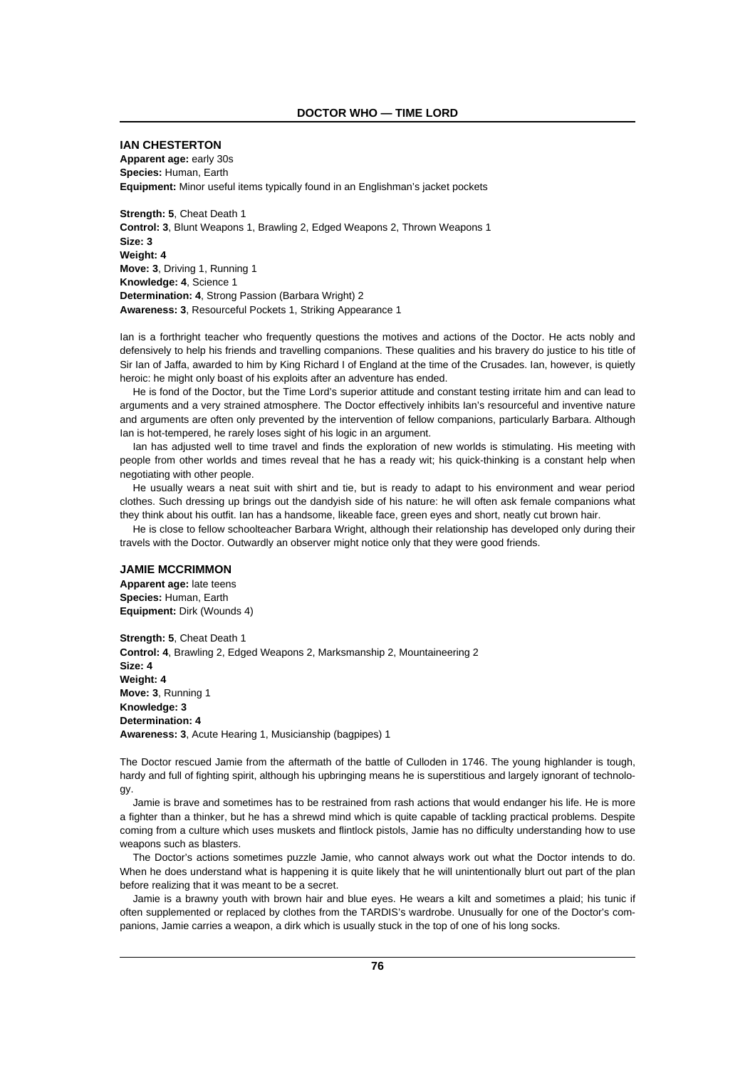## IAN CHESTERTON

**Apparent age:** early 30s
**Species:** Human, Earth
**Equipment:** Minor useful items typically found in an Englishman's jacket pockets

**Strength: 5**, Cheat Death 1
**Control: 3**, Blunt Weapons 1, Brawling 2, Edged Weapons 2, Thrown Weapons 1
**Size: 3**
**Weight: 4**
**Move: 3**, Driving 1, Running 1
**Knowledge: 4**, Science 1
**Determination: 4**, Strong Passion (Barbara Wright) 2
**Awareness: 3**, Resourceful Pockets 1, Striking Appearance 1

Ian is a forthright teacher who frequently questions the motives and actions of the Doctor. He acts nobly and defensively to help his friends and travelling companions. These qualities and his bravery do justice to his title of Sir Ian of Jaffa, awarded to him by King Richard I of England at the time of the Crusades. Ian, however, is quietly heroic: he might only boast of his exploits after an adventure has ended.

He is fond of the Doctor, but the Time Lord's superior attitude and constant testing irritate him and can lead to arguments and a very strained atmosphere. The Doctor effectively inhibits Ian's resourceful and inventive nature and arguments are often only prevented by the intervention of fellow companions, particularly Barbara. Although Ian is hot-tempered, he rarely loses sight of his logic in an argument.

Ian has adjusted well to time travel and finds the exploration of new worlds is stimulating. His meeting with people from other worlds and times reveal that he has a ready wit; his quick-thinking is a constant help when negotiating with other people.

He usually wears a neat suit with shirt and tie, but is ready to adapt to his environment and wear period clothes. Such dressing up brings out the dandyish side of his nature: he will often ask female companions what they think about his outfit. Ian has a handsome, likeable face, green eyes and short, neatly cut brown hair.

He is close to fellow schoolteacher Barbara Wright, although their relationship has developed only during their travels with the Doctor. Outwardly an observer might notice only that they were good friends.

## JAMIE MCCRIMMON

**Apparent age:** late teens
**Species:** Human, Earth
**Equipment:** Dirk (Wounds 4)

**Strength: 5**, Cheat Death 1
**Control: 4**, Brawling 2, Edged Weapons 2, Marksmanship 2, Mountaineering 2
**Size: 4**
**Weight: 4**
**Move: 3**, Running 1
**Knowledge: 3**
**Determination: 4**
**Awareness: 3**, Acute Hearing 1, Musicianship (bagpipes) 1

The Doctor rescued Jamie from the aftermath of the battle of Culloden in 1746. The young highlander is tough, hardy and full of fighting spirit, although his upbringing means he is superstitious and largely ignorant of technology.

Jamie is brave and sometimes has to be restrained from rash actions that would endanger his life. He is more a fighter than a thinker, but he has a shrewd mind which is quite capable of tackling practical problems. Despite coming from a culture which uses muskets and flintlock pistols, Jamie has no difficulty understanding how to use weapons such as blasters.

The Doctor's actions sometimes puzzle Jamie, who cannot always work out what the Doctor intends to do. When he does understand what is happening it is quite likely that he will unintentionally blurt out part of the plan before realizing that it was meant to be a secret.

Jamie is a brawny youth with brown hair and blue eyes. He wears a kilt and sometimes a plaid; his tunic if often supplemented or replaced by clothes from the TARDIS's wardrobe. Unusually for one of the Doctor's companions, Jamie carries a weapon, a dirk which is usually stuck in the top of one of his long socks.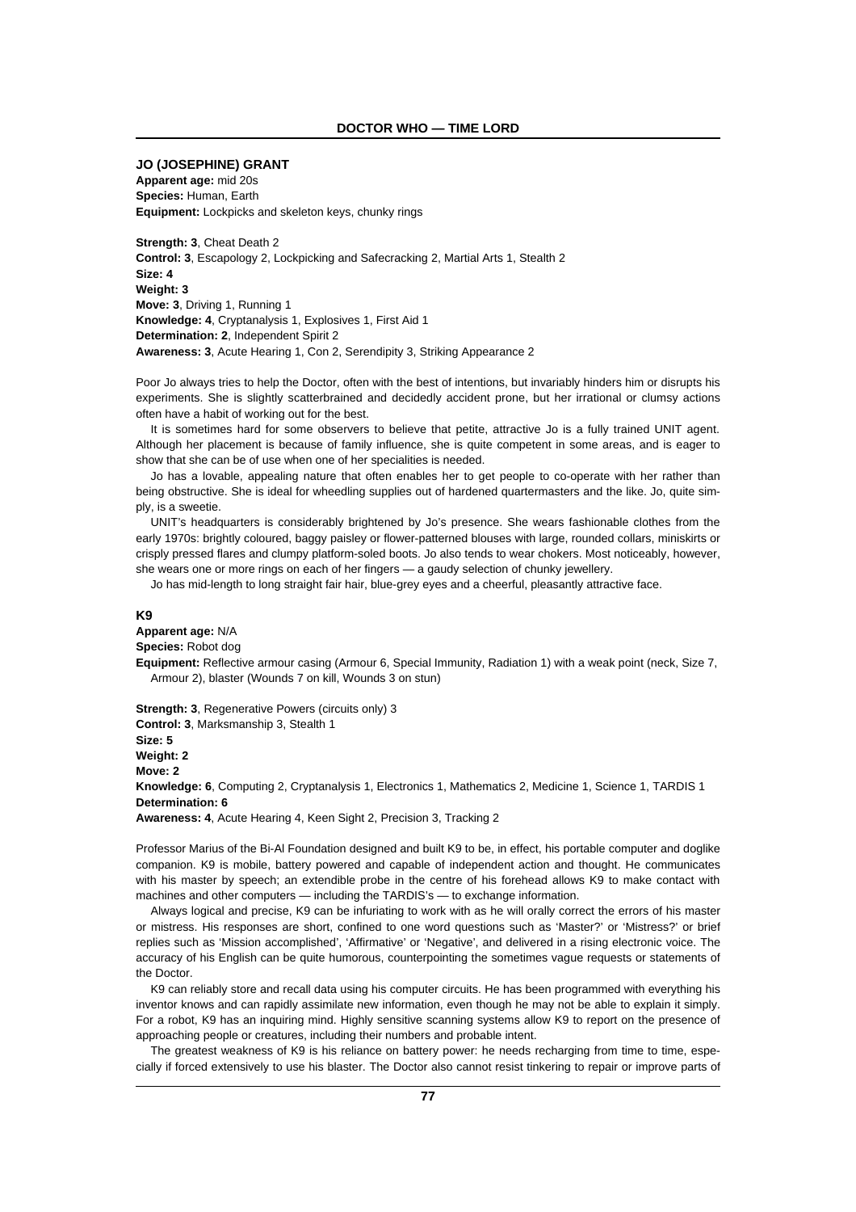## JO (JOSEPHINE) GRANT

**Apparent age:** mid 20s
**Species:** Human, Earth
**Equipment:** Lockpicks and skeleton keys, chunky rings

**Strength: 3**, Cheat Death 2
**Control: 3**, Escapology 2, Lockpicking and Safecracking 2, Martial Arts 1, Stealth 2
**Size: 4**
**Weight: 3**
**Move: 3**, Driving 1, Running 1
**Knowledge: 4**, Cryptanalysis 1, Explosives 1, First Aid 1
**Determination: 2**, Independent Spirit 2
**Awareness: 3**, Acute Hearing 1, Con 2, Serendipity 3, Striking Appearance 2

Poor Jo always tries to help the Doctor, often with the best of intentions, but invariably hinders him or disrupts his experiments. She is slightly scatterbrained and decidedly accident prone, but her irrational or clumsy actions often have a habit of working out for the best.

It is sometimes hard for some observers to believe that petite, attractive Jo is a fully trained UNIT agent. Although her placement is because of family influence, she is quite competent in some areas, and is eager to show that she can be of use when one of her specialities is needed.

Jo has a lovable, appealing nature that often enables her to get people to co-operate with her rather than being obstructive. She is ideal for wheedling supplies out of hardened quartermasters and the like. Jo, quite simply, is a sweetie.

UNIT's headquarters is considerably brightened by Jo's presence. She wears fashionable clothes from the early 1970s: brightly coloured, baggy paisley or flower-patterned blouses with large, rounded collars, miniskirts or crisply pressed flares and clumpy platform-soled boots. Jo also tends to wear chokers. Most noticeably, however, she wears one or more rings on each of her fingers — a gaudy selection of chunky jewellery.

Jo has mid-length to long straight fair hair, blue-grey eyes and a cheerful, pleasantly attractive face.

## K9

**Apparent age:** N/A
**Species:** Robot dog
**Equipment:** Reflective armour casing (Armour 6, Special Immunity, Radiation 1) with a weak point (neck, Size 7, Armour 2), blaster (Wounds 7 on kill, Wounds 3 on stun)

**Strength: 3**, Regenerative Powers (circuits only) 3
**Control: 3**, Marksmanship 3, Stealth 1
**Size: 5**
**Weight: 2**
**Move: 2**
**Knowledge: 6**, Computing 2, Cryptanalysis 1, Electronics 1, Mathematics 2, Medicine 1, Science 1, TARDIS 1
**Determination: 6**
**Awareness: 4**, Acute Hearing 4, Keen Sight 2, Precision 3, Tracking 2

Professor Marius of the Bi-Al Foundation designed and built K9 to be, in effect, his portable computer and doglike companion. K9 is mobile, battery powered and capable of independent action and thought. He communicates with his master by speech; an extendible probe in the centre of his forehead allows K9 to make contact with machines and other computers — including the TARDIS's — to exchange information.

Always logical and precise, K9 can be infuriating to work with as he will orally correct the errors of his master or mistress. His responses are short, confined to one word questions such as 'Master?' or 'Mistress?' or brief replies such as 'Mission accomplished', 'Affirmative' or 'Negative', and delivered in a rising electronic voice. The accuracy of his English can be quite humorous, counterpointing the sometimes vague requests or statements of the Doctor.

K9 can reliably store and recall data using his computer circuits. He has been programmed with everything his inventor knows and can rapidly assimilate new information, even though he may not be able to explain it simply. For a robot, K9 has an inquiring mind. Highly sensitive scanning systems allow K9 to report on the presence of approaching people or creatures, including their numbers and probable intent.

The greatest weakness of K9 is his reliance on battery power: he needs recharging from time to time, especially if forced extensively to use his blaster. The Doctor also cannot resist tinkering to repair or improve parts of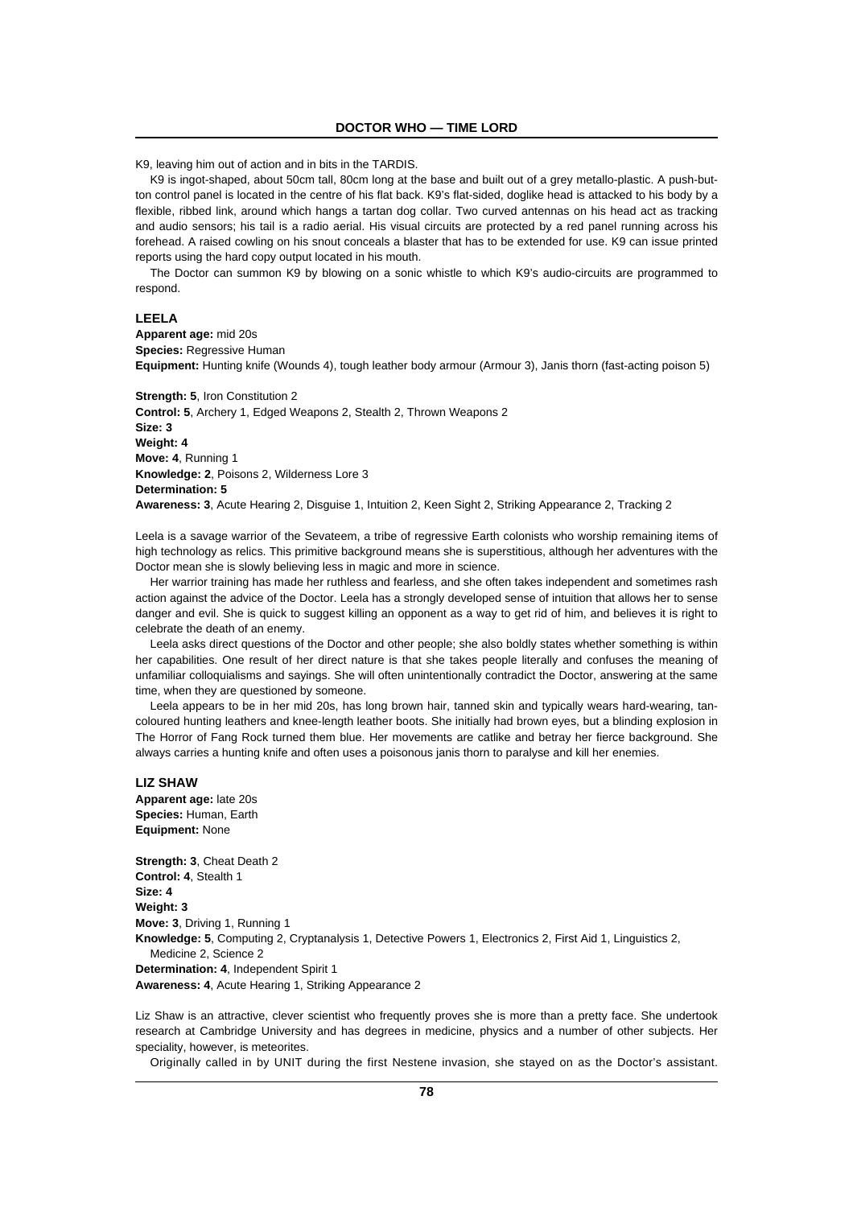K9, leaving him out of action and in bits in the TARDIS.

K9 is ingot-shaped, about 50cm tall, 80cm long at the base and built out of a grey metallo-plastic. A push-button control panel is located in the centre of his flat back. K9's flat-sided, doglike head is attacked to his body by a flexible, ribbed link, around which hangs a tartan dog collar. Two curved antennas on his head act as tracking and audio sensors; his tail is a radio aerial. His visual circuits are protected by a red panel running across his forehead. A raised cowling on his snout conceals a blaster that has to be extended for use. K9 can issue printed reports using the hard copy output located in his mouth.

The Doctor can summon K9 by blowing on a sonic whistle to which K9's audio-circuits are programmed to respond.

### LEELA

**Apparent age:** mid 20s
**Species:** Regressive Human
**Equipment:** Hunting knife (Wounds 4), tough leather body armour (Armour 3), Janis thorn (fast-acting poison 5)

**Strength: 5**, Iron Constitution 2
**Control: 5**, Archery 1, Edged Weapons 2, Stealth 2, Thrown Weapons 2
**Size: 3**
**Weight: 4**
**Move: 4**, Running 1
**Knowledge: 2**, Poisons 2, Wilderness Lore 3
**Determination: 5**
**Awareness: 3**, Acute Hearing 2, Disguise 1, Intuition 2, Keen Sight 2, Striking Appearance 2, Tracking 2

Leela is a savage warrior of the Sevateem, a tribe of regressive Earth colonists who worship remaining items of high technology as relics. This primitive background means she is superstitious, although her adventures with the Doctor mean she is slowly believing less in magic and more in science.

Her warrior training has made her ruthless and fearless, and she often takes independent and sometimes rash action against the advice of the Doctor. Leela has a strongly developed sense of intuition that allows her to sense danger and evil. She is quick to suggest killing an opponent as a way to get rid of him, and believes it is right to celebrate the death of an enemy.

Leela asks direct questions of the Doctor and other people; she also boldly states whether something is within her capabilities. One result of her direct nature is that she takes people literally and confuses the meaning of unfamiliar colloquialisms and sayings. She will often unintentionally contradict the Doctor, answering at the same time, when they are questioned by someone.

Leela appears to be in her mid 20s, has long brown hair, tanned skin and typically wears hard-wearing, tan-coloured hunting leathers and knee-length leather boots. She initially had brown eyes, but a blinding explosion in The Horror of Fang Rock turned them blue. Her movements are catlike and betray her fierce background. She always carries a hunting knife and often uses a poisonous janis thorn to paralyse and kill her enemies.

### LIZ SHAW

**Apparent age:** late 20s
**Species:** Human, Earth
**Equipment:** None

**Strength: 3**, Cheat Death 2
**Control: 4**, Stealth 1
**Size: 4**
**Weight: 3**
**Move: 3**, Driving 1, Running 1
**Knowledge: 5**, Computing 2, Cryptanalysis 1, Detective Powers 1, Electronics 2, First Aid 1, Linguistics 2, Medicine 2, Science 2
**Determination: 4**, Independent Spirit 1
**Awareness: 4**, Acute Hearing 1, Striking Appearance 2

Liz Shaw is an attractive, clever scientist who frequently proves she is more than a pretty face. She undertook research at Cambridge University and has degrees in medicine, physics and a number of other subjects. Her speciality, however, is meteorites.

Originally called in by UNIT during the first Nestene invasion, she stayed on as the Doctor's assistant.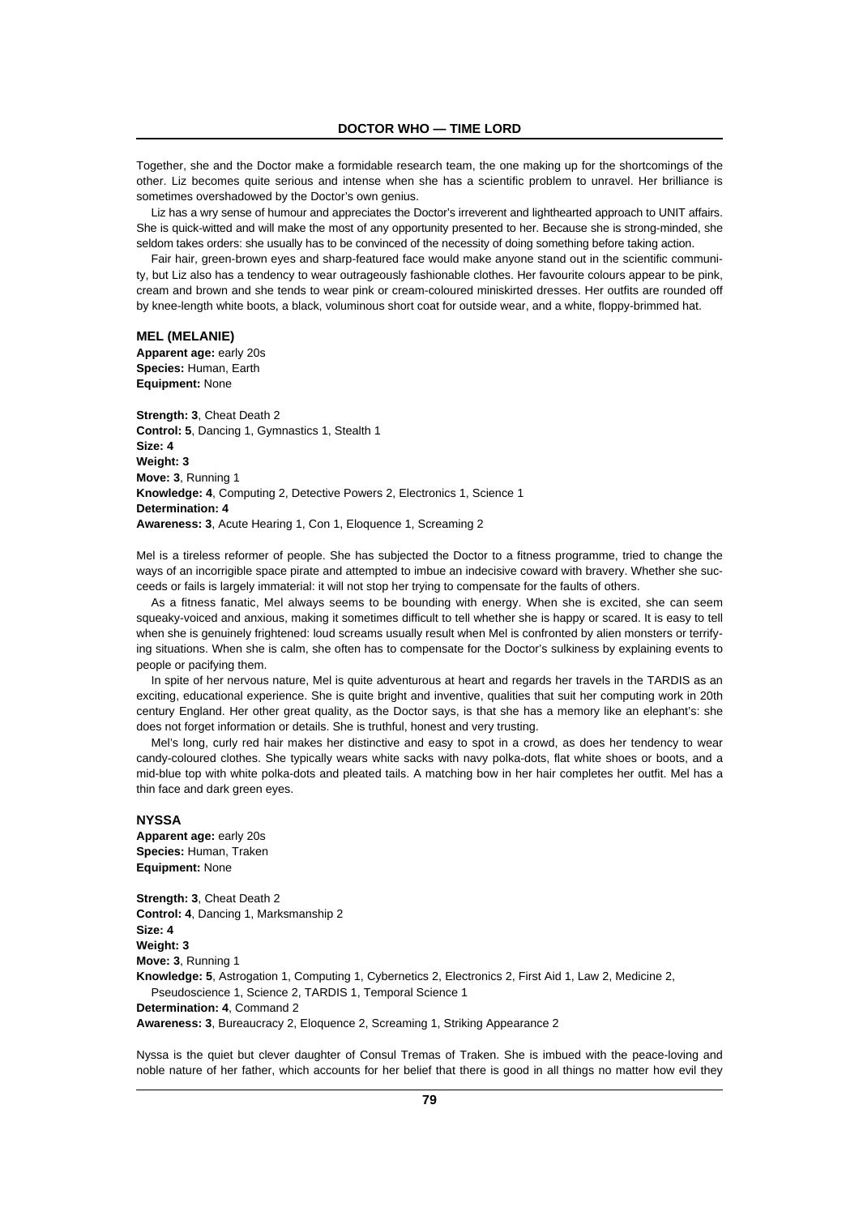Together, she and the Doctor make a formidable research team, the one making up for the shortcomings of the other. Liz becomes quite serious and intense when she has a scientific problem to unravel. Her brilliance is sometimes overshadowed by the Doctor's own genius.

Liz has a wry sense of humour and appreciates the Doctor's irreverent and lighthearted approach to UNIT affairs. She is quick-witted and will make the most of any opportunity presented to her. Because she is strong-minded, she seldom takes orders: she usually has to be convinced of the necessity of doing something before taking action.

Fair hair, green-brown eyes and sharp-featured face would make anyone stand out in the scientific community, but Liz also has a tendency to wear outrageously fashionable clothes. Her favourite colours appear to be pink, cream and brown and she tends to wear pink or cream-coloured miniskirted dresses. Her outfits are rounded off by knee-length white boots, a black, voluminous short coat for outside wear, and a white, floppy-brimmed hat.

### MEL (MELANIE)

**Apparent age:** early 20s
**Species:** Human, Earth
**Equipment:** None

**Strength: 3**, Cheat Death 2
**Control: 5**, Dancing 1, Gymnastics 1, Stealth 1
**Size: 4**
**Weight: 3**
**Move: 3**, Running 1
**Knowledge: 4**, Computing 2, Detective Powers 2, Electronics 1, Science 1
**Determination: 4**
**Awareness: 3**, Acute Hearing 1, Con 1, Eloquence 1, Screaming 2

Mel is a tireless reformer of people. She has subjected the Doctor to a fitness programme, tried to change the ways of an incorrigible space pirate and attempted to imbue an indecisive coward with bravery. Whether she succeeds or fails is largely immaterial: it will not stop her trying to compensate for the faults of others.

As a fitness fanatic, Mel always seems to be bounding with energy. When she is excited, she can seem squeaky-voiced and anxious, making it sometimes difficult to tell whether she is happy or scared. It is easy to tell when she is genuinely frightened: loud screams usually result when Mel is confronted by alien monsters or terrifying situations. When she is calm, she often has to compensate for the Doctor's sulkiness by explaining events to people or pacifying them.

In spite of her nervous nature, Mel is quite adventurous at heart and regards her travels in the TARDIS as an exciting, educational experience. She is quite bright and inventive, qualities that suit her computing work in 20th century England. Her other great quality, as the Doctor says, is that she has a memory like an elephant's: she does not forget information or details. She is truthful, honest and very trusting.

Mel's long, curly red hair makes her distinctive and easy to spot in a crowd, as does her tendency to wear candy-coloured clothes. She typically wears white sacks with navy polka-dots, flat white shoes or boots, and a mid-blue top with white polka-dots and pleated tails. A matching bow in her hair completes her outfit. Mel has a thin face and dark green eyes.

### NYSSA

**Apparent age:** early 20s
**Species:** Human, Traken
**Equipment:** None

**Strength: 3**, Cheat Death 2
**Control: 4**, Dancing 1, Marksmanship 2
**Size: 4**
**Weight: 3**
**Move: 3**, Running 1
**Knowledge: 5**, Astrogation 1, Computing 1, Cybernetics 2, Electronics 2, First Aid 1, Law 2, Medicine 2, Pseudoscience 1, Science 2, TARDIS 1, Temporal Science 1
**Determination: 4**, Command 2
**Awareness: 3**, Bureaucracy 2, Eloquence 2, Screaming 1, Striking Appearance 2

Nyssa is the quiet but clever daughter of Consul Tremas of Traken. She is imbued with the peace-loving and noble nature of her father, which accounts for her belief that there is good in all things no matter how evil they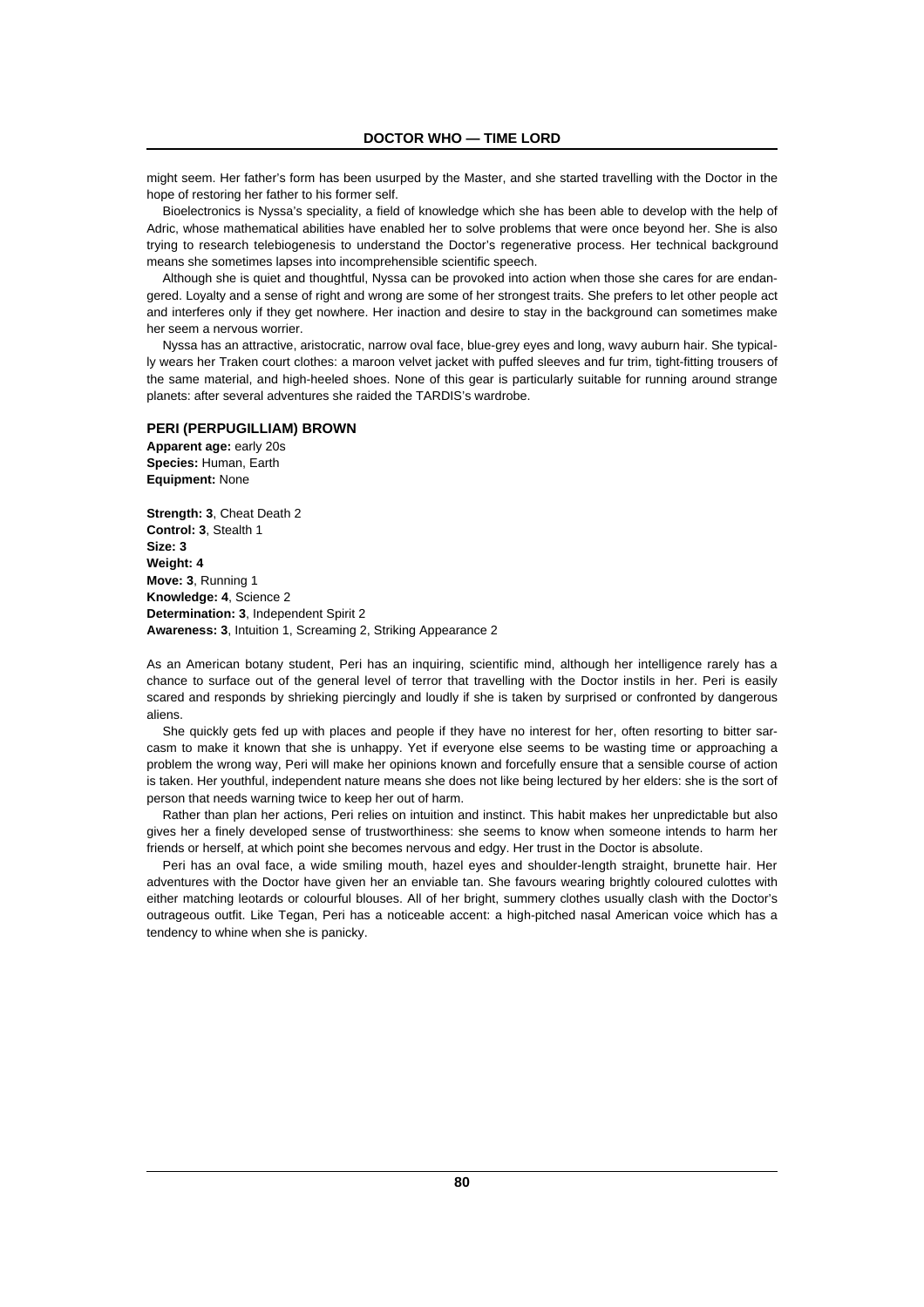might seem. Her father's form has been usurped by the Master, and she started travelling with the Doctor in the hope of restoring her father to his former self.

Bioelectronics is Nyssa's speciality, a field of knowledge which she has been able to develop with the help of Adric, whose mathematical abilities have enabled her to solve problems that were once beyond her. She is also trying to research telebiogenesis to understand the Doctor's regenerative process. Her technical background means she sometimes lapses into incomprehensible scientific speech.

Although she is quiet and thoughtful, Nyssa can be provoked into action when those she cares for are endangered. Loyalty and a sense of right and wrong are some of her strongest traits. She prefers to let other people act and interferes only if they get nowhere. Her inaction and desire to stay in the background can sometimes make her seem a nervous worrier.

Nyssa has an attractive, aristocratic, narrow oval face, blue-grey eyes and long, wavy auburn hair. She typically wears her Traken court clothes: a maroon velvet jacket with puffed sleeves and fur trim, tight-fitting trousers of the same material, and high-heeled shoes. None of this gear is particularly suitable for running around strange planets: after several adventures she raided the TARDIS's wardrobe.

### PERI (PERPUGILLIAM) BROWN

**Apparent age:** early 20s
**Species:** Human, Earth
**Equipment:** None

**Strength: 3**, Cheat Death 2
**Control: 3**, Stealth 1
**Size: 3**
**Weight: 4**
**Move: 3**, Running 1
**Knowledge: 4**, Science 2
**Determination: 3**, Independent Spirit 2
**Awareness: 3**, Intuition 1, Screaming 2, Striking Appearance 2

As an American botany student, Peri has an inquiring, scientific mind, although her intelligence rarely has a chance to surface out of the general level of terror that travelling with the Doctor instils in her. Peri is easily scared and responds by shrieking piercingly and loudly if she is taken by surprised or confronted by dangerous aliens.

She quickly gets fed up with places and people if they have no interest for her, often resorting to bitter sarcasm to make it known that she is unhappy. Yet if everyone else seems to be wasting time or approaching a problem the wrong way, Peri will make her opinions known and forcefully ensure that a sensible course of action is taken. Her youthful, independent nature means she does not like being lectured by her elders: she is the sort of person that needs warning twice to keep her out of harm.

Rather than plan her actions, Peri relies on intuition and instinct. This habit makes her unpredictable but also gives her a finely developed sense of trustworthiness: she seems to know when someone intends to harm her friends or herself, at which point she becomes nervous and edgy. Her trust in the Doctor is absolute.

Peri has an oval face, a wide smiling mouth, hazel eyes and shoulder-length straight, brunette hair. Her adventures with the Doctor have given her an enviable tan. She favours wearing brightly coloured culottes with either matching leotards or colourful blouses. All of her bright, summery clothes usually clash with the Doctor's outrageous outfit. Like Tegan, Peri has a noticeable accent: a high-pitched nasal American voice which has a tendency to whine when she is panicky.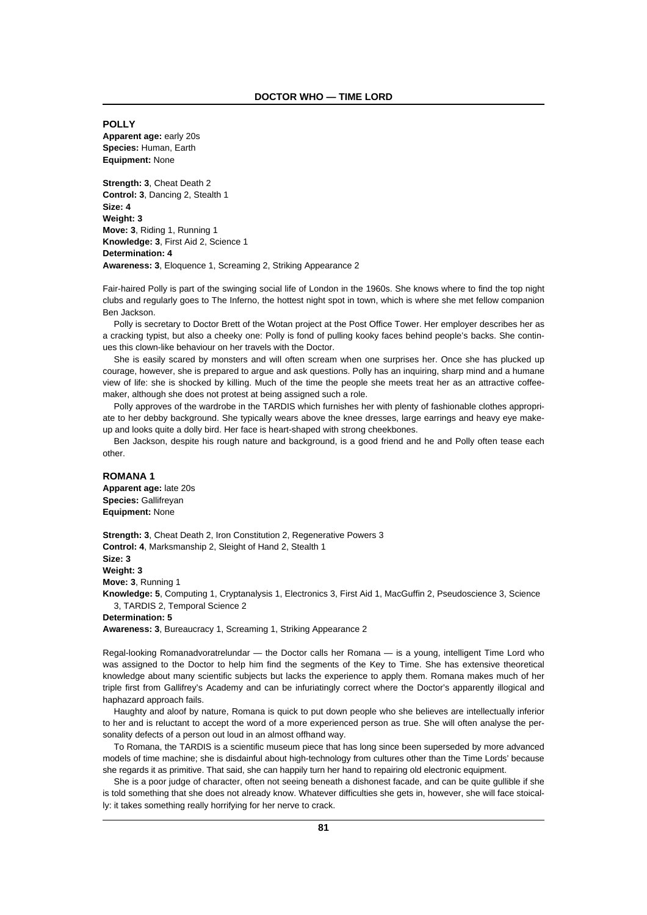## POLLY

**Apparent age:** early 20s
**Species:** Human, Earth
**Equipment:** None

**Strength: 3**, Cheat Death 2
**Control: 3**, Dancing 2, Stealth 1
**Size: 4**
**Weight: 3**
**Move: 3**, Riding 1, Running 1
**Knowledge: 3**, First Aid 2, Science 1
**Determination: 4**
**Awareness: 3**, Eloquence 1, Screaming 2, Striking Appearance 2

Fair-haired Polly is part of the swinging social life of London in the 1960s. She knows where to find the top night clubs and regularly goes to The Inferno, the hottest night spot in town, which is where she met fellow companion Ben Jackson.

Polly is secretary to Doctor Brett of the Wotan project at the Post Office Tower. Her employer describes her as a cracking typist, but also a cheeky one: Polly is fond of pulling kooky faces behind people's backs. She continues this clown-like behaviour on her travels with the Doctor.

She is easily scared by monsters and will often scream when one surprises her. Once she has plucked up courage, however, she is prepared to argue and ask questions. Polly has an inquiring, sharp mind and a humane view of life: she is shocked by killing. Much of the time the people she meets treat her as an attractive coffee-maker, although she does not protest at being assigned such a role.

Polly approves of the wardrobe in the TARDIS which furnishes her with plenty of fashionable clothes appropriate to her debby background. She typically wears above the knee dresses, large earrings and heavy eye make-up and looks quite a dolly bird. Her face is heart-shaped with strong cheekbones.

Ben Jackson, despite his rough nature and background, is a good friend and he and Polly often tease each other.

## ROMANA 1

**Apparent age:** late 20s
**Species:** Gallifreyan
**Equipment:** None

**Strength: 3**, Cheat Death 2, Iron Constitution 2, Regenerative Powers 3
**Control: 4**, Marksmanship 2, Sleight of Hand 2, Stealth 1
**Size: 3**
**Weight: 3**
**Move: 3**, Running 1
**Knowledge: 5**, Computing 1, Cryptanalysis 1, Electronics 3, First Aid 1, MacGuffin 2, Pseudoscience 3, Science 3, TARDIS 2, Temporal Science 2
**Determination: 5**
**Awareness: 3**, Bureaucracy 1, Screaming 1, Striking Appearance 2

Regal-looking Romanadvoratrelundar — the Doctor calls her Romana — is a young, intelligent Time Lord who was assigned to the Doctor to help him find the segments of the Key to Time. She has extensive theoretical knowledge about many scientific subjects but lacks the experience to apply them. Romana makes much of her triple first from Gallifrey's Academy and can be infuriatingly correct where the Doctor's apparently illogical and haphazard approach fails.

Haughty and aloof by nature, Romana is quick to put down people who she believes are intellectually inferior to her and is reluctant to accept the word of a more experienced person as true. She will often analyse the personality defects of a person out loud in an almost offhand way.

To Romana, the TARDIS is a scientific museum piece that has long since been superseded by more advanced models of time machine; she is disdainful about high-technology from cultures other than the Time Lords' because she regards it as primitive. That said, she can happily turn her hand to repairing old electronic equipment.

She is a poor judge of character, often not seeing beneath a dishonest facade, and can be quite gullible if she is told something that she does not already know. Whatever difficulties she gets in, however, she will face stoically: it takes something really horrifying for her nerve to crack.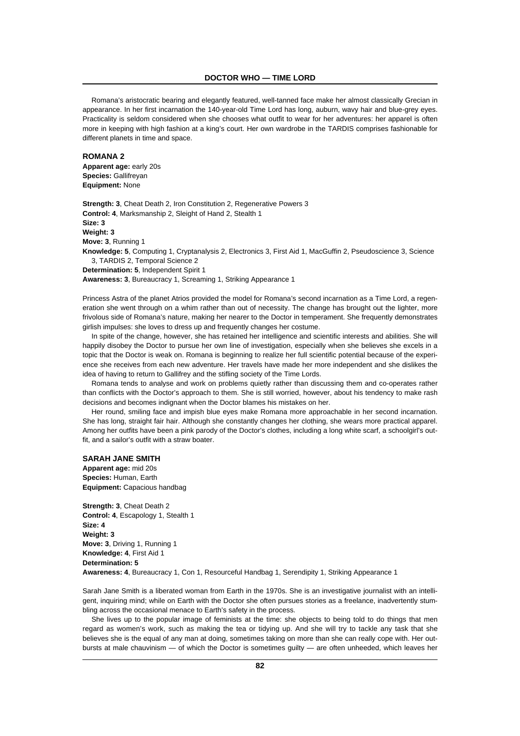Romana's aristocratic bearing and elegantly featured, well-tanned face make her almost classically Grecian in appearance. In her first incarnation the 140-year-old Time Lord has long, auburn, wavy hair and blue-grey eyes. Practicality is seldom considered when she chooses what outfit to wear for her adventures: her apparel is often more in keeping with high fashion at a king's court. Her own wardrobe in the TARDIS comprises fashionable for different planets in time and space.

### ROMANA 2

**Apparent age:** early 20s
**Species:** Gallifreyan
**Equipment:** None

**Strength: 3**, Cheat Death 2, Iron Constitution 2, Regenerative Powers 3
**Control: 4**, Marksmanship 2, Sleight of Hand 2, Stealth 1
**Size: 3**
**Weight: 3**
**Move: 3**, Running 1
**Knowledge: 5**, Computing 1, Cryptanalysis 2, Electronics 3, First Aid 1, MacGuffin 2, Pseudoscience 3, Science 3, TARDIS 2, Temporal Science 2
**Determination: 5**, Independent Spirit 1
**Awareness: 3**, Bureaucracy 1, Screaming 1, Striking Appearance 1

Princess Astra of the planet Atrios provided the model for Romana's second incarnation as a Time Lord, a regeneration she went through on a whim rather than out of necessity. The change has brought out the lighter, more frivolous side of Romana's nature, making her nearer to the Doctor in temperament. She frequently demonstrates girlish impulses: she loves to dress up and frequently changes her costume.

In spite of the change, however, she has retained her intelligence and scientific interests and abilities. She will happily disobey the Doctor to pursue her own line of investigation, especially when she believes she excels in a topic that the Doctor is weak on. Romana is beginning to realize her full scientific potential because of the experience she receives from each new adventure. Her travels have made her more independent and she dislikes the idea of having to return to Gallifrey and the stifling society of the Time Lords.

Romana tends to analyse and work on problems quietly rather than discussing them and co-operates rather than conflicts with the Doctor's approach to them. She is still worried, however, about his tendency to make rash decisions and becomes indignant when the Doctor blames his mistakes on her.

Her round, smiling face and impish blue eyes make Romana more approachable in her second incarnation. She has long, straight fair hair. Although she constantly changes her clothing, she wears more practical apparel. Among her outfits have been a pink parody of the Doctor's clothes, including a long white scarf, a schoolgirl's outfit, and a sailor's outfit with a straw boater.

### SARAH JANE SMITH

**Apparent age:** mid 20s
**Species:** Human, Earth
**Equipment:** Capacious handbag

**Strength: 3**, Cheat Death 2
**Control: 4**, Escapology 1, Stealth 1
**Size: 4**
**Weight: 3**
**Move: 3**, Driving 1, Running 1
**Knowledge: 4**, First Aid 1
**Determination: 5**
**Awareness: 4**, Bureaucracy 1, Con 1, Resourceful Handbag 1, Serendipity 1, Striking Appearance 1

Sarah Jane Smith is a liberated woman from Earth in the 1970s. She is an investigative journalist with an intelligent, inquiring mind; while on Earth with the Doctor she often pursues stories as a freelance, inadvertently stumbling across the occasional menace to Earth's safety in the process.

She lives up to the popular image of feminists at the time: she objects to being told to do things that men regard as women's work, such as making the tea or tidying up. And she will try to tackle any task that she believes she is the equal of any man at doing, sometimes taking on more than she can really cope with. Her outbursts at male chauvinism — of which the Doctor is sometimes guilty — are often unheeded, which leaves her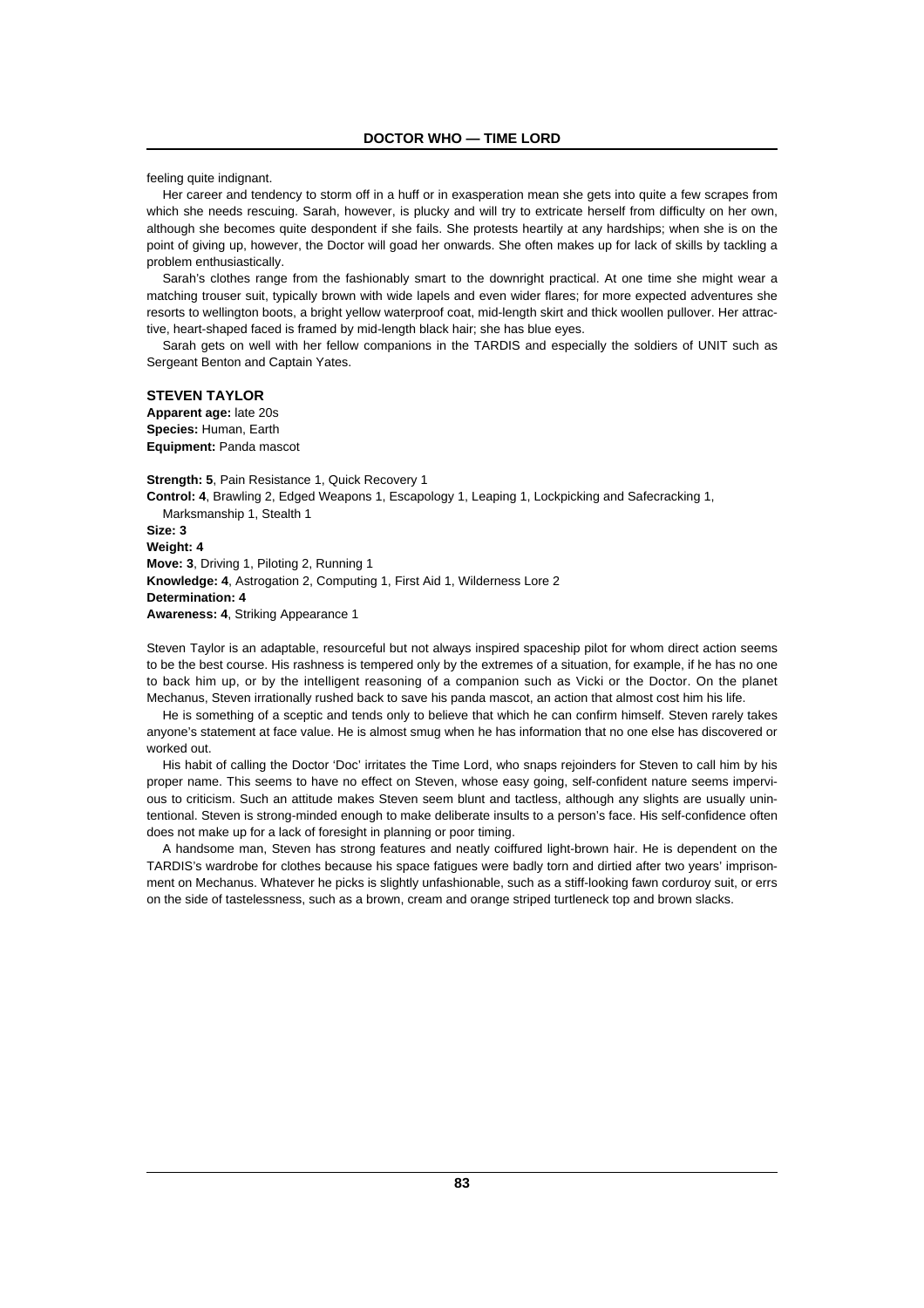feeling quite indignant.

Her career and tendency to storm off in a huff or in exasperation mean she gets into quite a few scrapes from which she needs rescuing. Sarah, however, is plucky and will try to extricate herself from difficulty on her own, although she becomes quite despondent if she fails. She protests heartily at any hardships; when she is on the point of giving up, however, the Doctor will goad her onwards. She often makes up for lack of skills by tackling a problem enthusiastically.

Sarah's clothes range from the fashionably smart to the downright practical. At one time she might wear a matching trouser suit, typically brown with wide lapels and even wider flares; for more expected adventures she resorts to wellington boots, a bright yellow waterproof coat, mid-length skirt and thick woollen pullover. Her attractive, heart-shaped faced is framed by mid-length black hair; she has blue eyes.

Sarah gets on well with her fellow companions in the TARDIS and especially the soldiers of UNIT such as Sergeant Benton and Captain Yates.

### STEVEN TAYLOR

**Apparent age:** late 20s
**Species:** Human, Earth
**Equipment:** Panda mascot

**Strength: 5**, Pain Resistance 1, Quick Recovery 1
**Control: 4**, Brawling 2, Edged Weapons 1, Escapology 1, Leaping 1, Lockpicking and Safecracking 1, Marksmanship 1, Stealth 1
**Size: 3**
**Weight: 4**
**Move: 3**, Driving 1, Piloting 2, Running 1
**Knowledge: 4**, Astrogation 2, Computing 1, First Aid 1, Wilderness Lore 2
**Determination: 4**
**Awareness: 4**, Striking Appearance 1

Steven Taylor is an adaptable, resourceful but not always inspired spaceship pilot for whom direct action seems to be the best course. His rashness is tempered only by the extremes of a situation, for example, if he has no one to back him up, or by the intelligent reasoning of a companion such as Vicki or the Doctor. On the planet Mechanus, Steven irrationally rushed back to save his panda mascot, an action that almost cost him his life.

He is something of a sceptic and tends only to believe that which he can confirm himself. Steven rarely takes anyone's statement at face value. He is almost smug when he has information that no one else has discovered or worked out.

His habit of calling the Doctor 'Doc' irritates the Time Lord, who snaps rejoinders for Steven to call him by his proper name. This seems to have no effect on Steven, whose easy going, self-confident nature seems impervious to criticism. Such an attitude makes Steven seem blunt and tactless, although any slights are usually unintentional. Steven is strong-minded enough to make deliberate insults to a person's face. His self-confidence often does not make up for a lack of foresight in planning or poor timing.

A handsome man, Steven has strong features and neatly coiffured light-brown hair. He is dependent on the TARDIS's wardrobe for clothes because his space fatigues were badly torn and dirtied after two years' imprisonment on Mechanus. Whatever he picks is slightly unfashionable, such as a stiff-looking fawn corduroy suit, or errs on the side of tastelessness, such as a brown, cream and orange striped turtleneck top and brown slacks.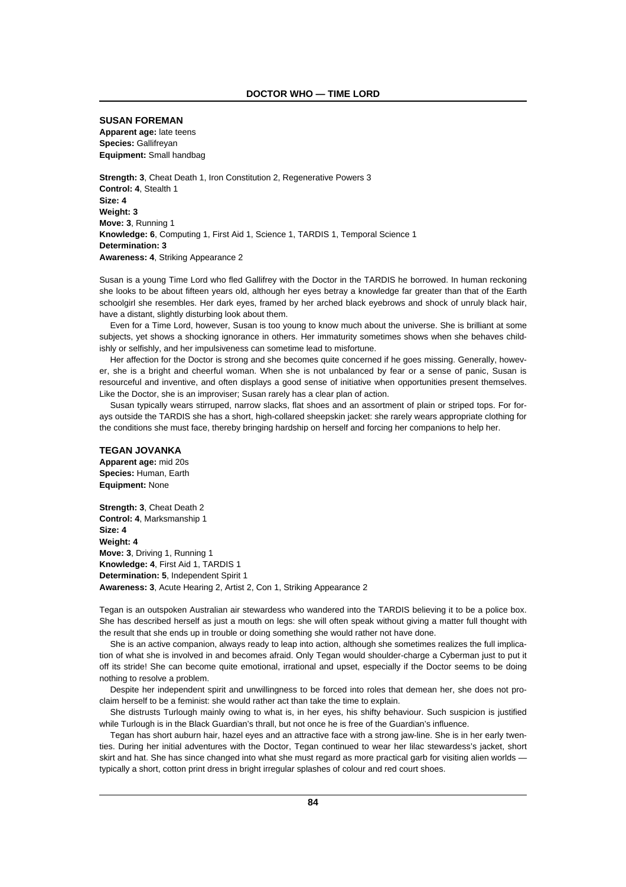## SUSAN FOREMAN

**Apparent age:** late teens
**Species:** Gallifreyan
**Equipment:** Small handbag

**Strength: 3**, Cheat Death 1, Iron Constitution 2, Regenerative Powers 3
**Control: 4**, Stealth 1
**Size: 4**
**Weight: 3**
**Move: 3**, Running 1
**Knowledge: 6**, Computing 1, First Aid 1, Science 1, TARDIS 1, Temporal Science 1
**Determination: 3**
**Awareness: 4**, Striking Appearance 2

Susan is a young Time Lord who fled Gallifrey with the Doctor in the TARDIS he borrowed. In human reckoning she looks to be about fifteen years old, although her eyes betray a knowledge far greater than that of the Earth schoolgirl she resembles. Her dark eyes, framed by her arched black eyebrows and shock of unruly black hair, have a distant, slightly disturbing look about them.

Even for a Time Lord, however, Susan is too young to know much about the universe. She is brilliant at some subjects, yet shows a shocking ignorance in others. Her immaturity sometimes shows when she behaves childishly or selfishly, and her impulsiveness can sometime lead to misfortune.

Her affection for the Doctor is strong and she becomes quite concerned if he goes missing. Generally, however, she is a bright and cheerful woman. When she is not unbalanced by fear or a sense of panic, Susan is resourceful and inventive, and often displays a good sense of initiative when opportunities present themselves. Like the Doctor, she is an improviser; Susan rarely has a clear plan of action.

Susan typically wears stirruped, narrow slacks, flat shoes and an assortment of plain or striped tops. For forays outside the TARDIS she has a short, high-collared sheepskin jacket: she rarely wears appropriate clothing for the conditions she must face, thereby bringing hardship on herself and forcing her companions to help her.

## TEGAN JOVANKA

**Apparent age:** mid 20s
**Species:** Human, Earth
**Equipment:** None

**Strength: 3**, Cheat Death 2
**Control: 4**, Marksmanship 1
**Size: 4**
**Weight: 4**
**Move: 3**, Driving 1, Running 1
**Knowledge: 4**, First Aid 1, TARDIS 1
**Determination: 5**, Independent Spirit 1
**Awareness: 3**, Acute Hearing 2, Artist 2, Con 1, Striking Appearance 2

Tegan is an outspoken Australian air stewardess who wandered into the TARDIS believing it to be a police box. She has described herself as just a mouth on legs: she will often speak without giving a matter full thought with the result that she ends up in trouble or doing something she would rather not have done.

She is an active companion, always ready to leap into action, although she sometimes realizes the full implication of what she is involved in and becomes afraid. Only Tegan would shoulder-charge a Cyberman just to put it off its stride! She can become quite emotional, irrational and upset, especially if the Doctor seems to be doing nothing to resolve a problem.

Despite her independent spirit and unwillingness to be forced into roles that demean her, she does not proclaim herself to be a feminist: she would rather act than take the time to explain.

She distrusts Turlough mainly owing to what is, in her eyes, his shifty behaviour. Such suspicion is justified while Turlough is in the Black Guardian's thrall, but not once he is free of the Guardian's influence.

Tegan has short auburn hair, hazel eyes and an attractive face with a strong jaw-line. She is in her early twenties. During her initial adventures with the Doctor, Tegan continued to wear her lilac stewardess's jacket, short skirt and hat. She has since changed into what she must regard as more practical garb for visiting alien worlds — typically a short, cotton print dress in bright irregular splashes of colour and red court shoes.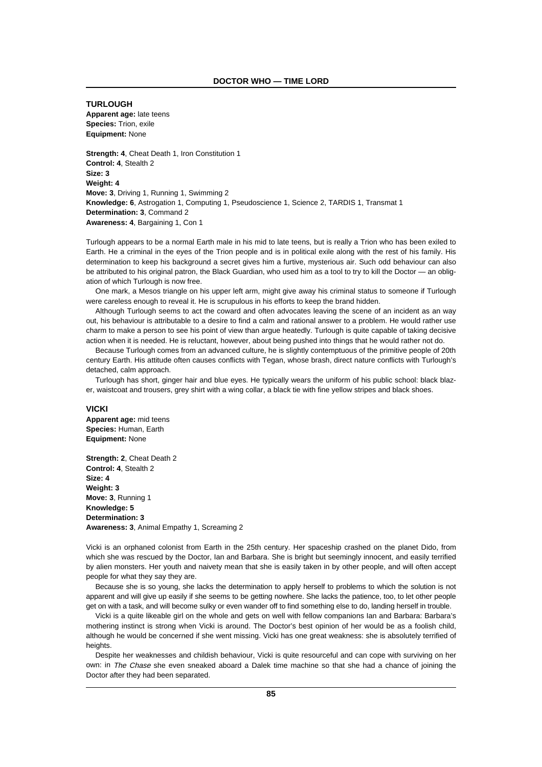## TURLOUGH

**Apparent age:** late teens
**Species:** Trion, exile
**Equipment:** None

**Strength: 4**, Cheat Death 1, Iron Constitution 1
**Control: 4**, Stealth 2
**Size: 3**
**Weight: 4**
**Move: 3**, Driving 1, Running 1, Swimming 2
**Knowledge: 6**, Astrogation 1, Computing 1, Pseudoscience 1, Science 2, TARDIS 1, Transmat 1
**Determination: 3**, Command 2
**Awareness: 4**, Bargaining 1, Con 1

Turlough appears to be a normal Earth male in his mid to late teens, but is really a Trion who has been exiled to Earth. He a criminal in the eyes of the Trion people and is in political exile along with the rest of his family. His determination to keep his background a secret gives him a furtive, mysterious air. Such odd behaviour can also be attributed to his original patron, the Black Guardian, who used him as a tool to try to kill the Doctor — an obligation of which Turlough is now free.

One mark, a Mesos triangle on his upper left arm, might give away his criminal status to someone if Turlough were careless enough to reveal it. He is scrupulous in his efforts to keep the brand hidden.

Although Turlough seems to act the coward and often advocates leaving the scene of an incident as an way out, his behaviour is attributable to a desire to find a calm and rational answer to a problem. He would rather use charm to make a person to see his point of view than argue heatedly. Turlough is quite capable of taking decisive action when it is needed. He is reluctant, however, about being pushed into things that he would rather not do.

Because Turlough comes from an advanced culture, he is slightly contemptuous of the primitive people of 20th century Earth. His attitude often causes conflicts with Tegan, whose brash, direct nature conflicts with Turlough's detached, calm approach.

Turlough has short, ginger hair and blue eyes. He typically wears the uniform of his public school: black blazer, waistcoat and trousers, grey shirt with a wing collar, a black tie with fine yellow stripes and black shoes.

## VICKI

**Apparent age:** mid teens
**Species:** Human, Earth
**Equipment:** None

**Strength: 2**, Cheat Death 2
**Control: 4**, Stealth 2
**Size: 4**
**Weight: 3**
**Move: 3**, Running 1
**Knowledge: 5**
**Determination: 3**
**Awareness: 3**, Animal Empathy 1, Screaming 2

Vicki is an orphaned colonist from Earth in the 25th century. Her spaceship crashed on the planet Dido, from which she was rescued by the Doctor, Ian and Barbara. She is bright but seemingly innocent, and easily terrified by alien monsters. Her youth and naivety mean that she is easily taken in by other people, and will often accept people for what they say they are.

Because she is so young, she lacks the determination to apply herself to problems to which the solution is not apparent and will give up easily if she seems to be getting nowhere. She lacks the patience, too, to let other people get on with a task, and will become sulky or even wander off to find something else to do, landing herself in trouble.

Vicki is a quite likeable girl on the whole and gets on well with fellow companions Ian and Barbara: Barbara's mothering instinct is strong when Vicki is around. The Doctor's best opinion of her would be as a foolish child, although he would be concerned if she went missing. Vicki has one great weakness: she is absolutely terrified of heights.

Despite her weaknesses and childish behaviour, Vicki is quite resourceful and can cope with surviving on her own: in *The Chase* she even sneaked aboard a Dalek time machine so that she had a chance of joining the Doctor after they had been separated.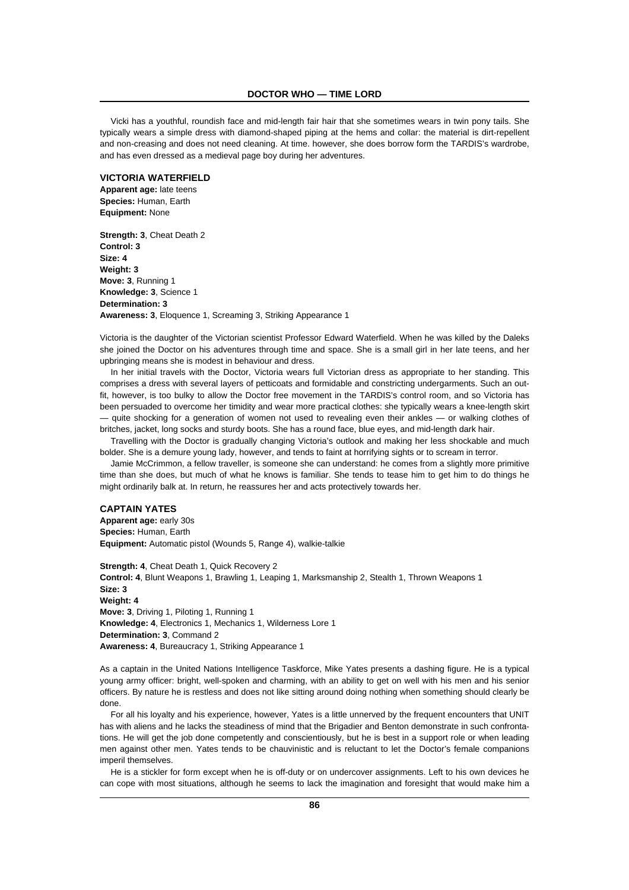Vicki has a youthful, roundish face and mid-length fair hair that she sometimes wears in twin pony tails. She typically wears a simple dress with diamond-shaped piping at the hems and collar: the material is dirt-repellent and non-creasing and does not need cleaning. At time. however, she does borrow form the TARDIS's wardrobe, and has even dressed as a medieval page boy during her adventures.

### VICTORIA WATERFIELD

**Apparent age:** late teens
**Species:** Human, Earth
**Equipment:** None

**Strength: 3**, Cheat Death 2
**Control: 3**
**Size: 4**
**Weight: 3**
**Move: 3**, Running 1
**Knowledge: 3**, Science 1
**Determination: 3**
**Awareness: 3**, Eloquence 1, Screaming 3, Striking Appearance 1

Victoria is the daughter of the Victorian scientist Professor Edward Waterfield. When he was killed by the Daleks she joined the Doctor on his adventures through time and space. She is a small girl in her late teens, and her upbringing means she is modest in behaviour and dress.

In her initial travels with the Doctor, Victoria wears full Victorian dress as appropriate to her standing. This comprises a dress with several layers of petticoats and formidable and constricting undergarments. Such an outfit, however, is too bulky to allow the Doctor free movement in the TARDIS's control room, and so Victoria has been persuaded to overcome her timidity and wear more practical clothes: she typically wears a knee-length skirt — quite shocking for a generation of women not used to revealing even their ankles — or walking clothes of britches, jacket, long socks and sturdy boots. She has a round face, blue eyes, and mid-length dark hair.

Travelling with the Doctor is gradually changing Victoria's outlook and making her less shockable and much bolder. She is a demure young lady, however, and tends to faint at horrifying sights or to scream in terror.

Jamie McCrimmon, a fellow traveller, is someone she can understand: he comes from a slightly more primitive time than she does, but much of what he knows is familiar. She tends to tease him to get him to do things he might ordinarily balk at. In return, he reassures her and acts protectively towards her.

### CAPTAIN YATES

**Apparent age:** early 30s
**Species:** Human, Earth
**Equipment:** Automatic pistol (Wounds 5, Range 4), walkie-talkie

**Strength: 4**, Cheat Death 1, Quick Recovery 2
**Control: 4**, Blunt Weapons 1, Brawling 1, Leaping 1, Marksmanship 2, Stealth 1, Thrown Weapons 1
**Size: 3**
**Weight: 4**
**Move: 3**, Driving 1, Piloting 1, Running 1
**Knowledge: 4**, Electronics 1, Mechanics 1, Wilderness Lore 1
**Determination: 3**, Command 2
**Awareness: 4**, Bureaucracy 1, Striking Appearance 1

As a captain in the United Nations Intelligence Taskforce, Mike Yates presents a dashing figure. He is a typical young army officer: bright, well-spoken and charming, with an ability to get on well with his men and his senior officers. By nature he is restless and does not like sitting around doing nothing when something should clearly be done.

For all his loyalty and his experience, however, Yates is a little unnerved by the frequent encounters that UNIT has with aliens and he lacks the steadiness of mind that the Brigadier and Benton demonstrate in such confrontations. He will get the job done competently and conscientiously, but he is best in a support role or when leading men against other men. Yates tends to be chauvinistic and is reluctant to let the Doctor's female companions imperil themselves.

He is a stickler for form except when he is off-duty or on undercover assignments. Left to his own devices he can cope with most situations, although he seems to lack the imagination and foresight that would make him a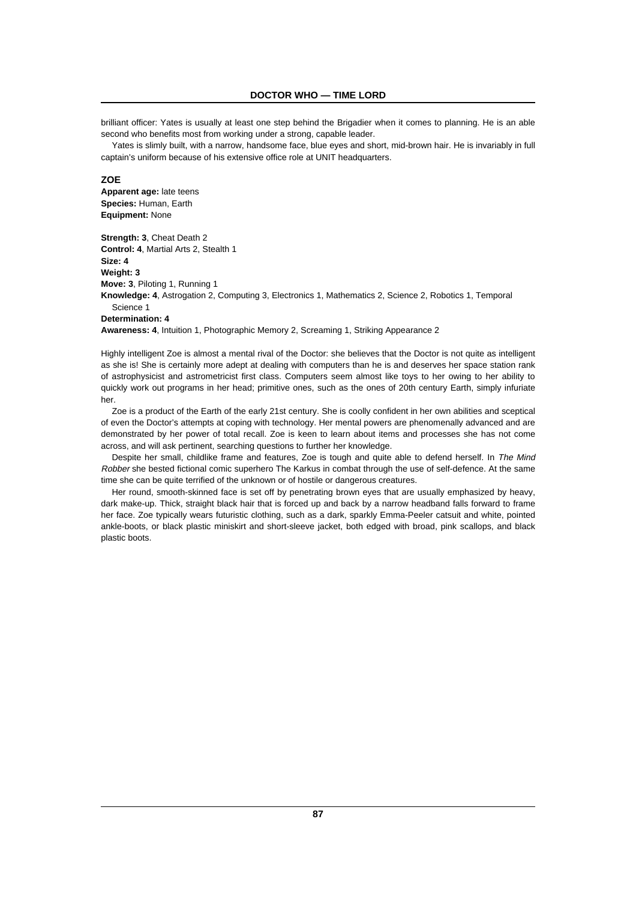brilliant officer: Yates is usually at least one step behind the Brigadier when it comes to planning. He is an able second who benefits most from working under a strong, capable leader.

Yates is slimly built, with a narrow, handsome face, blue eyes and short, mid-brown hair. He is invariably in full captain's uniform because of his extensive office role at UNIT headquarters.

### ZOE

**Apparent age:** late teens
**Species:** Human, Earth
**Equipment:** None

**Strength: 3**, Cheat Death 2
**Control: 4**, Martial Arts 2, Stealth 1
**Size: 4**
**Weight: 3**
**Move: 3**, Piloting 1, Running 1
**Knowledge: 4**, Astrogation 2, Computing 3, Electronics 1, Mathematics 2, Science 2, Robotics 1, Temporal Science 1
**Determination: 4**
**Awareness: 4**, Intuition 1, Photographic Memory 2, Screaming 1, Striking Appearance 2

Highly intelligent Zoe is almost a mental rival of the Doctor: she believes that the Doctor is not quite as intelligent as she is! She is certainly more adept at dealing with computers than he is and deserves her space station rank of astrophysicist and astrometricist first class. Computers seem almost like toys to her owing to her ability to quickly work out programs in her head; primitive ones, such as the ones of 20th century Earth, simply infuriate her.

Zoe is a product of the Earth of the early 21st century. She is coolly confident in her own abilities and sceptical of even the Doctor's attempts at coping with technology. Her mental powers are phenomenally advanced and are demonstrated by her power of total recall. Zoe is keen to learn about items and processes she has not come across, and will ask pertinent, searching questions to further her knowledge.

Despite her small, childlike frame and features, Zoe is tough and quite able to defend herself. In *The Mind Robber* she bested fictional comic superhero The Karkus in combat through the use of self-defence. At the same time she can be quite terrified of the unknown or of hostile or dangerous creatures.

Her round, smooth-skinned face is set off by penetrating brown eyes that are usually emphasized by heavy, dark make-up. Thick, straight black hair that is forced up and back by a narrow headband falls forward to frame her face. Zoe typically wears futuristic clothing, such as a dark, sparkly Emma-Peeler catsuit and white, pointed ankle-boots, or black plastic miniskirt and short-sleeve jacket, both edged with broad, pink scallops, and black plastic boots.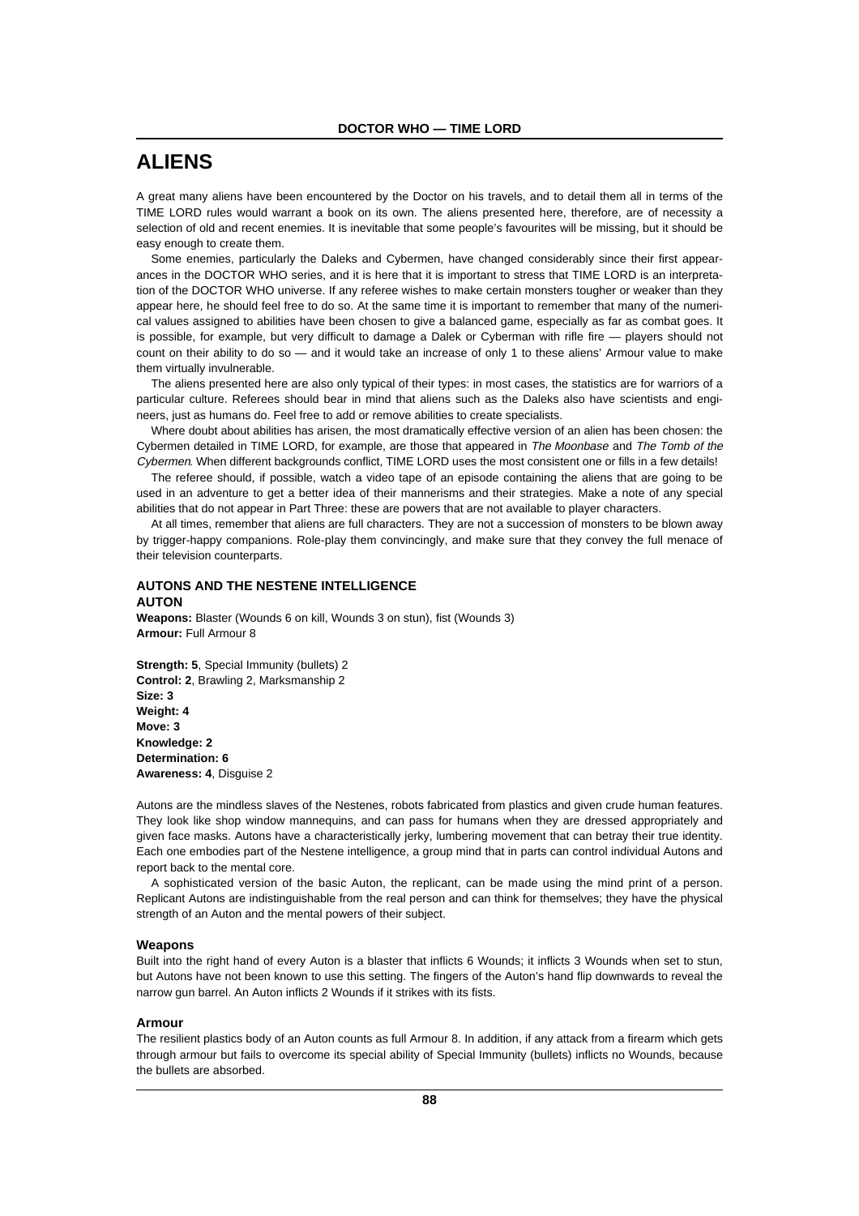# ALIENS

A great many aliens have been encountered by the Doctor on his travels, and to detail them all in terms of the TIME LORD rules would warrant a book on its own. The aliens presented here, therefore, are of necessity a selection of old and recent enemies. It is inevitable that some people's favourites will be missing, but it should be easy enough to create them.

Some enemies, particularly the Daleks and Cybermen, have changed considerably since their first appearances in the DOCTOR WHO series, and it is here that it is important to stress that TIME LORD is an interpretation of the DOCTOR WHO universe. If any referee wishes to make certain monsters tougher or weaker than they appear here, he should feel free to do so. At the same time it is important to remember that many of the numerical values assigned to abilities have been chosen to give a balanced game, especially as far as combat goes. It is possible, for example, but very difficult to damage a Dalek or Cyberman with rifle fire — players should not count on their ability to do so — and it would take an increase of only 1 to these aliens' Armour value to make them virtually invulnerable.

The aliens presented here are also only typical of their types: in most cases, the statistics are for warriors of a particular culture. Referees should bear in mind that aliens such as the Daleks also have scientists and engineers, just as humans do. Feel free to add or remove abilities to create specialists.

Where doubt about abilities has arisen, the most dramatically effective version of an alien has been chosen: the Cybermen detailed in TIME LORD, for example, are those that appeared in *The Moonbase* and *The Tomb of the Cybermen*. When different backgrounds conflict, TIME LORD uses the most consistent one or fills in a few details!

The referee should, if possible, watch a video tape of an episode containing the aliens that are going to be used in an adventure to get a better idea of their mannerisms and their strategies. Make a note of any special abilities that do not appear in Part Three: these are powers that are not available to player characters.

At all times, remember that aliens are full characters. They are not a succession of monsters to be blown away by trigger-happy companions. Role-play them convincingly, and make sure that they convey the full menace of their television counterparts.

### AUTONS AND THE NESTENE INTELLIGENCE

#### AUTON

**Weapons:** Blaster (Wounds 6 on kill, Wounds 3 on stun), fist (Wounds 3)
**Armour:** Full Armour 8

**Strength: 5**, Special Immunity (bullets) 2
**Control: 2**, Brawling 2, Marksmanship 2
**Size: 3**
**Weight: 4**
**Move: 3**
**Knowledge: 2**
**Determination: 6**
**Awareness: 4**, Disguise 2

Autons are the mindless slaves of the Nestenes, robots fabricated from plastics and given crude human features. They look like shop window mannequins, and can pass for humans when they are dressed appropriately and given face masks. Autons have a characteristically jerky, lumbering movement that can betray their true identity. Each one embodies part of the Nestene intelligence, a group mind that in parts can control individual Autons and report back to the mental core.

A sophisticated version of the basic Auton, the replicant, can be made using the mind print of a person. Replicant Autons are indistinguishable from the real person and can think for themselves; they have the physical strength of an Auton and the mental powers of their subject.

#### Weapons

Built into the right hand of every Auton is a blaster that inflicts 6 Wounds; it inflicts 3 Wounds when set to stun, but Autons have not been known to use this setting. The fingers of the Auton's hand flip downwards to reveal the narrow gun barrel. An Auton inflicts 2 Wounds if it strikes with its fists.

#### Armour

The resilient plastics body of an Auton counts as full Armour 8. In addition, if any attack from a firearm which gets through armour but fails to overcome its special ability of Special Immunity (bullets) inflicts no Wounds, because the bullets are absorbed.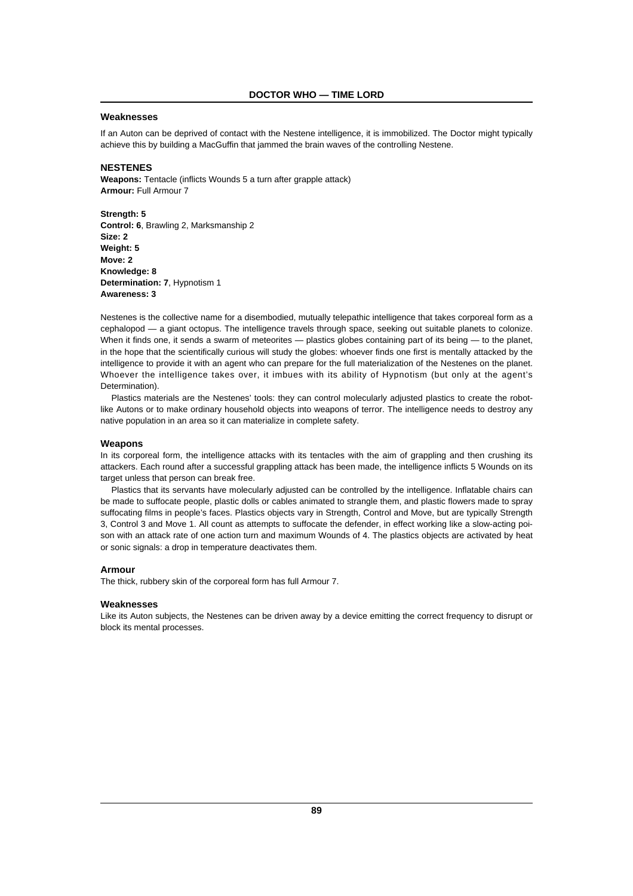### Weaknesses

If an Auton can be deprived of contact with the Nestene intelligence, it is immobilized. The Doctor might typically achieve this by building a MacGuffin that jammed the brain waves of the controlling Nestene.

## NESTENES

**Weapons:** Tentacle (inflicts Wounds 5 a turn after grapple attack)
**Armour:** Full Armour 7

**Strength: 5**
**Control: 6**, Brawling 2, Marksmanship 2
**Size: 2**
**Weight: 5**
**Move: 2**
**Knowledge: 8**
**Determination: 7**, Hypnotism 1
**Awareness: 3**

Nestenes is the collective name for a disembodied, mutually telepathic intelligence that takes corporeal form as a cephalopod — a giant octopus. The intelligence travels through space, seeking out suitable planets to colonize. When it finds one, it sends a swarm of meteorites — plastics globes containing part of its being — to the planet, in the hope that the scientifically curious will study the globes: whoever finds one first is mentally attacked by the intelligence to provide it with an agent who can prepare for the full materialization of the Nestenes on the planet. Whoever the intelligence takes over, it imbues with its ability of Hypnotism (but only at the agent's Determination).

Plastics materials are the Nestenes' tools: they can control molecularly adjusted plastics to create the robot-like Autons or to make ordinary household objects into weapons of terror. The intelligence needs to destroy any native population in an area so it can materialize in complete safety.

### Weapons

In its corporeal form, the intelligence attacks with its tentacles with the aim of grappling and then crushing its attackers. Each round after a successful grappling attack has been made, the intelligence inflicts 5 Wounds on its target unless that person can break free.

Plastics that its servants have molecularly adjusted can be controlled by the intelligence. Inflatable chairs can be made to suffocate people, plastic dolls or cables animated to strangle them, and plastic flowers made to spray suffocating films in people's faces. Plastics objects vary in Strength, Control and Move, but are typically Strength 3, Control 3 and Move 1. All count as attempts to suffocate the defender, in effect working like a slow-acting poison with an attack rate of one action turn and maximum Wounds of 4. The plastics objects are activated by heat or sonic signals: a drop in temperature deactivates them.

### Armour

The thick, rubbery skin of the corporeal form has full Armour 7.

### Weaknesses

Like its Auton subjects, the Nestenes can be driven away by a device emitting the correct frequency to disrupt or block its mental processes.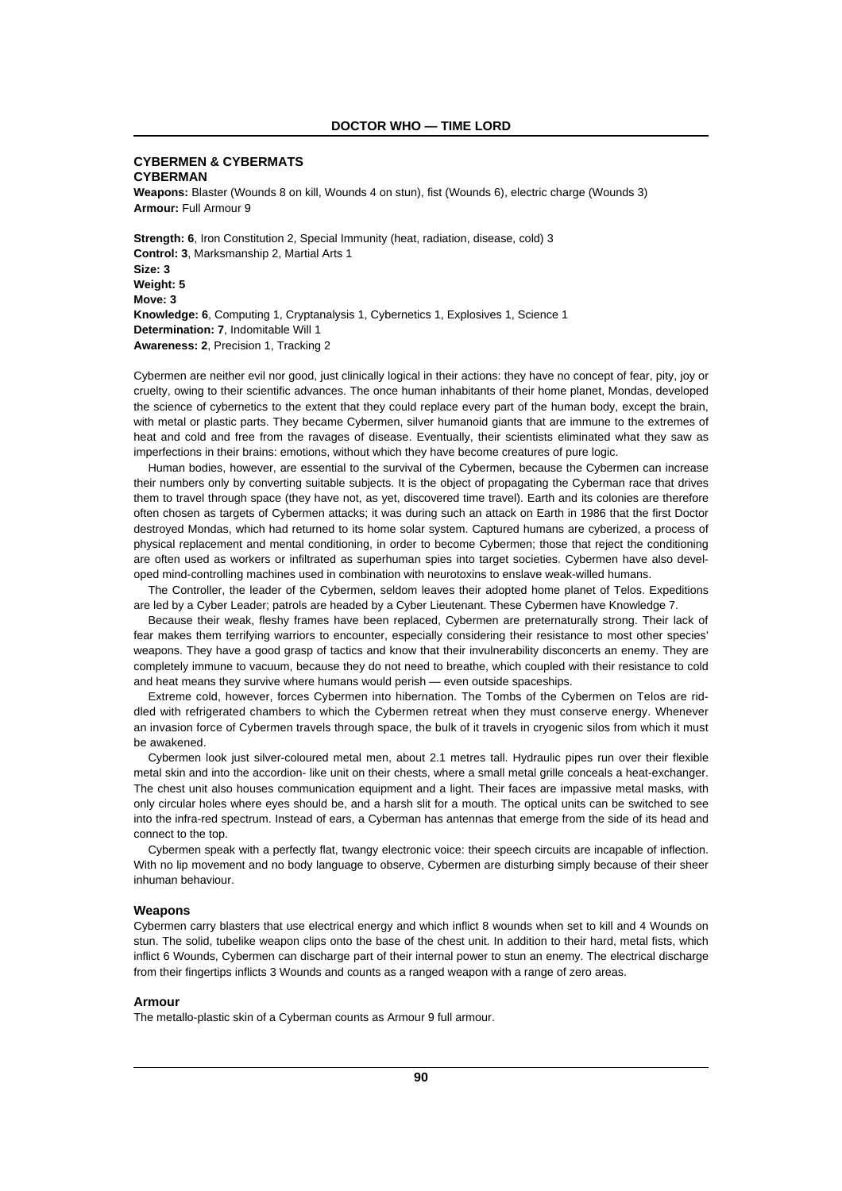## CYBERMEN & CYBERMATS

### CYBERMAN

**Weapons:** Blaster (Wounds 8 on kill, Wounds 4 on stun), fist (Wounds 6), electric charge (Wounds 3)
**Armour:** Full Armour 9

**Strength: 6**, Iron Constitution 2, Special Immunity (heat, radiation, disease, cold) 3
**Control: 3**, Marksmanship 2, Martial Arts 1
**Size: 3**
**Weight: 5**
**Move: 3**
**Knowledge: 6**, Computing 1, Cryptanalysis 1, Cybernetics 1, Explosives 1, Science 1
**Determination: 7**, Indomitable Will 1
**Awareness: 2**, Precision 1, Tracking 2

Cybermen are neither evil nor good, just clinically logical in their actions: they have no concept of fear, pity, joy or cruelty, owing to their scientific advances. The once human inhabitants of their home planet, Mondas, developed the science of cybernetics to the extent that they could replace every part of the human body, except the brain, with metal or plastic parts. They became Cybermen, silver humanoid giants that are immune to the extremes of heat and cold and free from the ravages of disease. Eventually, their scientists eliminated what they saw as imperfections in their brains: emotions, without which they have become creatures of pure logic.

Human bodies, however, are essential to the survival of the Cybermen, because the Cybermen can increase their numbers only by converting suitable subjects. It is the object of propagating the Cyberman race that drives them to travel through space (they have not, as yet, discovered time travel). Earth and its colonies are therefore often chosen as targets of Cybermen attacks; it was during such an attack on Earth in 1986 that the first Doctor destroyed Mondas, which had returned to its home solar system. Captured humans are cyberized, a process of physical replacement and mental conditioning, in order to become Cybermen; those that reject the conditioning are often used as workers or infiltrated as superhuman spies into target societies. Cybermen have also developed mind-controlling machines used in combination with neurotoxins to enslave weak-willed humans.

The Controller, the leader of the Cybermen, seldom leaves their adopted home planet of Telos. Expeditions are led by a Cyber Leader; patrols are headed by a Cyber Lieutenant. These Cybermen have Knowledge 7.

Because their weak, fleshy frames have been replaced, Cybermen are preternaturally strong. Their lack of fear makes them terrifying warriors to encounter, especially considering their resistance to most other species' weapons. They have a good grasp of tactics and know that their invulnerability disconcerts an enemy. They are completely immune to vacuum, because they do not need to breathe, which coupled with their resistance to cold and heat means they survive where humans would perish — even outside spaceships.

Extreme cold, however, forces Cybermen into hibernation. The Tombs of the Cybermen on Telos are riddled with refrigerated chambers to which the Cybermen retreat when they must conserve energy. Whenever an invasion force of Cybermen travels through space, the bulk of it travels in cryogenic silos from which it must be awakened.

Cybermen look just silver-coloured metal men, about 2.1 metres tall. Hydraulic pipes run over their flexible metal skin and into the accordion- like unit on their chests, where a small metal grille conceals a heat-exchanger. The chest unit also houses communication equipment and a light. Their faces are impassive metal masks, with only circular holes where eyes should be, and a harsh slit for a mouth. The optical units can be switched to see into the infra-red spectrum. Instead of ears, a Cyberman has antennas that emerge from the side of its head and connect to the top.

Cybermen speak with a perfectly flat, twangy electronic voice: their speech circuits are incapable of inflection. With no lip movement and no body language to observe, Cybermen are disturbing simply because of their sheer inhuman behaviour.

#### Weapons

Cybermen carry blasters that use electrical energy and which inflict 8 wounds when set to kill and 4 Wounds on stun. The solid, tubelike weapon clips onto the base of the chest unit. In addition to their hard, metal fists, which inflict 6 Wounds, Cybermen can discharge part of their internal power to stun an enemy. The electrical discharge from their fingertips inflicts 3 Wounds and counts as a ranged weapon with a range of zero areas.

#### Armour

The metallo-plastic skin of a Cyberman counts as Armour 9 full armour.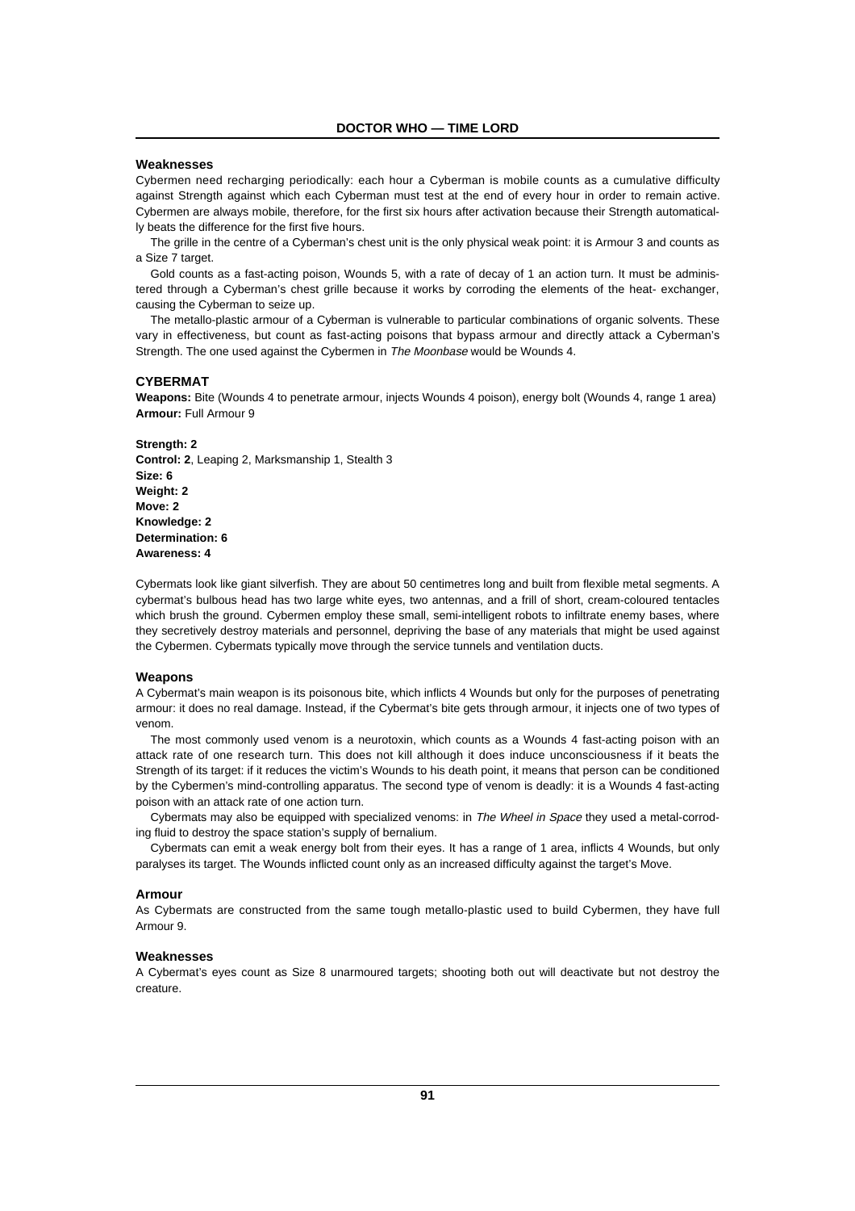### Weaknesses

Cybermen need recharging periodically: each hour a Cyberman is mobile counts as a cumulative difficulty against Strength against which each Cyberman must test at the end of every hour in order to remain active. Cybermen are always mobile, therefore, for the first six hours after activation because their Strength automatically beats the difference for the first five hours.

The grille in the centre of a Cyberman's chest unit is the only physical weak point: it is Armour 3 and counts as a Size 7 target.

Gold counts as a fast-acting poison, Wounds 5, with a rate of decay of 1 an action turn. It must be administered through a Cyberman's chest grille because it works by corroding the elements of the heat- exchanger, causing the Cyberman to seize up.

The metallo-plastic armour of a Cyberman is vulnerable to particular combinations of organic solvents. These vary in effectiveness, but count as fast-acting poisons that bypass armour and directly attack a Cyberman's Strength. The one used against the Cybermen in *The Moonbase* would be Wounds 4.

## CYBERMAT

**Weapons:** Bite (Wounds 4 to penetrate armour, injects Wounds 4 poison), energy bolt (Wounds 4, range 1 area)
**Armour:** Full Armour 9

**Strength: 2**
**Control: 2**, Leaping 2, Marksmanship 1, Stealth 3
**Size: 6**
**Weight: 2**
**Move: 2**
**Knowledge: 2**
**Determination: 6**
**Awareness: 4**

Cybermats look like giant silverfish. They are about 50 centimetres long and built from flexible metal segments. A cybermat's bulbous head has two large white eyes, two antennas, and a frill of short, cream-coloured tentacles which brush the ground. Cybermen employ these small, semi-intelligent robots to infiltrate enemy bases, where they secretively destroy materials and personnel, depriving the base of any materials that might be used against the Cybermen. Cybermats typically move through the service tunnels and ventilation ducts.

### Weapons

A Cybermat's main weapon is its poisonous bite, which inflicts 4 Wounds but only for the purposes of penetrating armour: it does no real damage. Instead, if the Cybermat's bite gets through armour, it injects one of two types of venom.

The most commonly used venom is a neurotoxin, which counts as a Wounds 4 fast-acting poison with an attack rate of one research turn. This does not kill although it does induce unconsciousness if it beats the Strength of its target: if it reduces the victim's Wounds to his death point, it means that person can be conditioned by the Cybermen's mind-controlling apparatus. The second type of venom is deadly: it is a Wounds 4 fast-acting poison with an attack rate of one action turn.

Cybermats may also be equipped with specialized venoms: in *The Wheel in Space* they used a metal-corroding fluid to destroy the space station's supply of bernalium.

Cybermats can emit a weak energy bolt from their eyes. It has a range of 1 area, inflicts 4 Wounds, but only paralyses its target. The Wounds inflicted count only as an increased difficulty against the target's Move.

### Armour

As Cybermats are constructed from the same tough metallo-plastic used to build Cybermen, they have full Armour 9.

### Weaknesses

A Cybermat's eyes count as Size 8 unarmoured targets; shooting both out will deactivate but not destroy the creature.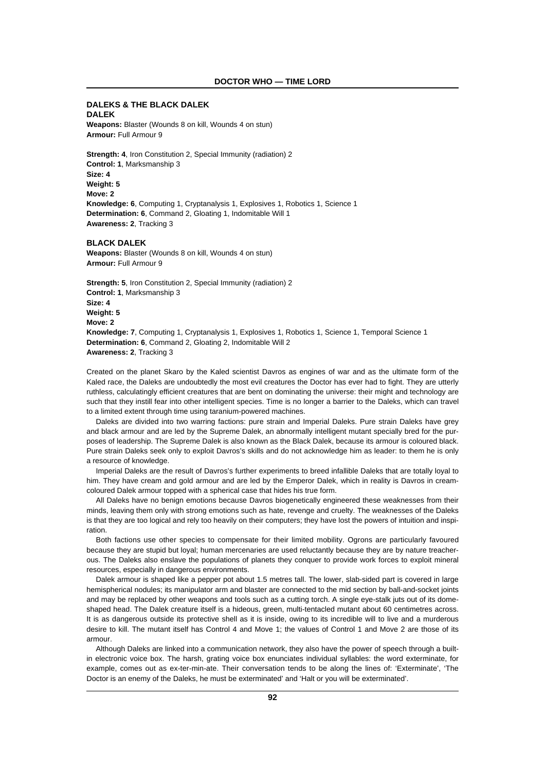## DALEKS & THE BLACK DALEK

### DALEK

**Weapons:** Blaster (Wounds 8 on kill, Wounds 4 on stun)
**Armour:** Full Armour 9

**Strength: 4**, Iron Constitution 2, Special Immunity (radiation) 2
**Control: 1**, Marksmanship 3
**Size: 4**
**Weight: 5**
**Move: 2**
**Knowledge: 6**, Computing 1, Cryptanalysis 1, Explosives 1, Robotics 1, Science 1
**Determination: 6**, Command 2, Gloating 1, Indomitable Will 1
**Awareness: 2**, Tracking 3

### BLACK DALEK

**Weapons:** Blaster (Wounds 8 on kill, Wounds 4 on stun)
**Armour:** Full Armour 9

**Strength: 5**, Iron Constitution 2, Special Immunity (radiation) 2
**Control: 1**, Marksmanship 3
**Size: 4**
**Weight: 5**
**Move: 2**
**Knowledge: 7**, Computing 1, Cryptanalysis 1, Explosives 1, Robotics 1, Science 1, Temporal Science 1
**Determination: 6**, Command 2, Gloating 2, Indomitable Will 2
**Awareness: 2**, Tracking 3

Created on the planet Skaro by the Kaled scientist Davros as engines of war and as the ultimate form of the Kaled race, the Daleks are undoubtedly the most evil creatures the Doctor has ever had to fight. They are utterly ruthless, calculatingly efficient creatures that are bent on dominating the universe: their might and technology are such that they instill fear into other intelligent species. Time is no longer a barrier to the Daleks, which can travel to a limited extent through time using taranium-powered machines.

Daleks are divided into two warring factions: pure strain and Imperial Daleks. Pure strain Daleks have grey and black armour and are led by the Supreme Dalek, an abnormally intelligent mutant specially bred for the purposes of leadership. The Supreme Dalek is also known as the Black Dalek, because its armour is coloured black. Pure strain Daleks seek only to exploit Davros's skills and do not acknowledge him as leader: to them he is only a resource of knowledge.

Imperial Daleks are the result of Davros's further experiments to breed infallible Daleks that are totally loyal to him. They have cream and gold armour and are led by the Emperor Dalek, which in reality is Davros in cream-coloured Dalek armour topped with a spherical case that hides his true form.

All Daleks have no benign emotions because Davros biogenetically engineered these weaknesses from their minds, leaving them only with strong emotions such as hate, revenge and cruelty. The weaknesses of the Daleks is that they are too logical and rely too heavily on their computers; they have lost the powers of intuition and inspiration.

Both factions use other species to compensate for their limited mobility. Ogrons are particularly favoured because they are stupid but loyal; human mercenaries are used reluctantly because they are by nature treacherous. The Daleks also enslave the populations of planets they conquer to provide work forces to exploit mineral resources, especially in dangerous environments.

Dalek armour is shaped like a pepper pot about 1.5 metres tall. The lower, slab-sided part is covered in large hemispherical nodules; its manipulator arm and blaster are connected to the mid section by ball-and-socket joints and may be replaced by other weapons and tools such as a cutting torch. A single eye-stalk juts out of its dome-shaped head. The Dalek creature itself is a hideous, green, multi-tentacled mutant about 60 centimetres across. It is as dangerous outside its protective shell as it is inside, owing to its incredible will to live and a murderous desire to kill. The mutant itself has Control 4 and Move 1; the values of Control 1 and Move 2 are those of its armour.

Although Daleks are linked into a communication network, they also have the power of speech through a built-in electronic voice box. The harsh, grating voice box enunciates individual syllables: the word exterminate, for example, comes out as ex-ter-min-ate. Their conversation tends to be along the lines of: 'Exterminate', 'The Doctor is an enemy of the Daleks, he must be exterminated' and 'Halt or you will be exterminated'.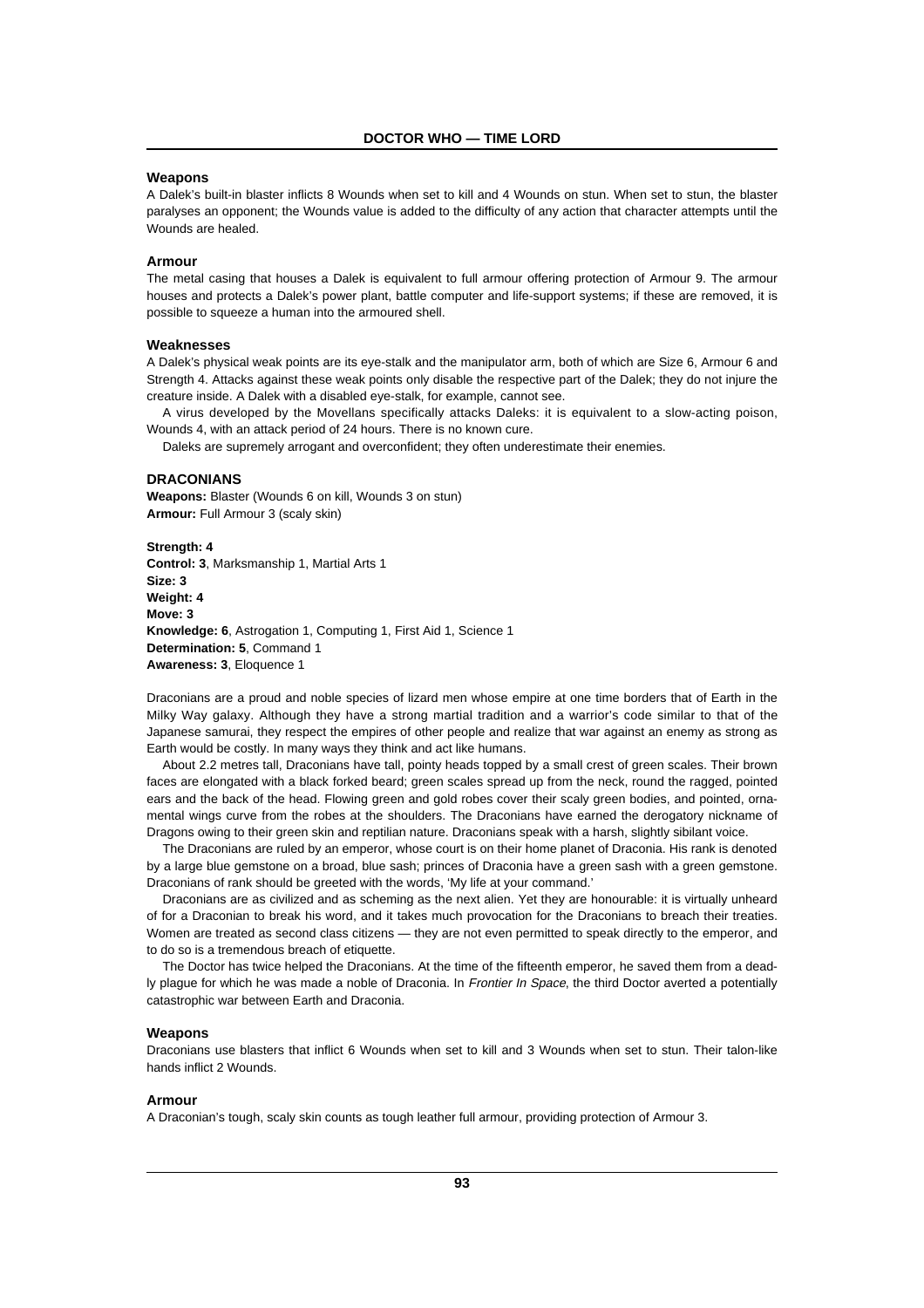### Weapons

A Dalek's built-in blaster inflicts 8 Wounds when set to kill and 4 Wounds on stun. When set to stun, the blaster paralyses an opponent; the Wounds value is added to the difficulty of any action that character attempts until the Wounds are healed.

### Armour

The metal casing that houses a Dalek is equivalent to full armour offering protection of Armour 9. The armour houses and protects a Dalek's power plant, battle computer and life-support systems; if these are removed, it is possible to squeeze a human into the armoured shell.

### Weaknesses

A Dalek's physical weak points are its eye-stalk and the manipulator arm, both of which are Size 6, Armour 6 and Strength 4. Attacks against these weak points only disable the respective part of the Dalek; they do not injure the creature inside. A Dalek with a disabled eye-stalk, for example, cannot see.

A virus developed by the Movellans specifically attacks Daleks: it is equivalent to a slow-acting poison, Wounds 4, with an attack period of 24 hours. There is no known cure.

Daleks are supremely arrogant and overconfident; they often underestimate their enemies.

## DRACONIANS

**Weapons:** Blaster (Wounds 6 on kill, Wounds 3 on stun)
**Armour:** Full Armour 3 (scaly skin)

**Strength: 4**
**Control: 3**, Marksmanship 1, Martial Arts 1
**Size: 3**
**Weight: 4**
**Move: 3**
**Knowledge: 6**, Astrogation 1, Computing 1, First Aid 1, Science 1
**Determination: 5**, Command 1
**Awareness: 3**, Eloquence 1

Draconians are a proud and noble species of lizard men whose empire at one time borders that of Earth in the Milky Way galaxy. Although they have a strong martial tradition and a warrior's code similar to that of the Japanese samurai, they respect the empires of other people and realize that war against an enemy as strong as Earth would be costly. In many ways they think and act like humans.

About 2.2 metres tall, Draconians have tall, pointy heads topped by a small crest of green scales. Their brown faces are elongated with a black forked beard; green scales spread up from the neck, round the ragged, pointed ears and the back of the head. Flowing green and gold robes cover their scaly green bodies, and pointed, ornamental wings curve from the robes at the shoulders. The Draconians have earned the derogatory nickname of Dragons owing to their green skin and reptilian nature. Draconians speak with a harsh, slightly sibilant voice.

The Draconians are ruled by an emperor, whose court is on their home planet of Draconia. His rank is denoted by a large blue gemstone on a broad, blue sash; princes of Draconia have a green sash with a green gemstone. Draconians of rank should be greeted with the words, 'My life at your command.'

Draconians are as civilized and as scheming as the next alien. Yet they are honourable: it is virtually unheard of for a Draconian to break his word, and it takes much provocation for the Draconians to breach their treaties. Women are treated as second class citizens — they are not even permitted to speak directly to the emperor, and to do so is a tremendous breach of etiquette.

The Doctor has twice helped the Draconians. At the time of the fifteenth emperor, he saved them from a deadly plague for which he was made a noble of Draconia. In *Frontier In Space,* the third Doctor averted a potentially catastrophic war between Earth and Draconia.

### Weapons

Draconians use blasters that inflict 6 Wounds when set to kill and 3 Wounds when set to stun. Their talon-like hands inflict 2 Wounds.

### Armour

A Draconian's tough, scaly skin counts as tough leather full armour, providing protection of Armour 3.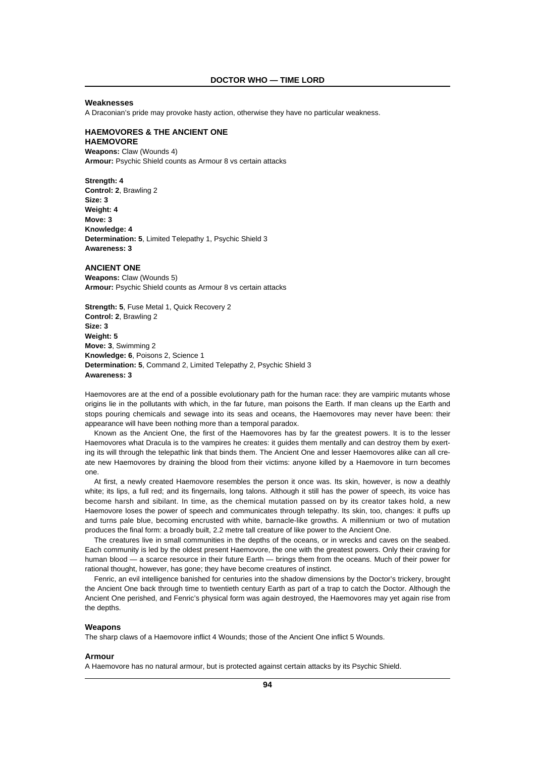### Weaknesses

A Draconian's pride may provoke hasty action, otherwise they have no particular weakness.

## HAEMOVORES & THE ANCIENT ONE

### HAEMOVORE

**Weapons:** Claw (Wounds 4)
**Armour:** Psychic Shield counts as Armour 8 vs certain attacks

**Strength: 4**
**Control: 2**, Brawling 2
**Size: 3**
**Weight: 4**
**Move: 3**
**Knowledge: 4**
**Determination: 5**, Limited Telepathy 1, Psychic Shield 3
**Awareness: 3**

### ANCIENT ONE

**Weapons:** Claw (Wounds 5)
**Armour:** Psychic Shield counts as Armour 8 vs certain attacks

**Strength: 5**, Fuse Metal 1, Quick Recovery 2
**Control: 2**, Brawling 2
**Size: 3**
**Weight: 5**
**Move: 3**, Swimming 2
**Knowledge: 6**, Poisons 2, Science 1
**Determination: 5**, Command 2, Limited Telepathy 2, Psychic Shield 3
**Awareness: 3**

Haemovores are at the end of a possible evolutionary path for the human race: they are vampiric mutants whose origins lie in the pollutants with which, in the far future, man poisons the Earth. If man cleans up the Earth and stops pouring chemicals and sewage into its seas and oceans, the Haemovores may never have been: their appearance will have been nothing more than a temporal paradox.

Known as the Ancient One, the first of the Haemovores has by far the greatest powers. It is to the lesser Haemovores what Dracula is to the vampires he creates: it guides them mentally and can destroy them by exerting its will through the telepathic link that binds them. The Ancient One and lesser Haemovores alike can all create new Haemovores by draining the blood from their victims: anyone killed by a Haemovore in turn becomes one.

At first, a newly created Haemovore resembles the person it once was. Its skin, however, is now a deathly white; its lips, a full red; and its fingernails, long talons. Although it still has the power of speech, its voice has become harsh and sibilant. In time, as the chemical mutation passed on by its creator takes hold, a new Haemovore loses the power of speech and communicates through telepathy. Its skin, too, changes: it puffs up and turns pale blue, becoming encrusted with white, barnacle-like growths. A millennium or two of mutation produces the final form: a broadly built, 2.2 metre tall creature of like power to the Ancient One.

The creatures live in small communities in the depths of the oceans, or in wrecks and caves on the seabed. Each community is led by the oldest present Haemovore, the one with the greatest powers. Only their craving for human blood — a scarce resource in their future Earth — brings them from the oceans. Much of their power for rational thought, however, has gone; they have become creatures of instinct.

Fenric, an evil intelligence banished for centuries into the shadow dimensions by the Doctor's trickery, brought the Ancient One back through time to twentieth century Earth as part of a trap to catch the Doctor. Although the Ancient One perished, and Fenric's physical form was again destroyed, the Haemovores may yet again rise from the depths.

### Weapons

The sharp claws of a Haemovore inflict 4 Wounds; those of the Ancient One inflict 5 Wounds.

### Armour

A Haemovore has no natural armour, but is protected against certain attacks by its Psychic Shield.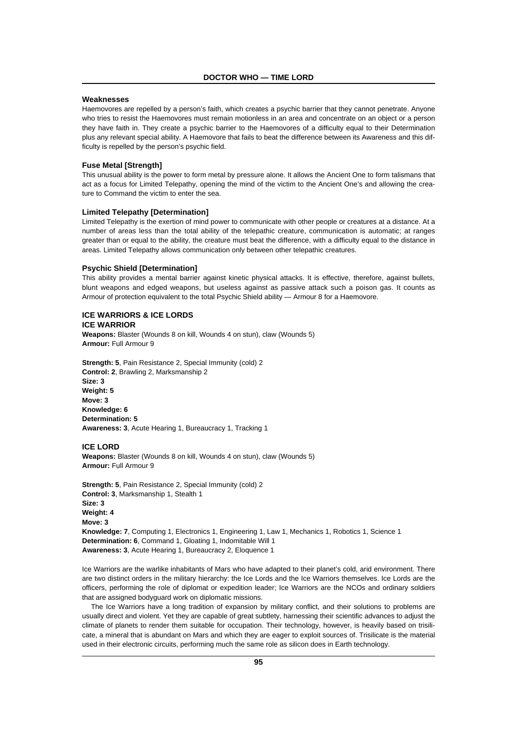### Weaknesses

Haemovores are repelled by a person's faith, which creates a psychic barrier that they cannot penetrate. Anyone who tries to resist the Haemovores must remain motionless in an area and concentrate on an object or a person they have faith in. They create a psychic barrier to the Haemovores of a difficulty equal to their Determination plus any relevant special ability. A Haemovore that fails to beat the difference between its Awareness and this difficulty is repelled by the person's psychic field.

### Fuse Metal [Strength]

This unusual ability is the power to form metal by pressure alone. It allows the Ancient One to form talismans that act as a focus for Limited Telepathy, opening the mind of the victim to the Ancient One's and allowing the creature to Command the victim to enter the sea.

### Limited Telepathy [Determination]

Limited Telepathy is the exertion of mind power to communicate with other people or creatures at a distance. At a number of areas less than the total ability of the telepathic creature, communication is automatic; at ranges greater than or equal to the ability, the creature must beat the difference, with a difficulty equal to the distance in areas. Limited Telepathy allows communication only between other telepathic creatures.

### Psychic Shield [Determination]

This ability provides a mental barrier against kinetic physical attacks. It is effective, therefore, against bullets, blunt weapons and edged weapons, but useless against as passive attack such a poison gas. It counts as Armour of protection equivalent to the total Psychic Shield ability — Armour 8 for a Haemovore.

## ICE WARRIORS & ICE LORDS

### ICE WARRIOR

**Weapons:** Blaster (Wounds 8 on kill, Wounds 4 on stun), claw (Wounds 5)
**Armour:** Full Armour 9

**Strength: 5**, Pain Resistance 2, Special Immunity (cold) 2
**Control: 2**, Brawling 2, Marksmanship 2
**Size: 3**
**Weight: 5**
**Move: 3**
**Knowledge: 6**
**Determination: 5**
**Awareness: 3**, Acute Hearing 1, Bureaucracy 1, Tracking 1

### ICE LORD

**Weapons:** Blaster (Wounds 8 on kill, Wounds 4 on stun), claw (Wounds 5)
**Armour:** Full Armour 9

**Strength: 5**, Pain Resistance 2, Special Immunity (cold) 2
**Control: 3**, Marksmanship 1, Stealth 1
**Size: 3**
**Weight: 4**
**Move: 3**
**Knowledge: 7**, Computing 1, Electronics 1, Engineering 1, Law 1, Mechanics 1, Robotics 1, Science 1
**Determination: 6**, Command 1, Gloating 1, Indomitable Will 1
**Awareness: 3**, Acute Hearing 1, Bureaucracy 2, Eloquence 1

Ice Warriors are the warlike inhabitants of Mars who have adapted to their planet's cold, arid environment. There are two distinct orders in the military hierarchy: the Ice Lords and the Ice Warriors themselves. Ice Lords are the officers, performing the role of diplomat or expedition leader; Ice Warriors are the NCOs and ordinary soldiers that are assigned bodyguard work on diplomatic missions.

The Ice Warriors have a long tradition of expansion by military conflict, and their solutions to problems are usually direct and violent. Yet they are capable of great subtlety, harnessing their scientific advances to adjust the climate of planets to render them suitable for occupation. Their technology, however, is heavily based on trisilicate, a mineral that is abundant on Mars and which they are eager to exploit sources of. Trisilicate is the material used in their electronic circuits, performing much the same role as silicon does in Earth technology.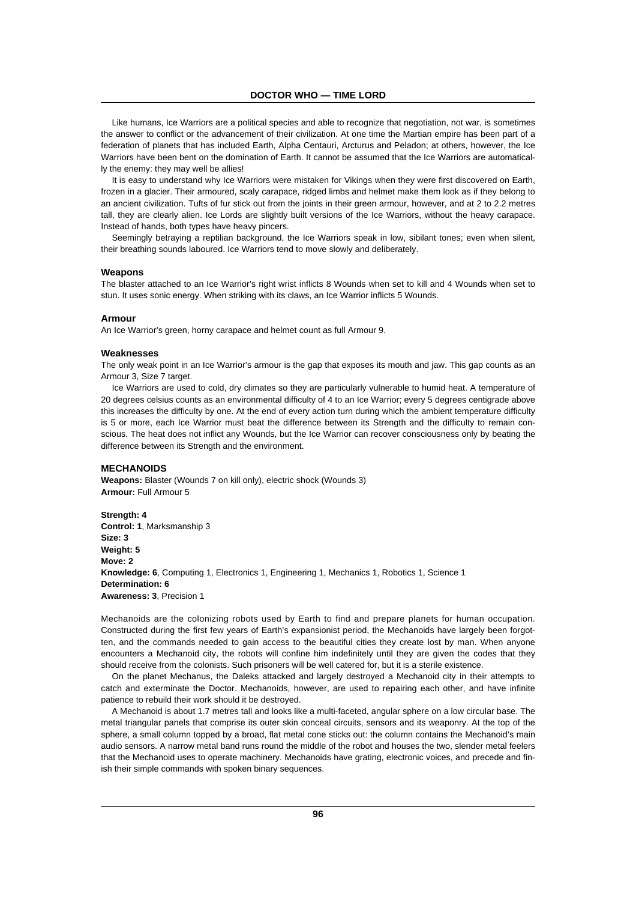Like humans, Ice Warriors are a political species and able to recognize that negotiation, not war, is sometimes the answer to conflict or the advancement of their civilization. At one time the Martian empire has been part of a federation of planets that has included Earth, Alpha Centauri, Arcturus and Peladon; at others, however, the Ice Warriors have been bent on the domination of Earth. It cannot be assumed that the Ice Warriors are automatically the enemy: they may well be allies!

It is easy to understand why Ice Warriors were mistaken for Vikings when they were first discovered on Earth, frozen in a glacier. Their armoured, scaly carapace, ridged limbs and helmet make them look as if they belong to an ancient civilization. Tufts of fur stick out from the joints in their green armour, however, and at 2 to 2.2 metres tall, they are clearly alien. Ice Lords are slightly built versions of the Ice Warriors, without the heavy carapace. Instead of hands, both types have heavy pincers.

Seemingly betraying a reptilian background, the Ice Warriors speak in low, sibilant tones; even when silent, their breathing sounds laboured. Ice Warriors tend to move slowly and deliberately.

### Weapons

The blaster attached to an Ice Warrior's right wrist inflicts 8 Wounds when set to kill and 4 Wounds when set to stun. It uses sonic energy. When striking with its claws, an Ice Warrior inflicts 5 Wounds.

### Armour

An Ice Warrior's green, horny carapace and helmet count as full Armour 9.

### Weaknesses

The only weak point in an Ice Warrior's armour is the gap that exposes its mouth and jaw. This gap counts as an Armour 3, Size 7 target.

Ice Warriors are used to cold, dry climates so they are particularly vulnerable to humid heat. A temperature of 20 degrees celsius counts as an environmental difficulty of 4 to an Ice Warrior; every 5 degrees centigrade above this increases the difficulty by one. At the end of every action turn during which the ambient temperature difficulty is 5 or more, each Ice Warrior must beat the difference between its Strength and the difficulty to remain conscious. The heat does not inflict any Wounds, but the Ice Warrior can recover consciousness only by beating the difference between its Strength and the environment.

### MECHANOIDS

**Weapons:** Blaster (Wounds 7 on kill only), electric shock (Wounds 3)
**Armour:** Full Armour 5

**Strength: 4**
**Control: 1**, Marksmanship 3
**Size: 3**
**Weight: 5**
**Move: 2**
**Knowledge: 6**, Computing 1, Electronics 1, Engineering 1, Mechanics 1, Robotics 1, Science 1
**Determination: 6**
**Awareness: 3**, Precision 1

Mechanoids are the colonizing robots used by Earth to find and prepare planets for human occupation. Constructed during the first few years of Earth's expansionist period, the Mechanoids have largely been forgotten, and the commands needed to gain access to the beautiful cities they create lost by man. When anyone encounters a Mechanoid city, the robots will confine him indefinitely until they are given the codes that they should receive from the colonists. Such prisoners will be well catered for, but it is a sterile existence.

On the planet Mechanus, the Daleks attacked and largely destroyed a Mechanoid city in their attempts to catch and exterminate the Doctor. Mechanoids, however, are used to repairing each other, and have infinite patience to rebuild their work should it be destroyed.

A Mechanoid is about 1.7 metres tall and looks like a multi-faceted, angular sphere on a low circular base. The metal triangular panels that comprise its outer skin conceal circuits, sensors and its weaponry. At the top of the sphere, a small column topped by a broad, flat metal cone sticks out: the column contains the Mechanoid's main audio sensors. A narrow metal band runs round the middle of the robot and houses the two, slender metal feelers that the Mechanoid uses to operate machinery. Mechanoids have grating, electronic voices, and precede and finish their simple commands with spoken binary sequences.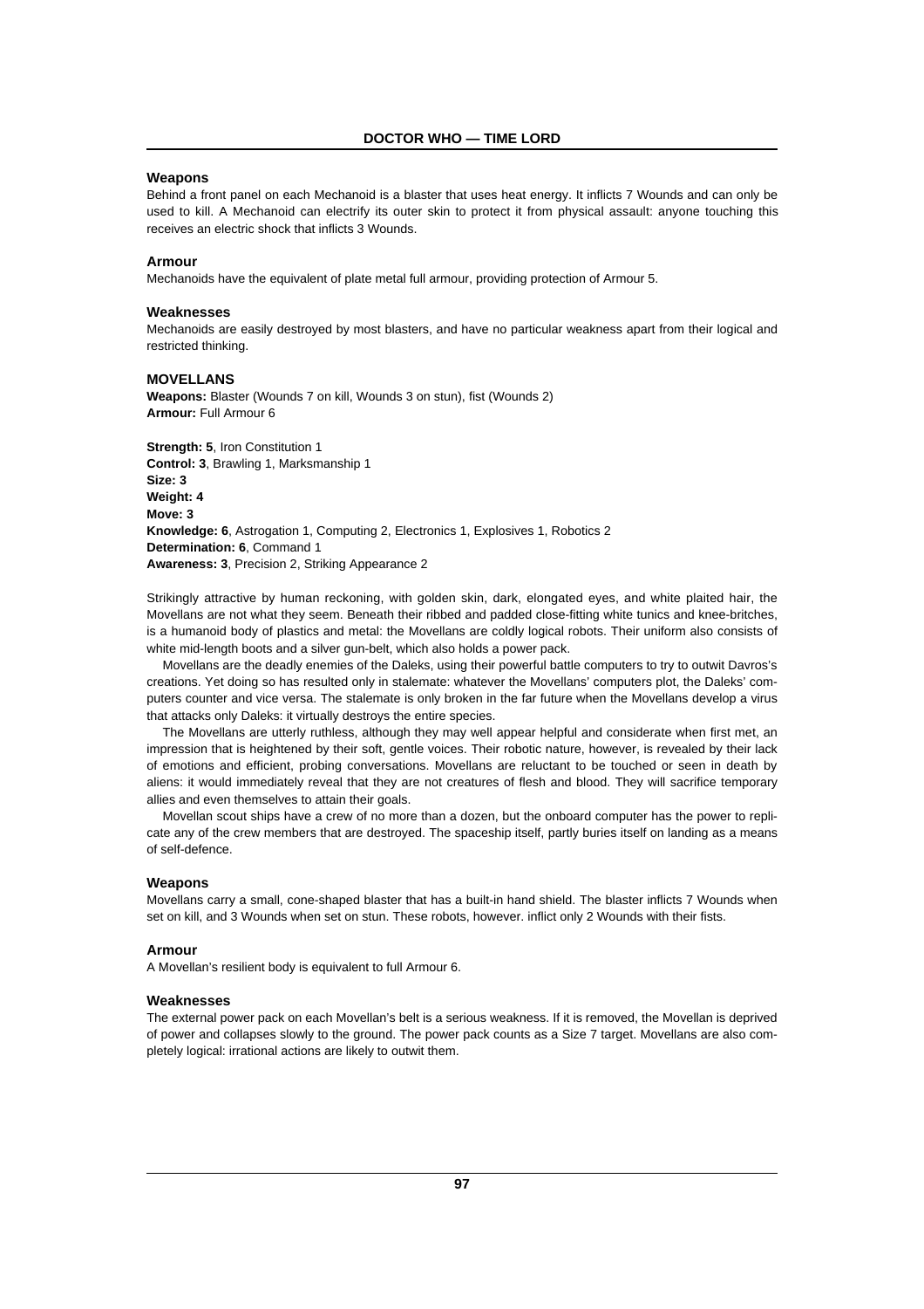### Weapons

Behind a front panel on each Mechanoid is a blaster that uses heat energy. It inflicts 7 Wounds and can only be used to kill. A Mechanoid can electrify its outer skin to protect it from physical assault: anyone touching this receives an electric shock that inflicts 3 Wounds.

### Armour

Mechanoids have the equivalent of plate metal full armour, providing protection of Armour 5.

### Weaknesses

Mechanoids are easily destroyed by most blasters, and have no particular weakness apart from their logical and restricted thinking.

## MOVELLANS

**Weapons:** Blaster (Wounds 7 on kill, Wounds 3 on stun), fist (Wounds 2)
**Armour:** Full Armour 6

**Strength: 5**, Iron Constitution 1
**Control: 3**, Brawling 1, Marksmanship 1
**Size: 3**
**Weight: 4**
**Move: 3**
**Knowledge: 6**, Astrogation 1, Computing 2, Electronics 1, Explosives 1, Robotics 2
**Determination: 6**, Command 1
**Awareness: 3**, Precision 2, Striking Appearance 2

Strikingly attractive by human reckoning, with golden skin, dark, elongated eyes, and white plaited hair, the Movellans are not what they seem. Beneath their ribbed and padded close-fitting white tunics and knee-britches, is a humanoid body of plastics and metal: the Movellans are coldly logical robots. Their uniform also consists of white mid-length boots and a silver gun-belt, which also holds a power pack.

Movellans are the deadly enemies of the Daleks, using their powerful battle computers to try to outwit Davros's creations. Yet doing so has resulted only in stalemate: whatever the Movellans' computers plot, the Daleks' computers counter and vice versa. The stalemate is only broken in the far future when the Movellans develop a virus that attacks only Daleks: it virtually destroys the entire species.

The Movellans are utterly ruthless, although they may well appear helpful and considerate when first met, an impression that is heightened by their soft, gentle voices. Their robotic nature, however, is revealed by their lack of emotions and efficient, probing conversations. Movellans are reluctant to be touched or seen in death by aliens: it would immediately reveal that they are not creatures of flesh and blood. They will sacrifice temporary allies and even themselves to attain their goals.

Movellan scout ships have a crew of no more than a dozen, but the onboard computer has the power to replicate any of the crew members that are destroyed. The spaceship itself, partly buries itself on landing as a means of self-defence.

### Weapons

Movellans carry a small, cone-shaped blaster that has a built-in hand shield. The blaster inflicts 7 Wounds when set on kill, and 3 Wounds when set on stun. These robots, however. inflict only 2 Wounds with their fists.

### Armour

A Movellan's resilient body is equivalent to full Armour 6.

### Weaknesses

The external power pack on each Movellan's belt is a serious weakness. If it is removed, the Movellan is deprived of power and collapses slowly to the ground. The power pack counts as a Size 7 target. Movellans are also completely logical: irrational actions are likely to outwit them.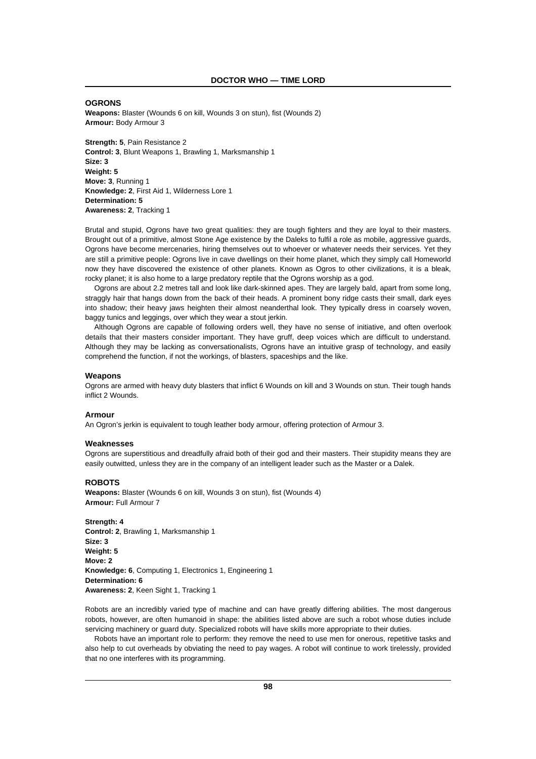## OGRONS

**Weapons:** Blaster (Wounds 6 on kill, Wounds 3 on stun), fist (Wounds 2)
**Armour:** Body Armour 3

**Strength: 5**, Pain Resistance 2
**Control: 3**, Blunt Weapons 1, Brawling 1, Marksmanship 1
**Size: 3**
**Weight: 5**
**Move: 3**, Running 1
**Knowledge: 2**, First Aid 1, Wilderness Lore 1
**Determination: 5**
**Awareness: 2**, Tracking 1

Brutal and stupid, Ogrons have two great qualities: they are tough fighters and they are loyal to their masters. Brought out of a primitive, almost Stone Age existence by the Daleks to fulfil a role as mobile, aggressive guards, Ogrons have become mercenaries, hiring themselves out to whoever or whatever needs their services. Yet they are still a primitive people: Ogrons live in cave dwellings on their home planet, which they simply call Homeworld now they have discovered the existence of other planets. Known as Ogros to other civilizations, it is a bleak, rocky planet; it is also home to a large predatory reptile that the Ogrons worship as a god.

Ogrons are about 2.2 metres tall and look like dark-skinned apes. They are largely bald, apart from some long, straggly hair that hangs down from the back of their heads. A prominent bony ridge casts their small, dark eyes into shadow; their heavy jaws heighten their almost neanderthal look. They typically dress in coarsely woven, baggy tunics and leggings, over which they wear a stout jerkin.

Although Ogrons are capable of following orders well, they have no sense of initiative, and often overlook details that their masters consider important. They have gruff, deep voices which are difficult to understand. Although they may be lacking as conversationalists, Ogrons have an intuitive grasp of technology, and easily comprehend the function, if not the workings, of blasters, spaceships and the like.

### Weapons

Ogrons are armed with heavy duty blasters that inflict 6 Wounds on kill and 3 Wounds on stun. Their tough hands inflict 2 Wounds.

### Armour

An Ogron's jerkin is equivalent to tough leather body armour, offering protection of Armour 3.

### Weaknesses

Ogrons are superstitious and dreadfully afraid both of their god and their masters. Their stupidity means they are easily outwitted, unless they are in the company of an intelligent leader such as the Master or a Dalek.

## ROBOTS

**Weapons:** Blaster (Wounds 6 on kill, Wounds 3 on stun), fist (Wounds 4)
**Armour:** Full Armour 7

**Strength: 4**
**Control: 2**, Brawling 1, Marksmanship 1
**Size: 3**
**Weight: 5**
**Move: 2**
**Knowledge: 6**, Computing 1, Electronics 1, Engineering 1
**Determination: 6**
**Awareness: 2**, Keen Sight 1, Tracking 1

Robots are an incredibly varied type of machine and can have greatly differing abilities. The most dangerous robots, however, are often humanoid in shape: the abilities listed above are such a robot whose duties include servicing machinery or guard duty. Specialized robots will have skills more appropriate to their duties.

Robots have an important role to perform: they remove the need to use men for onerous, repetitive tasks and also help to cut overheads by obviating the need to pay wages. A robot will continue to work tirelessly, provided that no one interferes with its programming.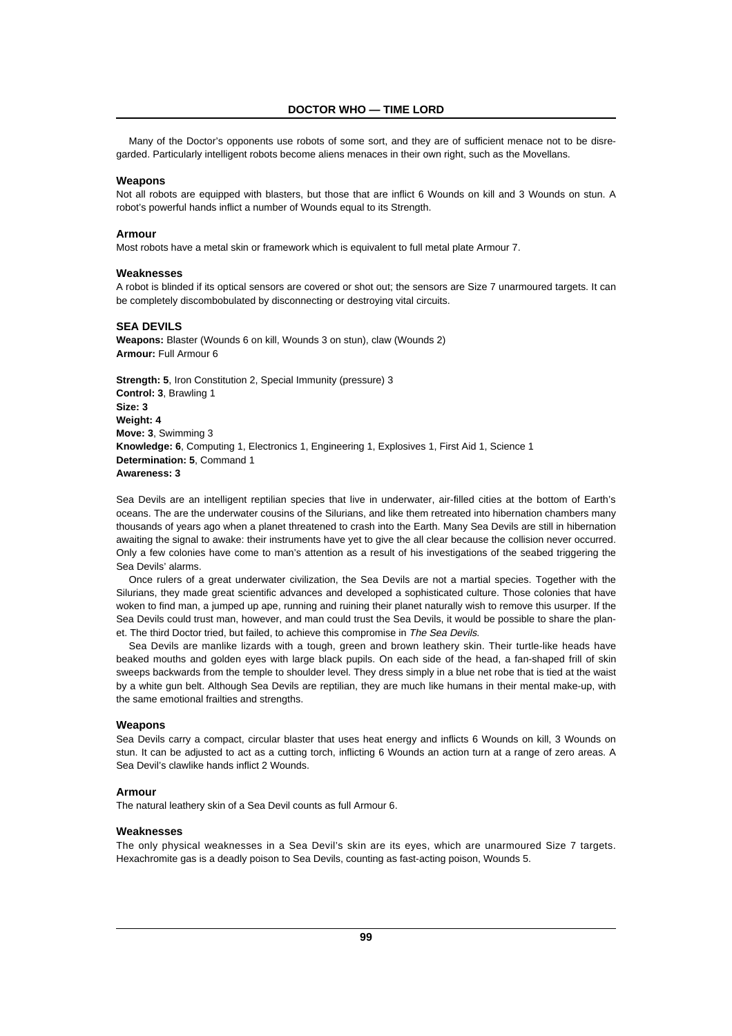Many of the Doctor's opponents use robots of some sort, and they are of sufficient menace not to be disregarded. Particularly intelligent robots become aliens menaces in their own right, such as the Movellans.

### Weapons

Not all robots are equipped with blasters, but those that are inflict 6 Wounds on kill and 3 Wounds on stun. A robot's powerful hands inflict a number of Wounds equal to its Strength.

### Armour

Most robots have a metal skin or framework which is equivalent to full metal plate Armour 7.

### Weaknesses

A robot is blinded if its optical sensors are covered or shot out; the sensors are Size 7 unarmoured targets. It can be completely discombobulated by disconnecting or destroying vital circuits.

## SEA DEVILS

**Weapons:** Blaster (Wounds 6 on kill, Wounds 3 on stun), claw (Wounds 2)
**Armour:** Full Armour 6

**Strength: 5**, Iron Constitution 2, Special Immunity (pressure) 3
**Control: 3**, Brawling 1
**Size: 3**
**Weight: 4**
**Move: 3**, Swimming 3
**Knowledge: 6**, Computing 1, Electronics 1, Engineering 1, Explosives 1, First Aid 1, Science 1
**Determination: 5**, Command 1
**Awareness: 3**

Sea Devils are an intelligent reptilian species that live in underwater, air-filled cities at the bottom of Earth's oceans. The are the underwater cousins of the Silurians, and like them retreated into hibernation chambers many thousands of years ago when a planet threatened to crash into the Earth. Many Sea Devils are still in hibernation awaiting the signal to awake: their instruments have yet to give the all clear because the collision never occurred. Only a few colonies have come to man's attention as a result of his investigations of the seabed triggering the Sea Devils' alarms.

Once rulers of a great underwater civilization, the Sea Devils are not a martial species. Together with the Silurians, they made great scientific advances and developed a sophisticated culture. Those colonies that have woken to find man, a jumped up ape, running and ruining their planet naturally wish to remove this usurper. If the Sea Devils could trust man, however, and man could trust the Sea Devils, it would be possible to share the planet. The third Doctor tried, but failed, to achieve this compromise in *The Sea Devils.*

Sea Devils are manlike lizards with a tough, green and brown leathery skin. Their turtle-like heads have beaked mouths and golden eyes with large black pupils. On each side of the head, a fan-shaped frill of skin sweeps backwards from the temple to shoulder level. They dress simply in a blue net robe that is tied at the waist by a white gun belt. Although Sea Devils are reptilian, they are much like humans in their mental make-up, with the same emotional frailties and strengths.

### Weapons

Sea Devils carry a compact, circular blaster that uses heat energy and inflicts 6 Wounds on kill, 3 Wounds on stun. It can be adjusted to act as a cutting torch, inflicting 6 Wounds an action turn at a range of zero areas. A Sea Devil's clawlike hands inflict 2 Wounds.

### Armour

The natural leathery skin of a Sea Devil counts as full Armour 6.

### Weaknesses

The only physical weaknesses in a Sea Devil's skin are its eyes, which are unarmoured Size 7 targets. Hexachromite gas is a deadly poison to Sea Devils, counting as fast-acting poison, Wounds 5.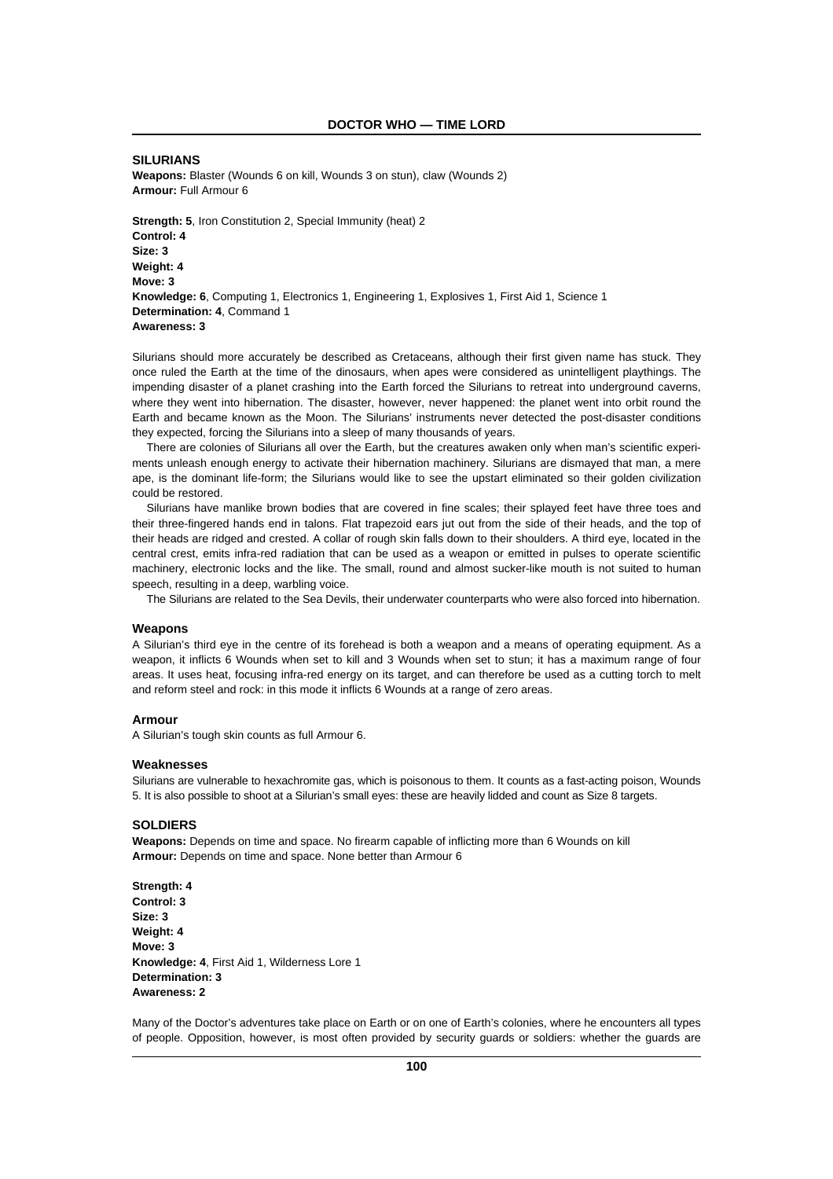## SILURIANS

**Weapons:** Blaster (Wounds 6 on kill, Wounds 3 on stun), claw (Wounds 2)
**Armour:** Full Armour 6

**Strength: 5**, Iron Constitution 2, Special Immunity (heat) 2
**Control: 4**
**Size: 3**
**Weight: 4**
**Move: 3**
**Knowledge: 6**, Computing 1, Electronics 1, Engineering 1, Explosives 1, First Aid 1, Science 1
**Determination: 4**, Command 1
**Awareness: 3**

Silurians should more accurately be described as Cretaceans, although their first given name has stuck. They once ruled the Earth at the time of the dinosaurs, when apes were considered as unintelligent playthings. The impending disaster of a planet crashing into the Earth forced the Silurians to retreat into underground caverns, where they went into hibernation. The disaster, however, never happened: the planet went into orbit round the Earth and became known as the Moon. The Silurians' instruments never detected the post-disaster conditions they expected, forcing the Silurians into a sleep of many thousands of years.

There are colonies of Silurians all over the Earth, but the creatures awaken only when man's scientific experiments unleash enough energy to activate their hibernation machinery. Silurians are dismayed that man, a mere ape, is the dominant life-form; the Silurians would like to see the upstart eliminated so their golden civilization could be restored.

Silurians have manlike brown bodies that are covered in fine scales; their splayed feet have three toes and their three-fingered hands end in talons. Flat trapezoid ears jut out from the side of their heads, and the top of their heads are ridged and crested. A collar of rough skin falls down to their shoulders. A third eye, located in the central crest, emits infra-red radiation that can be used as a weapon or emitted in pulses to operate scientific machinery, electronic locks and the like. The small, round and almost sucker-like mouth is not suited to human speech, resulting in a deep, warbling voice.

The Silurians are related to the Sea Devils, their underwater counterparts who were also forced into hibernation.

### Weapons

A Silurian's third eye in the centre of its forehead is both a weapon and a means of operating equipment. As a weapon, it inflicts 6 Wounds when set to kill and 3 Wounds when set to stun; it has a maximum range of four areas. It uses heat, focusing infra-red energy on its target, and can therefore be used as a cutting torch to melt and reform steel and rock: in this mode it inflicts 6 Wounds at a range of zero areas.

### Armour

A Silurian's tough skin counts as full Armour 6.

### Weaknesses

Silurians are vulnerable to hexachromite gas, which is poisonous to them. It counts as a fast-acting poison, Wounds 5. It is also possible to shoot at a Silurian's small eyes: these are heavily lidded and count as Size 8 targets.

## SOLDIERS

**Weapons:** Depends on time and space. No firearm capable of inflicting more than 6 Wounds on kill
**Armour:** Depends on time and space. None better than Armour 6

**Strength: 4**
**Control: 3**
**Size: 3**
**Weight: 4**
**Move: 3**
**Knowledge: 4**, First Aid 1, Wilderness Lore 1
**Determination: 3**
**Awareness: 2**

Many of the Doctor's adventures take place on Earth or on one of Earth's colonies, where he encounters all types of people. Opposition, however, is most often provided by security guards or soldiers: whether the guards are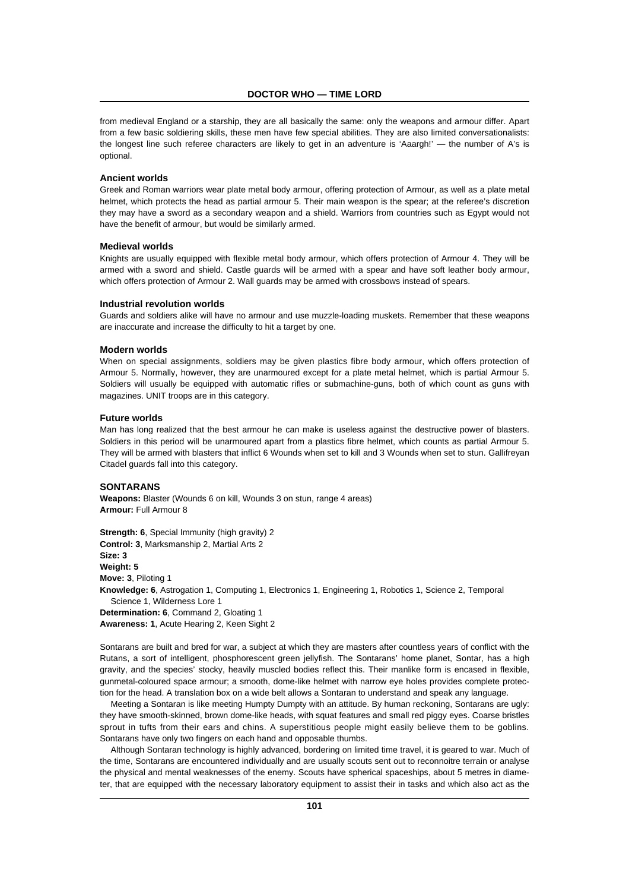from medieval England or a starship, they are all basically the same: only the weapons and armour differ. Apart from a few basic soldiering skills, these men have few special abilities. They are also limited conversationalists: the longest line such referee characters are likely to get in an adventure is 'Aaargh!' — the number of A's is optional.

### Ancient worlds

Greek and Roman warriors wear plate metal body armour, offering protection of Armour, as well as a plate metal helmet, which protects the head as partial armour 5. Their main weapon is the spear; at the referee's discretion they may have a sword as a secondary weapon and a shield. Warriors from countries such as Egypt would not have the benefit of armour, but would be similarly armed.

### Medieval worlds

Knights are usually equipped with flexible metal body armour, which offers protection of Armour 4. They will be armed with a sword and shield. Castle guards will be armed with a spear and have soft leather body armour, which offers protection of Armour 2. Wall guards may be armed with crossbows instead of spears.

### Industrial revolution worlds

Guards and soldiers alike will have no armour and use muzzle-loading muskets. Remember that these weapons are inaccurate and increase the difficulty to hit a target by one.

### Modern worlds

When on special assignments, soldiers may be given plastics fibre body armour, which offers protection of Armour 5. Normally, however, they are unarmoured except for a plate metal helmet, which is partial Armour 5. Soldiers will usually be equipped with automatic rifles or submachine-guns, both of which count as guns with magazines. UNIT troops are in this category.

### Future worlds

Man has long realized that the best armour he can make is useless against the destructive power of blasters. Soldiers in this period will be unarmoured apart from a plastics fibre helmet, which counts as partial Armour 5. They will be armed with blasters that inflict 6 Wounds when set to kill and 3 Wounds when set to stun. Gallifreyan Citadel guards fall into this category.

## SONTARANS

**Weapons:** Blaster (Wounds 6 on kill, Wounds 3 on stun, range 4 areas)
**Armour:** Full Armour 8

**Strength: 6**, Special Immunity (high gravity) 2
**Control: 3**, Marksmanship 2, Martial Arts 2
**Size: 3**
**Weight: 5**
**Move: 3**, Piloting 1
**Knowledge: 6**, Astrogation 1, Computing 1, Electronics 1, Engineering 1, Robotics 1, Science 2, Temporal Science 1, Wilderness Lore 1
**Determination: 6**, Command 2, Gloating 1
**Awareness: 1**, Acute Hearing 2, Keen Sight 2

Sontarans are built and bred for war, a subject at which they are masters after countless years of conflict with the Rutans, a sort of intelligent, phosphorescent green jellyfish. The Sontarans' home planet, Sontar, has a high gravity, and the species' stocky, heavily muscled bodies reflect this. Their manlike form is encased in flexible, gunmetal-coloured space armour; a smooth, dome-like helmet with narrow eye holes provides complete protection for the head. A translation box on a wide belt allows a Sontaran to understand and speak any language.

Meeting a Sontaran is like meeting Humpty Dumpty with an attitude. By human reckoning, Sontarans are ugly: they have smooth-skinned, brown dome-like heads, with squat features and small red piggy eyes. Coarse bristles sprout in tufts from their ears and chins. A superstitious people might easily believe them to be goblins. Sontarans have only two fingers on each hand and opposable thumbs.

Although Sontaran technology is highly advanced, bordering on limited time travel, it is geared to war. Much of the time, Sontarans are encountered individually and are usually scouts sent out to reconnoitre terrain or analyse the physical and mental weaknesses of the enemy. Scouts have spherical spaceships, about 5 metres in diameter, that are equipped with the necessary laboratory equipment to assist their in tasks and which also act as the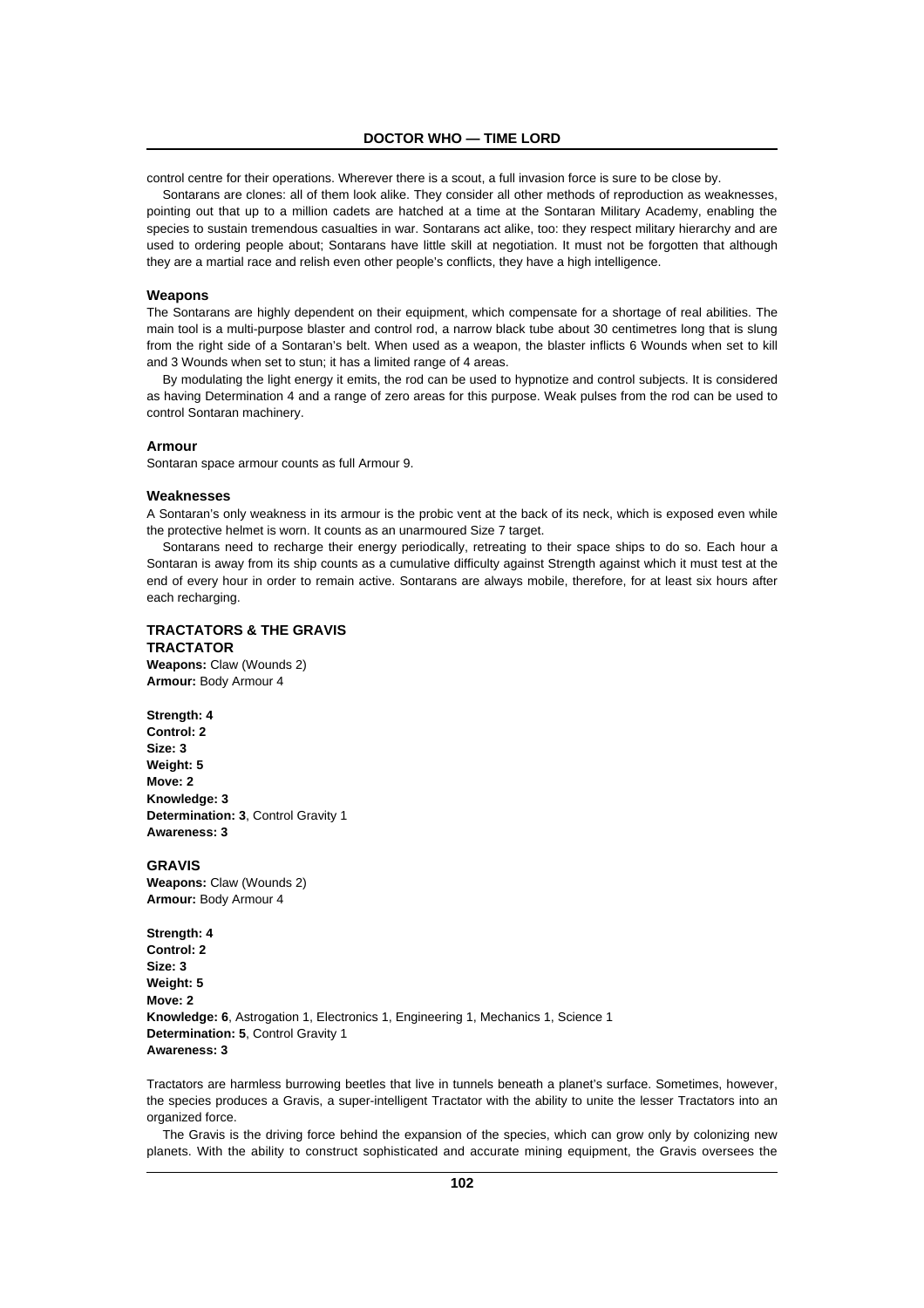control centre for their operations. Wherever there is a scout, a full invasion force is sure to be close by.

Sontarans are clones: all of them look alike. They consider all other methods of reproduction as weaknesses, pointing out that up to a million cadets are hatched at a time at the Sontaran Military Academy, enabling the species to sustain tremendous casualties in war. Sontarans act alike, too: they respect military hierarchy and are used to ordering people about; Sontarans have little skill at negotiation. It must not be forgotten that although they are a martial race and relish even other people's conflicts, they have a high intelligence.

### Weapons

The Sontarans are highly dependent on their equipment, which compensate for a shortage of real abilities. The main tool is a multi-purpose blaster and control rod, a narrow black tube about 30 centimetres long that is slung from the right side of a Sontaran's belt. When used as a weapon, the blaster inflicts 6 Wounds when set to kill and 3 Wounds when set to stun; it has a limited range of 4 areas.

By modulating the light energy it emits, the rod can be used to hypnotize and control subjects. It is considered as having Determination 4 and a range of zero areas for this purpose. Weak pulses from the rod can be used to control Sontaran machinery.

### Armour

Sontaran space armour counts as full Armour 9.

### Weaknesses

A Sontaran's only weakness in its armour is the probic vent at the back of its neck, which is exposed even while the protective helmet is worn. It counts as an unarmoured Size 7 target.

Sontarans need to recharge their energy periodically, retreating to their space ships to do so. Each hour a Sontaran is away from its ship counts as a cumulative difficulty against Strength against which it must test at the end of every hour in order to remain active. Sontarans are always mobile, therefore, for at least six hours after each recharging.

## TRACTATORS & THE GRAVIS

### TRACTATOR

**Weapons:** Claw (Wounds 2)
**Armour:** Body Armour 4

**Strength: 4**
**Control: 2**
**Size: 3**
**Weight: 5**
**Move: 2**
**Knowledge: 3**
**Determination: 3**, Control Gravity 1
**Awareness: 3**

### GRAVIS

**Weapons:** Claw (Wounds 2)
**Armour:** Body Armour 4

**Strength: 4**
**Control: 2**
**Size: 3**
**Weight: 5**
**Move: 2**
**Knowledge: 6**, Astrogation 1, Electronics 1, Engineering 1, Mechanics 1, Science 1
**Determination: 5**, Control Gravity 1
**Awareness: 3**

Tractators are harmless burrowing beetles that live in tunnels beneath a planet's surface. Sometimes, however, the species produces a Gravis, a super-intelligent Tractator with the ability to unite the lesser Tractators into an organized force.

The Gravis is the driving force behind the expansion of the species, which can grow only by colonizing new planets. With the ability to construct sophisticated and accurate mining equipment, the Gravis oversees the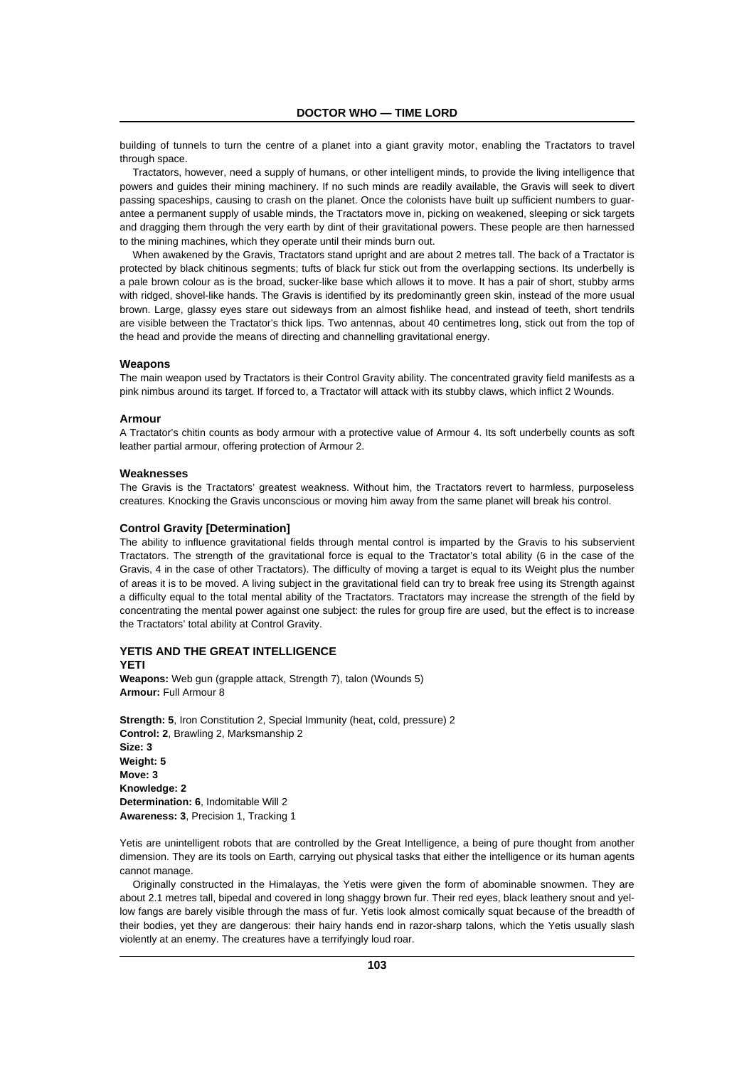building of tunnels to turn the centre of a planet into a giant gravity motor, enabling the Tractators to travel through space.

Tractators, however, need a supply of humans, or other intelligent minds, to provide the living intelligence that powers and guides their mining machinery. If no such minds are readily available, the Gravis will seek to divert passing spaceships, causing to crash on the planet. Once the colonists have built up sufficient numbers to guarantee a permanent supply of usable minds, the Tractators move in, picking on weakened, sleeping or sick targets and dragging them through the very earth by dint of their gravitational powers. These people are then harnessed to the mining machines, which they operate until their minds burn out.

When awakened by the Gravis, Tractators stand upright and are about 2 metres tall. The back of a Tractator is protected by black chitinous segments; tufts of black fur stick out from the overlapping sections. Its underbelly is a pale brown colour as is the broad, sucker-like base which allows it to move. It has a pair of short, stubby arms with ridged, shovel-like hands. The Gravis is identified by its predominantly green skin, instead of the more usual brown. Large, glassy eyes stare out sideways from an almost fishlike head, and instead of teeth, short tendrils are visible between the Tractator's thick lips. Two antennas, about 40 centimetres long, stick out from the top of the head and provide the means of directing and channelling gravitational energy.

### Weapons

The main weapon used by Tractators is their Control Gravity ability. The concentrated gravity field manifests as a pink nimbus around its target. If forced to, a Tractator will attack with its stubby claws, which inflict 2 Wounds.

### Armour

A Tractator's chitin counts as body armour with a protective value of Armour 4. Its soft underbelly counts as soft leather partial armour, offering protection of Armour 2.

### Weaknesses

The Gravis is the Tractators' greatest weakness. Without him, the Tractators revert to harmless, purposeless creatures. Knocking the Gravis unconscious or moving him away from the same planet will break his control.

### Control Gravity [Determination]

The ability to influence gravitational fields through mental control is imparted by the Gravis to his subservient Tractators. The strength of the gravitational force is equal to the Tractator's total ability (6 in the case of the Gravis, 4 in the case of other Tractators). The difficulty of moving a target is equal to its Weight plus the number of areas it is to be moved. A living subject in the gravitational field can try to break free using its Strength against a difficulty equal to the total mental ability of the Tractators. Tractators may increase the strength of the field by concentrating the mental power against one subject: the rules for group fire are used, but the effect is to increase the Tractators' total ability at Control Gravity.

## YETIS AND THE GREAT INTELLIGENCE

### YETI

**Weapons:** Web gun (grapple attack, Strength 7), talon (Wounds 5)
**Armour:** Full Armour 8

**Strength: 5**, Iron Constitution 2, Special Immunity (heat, cold, pressure) 2
**Control: 2**, Brawling 2, Marksmanship 2
**Size: 3**
**Weight: 5**
**Move: 3**
**Knowledge: 2**
**Determination: 6**, Indomitable Will 2
**Awareness: 3**, Precision 1, Tracking 1

Yetis are unintelligent robots that are controlled by the Great Intelligence, a being of pure thought from another dimension. They are its tools on Earth, carrying out physical tasks that either the intelligence or its human agents cannot manage.

Originally constructed in the Himalayas, the Yetis were given the form of abominable snowmen. They are about 2.1 metres tall, bipedal and covered in long shaggy brown fur. Their red eyes, black leathery snout and yellow fangs are barely visible through the mass of fur. Yetis look almost comically squat because of the breadth of their bodies, yet they are dangerous: their hairy hands end in razor-sharp talons, which the Yetis usually slash violently at an enemy. The creatures have a terrifyingly loud roar.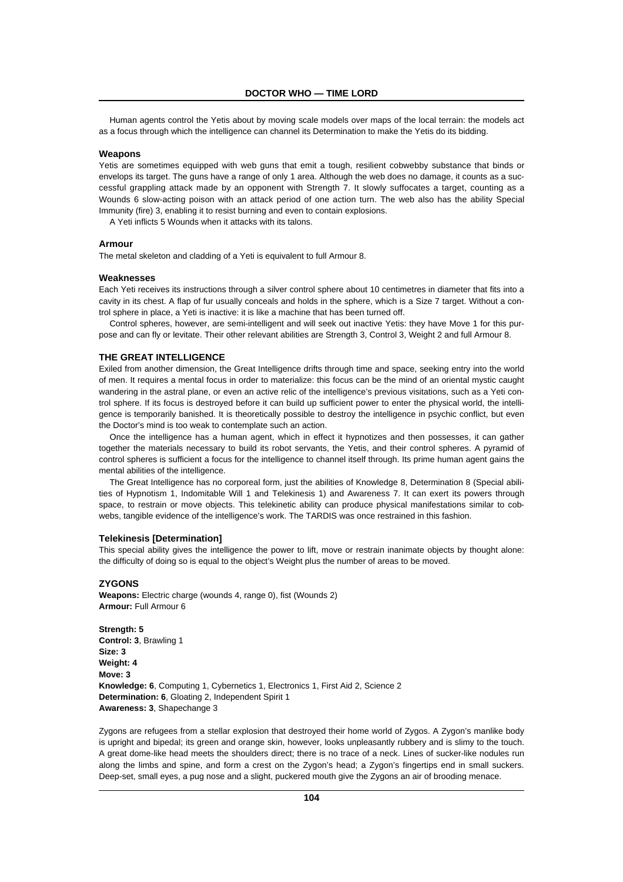Human agents control the Yetis about by moving scale models over maps of the local terrain: the models act as a focus through which the intelligence can channel its Determination to make the Yetis do its bidding.

### Weapons

Yetis are sometimes equipped with web guns that emit a tough, resilient cobwebby substance that binds or envelops its target. The guns have a range of only 1 area. Although the web does no damage, it counts as a successful grappling attack made by an opponent with Strength 7. It slowly suffocates a target, counting as a Wounds 6 slow-acting poison with an attack period of one action turn. The web also has the ability Special Immunity (fire) 3, enabling it to resist burning and even to contain explosions.

A Yeti inflicts 5 Wounds when it attacks with its talons.

### Armour

The metal skeleton and cladding of a Yeti is equivalent to full Armour 8.

### Weaknesses

Each Yeti receives its instructions through a silver control sphere about 10 centimetres in diameter that fits into a cavity in its chest. A flap of fur usually conceals and holds in the sphere, which is a Size 7 target. Without a control sphere in place, a Yeti is inactive: it is like a machine that has been turned off.

Control spheres, however, are semi-intelligent and will seek out inactive Yetis: they have Move 1 for this purpose and can fly or levitate. Their other relevant abilities are Strength 3, Control 3, Weight 2 and full Armour 8.

## THE GREAT INTELLIGENCE

Exiled from another dimension, the Great Intelligence drifts through time and space, seeking entry into the world of men. It requires a mental focus in order to materialize: this focus can be the mind of an oriental mystic caught wandering in the astral plane, or even an active relic of the intelligence's previous visitations, such as a Yeti control sphere. If its focus is destroyed before it can build up sufficient power to enter the physical world, the intelligence is temporarily banished. It is theoretically possible to destroy the intelligence in psychic conflict, but even the Doctor's mind is too weak to contemplate such an action.

Once the intelligence has a human agent, which in effect it hypnotizes and then possesses, it can gather together the materials necessary to build its robot servants, the Yetis, and their control spheres. A pyramid of control spheres is sufficient a focus for the intelligence to channel itself through. Its prime human agent gains the mental abilities of the intelligence.

The Great Intelligence has no corporeal form, just the abilities of Knowledge 8, Determination 8 (Special abilities of Hypnotism 1, Indomitable Will 1 and Telekinesis 1) and Awareness 7. It can exert its powers through space, to restrain or move objects. This telekinetic ability can produce physical manifestations similar to cobwebs, tangible evidence of the intelligence's work. The TARDIS was once restrained in this fashion.

### Telekinesis [Determination]

This special ability gives the intelligence the power to lift, move or restrain inanimate objects by thought alone: the difficulty of doing so is equal to the object's Weight plus the number of areas to be moved.

## ZYGONS

**Weapons:** Electric charge (wounds 4, range 0), fist (Wounds 2)
**Armour:** Full Armour 6

**Strength: 5**
**Control: 3**, Brawling 1
**Size: 3**
**Weight: 4**
**Move: 3**
**Knowledge: 6**, Computing 1, Cybernetics 1, Electronics 1, First Aid 2, Science 2
**Determination: 6**, Gloating 2, Independent Spirit 1
**Awareness: 3**, Shapechange 3

Zygons are refugees from a stellar explosion that destroyed their home world of Zygos. A Zygon's manlike body is upright and bipedal; its green and orange skin, however, looks unpleasantly rubbery and is slimy to the touch. A great dome-like head meets the shoulders direct; there is no trace of a neck. Lines of sucker-like nodules run along the limbs and spine, and form a crest on the Zygon's head; a Zygon's fingertips end in small suckers. Deep-set, small eyes, a pug nose and a slight, puckered mouth give the Zygons an air of brooding menace.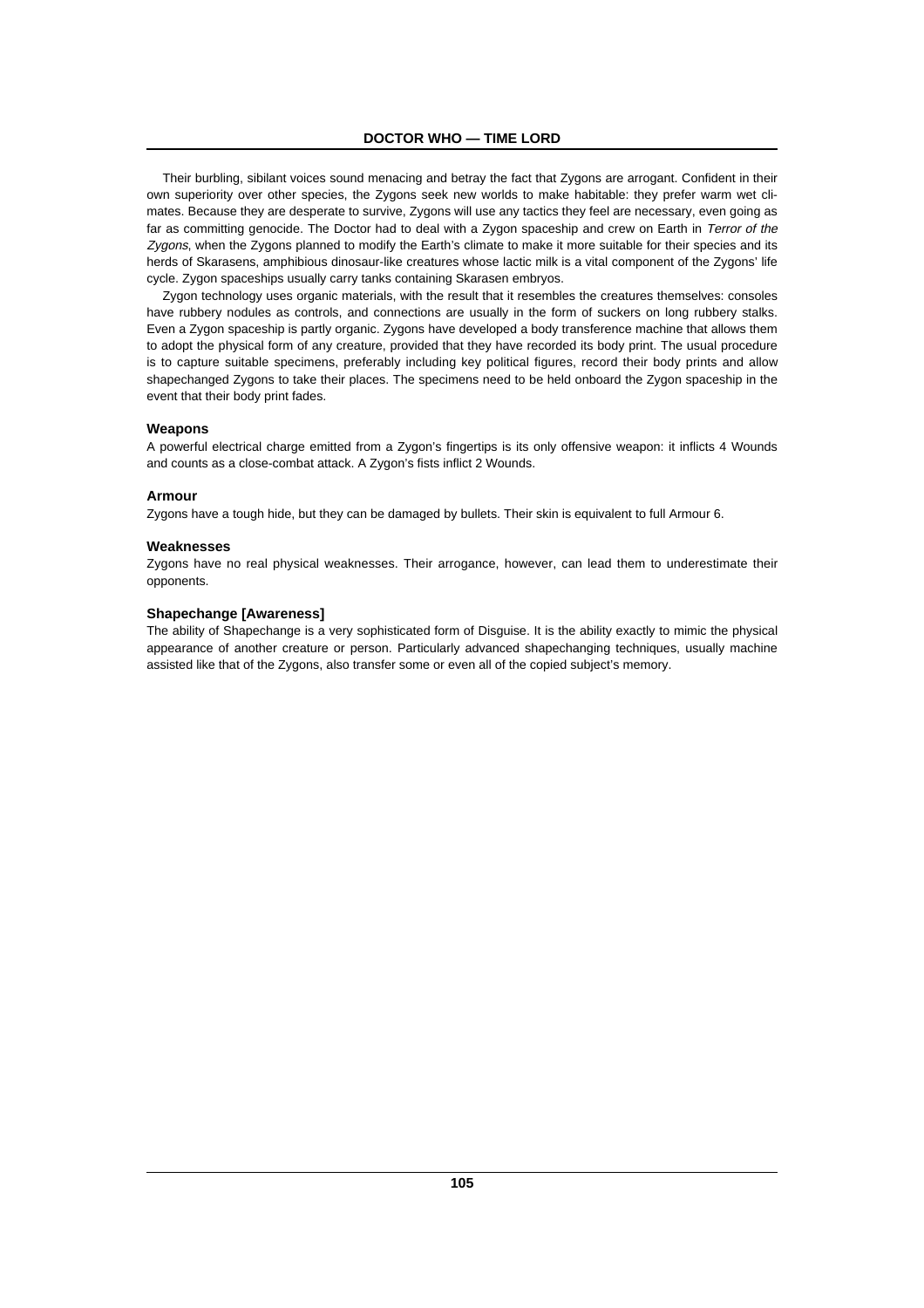Their burbling, sibilant voices sound menacing and betray the fact that Zygons are arrogant. Confident in their own superiority over other species, the Zygons seek new worlds to make habitable: they prefer warm wet climates. Because they are desperate to survive, Zygons will use any tactics they feel are necessary, even going as far as committing genocide. The Doctor had to deal with a Zygon spaceship and crew on Earth in *Terror of the Zygons*, when the Zygons planned to modify the Earth's climate to make it more suitable for their species and its herds of Skarasens, amphibious dinosaur-like creatures whose lactic milk is a vital component of the Zygons' life cycle. Zygon spaceships usually carry tanks containing Skarasen embryos.

Zygon technology uses organic materials, with the result that it resembles the creatures themselves: consoles have rubbery nodules as controls, and connections are usually in the form of suckers on long rubbery stalks. Even a Zygon spaceship is partly organic. Zygons have developed a body transference machine that allows them to adopt the physical form of any creature, provided that they have recorded its body print. The usual procedure is to capture suitable specimens, preferably including key political figures, record their body prints and allow shapechanged Zygons to take their places. The specimens need to be held onboard the Zygon spaceship in the event that their body print fades.

### Weapons

A powerful electrical charge emitted from a Zygon's fingertips is its only offensive weapon: it inflicts 4 Wounds and counts as a close-combat attack. A Zygon's fists inflict 2 Wounds.

### Armour

Zygons have a tough hide, but they can be damaged by bullets. Their skin is equivalent to full Armour 6.

### Weaknesses

Zygons have no real physical weaknesses. Their arrogance, however, can lead them to underestimate their opponents.

### Shapechange [Awareness]

The ability of Shapechange is a very sophisticated form of Disguise. It is the ability exactly to mimic the physical appearance of another creature or person. Particularly advanced shapechanging techniques, usually machine assisted like that of the Zygons, also transfer some or even all of the copied subject's memory.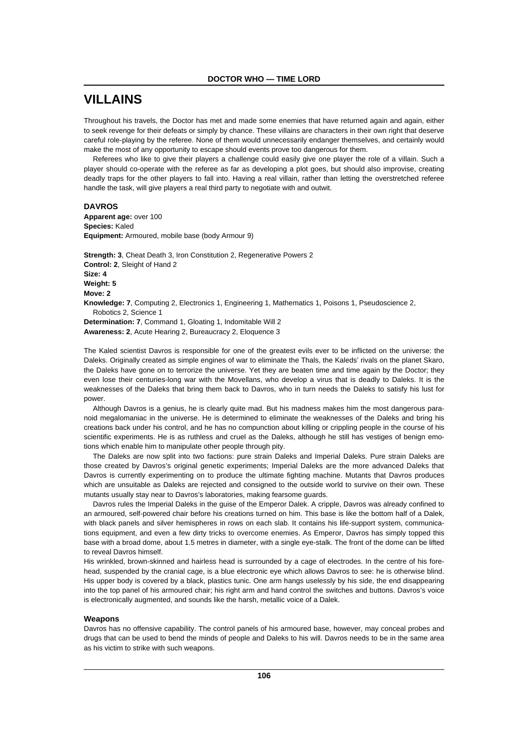# VILLAINS

Throughout his travels, the Doctor has met and made some enemies that have returned again and again, either to seek revenge for their defeats or simply by chance. These villains are characters in their own right that deserve careful role-playing by the referee. None of them would unnecessarily endanger themselves, and certainly would make the most of any opportunity to escape should events prove too dangerous for them.

Referees who like to give their players a challenge could easily give one player the role of a villain. Such a player should co-operate with the referee as far as developing a plot goes, but should also improvise, creating deadly traps for the other players to fall into. Having a real villain, rather than letting the overstretched referee handle the task, will give players a real third party to negotiate with and outwit.

### DAVROS

**Apparent age:** over 100
**Species:** Kaled
**Equipment:** Armoured, mobile base (body Armour 9)

**Strength: 3**, Cheat Death 3, Iron Constitution 2, Regenerative Powers 2
**Control: 2**, Sleight of Hand 2
**Size: 4**
**Weight: 5**
**Move: 2**
**Knowledge: 7**, Computing 2, Electronics 1, Engineering 1, Mathematics 1, Poisons 1, Pseudoscience 2, Robotics 2, Science 1
**Determination: 7**, Command 1, Gloating 1, Indomitable Will 2
**Awareness: 2**, Acute Hearing 2, Bureaucracy 2, Eloquence 3

The Kaled scientist Davros is responsible for one of the greatest evils ever to be inflicted on the universe: the Daleks. Originally created as simple engines of war to eliminate the Thals, the Kaleds' rivals on the planet Skaro, the Daleks have gone on to terrorize the universe. Yet they are beaten time and time again by the Doctor; they even lose their centuries-long war with the Movellans, who develop a virus that is deadly to Daleks. It is the weaknesses of the Daleks that bring them back to Davros, who in turn needs the Daleks to satisfy his lust for power.

Although Davros is a genius, he is clearly quite mad. But his madness makes him the most dangerous paranoid megalomaniac in the universe. He is determined to eliminate the weaknesses of the Daleks and bring his creations back under his control, and he has no compunction about killing or crippling people in the course of his scientific experiments. He is as ruthless and cruel as the Daleks, although he still has vestiges of benign emotions which enable him to manipulate other people through pity.

The Daleks are now split into two factions: pure strain Daleks and Imperial Daleks. Pure strain Daleks are those created by Davros's original genetic experiments; Imperial Daleks are the more advanced Daleks that Davros is currently experimenting on to produce the ultimate fighting machine. Mutants that Davros produces which are unsuitable as Daleks are rejected and consigned to the outside world to survive on their own. These mutants usually stay near to Davros's laboratories, making fearsome guards.

Davros rules the Imperial Daleks in the guise of the Emperor Dalek. A cripple, Davros was already confined to an armoured, self-powered chair before his creations turned on him. This base is like the bottom half of a Dalek, with black panels and silver hemispheres in rows on each slab. It contains his life-support system, communications equipment, and even a few dirty tricks to overcome enemies. As Emperor, Davros has simply topped this base with a broad dome, about 1.5 metres in diameter, with a single eye-stalk. The front of the dome can be lifted to reveal Davros himself.

His wrinkled, brown-skinned and hairless head is surrounded by a cage of electrodes. In the centre of his forehead, suspended by the cranial cage, is a blue electronic eye which allows Davros to see: he is otherwise blind. His upper body is covered by a black, plastics tunic. One arm hangs uselessly by his side, the end disappearing into the top panel of his armoured chair; his right arm and hand control the switches and buttons. Davros's voice is electronically augmented, and sounds like the harsh, metallic voice of a Dalek.

#### Weapons

Davros has no offensive capability. The control panels of his armoured base, however, may conceal probes and drugs that can be used to bend the minds of people and Daleks to his will. Davros needs to be in the same area as his victim to strike with such weapons.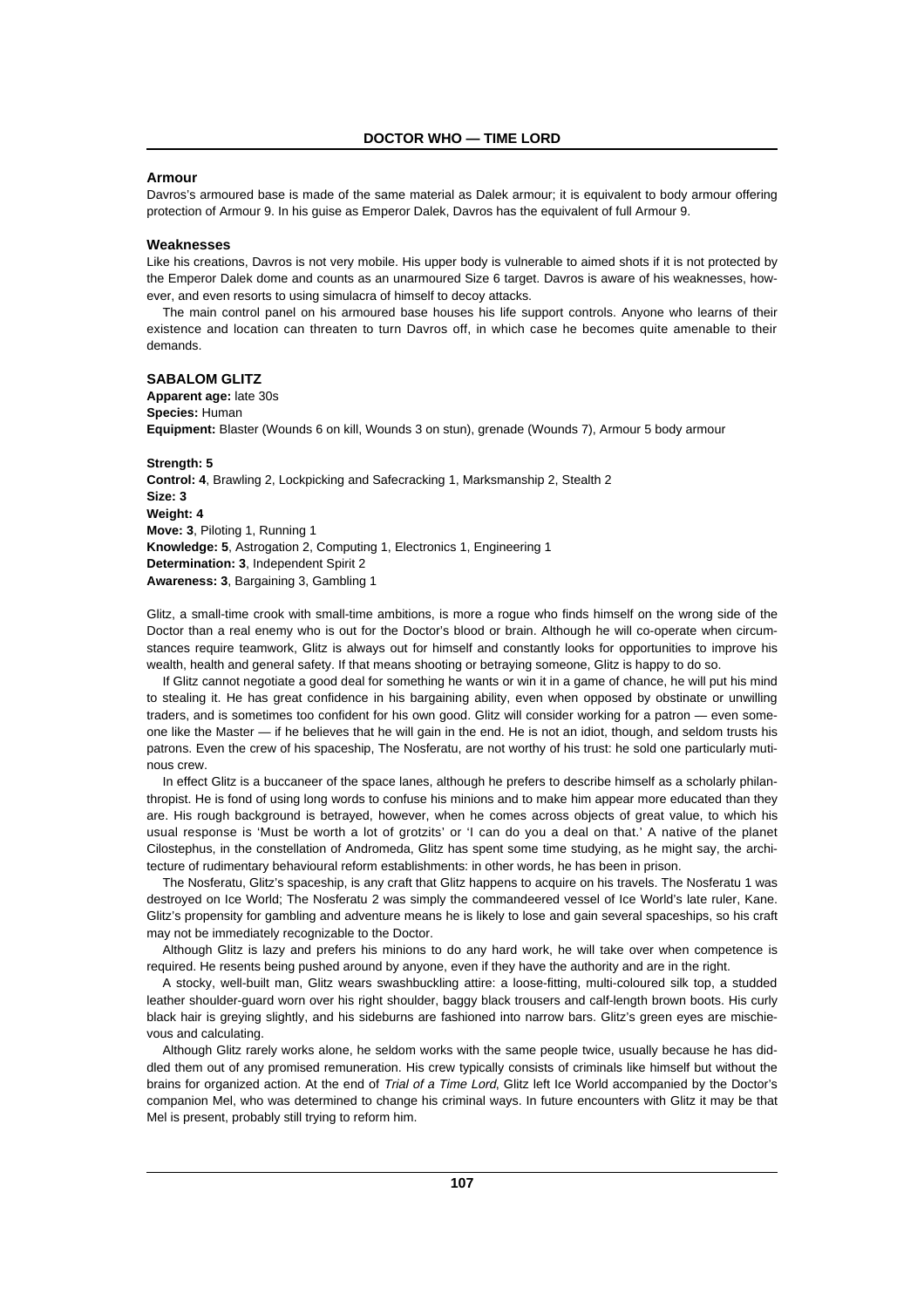### Armour

Davros's armoured base is made of the same material as Dalek armour; it is equivalent to body armour offering protection of Armour 9. In his guise as Emperor Dalek, Davros has the equivalent of full Armour 9.

### Weaknesses

Like his creations, Davros is not very mobile. His upper body is vulnerable to aimed shots if it is not protected by the Emperor Dalek dome and counts as an unarmoured Size 6 target. Davros is aware of his weaknesses, however, and even resorts to using simulacra of himself to decoy attacks.

The main control panel on his armoured base houses his life support controls. Anyone who learns of their existence and location can threaten to turn Davros off, in which case he becomes quite amenable to their demands.

### SABALOM GLITZ

**Apparent age:** late 30s
**Species:** Human
**Equipment:** Blaster (Wounds 6 on kill, Wounds 3 on stun), grenade (Wounds 7), Armour 5 body armour

**Strength: 5**
**Control: 4**, Brawling 2, Lockpicking and Safecracking 1, Marksmanship 2, Stealth 2
**Size: 3**
**Weight: 4**
**Move: 3**, Piloting 1, Running 1
**Knowledge: 5**, Astrogation 2, Computing 1, Electronics 1, Engineering 1
**Determination: 3**, Independent Spirit 2
**Awareness: 3**, Bargaining 3, Gambling 1

Glitz, a small-time crook with small-time ambitions, is more a rogue who finds himself on the wrong side of the Doctor than a real enemy who is out for the Doctor's blood or brain. Although he will co-operate when circumstances require teamwork, Glitz is always out for himself and constantly looks for opportunities to improve his wealth, health and general safety. If that means shooting or betraying someone, Glitz is happy to do so.

If Glitz cannot negotiate a good deal for something he wants or win it in a game of chance, he will put his mind to stealing it. He has great confidence in his bargaining ability, even when opposed by obstinate or unwilling traders, and is sometimes too confident for his own good. Glitz will consider working for a patron — even someone like the Master — if he believes that he will gain in the end. He is not an idiot, though, and seldom trusts his patrons. Even the crew of his spaceship, The Nosferatu, are not worthy of his trust: he sold one particularly mutinous crew.

In effect Glitz is a buccaneer of the space lanes, although he prefers to describe himself as a scholarly philanthropist. He is fond of using long words to confuse his minions and to make him appear more educated than they are. His rough background is betrayed, however, when he comes across objects of great value, to which his usual response is 'Must be worth a lot of grotzits' or 'I can do you a deal on that.' A native of the planet Cilostephus, in the constellation of Andromeda, Glitz has spent some time studying, as he might say, the architecture of rudimentary behavioural reform establishments: in other words, he has been in prison.

The Nosferatu, Glitz's spaceship, is any craft that Glitz happens to acquire on his travels. The Nosferatu 1 was destroyed on Ice World; The Nosferatu 2 was simply the commandeered vessel of Ice World's late ruler, Kane. Glitz's propensity for gambling and adventure means he is likely to lose and gain several spaceships, so his craft may not be immediately recognizable to the Doctor.

Although Glitz is lazy and prefers his minions to do any hard work, he will take over when competence is required. He resents being pushed around by anyone, even if they have the authority and are in the right.

A stocky, well-built man, Glitz wears swashbuckling attire: a loose-fitting, multi-coloured silk top, a studded leather shoulder-guard worn over his right shoulder, baggy black trousers and calf-length brown boots. His curly black hair is greying slightly, and his sideburns are fashioned into narrow bars. Glitz's green eyes are mischievous and calculating.

Although Glitz rarely works alone, he seldom works with the same people twice, usually because he has diddled them out of any promised remuneration. His crew typically consists of criminals like himself but without the brains for organized action. At the end of *Trial of a Time Lord*, Glitz left Ice World accompanied by the Doctor's companion Mel, who was determined to change his criminal ways. In future encounters with Glitz it may be that Mel is present, probably still trying to reform him.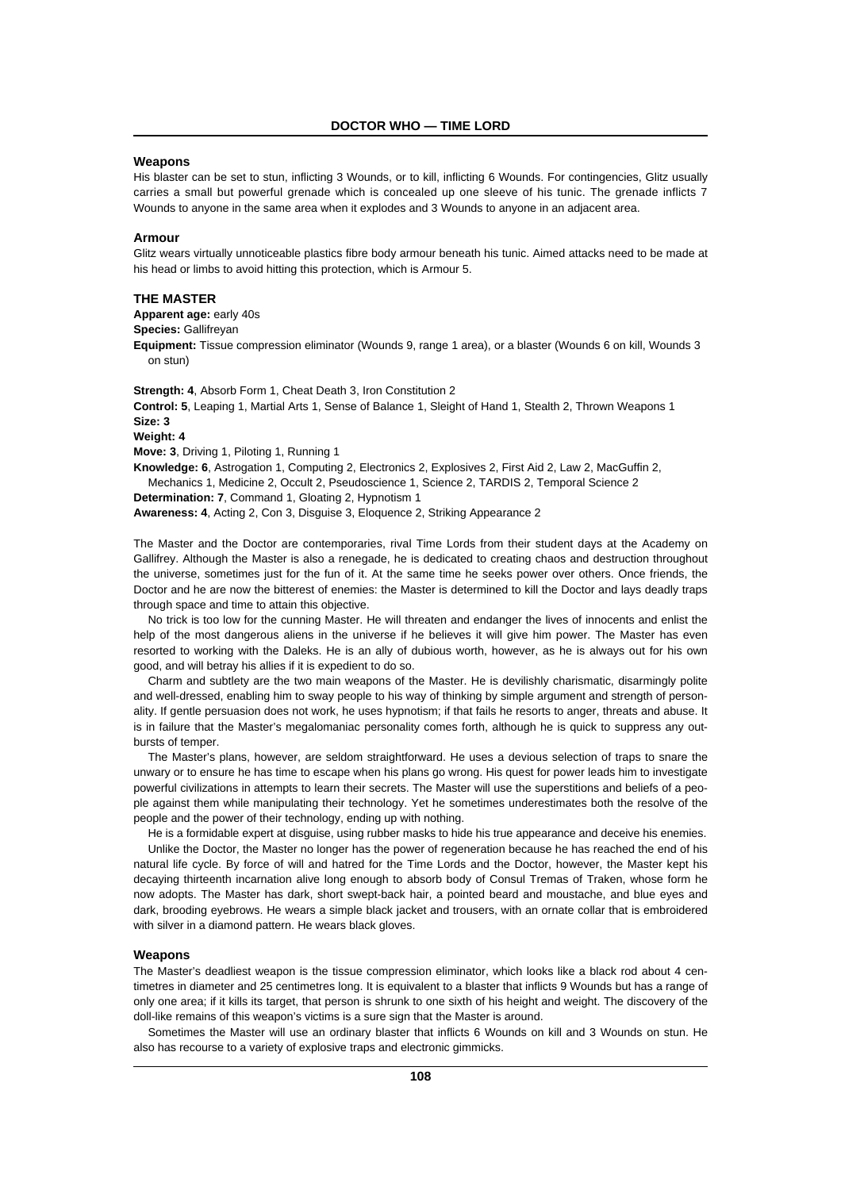### Weapons

His blaster can be set to stun, inflicting 3 Wounds, or to kill, inflicting 6 Wounds. For contingencies, Glitz usually carries a small but powerful grenade which is concealed up one sleeve of his tunic. The grenade inflicts 7 Wounds to anyone in the same area when it explodes and 3 Wounds to anyone in an adjacent area.

### Armour

Glitz wears virtually unnoticeable plastics fibre body armour beneath his tunic. Aimed attacks need to be made at his head or limbs to avoid hitting this protection, which is Armour 5.

### THE MASTER

**Apparent age:** early 40s

**Species:** Gallifreyan

**Equipment:** Tissue compression eliminator (Wounds 9, range 1 area), or a blaster (Wounds 6 on kill, Wounds 3 on stun)

**Strength: 4**, Absorb Form 1, Cheat Death 3, Iron Constitution 2

**Control: 5**, Leaping 1, Martial Arts 1, Sense of Balance 1, Sleight of Hand 1, Stealth 2, Thrown Weapons 1

**Size: 3**

**Weight: 4**

**Move: 3**, Driving 1, Piloting 1, Running 1

**Knowledge: 6**, Astrogation 1, Computing 2, Electronics 2, Explosives 2, First Aid 2, Law 2, MacGuffin 2, Mechanics 1, Medicine 2, Occult 2, Pseudoscience 1, Science 2, TARDIS 2, Temporal Science 2

**Determination: 7**, Command 1, Gloating 2, Hypnotism 1

**Awareness: 4**, Acting 2, Con 3, Disguise 3, Eloquence 2, Striking Appearance 2

The Master and the Doctor are contemporaries, rival Time Lords from their student days at the Academy on Gallifrey. Although the Master is also a renegade, he is dedicated to creating chaos and destruction throughout the universe, sometimes just for the fun of it. At the same time he seeks power over others. Once friends, the Doctor and he are now the bitterest of enemies: the Master is determined to kill the Doctor and lays deadly traps through space and time to attain this objective.

No trick is too low for the cunning Master. He will threaten and endanger the lives of innocents and enlist the help of the most dangerous aliens in the universe if he believes it will give him power. The Master has even resorted to working with the Daleks. He is an ally of dubious worth, however, as he is always out for his own good, and will betray his allies if it is expedient to do so.

Charm and subtlety are the two main weapons of the Master. He is devilishly charismatic, disarmingly polite and well-dressed, enabling him to sway people to his way of thinking by simple argument and strength of personality. If gentle persuasion does not work, he uses hypnotism; if that fails he resorts to anger, threats and abuse. It is in failure that the Master's megalomaniac personality comes forth, although he is quick to suppress any outbursts of temper.

The Master's plans, however, are seldom straightforward. He uses a devious selection of traps to snare the unwary or to ensure he has time to escape when his plans go wrong. His quest for power leads him to investigate powerful civilizations in attempts to learn their secrets. The Master will use the superstitions and beliefs of a people against them while manipulating their technology. Yet he sometimes underestimates both the resolve of the people and the power of their technology, ending up with nothing.

He is a formidable expert at disguise, using rubber masks to hide his true appearance and deceive his enemies.

Unlike the Doctor, the Master no longer has the power of regeneration because he has reached the end of his natural life cycle. By force of will and hatred for the Time Lords and the Doctor, however, the Master kept his decaying thirteenth incarnation alive long enough to absorb body of Consul Tremas of Traken, whose form he now adopts. The Master has dark, short swept-back hair, a pointed beard and moustache, and blue eyes and dark, brooding eyebrows. He wears a simple black jacket and trousers, with an ornate collar that is embroidered with silver in a diamond pattern. He wears black gloves.

### Weapons

The Master's deadliest weapon is the tissue compression eliminator, which looks like a black rod about 4 centimetres in diameter and 25 centimetres long. It is equivalent to a blaster that inflicts 9 Wounds but has a range of only one area; if it kills its target, that person is shrunk to one sixth of his height and weight. The discovery of the doll-like remains of this weapon's victims is a sure sign that the Master is around.

Sometimes the Master will use an ordinary blaster that inflicts 6 Wounds on kill and 3 Wounds on stun. He also has recourse to a variety of explosive traps and electronic gimmicks.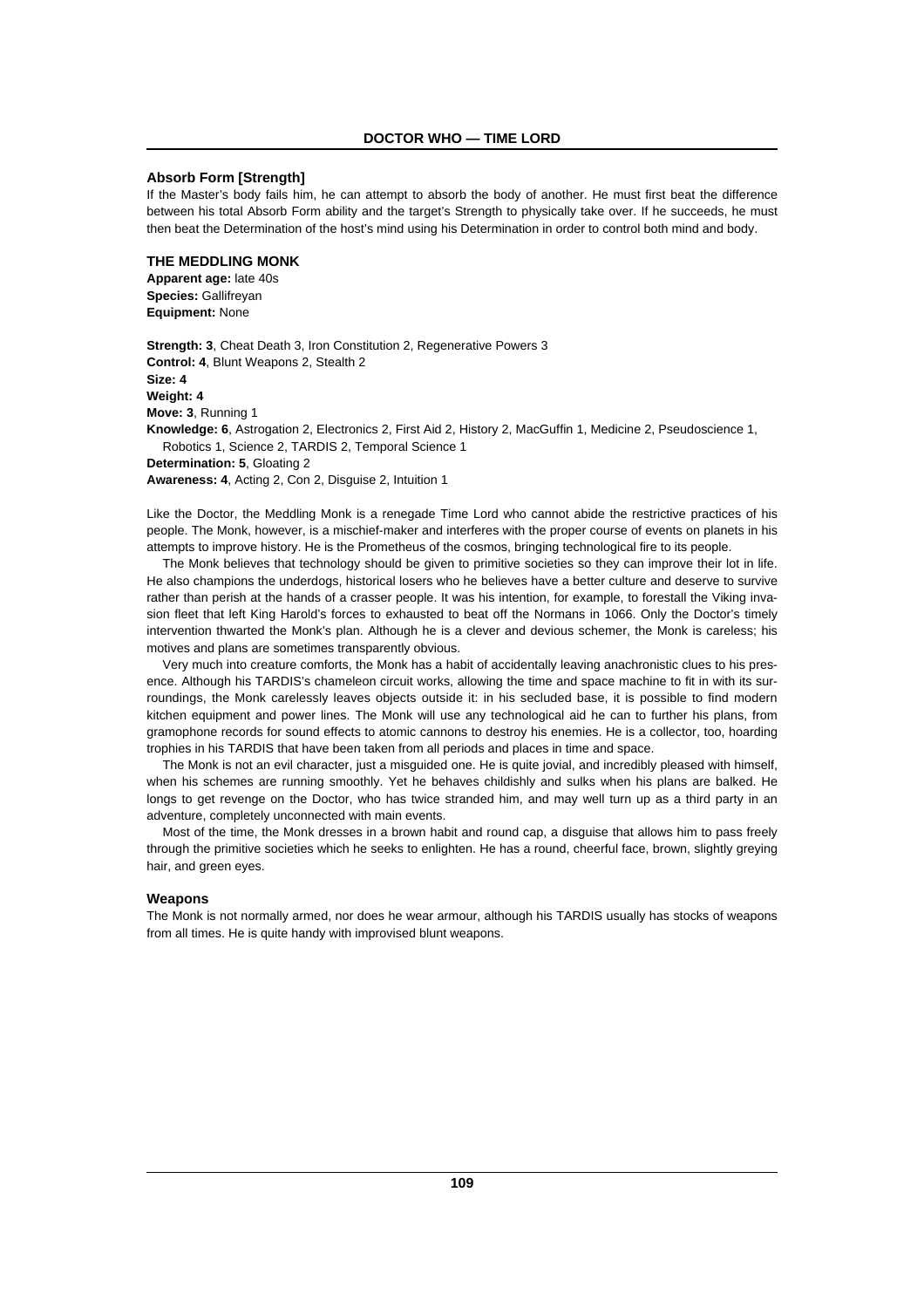### Absorb Form [Strength]

If the Master's body fails him, he can attempt to absorb the body of another. He must first beat the difference between his total Absorb Form ability and the target's Strength to physically take over. If he succeeds, he must then beat the Determination of the host's mind using his Determination in order to control both mind and body.

## THE MEDDLING MONK

**Apparent age:** late 40s
**Species:** Gallifreyan
**Equipment:** None

**Strength: 3**, Cheat Death 3, Iron Constitution 2, Regenerative Powers 3
**Control: 4**, Blunt Weapons 2, Stealth 2
**Size: 4**
**Weight: 4**
**Move: 3**, Running 1
**Knowledge: 6**, Astrogation 2, Electronics 2, First Aid 2, History 2, MacGuffin 1, Medicine 2, Pseudoscience 1, Robotics 1, Science 2, TARDIS 2, Temporal Science 1
**Determination: 5**, Gloating 2
**Awareness: 4**, Acting 2, Con 2, Disguise 2, Intuition 1

Like the Doctor, the Meddling Monk is a renegade Time Lord who cannot abide the restrictive practices of his people. The Monk, however, is a mischief-maker and interferes with the proper course of events on planets in his attempts to improve history. He is the Prometheus of the cosmos, bringing technological fire to its people.

The Monk believes that technology should be given to primitive societies so they can improve their lot in life. He also champions the underdogs, historical losers who he believes have a better culture and deserve to survive rather than perish at the hands of a crasser people. It was his intention, for example, to forestall the Viking invasion fleet that left King Harold's forces to exhausted to beat off the Normans in 1066. Only the Doctor's timely intervention thwarted the Monk's plan. Although he is a clever and devious schemer, the Monk is careless; his motives and plans are sometimes transparently obvious.

Very much into creature comforts, the Monk has a habit of accidentally leaving anachronistic clues to his presence. Although his TARDIS's chameleon circuit works, allowing the time and space machine to fit in with its surroundings, the Monk carelessly leaves objects outside it: in his secluded base, it is possible to find modern kitchen equipment and power lines. The Monk will use any technological aid he can to further his plans, from gramophone records for sound effects to atomic cannons to destroy his enemies. He is a collector, too, hoarding trophies in his TARDIS that have been taken from all periods and places in time and space.

The Monk is not an evil character, just a misguided one. He is quite jovial, and incredibly pleased with himself, when his schemes are running smoothly. Yet he behaves childishly and sulks when his plans are balked. He longs to get revenge on the Doctor, who has twice stranded him, and may well turn up as a third party in an adventure, completely unconnected with main events.

Most of the time, the Monk dresses in a brown habit and round cap, a disguise that allows him to pass freely through the primitive societies which he seeks to enlighten. He has a round, cheerful face, brown, slightly greying hair, and green eyes.

### Weapons

The Monk is not normally armed, nor does he wear armour, although his TARDIS usually has stocks of weapons from all times. He is quite handy with improvised blunt weapons.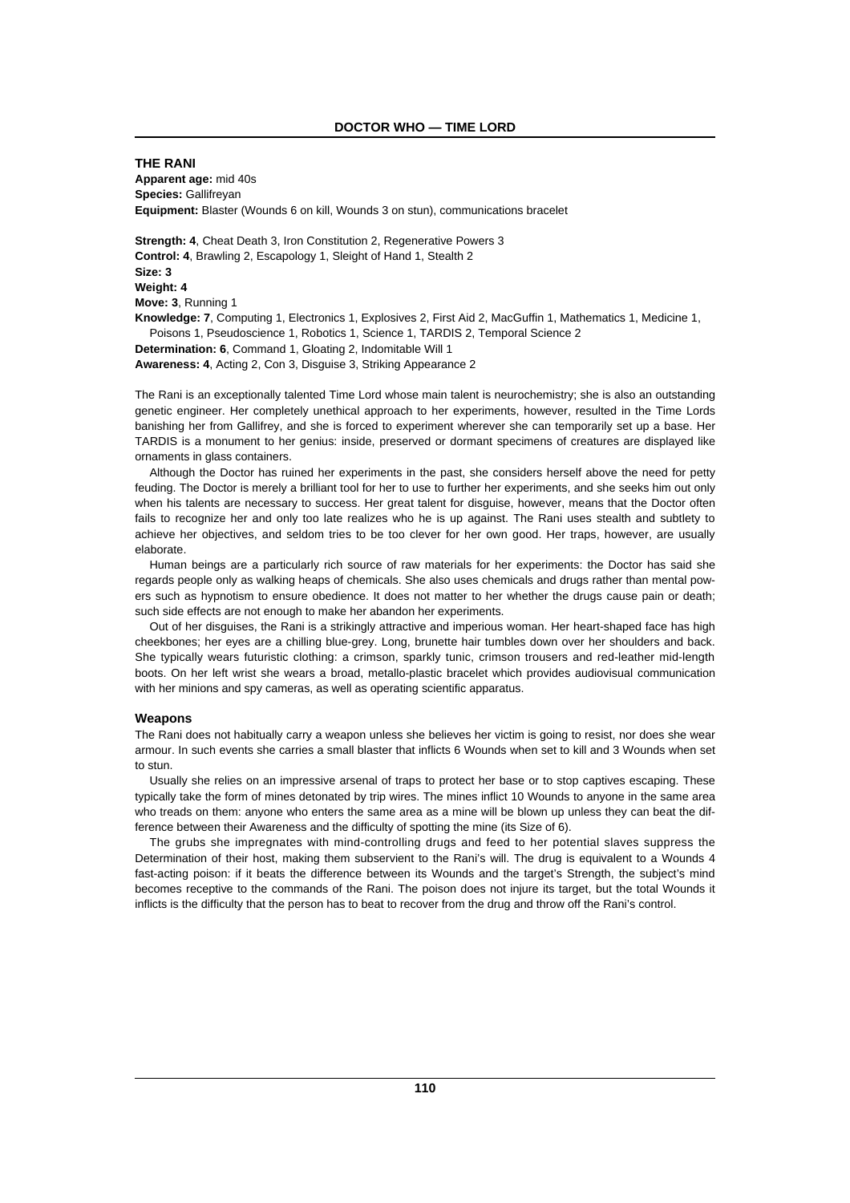## THE RANI

**Apparent age:** mid 40s
**Species:** Gallifreyan
**Equipment:** Blaster (Wounds 6 on kill, Wounds 3 on stun), communications bracelet

**Strength: 4**, Cheat Death 3, Iron Constitution 2, Regenerative Powers 3
**Control: 4**, Brawling 2, Escapology 1, Sleight of Hand 1, Stealth 2
**Size: 3**
**Weight: 4**
**Move: 3**, Running 1
**Knowledge: 7**, Computing 1, Electronics 1, Explosives 2, First Aid 2, MacGuffin 1, Mathematics 1, Medicine 1, Poisons 1, Pseudoscience 1, Robotics 1, Science 1, TARDIS 2, Temporal Science 2
**Determination: 6**, Command 1, Gloating 2, Indomitable Will 1
**Awareness: 4**, Acting 2, Con 3, Disguise 3, Striking Appearance 2

The Rani is an exceptionally talented Time Lord whose main talent is neurochemistry; she is also an outstanding genetic engineer. Her completely unethical approach to her experiments, however, resulted in the Time Lords banishing her from Gallifrey, and she is forced to experiment wherever she can temporarily set up a base. Her TARDIS is a monument to her genius: inside, preserved or dormant specimens of creatures are displayed like ornaments in glass containers.

Although the Doctor has ruined her experiments in the past, she considers herself above the need for petty feuding. The Doctor is merely a brilliant tool for her to use to further her experiments, and she seeks him out only when his talents are necessary to success. Her great talent for disguise, however, means that the Doctor often fails to recognize her and only too late realizes who he is up against. The Rani uses stealth and subtlety to achieve her objectives, and seldom tries to be too clever for her own good. Her traps, however, are usually elaborate.

Human beings are a particularly rich source of raw materials for her experiments: the Doctor has said she regards people only as walking heaps of chemicals. She also uses chemicals and drugs rather than mental powers such as hypnotism to ensure obedience. It does not matter to her whether the drugs cause pain or death; such side effects are not enough to make her abandon her experiments.

Out of her disguises, the Rani is a strikingly attractive and imperious woman. Her heart-shaped face has high cheekbones; her eyes are a chilling blue-grey. Long, brunette hair tumbles down over her shoulders and back. She typically wears futuristic clothing: a crimson, sparkly tunic, crimson trousers and red-leather mid-length boots. On her left wrist she wears a broad, metallo-plastic bracelet which provides audiovisual communication with her minions and spy cameras, as well as operating scientific apparatus.

### Weapons

The Rani does not habitually carry a weapon unless she believes her victim is going to resist, nor does she wear armour. In such events she carries a small blaster that inflicts 6 Wounds when set to kill and 3 Wounds when set to stun.

Usually she relies on an impressive arsenal of traps to protect her base or to stop captives escaping. These typically take the form of mines detonated by trip wires. The mines inflict 10 Wounds to anyone in the same area who treads on them: anyone who enters the same area as a mine will be blown up unless they can beat the difference between their Awareness and the difficulty of spotting the mine (its Size of 6).

The grubs she impregnates with mind-controlling drugs and feed to her potential slaves suppress the Determination of their host, making them subservient to the Rani's will. The drug is equivalent to a Wounds 4 fast-acting poison: if it beats the difference between its Wounds and the target's Strength, the subject's mind becomes receptive to the commands of the Rani. The poison does not injure its target, but the total Wounds it inflicts is the difficulty that the person has to beat to recover from the drug and throw off the Rani's control.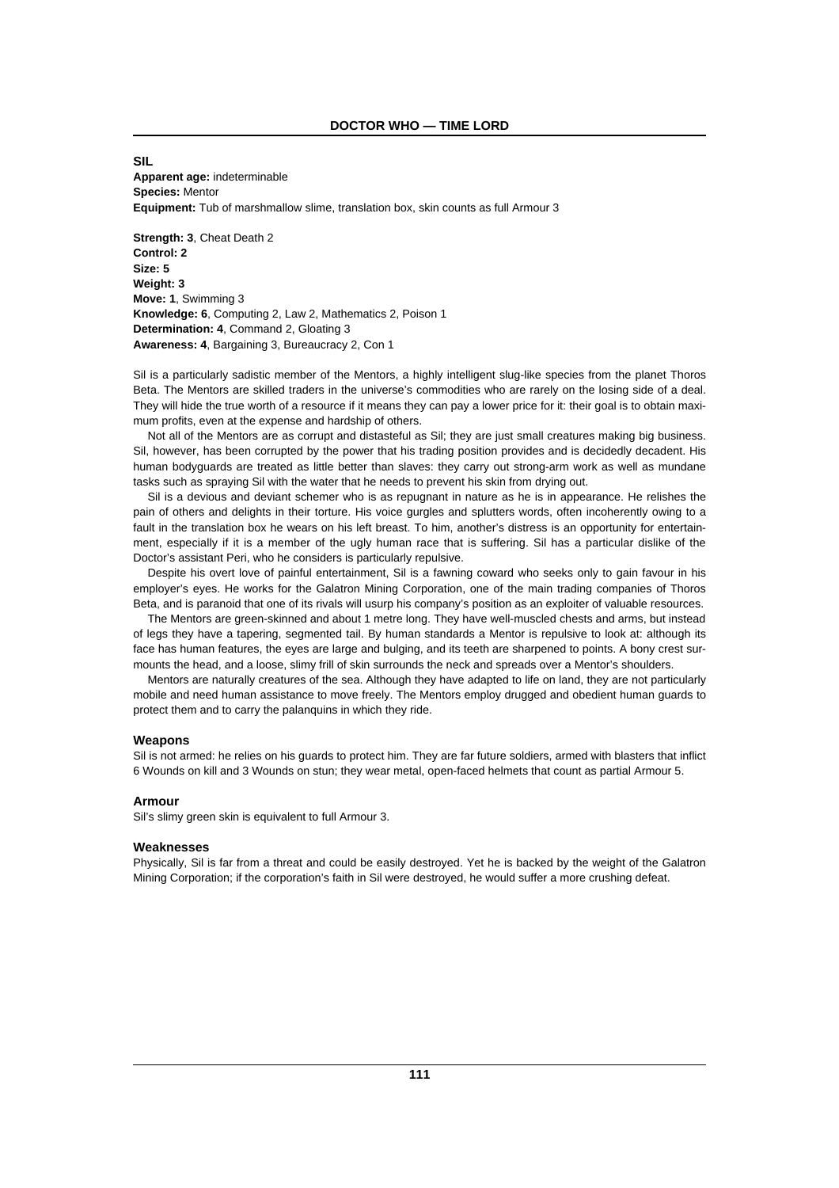## SIL

**Apparent age:** indeterminable
**Species:** Mentor
**Equipment:** Tub of marshmallow slime, translation box, skin counts as full Armour 3

**Strength: 3**, Cheat Death 2
**Control: 2**
**Size: 5**
**Weight: 3**
**Move: 1**, Swimming 3
**Knowledge: 6**, Computing 2, Law 2, Mathematics 2, Poison 1
**Determination: 4**, Command 2, Gloating 3
**Awareness: 4**, Bargaining 3, Bureaucracy 2, Con 1

Sil is a particularly sadistic member of the Mentors, a highly intelligent slug-like species from the planet Thoros Beta. The Mentors are skilled traders in the universe's commodities who are rarely on the losing side of a deal. They will hide the true worth of a resource if it means they can pay a lower price for it: their goal is to obtain maximum profits, even at the expense and hardship of others.

Not all of the Mentors are as corrupt and distasteful as Sil; they are just small creatures making big business. Sil, however, has been corrupted by the power that his trading position provides and is decidedly decadent. His human bodyguards are treated as little better than slaves: they carry out strong-arm work as well as mundane tasks such as spraying Sil with the water that he needs to prevent his skin from drying out.

Sil is a devious and deviant schemer who is as repugnant in nature as he is in appearance. He relishes the pain of others and delights in their torture. His voice gurgles and splutters words, often incoherently owing to a fault in the translation box he wears on his left breast. To him, another's distress is an opportunity for entertainment, especially if it is a member of the ugly human race that is suffering. Sil has a particular dislike of the Doctor's assistant Peri, who he considers is particularly repulsive.

Despite his overt love of painful entertainment, Sil is a fawning coward who seeks only to gain favour in his employer's eyes. He works for the Galatron Mining Corporation, one of the main trading companies of Thoros Beta, and is paranoid that one of its rivals will usurp his company's position as an exploiter of valuable resources.

The Mentors are green-skinned and about 1 metre long. They have well-muscled chests and arms, but instead of legs they have a tapering, segmented tail. By human standards a Mentor is repulsive to look at: although its face has human features, the eyes are large and bulging, and its teeth are sharpened to points. A bony crest surmounts the head, and a loose, slimy frill of skin surrounds the neck and spreads over a Mentor's shoulders.

Mentors are naturally creatures of the sea. Although they have adapted to life on land, they are not particularly mobile and need human assistance to move freely. The Mentors employ drugged and obedient human guards to protect them and to carry the palanquins in which they ride.

### Weapons

Sil is not armed: he relies on his guards to protect him. They are far future soldiers, armed with blasters that inflict 6 Wounds on kill and 3 Wounds on stun; they wear metal, open-faced helmets that count as partial Armour 5.

### Armour

Sil's slimy green skin is equivalent to full Armour 3.

### Weaknesses

Physically, Sil is far from a threat and could be easily destroyed. Yet he is backed by the weight of the Galatron Mining Corporation; if the corporation's faith in Sil were destroyed, he would suffer a more crushing defeat.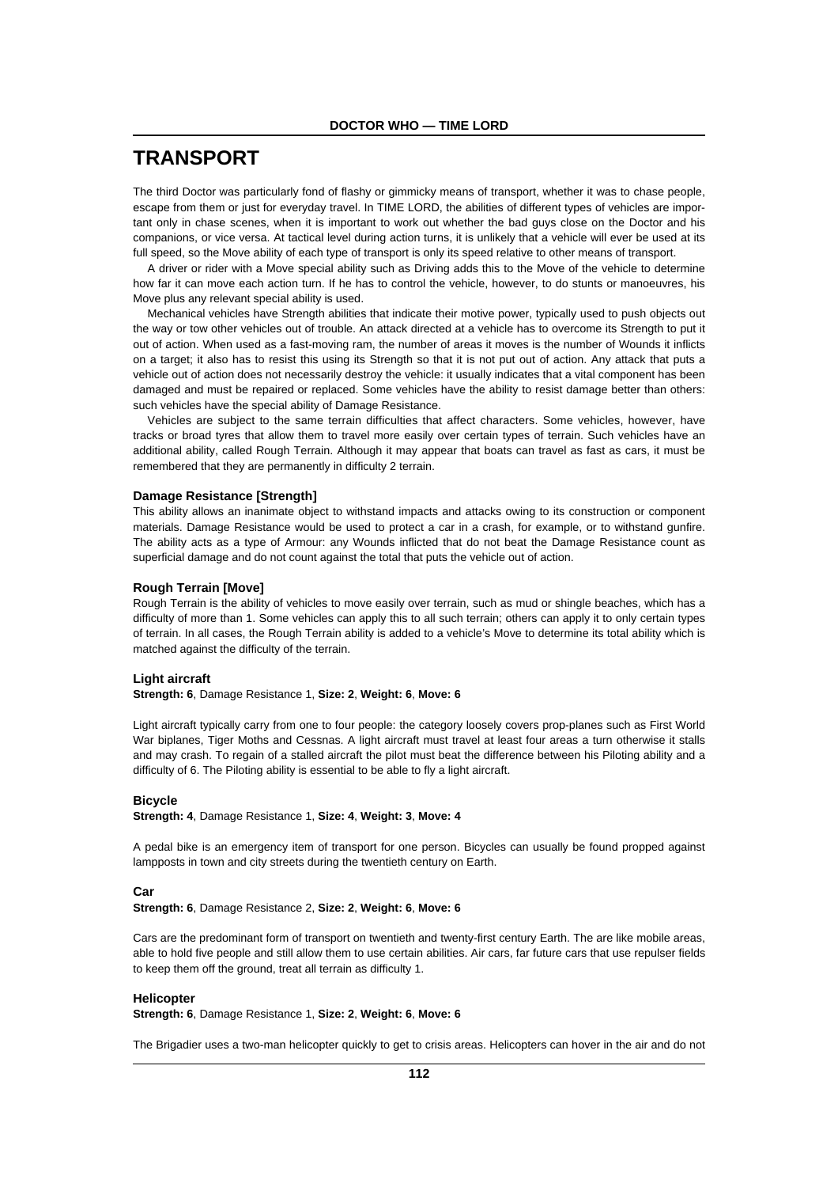# TRANSPORT

The third Doctor was particularly fond of flashy or gimmicky means of transport, whether it was to chase people, escape from them or just for everyday travel. In TIME LORD, the abilities of different types of vehicles are important only in chase scenes, when it is important to work out whether the bad guys close on the Doctor and his companions, or vice versa. At tactical level during action turns, it is unlikely that a vehicle will ever be used at its full speed, so the Move ability of each type of transport is only its speed relative to other means of transport.

A driver or rider with a Move special ability such as Driving adds this to the Move of the vehicle to determine how far it can move each action turn. If he has to control the vehicle, however, to do stunts or manoeuvres, his Move plus any relevant special ability is used.

Mechanical vehicles have Strength abilities that indicate their motive power, typically used to push objects out the way or tow other vehicles out of trouble. An attack directed at a vehicle has to overcome its Strength to put it out of action. When used as a fast-moving ram, the number of areas it moves is the number of Wounds it inflicts on a target; it also has to resist this using its Strength so that it is not put out of action. Any attack that puts a vehicle out of action does not necessarily destroy the vehicle: it usually indicates that a vital component has been damaged and must be repaired or replaced. Some vehicles have the ability to resist damage better than others: such vehicles have the special ability of Damage Resistance.

Vehicles are subject to the same terrain difficulties that affect characters. Some vehicles, however, have tracks or broad tyres that allow them to travel more easily over certain types of terrain. Such vehicles have an additional ability, called Rough Terrain. Although it may appear that boats can travel as fast as cars, it must be remembered that they are permanently in difficulty 2 terrain.

### Damage Resistance [Strength]

This ability allows an inanimate object to withstand impacts and attacks owing to its construction or component materials. Damage Resistance would be used to protect a car in a crash, for example, or to withstand gunfire. The ability acts as a type of Armour: any Wounds inflicted that do not beat the Damage Resistance count as superficial damage and do not count against the total that puts the vehicle out of action.

### Rough Terrain [Move]

Rough Terrain is the ability of vehicles to move easily over terrain, such as mud or shingle beaches, which has a difficulty of more than 1. Some vehicles can apply this to all such terrain; others can apply it to only certain types of terrain. In all cases, the Rough Terrain ability is added to a vehicle's Move to determine its total ability which is matched against the difficulty of the terrain.

### Light aircraft

**Strength: 6**, Damage Resistance 1, **Size: 2**, **Weight: 6**, **Move: 6**

Light aircraft typically carry from one to four people: the category loosely covers prop-planes such as First World War biplanes, Tiger Moths and Cessnas. A light aircraft must travel at least four areas a turn otherwise it stalls and may crash. To regain of a stalled aircraft the pilot must beat the difference between his Piloting ability and a difficulty of 6. The Piloting ability is essential to be able to fly a light aircraft.

### Bicycle

**Strength: 4**, Damage Resistance 1, **Size: 4**, **Weight: 3**, **Move: 4**

A pedal bike is an emergency item of transport for one person. Bicycles can usually be found propped against lampposts in town and city streets during the twentieth century on Earth.

### Car

**Strength: 6**, Damage Resistance 2, **Size: 2**, **Weight: 6**, **Move: 6**

Cars are the predominant form of transport on twentieth and twenty-first century Earth. The are like mobile areas, able to hold five people and still allow them to use certain abilities. Air cars, far future cars that use repulser fields to keep them off the ground, treat all terrain as difficulty 1.

### Helicopter

**Strength: 6**, Damage Resistance 1, **Size: 2**, **Weight: 6**, **Move: 6**

The Brigadier uses a two-man helicopter quickly to get to crisis areas. Helicopters can hover in the air and do not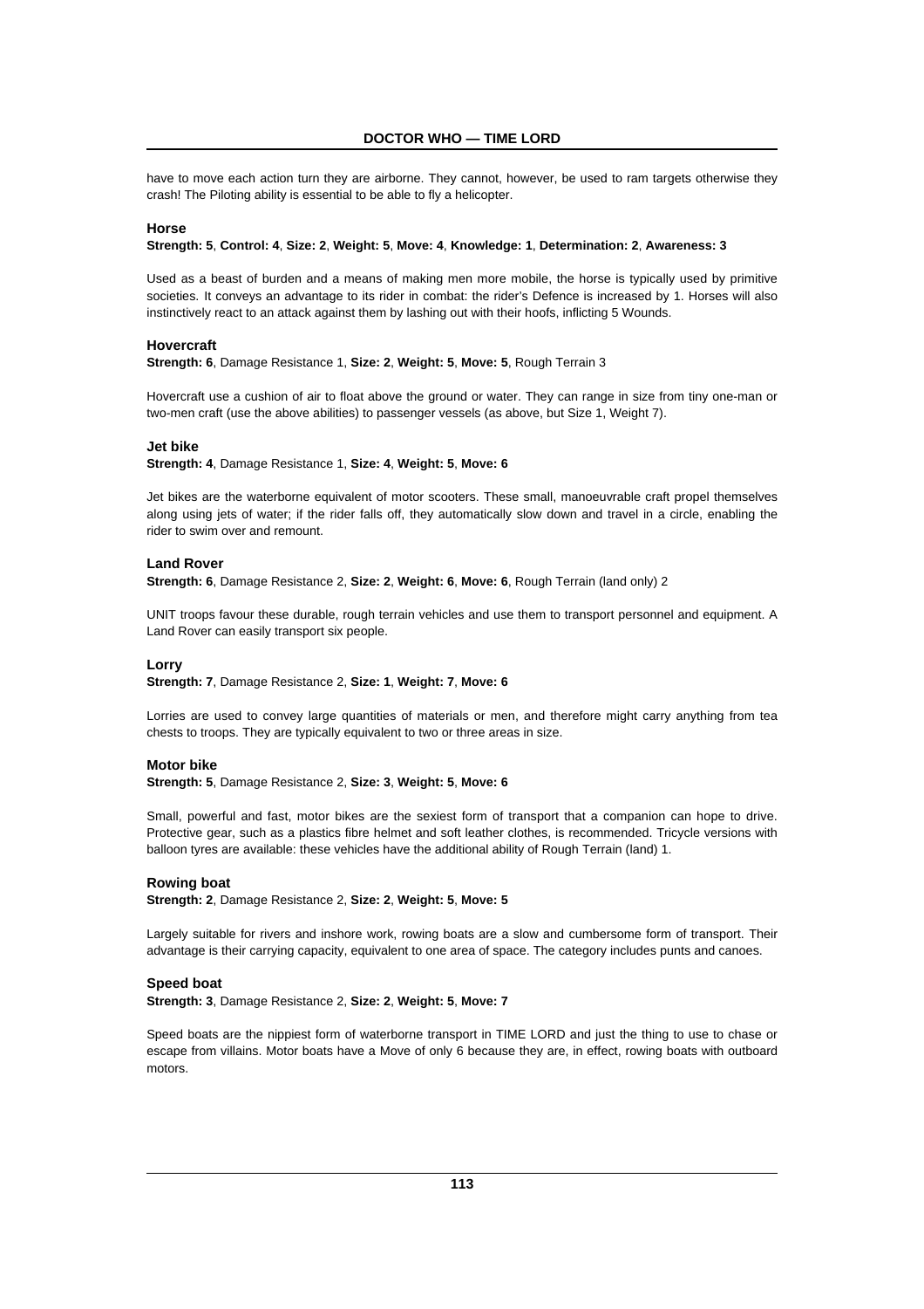have to move each action turn they are airborne. They cannot, however, be used to ram targets otherwise they crash! The Piloting ability is essential to be able to fly a helicopter.

### Horse

**Strength: 5**, **Control: 4**, **Size: 2**, **Weight: 5**, **Move: 4**, **Knowledge: 1**, **Determination: 2**, **Awareness: 3**

Used as a beast of burden and a means of making men more mobile, the horse is typically used by primitive societies. It conveys an advantage to its rider in combat: the rider's Defence is increased by 1. Horses will also instinctively react to an attack against them by lashing out with their hoofs, inflicting 5 Wounds.

### Hovercraft

**Strength: 6**, Damage Resistance 1, **Size: 2**, **Weight: 5**, **Move: 5**, Rough Terrain 3

Hovercraft use a cushion of air to float above the ground or water. They can range in size from tiny one-man or two-men craft (use the above abilities) to passenger vessels (as above, but Size 1, Weight 7).

### Jet bike

**Strength: 4**, Damage Resistance 1, **Size: 4**, **Weight: 5**, **Move: 6**

Jet bikes are the waterborne equivalent of motor scooters. These small, manoeuvrable craft propel themselves along using jets of water; if the rider falls off, they automatically slow down and travel in a circle, enabling the rider to swim over and remount.

### Land Rover

**Strength: 6**, Damage Resistance 2, **Size: 2**, **Weight: 6**, **Move: 6**, Rough Terrain (land only) 2

UNIT troops favour these durable, rough terrain vehicles and use them to transport personnel and equipment. A Land Rover can easily transport six people.

### Lorry

**Strength: 7**, Damage Resistance 2, **Size: 1**, **Weight: 7**, **Move: 6**

Lorries are used to convey large quantities of materials or men, and therefore might carry anything from tea chests to troops. They are typically equivalent to two or three areas in size.

### Motor bike

**Strength: 5**, Damage Resistance 2, **Size: 3**, **Weight: 5**, **Move: 6**

Small, powerful and fast, motor bikes are the sexiest form of transport that a companion can hope to drive. Protective gear, such as a plastics fibre helmet and soft leather clothes, is recommended. Tricycle versions with balloon tyres are available: these vehicles have the additional ability of Rough Terrain (land) 1.

### Rowing boat

**Strength: 2**, Damage Resistance 2, **Size: 2**, **Weight: 5**, **Move: 5**

Largely suitable for rivers and inshore work, rowing boats are a slow and cumbersome form of transport. Their advantage is their carrying capacity, equivalent to one area of space. The category includes punts and canoes.

### Speed boat

**Strength: 3**, Damage Resistance 2, **Size: 2**, **Weight: 5**, **Move: 7**

Speed boats are the nippiest form of waterborne transport in TIME LORD and just the thing to use to chase or escape from villains. Motor boats have a Move of only 6 because they are, in effect, rowing boats with outboard motors.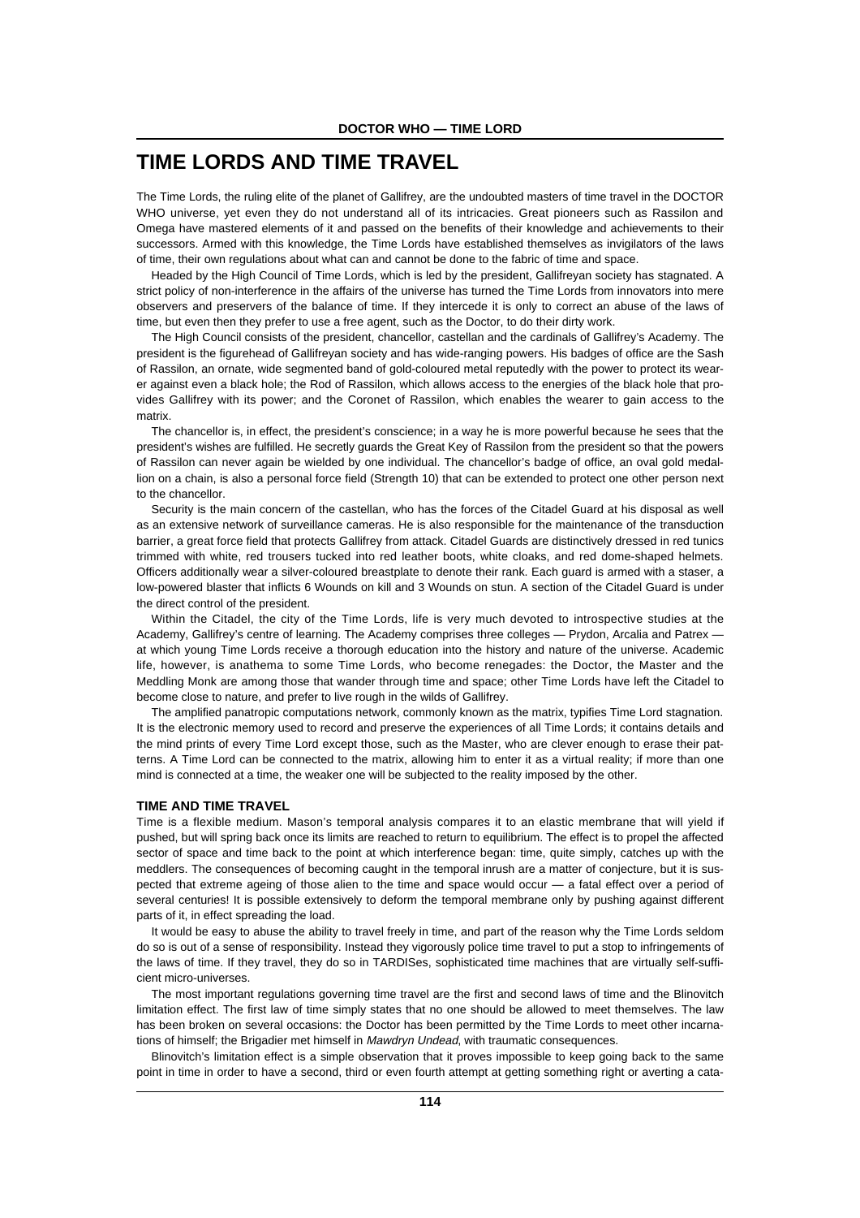# TIME LORDS AND TIME TRAVEL

The Time Lords, the ruling elite of the planet of Gallifrey, are the undoubted masters of time travel in the DOCTOR WHO universe, yet even they do not understand all of its intricacies. Great pioneers such as Rassilon and Omega have mastered elements of it and passed on the benefits of their knowledge and achievements to their successors. Armed with this knowledge, the Time Lords have established themselves as invigilators of the laws of time, their own regulations about what can and cannot be done to the fabric of time and space.

Headed by the High Council of Time Lords, which is led by the president, Gallifreyan society has stagnated. A strict policy of non-interference in the affairs of the universe has turned the Time Lords from innovators into mere observers and preservers of the balance of time. If they intercede it is only to correct an abuse of the laws of time, but even then they prefer to use a free agent, such as the Doctor, to do their dirty work.

The High Council consists of the president, chancellor, castellan and the cardinals of Gallifrey's Academy. The president is the figurehead of Gallifreyan society and has wide-ranging powers. His badges of office are the Sash of Rassilon, an ornate, wide segmented band of gold-coloured metal reputedly with the power to protect its wearer against even a black hole; the Rod of Rassilon, which allows access to the energies of the black hole that provides Gallifrey with its power; and the Coronet of Rassilon, which enables the wearer to gain access to the matrix.

The chancellor is, in effect, the president's conscience; in a way he is more powerful because he sees that the president's wishes are fulfilled. He secretly guards the Great Key of Rassilon from the president so that the powers of Rassilon can never again be wielded by one individual. The chancellor's badge of office, an oval gold medallion on a chain, is also a personal force field (Strength 10) that can be extended to protect one other person next to the chancellor.

Security is the main concern of the castellan, who has the forces of the Citadel Guard at his disposal as well as an extensive network of surveillance cameras. He is also responsible for the maintenance of the transduction barrier, a great force field that protects Gallifrey from attack. Citadel Guards are distinctively dressed in red tunics trimmed with white, red trousers tucked into red leather boots, white cloaks, and red dome-shaped helmets. Officers additionally wear a silver-coloured breastplate to denote their rank. Each guard is armed with a staser, a low-powered blaster that inflicts 6 Wounds on kill and 3 Wounds on stun. A section of the Citadel Guard is under the direct control of the president.

Within the Citadel, the city of the Time Lords, life is very much devoted to introspective studies at the Academy, Gallifrey's centre of learning. The Academy comprises three colleges — Prydon, Arcalia and Patrex — at which young Time Lords receive a thorough education into the history and nature of the universe. Academic life, however, is anathema to some Time Lords, who become renegades: the Doctor, the Master and the Meddling Monk are among those that wander through time and space; other Time Lords have left the Citadel to become close to nature, and prefer to live rough in the wilds of Gallifrey.

The amplified panatropic computations network, commonly known as the matrix, typifies Time Lord stagnation. It is the electronic memory used to record and preserve the experiences of all Time Lords; it contains details and the mind prints of every Time Lord except those, such as the Master, who are clever enough to erase their patterns. A Time Lord can be connected to the matrix, allowing him to enter it as a virtual reality; if more than one mind is connected at a time, the weaker one will be subjected to the reality imposed by the other.

### TIME AND TIME TRAVEL

Time is a flexible medium. Mason's temporal analysis compares it to an elastic membrane that will yield if pushed, but will spring back once its limits are reached to return to equilibrium. The effect is to propel the affected sector of space and time back to the point at which interference began: time, quite simply, catches up with the meddlers. The consequences of becoming caught in the temporal inrush are a matter of conjecture, but it is suspected that extreme ageing of those alien to the time and space would occur — a fatal effect over a period of several centuries! It is possible extensively to deform the temporal membrane only by pushing against different parts of it, in effect spreading the load.

It would be easy to abuse the ability to travel freely in time, and part of the reason why the Time Lords seldom do so is out of a sense of responsibility. Instead they vigorously police time travel to put a stop to infringements of the laws of time. If they travel, they do so in TARDISes, sophisticated time machines that are virtually self-sufficient micro-universes.

The most important regulations governing time travel are the first and second laws of time and the Blinovitch limitation effect. The first law of time simply states that no one should be allowed to meet themselves. The law has been broken on several occasions: the Doctor has been permitted by the Time Lords to meet other incarnations of himself; the Brigadier met himself in *Mawdryn Undead*, with traumatic consequences.

Blinovitch's limitation effect is a simple observation that it proves impossible to keep going back to the same point in time in order to have a second, third or even fourth attempt at getting something right or averting a cata-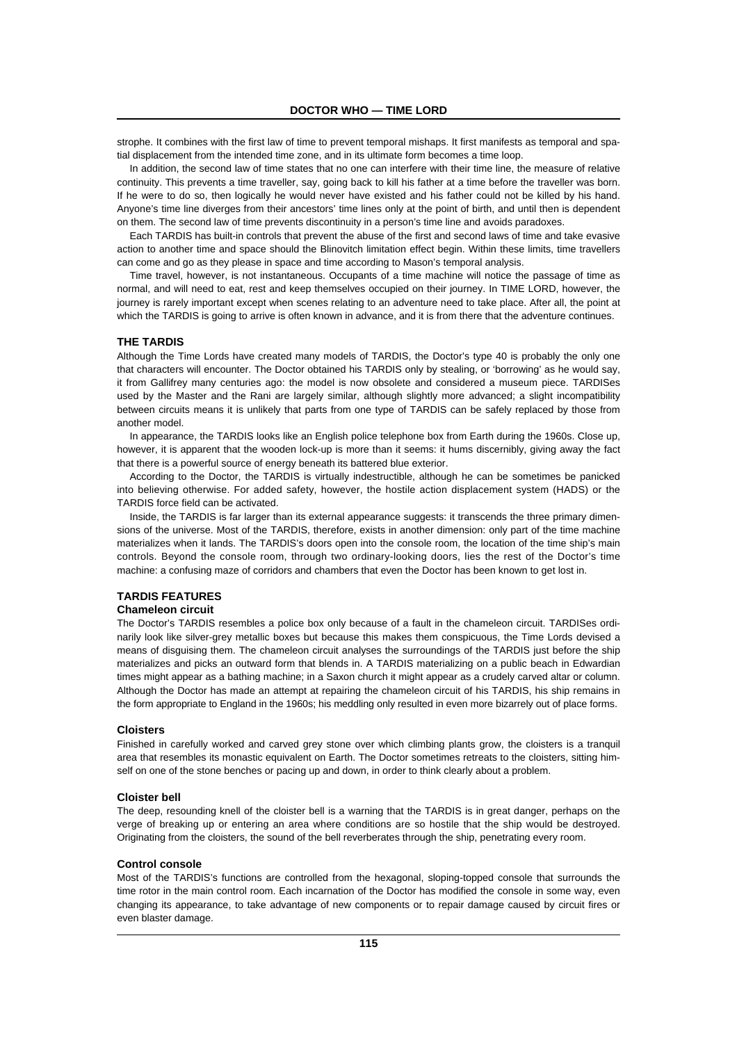strophe. It combines with the first law of time to prevent temporal mishaps. It first manifests as temporal and spatial displacement from the intended time zone, and in its ultimate form becomes a time loop.

In addition, the second law of time states that no one can interfere with their time line, the measure of relative continuity. This prevents a time traveller, say, going back to kill his father at a time before the traveller was born. If he were to do so, then logically he would never have existed and his father could not be killed by his hand. Anyone's time line diverges from their ancestors' time lines only at the point of birth, and until then is dependent on them. The second law of time prevents discontinuity in a person's time line and avoids paradoxes.

Each TARDIS has built-in controls that prevent the abuse of the first and second laws of time and take evasive action to another time and space should the Blinovitch limitation effect begin. Within these limits, time travellers can come and go as they please in space and time according to Mason's temporal analysis.

Time travel, however, is not instantaneous. Occupants of a time machine will notice the passage of time as normal, and will need to eat, rest and keep themselves occupied on their journey. In TIME LORD, however, the journey is rarely important except when scenes relating to an adventure need to take place. After all, the point at which the TARDIS is going to arrive is often known in advance, and it is from there that the adventure continues.

## THE TARDIS

Although the Time Lords have created many models of TARDIS, the Doctor's type 40 is probably the only one that characters will encounter. The Doctor obtained his TARDIS only by stealing, or 'borrowing' as he would say, it from Gallifrey many centuries ago: the model is now obsolete and considered a museum piece. TARDISes used by the Master and the Rani are largely similar, although slightly more advanced; a slight incompatibility between circuits means it is unlikely that parts from one type of TARDIS can be safely replaced by those from another model.

In appearance, the TARDIS looks like an English police telephone box from Earth during the 1960s. Close up, however, it is apparent that the wooden lock-up is more than it seems: it hums discernibly, giving away the fact that there is a powerful source of energy beneath its battered blue exterior.

According to the Doctor, the TARDIS is virtually indestructible, although he can be sometimes be panicked into believing otherwise. For added safety, however, the hostile action displacement system (HADS) or the TARDIS force field can be activated.

Inside, the TARDIS is far larger than its external appearance suggests: it transcends the three primary dimensions of the universe. Most of the TARDIS, therefore, exists in another dimension: only part of the time machine materializes when it lands. The TARDIS's doors open into the console room, the location of the time ship's main controls. Beyond the console room, through two ordinary-looking doors, lies the rest of the Doctor's time machine: a confusing maze of corridors and chambers that even the Doctor has been known to get lost in.

## TARDIS FEATURES

### Chameleon circuit

The Doctor's TARDIS resembles a police box only because of a fault in the chameleon circuit. TARDISes ordinarily look like silver-grey metallic boxes but because this makes them conspicuous, the Time Lords devised a means of disguising them. The chameleon circuit analyses the surroundings of the TARDIS just before the ship materializes and picks an outward form that blends in. A TARDIS materializing on a public beach in Edwardian times might appear as a bathing machine; in a Saxon church it might appear as a crudely carved altar or column. Although the Doctor has made an attempt at repairing the chameleon circuit of his TARDIS, his ship remains in the form appropriate to England in the 1960s; his meddling only resulted in even more bizarrely out of place forms.

### Cloisters

Finished in carefully worked and carved grey stone over which climbing plants grow, the cloisters is a tranquil area that resembles its monastic equivalent on Earth. The Doctor sometimes retreats to the cloisters, sitting himself on one of the stone benches or pacing up and down, in order to think clearly about a problem.

### Cloister bell

The deep, resounding knell of the cloister bell is a warning that the TARDIS is in great danger, perhaps on the verge of breaking up or entering an area where conditions are so hostile that the ship would be destroyed. Originating from the cloisters, the sound of the bell reverberates through the ship, penetrating every room.

### Control console

Most of the TARDIS's functions are controlled from the hexagonal, sloping-topped console that surrounds the time rotor in the main control room. Each incarnation of the Doctor has modified the console in some way, even changing its appearance, to take advantage of new components or to repair damage caused by circuit fires or even blaster damage.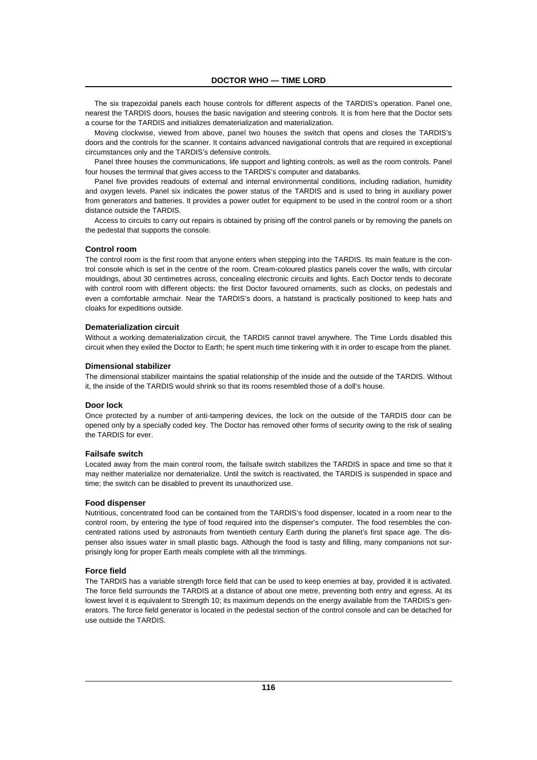The six trapezoidal panels each house controls for different aspects of the TARDIS's operation. Panel one, nearest the TARDIS doors, houses the basic navigation and steering controls. It is from here that the Doctor sets a course for the TARDIS and initializes dematerialization and materialization.

Moving clockwise, viewed from above, panel two houses the switch that opens and closes the TARDIS's doors and the controls for the scanner. It contains advanced navigational controls that are required in exceptional circumstances only and the TARDIS's defensive controls.

Panel three houses the communications, life support and lighting controls, as well as the room controls. Panel four houses the terminal that gives access to the TARDIS's computer and databanks.

Panel five provides readouts of external and internal environmental conditions, including radiation, humidity and oxygen levels. Panel six indicates the power status of the TARDIS and is used to bring in auxiliary power from generators and batteries. It provides a power outlet for equipment to be used in the control room or a short distance outside the TARDIS.

Access to circuits to carry out repairs is obtained by prising off the control panels or by removing the panels on the pedestal that supports the console.

#### Control room

The control room is the first room that anyone enters when stepping into the TARDIS. Its main feature is the control console which is set in the centre of the room. Cream-coloured plastics panels cover the walls, with circular mouldings, about 30 centimetres across, concealing electronic circuits and lights. Each Doctor tends to decorate with control room with different objects: the first Doctor favoured ornaments, such as clocks, on pedestals and even a comfortable armchair. Near the TARDIS's doors, a hatstand is practically positioned to keep hats and cloaks for expeditions outside.

#### Dematerialization circuit

Without a working dematerialization circuit, the TARDIS cannot travel anywhere. The Time Lords disabled this circuit when they exiled the Doctor to Earth; he spent much time tinkering with it in order to escape from the planet.

#### Dimensional stabilizer

The dimensional stabilizer maintains the spatial relationship of the inside and the outside of the TARDIS. Without it, the inside of the TARDIS would shrink so that its rooms resembled those of a doll's house.

#### Door lock

Once protected by a number of anti-tampering devices, the lock on the outside of the TARDIS door can be opened only by a specially coded key. The Doctor has removed other forms of security owing to the risk of sealing the TARDIS for ever.

#### Failsafe switch

Located away from the main control room, the failsafe switch stabilizes the TARDIS in space and time so that it may neither materialize nor dematerialize. Until the switch is reactivated, the TARDIS is suspended in space and time; the switch can be disabled to prevent its unauthorized use.

#### Food dispenser

Nutritious, concentrated food can be contained from the TARDIS's food dispenser, located in a room near to the control room, by entering the type of food required into the dispenser's computer. The food resembles the concentrated rations used by astronauts from twentieth century Earth during the planet's first space age. The dispenser also issues water in small plastic bags. Although the food is tasty and filling, many companions not surprisingly long for proper Earth meals complete with all the trimmings.

#### Force field

The TARDIS has a variable strength force field that can be used to keep enemies at bay, provided it is activated. The force field surrounds the TARDIS at a distance of about one metre, preventing both entry and egress. At its lowest level it is equivalent to Strength 10; its maximum depends on the energy available from the TARDIS's generators. The force field generator is located in the pedestal section of the control console and can be detached for use outside the TARDIS.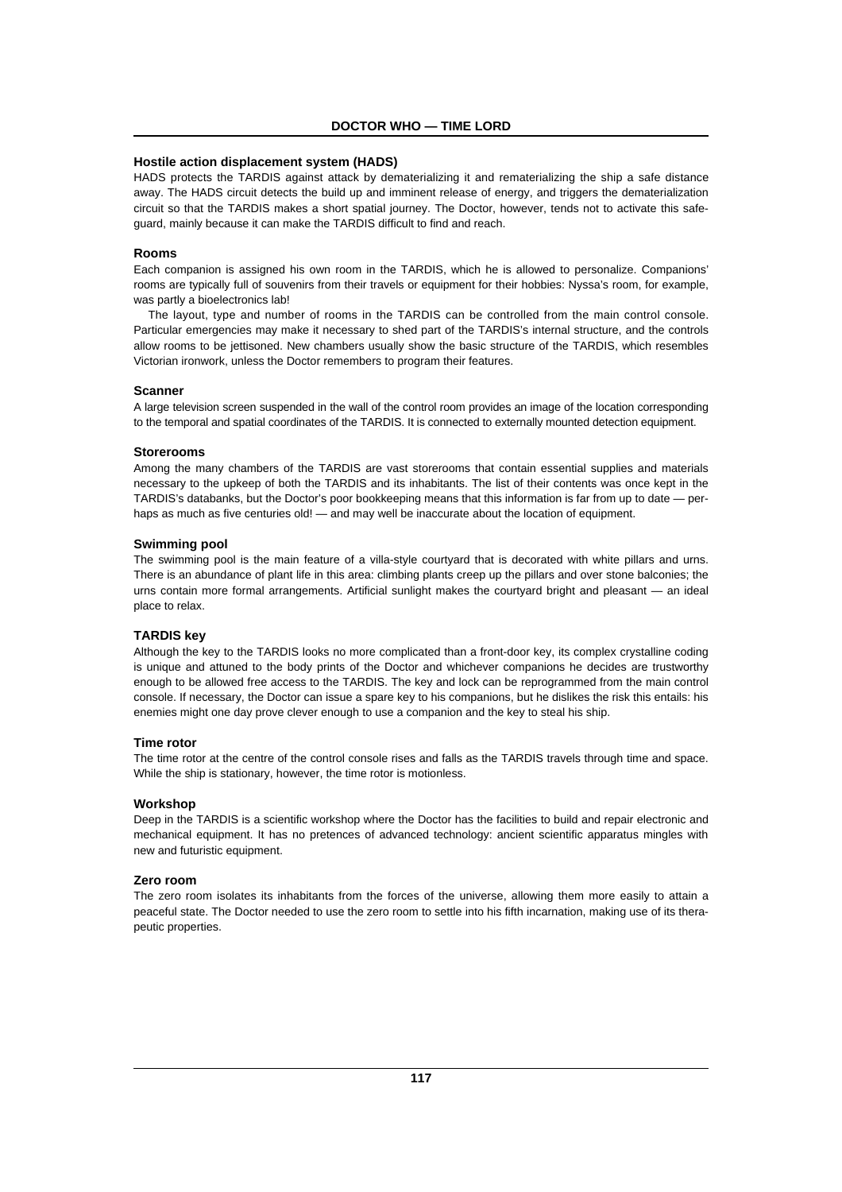### Hostile action displacement system (HADS)

HADS protects the TARDIS against attack by dematerializing it and rematerializing the ship a safe distance away. The HADS circuit detects the build up and imminent release of energy, and triggers the dematerialization circuit so that the TARDIS makes a short spatial journey. The Doctor, however, tends not to activate this safeguard, mainly because it can make the TARDIS difficult to find and reach.

### Rooms

Each companion is assigned his own room in the TARDIS, which he is allowed to personalize. Companions' rooms are typically full of souvenirs from their travels or equipment for their hobbies: Nyssa's room, for example, was partly a bioelectronics lab!

The layout, type and number of rooms in the TARDIS can be controlled from the main control console. Particular emergencies may make it necessary to shed part of the TARDIS's internal structure, and the controls allow rooms to be jettisoned. New chambers usually show the basic structure of the TARDIS, which resembles Victorian ironwork, unless the Doctor remembers to program their features.

### Scanner

A large television screen suspended in the wall of the control room provides an image of the location corresponding to the temporal and spatial coordinates of the TARDIS. It is connected to externally mounted detection equipment.

### Storerooms

Among the many chambers of the TARDIS are vast storerooms that contain essential supplies and materials necessary to the upkeep of both the TARDIS and its inhabitants. The list of their contents was once kept in the TARDIS's databanks, but the Doctor's poor bookkeeping means that this information is far from up to date — perhaps as much as five centuries old! — and may well be inaccurate about the location of equipment.

### Swimming pool

The swimming pool is the main feature of a villa-style courtyard that is decorated with white pillars and urns. There is an abundance of plant life in this area: climbing plants creep up the pillars and over stone balconies; the urns contain more formal arrangements. Artificial sunlight makes the courtyard bright and pleasant — an ideal place to relax.

### TARDIS key

Although the key to the TARDIS looks no more complicated than a front-door key, its complex crystalline coding is unique and attuned to the body prints of the Doctor and whichever companions he decides are trustworthy enough to be allowed free access to the TARDIS. The key and lock can be reprogrammed from the main control console. If necessary, the Doctor can issue a spare key to his companions, but he dislikes the risk this entails: his enemies might one day prove clever enough to use a companion and the key to steal his ship.

### Time rotor

The time rotor at the centre of the control console rises and falls as the TARDIS travels through time and space. While the ship is stationary, however, the time rotor is motionless.

### Workshop

Deep in the TARDIS is a scientific workshop where the Doctor has the facilities to build and repair electronic and mechanical equipment. It has no pretences of advanced technology: ancient scientific apparatus mingles with new and futuristic equipment.

### Zero room

The zero room isolates its inhabitants from the forces of the universe, allowing them more easily to attain a peaceful state. The Doctor needed to use the zero room to settle into his fifth incarnation, making use of its therapeutic properties.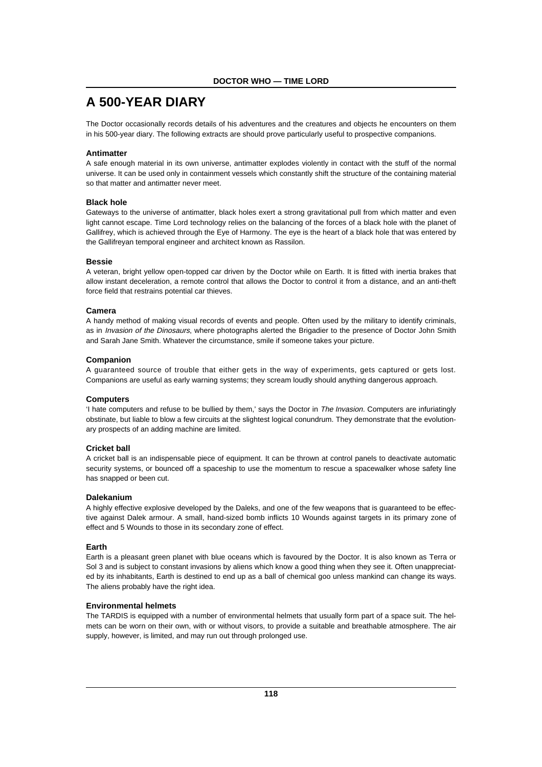# A 500-YEAR DIARY

The Doctor occasionally records details of his adventures and the creatures and objects he encounters on them in his 500-year diary. The following extracts are should prove particularly useful to prospective companions.

### Antimatter

A safe enough material in its own universe, antimatter explodes violently in contact with the stuff of the normal universe. It can be used only in containment vessels which constantly shift the structure of the containing material so that matter and antimatter never meet.

### Black hole

Gateways to the universe of antimatter, black holes exert a strong gravitational pull from which matter and even light cannot escape. Time Lord technology relies on the balancing of the forces of a black hole with the planet of Gallifrey, which is achieved through the Eye of Harmony. The eye is the heart of a black hole that was entered by the Gallifreyan temporal engineer and architect known as Rassilon.

### Bessie

A veteran, bright yellow open-topped car driven by the Doctor while on Earth. It is fitted with inertia brakes that allow instant deceleration, a remote control that allows the Doctor to control it from a distance, and an anti-theft force field that restrains potential car thieves.

### Camera

A handy method of making visual records of events and people. Often used by the military to identify criminals, as in *Invasion of the Dinosaurs*, where photographs alerted the Brigadier to the presence of Doctor John Smith and Sarah Jane Smith. Whatever the circumstance, smile if someone takes your picture.

### Companion

A guaranteed source of trouble that either gets in the way of experiments, gets captured or gets lost. Companions are useful as early warning systems; they scream loudly should anything dangerous approach.

### Computers

'I hate computers and refuse to be bullied by them,' says the Doctor in *The Invasion*. Computers are infuriatingly obstinate, but liable to blow a few circuits at the slightest logical conundrum. They demonstrate that the evolutionary prospects of an adding machine are limited.

### Cricket ball

A cricket ball is an indispensable piece of equipment. It can be thrown at control panels to deactivate automatic security systems, or bounced off a spaceship to use the momentum to rescue a spacewalker whose safety line has snapped or been cut.

### Dalekanium

A highly effective explosive developed by the Daleks, and one of the few weapons that is guaranteed to be effective against Dalek armour. A small, hand-sized bomb inflicts 10 Wounds against targets in its primary zone of effect and 5 Wounds to those in its secondary zone of effect.

### Earth

Earth is a pleasant green planet with blue oceans which is favoured by the Doctor. It is also known as Terra or Sol 3 and is subject to constant invasions by aliens which know a good thing when they see it. Often unappreciated by its inhabitants, Earth is destined to end up as a ball of chemical goo unless mankind can change its ways. The aliens probably have the right idea.

### Environmental helmets

The TARDIS is equipped with a number of environmental helmets that usually form part of a space suit. The helmets can be worn on their own, with or without visors, to provide a suitable and breathable atmosphere. The air supply, however, is limited, and may run out through prolonged use.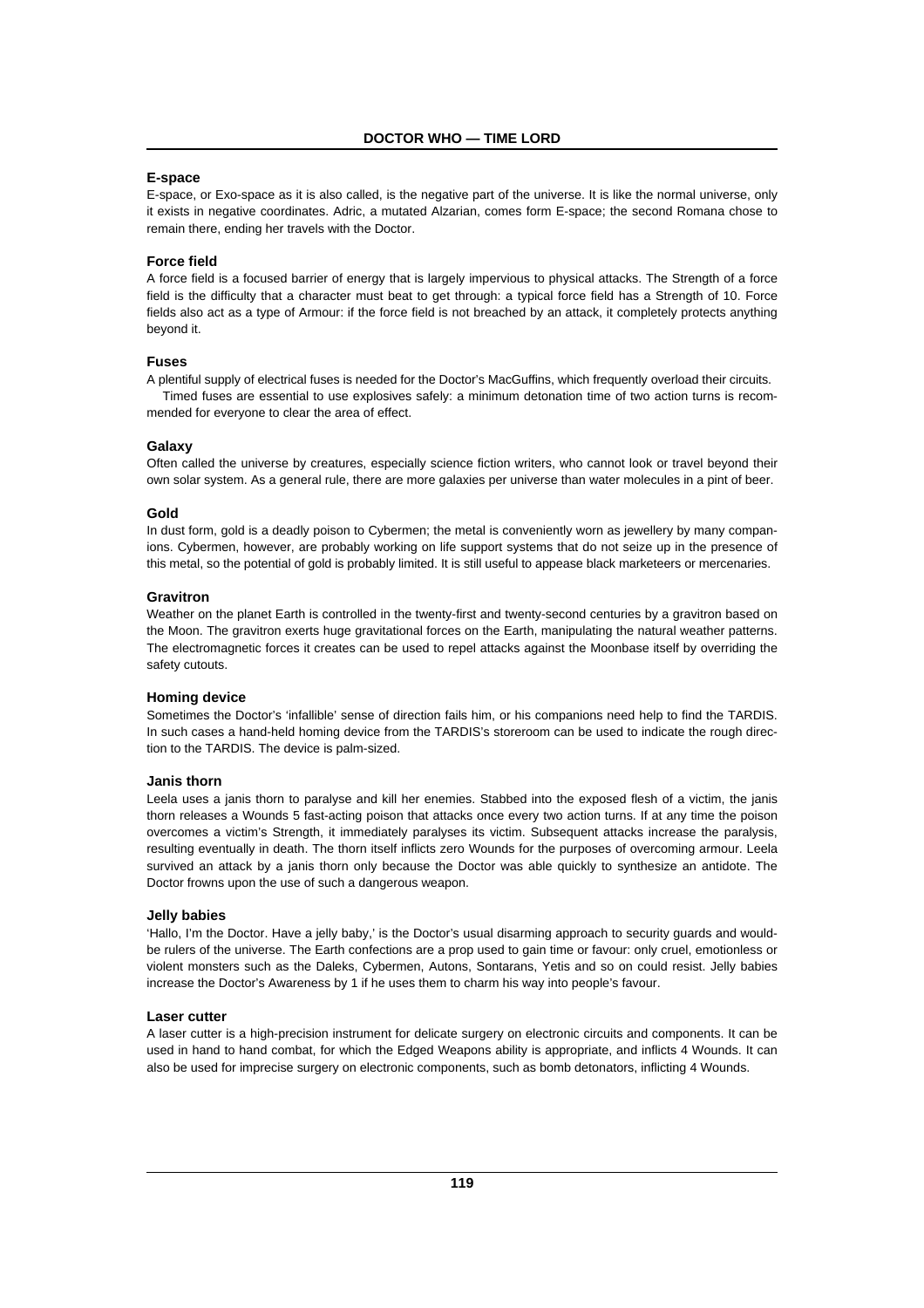### E-space

E-space, or Exo-space as it is also called, is the negative part of the universe. It is like the normal universe, only it exists in negative coordinates. Adric, a mutated Alzarian, comes form E-space; the second Romana chose to remain there, ending her travels with the Doctor.

### Force field

A force field is a focused barrier of energy that is largely impervious to physical attacks. The Strength of a force field is the difficulty that a character must beat to get through: a typical force field has a Strength of 10. Force fields also act as a type of Armour: if the force field is not breached by an attack, it completely protects anything beyond it.

### Fuses

A plentiful supply of electrical fuses is needed for the Doctor's MacGuffins, which frequently overload their circuits.

Timed fuses are essential to use explosives safely: a minimum detonation time of two action turns is recommended for everyone to clear the area of effect.

### Galaxy

Often called the universe by creatures, especially science fiction writers, who cannot look or travel beyond their own solar system. As a general rule, there are more galaxies per universe than water molecules in a pint of beer.

### Gold

In dust form, gold is a deadly poison to Cybermen; the metal is conveniently worn as jewellery by many companions. Cybermen, however, are probably working on life support systems that do not seize up in the presence of this metal, so the potential of gold is probably limited. It is still useful to appease black marketeers or mercenaries.

### Gravitron

Weather on the planet Earth is controlled in the twenty-first and twenty-second centuries by a gravitron based on the Moon. The gravitron exerts huge gravitational forces on the Earth, manipulating the natural weather patterns. The electromagnetic forces it creates can be used to repel attacks against the Moonbase itself by overriding the safety cutouts.

### Homing device

Sometimes the Doctor's 'infallible' sense of direction fails him, or his companions need help to find the TARDIS. In such cases a hand-held homing device from the TARDIS's storeroom can be used to indicate the rough direction to the TARDIS. The device is palm-sized.

### Janis thorn

Leela uses a janis thorn to paralyse and kill her enemies. Stabbed into the exposed flesh of a victim, the janis thorn releases a Wounds 5 fast-acting poison that attacks once every two action turns. If at any time the poison overcomes a victim's Strength, it immediately paralyses its victim. Subsequent attacks increase the paralysis, resulting eventually in death. The thorn itself inflicts zero Wounds for the purposes of overcoming armour. Leela survived an attack by a janis thorn only because the Doctor was able quickly to synthesize an antidote. The Doctor frowns upon the use of such a dangerous weapon.

### Jelly babies

'Hallo, I'm the Doctor. Have a jelly baby,' is the Doctor's usual disarming approach to security guards and would-be rulers of the universe. The Earth confections are a prop used to gain time or favour: only cruel, emotionless or violent monsters such as the Daleks, Cybermen, Autons, Sontarans, Yetis and so on could resist. Jelly babies increase the Doctor's Awareness by 1 if he uses them to charm his way into people's favour.

### Laser cutter

A laser cutter is a high-precision instrument for delicate surgery on electronic circuits and components. It can be used in hand to hand combat, for which the Edged Weapons ability is appropriate, and inflicts 4 Wounds. It can also be used for imprecise surgery on electronic components, such as bomb detonators, inflicting 4 Wounds.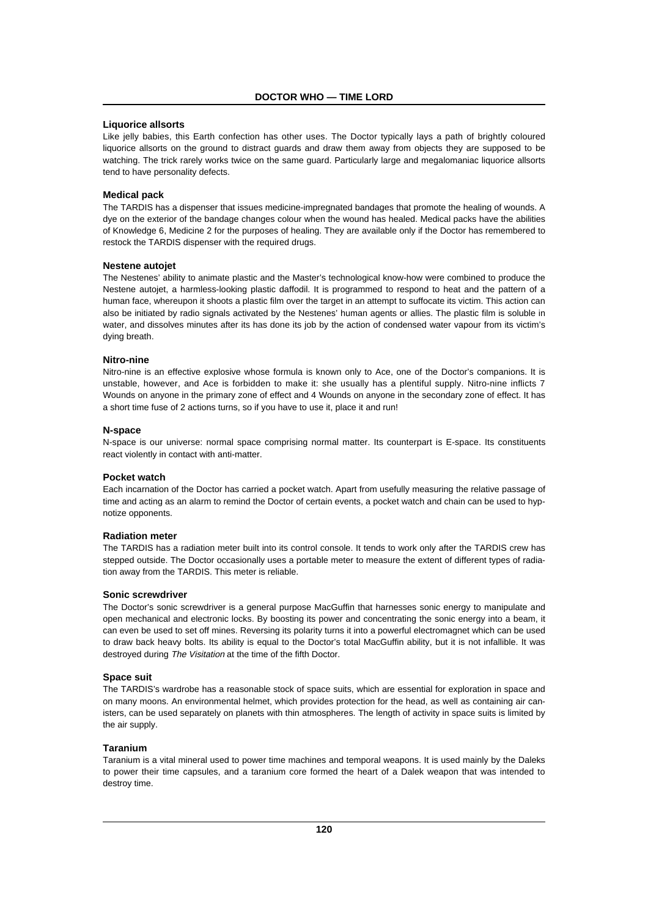### Liquorice allsorts

Like jelly babies, this Earth confection has other uses. The Doctor typically lays a path of brightly coloured liquorice allsorts on the ground to distract guards and draw them away from objects they are supposed to be watching. The trick rarely works twice on the same guard. Particularly large and megalomaniac liquorice allsorts tend to have personality defects.

### Medical pack

The TARDIS has a dispenser that issues medicine-impregnated bandages that promote the healing of wounds. A dye on the exterior of the bandage changes colour when the wound has healed. Medical packs have the abilities of Knowledge 6, Medicine 2 for the purposes of healing. They are available only if the Doctor has remembered to restock the TARDIS dispenser with the required drugs.

### Nestene autojet

The Nestenes' ability to animate plastic and the Master's technological know-how were combined to produce the Nestene autojet, a harmless-looking plastic daffodil. It is programmed to respond to heat and the pattern of a human face, whereupon it shoots a plastic film over the target in an attempt to suffocate its victim. This action can also be initiated by radio signals activated by the Nestenes' human agents or allies. The plastic film is soluble in water, and dissolves minutes after its has done its job by the action of condensed water vapour from its victim's dying breath.

### Nitro-nine

Nitro-nine is an effective explosive whose formula is known only to Ace, one of the Doctor's companions. It is unstable, however, and Ace is forbidden to make it: she usually has a plentiful supply. Nitro-nine inflicts 7 Wounds on anyone in the primary zone of effect and 4 Wounds on anyone in the secondary zone of effect. It has a short time fuse of 2 actions turns, so if you have to use it, place it and run!

### N-space

N-space is our universe: normal space comprising normal matter. Its counterpart is E-space. Its constituents react violently in contact with anti-matter.

### Pocket watch

Each incarnation of the Doctor has carried a pocket watch. Apart from usefully measuring the relative passage of time and acting as an alarm to remind the Doctor of certain events, a pocket watch and chain can be used to hypnotize opponents.

### Radiation meter

The TARDIS has a radiation meter built into its control console. It tends to work only after the TARDIS crew has stepped outside. The Doctor occasionally uses a portable meter to measure the extent of different types of radiation away from the TARDIS. This meter is reliable.

### Sonic screwdriver

The Doctor's sonic screwdriver is a general purpose MacGuffin that harnesses sonic energy to manipulate and open mechanical and electronic locks. By boosting its power and concentrating the sonic energy into a beam, it can even be used to set off mines. Reversing its polarity turns it into a powerful electromagnet which can be used to draw back heavy bolts. Its ability is equal to the Doctor's total MacGuffin ability, but it is not infallible. It was destroyed during *The Visitation* at the time of the fifth Doctor.

### Space suit

The TARDIS's wardrobe has a reasonable stock of space suits, which are essential for exploration in space and on many moons. An environmental helmet, which provides protection for the head, as well as containing air canisters, can be used separately on planets with thin atmospheres. The length of activity in space suits is limited by the air supply.

### Taranium

Taranium is a vital mineral used to power time machines and temporal weapons. It is used mainly by the Daleks to power their time capsules, and a taranium core formed the heart of a Dalek weapon that was intended to destroy time.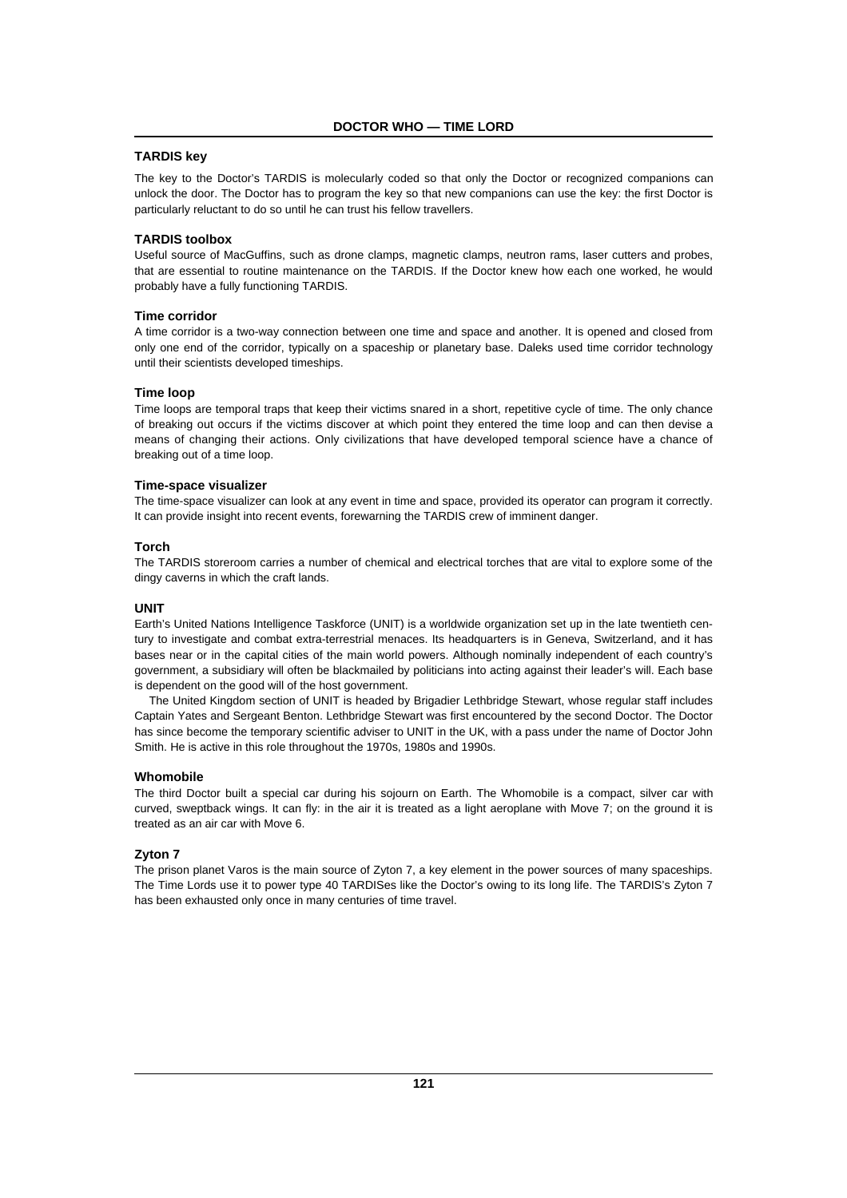### TARDIS key

The key to the Doctor's TARDIS is molecularly coded so that only the Doctor or recognized companions can unlock the door. The Doctor has to program the key so that new companions can use the key: the first Doctor is particularly reluctant to do so until he can trust his fellow travellers.

### TARDIS toolbox

Useful source of MacGuffins, such as drone clamps, magnetic clamps, neutron rams, laser cutters and probes, that are essential to routine maintenance on the TARDIS. If the Doctor knew how each one worked, he would probably have a fully functioning TARDIS.

### Time corridor

A time corridor is a two-way connection between one time and space and another. It is opened and closed from only one end of the corridor, typically on a spaceship or planetary base. Daleks used time corridor technology until their scientists developed timeships.

### Time loop

Time loops are temporal traps that keep their victims snared in a short, repetitive cycle of time. The only chance of breaking out occurs if the victims discover at which point they entered the time loop and can then devise a means of changing their actions. Only civilizations that have developed temporal science have a chance of breaking out of a time loop.

### Time-space visualizer

The time-space visualizer can look at any event in time and space, provided its operator can program it correctly. It can provide insight into recent events, forewarning the TARDIS crew of imminent danger.

### Torch

The TARDIS storeroom carries a number of chemical and electrical torches that are vital to explore some of the dingy caverns in which the craft lands.

### UNIT

Earth's United Nations Intelligence Taskforce (UNIT) is a worldwide organization set up in the late twentieth century to investigate and combat extra-terrestrial menaces. Its headquarters is in Geneva, Switzerland, and it has bases near or in the capital cities of the main world powers. Although nominally independent of each country's government, a subsidiary will often be blackmailed by politicians into acting against their leader's will. Each base is dependent on the good will of the host government.

The United Kingdom section of UNIT is headed by Brigadier Lethbridge Stewart, whose regular staff includes Captain Yates and Sergeant Benton. Lethbridge Stewart was first encountered by the second Doctor. The Doctor has since become the temporary scientific adviser to UNIT in the UK, with a pass under the name of Doctor John Smith. He is active in this role throughout the 1970s, 1980s and 1990s.

### Whomobile

The third Doctor built a special car during his sojourn on Earth. The Whomobile is a compact, silver car with curved, sweptback wings. It can fly: in the air it is treated as a light aeroplane with Move 7; on the ground it is treated as an air car with Move 6.

### Zyton 7

The prison planet Varos is the main source of Zyton 7, a key element in the power sources of many spaceships. The Time Lords use it to power type 40 TARDISes like the Doctor's owing to its long life. The TARDIS's Zyton 7 has been exhausted only once in many centuries of time travel.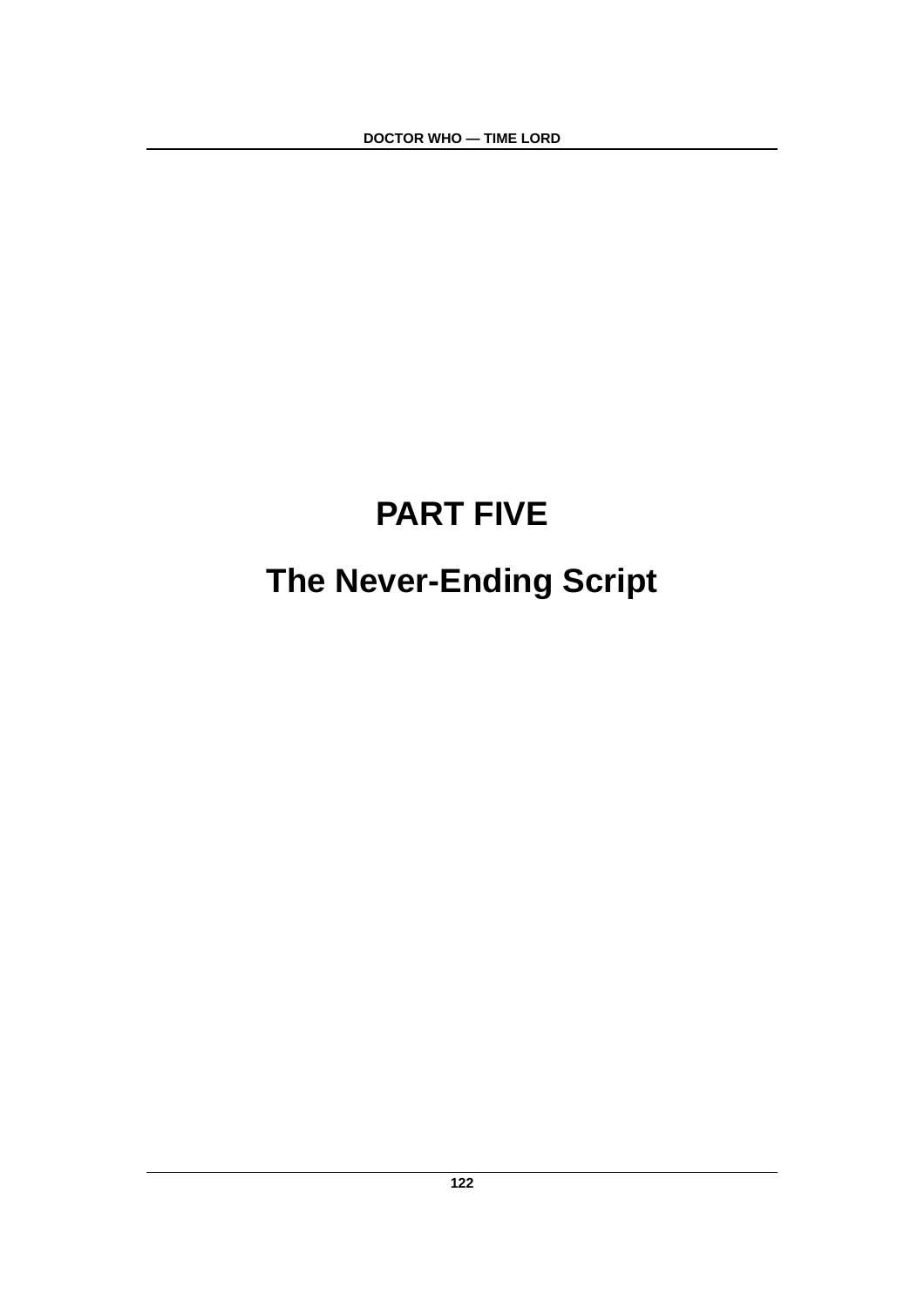# PART FIVE

# The Never-Ending Script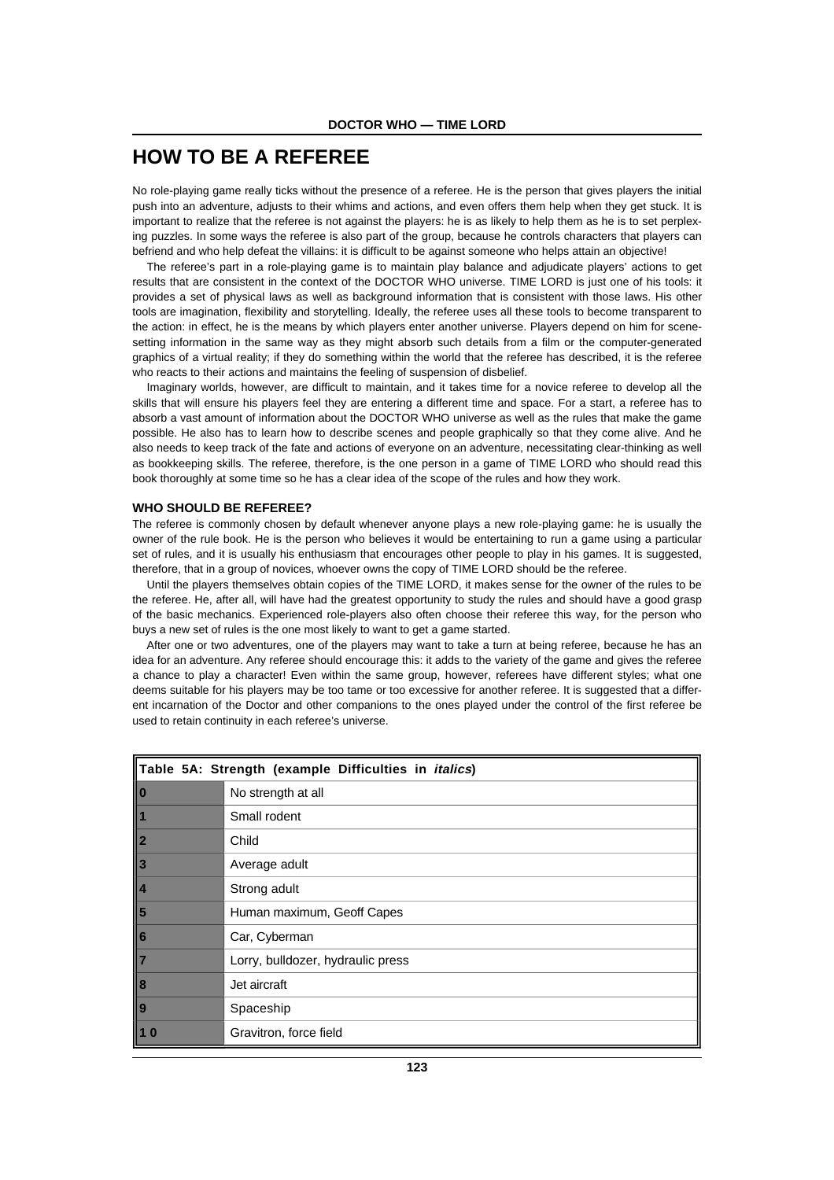# HOW TO BE A REFEREE

No role-playing game really ticks without the presence of a referee. He is the person that gives players the initial push into an adventure, adjusts to their whims and actions, and even offers them help when they get stuck. It is important to realize that the referee is not against the players: he is as likely to help them as he is to set perplexing puzzles. In some ways the referee is also part of the group, because he controls characters that players can befriend and who help defeat the villains: it is difficult to be against someone who helps attain an objective!

The referee's part in a role-playing game is to maintain play balance and adjudicate players' actions to get results that are consistent in the context of the DOCTOR WHO universe. TIME LORD is just one of his tools: it provides a set of physical laws as well as background information that is consistent with those laws. His other tools are imagination, flexibility and storytelling. Ideally, the referee uses all these tools to become transparent to the action: in effect, he is the means by which players enter another universe. Players depend on him for scene-setting information in the same way as they might absorb such details from a film or the computer-generated graphics of a virtual reality; if they do something within the world that the referee has described, it is the referee who reacts to their actions and maintains the feeling of suspension of disbelief.

Imaginary worlds, however, are difficult to maintain, and it takes time for a novice referee to develop all the skills that will ensure his players feel they are entering a different time and space. For a start, a referee has to absorb a vast amount of information about the DOCTOR WHO universe as well as the rules that make the game possible. He also has to learn how to describe scenes and people graphically so that they come alive. And he also needs to keep track of the fate and actions of everyone on an adventure, necessitating clear-thinking as well as bookkeeping skills. The referee, therefore, is the one person in a game of TIME LORD who should read this book thoroughly at some time so he has a clear idea of the scope of the rules and how they work.

### WHO SHOULD BE REFEREE?

The referee is commonly chosen by default whenever anyone plays a new role-playing game: he is usually the owner of the rule book. He is the person who believes it would be entertaining to run a game using a particular set of rules, and it is usually his enthusiasm that encourages other people to play in his games. It is suggested, therefore, that in a group of novices, whoever owns the copy of TIME LORD should be the referee.

Until the players themselves obtain copies of the TIME LORD, it makes sense for the owner of the rules to be the referee. He, after all, will have had the greatest opportunity to study the rules and should have a good grasp of the basic mechanics. Experienced role-players also often choose their referee this way, for the person who buys a new set of rules is the one most likely to want to get a game started.

After one or two adventures, one of the players may want to take a turn at being referee, because he has an idea for an adventure. Any referee should encourage this: it adds to the variety of the game and gives the referee a chance to play a character! Even within the same group, however, referees have different styles; what one deems suitable for his players may be too tame or too excessive for another referee. It is suggested that a different incarnation of the Doctor and other companions to the ones played under the control of the first referee be used to retain continuity in each referee's universe.

**Table 5A: Strength (example Difficulties in *italics*)**

| | |
|---|---|
| **0** | No strength at all |
| **1** | Small rodent |
| **2** | Child |
| **3** | Average adult |
| **4** | Strong adult |
| **5** | Human maximum, Geoff Capes |
| **6** | Car, Cyberman |
| **7** | Lorry, bulldozer, hydraulic press |
| **8** | Jet aircraft |
| **9** | Spaceship |
| **10** | Gravitron, force field |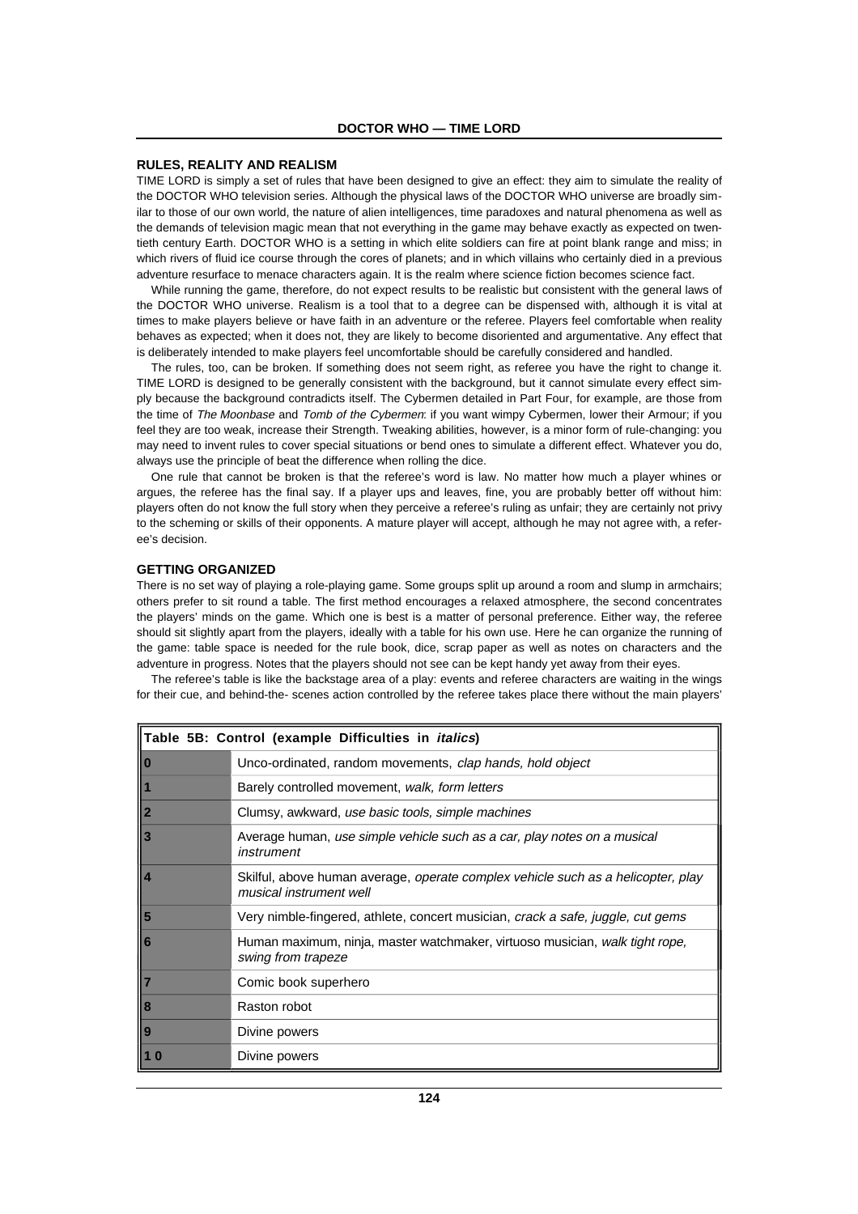## RULES, REALITY AND REALISM

TIME LORD is simply a set of rules that have been designed to give an effect: they aim to simulate the reality of the DOCTOR WHO television series. Although the physical laws of the DOCTOR WHO universe are broadly similar to those of our own world, the nature of alien intelligences, time paradoxes and natural phenomena as well as the demands of television magic mean that not everything in the game may behave exactly as expected on twentieth century Earth. DOCTOR WHO is a setting in which elite soldiers can fire at point blank range and miss; in which rivers of fluid ice course through the cores of planets; and in which villains who certainly died in a previous adventure resurface to menace characters again. It is the realm where science fiction becomes science fact.

While running the game, therefore, do not expect results to be realistic but consistent with the general laws of the DOCTOR WHO universe. Realism is a tool that to a degree can be dispensed with, although it is vital at times to make players believe or have faith in an adventure or the referee. Players feel comfortable when reality behaves as expected; when it does not, they are likely to become disoriented and argumentative. Any effect that is deliberately intended to make players feel uncomfortable should be carefully considered and handled.

The rules, too, can be broken. If something does not seem right, as referee you have the right to change it. TIME LORD is designed to be generally consistent with the background, but it cannot simulate every effect simply because the background contradicts itself. The Cybermen detailed in Part Four, for example, are those from the time of *The Moonbase* and *Tomb of the Cybermen*: if you want wimpy Cybermen, lower their Armour; if you feel they are too weak, increase their Strength. Tweaking abilities, however, is a minor form of rule-changing: you may need to invent rules to cover special situations or bend ones to simulate a different effect. Whatever you do, always use the principle of beat the difference when rolling the dice.

One rule that cannot be broken is that the referee's word is law. No matter how much a player whines or argues, the referee has the final say. If a player ups and leaves, fine, you are probably better off without him: players often do not know the full story when they perceive a referee's ruling as unfair; they are certainly not privy to the scheming or skills of their opponents. A mature player will accept, although he may not agree with, a referee's decision.

## GETTING ORGANIZED

There is no set way of playing a role-playing game. Some groups split up around a room and slump in armchairs; others prefer to sit round a table. The first method encourages a relaxed atmosphere, the second concentrates the players' minds on the game. Which one is best is a matter of personal preference. Either way, the referee should sit slightly apart from the players, ideally with a table for his own use. Here he can organize the running of the game: table space is needed for the rule book, dice, scrap paper as well as notes on characters and the adventure in progress. Notes that the players should not see can be kept handy yet away from their eyes.

The referee's table is like the backstage area of a play: events and referee characters are waiting in the wings for their cue, and behind-the- scenes action controlled by the referee takes place there without the main players'

| Table 5B: Control (example Difficulties in *italics*) | |
|---|---|
| 0 | Unco-ordinated, random movements, *clap hands, hold object* |
| 1 | Barely controlled movement, *walk, form letters* |
| 2 | Clumsy, awkward, *use basic tools, simple machines* |
| 3 | Average human, *use simple vehicle such as a car, play notes on a musical instrument* |
| 4 | Skilful, above human average, *operate complex vehicle such as a helicopter, play musical instrument well* |
| 5 | Very nimble-fingered, athlete, concert musician, *crack a safe, juggle, cut gems* |
| 6 | Human maximum, ninja, master watchmaker, virtuoso musician, *walk tight rope, swing from trapeze* |
| 7 | Comic book superhero |
| 8 | Raston robot |
| 9 | Divine powers |
| 10 | Divine powers |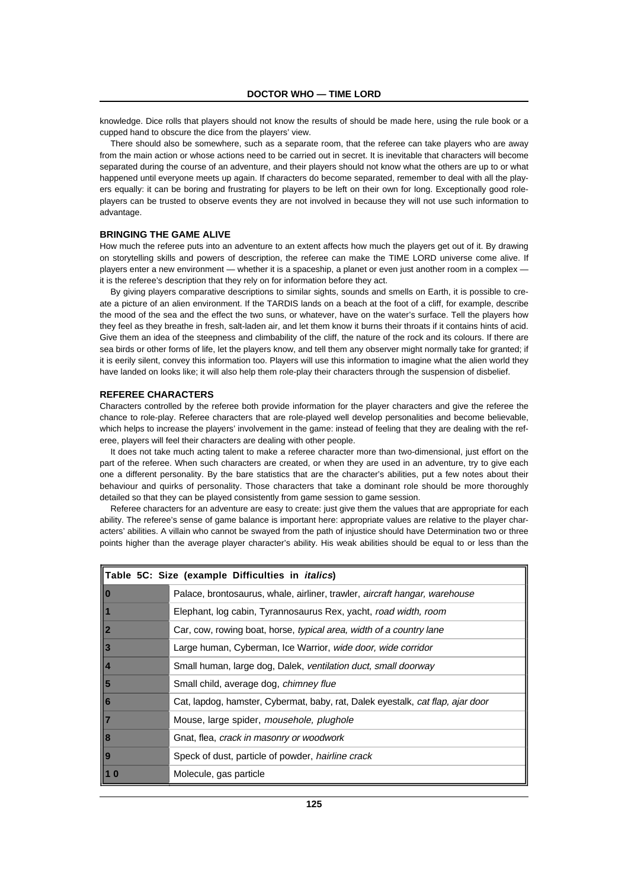knowledge. Dice rolls that players should not know the results of should be made here, using the rule book or a cupped hand to obscure the dice from the players' view.

There should also be somewhere, such as a separate room, that the referee can take players who are away from the main action or whose actions need to be carried out in secret. It is inevitable that characters will become separated during the course of an adventure, and their players should not know what the others are up to or what happened until everyone meets up again. If characters do become separated, remember to deal with all the players equally: it can be boring and frustrating for players to be left on their own for long. Exceptionally good role-players can be trusted to observe events they are not involved in because they will not use such information to advantage.

### BRINGING THE GAME ALIVE

How much the referee puts into an adventure to an extent affects how much the players get out of it. By drawing on storytelling skills and powers of description, the referee can make the TIME LORD universe come alive. If players enter a new environment — whether it is a spaceship, a planet or even just another room in a complex — it is the referee's description that they rely on for information before they act.

By giving players comparative descriptions to similar sights, sounds and smells on Earth, it is possible to create a picture of an alien environment. If the TARDIS lands on a beach at the foot of a cliff, for example, describe the mood of the sea and the effect the two suns, or whatever, have on the water's surface. Tell the players how they feel as they breathe in fresh, salt-laden air, and let them know it burns their throats if it contains hints of acid. Give them an idea of the steepness and climbability of the cliff, the nature of the rock and its colours. If there are sea birds or other forms of life, let the players know, and tell them any observer might normally take for granted; if it is eerily silent, convey this information too. Players will use this information to imagine what the alien world they have landed on looks like; it will also help them role-play their characters through the suspension of disbelief.

### REFEREE CHARACTERS

Characters controlled by the referee both provide information for the player characters and give the referee the chance to role-play. Referee characters that are role-played well develop personalities and become believable, which helps to increase the players' involvement in the game: instead of feeling that they are dealing with the referee, players will feel their characters are dealing with other people.

It does not take much acting talent to make a referee character more than two-dimensional, just effort on the part of the referee. When such characters are created, or when they are used in an adventure, try to give each one a different personality. By the bare statistics that are the character's abilities, put a few notes about their behaviour and quirks of personality. Those characters that take a dominant role should be more thoroughly detailed so that they can be played consistently from game session to game session.

Referee characters for an adventure are easy to create: just give them the values that are appropriate for each ability. The referee's sense of game balance is important here: appropriate values are relative to the player characters' abilities. A villain who cannot be swayed from the path of injustice should have Determination two or three points higher than the average player character's ability. His weak abilities should be equal to or less than the

| Table 5C: Size (example Difficulties in *italics*) | |
|---|---|
| 0 | Palace, brontosaurus, whale, airliner, trawler, *aircraft hangar, warehouse* |
| 1 | Elephant, log cabin, Tyrannosaurus Rex, yacht, *road width, room* |
| 2 | Car, cow, rowing boat, horse, *typical area, width of a country lane* |
| 3 | Large human, Cyberman, Ice Warrior, *wide door, wide corridor* |
| 4 | Small human, large dog, Dalek, *ventilation duct, small doorway* |
| 5 | Small child, average dog, *chimney flue* |
| 6 | Cat, lapdog, hamster, Cybermat, baby, rat, Dalek eyestalk, *cat flap, ajar door* |
| 7 | Mouse, large spider, *mousehole, plughole* |
| 8 | Gnat, flea, *crack in masonry or woodwork* |
| 9 | Speck of dust, particle of powder, *hairline crack* |
| 10 | Molecule, gas particle |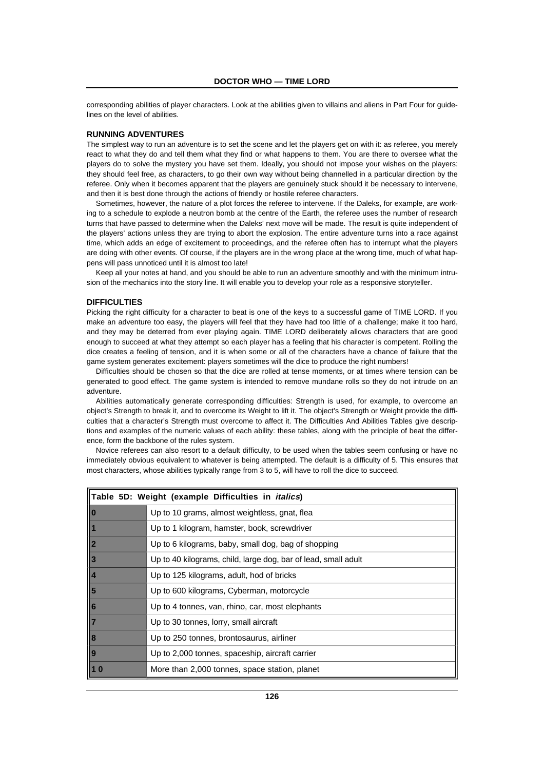corresponding abilities of player characters. Look at the abilities given to villains and aliens in Part Four for guidelines on the level of abilities.

### RUNNING ADVENTURES

The simplest way to run an adventure is to set the scene and let the players get on with it: as referee, you merely react to what they do and tell them what they find or what happens to them. You are there to oversee what the players do to solve the mystery you have set them. Ideally, you should not impose your wishes on the players: they should feel free, as characters, to go their own way without being channelled in a particular direction by the referee. Only when it becomes apparent that the players are genuinely stuck should it be necessary to intervene, and then it is best done through the actions of friendly or hostile referee characters.

Sometimes, however, the nature of a plot forces the referee to intervene. If the Daleks, for example, are working to a schedule to explode a neutron bomb at the centre of the Earth, the referee uses the number of research turns that have passed to determine when the Daleks' next move will be made. The result is quite independent of the players' actions unless they are trying to abort the explosion. The entire adventure turns into a race against time, which adds an edge of excitement to proceedings, and the referee often has to interrupt what the players are doing with other events. Of course, if the players are in the wrong place at the wrong time, much of what happens will pass unnoticed until it is almost too late!

Keep all your notes at hand, and you should be able to run an adventure smoothly and with the minimum intrusion of the mechanics into the story line. It will enable you to develop your role as a responsive storyteller.

### DIFFICULTIES

Picking the right difficulty for a character to beat is one of the keys to a successful game of TIME LORD. If you make an adventure too easy, the players will feel that they have had too little of a challenge; make it too hard, and they may be deterred from ever playing again. TIME LORD deliberately allows characters that are good enough to succeed at what they attempt so each player has a feeling that his character is competent. Rolling the dice creates a feeling of tension, and it is when some or all of the characters have a chance of failure that the game system generates excitement: players sometimes will the dice to produce the right numbers!

Difficulties should be chosen so that the dice are rolled at tense moments, or at times where tension can be generated to good effect. The game system is intended to remove mundane rolls so they do not intrude on an adventure.

Abilities automatically generate corresponding difficulties: Strength is used, for example, to overcome an object's Strength to break it, and to overcome its Weight to lift it. The object's Strength or Weight provide the difficulties that a character's Strength must overcome to affect it. The Difficulties And Abilities Tables give descriptions and examples of the numeric values of each ability: these tables, along with the principle of beat the difference, form the backbone of the rules system.

Novice referees can also resort to a default difficulty, to be used when the tables seem confusing or have no immediately obvious equivalent to whatever is being attempted. The default is a difficulty of 5. This ensures that most characters, whose abilities typically range from 3 to 5, will have to roll the dice to succeed.

| **Table 5D: Weight (example Difficulties in *italics*)** | |
|---|---|
| **0** | Up to 10 grams, almost weightless, gnat, flea |
| **1** | Up to 1 kilogram, hamster, book, screwdriver |
| **2** | Up to 6 kilograms, baby, small dog, bag of shopping |
| **3** | Up to 40 kilograms, child, large dog, bar of lead, small adult |
| **4** | Up to 125 kilograms, adult, hod of bricks |
| **5** | Up to 600 kilograms, Cyberman, motorcycle |
| **6** | Up to 4 tonnes, van, rhino, car, most elephants |
| **7** | Up to 30 tonnes, lorry, small aircraft |
| **8** | Up to 250 tonnes, brontosaurus, airliner |
| **9** | Up to 2,000 tonnes, spaceship, aircraft carrier |
| **10** | More than 2,000 tonnes, space station, planet |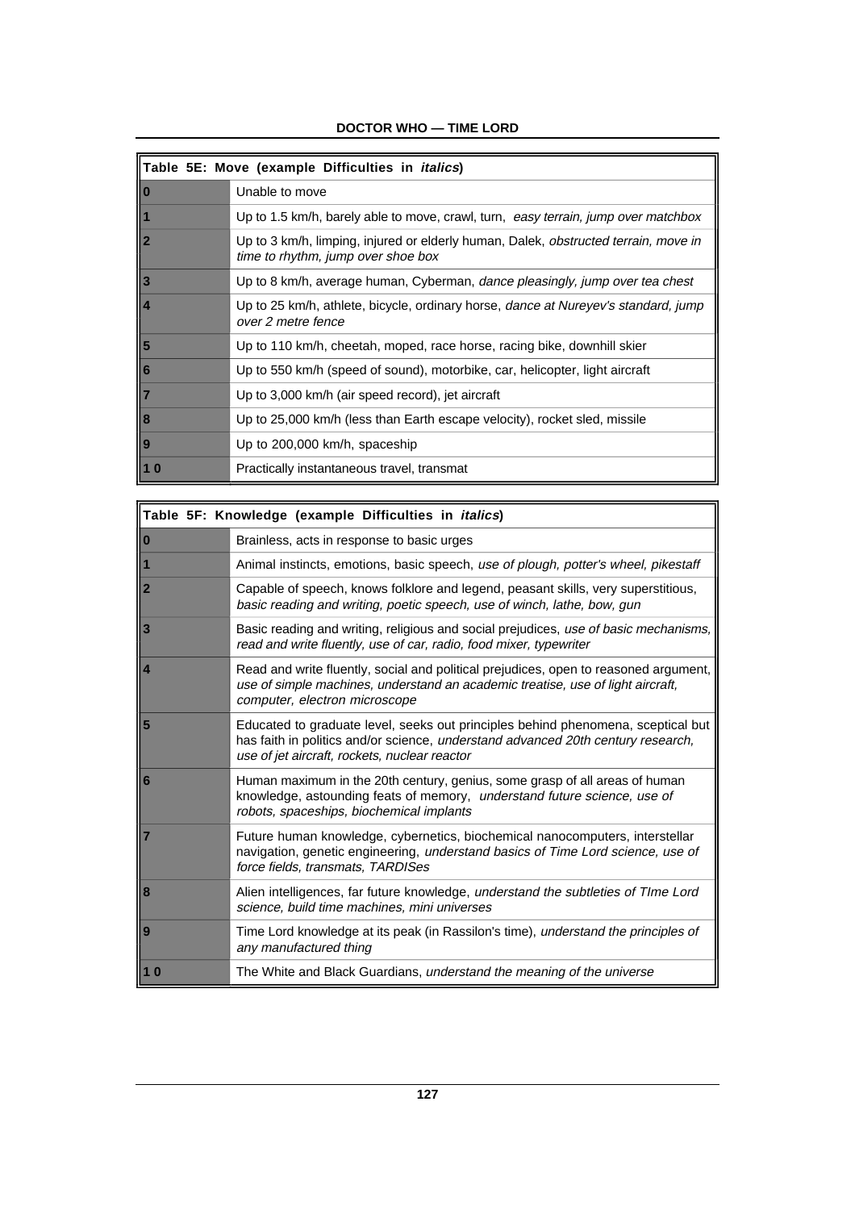| Table 5E: Move (example Difficulties in *italics*) | |
|---|---|
| 0 | Unable to move |
| 1 | Up to 1.5 km/h, barely able to move, crawl, turn, *easy terrain, jump over matchbox* |
| 2 | Up to 3 km/h, limping, injured or elderly human, Dalek, *obstructed terrain, move in time to rhythm, jump over shoe box* |
| 3 | Up to 8 km/h, average human, Cyberman, *dance pleasingly, jump over tea chest* |
| 4 | Up to 25 km/h, athlete, bicycle, ordinary horse, *dance at Nureyev's standard, jump over 2 metre fence* |
| 5 | Up to 110 km/h, cheetah, moped, race horse, racing bike, downhill skier |
| 6 | Up to 550 km/h (speed of sound), motorbike, car, helicopter, light aircraft |
| 7 | Up to 3,000 km/h (air speed record), jet aircraft |
| 8 | Up to 25,000 km/h (less than Earth escape velocity), rocket sled, missile |
| 9 | Up to 200,000 km/h, spaceship |
| 10 | Practically instantaneous travel, transmat |

| Table 5F: Knowledge (example Difficulties in *italics*) | |
|---|---|
| 0 | Brainless, acts in response to basic urges |
| 1 | Animal instincts, emotions, basic speech, *use of plough, potter's wheel, pikestaff* |
| 2 | Capable of speech, knows folklore and legend, peasant skills, very superstitious, *basic reading and writing, poetic speech, use of winch, lathe, bow, gun* |
| 3 | Basic reading and writing, religious and social prejudices, *use of basic mechanisms, read and write fluently, use of car, radio, food mixer, typewriter* |
| 4 | Read and write fluently, social and political prejudices, open to reasoned argument, *use of simple machines, understand an academic treatise, use of light aircraft, computer, electron microscope* |
| 5 | Educated to graduate level, seeks out principles behind phenomena, sceptical but has faith in politics and/or science, *understand advanced 20th century research, use of jet aircraft, rockets, nuclear reactor* |
| 6 | Human maximum in the 20th century, genius, some grasp of all areas of human knowledge, astounding feats of memory, *understand future science, use of robots, spaceships, biochemical implants* |
| 7 | Future human knowledge, cybernetics, biochemical nanocomputers, interstellar navigation, genetic engineering, *understand basics of Time Lord science, use of force fields, transmats, TARDISes* |
| 8 | Alien intelligences, far future knowledge, *understand the subtleties of TIme Lord science, build time machines, mini universes* |
| 9 | Time Lord knowledge at its peak (in Rassilon's time), *understand the principles of any manufactured thing* |
| 10 | The White and Black Guardians, *understand the meaning of the universe* |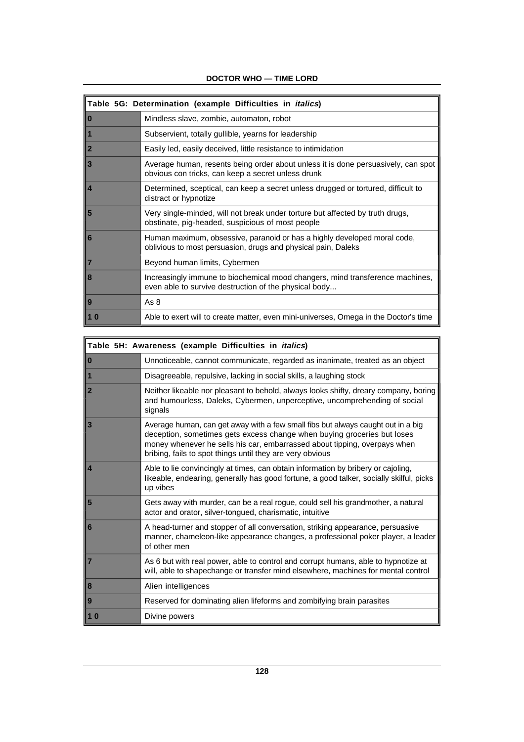| Table 5G: Determination (example Difficulties in *italics*) | |
|---|---|
| **0** | Mindless slave, zombie, automaton, robot |
| **1** | Subservient, totally gullible, yearns for leadership |
| **2** | Easily led, easily deceived, little resistance to intimidation |
| **3** | Average human, resents being order about unless it is done persuasively, can spot obvious con tricks, can keep a secret unless drunk |
| **4** | Determined, sceptical, can keep a secret unless drugged or tortured, difficult to distract or hypnotize |
| **5** | Very single-minded, will not break under torture but affected by truth drugs, obstinate, pig-headed, suspicious of most people |
| **6** | Human maximum, obsessive, paranoid or has a highly developed moral code, oblivious to most persuasion, drugs and physical pain, Daleks |
| **7** | Beyond human limits, Cybermen |
| **8** | Increasingly immune to biochemical mood changers, mind transference machines, even able to survive destruction of the physical body... |
| **9** | As 8 |
| **10** | Able to exert will to create matter, even mini-universes, Omega in the Doctor's time |

| Table 5H: Awareness (example Difficulties in *italics*) | |
|---|---|
| **0** | Unnoticeable, cannot communicate, regarded as inanimate, treated as an object |
| **1** | Disagreeable, repulsive, lacking in social skills, a laughing stock |
| **2** | Neither likeable nor pleasant to behold, always looks shifty, dreary company, boring and humourless, Daleks, Cybermen, unperceptive, uncomprehending of social signals |
| **3** | Average human, can get away with a few small fibs but always caught out in a big deception, sometimes gets excess change when buying groceries but loses money whenever he sells his car, embarrassed about tipping, overpays when bribing, fails to spot things until they are very obvious |
| **4** | Able to lie convincingly at times, can obtain information by bribery or cajoling, likeable, endearing, generally has good fortune, a good talker, socially skilful, picks up vibes |
| **5** | Gets away with murder, can be a real rogue, could sell his grandmother, a natural actor and orator, silver-tongued, charismatic, intuitive |
| **6** | A head-turner and stopper of all conversation, striking appearance, persuasive manner, chameleon-like appearance changes, a professional poker player, a leader of other men |
| **7** | As 6 but with real power, able to control and corrupt humans, able to hypnotize at will, able to shapechange or transfer mind elsewhere, machines for mental control |
| **8** | Alien intelligences |
| **9** | Reserved for dominating alien lifeforms and zombifying brain parasites |
| **10** | Divine powers |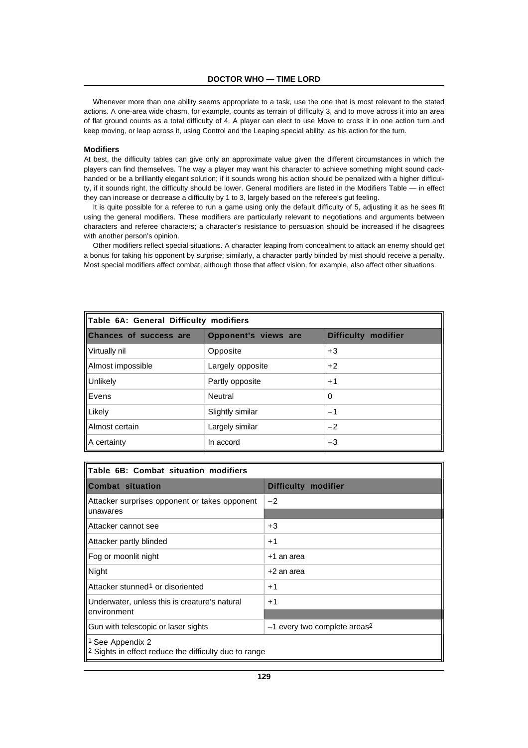Whenever more than one ability seems appropriate to a task, use the one that is most relevant to the stated actions. A one-area wide chasm, for example, counts as terrain of difficulty 3, and to move across it into an area of flat ground counts as a total difficulty of 4. A player can elect to use Move to cross it in one action turn and keep moving, or leap across it, using Control and the Leaping special ability, as his action for the turn.

### Modifiers

At best, the difficulty tables can give only an approximate value given the different circumstances in which the players can find themselves. The way a player may want his character to achieve something might sound cack-handed or be a brilliantly elegant solution; if it sounds wrong his action should be penalized with a higher difficulty, if it sounds right, the difficulty should be lower. General modifiers are listed in the Modifiers Table — in effect they can increase or decrease a difficulty by 1 to 3, largely based on the referee's gut feeling.

It is quite possible for a referee to run a game using only the default difficulty of 5, adjusting it as he sees fit using the general modifiers. These modifiers are particularly relevant to negotiations and arguments between characters and referee characters; a character's resistance to persuasion should be increased if he disagrees with another person's opinion.

Other modifiers reflect special situations. A character leaping from concealment to attack an enemy should get a bonus for taking his opponent by surprise; similarly, a character partly blinded by mist should receive a penalty. Most special modifiers affect combat, although those that affect vision, for example, also affect other situations.

**Table 6A: General Difficulty modifiers**

| Chances of success are | Opponent's views are | Difficulty modifier |
|---|---|---|
| Virtually nil | Opposite | +3 |
| Almost impossible | Largely opposite | +2 |
| Unlikely | Partly opposite | +1 |
| Evens | Neutral | 0 |
| Likely | Slightly similar | –1 |
| Almost certain | Largely similar | –2 |
| A certainty | In accord | –3 |

**Table 6B: Combat situation modifiers**

| Combat situation | Difficulty modifier |
|---|---|
| Attacker surprises opponent or takes opponent unawares | –2 |
| Attacker cannot see | +3 |
| Attacker partly blinded | +1 |
| Fog or moonlit night | +1 an area |
| Night | +2 an area |
| Attacker stunned[1] or disoriented | +1 |
| Underwater, unless this is creature's natural environment | +1 |
| Gun with telescopic or laser sights | –1 every two complete areas[2] |

[1] See Appendix 2
[2] Sights in effect reduce the difficulty due to range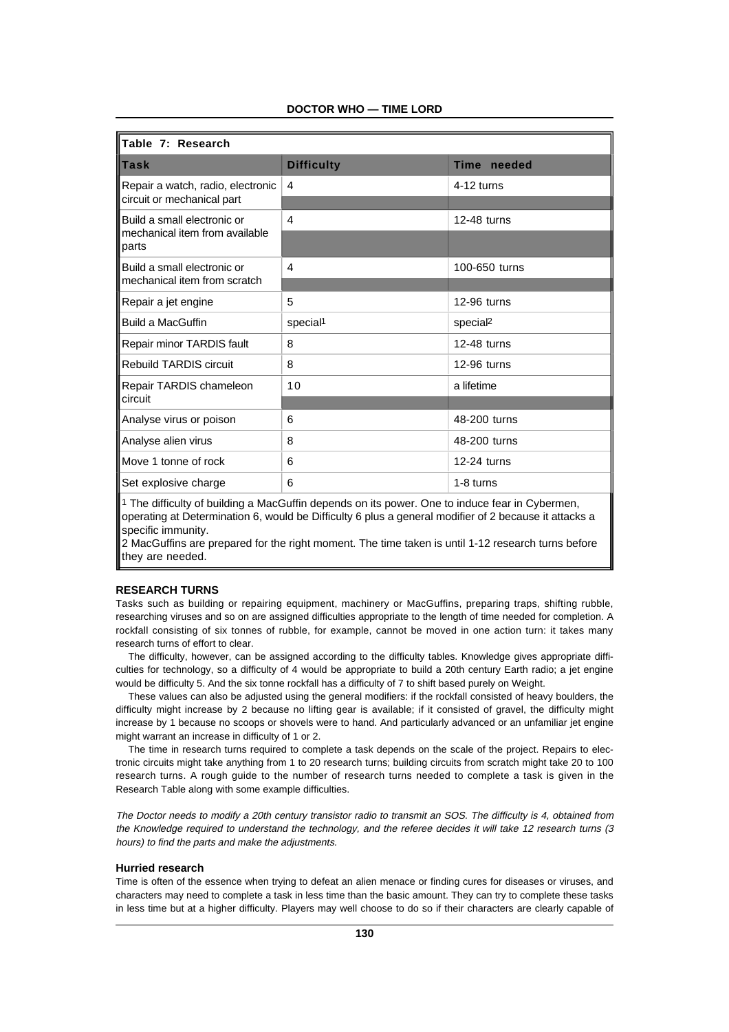**Table 7: Research**

| Task | Difficulty | Time needed |
|---|---|---|
| Repair a watch, radio, electronic circuit or mechanical part | 4 | 4-12 turns |
| Build a small electronic or mechanical item from available parts | 4 | 12-48 turns |
| Build a small electronic or mechanical item from scratch | 4 | 100-650 turns |
| Repair a jet engine | 5 | 12-96 turns |
| Build a MacGuffin | special[1] | special[2] |
| Repair minor TARDIS fault | 8 | 12-48 turns |
| Rebuild TARDIS circuit | 8 | 12-96 turns |
| Repair TARDIS chameleon circuit | 10 | a lifetime |
| Analyse virus or poison | 6 | 48-200 turns |
| Analyse alien virus | 8 | 48-200 turns |
| Move 1 tonne of rock | 6 | 12-24 turns |
| Set explosive charge | 6 | 1-8 turns |

[1] The difficulty of building a MacGuffin depends on its power. One to induce fear in Cybermen, operating at Determination 6, would be Difficulty 6 plus a general modifier of 2 because it attacks a specific immunity.

2 MacGuffins are prepared for the right moment. The time taken is until 1-12 research turns before they are needed.

### RESEARCH TURNS

Tasks such as building or repairing equipment, machinery or MacGuffins, preparing traps, shifting rubble, researching viruses and so on are assigned difficulties appropriate to the length of time needed for completion. A rockfall consisting of six tonnes of rubble, for example, cannot be moved in one action turn: it takes many research turns of effort to clear.

The difficulty, however, can be assigned according to the difficulty tables. Knowledge gives appropriate difficulties for technology, so a difficulty of 4 would be appropriate to build a 20th century Earth radio; a jet engine would be difficulty 5. And the six tonne rockfall has a difficulty of 7 to shift based purely on Weight.

These values can also be adjusted using the general modifiers: if the rockfall consisted of heavy boulders, the difficulty might increase by 2 because no lifting gear is available; if it consisted of gravel, the difficulty might increase by 1 because no scoops or shovels were to hand. And particularly advanced or an unfamiliar jet engine might warrant an increase in difficulty of 1 or 2.

The time in research turns required to complete a task depends on the scale of the project. Repairs to electronic circuits might take anything from 1 to 20 research turns; building circuits from scratch might take 20 to 100 research turns. A rough guide to the number of research turns needed to complete a task is given in the Research Table along with some example difficulties.

*The Doctor needs to modify a 20th century transistor radio to transmit an SOS. The difficulty is 4, obtained from the Knowledge required to understand the technology, and the referee decides it will take 12 research turns (3 hours) to find the parts and make the adjustments.*

#### Hurried research

Time is often of the essence when trying to defeat an alien menace or finding cures for diseases or viruses, and characters may need to complete a task in less time than the basic amount. They can try to complete these tasks in less time but at a higher difficulty. Players may well choose to do so if their characters are clearly capable of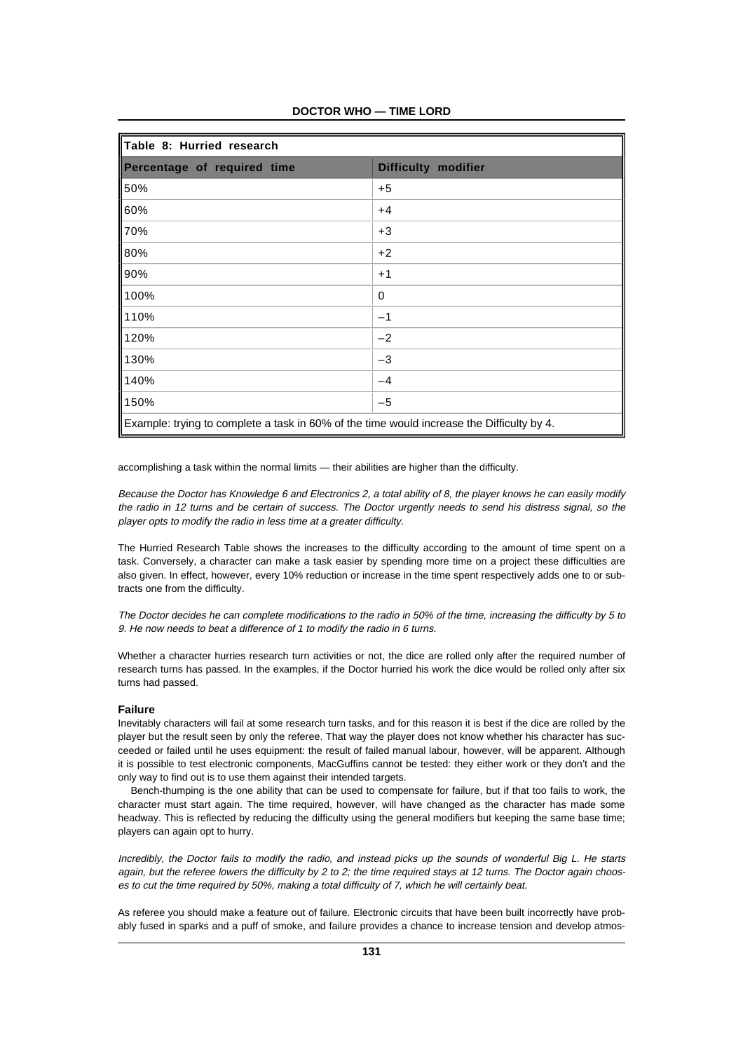**Table 8: Hurried research**

| Percentage of required time | Difficulty modifier |
|---|---|
| 50% | +5 |
| 60% | +4 |
| 70% | +3 |
| 80% | +2 |
| 90% | +1 |
| 100% | 0 |
| 110% | –1 |
| 120% | –2 |
| 130% | –3 |
| 140% | –4 |
| 150% | –5 |

Example: trying to complete a task in 60% of the time would increase the Difficulty by 4.

accomplishing a task within the normal limits — their abilities are higher than the difficulty.

*Because the Doctor has Knowledge 6 and Electronics 2, a total ability of 8, the player knows he can easily modify the radio in 12 turns and be certain of success. The Doctor urgently needs to send his distress signal, so the player opts to modify the radio in less time at a greater difficulty.*

The Hurried Research Table shows the increases to the difficulty according to the amount of time spent on a task. Conversely, a character can make a task easier by spending more time on a project these difficulties are also given. In effect, however, every 10% reduction or increase in the time spent respectively adds one to or subtracts one from the difficulty.

*The Doctor decides he can complete modifications to the radio in 50% of the time, increasing the difficulty by 5 to 9. He now needs to beat a difference of 1 to modify the radio in 6 turns.*

Whether a character hurries research turn activities or not, the dice are rolled only after the required number of research turns has passed. In the examples, if the Doctor hurried his work the dice would be rolled only after six turns had passed.

### Failure

Inevitably characters will fail at some research turn tasks, and for this reason it is best if the dice are rolled by the player but the result seen by only the referee. That way the player does not know whether his character has succeeded or failed until he uses equipment: the result of failed manual labour, however, will be apparent. Although it is possible to test electronic components, MacGuffins cannot be tested: they either work or they don't and the only way to find out is to use them against their intended targets.

Bench-thumping is the one ability that can be used to compensate for failure, but if that too fails to work, the character must start again. The time required, however, will have changed as the character has made some headway. This is reflected by reducing the difficulty using the general modifiers but keeping the same base time; players can again opt to hurry.

*Incredibly, the Doctor fails to modify the radio, and instead picks up the sounds of wonderful Big L. He starts again, but the referee lowers the difficulty by 2 to 2; the time required stays at 12 turns. The Doctor again chooses to cut the time required by 50%, making a total difficulty of 7, which he will certainly beat.*

As referee you should make a feature out of failure. Electronic circuits that have been built incorrectly have probably fused in sparks and a puff of smoke, and failure provides a chance to increase tension and develop atmos-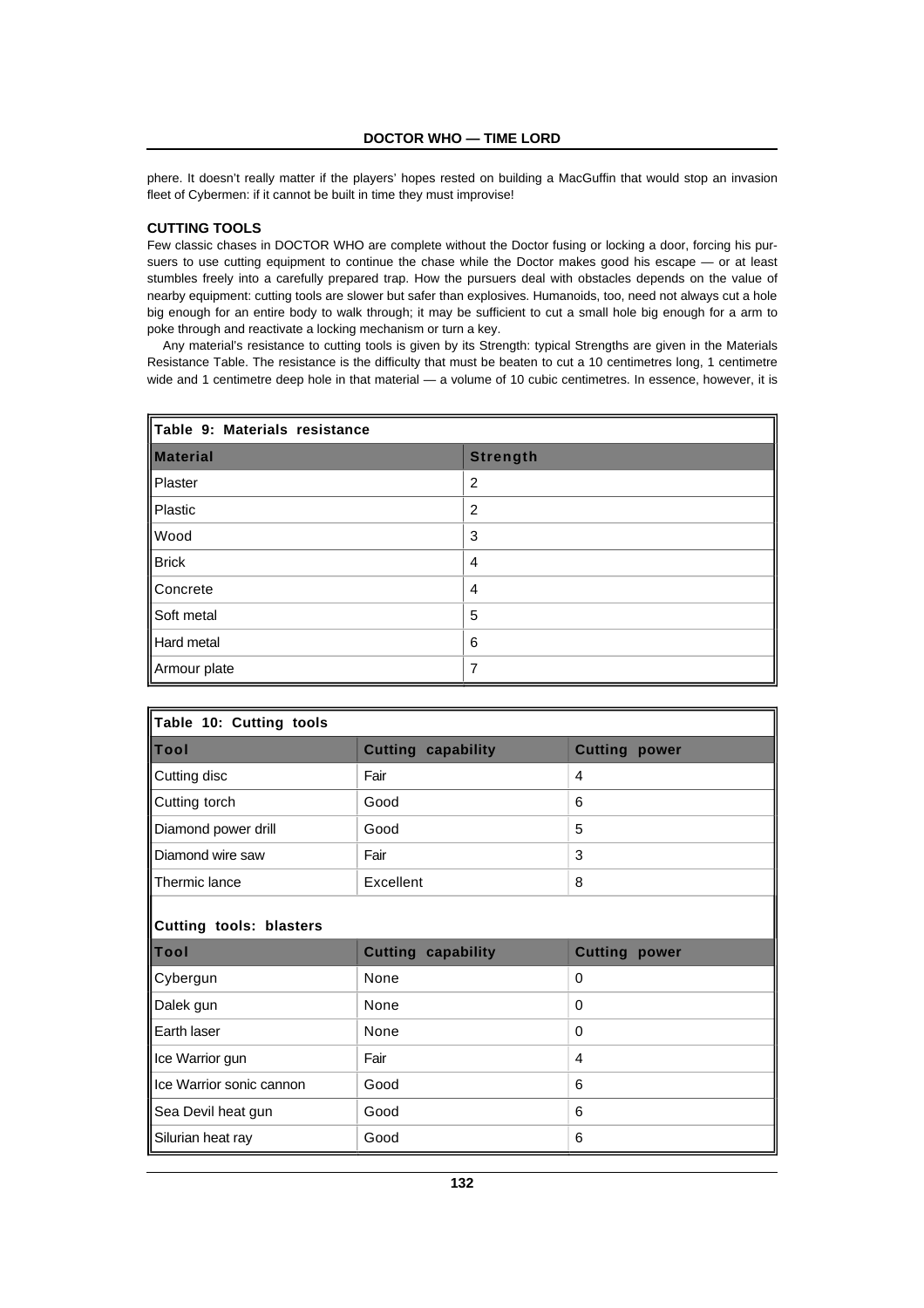phere. It doesn't really matter if the players' hopes rested on building a MacGuffin that would stop an invasion fleet of Cybermen: if it cannot be built in time they must improvise!

### CUTTING TOOLS

Few classic chases in DOCTOR WHO are complete without the Doctor fusing or locking a door, forcing his pursuers to use cutting equipment to continue the chase while the Doctor makes good his escape — or at least stumbles freely into a carefully prepared trap. How the pursuers deal with obstacles depends on the value of nearby equipment: cutting tools are slower but safer than explosives. Humanoids, too, need not always cut a hole big enough for an entire body to walk through; it may be sufficient to cut a small hole big enough for a arm to poke through and reactivate a locking mechanism or turn a key.

Any material's resistance to cutting tools is given by its Strength: typical Strengths are given in the Materials Resistance Table. The resistance is the difficulty that must be beaten to cut a 10 centimetres long, 1 centimetre wide and 1 centimetre deep hole in that material — a volume of 10 cubic centimetres. In essence, however, it is

**Table 9: Materials resistance**

| Material | Strength |
|---|---|
| Plaster | 2 |
| Plastic | 2 |
| Wood | 3 |
| Brick | 4 |
| Concrete | 4 |
| Soft metal | 5 |
| Hard metal | 6 |
| Armour plate | 7 |

**Table 10: Cutting tools**

| Tool | Cutting capability | Cutting power |
|---|---|---|
| Cutting disc | Fair | 4 |
| Cutting torch | Good | 6 |
| Diamond power drill | Good | 5 |
| Diamond wire saw | Fair | 3 |
| Thermic lance | Excellent | 8 |
| **Cutting tools: blasters** | | |
| **Tool** | **Cutting capability** | **Cutting power** |
| Cybergun | None | 0 |
| Dalek gun | None | 0 |
| Earth laser | None | 0 |
| Ice Warrior gun | Fair | 4 |
| Ice Warrior sonic cannon | Good | 6 |
| Sea Devil heat gun | Good | 6 |
| Silurian heat ray | Good | 6 |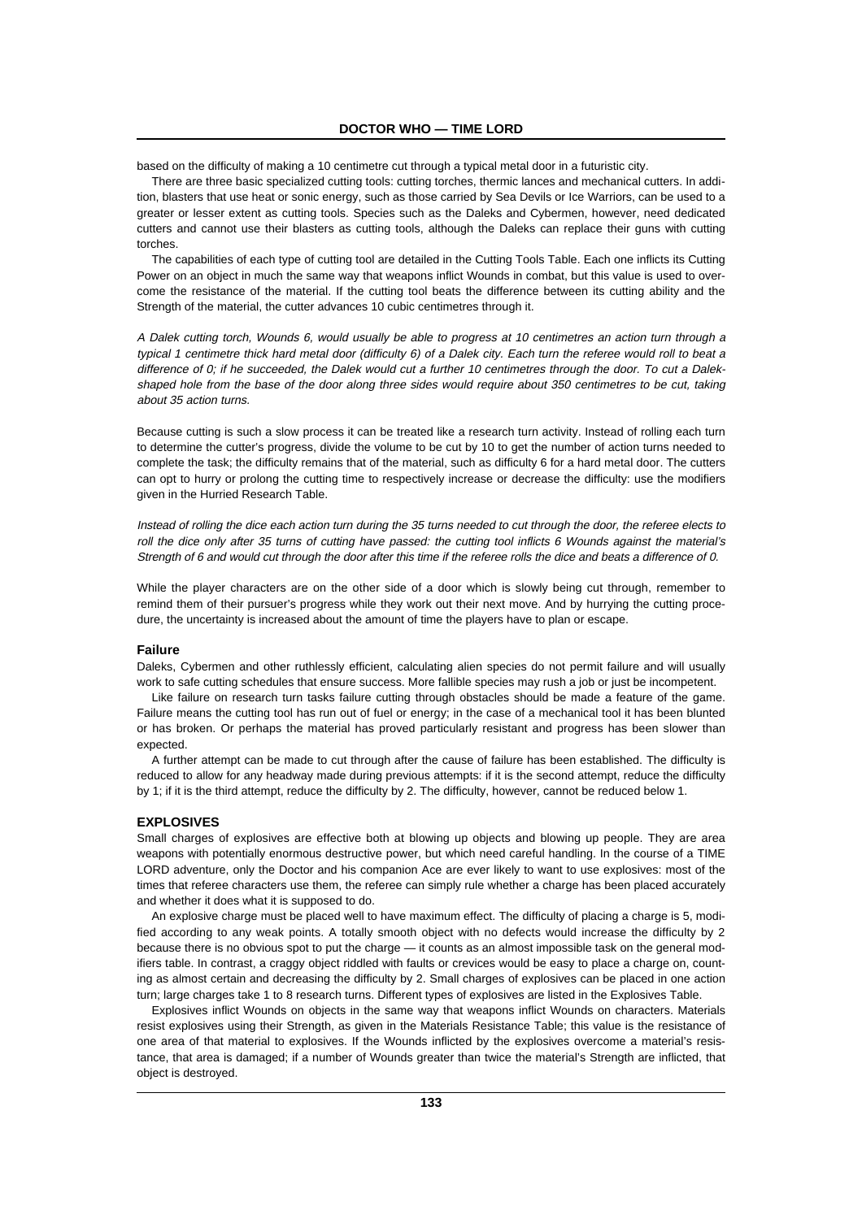based on the difficulty of making a 10 centimetre cut through a typical metal door in a futuristic city.

There are three basic specialized cutting tools: cutting torches, thermic lances and mechanical cutters. In addition, blasters that use heat or sonic energy, such as those carried by Sea Devils or Ice Warriors, can be used to a greater or lesser extent as cutting tools. Species such as the Daleks and Cybermen, however, need dedicated cutters and cannot use their blasters as cutting tools, although the Daleks can replace their guns with cutting torches.

The capabilities of each type of cutting tool are detailed in the Cutting Tools Table. Each one inflicts its Cutting Power on an object in much the same way that weapons inflict Wounds in combat, but this value is used to overcome the resistance of the material. If the cutting tool beats the difference between its cutting ability and the Strength of the material, the cutter advances 10 cubic centimetres through it.

*A Dalek cutting torch, Wounds 6, would usually be able to progress at 10 centimetres an action turn through a typical 1 centimetre thick hard metal door (difficulty 6) of a Dalek city. Each turn the referee would roll to beat a difference of 0; if he succeeded, the Dalek would cut a further 10 centimetres through the door. To cut a Dalek-shaped hole from the base of the door along three sides would require about 350 centimetres to be cut, taking about 35 action turns.*

Because cutting is such a slow process it can be treated like a research turn activity. Instead of rolling each turn to determine the cutter's progress, divide the volume to be cut by 10 to get the number of action turns needed to complete the task; the difficulty remains that of the material, such as difficulty 6 for a hard metal door. The cutters can opt to hurry or prolong the cutting time to respectively increase or decrease the difficulty: use the modifiers given in the Hurried Research Table.

*Instead of rolling the dice each action turn during the 35 turns needed to cut through the door, the referee elects to roll the dice only after 35 turns of cutting have passed: the cutting tool inflicts 6 Wounds against the material's Strength of 6 and would cut through the door after this time if the referee rolls the dice and beats a difference of 0.*

While the player characters are on the other side of a door which is slowly being cut through, remember to remind them of their pursuer's progress while they work out their next move. And by hurrying the cutting procedure, the uncertainty is increased about the amount of time the players have to plan or escape.

### Failure

Daleks, Cybermen and other ruthlessly efficient, calculating alien species do not permit failure and will usually work to safe cutting schedules that ensure success. More fallible species may rush a job or just be incompetent.

Like failure on research turn tasks failure cutting through obstacles should be made a feature of the game. Failure means the cutting tool has run out of fuel or energy; in the case of a mechanical tool it has been blunted or has broken. Or perhaps the material has proved particularly resistant and progress has been slower than expected.

A further attempt can be made to cut through after the cause of failure has been established. The difficulty is reduced to allow for any headway made during previous attempts: if it is the second attempt, reduce the difficulty by 1; if it is the third attempt, reduce the difficulty by 2. The difficulty, however, cannot be reduced below 1.

## EXPLOSIVES

Small charges of explosives are effective both at blowing up objects and blowing up people. They are area weapons with potentially enormous destructive power, but which need careful handling. In the course of a TIME LORD adventure, only the Doctor and his companion Ace are ever likely to want to use explosives: most of the times that referee characters use them, the referee can simply rule whether a charge has been placed accurately and whether it does what it is supposed to do.

An explosive charge must be placed well to have maximum effect. The difficulty of placing a charge is 5, modified according to any weak points. A totally smooth object with no defects would increase the difficulty by 2 because there is no obvious spot to put the charge — it counts as an almost impossible task on the general modifiers table. In contrast, a craggy object riddled with faults or crevices would be easy to place a charge on, counting as almost certain and decreasing the difficulty by 2. Small charges of explosives can be placed in one action turn; large charges take 1 to 8 research turns. Different types of explosives are listed in the Explosives Table.

Explosives inflict Wounds on objects in the same way that weapons inflict Wounds on characters. Materials resist explosives using their Strength, as given in the Materials Resistance Table; this value is the resistance of one area of that material to explosives. If the Wounds inflicted by the explosives overcome a material's resistance, that area is damaged; if a number of Wounds greater than twice the material's Strength are inflicted, that object is destroyed.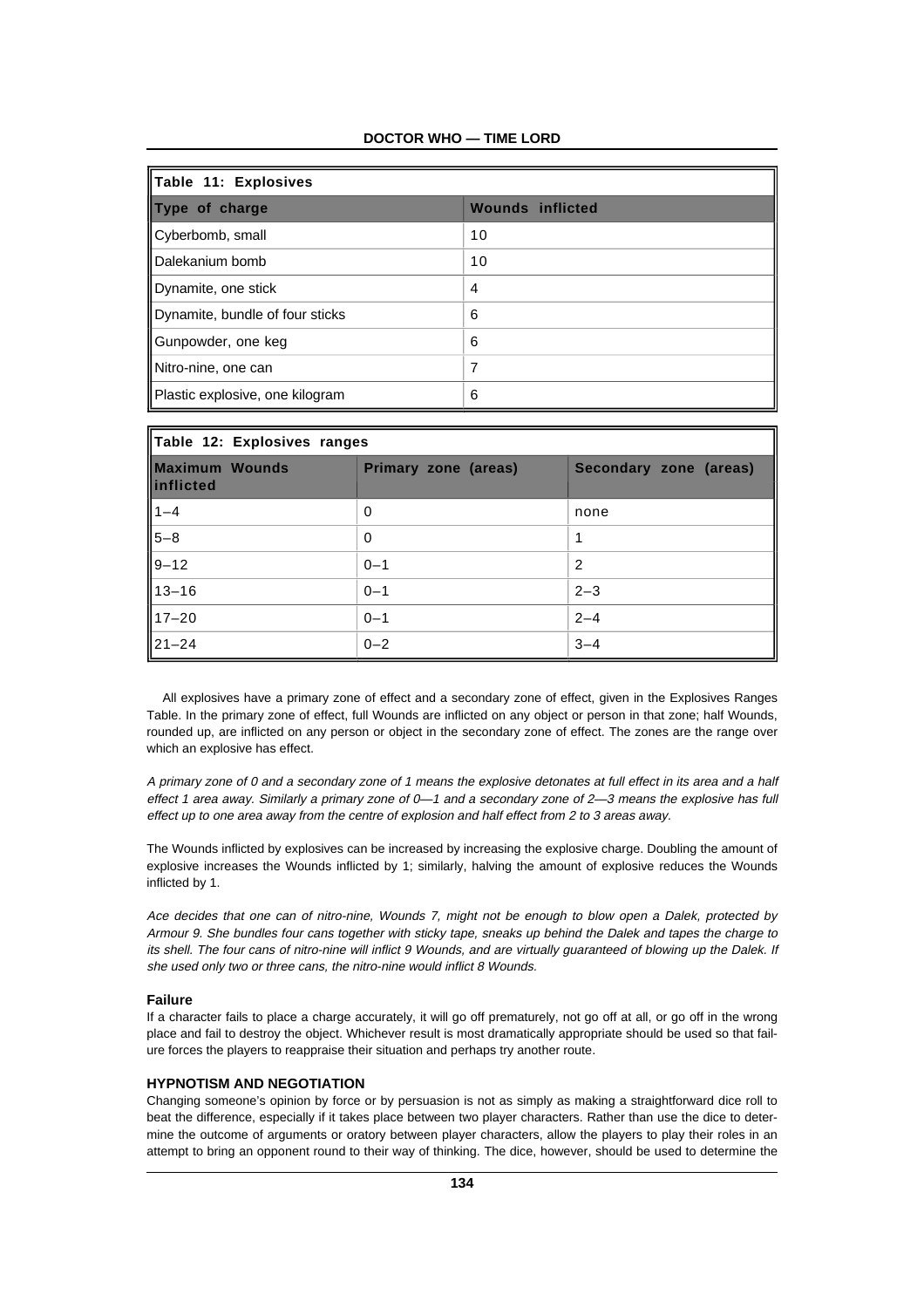| Table 11: Explosives | |
|---|---|
| **Type of charge** | **Wounds inflicted** |
| Cyberbomb, small | 10 |
| Dalekanium bomb | 10 |
| Dynamite, one stick | 4 |
| Dynamite, bundle of four sticks | 6 |
| Gunpowder, one keg | 6 |
| Nitro-nine, one can | 7 |
| Plastic explosive, one kilogram | 6 |

| Table 12: Explosives ranges | | |
|---|---|---|
| **Maximum Wounds inflicted** | **Primary zone (areas)** | **Secondary zone (areas)** |
| 1–4 | 0 | none |
| 5–8 | 0 | 1 |
| 9–12 | 0–1 | 2 |
| 13–16 | 0–1 | 2–3 |
| 17–20 | 0–1 | 2–4 |
| 21–24 | 0–2 | 3–4 |

All explosives have a primary zone of effect and a secondary zone of effect, given in the Explosives Ranges Table. In the primary zone of effect, full Wounds are inflicted on any object or person in that zone; half Wounds, rounded up, are inflicted on any person or object in the secondary zone of effect. The zones are the range over which an explosive has effect.

*A primary zone of 0 and a secondary zone of 1 means the explosive detonates at full effect in its area and a half effect 1 area away. Similarly a primary zone of 0—1 and a secondary zone of 2—3 means the explosive has full effect up to one area away from the centre of explosion and half effect from 2 to 3 areas away.*

The Wounds inflicted by explosives can be increased by increasing the explosive charge. Doubling the amount of explosive increases the Wounds inflicted by 1; similarly, halving the amount of explosive reduces the Wounds inflicted by 1.

*Ace decides that one can of nitro-nine, Wounds 7, might not be enough to blow open a Dalek, protected by Armour 9. She bundles four cans together with sticky tape, sneaks up behind the Dalek and tapes the charge to its shell. The four cans of nitro-nine will inflict 9 Wounds, and are virtually guaranteed of blowing up the Dalek. If she used only two or three cans, the nitro-nine would inflict 8 Wounds.*

### Failure

If a character fails to place a charge accurately, it will go off prematurely, not go off at all, or go off in the wrong place and fail to destroy the object. Whichever result is most dramatically appropriate should be used so that failure forces the players to reappraise their situation and perhaps try another route.

### HYPNOTISM AND NEGOTIATION

Changing someone's opinion by force or by persuasion is not as simply as making a straightforward dice roll to beat the difference, especially if it takes place between two player characters. Rather than use the dice to determine the outcome of arguments or oratory between player characters, allow the players to play their roles in an attempt to bring an opponent round to their way of thinking. The dice, however, should be used to determine the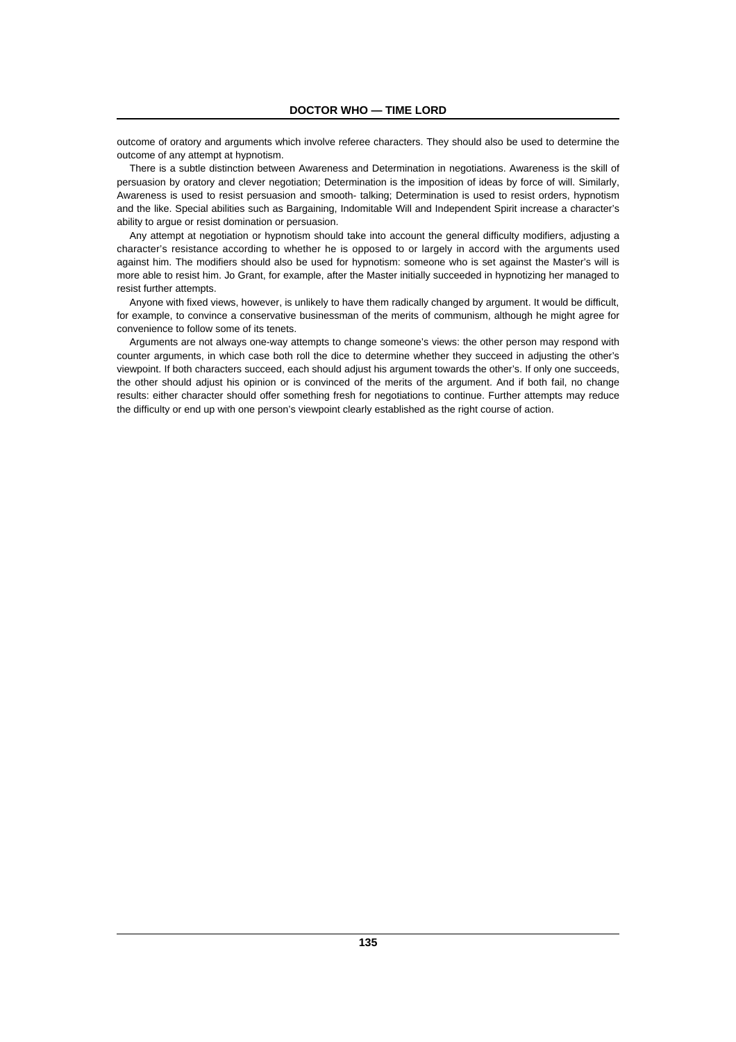outcome of oratory and arguments which involve referee characters. They should also be used to determine the outcome of any attempt at hypnotism.

There is a subtle distinction between Awareness and Determination in negotiations. Awareness is the skill of persuasion by oratory and clever negotiation; Determination is the imposition of ideas by force of will. Similarly, Awareness is used to resist persuasion and smooth- talking; Determination is used to resist orders, hypnotism and the like. Special abilities such as Bargaining, Indomitable Will and Independent Spirit increase a character's ability to argue or resist domination or persuasion.

Any attempt at negotiation or hypnotism should take into account the general difficulty modifiers, adjusting a character's resistance according to whether he is opposed to or largely in accord with the arguments used against him. The modifiers should also be used for hypnotism: someone who is set against the Master's will is more able to resist him. Jo Grant, for example, after the Master initially succeeded in hypnotizing her managed to resist further attempts.

Anyone with fixed views, however, is unlikely to have them radically changed by argument. It would be difficult, for example, to convince a conservative businessman of the merits of communism, although he might agree for convenience to follow some of its tenets.

Arguments are not always one-way attempts to change someone's views: the other person may respond with counter arguments, in which case both roll the dice to determine whether they succeed in adjusting the other's viewpoint. If both characters succeed, each should adjust his argument towards the other's. If only one succeeds, the other should adjust his opinion or is convinced of the merits of the argument. And if both fail, no change results: either character should offer something fresh for negotiations to continue. Further attempts may reduce the difficulty or end up with one person's viewpoint clearly established as the right course of action.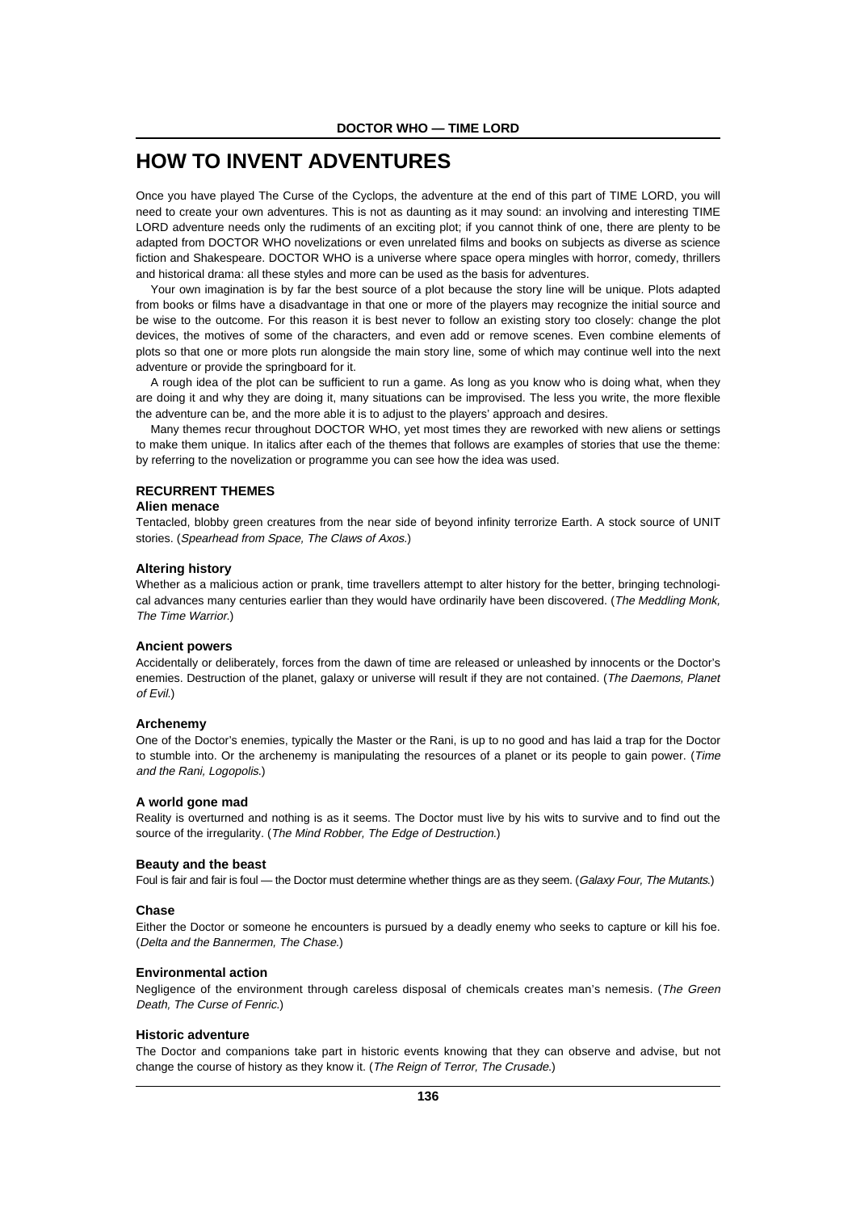# HOW TO INVENT ADVENTURES

Once you have played The Curse of the Cyclops, the adventure at the end of this part of TIME LORD, you will need to create your own adventures. This is not as daunting as it may sound: an involving and interesting TIME LORD adventure needs only the rudiments of an exciting plot; if you cannot think of one, there are plenty to be adapted from DOCTOR WHO novelizations or even unrelated films and books on subjects as diverse as science fiction and Shakespeare. DOCTOR WHO is a universe where space opera mingles with horror, comedy, thrillers and historical drama: all these styles and more can be used as the basis for adventures.

Your own imagination is by far the best source of a plot because the story line will be unique. Plots adapted from books or films have a disadvantage in that one or more of the players may recognize the initial source and be wise to the outcome. For this reason it is best never to follow an existing story too closely: change the plot devices, the motives of some of the characters, and even add or remove scenes. Even combine elements of plots so that one or more plots run alongside the main story line, some of which may continue well into the next adventure or provide the springboard for it.

A rough idea of the plot can be sufficient to run a game. As long as you know who is doing what, when they are doing it and why they are doing it, many situations can be improvised. The less you write, the more flexible the adventure can be, and the more able it is to adjust to the players' approach and desires.

Many themes recur throughout DOCTOR WHO, yet most times they are reworked with new aliens or settings to make them unique. In italics after each of the themes that follows are examples of stories that use the theme: by referring to the novelization or programme you can see how the idea was used.

## RECURRENT THEMES

### Alien menace

Tentacled, blobby green creatures from the near side of beyond infinity terrorize Earth. A stock source of UNIT stories. (*Spearhead from Space, The Claws of Axos.*)

### Altering history

Whether as a malicious action or prank, time travellers attempt to alter history for the better, bringing technological advances many centuries earlier than they would have ordinarily have been discovered. (*The Meddling Monk, The Time Warrior.*)

### Ancient powers

Accidentally or deliberately, forces from the dawn of time are released or unleashed by innocents or the Doctor's enemies. Destruction of the planet, galaxy or universe will result if they are not contained. (*The Daemons, Planet of Evil.*)

### Archenemy

One of the Doctor's enemies, typically the Master or the Rani, is up to no good and has laid a trap for the Doctor to stumble into. Or the archenemy is manipulating the resources of a planet or its people to gain power. (*Time and the Rani, Logopolis.*)

### A world gone mad

Reality is overturned and nothing is as it seems. The Doctor must live by his wits to survive and to find out the source of the irregularity. (*The Mind Robber, The Edge of Destruction.*)

### Beauty and the beast

Foul is fair and fair is foul — the Doctor must determine whether things are as they seem. (*Galaxy Four, The Mutants.*)

### Chase

Either the Doctor or someone he encounters is pursued by a deadly enemy who seeks to capture or kill his foe. (*Delta and the Bannermen, The Chase.*)

### Environmental action

Negligence of the environment through careless disposal of chemicals creates man's nemesis. (*The Green Death, The Curse of Fenric.*)

### Historic adventure

The Doctor and companions take part in historic events knowing that they can observe and advise, but not change the course of history as they know it. (*The Reign of Terror, The Crusade.*)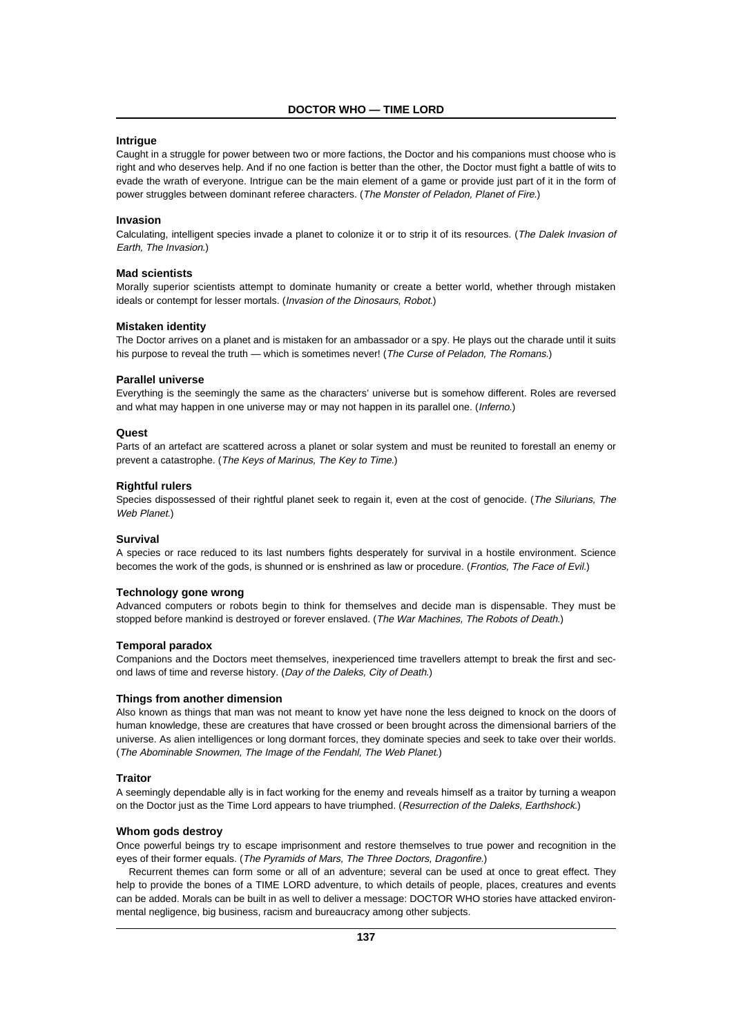**Intrigue**

Caught in a struggle for power between two or more factions, the Doctor and his companions must choose who is right and who deserves help. And if no one faction is better than the other, the Doctor must fight a battle of wits to evade the wrath of everyone. Intrigue can be the main element of a game or provide just part of it in the form of power struggles between dominant referee characters. (*The Monster of Peladon, Planet of Fire.*)

**Invasion**

Calculating, intelligent species invade a planet to colonize it or to strip it of its resources. (*The Dalek Invasion of Earth, The Invasion.*)

**Mad scientists**

Morally superior scientists attempt to dominate humanity or create a better world, whether through mistaken ideals or contempt for lesser mortals. (*Invasion of the Dinosaurs, Robot.*)

**Mistaken identity**

The Doctor arrives on a planet and is mistaken for an ambassador or a spy. He plays out the charade until it suits his purpose to reveal the truth — which is sometimes never! (*The Curse of Peladon, The Romans.*)

**Parallel universe**

Everything is the seemingly the same as the characters' universe but is somehow different. Roles are reversed and what may happen in one universe may or may not happen in its parallel one. (*Inferno.*)

**Quest**

Parts of an artefact are scattered across a planet or solar system and must be reunited to forestall an enemy or prevent a catastrophe. (*The Keys of Marinus, The Key to Time.*)

**Rightful rulers**

Species dispossessed of their rightful planet seek to regain it, even at the cost of genocide. (*The Silurians, The Web Planet.*)

**Survival**

A species or race reduced to its last numbers fights desperately for survival in a hostile environment. Science becomes the work of the gods, is shunned or is enshrined as law or procedure. (*Frontios, The Face of Evil.*)

**Technology gone wrong**

Advanced computers or robots begin to think for themselves and decide man is dispensable. They must be stopped before mankind is destroyed or forever enslaved. (*The War Machines, The Robots of Death.*)

**Temporal paradox**

Companions and the Doctors meet themselves, inexperienced time travellers attempt to break the first and second laws of time and reverse history. (*Day of the Daleks, City of Death.*)

**Things from another dimension**

Also known as things that man was not meant to know yet have none the less deigned to knock on the doors of human knowledge, these are creatures that have crossed or been brought across the dimensional barriers of the universe. As alien intelligences or long dormant forces, they dominate species and seek to take over their worlds. (*The Abominable Snowmen, The Image of the Fendahl, The Web Planet.*)

**Traitor**

A seemingly dependable ally is in fact working for the enemy and reveals himself as a traitor by turning a weapon on the Doctor just as the Time Lord appears to have triumphed. (*Resurrection of the Daleks, Earthshock.*)

**Whom gods destroy**

Once powerful beings try to escape imprisonment and restore themselves to true power and recognition in the eyes of their former equals. (*The Pyramids of Mars, The Three Doctors, Dragonfire.*)

Recurrent themes can form some or all of an adventure; several can be used at once to great effect. They help to provide the bones of a TIME LORD adventure, to which details of people, places, creatures and events can be added. Morals can be built in as well to deliver a message: DOCTOR WHO stories have attacked environmental negligence, big business, racism and bureaucracy among other subjects.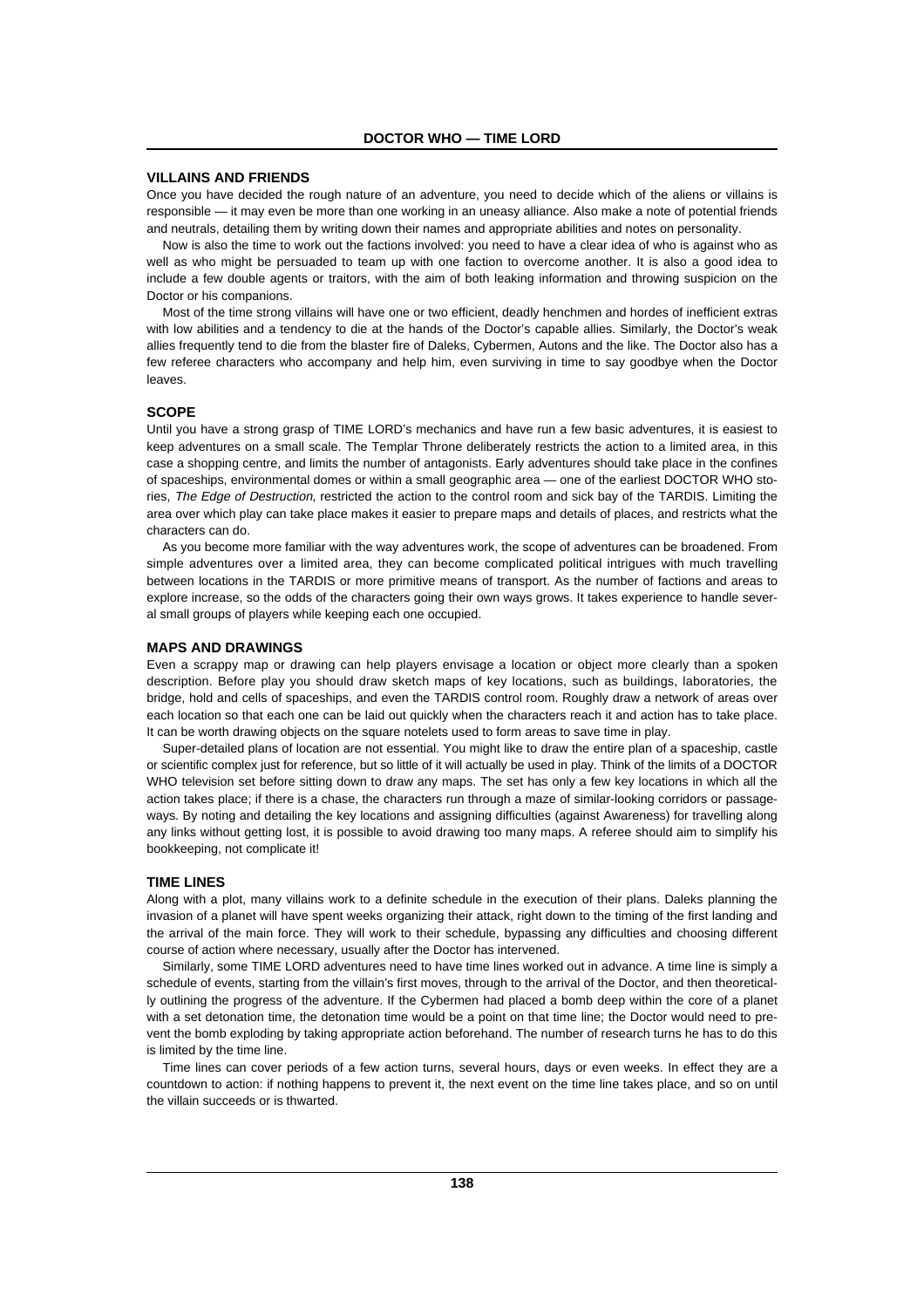## VILLAINS AND FRIENDS

Once you have decided the rough nature of an adventure, you need to decide which of the aliens or villains is responsible — it may even be more than one working in an uneasy alliance. Also make a note of potential friends and neutrals, detailing them by writing down their names and appropriate abilities and notes on personality.

Now is also the time to work out the factions involved: you need to have a clear idea of who is against who as well as who might be persuaded to team up with one faction to overcome another. It is also a good idea to include a few double agents or traitors, with the aim of both leaking information and throwing suspicion on the Doctor or his companions.

Most of the time strong villains will have one or two efficient, deadly henchmen and hordes of inefficient extras with low abilities and a tendency to die at the hands of the Doctor's capable allies. Similarly, the Doctor's weak allies frequently tend to die from the blaster fire of Daleks, Cybermen, Autons and the like. The Doctor also has a few referee characters who accompany and help him, even surviving in time to say goodbye when the Doctor leaves.

## SCOPE

Until you have a strong grasp of TIME LORD's mechanics and have run a few basic adventures, it is easiest to keep adventures on a small scale. The Templar Throne deliberately restricts the action to a limited area, in this case a shopping centre, and limits the number of antagonists. Early adventures should take place in the confines of spaceships, environmental domes or within a small geographic area — one of the earliest DOCTOR WHO stories, *The Edge of Destruction*, restricted the action to the control room and sick bay of the TARDIS. Limiting the area over which play can take place makes it easier to prepare maps and details of places, and restricts what the characters can do.

As you become more familiar with the way adventures work, the scope of adventures can be broadened. From simple adventures over a limited area, they can become complicated political intrigues with much travelling between locations in the TARDIS or more primitive means of transport. As the number of factions and areas to explore increase, so the odds of the characters going their own ways grows. It takes experience to handle several small groups of players while keeping each one occupied.

## MAPS AND DRAWINGS

Even a scrappy map or drawing can help players envisage a location or object more clearly than a spoken description. Before play you should draw sketch maps of key locations, such as buildings, laboratories, the bridge, hold and cells of spaceships, and even the TARDIS control room. Roughly draw a network of areas over each location so that each one can be laid out quickly when the characters reach it and action has to take place. It can be worth drawing objects on the square notelets used to form areas to save time in play.

Super-detailed plans of location are not essential. You might like to draw the entire plan of a spaceship, castle or scientific complex just for reference, but so little of it will actually be used in play. Think of the limits of a DOCTOR WHO television set before sitting down to draw any maps. The set has only a few key locations in which all the action takes place; if there is a chase, the characters run through a maze of similar-looking corridors or passageways. By noting and detailing the key locations and assigning difficulties (against Awareness) for travelling along any links without getting lost, it is possible to avoid drawing too many maps. A referee should aim to simplify his bookkeeping, not complicate it!

## TIME LINES

Along with a plot, many villains work to a definite schedule in the execution of their plans. Daleks planning the invasion of a planet will have spent weeks organizing their attack, right down to the timing of the first landing and the arrival of the main force. They will work to their schedule, bypassing any difficulties and choosing different course of action where necessary, usually after the Doctor has intervened.

Similarly, some TIME LORD adventures need to have time lines worked out in advance. A time line is simply a schedule of events, starting from the villain's first moves, through to the arrival of the Doctor, and then theoretically outlining the progress of the adventure. If the Cybermen had placed a bomb deep within the core of a planet with a set detonation time, the detonation time would be a point on that time line; the Doctor would need to prevent the bomb exploding by taking appropriate action beforehand. The number of research turns he has to do this is limited by the time line.

Time lines can cover periods of a few action turns, several hours, days or even weeks. In effect they are a countdown to action: if nothing happens to prevent it, the next event on the time line takes place, and so on until the villain succeeds or is thwarted.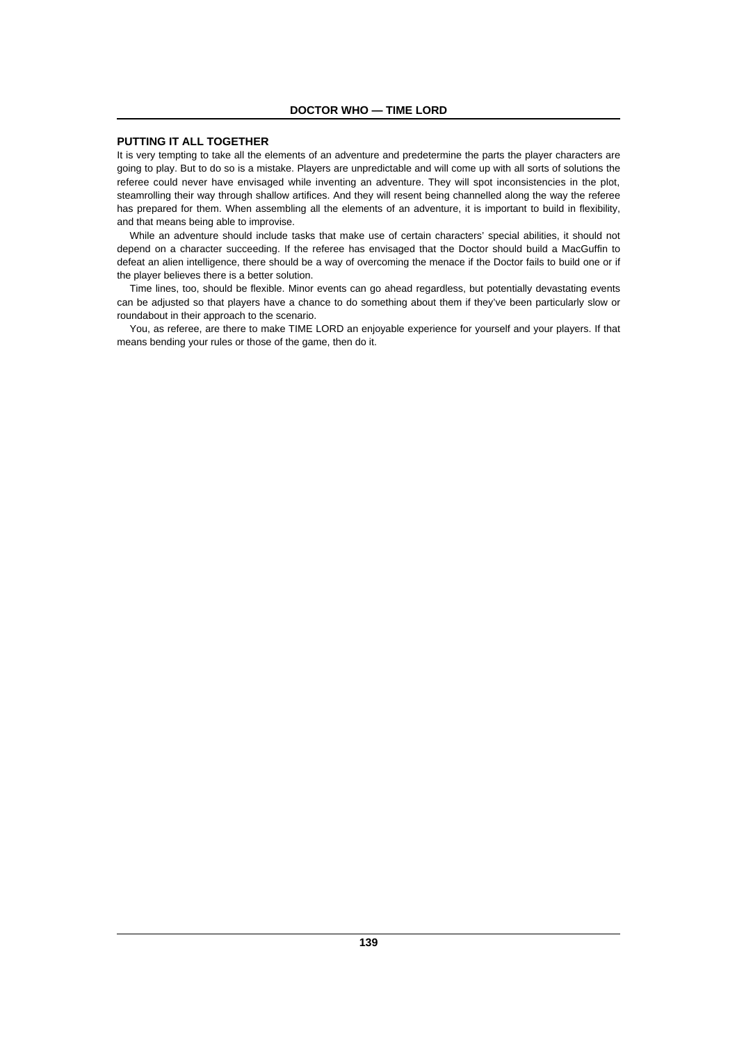## PUTTING IT ALL TOGETHER

It is very tempting to take all the elements of an adventure and predetermine the parts the player characters are going to play. But to do so is a mistake. Players are unpredictable and will come up with all sorts of solutions the referee could never have envisaged while inventing an adventure. They will spot inconsistencies in the plot, steamrolling their way through shallow artifices. And they will resent being channelled along the way the referee has prepared for them. When assembling all the elements of an adventure, it is important to build in flexibility, and that means being able to improvise.

While an adventure should include tasks that make use of certain characters' special abilities, it should not depend on a character succeeding. If the referee has envisaged that the Doctor should build a MacGuffin to defeat an alien intelligence, there should be a way of overcoming the menace if the Doctor fails to build one or if the player believes there is a better solution.

Time lines, too, should be flexible. Minor events can go ahead regardless, but potentially devastating events can be adjusted so that players have a chance to do something about them if they've been particularly slow or roundabout in their approach to the scenario.

You, as referee, are there to make TIME LORD an enjoyable experience for yourself and your players. If that means bending your rules or those of the game, then do it.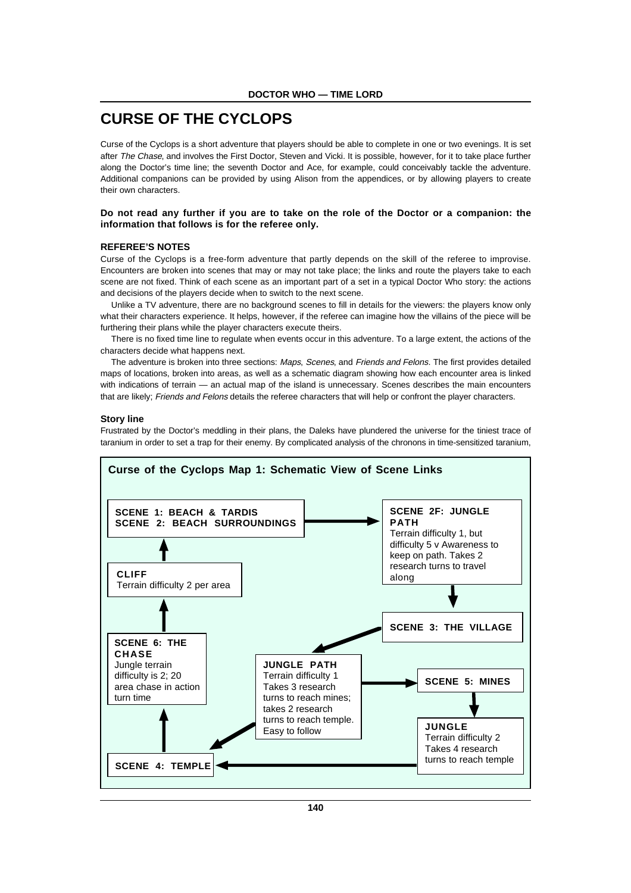# CURSE OF THE CYCLOPS

Curse of the Cyclops is a short adventure that players should be able to complete in one or two evenings. It is set after *The Chase*, and involves the First Doctor, Steven and Vicki. It is possible, however, for it to take place further along the Doctor's time line; the seventh Doctor and Ace, for example, could conceivably tackle the adventure. Additional companions can be provided by using Alison from the appendices, or by allowing players to create their own characters.

**Do not read any further if you are to take on the role of the Doctor or a companion: the information that follows is for the referee only.**

### REFEREE'S NOTES

Curse of the Cyclops is a free-form adventure that partly depends on the skill of the referee to improvise. Encounters are broken into scenes that may or may not take place; the links and route the players take to each scene are not fixed. Think of each scene as an important part of a set in a typical Doctor Who story: the actions and decisions of the players decide when to switch to the next scene.

Unlike a TV adventure, there are no background scenes to fill in details for the viewers: the players know only what their characters experience. It helps, however, if the referee can imagine how the villains of the piece will be furthering their plans while the player characters execute theirs.

There is no fixed time line to regulate when events occur in this adventure. To a large extent, the actions of the characters decide what happens next.

The adventure is broken into three sections: *Maps*, *Scenes*, and *Friends and Felons*. The first provides detailed maps of locations, broken into areas, as well as a schematic diagram showing how each encounter area is linked with indications of terrain — an actual map of the island is unnecessary. Scenes describes the main encounters that are likely; *Friends and Felons* details the referee characters that will help or confront the player characters.

### Story line

Frustrated by the Doctor's meddling in their plans, the Daleks have plundered the universe for the tiniest trace of taranium in order to set a trap for their enemy. By complicated analysis of the chronons in time-sensitized taranium,

**Curse of the Cyclops Map 1: Schematic View of Scene Links**

- **SCENE 1: BEACH & TARDIS / SCENE 2: BEACH SURROUNDINGS** → SCENE 2F: JUNGLE PATH
- **SCENE 2F: JUNGLE PATH** — Terrain difficulty 1, but difficulty 5 v Awareness to keep on path. Takes 2 research turns to travel along → SCENE 3: THE VILLAGE
- **SCENE 3: THE VILLAGE** → JUNGLE PATH
- **JUNGLE PATH** — Terrain difficulty 1. Takes 3 research turns to reach mines; takes 2 research turns to reach temple. Easy to follow → SCENE 5: MINES; → SCENE 4: TEMPLE
- **SCENE 5: MINES** → JUNGLE
- **JUNGLE** — Terrain difficulty 2. Takes 4 research turns to reach temple → SCENE 4: TEMPLE
- **SCENE 4: TEMPLE** → SCENE 6: THE CHASE
- **SCENE 6: THE CHASE** — Jungle terrain difficulty is 2; 20 area chase in action turn time → CLIFF
- **CLIFF** — Terrain difficulty 2 per area → SCENE 1: BEACH & TARDIS / SCENE 2: BEACH SURROUNDINGS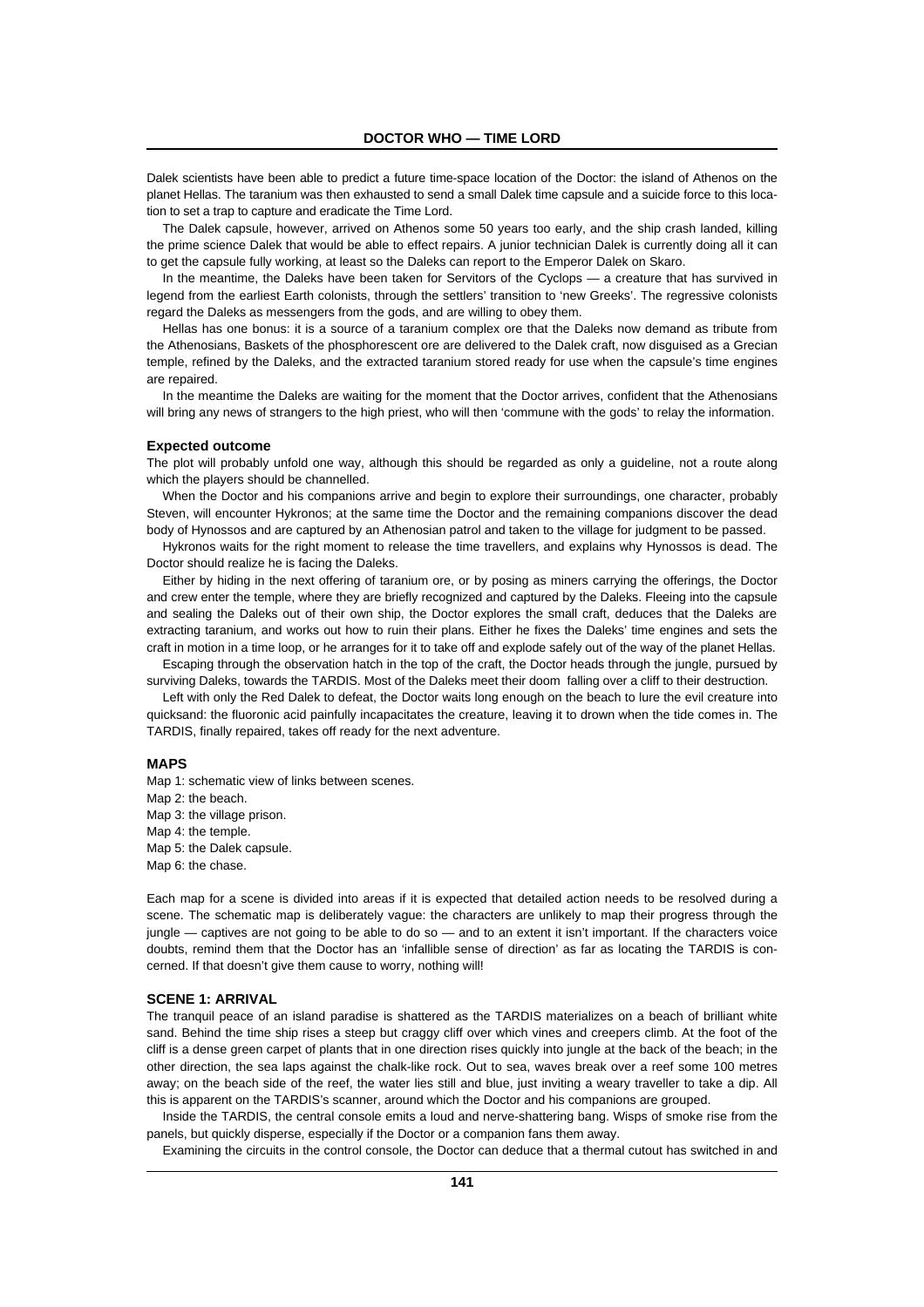Dalek scientists have been able to predict a future time-space location of the Doctor: the island of Athenos on the planet Hellas. The taranium was then exhausted to send a small Dalek time capsule and a suicide force to this location to set a trap to capture and eradicate the Time Lord.

The Dalek capsule, however, arrived on Athenos some 50 years too early, and the ship crash landed, killing the prime science Dalek that would be able to effect repairs. A junior technician Dalek is currently doing all it can to get the capsule fully working, at least so the Daleks can report to the Emperor Dalek on Skaro.

In the meantime, the Daleks have been taken for Servitors of the Cyclops — a creature that has survived in legend from the earliest Earth colonists, through the settlers' transition to 'new Greeks'. The regressive colonists regard the Daleks as messengers from the gods, and are willing to obey them.

Hellas has one bonus: it is a source of a taranium complex ore that the Daleks now demand as tribute from the Athenosians, Baskets of the phosphorescent ore are delivered to the Dalek craft, now disguised as a Grecian temple, refined by the Daleks, and the extracted taranium stored ready for use when the capsule's time engines are repaired.

In the meantime the Daleks are waiting for the moment that the Doctor arrives, confident that the Athenosians will bring any news of strangers to the high priest, who will then 'commune with the gods' to relay the information.

**Expected outcome**

The plot will probably unfold one way, although this should be regarded as only a guideline, not a route along which the players should be channelled.

When the Doctor and his companions arrive and begin to explore their surroundings, one character, probably Steven, will encounter Hykronos; at the same time the Doctor and the remaining companions discover the dead body of Hynossos and are captured by an Athenosian patrol and taken to the village for judgment to be passed.

Hykronos waits for the right moment to release the time travellers, and explains why Hynossos is dead. The Doctor should realize he is facing the Daleks.

Either by hiding in the next offering of taranium ore, or by posing as miners carrying the offerings, the Doctor and crew enter the temple, where they are briefly recognized and captured by the Daleks. Fleeing into the capsule and sealing the Daleks out of their own ship, the Doctor explores the small craft, deduces that the Daleks are extracting taranium, and works out how to ruin their plans. Either he fixes the Daleks' time engines and sets the craft in motion in a time loop, or he arranges for it to take off and explode safely out of the way of the planet Hellas.

Escaping through the observation hatch in the top of the craft, the Doctor heads through the jungle, pursued by surviving Daleks, towards the TARDIS. Most of the Daleks meet their doom falling over a cliff to their destruction.

Left with only the Red Dalek to defeat, the Doctor waits long enough on the beach to lure the evil creature into quicksand: the fluoronic acid painfully incapacitates the creature, leaving it to drown when the tide comes in. The TARDIS, finally repaired, takes off ready for the next adventure.

**MAPS**

Map 1: schematic view of links between scenes.
Map 2: the beach.
Map 3: the village prison.
Map 4: the temple.
Map 5: the Dalek capsule.
Map 6: the chase.

Each map for a scene is divided into areas if it is expected that detailed action needs to be resolved during a scene. The schematic map is deliberately vague: the characters are unlikely to map their progress through the jungle — captives are not going to be able to do so — and to an extent it isn't important. If the characters voice doubts, remind them that the Doctor has an 'infallible sense of direction' as far as locating the TARDIS is concerned. If that doesn't give them cause to worry, nothing will!

**SCENE 1: ARRIVAL**

The tranquil peace of an island paradise is shattered as the TARDIS materializes on a beach of brilliant white sand. Behind the time ship rises a steep but craggy cliff over which vines and creepers climb. At the foot of the cliff is a dense green carpet of plants that in one direction rises quickly into jungle at the back of the beach; in the other direction, the sea laps against the chalk-like rock. Out to sea, waves break over a reef some 100 metres away; on the beach side of the reef, the water lies still and blue, just inviting a weary traveller to take a dip. All this is apparent on the TARDIS's scanner, around which the Doctor and his companions are grouped.

Inside the TARDIS, the central console emits a loud and nerve-shattering bang. Wisps of smoke rise from the panels, but quickly disperse, especially if the Doctor or a companion fans them away.

Examining the circuits in the control console, the Doctor can deduce that a thermal cutout has switched in and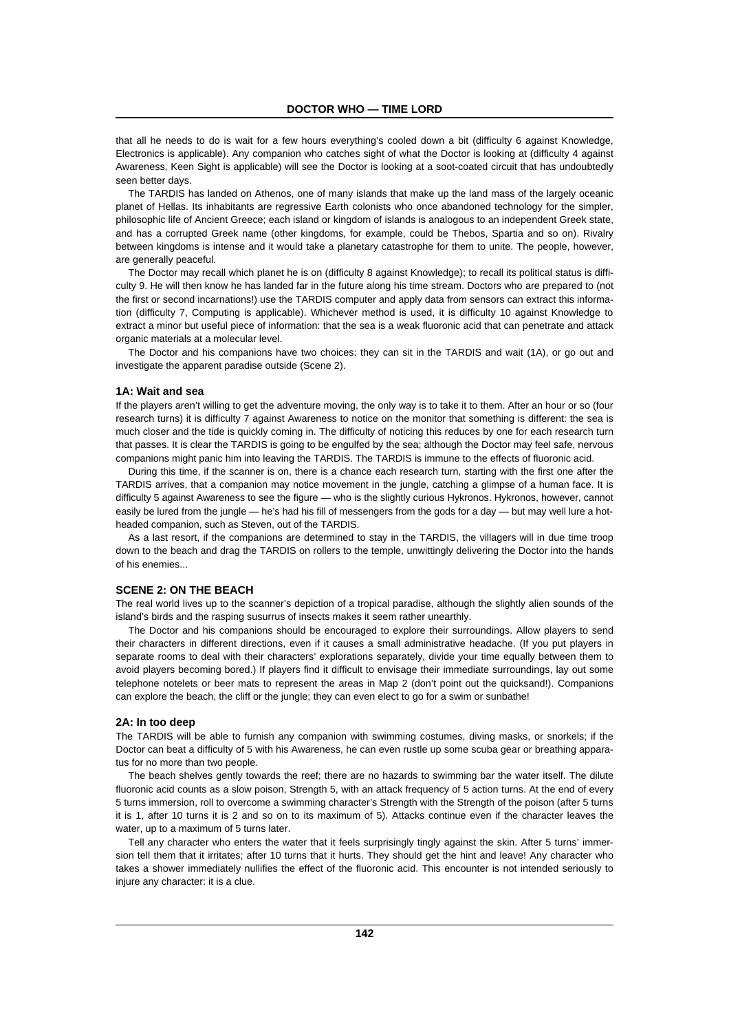that all he needs to do is wait for a few hours everything's cooled down a bit (difficulty 6 against Knowledge, Electronics is applicable). Any companion who catches sight of what the Doctor is looking at (difficulty 4 against Awareness, Keen Sight is applicable) will see the Doctor is looking at a soot-coated circuit that has undoubtedly seen better days.

The TARDIS has landed on Athenos, one of many islands that make up the land mass of the largely oceanic planet of Hellas. Its inhabitants are regressive Earth colonists who once abandoned technology for the simpler, philosophic life of Ancient Greece; each island or kingdom of islands is analogous to an independent Greek state, and has a corrupted Greek name (other kingdoms, for example, could be Thebos, Spartia and so on). Rivalry between kingdoms is intense and it would take a planetary catastrophe for them to unite. The people, however, are generally peaceful.

The Doctor may recall which planet he is on (difficulty 8 against Knowledge); to recall its political status is difficulty 9. He will then know he has landed far in the future along his time stream. Doctors who are prepared to (not the first or second incarnations!) use the TARDIS computer and apply data from sensors can extract this information (difficulty 7, Computing is applicable). Whichever method is used, it is difficulty 10 against Knowledge to extract a minor but useful piece of information: that the sea is a weak fluoronic acid that can penetrate and attack organic materials at a molecular level.

The Doctor and his companions have two choices: they can sit in the TARDIS and wait (1A), or go out and investigate the apparent paradise outside (Scene 2).

### 1A: Wait and sea

If the players aren't willing to get the adventure moving, the only way is to take it to them. After an hour or so (four research turns) it is difficulty 7 against Awareness to notice on the monitor that something is different: the sea is much closer and the tide is quickly coming in. The difficulty of noticing this reduces by one for each research turn that passes. It is clear the TARDIS is going to be engulfed by the sea; although the Doctor may feel safe, nervous companions might panic him into leaving the TARDIS. The TARDIS is immune to the effects of fluoronic acid.

During this time, if the scanner is on, there is a chance each research turn, starting with the first one after the TARDIS arrives, that a companion may notice movement in the jungle, catching a glimpse of a human face. It is difficulty 5 against Awareness to see the figure — who is the slightly curious Hykronos. Hykronos, however, cannot easily be lured from the jungle — he's had his fill of messengers from the gods for a day — but may well lure a hot-headed companion, such as Steven, out of the TARDIS.

As a last resort, if the companions are determined to stay in the TARDIS, the villagers will in due time troop down to the beach and drag the TARDIS on rollers to the temple, unwittingly delivering the Doctor into the hands of his enemies...

## SCENE 2: ON THE BEACH

The real world lives up to the scanner's depiction of a tropical paradise, although the slightly alien sounds of the island's birds and the rasping susurrus of insects makes it seem rather unearthly.

The Doctor and his companions should be encouraged to explore their surroundings. Allow players to send their characters in different directions, even if it causes a small administrative headache. (If you put players in separate rooms to deal with their characters' explorations separately, divide your time equally between them to avoid players becoming bored.) If players find it difficult to envisage their immediate surroundings, lay out some telephone notelets or beer mats to represent the areas in Map 2 (don't point out the quicksand!). Companions can explore the beach, the cliff or the jungle; they can even elect to go for a swim or sunbathe!

### 2A: In too deep

The TARDIS will be able to furnish any companion with swimming costumes, diving masks, or snorkels; if the Doctor can beat a difficulty of 5 with his Awareness, he can even rustle up some scuba gear or breathing apparatus for no more than two people.

The beach shelves gently towards the reef; there are no hazards to swimming bar the water itself. The dilute fluoronic acid counts as a slow poison, Strength 5, with an attack frequency of 5 action turns. At the end of every 5 turns immersion, roll to overcome a swimming character's Strength with the Strength of the poison (after 5 turns it is 1, after 10 turns it is 2 and so on to its maximum of 5). Attacks continue even if the character leaves the water, up to a maximum of 5 turns later.

Tell any character who enters the water that it feels surprisingly tingly against the skin. After 5 turns' immersion tell them that it irritates; after 10 turns that it hurts. They should get the hint and leave! Any character who takes a shower immediately nullifies the effect of the fluoronic acid. This encounter is not intended seriously to injure any character: it is a clue.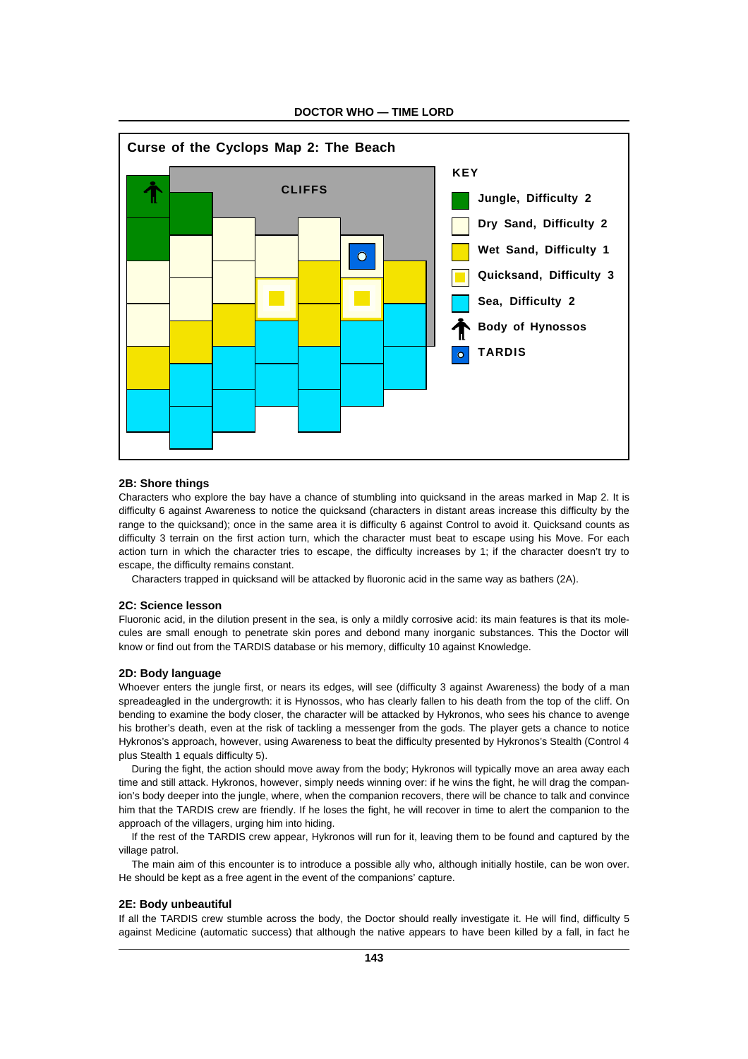## Curse of the Cyclops Map 2: The Beach

CLIFFS

**KEY**

- Jungle, Difficulty 2
- Dry Sand, Difficulty 2
- Wet Sand, Difficulty 1
- Quicksand, Difficulty 3
- Sea, Difficulty 2
- Body of Hynossos
- TARDIS

### 2B: Shore things

Characters who explore the bay have a chance of stumbling into quicksand in the areas marked in Map 2. It is difficulty 6 against Awareness to notice the quicksand (characters in distant areas increase this difficulty by the range to the quicksand); once in the same area it is difficulty 6 against Control to avoid it. Quicksand counts as difficulty 3 terrain on the first action turn, which the character must beat to escape using his Move. For each action turn in which the character tries to escape, the difficulty increases by 1; if the character doesn't try to escape, the difficulty remains constant.

Characters trapped in quicksand will be attacked by fluoronic acid in the same way as bathers (2A).

### 2C: Science lesson

Fluoronic acid, in the dilution present in the sea, is only a mildly corrosive acid: its main features is that its molecules are small enough to penetrate skin pores and debond many inorganic substances. This the Doctor will know or find out from the TARDIS database or his memory, difficulty 10 against Knowledge.

### 2D: Body language

Whoever enters the jungle first, or nears its edges, will see (difficulty 3 against Awareness) the body of a man spreadeagled in the undergrowth: it is Hynossos, who has clearly fallen to his death from the top of the cliff. On bending to examine the body closer, the character will be attacked by Hykronos, who sees his chance to avenge his brother's death, even at the risk of tackling a messenger from the gods. The player gets a chance to notice Hykronos's approach, however, using Awareness to beat the difficulty presented by Hykronos's Stealth (Control 4 plus Stealth 1 equals difficulty 5).

During the fight, the action should move away from the body; Hykronos will typically move an area away each time and still attack. Hykronos, however, simply needs winning over: if he wins the fight, he will drag the companion's body deeper into the jungle, where, when the companion recovers, there will be chance to talk and convince him that the TARDIS crew are friendly. If he loses the fight, he will recover in time to alert the companion to the approach of the villagers, urging him into hiding.

If the rest of the TARDIS crew appear, Hykronos will run for it, leaving them to be found and captured by the village patrol.

The main aim of this encounter is to introduce a possible ally who, although initially hostile, can be won over. He should be kept as a free agent in the event of the companions' capture.

### 2E: Body unbeautiful

If all the TARDIS crew stumble across the body, the Doctor should really investigate it. He will find, difficulty 5 against Medicine (automatic success) that although the native appears to have been killed by a fall, in fact he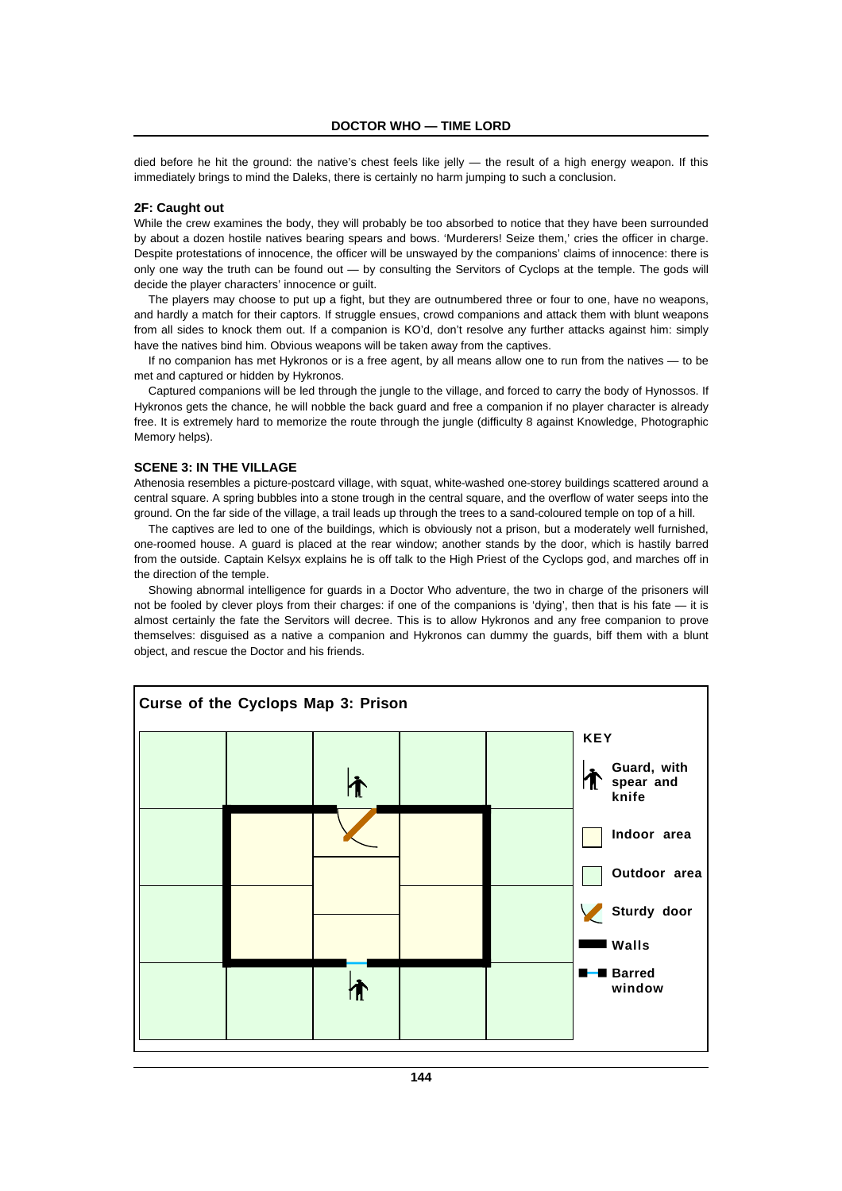died before he hit the ground: the native's chest feels like jelly — the result of a high energy weapon. If this immediately brings to mind the Daleks, there is certainly no harm jumping to such a conclusion.

### 2F: Caught out

While the crew examines the body, they will probably be too absorbed to notice that they have been surrounded by about a dozen hostile natives bearing spears and bows. 'Murderers! Seize them,' cries the officer in charge. Despite protestations of innocence, the officer will be unswayed by the companions' claims of innocence: there is only one way the truth can be found out — by consulting the Servitors of Cyclops at the temple. The gods will decide the player characters' innocence or guilt.

The players may choose to put up a fight, but they are outnumbered three or four to one, have no weapons, and hardly a match for their captors. If struggle ensues, crowd companions and attack them with blunt weapons from all sides to knock them out. If a companion is KO'd, don't resolve any further attacks against him: simply have the natives bind him. Obvious weapons will be taken away from the captives.

If no companion has met Hykronos or is a free agent, by all means allow one to run from the natives — to be met and captured or hidden by Hykronos.

Captured companions will be led through the jungle to the village, and forced to carry the body of Hynossos. If Hykronos gets the chance, he will nobble the back guard and free a companion if no player character is already free. It is extremely hard to memorize the route through the jungle (difficulty 8 against Knowledge, Photographic Memory helps).

## SCENE 3: IN THE VILLAGE

Athenosia resembles a picture-postcard village, with squat, white-washed one-storey buildings scattered around a central square. A spring bubbles into a stone trough in the central square, and the overflow of water seeps into the ground. On the far side of the village, a trail leads up through the trees to a sand-coloured temple on top of a hill.

The captives are led to one of the buildings, which is obviously not a prison, but a moderately well furnished, one-roomed house. A guard is placed at the rear window; another stands by the door, which is hastily barred from the outside. Captain Kelsyx explains he is off talk to the High Priest of the Cyclops god, and marches off in the direction of the temple.

Showing abnormal intelligence for guards in a Doctor Who adventure, the two in charge of the prisoners will not be fooled by clever ploys from their charges: if one of the companions is 'dying', then that is his fate — it is almost certainly the fate the Servitors will decree. This is to allow Hykronos and any free companion to prove themselves: disguised as a native a companion and Hykronos can dummy the guards, biff them with a blunt object, and rescue the Doctor and his friends.

**Curse of the Cyclops Map 3: Prison**

**KEY**

- Guard, with spear and knife
- Indoor area
- Outdoor area
- Sturdy door
- Walls
- Barred window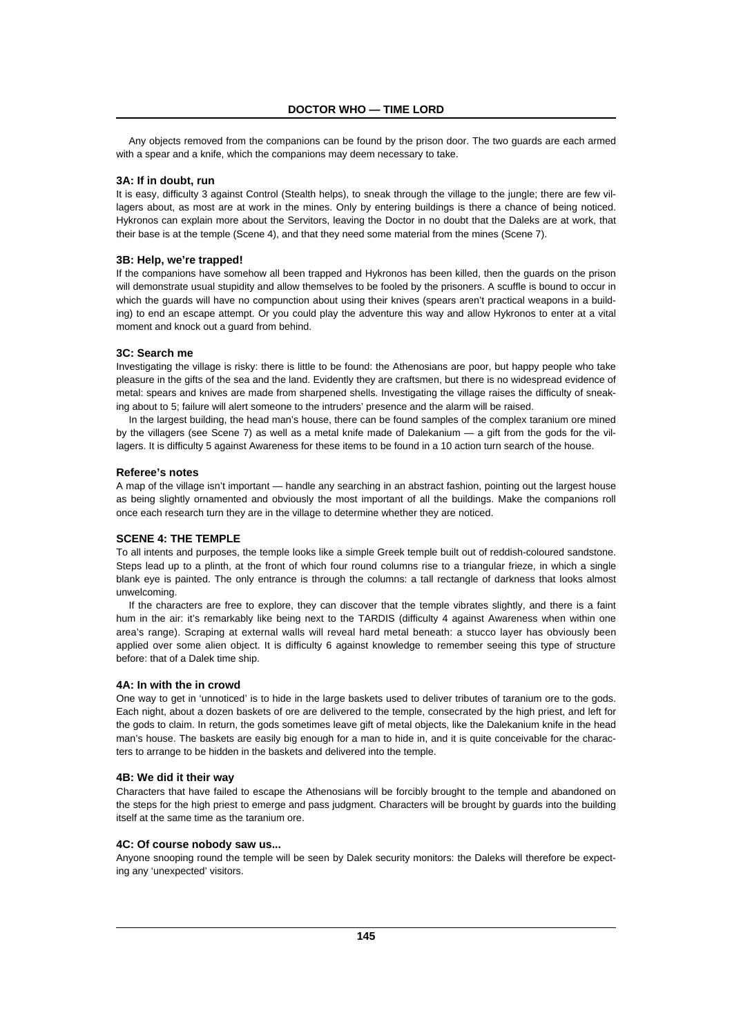Any objects removed from the companions can be found by the prison door. The two guards are each armed with a spear and a knife, which the companions may deem necessary to take.

### 3A: If in doubt, run

It is easy, difficulty 3 against Control (Stealth helps), to sneak through the village to the jungle; there are few villagers about, as most are at work in the mines. Only by entering buildings is there a chance of being noticed. Hykronos can explain more about the Servitors, leaving the Doctor in no doubt that the Daleks are at work, that their base is at the temple (Scene 4), and that they need some material from the mines (Scene 7).

### 3B: Help, we're trapped!

If the companions have somehow all been trapped and Hykronos has been killed, then the guards on the prison will demonstrate usual stupidity and allow themselves to be fooled by the prisoners. A scuffle is bound to occur in which the guards will have no compunction about using their knives (spears aren't practical weapons in a building) to end an escape attempt. Or you could play the adventure this way and allow Hykronos to enter at a vital moment and knock out a guard from behind.

### 3C: Search me

Investigating the village is risky: there is little to be found: the Athenosians are poor, but happy people who take pleasure in the gifts of the sea and the land. Evidently they are craftsmen, but there is no widespread evidence of metal: spears and knives are made from sharpened shells. Investigating the village raises the difficulty of sneaking about to 5; failure will alert someone to the intruders' presence and the alarm will be raised.

In the largest building, the head man's house, there can be found samples of the complex taranium ore mined by the villagers (see Scene 7) as well as a metal knife made of Dalekanium — a gift from the gods for the villagers. It is difficulty 5 against Awareness for these items to be found in a 10 action turn search of the house.

### Referee's notes

A map of the village isn't important — handle any searching in an abstract fashion, pointing out the largest house as being slightly ornamented and obviously the most important of all the buildings. Make the companions roll once each research turn they are in the village to determine whether they are noticed.

## SCENE 4: THE TEMPLE

To all intents and purposes, the temple looks like a simple Greek temple built out of reddish-coloured sandstone. Steps lead up to a plinth, at the front of which four round columns rise to a triangular frieze, in which a single blank eye is painted. The only entrance is through the columns: a tall rectangle of darkness that looks almost unwelcoming.

If the characters are free to explore, they can discover that the temple vibrates slightly, and there is a faint hum in the air: it's remarkably like being next to the TARDIS (difficulty 4 against Awareness when within one area's range). Scraping at external walls will reveal hard metal beneath: a stucco layer has obviously been applied over some alien object. It is difficulty 6 against knowledge to remember seeing this type of structure before: that of a Dalek time ship.

### 4A: In with the in crowd

One way to get in 'unnoticed' is to hide in the large baskets used to deliver tributes of taranium ore to the gods. Each night, about a dozen baskets of ore are delivered to the temple, consecrated by the high priest, and left for the gods to claim. In return, the gods sometimes leave gift of metal objects, like the Dalekanium knife in the head man's house. The baskets are easily big enough for a man to hide in, and it is quite conceivable for the characters to arrange to be hidden in the baskets and delivered into the temple.

### 4B: We did it their way

Characters that have failed to escape the Athenosians will be forcibly brought to the temple and abandoned on the steps for the high priest to emerge and pass judgment. Characters will be brought by guards into the building itself at the same time as the taranium ore.

### 4C: Of course nobody saw us...

Anyone snooping round the temple will be seen by Dalek security monitors: the Daleks will therefore be expecting any 'unexpected' visitors.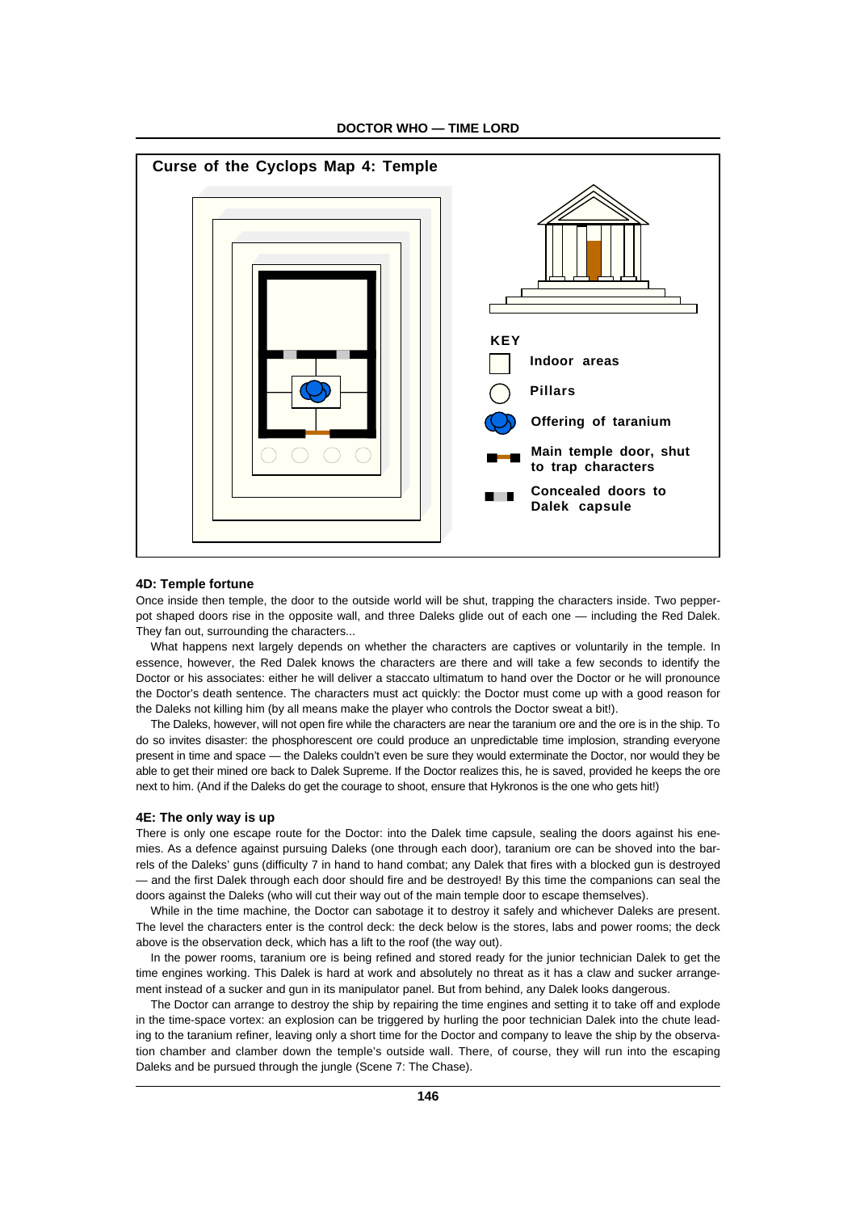## Curse of the Cyclops Map 4: Temple

**KEY**

- Indoor areas
- Pillars
- Offering of taranium
- Main temple door, shut to trap characters
- Concealed doors to Dalek capsule

### 4D: Temple fortune

Once inside then temple, the door to the outside world will be shut, trapping the characters inside. Two pepper-pot shaped doors rise in the opposite wall, and three Daleks glide out of each one — including the Red Dalek. They fan out, surrounding the characters...

What happens next largely depends on whether the characters are captives or voluntarily in the temple. In essence, however, the Red Dalek knows the characters are there and will take a few seconds to identify the Doctor or his associates: either he will deliver a staccato ultimatum to hand over the Doctor or he will pronounce the Doctor's death sentence. The characters must act quickly: the Doctor must come up with a good reason for the Daleks not killing him (by all means make the player who controls the Doctor sweat a bit!).

The Daleks, however, will not open fire while the characters are near the taranium ore and the ore is in the ship. To do so invites disaster: the phosphorescent ore could produce an unpredictable time implosion, stranding everyone present in time and space — the Daleks couldn't even be sure they would exterminate the Doctor, nor would they be able to get their mined ore back to Dalek Supreme. If the Doctor realizes this, he is saved, provided he keeps the ore next to him. (And if the Daleks do get the courage to shoot, ensure that Hykronos is the one who gets hit!)

### 4E: The only way is up

There is only one escape route for the Doctor: into the Dalek time capsule, sealing the doors against his enemies. As a defence against pursuing Daleks (one through each door), taranium ore can be shoved into the barrels of the Daleks' guns (difficulty 7 in hand to hand combat; any Dalek that fires with a blocked gun is destroyed — and the first Dalek through each door should fire and be destroyed! By this time the companions can seal the doors against the Daleks (who will cut their way out of the main temple door to escape themselves).

While in the time machine, the Doctor can sabotage it to destroy it safely and whichever Daleks are present. The level the characters enter is the control deck: the deck below is the stores, labs and power rooms; the deck above is the observation deck, which has a lift to the roof (the way out).

In the power rooms, taranium ore is being refined and stored ready for the junior technician Dalek to get the time engines working. This Dalek is hard at work and absolutely no threat as it has a claw and sucker arrangement instead of a sucker and gun in its manipulator panel. But from behind, any Dalek looks dangerous.

The Doctor can arrange to destroy the ship by repairing the time engines and setting it to take off and explode in the time-space vortex: an explosion can be triggered by hurling the poor technician Dalek into the chute leading to the taranium refiner, leaving only a short time for the Doctor and company to leave the ship by the observation chamber and clamber down the temple's outside wall. There, of course, they will run into the escaping Daleks and be pursued through the jungle (Scene 7: The Chase).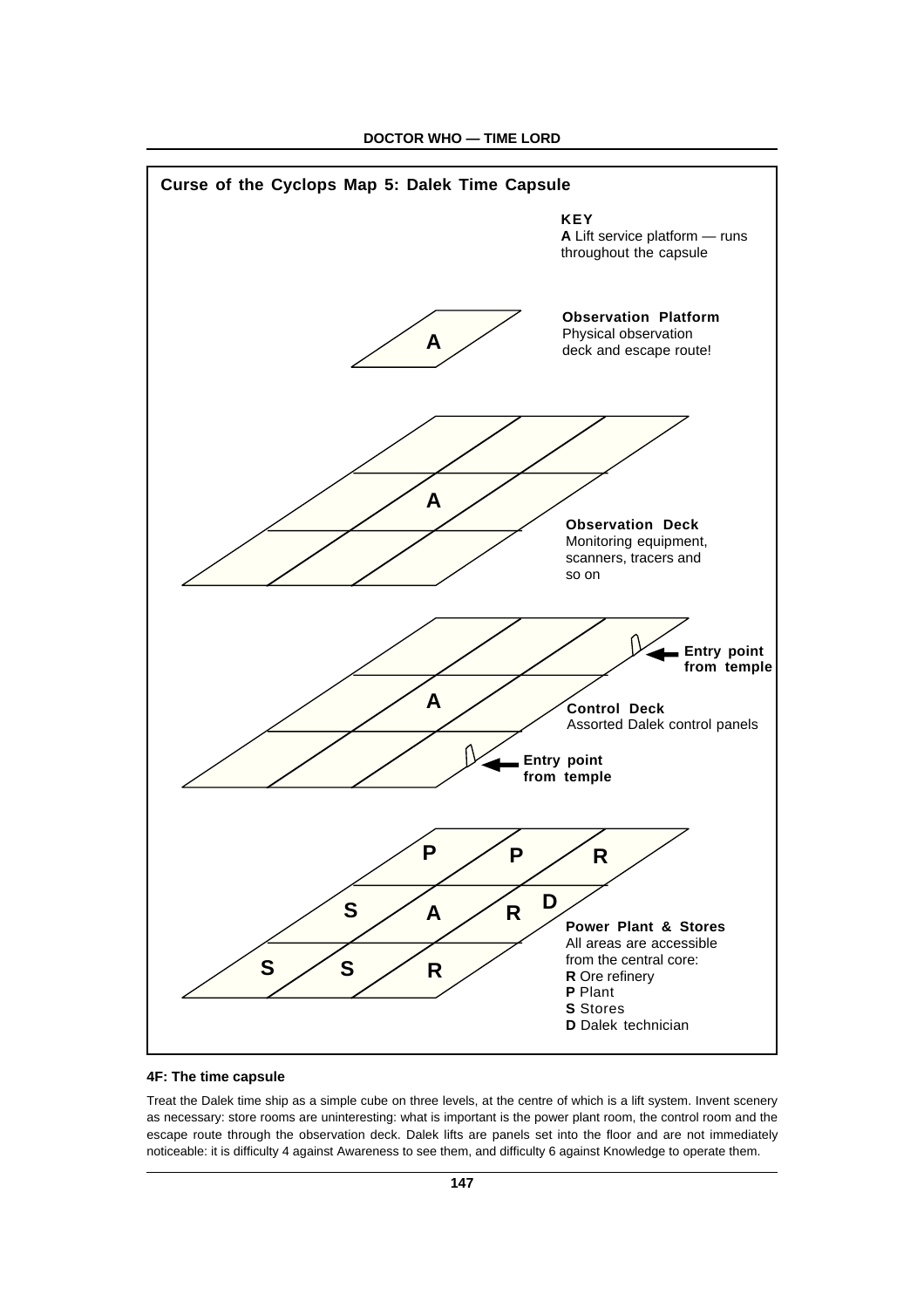## Curse of the Cyclops Map 5: Dalek Time Capsule

**KEY**
**A** Lift service platform — runs throughout the capsule

**Observation Platform**
Physical observation deck and escape route!

**Observation Deck**
Monitoring equipment, scanners, tracers and so on

**Entry point from temple**

**Control Deck**
Assorted Dalek control panels

**Entry point from temple**

**Power Plant & Stores**
All areas are accessible from the central core:
**R** Ore refinery
**P** Plant
**S** Stores
**D** Dalek technician

### 4F: The time capsule

Treat the Dalek time ship as a simple cube on three levels, at the centre of which is a lift system. Invent scenery as necessary: store rooms are uninteresting: what is important is the power plant room, the control room and the escape route through the observation deck. Dalek lifts are panels set into the floor and are not immediately noticeable: it is difficulty 4 against Awareness to see them, and difficulty 6 against Knowledge to operate them.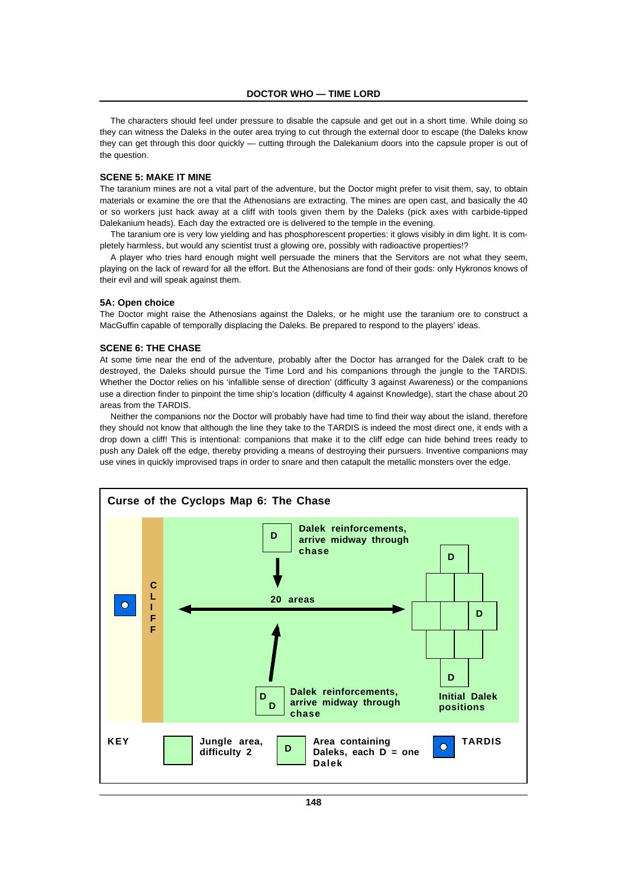The characters should feel under pressure to disable the capsule and get out in a short time. While doing so they can witness the Daleks in the outer area trying to cut through the external door to escape (the Daleks know they can get through this door quickly — cutting through the Dalekanium doors into the capsule proper is out of the question.

### SCENE 5: MAKE IT MINE

The taranium mines are not a vital part of the adventure, but the Doctor might prefer to visit them, say, to obtain materials or examine the ore that the Athenosians are extracting. The mines are open cast, and basically the 40 or so workers just hack away at a cliff with tools given them by the Daleks (pick axes with carbide-tipped Dalekanium heads). Each day the extracted ore is delivered to the temple in the evening.

The taranium ore is very low yielding and has phosphorescent properties: it glows visibly in dim light. It is completely harmless, but would any scientist trust a glowing ore, possibly with radioactive properties!?

A player who tries hard enough might well persuade the miners that the Servitors are not what they seem, playing on the lack of reward for all the effort. But the Athenosians are fond of their gods: only Hykronos knows of their evil and will speak against them.

#### 5A: Open choice

The Doctor might raise the Athenosians against the Daleks, or he might use the taranium ore to construct a MacGuffin capable of temporally displacing the Daleks. Be prepared to respond to the players' ideas.

### SCENE 6: THE CHASE

At some time near the end of the adventure, probably after the Doctor has arranged for the Dalek craft to be destroyed, the Daleks should pursue the Time Lord and his companions through the jungle to the TARDIS. Whether the Doctor relies on his 'infallible sense of direction' (difficulty 3 against Awareness) or the companions use a direction finder to pinpoint the time ship's location (difficulty 4 against Knowledge), start the chase about 20 areas from the TARDIS.

Neither the companions nor the Doctor will probably have had time to find their way about the island, therefore they should not know that although the line they take to the TARDIS is indeed the most direct one, it ends with a drop down a cliff! This is intentional: companions that make it to the cliff edge can hide behind trees ready to push any Dalek off the edge, thereby providing a means of destroying their pursuers. Inventive companions may use vines in quickly improvised traps in order to snare and then catapult the metallic monsters over the edge.

**Curse of the Cyclops Map 6: The Chase**

CLIFF

D — Dalek reinforcements, arrive midway through chase

20 areas

D D — Dalek reinforcements, arrive midway through chase

D, D, D — Initial Dalek positions

**KEY**

- Jungle area, difficulty 2
- D — Area containing Daleks, each D = one Dalek
- TARDIS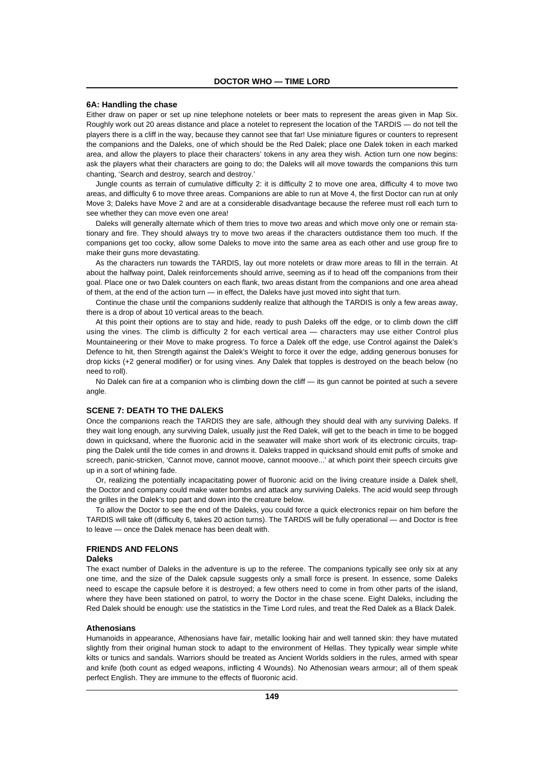### 6A: Handling the chase

Either draw on paper or set up nine telephone notelets or beer mats to represent the areas given in Map Six. Roughly work out 20 areas distance and place a notelet to represent the location of the TARDIS — do not tell the players there is a cliff in the way, because they cannot see that far! Use miniature figures or counters to represent the companions and the Daleks, one of which should be the Red Dalek; place one Dalek token in each marked area, and allow the players to place their characters' tokens in any area they wish. Action turn one now begins: ask the players what their characters are going to do; the Daleks will all move towards the companions this turn chanting, 'Search and destroy, search and destroy.'

Jungle counts as terrain of cumulative difficulty 2: it is difficulty 2 to move one area, difficulty 4 to move two areas, and difficulty 6 to move three areas. Companions are able to run at Move 4, the first Doctor can run at only Move 3; Daleks have Move 2 and are at a considerable disadvantage because the referee must roll each turn to see whether they can move even one area!

Daleks will generally alternate which of them tries to move two areas and which move only one or remain stationary and fire. They should always try to move two areas if the characters outdistance them too much. If the companions get too cocky, allow some Daleks to move into the same area as each other and use group fire to make their guns more devastating.

As the characters run towards the TARDIS, lay out more notelets or draw more areas to fill in the terrain. At about the halfway point, Dalek reinforcements should arrive, seeming as if to head off the companions from their goal. Place one or two Dalek counters on each flank, two areas distant from the companions and one area ahead of them, at the end of the action turn — in effect, the Daleks have just moved into sight that turn.

Continue the chase until the companions suddenly realize that although the TARDIS is only a few areas away, there is a drop of about 10 vertical areas to the beach.

At this point their options are to stay and hide, ready to push Daleks off the edge, or to climb down the cliff using the vines. The climb is difficulty 2 for each vertical area — characters may use either Control plus Mountaineering or their Move to make progress. To force a Dalek off the edge, use Control against the Dalek's Defence to hit, then Strength against the Dalek's Weight to force it over the edge, adding generous bonuses for drop kicks (+2 general modifier) or for using vines. Any Dalek that topples is destroyed on the beach below (no need to roll).

No Dalek can fire at a companion who is climbing down the cliff — its gun cannot be pointed at such a severe angle.

## SCENE 7: DEATH TO THE DALEKS

Once the companions reach the TARDIS they are safe, although they should deal with any surviving Daleks. If they wait long enough, any surviving Dalek, usually just the Red Dalek, will get to the beach in time to be bogged down in quicksand, where the fluoronic acid in the seawater will make short work of its electronic circuits, trapping the Dalek until the tide comes in and drowns it. Daleks trapped in quicksand should emit puffs of smoke and screech, panic-stricken, 'Cannot move, cannot moove, cannot mooove...' at which point their speech circuits give up in a sort of whining fade.

Or, realizing the potentially incapacitating power of fluoronic acid on the living creature inside a Dalek shell, the Doctor and company could make water bombs and attack any surviving Daleks. The acid would seep through the grilles in the Dalek's top part and down into the creature below.

To allow the Doctor to see the end of the Daleks, you could force a quick electronics repair on him before the TARDIS will take off (difficulty 6, takes 20 action turns). The TARDIS will be fully operational — and Doctor is free to leave — once the Dalek menace has been dealt with.

## FRIENDS AND FELONS

### Daleks

The exact number of Daleks in the adventure is up to the referee. The companions typically see only six at any one time, and the size of the Dalek capsule suggests only a small force is present. In essence, some Daleks need to escape the capsule before it is destroyed; a few others need to come in from other parts of the island, where they have been stationed on patrol, to worry the Doctor in the chase scene. Eight Daleks, including the Red Dalek should be enough: use the statistics in the Time Lord rules, and treat the Red Dalek as a Black Dalek.

### Athenosians

Humanoids in appearance, Athenosians have fair, metallic looking hair and well tanned skin: they have mutated slightly from their original human stock to adapt to the environment of Hellas. They typically wear simple white kilts or tunics and sandals. Warriors should be treated as Ancient Worlds soldiers in the rules, armed with spear and knife (both count as edged weapons, inflicting 4 Wounds). No Athenosian wears armour; all of them speak perfect English. They are immune to the effects of fluoronic acid.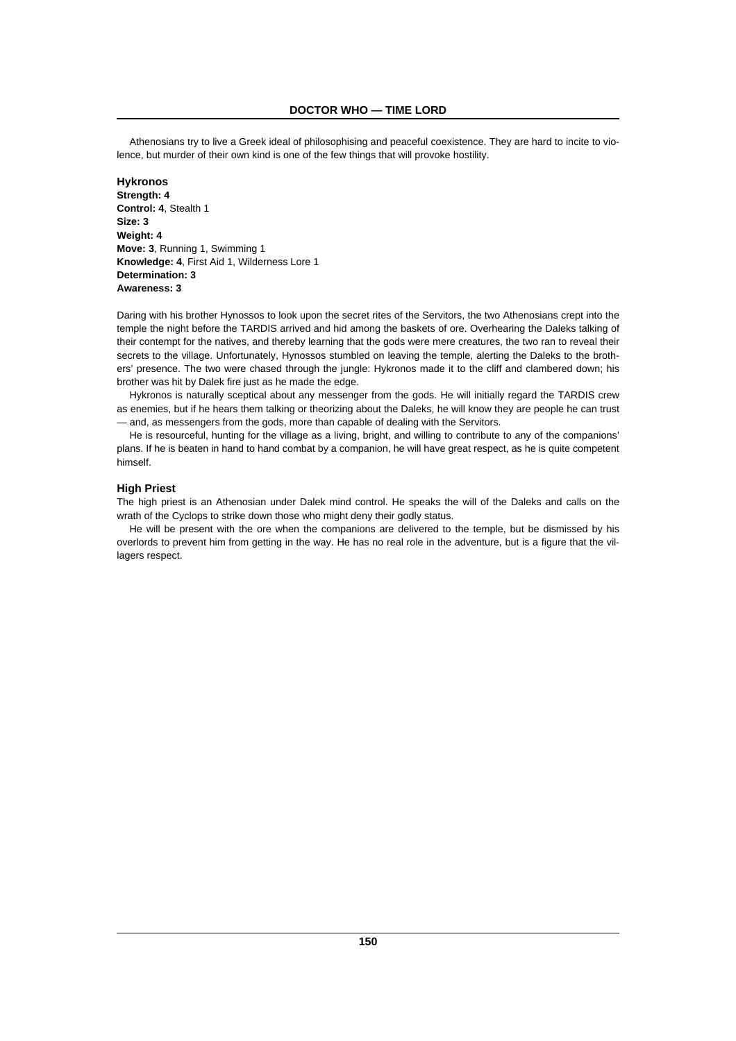Athenosians try to live a Greek ideal of philosophising and peaceful coexistence. They are hard to incite to violence, but murder of their own kind is one of the few things that will provoke hostility.

### Hykronos

**Strength: 4**
**Control: 4**, Stealth 1
**Size: 3**
**Weight: 4**
**Move: 3**, Running 1, Swimming 1
**Knowledge: 4**, First Aid 1, Wilderness Lore 1
**Determination: 3**
**Awareness: 3**

Daring with his brother Hynossos to look upon the secret rites of the Servitors, the two Athenosians crept into the temple the night before the TARDIS arrived and hid among the baskets of ore. Overhearing the Daleks talking of their contempt for the natives, and thereby learning that the gods were mere creatures, the two ran to reveal their secrets to the village. Unfortunately, Hynossos stumbled on leaving the temple, alerting the Daleks to the brothers' presence. The two were chased through the jungle: Hykronos made it to the cliff and clambered down; his brother was hit by Dalek fire just as he made the edge.

Hykronos is naturally sceptical about any messenger from the gods. He will initially regard the TARDIS crew as enemies, but if he hears them talking or theorizing about the Daleks, he will know they are people he can trust — and, as messengers from the gods, more than capable of dealing with the Servitors.

He is resourceful, hunting for the village as a living, bright, and willing to contribute to any of the companions' plans. If he is beaten in hand to hand combat by a companion, he will have great respect, as he is quite competent himself.

### High Priest

The high priest is an Athenosian under Dalek mind control. He speaks the will of the Daleks and calls on the wrath of the Cyclops to strike down those who might deny their godly status.

He will be present with the ore when the companions are delivered to the temple, but be dismissed by his overlords to prevent him from getting in the way. He has no real role in the adventure, but is a figure that the villagers respect.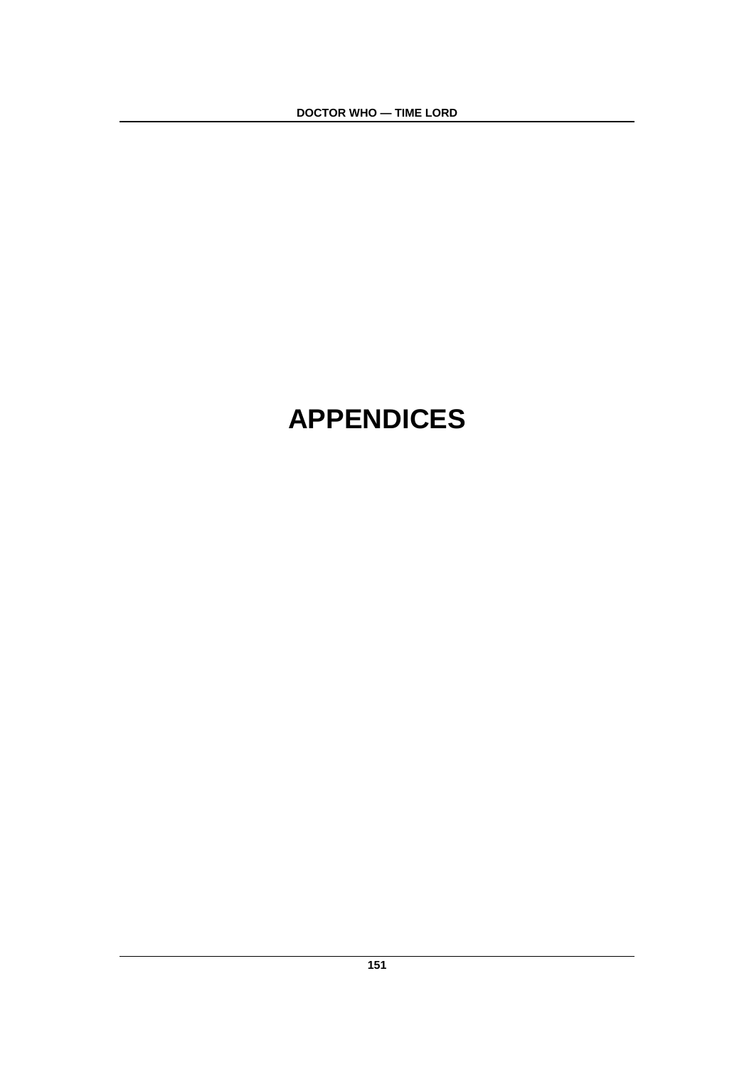# APPENDICES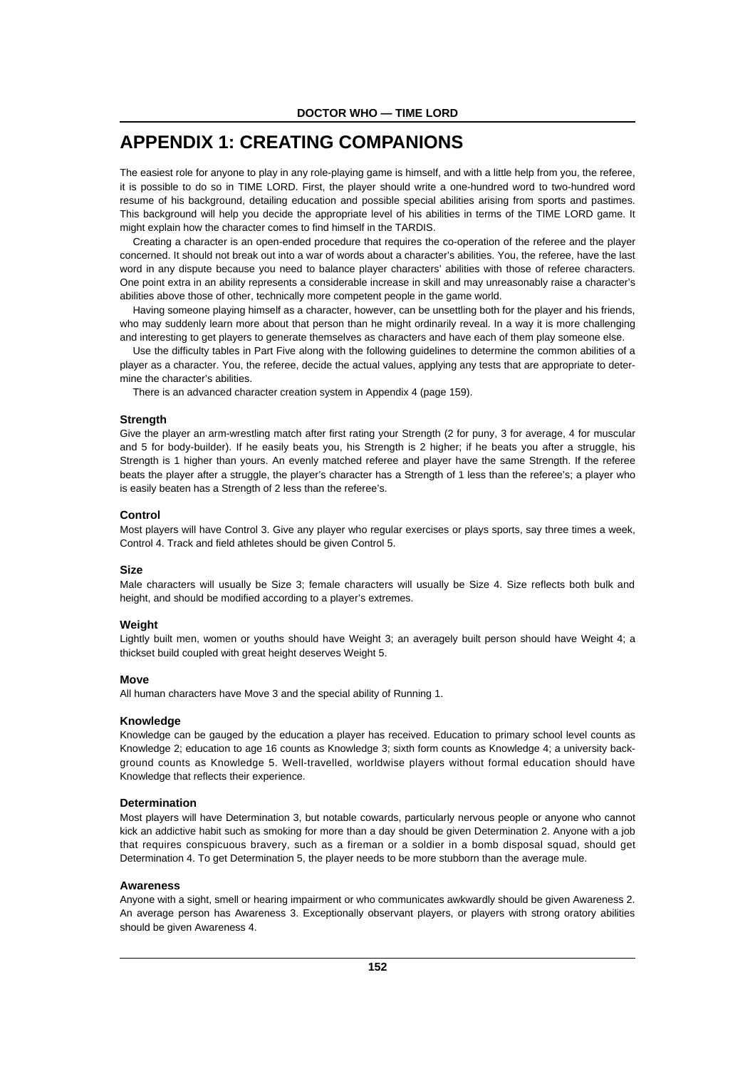# APPENDIX 1: CREATING COMPANIONS

The easiest role for anyone to play in any role-playing game is himself, and with a little help from you, the referee, it is possible to do so in TIME LORD. First, the player should write a one-hundred word to two-hundred word resume of his background, detailing education and possible special abilities arising from sports and pastimes. This background will help you decide the appropriate level of his abilities in terms of the TIME LORD game. It might explain how the character comes to find himself in the TARDIS.

Creating a character is an open-ended procedure that requires the co-operation of the referee and the player concerned. It should not break out into a war of words about a character's abilities. You, the referee, have the last word in any dispute because you need to balance player characters' abilities with those of referee characters. One point extra in an ability represents a considerable increase in skill and may unreasonably raise a character's abilities above those of other, technically more competent people in the game world.

Having someone playing himself as a character, however, can be unsettling both for the player and his friends, who may suddenly learn more about that person than he might ordinarily reveal. In a way it is more challenging and interesting to get players to generate themselves as characters and have each of them play someone else.

Use the difficulty tables in Part Five along with the following guidelines to determine the common abilities of a player as a character. You, the referee, decide the actual values, applying any tests that are appropriate to determine the character's abilities.

There is an advanced character creation system in Appendix 4 (page 159).

### Strength

Give the player an arm-wrestling match after first rating your Strength (2 for puny, 3 for average, 4 for muscular and 5 for body-builder). If he easily beats you, his Strength is 2 higher; if he beats you after a struggle, his Strength is 1 higher than yours. An evenly matched referee and player have the same Strength. If the referee beats the player after a struggle, the player's character has a Strength of 1 less than the referee's; a player who is easily beaten has a Strength of 2 less than the referee's.

### Control

Most players will have Control 3. Give any player who regular exercises or plays sports, say three times a week, Control 4. Track and field athletes should be given Control 5.

### Size

Male characters will usually be Size 3; female characters will usually be Size 4. Size reflects both bulk and height, and should be modified according to a player's extremes.

### Weight

Lightly built men, women or youths should have Weight 3; an averagely built person should have Weight 4; a thickset build coupled with great height deserves Weight 5.

### Move

All human characters have Move 3 and the special ability of Running 1.

### Knowledge

Knowledge can be gauged by the education a player has received. Education to primary school level counts as Knowledge 2; education to age 16 counts as Knowledge 3; sixth form counts as Knowledge 4; a university background counts as Knowledge 5. Well-travelled, worldwise players without formal education should have Knowledge that reflects their experience.

### Determination

Most players will have Determination 3, but notable cowards, particularly nervous people or anyone who cannot kick an addictive habit such as smoking for more than a day should be given Determination 2. Anyone with a job that requires conspicuous bravery, such as a fireman or a soldier in a bomb disposal squad, should get Determination 4. To get Determination 5, the player needs to be more stubborn than the average mule.

### Awareness

Anyone with a sight, smell or hearing impairment or who communicates awkwardly should be given Awareness 2. An average person has Awareness 3. Exceptionally observant players, or players with strong oratory abilities should be given Awareness 4.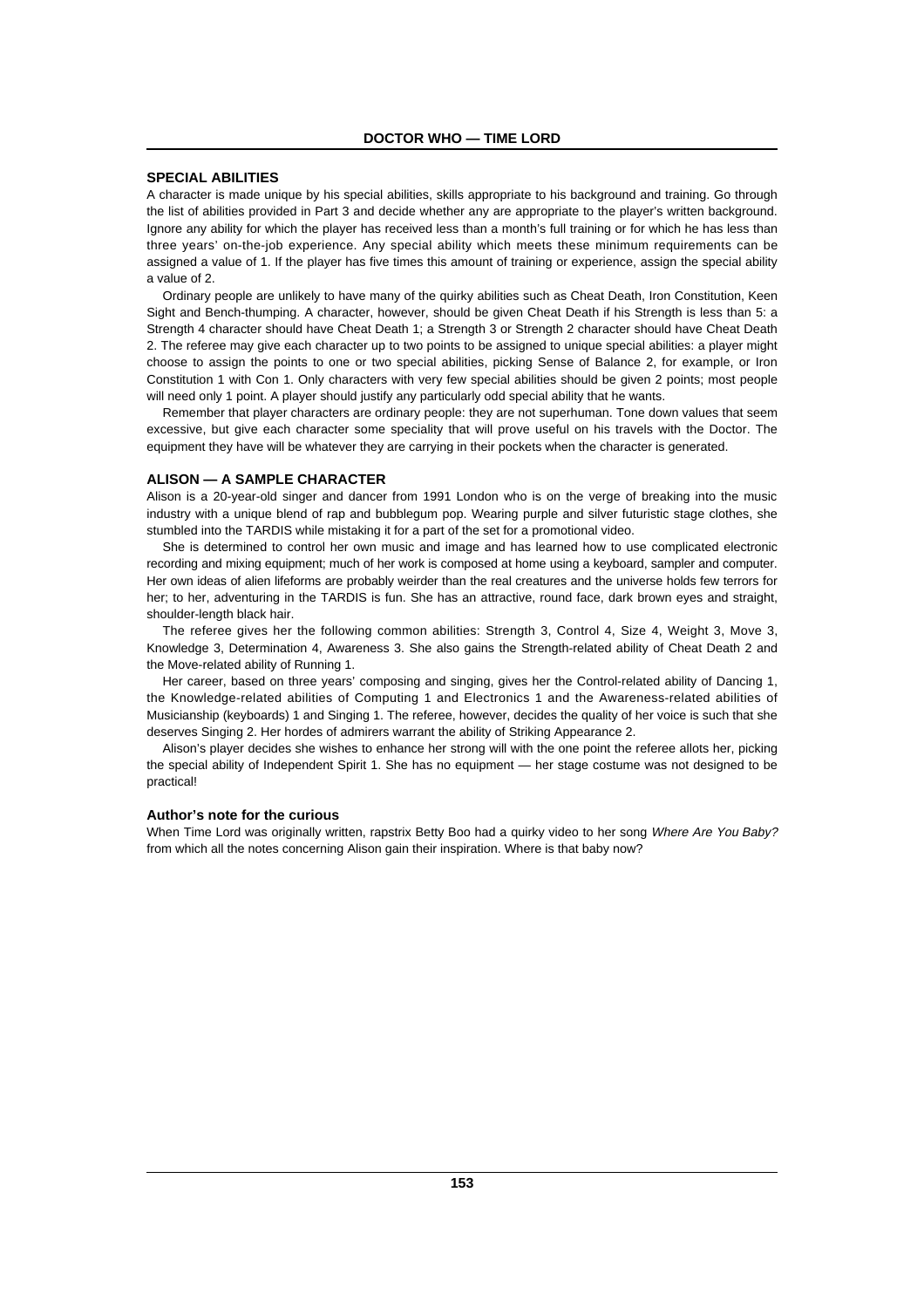## SPECIAL ABILITIES

A character is made unique by his special abilities, skills appropriate to his background and training. Go through the list of abilities provided in Part 3 and decide whether any are appropriate to the player's written background. Ignore any ability for which the player has received less than a month's full training or for which he has less than three years' on-the-job experience. Any special ability which meets these minimum requirements can be assigned a value of 1. If the player has five times this amount of training or experience, assign the special ability a value of 2.

Ordinary people are unlikely to have many of the quirky abilities such as Cheat Death, Iron Constitution, Keen Sight and Bench-thumping. A character, however, should be given Cheat Death if his Strength is less than 5: a Strength 4 character should have Cheat Death 1; a Strength 3 or Strength 2 character should have Cheat Death 2. The referee may give each character up to two points to be assigned to unique special abilities: a player might choose to assign the points to one or two special abilities, picking Sense of Balance 2, for example, or Iron Constitution 1 with Con 1. Only characters with very few special abilities should be given 2 points; most people will need only 1 point. A player should justify any particularly odd special ability that he wants.

Remember that player characters are ordinary people: they are not superhuman. Tone down values that seem excessive, but give each character some speciality that will prove useful on his travels with the Doctor. The equipment they have will be whatever they are carrying in their pockets when the character is generated.

## ALISON — A SAMPLE CHARACTER

Alison is a 20-year-old singer and dancer from 1991 London who is on the verge of breaking into the music industry with a unique blend of rap and bubblegum pop. Wearing purple and silver futuristic stage clothes, she stumbled into the TARDIS while mistaking it for a part of the set for a promotional video.

She is determined to control her own music and image and has learned how to use complicated electronic recording and mixing equipment; much of her work is composed at home using a keyboard, sampler and computer. Her own ideas of alien lifeforms are probably weirder than the real creatures and the universe holds few terrors for her; to her, adventuring in the TARDIS is fun. She has an attractive, round face, dark brown eyes and straight, shoulder-length black hair.

The referee gives her the following common abilities: Strength 3, Control 4, Size 4, Weight 3, Move 3, Knowledge 3, Determination 4, Awareness 3. She also gains the Strength-related ability of Cheat Death 2 and the Move-related ability of Running 1.

Her career, based on three years' composing and singing, gives her the Control-related ability of Dancing 1, the Knowledge-related abilities of Computing 1 and Electronics 1 and the Awareness-related abilities of Musicianship (keyboards) 1 and Singing 1. The referee, however, decides the quality of her voice is such that she deserves Singing 2. Her hordes of admirers warrant the ability of Striking Appearance 2.

Alison's player decides she wishes to enhance her strong will with the one point the referee allots her, picking the special ability of Independent Spirit 1. She has no equipment — her stage costume was not designed to be practical!

### Author's note for the curious

When Time Lord was originally written, rapstrix Betty Boo had a quirky video to her song *Where Are You Baby?* from which all the notes concerning Alison gain their inspiration. Where is that baby now?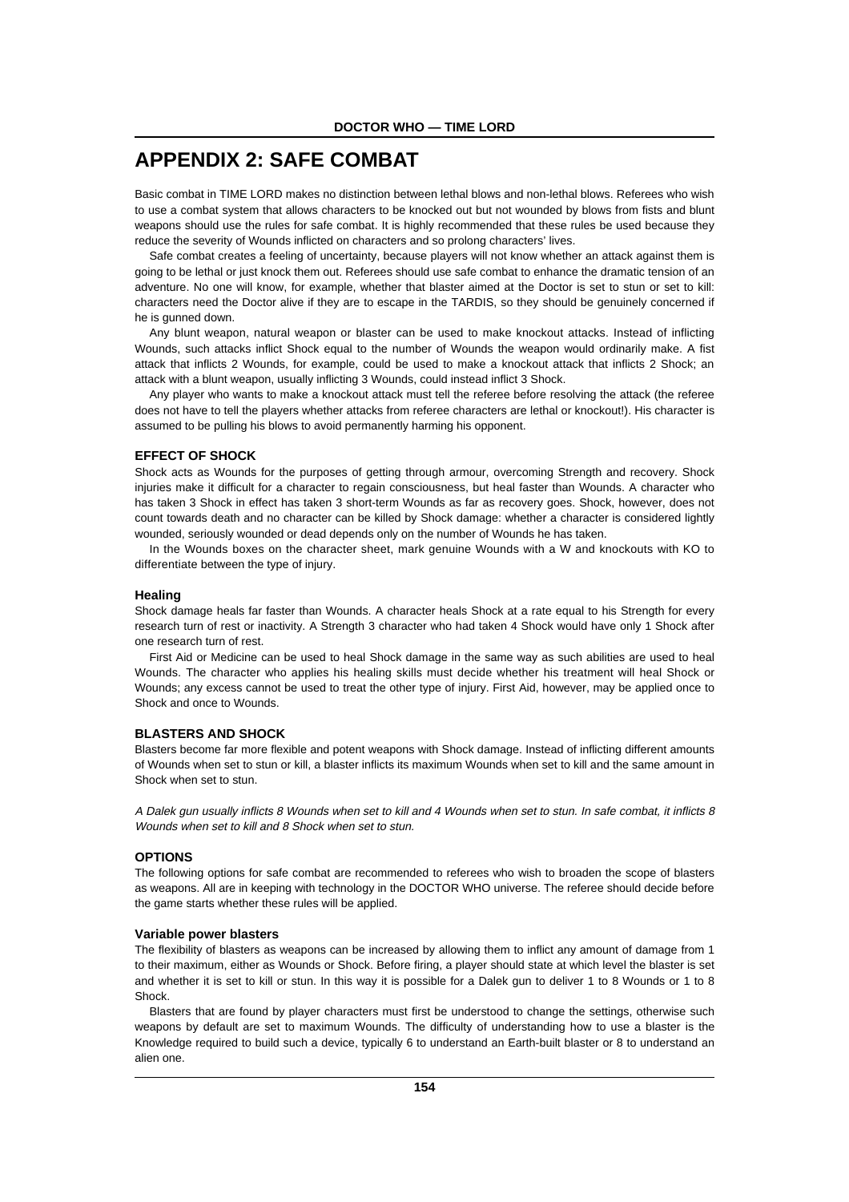# APPENDIX 2: SAFE COMBAT

Basic combat in TIME LORD makes no distinction between lethal blows and non-lethal blows. Referees who wish to use a combat system that allows characters to be knocked out but not wounded by blows from fists and blunt weapons should use the rules for safe combat. It is highly recommended that these rules be used because they reduce the severity of Wounds inflicted on characters and so prolong characters' lives.

Safe combat creates a feeling of uncertainty, because players will not know whether an attack against them is going to be lethal or just knock them out. Referees should use safe combat to enhance the dramatic tension of an adventure. No one will know, for example, whether that blaster aimed at the Doctor is set to stun or set to kill: characters need the Doctor alive if they are to escape in the TARDIS, so they should be genuinely concerned if he is gunned down.

Any blunt weapon, natural weapon or blaster can be used to make knockout attacks. Instead of inflicting Wounds, such attacks inflict Shock equal to the number of Wounds the weapon would ordinarily make. A fist attack that inflicts 2 Wounds, for example, could be used to make a knockout attack that inflicts 2 Shock; an attack with a blunt weapon, usually inflicting 3 Wounds, could instead inflict 3 Shock.

Any player who wants to make a knockout attack must tell the referee before resolving the attack (the referee does not have to tell the players whether attacks from referee characters are lethal or knockout!). His character is assumed to be pulling his blows to avoid permanently harming his opponent.

### EFFECT OF SHOCK

Shock acts as Wounds for the purposes of getting through armour, overcoming Strength and recovery. Shock injuries make it difficult for a character to regain consciousness, but heal faster than Wounds. A character who has taken 3 Shock in effect has taken 3 short-term Wounds as far as recovery goes. Shock, however, does not count towards death and no character can be killed by Shock damage: whether a character is considered lightly wounded, seriously wounded or dead depends only on the number of Wounds he has taken.

In the Wounds boxes on the character sheet, mark genuine Wounds with a W and knockouts with KO to differentiate between the type of injury.

#### Healing

Shock damage heals far faster than Wounds. A character heals Shock at a rate equal to his Strength for every research turn of rest or inactivity. A Strength 3 character who had taken 4 Shock would have only 1 Shock after one research turn of rest.

First Aid or Medicine can be used to heal Shock damage in the same way as such abilities are used to heal Wounds. The character who applies his healing skills must decide whether his treatment will heal Shock or Wounds; any excess cannot be used to treat the other type of injury. First Aid, however, may be applied once to Shock and once to Wounds.

### BLASTERS AND SHOCK

Blasters become far more flexible and potent weapons with Shock damage. Instead of inflicting different amounts of Wounds when set to stun or kill, a blaster inflicts its maximum Wounds when set to kill and the same amount in Shock when set to stun.

*A Dalek gun usually inflicts 8 Wounds when set to kill and 4 Wounds when set to stun. In safe combat, it inflicts 8 Wounds when set to kill and 8 Shock when set to stun.*

### OPTIONS

The following options for safe combat are recommended to referees who wish to broaden the scope of blasters as weapons. All are in keeping with technology in the DOCTOR WHO universe. The referee should decide before the game starts whether these rules will be applied.

#### Variable power blasters

The flexibility of blasters as weapons can be increased by allowing them to inflict any amount of damage from 1 to their maximum, either as Wounds or Shock. Before firing, a player should state at which level the blaster is set and whether it is set to kill or stun. In this way it is possible for a Dalek gun to deliver 1 to 8 Wounds or 1 to 8 Shock.

Blasters that are found by player characters must first be understood to change the settings, otherwise such weapons by default are set to maximum Wounds. The difficulty of understanding how to use a blaster is the Knowledge required to build such a device, typically 6 to understand an Earth-built blaster or 8 to understand an alien one.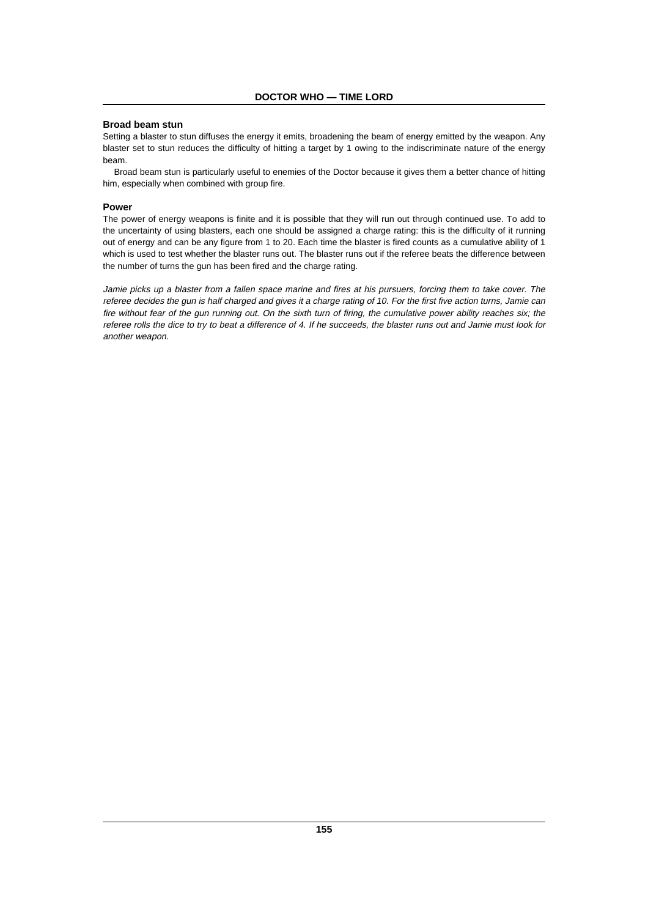### Broad beam stun

Setting a blaster to stun diffuses the energy it emits, broadening the beam of energy emitted by the weapon. Any blaster set to stun reduces the difficulty of hitting a target by 1 owing to the indiscriminate nature of the energy beam.

Broad beam stun is particularly useful to enemies of the Doctor because it gives them a better chance of hitting him, especially when combined with group fire.

### Power

The power of energy weapons is finite and it is possible that they will run out through continued use. To add to the uncertainty of using blasters, each one should be assigned a charge rating: this is the difficulty of it running out of energy and can be any figure from 1 to 20. Each time the blaster is fired counts as a cumulative ability of 1 which is used to test whether the blaster runs out. The blaster runs out if the referee beats the difference between the number of turns the gun has been fired and the charge rating.

*Jamie picks up a blaster from a fallen space marine and fires at his pursuers, forcing them to take cover. The referee decides the gun is half charged and gives it a charge rating of 10. For the first five action turns, Jamie can fire without fear of the gun running out. On the sixth turn of firing, the cumulative power ability reaches six; the referee rolls the dice to try to beat a difference of 4. If he succeeds, the blaster runs out and Jamie must look for another weapon.*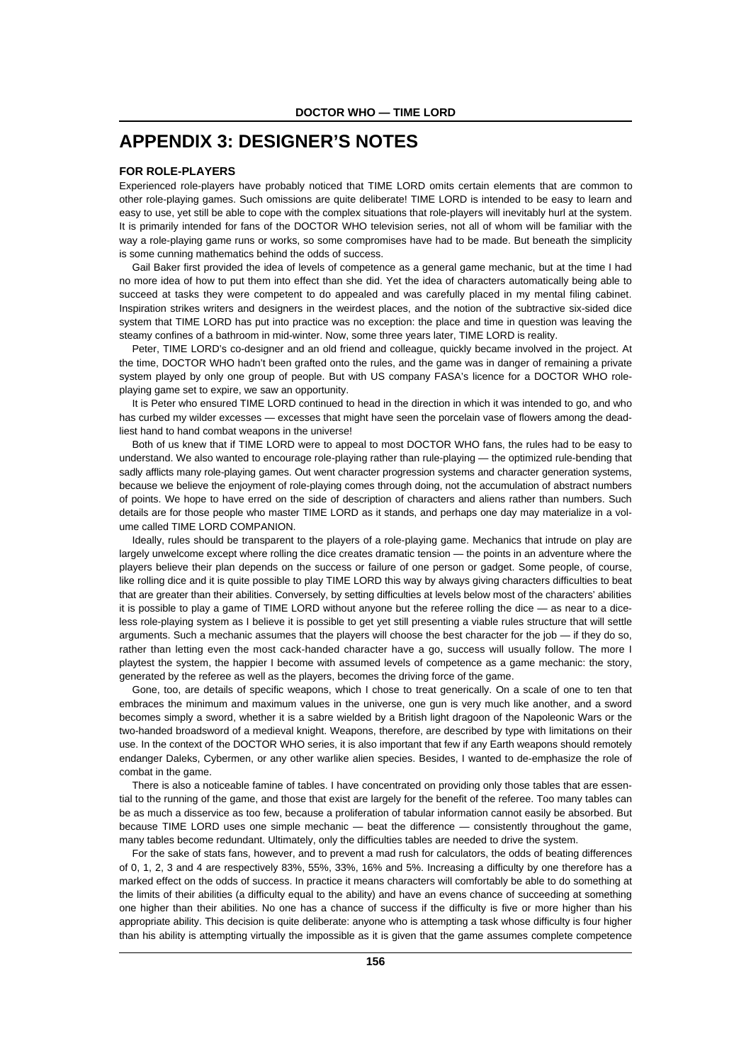# APPENDIX 3: DESIGNER'S NOTES

### FOR ROLE-PLAYERS

Experienced role-players have probably noticed that TIME LORD omits certain elements that are common to other role-playing games. Such omissions are quite deliberate! TIME LORD is intended to be easy to learn and easy to use, yet still be able to cope with the complex situations that role-players will inevitably hurl at the system. It is primarily intended for fans of the DOCTOR WHO television series, not all of whom will be familiar with the way a role-playing game runs or works, so some compromises have had to be made. But beneath the simplicity is some cunning mathematics behind the odds of success.

Gail Baker first provided the idea of levels of competence as a general game mechanic, but at the time I had no more idea of how to put them into effect than she did. Yet the idea of characters automatically being able to succeed at tasks they were competent to do appealed and was carefully placed in my mental filing cabinet. Inspiration strikes writers and designers in the weirdest places, and the notion of the subtractive six-sided dice system that TIME LORD has put into practice was no exception: the place and time in question was leaving the steamy confines of a bathroom in mid-winter. Now, some three years later, TIME LORD is reality.

Peter, TIME LORD's co-designer and an old friend and colleague, quickly became involved in the project. At the time, DOCTOR WHO hadn't been grafted onto the rules, and the game was in danger of remaining a private system played by only one group of people. But with US company FASA's licence for a DOCTOR WHO role-playing game set to expire, we saw an opportunity.

It is Peter who ensured TIME LORD continued to head in the direction in which it was intended to go, and who has curbed my wilder excesses — excesses that might have seen the porcelain vase of flowers among the deadliest hand to hand combat weapons in the universe!

Both of us knew that if TIME LORD were to appeal to most DOCTOR WHO fans, the rules had to be easy to understand. We also wanted to encourage role-playing rather than rule-playing — the optimized rule-bending that sadly afflicts many role-playing games. Out went character progression systems and character generation systems, because we believe the enjoyment of role-playing comes through doing, not the accumulation of abstract numbers of points. We hope to have erred on the side of description of characters and aliens rather than numbers. Such details are for those people who master TIME LORD as it stands, and perhaps one day may materialize in a volume called TIME LORD COMPANION.

Ideally, rules should be transparent to the players of a role-playing game. Mechanics that intrude on play are largely unwelcome except where rolling the dice creates dramatic tension — the points in an adventure where the players believe their plan depends on the success or failure of one person or gadget. Some people, of course, like rolling dice and it is quite possible to play TIME LORD this way by always giving characters difficulties to beat that are greater than their abilities. Conversely, by setting difficulties at levels below most of the characters' abilities it is possible to play a game of TIME LORD without anyone but the referee rolling the dice — as near to a diceless role-playing system as I believe it is possible to get yet still presenting a viable rules structure that will settle arguments. Such a mechanic assumes that the players will choose the best character for the job — if they do so, rather than letting even the most cack-handed character have a go, success will usually follow. The more I playtest the system, the happier I become with assumed levels of competence as a game mechanic: the story, generated by the referee as well as the players, becomes the driving force of the game.

Gone, too, are details of specific weapons, which I chose to treat generically. On a scale of one to ten that embraces the minimum and maximum values in the universe, one gun is very much like another, and a sword becomes simply a sword, whether it is a sabre wielded by a British light dragoon of the Napoleonic Wars or the two-handed broadsword of a medieval knight. Weapons, therefore, are described by type with limitations on their use. In the context of the DOCTOR WHO series, it is also important that few if any Earth weapons should remotely endanger Daleks, Cybermen, or any other warlike alien species. Besides, I wanted to de-emphasize the role of combat in the game.

There is also a noticeable famine of tables. I have concentrated on providing only those tables that are essential to the running of the game, and those that exist are largely for the benefit of the referee. Too many tables can be as much a disservice as too few, because a proliferation of tabular information cannot easily be absorbed. But because TIME LORD uses one simple mechanic — beat the difference — consistently throughout the game, many tables become redundant. Ultimately, only the difficulties tables are needed to drive the system.

For the sake of stats fans, however, and to prevent a mad rush for calculators, the odds of beating differences of 0, 1, 2, 3 and 4 are respectively 83%, 55%, 33%, 16% and 5%. Increasing a difficulty by one therefore has a marked effect on the odds of success. In practice it means characters will comfortably be able to do something at the limits of their abilities (a difficulty equal to the ability) and have an evens chance of succeeding at something one higher than their abilities. No one has a chance of success if the difficulty is five or more higher than his appropriate ability. This decision is quite deliberate: anyone who is attempting a task whose difficulty is four higher than his ability is attempting virtually the impossible as it is given that the game assumes complete competence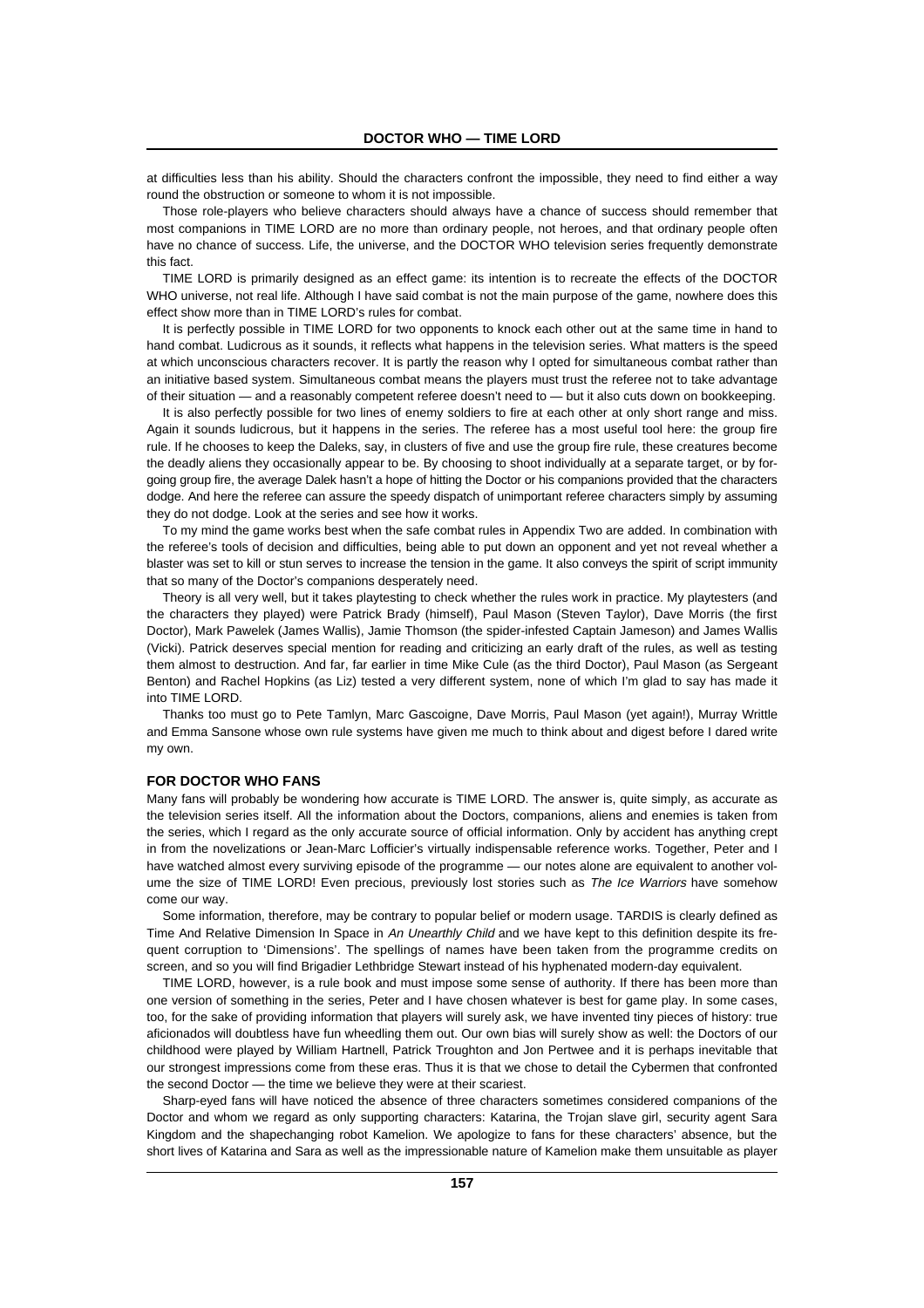at difficulties less than his ability. Should the characters confront the impossible, they need to find either a way round the obstruction or someone to whom it is not impossible.

Those role-players who believe characters should always have a chance of success should remember that most companions in TIME LORD are no more than ordinary people, not heroes, and that ordinary people often have no chance of success. Life, the universe, and the DOCTOR WHO television series frequently demonstrate this fact.

TIME LORD is primarily designed as an effect game: its intention is to recreate the effects of the DOCTOR WHO universe, not real life. Although I have said combat is not the main purpose of the game, nowhere does this effect show more than in TIME LORD's rules for combat.

It is perfectly possible in TIME LORD for two opponents to knock each other out at the same time in hand to hand combat. Ludicrous as it sounds, it reflects what happens in the television series. What matters is the speed at which unconscious characters recover. It is partly the reason why I opted for simultaneous combat rather than an initiative based system. Simultaneous combat means the players must trust the referee not to take advantage of their situation — and a reasonably competent referee doesn't need to — but it also cuts down on bookkeeping.

It is also perfectly possible for two lines of enemy soldiers to fire at each other at only short range and miss. Again it sounds ludicrous, but it happens in the series. The referee has a most useful tool here: the group fire rule. If he chooses to keep the Daleks, say, in clusters of five and use the group fire rule, these creatures become the deadly aliens they occasionally appear to be. By choosing to shoot individually at a separate target, or by forgoing group fire, the average Dalek hasn't a hope of hitting the Doctor or his companions provided that the characters dodge. And here the referee can assure the speedy dispatch of unimportant referee characters simply by assuming they do not dodge. Look at the series and see how it works.

To my mind the game works best when the safe combat rules in Appendix Two are added. In combination with the referee's tools of decision and difficulties, being able to put down an opponent and yet not reveal whether a blaster was set to kill or stun serves to increase the tension in the game. It also conveys the spirit of script immunity that so many of the Doctor's companions desperately need.

Theory is all very well, but it takes playtesting to check whether the rules work in practice. My playtesters (and the characters they played) were Patrick Brady (himself), Paul Mason (Steven Taylor), Dave Morris (the first Doctor), Mark Pawelek (James Wallis), Jamie Thomson (the spider-infested Captain Jameson) and James Wallis (Vicki). Patrick deserves special mention for reading and criticizing an early draft of the rules, as well as testing them almost to destruction. And far, far earlier in time Mike Cule (as the third Doctor), Paul Mason (as Sergeant Benton) and Rachel Hopkins (as Liz) tested a very different system, none of which I'm glad to say has made it into TIME LORD.

Thanks too must go to Pete Tamlyn, Marc Gascoigne, Dave Morris, Paul Mason (yet again!), Murray Writtle and Emma Sansone whose own rule systems have given me much to think about and digest before I dared write my own.

## FOR DOCTOR WHO FANS

Many fans will probably be wondering how accurate is TIME LORD. The answer is, quite simply, as accurate as the television series itself. All the information about the Doctors, companions, aliens and enemies is taken from the series, which I regard as the only accurate source of official information. Only by accident has anything crept in from the novelizations or Jean-Marc Lofficier's virtually indispensable reference works. Together, Peter and I have watched almost every surviving episode of the programme — our notes alone are equivalent to another volume the size of TIME LORD! Even precious, previously lost stories such as *The Ice Warriors* have somehow come our way.

Some information, therefore, may be contrary to popular belief or modern usage. TARDIS is clearly defined as Time And Relative Dimension In Space in *An Unearthly Child* and we have kept to this definition despite its frequent corruption to 'Dimensions'. The spellings of names have been taken from the programme credits on screen, and so you will find Brigadier Lethbridge Stewart instead of his hyphenated modern-day equivalent.

TIME LORD, however, is a rule book and must impose some sense of authority. If there has been more than one version of something in the series, Peter and I have chosen whatever is best for game play. In some cases, too, for the sake of providing information that players will surely ask, we have invented tiny pieces of history: true aficionados will doubtless have fun wheedling them out. Our own bias will surely show as well: the Doctors of our childhood were played by William Hartnell, Patrick Troughton and Jon Pertwee and it is perhaps inevitable that our strongest impressions come from these eras. Thus it is that we chose to detail the Cybermen that confronted the second Doctor — the time we believe they were at their scariest.

Sharp-eyed fans will have noticed the absence of three characters sometimes considered companions of the Doctor and whom we regard as only supporting characters: Katarina, the Trojan slave girl, security agent Sara Kingdom and the shapechanging robot Kamelion. We apologize to fans for these characters' absence, but the short lives of Katarina and Sara as well as the impressionable nature of Kamelion make them unsuitable as player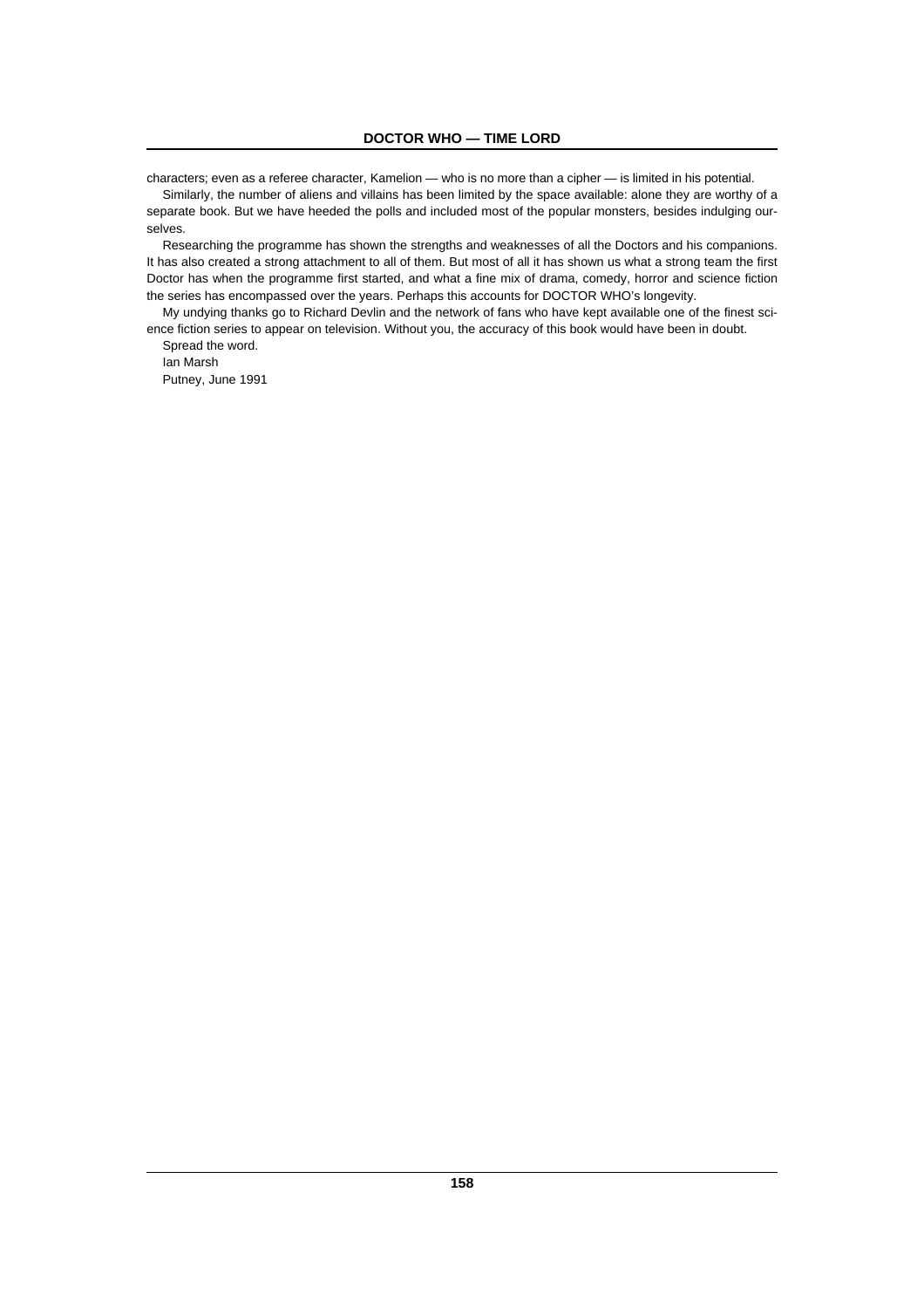characters; even as a referee character, Kamelion — who is no more than a cipher — is limited in his potential.

Similarly, the number of aliens and villains has been limited by the space available: alone they are worthy of a separate book. But we have heeded the polls and included most of the popular monsters, besides indulging ourselves.

Researching the programme has shown the strengths and weaknesses of all the Doctors and his companions. It has also created a strong attachment to all of them. But most of all it has shown us what a strong team the first Doctor has when the programme first started, and what a fine mix of drama, comedy, horror and science fiction the series has encompassed over the years. Perhaps this accounts for DOCTOR WHO's longevity.

My undying thanks go to Richard Devlin and the network of fans who have kept available one of the finest science fiction series to appear on television. Without you, the accuracy of this book would have been in doubt.

Spread the word.

Ian Marsh

Putney, June 1991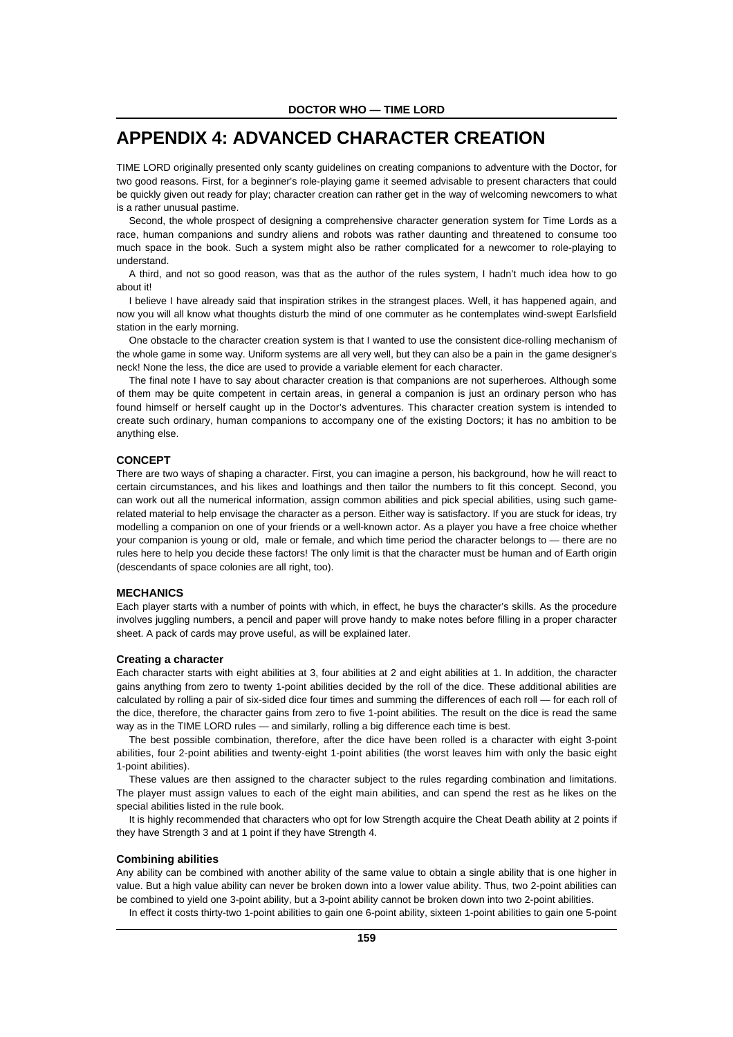# APPENDIX 4: ADVANCED CHARACTER CREATION

TIME LORD originally presented only scanty guidelines on creating companions to adventure with the Doctor, for two good reasons. First, for a beginner's role-playing game it seemed advisable to present characters that could be quickly given out ready for play; character creation can rather get in the way of welcoming newcomers to what is a rather unusual pastime.

Second, the whole prospect of designing a comprehensive character generation system for Time Lords as a race, human companions and sundry aliens and robots was rather daunting and threatened to consume too much space in the book. Such a system might also be rather complicated for a newcomer to role-playing to understand.

A third, and not so good reason, was that as the author of the rules system, I hadn't much idea how to go about it!

I believe I have already said that inspiration strikes in the strangest places. Well, it has happened again, and now you will all know what thoughts disturb the mind of one commuter as he contemplates wind-swept Earlsfield station in the early morning.

One obstacle to the character creation system is that I wanted to use the consistent dice-rolling mechanism of the whole game in some way. Uniform systems are all very well, but they can also be a pain in the game designer's neck! None the less, the dice are used to provide a variable element for each character.

The final note I have to say about character creation is that companions are not superheroes. Although some of them may be quite competent in certain areas, in general a companion is just an ordinary person who has found himself or herself caught up in the Doctor's adventures. This character creation system is intended to create such ordinary, human companions to accompany one of the existing Doctors; it has no ambition to be anything else.

### CONCEPT

There are two ways of shaping a character. First, you can imagine a person, his background, how he will react to certain circumstances, and his likes and loathings and then tailor the numbers to fit this concept. Second, you can work out all the numerical information, assign common abilities and pick special abilities, using such game-related material to help envisage the character as a person. Either way is satisfactory. If you are stuck for ideas, try modelling a companion on one of your friends or a well-known actor. As a player you have a free choice whether your companion is young or old, male or female, and which time period the character belongs to — there are no rules here to help you decide these factors! The only limit is that the character must be human and of Earth origin (descendants of space colonies are all right, too).

### MECHANICS

Each player starts with a number of points with which, in effect, he buys the character's skills. As the procedure involves juggling numbers, a pencil and paper will prove handy to make notes before filling in a proper character sheet. A pack of cards may prove useful, as will be explained later.

#### Creating a character

Each character starts with eight abilities at 3, four abilities at 2 and eight abilities at 1. In addition, the character gains anything from zero to twenty 1-point abilities decided by the roll of the dice. These additional abilities are calculated by rolling a pair of six-sided dice four times and summing the differences of each roll — for each roll of the dice, therefore, the character gains from zero to five 1-point abilities. The result on the dice is read the same way as in the TIME LORD rules — and similarly, rolling a big difference each time is best.

The best possible combination, therefore, after the dice have been rolled is a character with eight 3-point abilities, four 2-point abilities and twenty-eight 1-point abilities (the worst leaves him with only the basic eight 1-point abilities).

These values are then assigned to the character subject to the rules regarding combination and limitations. The player must assign values to each of the eight main abilities, and can spend the rest as he likes on the special abilities listed in the rule book.

It is highly recommended that characters who opt for low Strength acquire the Cheat Death ability at 2 points if they have Strength 3 and at 1 point if they have Strength 4.

#### Combining abilities

Any ability can be combined with another ability of the same value to obtain a single ability that is one higher in value. But a high value ability can never be broken down into a lower value ability. Thus, two 2-point abilities can be combined to yield one 3-point ability, but a 3-point ability cannot be broken down into two 2-point abilities.

In effect it costs thirty-two 1-point abilities to gain one 6-point ability, sixteen 1-point abilities to gain one 5-point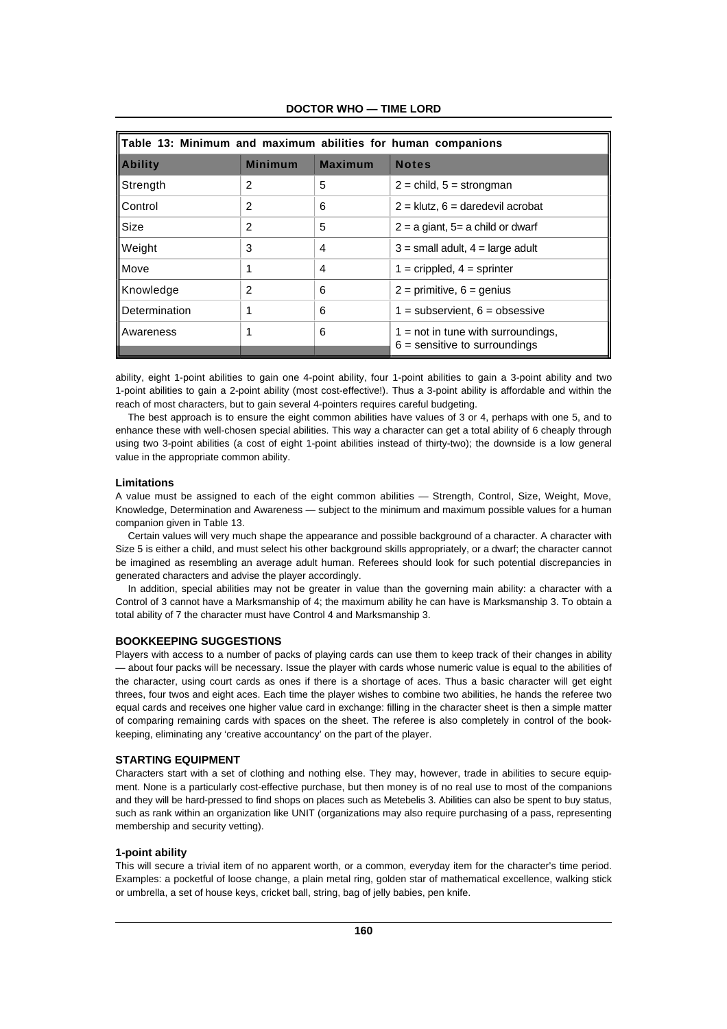| Table 13: Minimum and maximum abilities for human companions | | | |
|---|---|---|---|
| **Ability** | **Minimum** | **Maximum** | **Notes** |
| Strength | 2 | 5 | 2 = child, 5 = strongman |
| Control | 2 | 6 | 2 = klutz, 6 = daredevil acrobat |
| Size | 2 | 5 | 2 = a giant, 5= a child or dwarf |
| Weight | 3 | 4 | 3 = small adult, 4 = large adult |
| Move | 1 | 4 | 1 = crippled, 4 = sprinter |
| Knowledge | 2 | 6 | 2 = primitive, 6 = genius |
| Determination | 1 | 6 | 1 = subservient, 6 = obsessive |
| Awareness | 1 | 6 | 1 = not in tune with surroundings, 6 = sensitive to surroundings |

ability, eight 1-point abilities to gain one 4-point ability, four 1-point abilities to gain a 3-point ability and two 1-point abilities to gain a 2-point ability (most cost-effective!). Thus a 3-point ability is affordable and within the reach of most characters, but to gain several 4-pointers requires careful budgeting.

The best approach is to ensure the eight common abilities have values of 3 or 4, perhaps with one 5, and to enhance these with well-chosen special abilities. This way a character can get a total ability of 6 cheaply through using two 3-point abilities (a cost of eight 1-point abilities instead of thirty-two); the downside is a low general value in the appropriate common ability.

#### Limitations

A value must be assigned to each of the eight common abilities — Strength, Control, Size, Weight, Move, Knowledge, Determination and Awareness — subject to the minimum and maximum possible values for a human companion given in Table 13.

Certain values will very much shape the appearance and possible background of a character. A character with Size 5 is either a child, and must select his other background skills appropriately, or a dwarf; the character cannot be imagined as resembling an average adult human. Referees should look for such potential discrepancies in generated characters and advise the player accordingly.

In addition, special abilities may not be greater in value than the governing main ability: a character with a Control of 3 cannot have a Marksmanship of 4; the maximum ability he can have is Marksmanship 3. To obtain a total ability of 7 the character must have Control 4 and Marksmanship 3.

### BOOKKEEPING SUGGESTIONS

Players with access to a number of packs of playing cards can use them to keep track of their changes in ability — about four packs will be necessary. Issue the player with cards whose numeric value is equal to the abilities of the character, using court cards as ones if there is a shortage of aces. Thus a basic character will get eight threes, four twos and eight aces. Each time the player wishes to combine two abilities, he hands the referee two equal cards and receives one higher value card in exchange: filling in the character sheet is then a simple matter of comparing remaining cards with spaces on the sheet. The referee is also completely in control of the bookkeeping, eliminating any 'creative accountancy' on the part of the player.

### STARTING EQUIPMENT

Characters start with a set of clothing and nothing else. They may, however, trade in abilities to secure equipment. None is a particularly cost-effective purchase, but then money is of no real use to most of the companions and they will be hard-pressed to find shops on places such as Metebelis 3. Abilities can also be spent to buy status, such as rank within an organization like UNIT (organizations may also require purchasing of a pass, representing membership and security vetting).

#### 1-point ability

This will secure a trivial item of no apparent worth, or a common, everyday item for the character's time period. Examples: a pocketful of loose change, a plain metal ring, golden star of mathematical excellence, walking stick or umbrella, a set of house keys, cricket ball, string, bag of jelly babies, pen knife.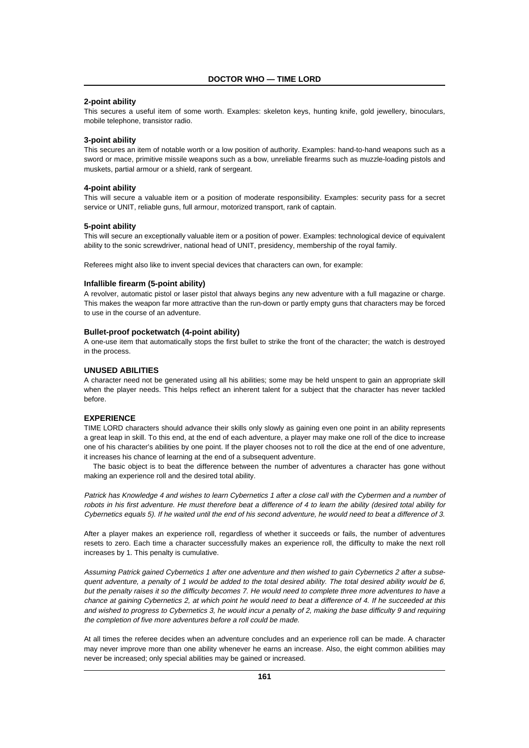### 2-point ability

This secures a useful item of some worth. Examples: skeleton keys, hunting knife, gold jewellery, binoculars, mobile telephone, transistor radio.

### 3-point ability

This secures an item of notable worth or a low position of authority. Examples: hand-to-hand weapons such as a sword or mace, primitive missile weapons such as a bow, unreliable firearms such as muzzle-loading pistols and muskets, partial armour or a shield, rank of sergeant.

### 4-point ability

This will secure a valuable item or a position of moderate responsibility. Examples: security pass for a secret service or UNIT, reliable guns, full armour, motorized transport, rank of captain.

### 5-point ability

This will secure an exceptionally valuable item or a position of power. Examples: technological device of equivalent ability to the sonic screwdriver, national head of UNIT, presidency, membership of the royal family.

Referees might also like to invent special devices that characters can own, for example:

### Infallible firearm (5-point ability)

A revolver, automatic pistol or laser pistol that always begins any new adventure with a full magazine or charge. This makes the weapon far more attractive than the run-down or partly empty guns that characters may be forced to use in the course of an adventure.

### Bullet-proof pocketwatch (4-point ability)

A one-use item that automatically stops the first bullet to strike the front of the character; the watch is destroyed in the process.

## UNUSED ABILITIES

A character need not be generated using all his abilities; some may be held unspent to gain an appropriate skill when the player needs. This helps reflect an inherent talent for a subject that the character has never tackled before.

## EXPERIENCE

TIME LORD characters should advance their skills only slowly as gaining even one point in an ability represents a great leap in skill. To this end, at the end of each adventure, a player may make one roll of the dice to increase one of his character's abilities by one point. If the player chooses not to roll the dice at the end of one adventure, it increases his chance of learning at the end of a subsequent adventure.

The basic object is to beat the difference between the number of adventures a character has gone without making an experience roll and the desired total ability.

*Patrick has Knowledge 4 and wishes to learn Cybernetics 1 after a close call with the Cybermen and a number of robots in his first adventure. He must therefore beat a difference of 4 to learn the ability (desired total ability for Cybernetics equals 5). If he waited until the end of his second adventure, he would need to beat a difference of 3.*

After a player makes an experience roll, regardless of whether it succeeds or fails, the number of adventures resets to zero. Each time a character successfully makes an experience roll, the difficulty to make the next roll increases by 1. This penalty is cumulative.

*Assuming Patrick gained Cybernetics 1 after one adventure and then wished to gain Cybernetics 2 after a subsequent adventure, a penalty of 1 would be added to the total desired ability. The total desired ability would be 6, but the penalty raises it so the difficulty becomes 7. He would need to complete three more adventures to have a chance at gaining Cybernetics 2, at which point he would need to beat a difference of 4. If he succeeded at this and wished to progress to Cybernetics 3, he would incur a penalty of 2, making the base difficulty 9 and requiring the completion of five more adventures before a roll could be made.*

At all times the referee decides when an adventure concludes and an experience roll can be made. A character may never improve more than one ability whenever he earns an increase. Also, the eight common abilities may never be increased; only special abilities may be gained or increased.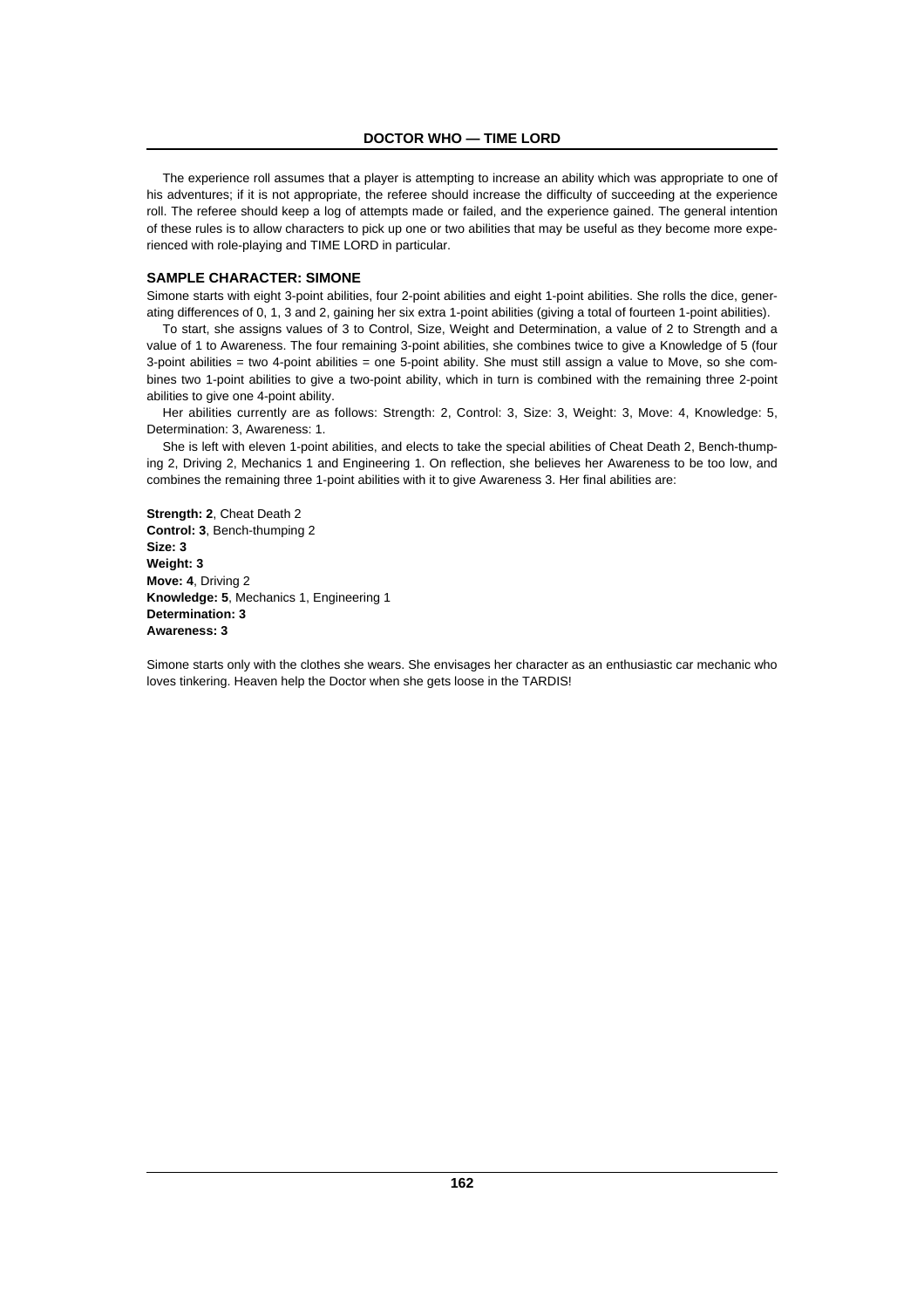The experience roll assumes that a player is attempting to increase an ability which was appropriate to one of his adventures; if it is not appropriate, the referee should increase the difficulty of succeeding at the experience roll. The referee should keep a log of attempts made or failed, and the experience gained. The general intention of these rules is to allow characters to pick up one or two abilities that may be useful as they become more experienced with role-playing and TIME LORD in particular.

### SAMPLE CHARACTER: SIMONE

Simone starts with eight 3-point abilities, four 2-point abilities and eight 1-point abilities. She rolls the dice, generating differences of 0, 1, 3 and 2, gaining her six extra 1-point abilities (giving a total of fourteen 1-point abilities).

To start, she assigns values of 3 to Control, Size, Weight and Determination, a value of 2 to Strength and a value of 1 to Awareness. The four remaining 3-point abilities, she combines twice to give a Knowledge of 5 (four 3-point abilities = two 4-point abilities = one 5-point ability. She must still assign a value to Move, so she combines two 1-point abilities to give a two-point ability, which in turn is combined with the remaining three 2-point abilities to give one 4-point ability.

Her abilities currently are as follows: Strength: 2, Control: 3, Size: 3, Weight: 3, Move: 4, Knowledge: 5, Determination: 3, Awareness: 1.

She is left with eleven 1-point abilities, and elects to take the special abilities of Cheat Death 2, Bench-thumping 2, Driving 2, Mechanics 1 and Engineering 1. On reflection, she believes her Awareness to be too low, and combines the remaining three 1-point abilities with it to give Awareness 3. Her final abilities are:

**Strength: 2**, Cheat Death 2
**Control: 3**, Bench-thumping 2
**Size: 3**
**Weight: 3**
**Move: 4**, Driving 2
**Knowledge: 5**, Mechanics 1, Engineering 1
**Determination: 3**
**Awareness: 3**

Simone starts only with the clothes she wears. She envisages her character as an enthusiastic car mechanic who loves tinkering. Heaven help the Doctor when she gets loose in the TARDIS!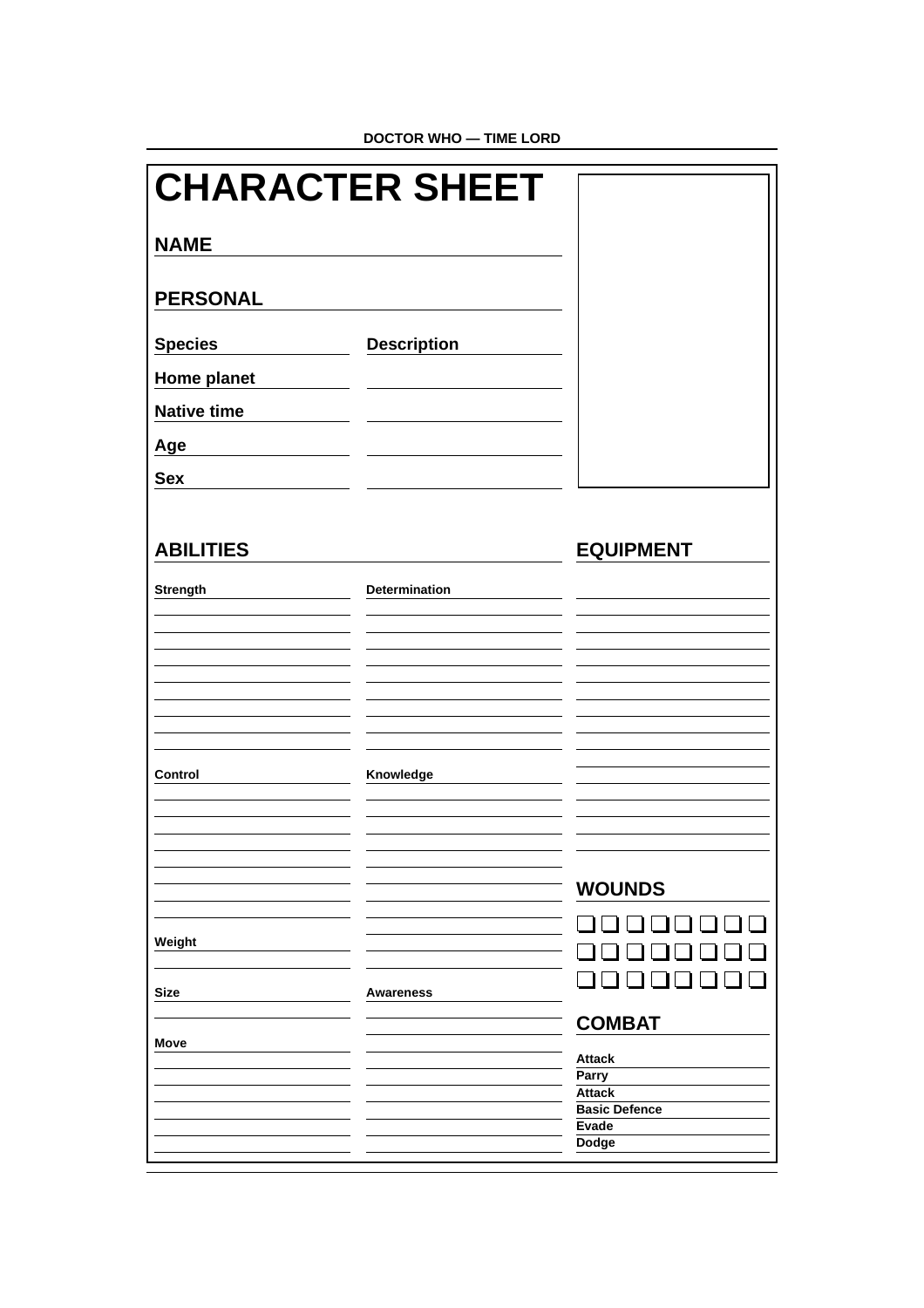# CHARACTER SHEET

## NAME

## PERSONAL

**Species**

**Home planet**

**Native time**

**Age**

**Sex**

**Description**

## ABILITIES

**Strength**

**Control**

**Weight**

**Size**

**Move**

**Determination**

**Knowledge**

**Awareness**

## EQUIPMENT

## WOUNDS

☐ ☐ ☐ ☐ ☐ ☐ ☐ ☐

☐ ☐ ☐ ☐ ☐ ☐ ☐ ☐

☐ ☐ ☐ ☐ ☐ ☐ ☐ ☐

## COMBAT

**Attack**

**Parry**

**Attack**

**Basic Defence**

**Evade**

**Dodge**